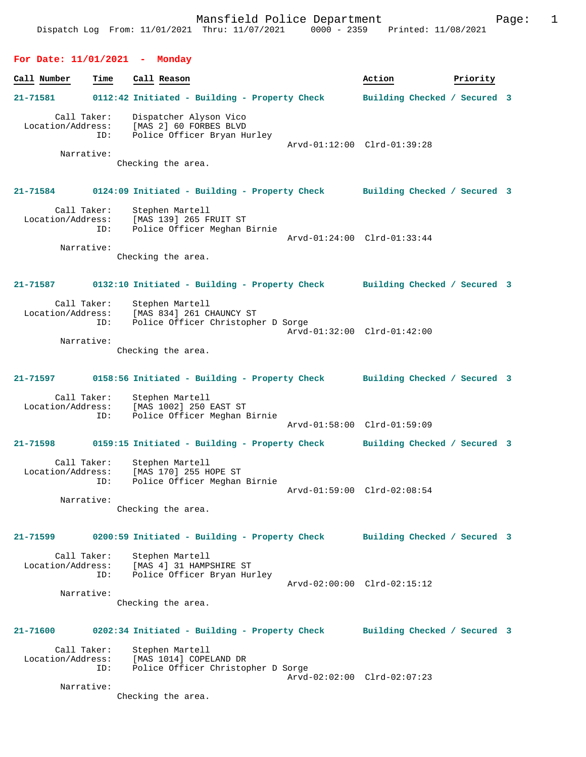Dispatch Log From: 11/01/2021 Thru: 11/07/2021 0000 - 2359 Printed: 11/08/2021

## For Date: 11/01/2021 - Monday

| Call Number | Time | Call Reason | Action | Priority |
|---|---|---|---|---|

**21-71581** 0112:42 Initiated - Building - Property Check — Building Checked / Secured — 3

Call Taker: Dispatcher Alyson Vico
Location/Address: [MAS 2] 60 FORBES BLVD
ID: Police Officer Bryan Hurley
Arvd-01:12:00 Clrd-01:39:28
Narrative:
Checking the area.

**21-71584** 0124:09 Initiated - Building - Property Check — Building Checked / Secured — 3

Call Taker: Stephen Martell
Location/Address: [MAS 139] 265 FRUIT ST
ID: Police Officer Meghan Birnie
Arvd-01:24:00 Clrd-01:33:44
Narrative:
Checking the area.

**21-71587** 0132:10 Initiated - Building - Property Check — Building Checked / Secured — 3

Call Taker: Stephen Martell
Location/Address: [MAS 834] 261 CHAUNCY ST
ID: Police Officer Christopher D Sorge
Arvd-01:32:00 Clrd-01:42:00
Narrative:
Checking the area.

**21-71597** 0158:56 Initiated - Building - Property Check — Building Checked / Secured — 3

Call Taker: Stephen Martell
Location/Address: [MAS 1002] 250 EAST ST
ID: Police Officer Meghan Birnie
Arvd-01:58:00 Clrd-01:59:09

**21-71598** 0159:15 Initiated - Building - Property Check — Building Checked / Secured — 3

Call Taker: Stephen Martell
Location/Address: [MAS 170] 255 HOPE ST
ID: Police Officer Meghan Birnie
Arvd-01:59:00 Clrd-02:08:54
Narrative:
Checking the area.

**21-71599** 0200:59 Initiated - Building - Property Check — Building Checked / Secured — 3

Call Taker: Stephen Martell
Location/Address: [MAS 4] 31 HAMPSHIRE ST
ID: Police Officer Bryan Hurley
Arvd-02:00:00 Clrd-02:15:12
Narrative:
Checking the area.

**21-71600** 0202:34 Initiated - Building - Property Check — Building Checked / Secured — 3

Call Taker: Stephen Martell
Location/Address: [MAS 1014] COPELAND DR
ID: Police Officer Christopher D Sorge
Arvd-02:02:00 Clrd-02:07:23
Narrative:
Checking the area.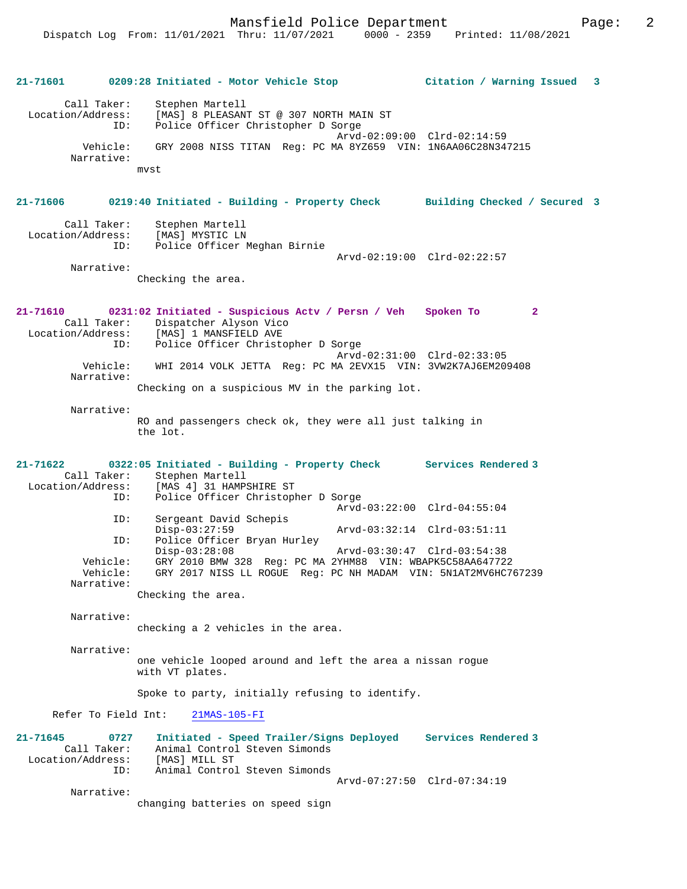**21-71601 0209:28 Initiated - Motor Vehicle Stop — Citation / Warning Issued 3**

Call Taker: Stephen Martell
Location/Address: [MAS] 8 PLEASANT ST @ 307 NORTH MAIN ST
ID: Police Officer Christopher D Sorge
Arvd-02:09:00 Clrd-02:14:59
Vehicle: GRY 2008 NISS TITAN Reg: PC MA 8YZ659 VIN: 1N6AA06C28N347215
Narrative:
mvst

**21-71606 0219:40 Initiated - Building - Property Check — Building Checked / Secured 3**

Call Taker: Stephen Martell
Location/Address: [MAS] MYSTIC LN
ID: Police Officer Meghan Birnie
Arvd-02:19:00 Clrd-02:22:57
Narrative:
Checking the area.

**21-71610 0231:02 Initiated - Suspicious Actv / Persn / Veh — Spoken To 2**

Call Taker: Dispatcher Alyson Vico
Location/Address: [MAS] 1 MANSFIELD AVE
ID: Police Officer Christopher D Sorge
Arvd-02:31:00 Clrd-02:33:05
Vehicle: WHI 2014 VOLK JETTA Reg: PC MA 2EVX15 VIN: 3VW2K7AJ6EM209408
Narrative:
Checking on a suspicious MV in the parking lot.

Narrative:
RO and passengers check ok, they were all just talking in the lot.

**21-71622 0322:05 Initiated - Building - Property Check — Services Rendered 3**

Call Taker: Stephen Martell
Location/Address: [MAS 4] 31 HAMPSHIRE ST
ID: Police Officer Christopher D Sorge
Arvd-03:22:00 Clrd-04:55:04
ID: Sergeant David Schepis
Disp-03:27:59 Arvd-03:32:14 Clrd-03:51:11
ID: Police Officer Bryan Hurley
Disp-03:28:08 Arvd-03:30:47 Clrd-03:54:38
Vehicle: GRY 2010 BMW 328 Reg: PC MA 2YHM88 VIN: WBAPK5C58AA647722
Vehicle: GRY 2017 NISS LL ROGUE Reg: PC NH MADAM VIN: 5N1AT2MV6HC767239
Narrative:
Checking the area.

Narrative:
checking a 2 vehicles in the area.

Narrative:
one vehicle looped around and left the area a nissan rogue with VT plates.

Spoke to party, initially refusing to identify.

Refer To Field Int: 21MAS-105-FI

**21-71645 0727 Initiated - Speed Trailer/Signs Deployed — Services Rendered 3**

Call Taker: Animal Control Steven Simonds
Location/Address: [MAS] MILL ST
ID: Animal Control Steven Simonds
Arvd-07:27:50 Clrd-07:34:19
Narrative:
changing batteries on speed sign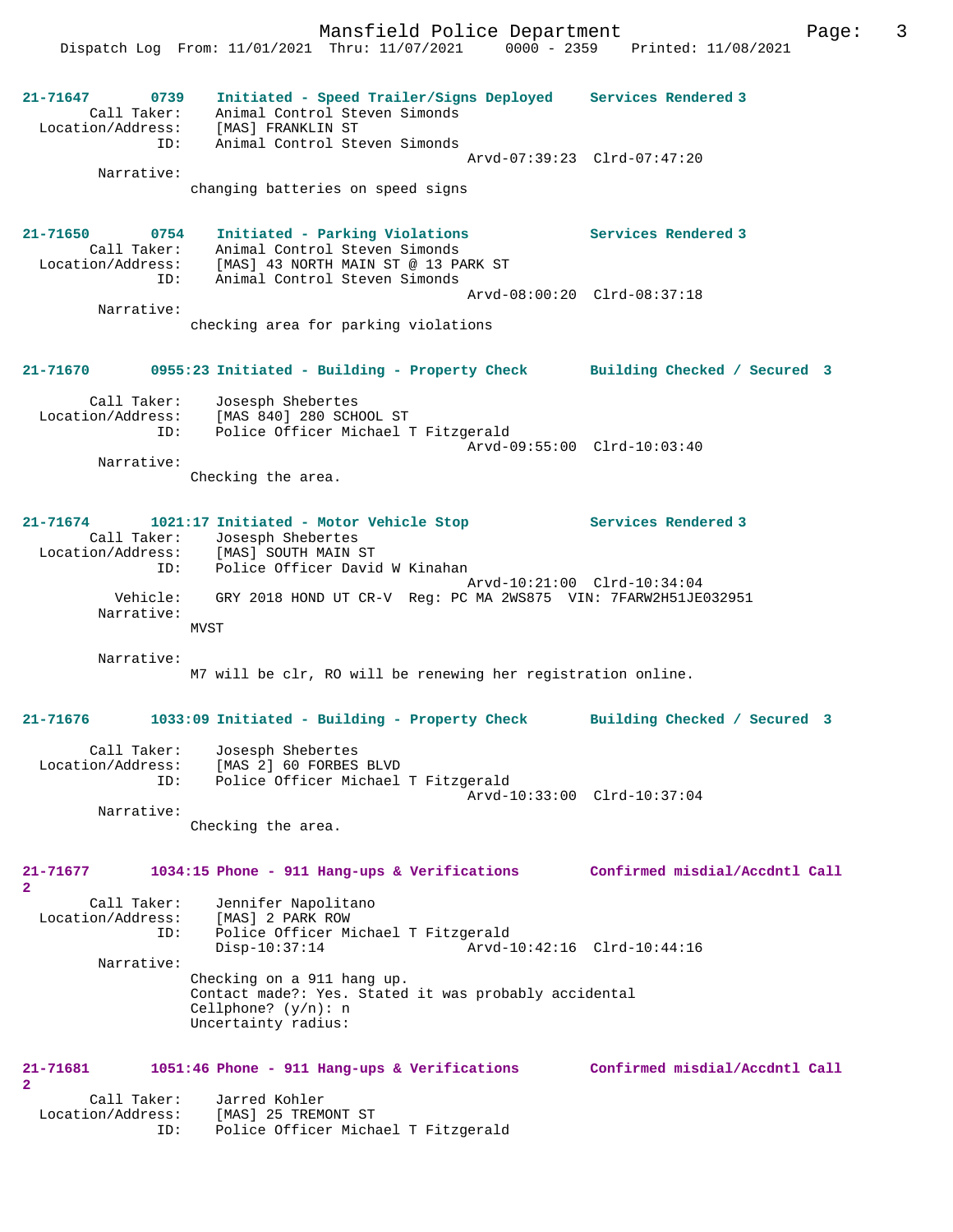**21-71647 0739 Initiated - Speed Trailer/Signs Deployed — Services Rendered 3**

Call Taker: Animal Control Steven Simonds
Location/Address: [MAS] FRANKLIN ST
ID: Animal Control Steven Simonds
Arvd-07:39:23 Clrd-07:47:20
Narrative:
changing batteries on speed signs

**21-71650 0754 Initiated - Parking Violations — Services Rendered 3**

Call Taker: Animal Control Steven Simonds
Location/Address: [MAS] 43 NORTH MAIN ST @ 13 PARK ST
ID: Animal Control Steven Simonds
Arvd-08:00:20 Clrd-08:37:18
Narrative:
checking area for parking violations

**21-71670 0955:23 Initiated - Building - Property Check — Building Checked / Secured 3**

Call Taker: Josesph Shebertes
Location/Address: [MAS 840] 280 SCHOOL ST
ID: Police Officer Michael T Fitzgerald
Arvd-09:55:00 Clrd-10:03:40
Narrative:
Checking the area.

**21-71674 1021:17 Initiated - Motor Vehicle Stop — Services Rendered 3**

Call Taker: Josesph Shebertes
Location/Address: [MAS] SOUTH MAIN ST
ID: Police Officer David W Kinahan
Arvd-10:21:00 Clrd-10:34:04
Vehicle: GRY 2018 HOND UT CR-V Reg: PC MA 2WS875 VIN: 7FARW2H51JE032951
Narrative:
MVST

Narrative:
M7 will be clr, RO will be renewing her registration online.

**21-71676 1033:09 Initiated - Building - Property Check — Building Checked / Secured 3**

Call Taker: Josesph Shebertes
Location/Address: [MAS 2] 60 FORBES BLVD
ID: Police Officer Michael T Fitzgerald
Arvd-10:33:00 Clrd-10:37:04
Narrative:
Checking the area.

**21-71677 1034:15 Phone - 911 Hang-ups & Verifications — Confirmed misdial/Accdntl Call 2**

Call Taker: Jennifer Napolitano
Location/Address: [MAS] 2 PARK ROW
ID: Police Officer Michael T Fitzgerald
Disp-10:37:14 Arvd-10:42:16 Clrd-10:44:16
Narrative:
Checking on a 911 hang up.
Contact made?: Yes. Stated it was probably accidental
Cellphone? (y/n): n
Uncertainty radius:

**21-71681 1051:46 Phone - 911 Hang-ups & Verifications — Confirmed misdial/Accdntl Call 2**

Call Taker: Jarred Kohler
Location/Address: [MAS] 25 TREMONT ST
ID: Police Officer Michael T Fitzgerald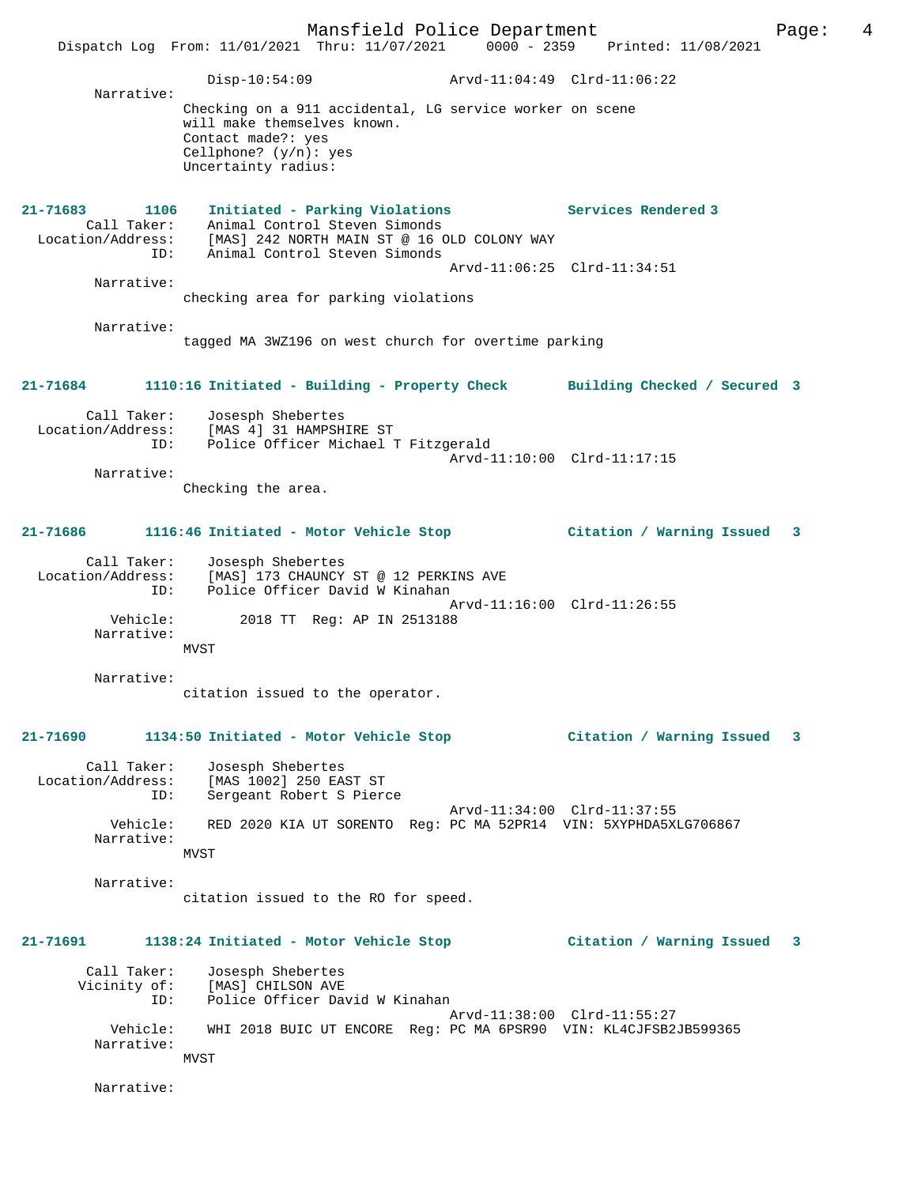Disp-10:54:09 Arvd-11:04:49 Clrd-11:06:22

Narrative:
Checking on a 911 accidental, LG service worker on scene will make themselves known.
Contact made?: yes
Cellphone? (y/n): yes
Uncertainty radius:

**21-71683 1106 Initiated - Parking Violations — Services Rendered 3**

Call Taker: Animal Control Steven Simonds
Location/Address: [MAS] 242 NORTH MAIN ST @ 16 OLD COLONY WAY
ID: Animal Control Steven Simonds
Arvd-11:06:25 Clrd-11:34:51

Narrative:
checking area for parking violations

Narrative:
tagged MA 3WZ196 on west church for overtime parking

**21-71684 1110:16 Initiated - Building - Property Check — Building Checked / Secured 3**

Call Taker: Josesph Shebertes
Location/Address: [MAS 4] 31 HAMPSHIRE ST
ID: Police Officer Michael T Fitzgerald
Arvd-11:10:00 Clrd-11:17:15

Narrative:
Checking the area.

**21-71686 1116:46 Initiated - Motor Vehicle Stop — Citation / Warning Issued 3**

Call Taker: Josesph Shebertes
Location/Address: [MAS] 173 CHAUNCY ST @ 12 PERKINS AVE
ID: Police Officer David W Kinahan
Arvd-11:16:00 Clrd-11:26:55
Vehicle: 2018 TT Reg: AP IN 2513188

Narrative:
MVST

Narrative:
citation issued to the operator.

**21-71690 1134:50 Initiated - Motor Vehicle Stop — Citation / Warning Issued 3**

Call Taker: Josesph Shebertes
Location/Address: [MAS 1002] 250 EAST ST
ID: Sergeant Robert S Pierce
Arvd-11:34:00 Clrd-11:37:55
Vehicle: RED 2020 KIA UT SORENTO Reg: PC MA 52PR14 VIN: 5XYPHDA5XLG706867

Narrative:
MVST

Narrative:
citation issued to the RO for speed.

**21-71691 1138:24 Initiated - Motor Vehicle Stop — Citation / Warning Issued 3**

Call Taker: Josesph Shebertes
Vicinity of: [MAS] CHILSON AVE
ID: Police Officer David W Kinahan
Arvd-11:38:00 Clrd-11:55:27
Vehicle: WHI 2018 BUIC UT ENCORE Reg: PC MA 6PSR90 VIN: KL4CJFSB2JB599365

Narrative:
MVST

Narrative: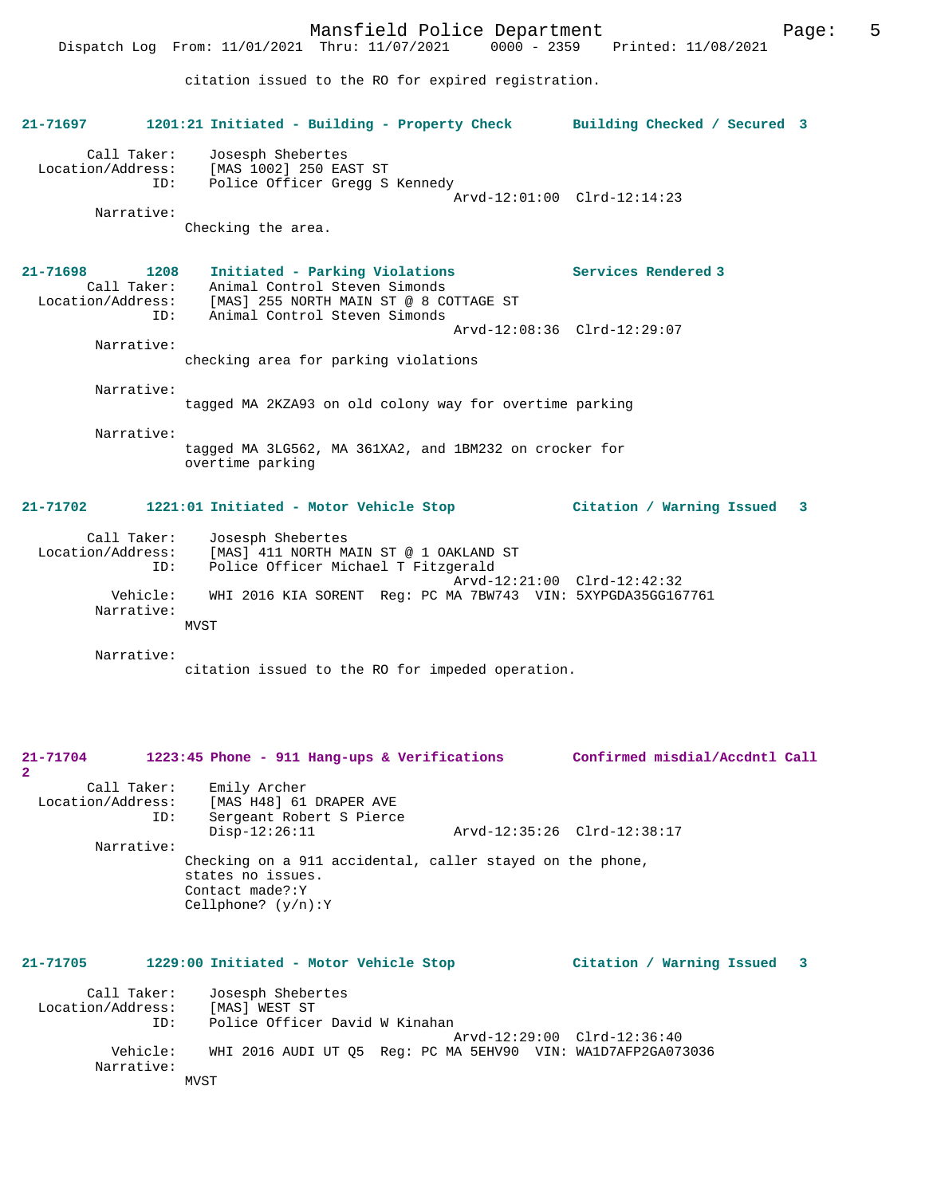citation issued to the RO for expired registration.

**21-71697 1201:21 Initiated - Building - Property Check — Building Checked / Secured 3**

Call Taker: Josesph Shebertes
Location/Address: [MAS 1002] 250 EAST ST
ID: Police Officer Gregg S Kennedy
Arvd-12:01:00 Clrd-12:14:23

Narrative:
Checking the area.

**21-71698 1208 Initiated - Parking Violations — Services Rendered 3**

Call Taker: Animal Control Steven Simonds
Location/Address: [MAS] 255 NORTH MAIN ST @ 8 COTTAGE ST
ID: Animal Control Steven Simonds
Arvd-12:08:36 Clrd-12:29:07

Narrative:
checking area for parking violations

Narrative:
tagged MA 2KZA93 on old colony way for overtime parking

Narrative:
tagged MA 3LG562, MA 361XA2, and 1BM232 on crocker for overtime parking

**21-71702 1221:01 Initiated - Motor Vehicle Stop — Citation / Warning Issued 3**

Call Taker: Josesph Shebertes
Location/Address: [MAS] 411 NORTH MAIN ST @ 1 OAKLAND ST
ID: Police Officer Michael T Fitzgerald
Arvd-12:21:00 Clrd-12:42:32
Vehicle: WHI 2016 KIA SORENT Reg: PC MA 7BW743 VIN: 5XYPGDA35GG167761

Narrative:
MVST

Narrative:
citation issued to the RO for impeded operation.

**21-71704 1223:45 Phone - 911 Hang-ups & Verifications — Confirmed misdial/Accdntl Call 2**

Call Taker: Emily Archer
Location/Address: [MAS H48] 61 DRAPER AVE
ID: Sergeant Robert S Pierce
Disp-12:26:11 Arvd-12:35:26 Clrd-12:38:17

Narrative:
Checking on a 911 accidental, caller stayed on the phone, states no issues.
Contact made?:Y
Cellphone? (y/n):Y

**21-71705 1229:00 Initiated - Motor Vehicle Stop — Citation / Warning Issued 3**

Call Taker: Josesph Shebertes
Location/Address: [MAS] WEST ST
ID: Police Officer David W Kinahan
Arvd-12:29:00 Clrd-12:36:40
Vehicle: WHI 2016 AUDI UT Q5 Reg: PC MA 5EHV90 VIN: WA1D7AFP2GA073036

Narrative:
MVST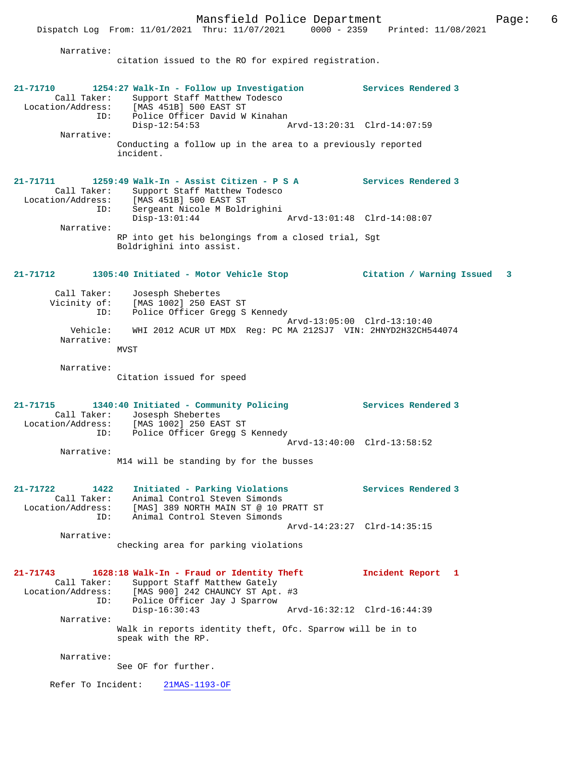Narrative:
citation issued to the RO for expired registration.

**21-71710** **1254:27 Walk-In - Follow up Investigation** **Services Rendered 3**
Call Taker: Support Staff Matthew Todesco
Location/Address: [MAS 451B] 500 EAST ST
ID: Police Officer David W Kinahan
Disp-12:54:53 Arvd-13:20:31 Clrd-14:07:59
Narrative:
Conducting a follow up in the area to a previously reported incident.

**21-71711** **1259:49 Walk-In - Assist Citizen - P S A** **Services Rendered 3**
Call Taker: Support Staff Matthew Todesco
Location/Address: [MAS 451B] 500 EAST ST
ID: Sergeant Nicole M Boldrighini
Disp-13:01:44 Arvd-13:01:48 Clrd-14:08:07
Narrative:
RP into get his belongings from a closed trial, Sgt Boldrighini into assist.

**21-71712** **1305:40 Initiated - Motor Vehicle Stop** **Citation / Warning Issued 3**
Call Taker: Josesph Shebertes
Vicinity of: [MAS 1002] 250 EAST ST
ID: Police Officer Gregg S Kennedy
Arvd-13:05:00 Clrd-13:10:40
Vehicle: WHI 2012 ACUR UT MDX Reg: PC MA 212SJ7 VIN: 2HNYD2H32CH544074
Narrative:
MVST

Narrative:
Citation issued for speed

**21-71715** **1340:40 Initiated - Community Policing** **Services Rendered 3**
Call Taker: Josesph Shebertes
Location/Address: [MAS 1002] 250 EAST ST
ID: Police Officer Gregg S Kennedy
Arvd-13:40:00 Clrd-13:58:52
Narrative:
M14 will be standing by for the busses

**21-71722** **1422 Initiated - Parking Violations** **Services Rendered 3**
Call Taker: Animal Control Steven Simonds
Location/Address: [MAS] 389 NORTH MAIN ST @ 10 PRATT ST
ID: Animal Control Steven Simonds
Arvd-14:23:27 Clrd-14:35:15
Narrative:
checking area for parking violations

**21-71743** **1628:18 Walk-In - Fraud or Identity Theft** **Incident Report 1**
Call Taker: Support Staff Matthew Gately
Location/Address: [MAS 900] 242 CHAUNCY ST Apt. #3
ID: Police Officer Jay J Sparrow
Disp-16:30:43 Arvd-16:32:12 Clrd-16:44:39
Narrative:
Walk in reports identity theft, Ofc. Sparrow will be in to speak with the RP.

Narrative:
See OF for further.

Refer To Incident: 21MAS-1193-OF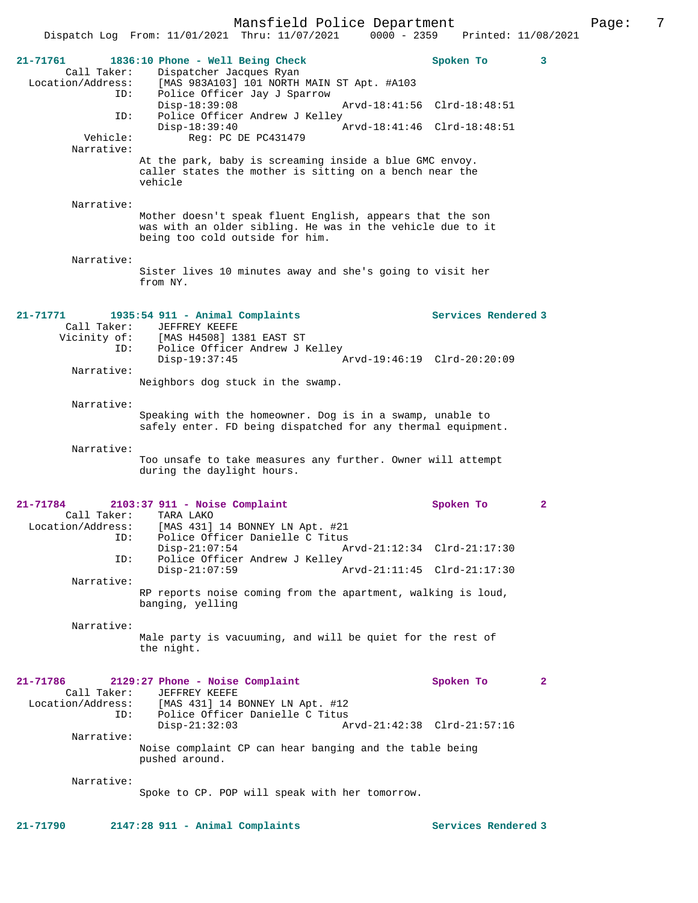**21-71761 1836:10 Phone - Well Being Check Spoken To 3**

Call Taker: Dispatcher Jacques Ryan
Location/Address: [MAS 983A103] 101 NORTH MAIN ST Apt. #A103
ID: Police Officer Jay J Sparrow
Disp-18:39:08 Arvd-18:41:56 Clrd-18:48:51
ID: Police Officer Andrew J Kelley
Disp-18:39:40 Arvd-18:41:46 Clrd-18:48:51
Vehicle: Reg: PC DE PC431479

Narrative:
At the park, baby is screaming inside a blue GMC envoy. caller states the mother is sitting on a bench near the vehicle

Narrative:
Mother doesn't speak fluent English, appears that the son was with an older sibling. He was in the vehicle due to it being too cold outside for him.

Narrative:
Sister lives 10 minutes away and she's going to visit her from NY.

**21-71771 1935:54 911 - Animal Complaints Services Rendered 3**

Call Taker: JEFFREY KEEFE
Vicinity of: [MAS H4508] 1381 EAST ST
ID: Police Officer Andrew J Kelley
Disp-19:37:45 Arvd-19:46:19 Clrd-20:20:09

Narrative:
Neighbors dog stuck in the swamp.

Narrative:
Speaking with the homeowner. Dog is in a swamp, unable to safely enter. FD being dispatched for any thermal equipment.

Narrative:
Too unsafe to take measures any further. Owner will attempt during the daylight hours.

**21-71784 2103:37 911 - Noise Complaint Spoken To 2**

Call Taker: TARA LAKO
Location/Address: [MAS 431] 14 BONNEY LN Apt. #21
ID: Police Officer Danielle C Titus
Disp-21:07:54 Arvd-21:12:34 Clrd-21:17:30
ID: Police Officer Andrew J Kelley
Disp-21:07:59 Arvd-21:11:45 Clrd-21:17:30

Narrative:
RP reports noise coming from the apartment, walking is loud, banging, yelling

Narrative:
Male party is vacuuming, and will be quiet for the rest of the night.

**21-71786 2129:27 Phone - Noise Complaint Spoken To 2**

Call Taker: JEFFREY KEEFE
Location/Address: [MAS 431] 14 BONNEY LN Apt. #12
ID: Police Officer Danielle C Titus
Disp-21:32:03 Arvd-21:42:38 Clrd-21:57:16

Narrative:
Noise complaint CP can hear banging and the table being pushed around.

Narrative:
Spoke to CP. POP will speak with her tomorrow.

**21-71790 2147:28 911 - Animal Complaints Services Rendered 3**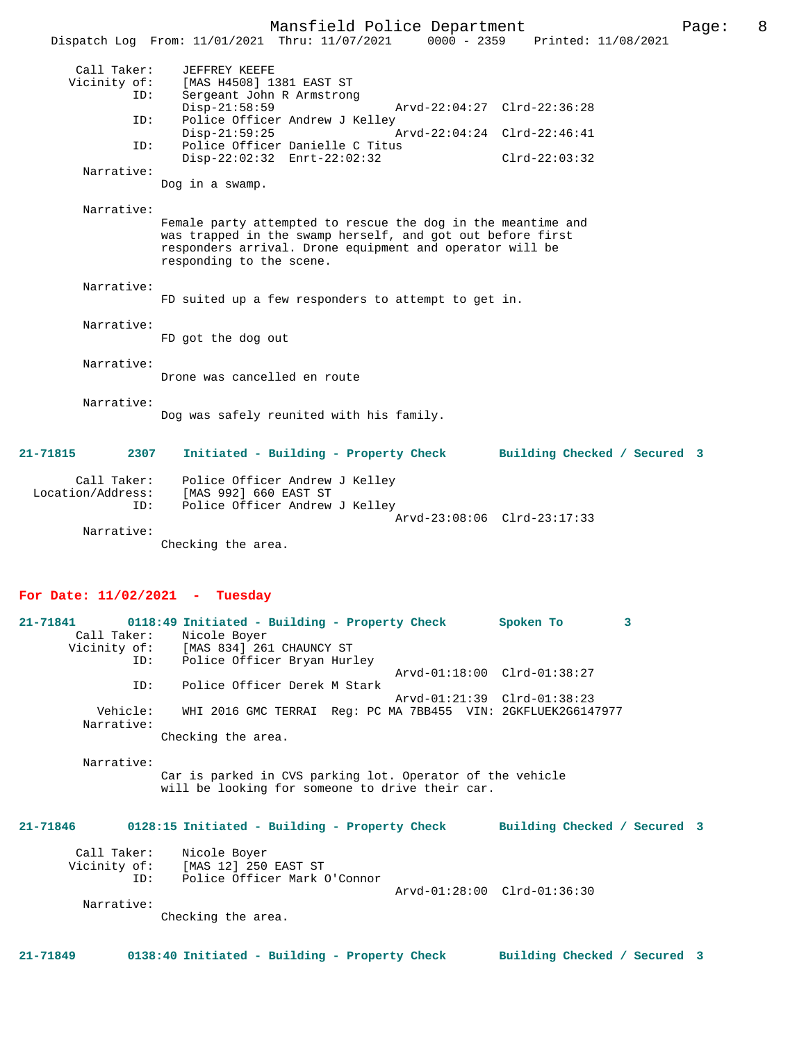Call Taker: JEFFREY KEEFE
Vicinity of: [MAS H4508] 1381 EAST ST
ID: Sergeant John R Armstrong
Disp-21:58:59 Arvd-22:04:27 Clrd-22:36:28
ID: Police Officer Andrew J Kelley
Disp-21:59:25 Arvd-22:04:24 Clrd-22:46:41
ID: Police Officer Danielle C Titus
Disp-22:02:32 Enrt-22:02:32 Clrd-22:03:32

Narrative:
Dog in a swamp.

Narrative:
Female party attempted to rescue the dog in the meantime and was trapped in the swamp herself, and got out before first responders arrival. Drone equipment and operator will be responding to the scene.

Narrative:
FD suited up a few responders to attempt to get in.

Narrative:
FD got the dog out

Narrative:
Drone was cancelled en route

Narrative:
Dog was safely reunited with his family.

**21-71815 2307 Initiated - Building - Property Check Building Checked / Secured 3**

Call Taker: Police Officer Andrew J Kelley
Location/Address: [MAS 992] 660 EAST ST
ID: Police Officer Andrew J Kelley
Arvd-23:08:06 Clrd-23:17:33

Narrative:
Checking the area.

## For Date: 11/02/2021 - Tuesday

**21-71841 0118:49 Initiated - Building - Property Check Spoken To 3**

Call Taker: Nicole Boyer
Vicinity of: [MAS 834] 261 CHAUNCY ST
ID: Police Officer Bryan Hurley
Arvd-01:18:00 Clrd-01:38:27
ID: Police Officer Derek M Stark
Arvd-01:21:39 Clrd-01:38:23
Vehicle: WHI 2016 GMC TERRAI Reg: PC MA 7BB455 VIN: 2GKFLUEK2G6147977

Narrative:
Checking the area.

Narrative:
Car is parked in CVS parking lot. Operator of the vehicle will be looking for someone to drive their car.

**21-71846 0128:15 Initiated - Building - Property Check Building Checked / Secured 3**

Call Taker: Nicole Boyer
Vicinity of: [MAS 12] 250 EAST ST
ID: Police Officer Mark O'Connor
Arvd-01:28:00 Clrd-01:36:30

Narrative:
Checking the area.

**21-71849 0138:40 Initiated - Building - Property Check Building Checked / Secured 3**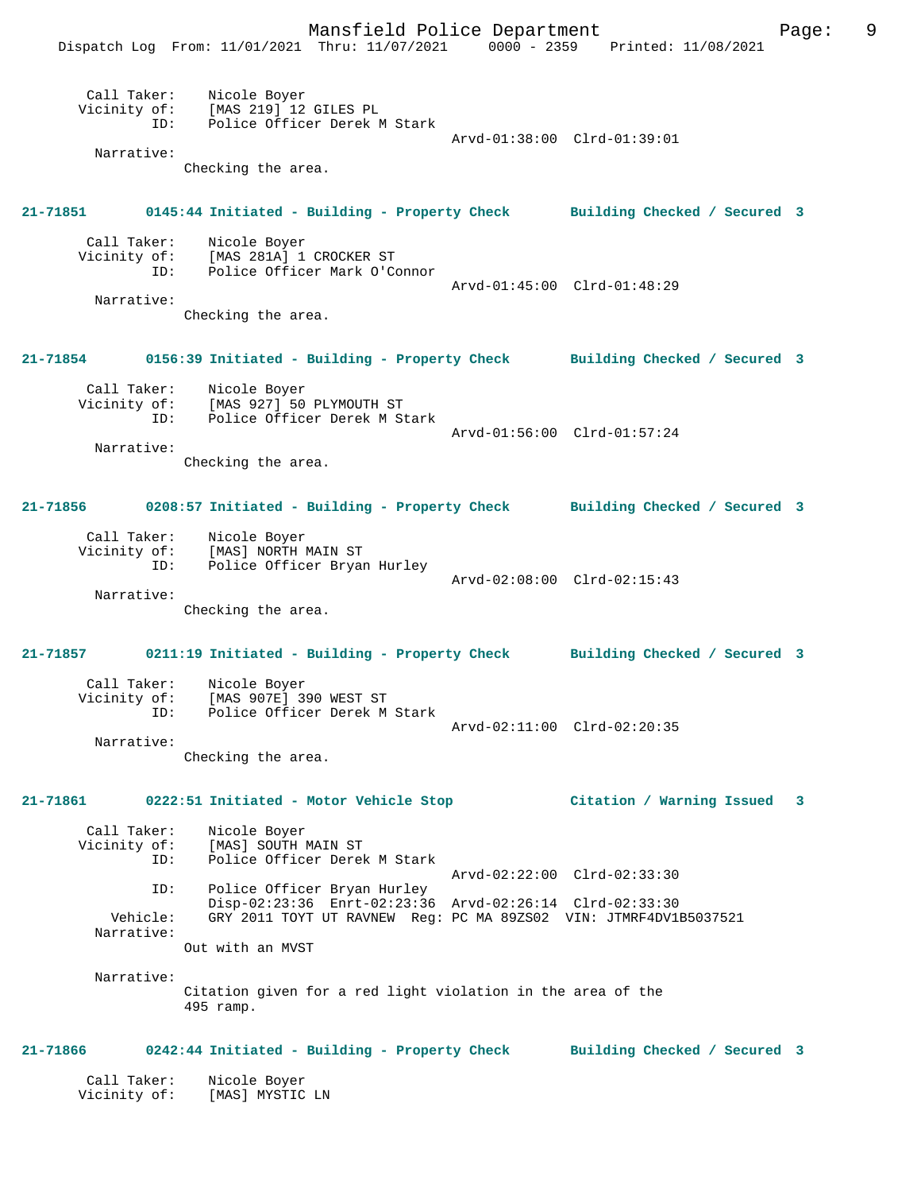Call Taker: Nicole Boyer
Vicinity of: [MAS 219] 12 GILES PL
ID: Police Officer Derek M Stark
Arvd-01:38:00 Clrd-01:39:01
Narrative:
Checking the area.

**21-71851 0145:44 Initiated - Building - Property Check Building Checked / Secured 3**

Call Taker: Nicole Boyer
Vicinity of: [MAS 281A] 1 CROCKER ST
ID: Police Officer Mark O'Connor
Arvd-01:45:00 Clrd-01:48:29
Narrative:
Checking the area.

**21-71854 0156:39 Initiated - Building - Property Check Building Checked / Secured 3**

Call Taker: Nicole Boyer
Vicinity of: [MAS 927] 50 PLYMOUTH ST
ID: Police Officer Derek M Stark
Arvd-01:56:00 Clrd-01:57:24
Narrative:
Checking the area.

**21-71856 0208:57 Initiated - Building - Property Check Building Checked / Secured 3**

Call Taker: Nicole Boyer
Vicinity of: [MAS] NORTH MAIN ST
ID: Police Officer Bryan Hurley
Arvd-02:08:00 Clrd-02:15:43
Narrative:
Checking the area.

**21-71857 0211:19 Initiated - Building - Property Check Building Checked / Secured 3**

Call Taker: Nicole Boyer
Vicinity of: [MAS 907E] 390 WEST ST
ID: Police Officer Derek M Stark
Arvd-02:11:00 Clrd-02:20:35
Narrative:
Checking the area.

**21-71861 0222:51 Initiated - Motor Vehicle Stop Citation / Warning Issued 3**

Call Taker: Nicole Boyer
Vicinity of: [MAS] SOUTH MAIN ST
ID: Police Officer Derek M Stark
Arvd-02:22:00 Clrd-02:33:30
ID: Police Officer Bryan Hurley
Disp-02:23:36 Enrt-02:23:36 Arvd-02:26:14 Clrd-02:33:30
Vehicle: GRY 2011 TOYT UT RAVNEW Reg: PC MA 89ZS02 VIN: JTMRF4DV1B5037521
Narrative:
Out with an MVST

Narrative:
Citation given for a red light violation in the area of the 495 ramp.

**21-71866 0242:44 Initiated - Building - Property Check Building Checked / Secured 3**

Call Taker: Nicole Boyer
Vicinity of: [MAS] MYSTIC LN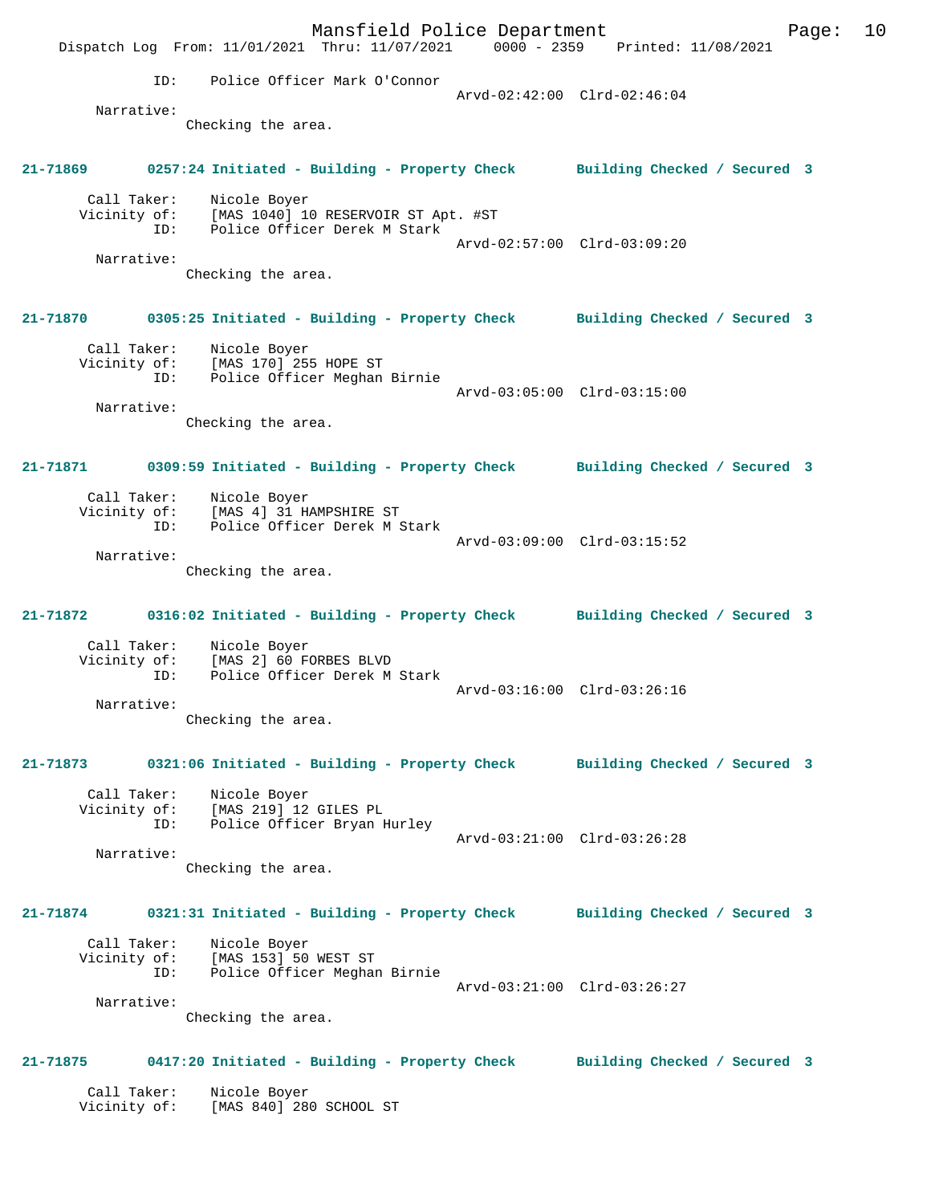ID: Police Officer Mark O'Connor
Arvd-02:42:00 Clrd-02:46:04

Narrative:
Checking the area.

**21-71869 0257:24 Initiated - Building - Property Check Building Checked / Secured 3**

Call Taker: Nicole Boyer
Vicinity of: [MAS 1040] 10 RESERVOIR ST Apt. #ST
ID: Police Officer Derek M Stark
Arvd-02:57:00 Clrd-03:09:20

Narrative:
Checking the area.

**21-71870 0305:25 Initiated - Building - Property Check Building Checked / Secured 3**

Call Taker: Nicole Boyer
Vicinity of: [MAS 170] 255 HOPE ST
ID: Police Officer Meghan Birnie
Arvd-03:05:00 Clrd-03:15:00

Narrative:
Checking the area.

**21-71871 0309:59 Initiated - Building - Property Check Building Checked / Secured 3**

Call Taker: Nicole Boyer
Vicinity of: [MAS 4] 31 HAMPSHIRE ST
ID: Police Officer Derek M Stark
Arvd-03:09:00 Clrd-03:15:52

Narrative:
Checking the area.

**21-71872 0316:02 Initiated - Building - Property Check Building Checked / Secured 3**

Call Taker: Nicole Boyer
Vicinity of: [MAS 2] 60 FORBES BLVD
ID: Police Officer Derek M Stark
Arvd-03:16:00 Clrd-03:26:16

Narrative:
Checking the area.

**21-71873 0321:06 Initiated - Building - Property Check Building Checked / Secured 3**

Call Taker: Nicole Boyer
Vicinity of: [MAS 219] 12 GILES PL
ID: Police Officer Bryan Hurley
Arvd-03:21:00 Clrd-03:26:28

Narrative:
Checking the area.

**21-71874 0321:31 Initiated - Building - Property Check Building Checked / Secured 3**

Call Taker: Nicole Boyer
Vicinity of: [MAS 153] 50 WEST ST
ID: Police Officer Meghan Birnie
Arvd-03:21:00 Clrd-03:26:27

Narrative:
Checking the area.

**21-71875 0417:20 Initiated - Building - Property Check Building Checked / Secured 3**

Call Taker: Nicole Boyer
Vicinity of: [MAS 840] 280 SCHOOL ST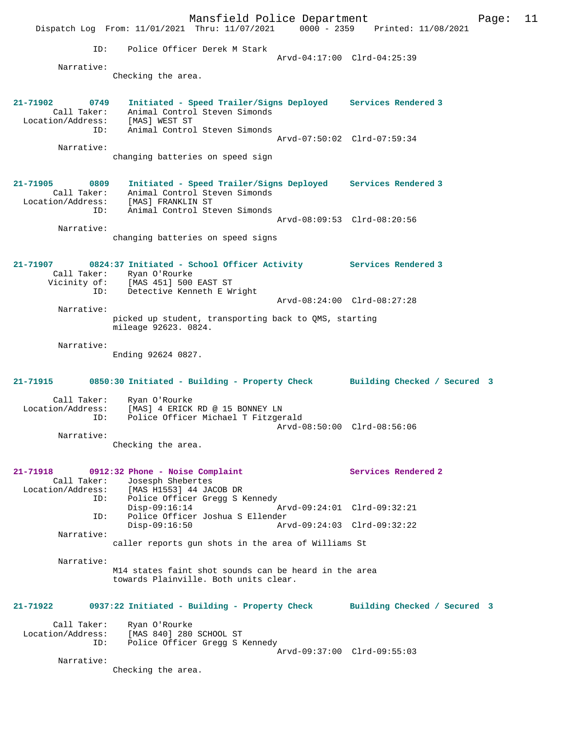```
                ID:    Police Officer Derek M Stark
                                                  Arvd-04:17:00  Clrd-04:25:39
        Narrative: 
                   Checking the area.


21-71902        0749   Initiated - Speed Trailer/Signs Deployed    Services Rendered 3
        Call Taker:    Animal Control Steven Simonds
  Location/Address:    [MAS] WEST ST
                ID:    Animal Control Steven Simonds
                                                  Arvd-07:50:02  Clrd-07:59:34
        Narrative: 
                   changing batteries on speed sign


21-71905        0809   Initiated - Speed Trailer/Signs Deployed    Services Rendered 3
        Call Taker:    Animal Control Steven Simonds
  Location/Address:    [MAS] FRANKLIN ST
                ID:    Animal Control Steven Simonds
                                                  Arvd-08:09:53  Clrd-08:20:56
        Narrative: 
                   changing batteries on speed signs


21-71907        0824:37 Initiated - School Officer Activity        Services Rendered 3
        Call Taker:    Ryan O'Rourke
       Vicinity of:    [MAS 451] 500 EAST ST
                ID:    Detective Kenneth E Wright
                                                  Arvd-08:24:00  Clrd-08:27:28
        Narrative: 
                   picked up student, transporting back to QMS, starting
                   mileage 92623. 0824.

        Narrative: 
                   Ending 92624 0827.


21-71915        0850:30 Initiated - Building - Property Check       Building Checked / Secured  3

        Call Taker:    Ryan O'Rourke
  Location/Address:    [MAS] 4 ERICK RD @ 15 BONNEY LN
                ID:    Police Officer Michael T Fitzgerald
                                                  Arvd-08:50:00  Clrd-08:56:06
        Narrative: 
                   Checking the area.


21-71918        0912:32 Phone - Noise Complaint                    Services Rendered 2
        Call Taker:    Josesph Shebertes
  Location/Address:    [MAS H1553] 44 JACOB DR
                ID:    Police Officer Gregg S Kennedy
                       Disp-09:16:14              Arvd-09:24:01  Clrd-09:32:21
                ID:    Police Officer Joshua S Ellender
                       Disp-09:16:50              Arvd-09:24:03  Clrd-09:32:22
        Narrative: 
                   caller reports gun shots in the area of Williams St

        Narrative: 
                   M14 states faint shot sounds can be heard in the area
                   towards Plainville. Both units clear.


21-71922        0937:22 Initiated - Building - Property Check       Building Checked / Secured  3

        Call Taker:    Ryan O'Rourke
  Location/Address:    [MAS 840] 280 SCHOOL ST
                ID:    Police Officer Gregg S Kennedy
                                                  Arvd-09:37:00  Clrd-09:55:03
        Narrative: 
                   Checking the area.
```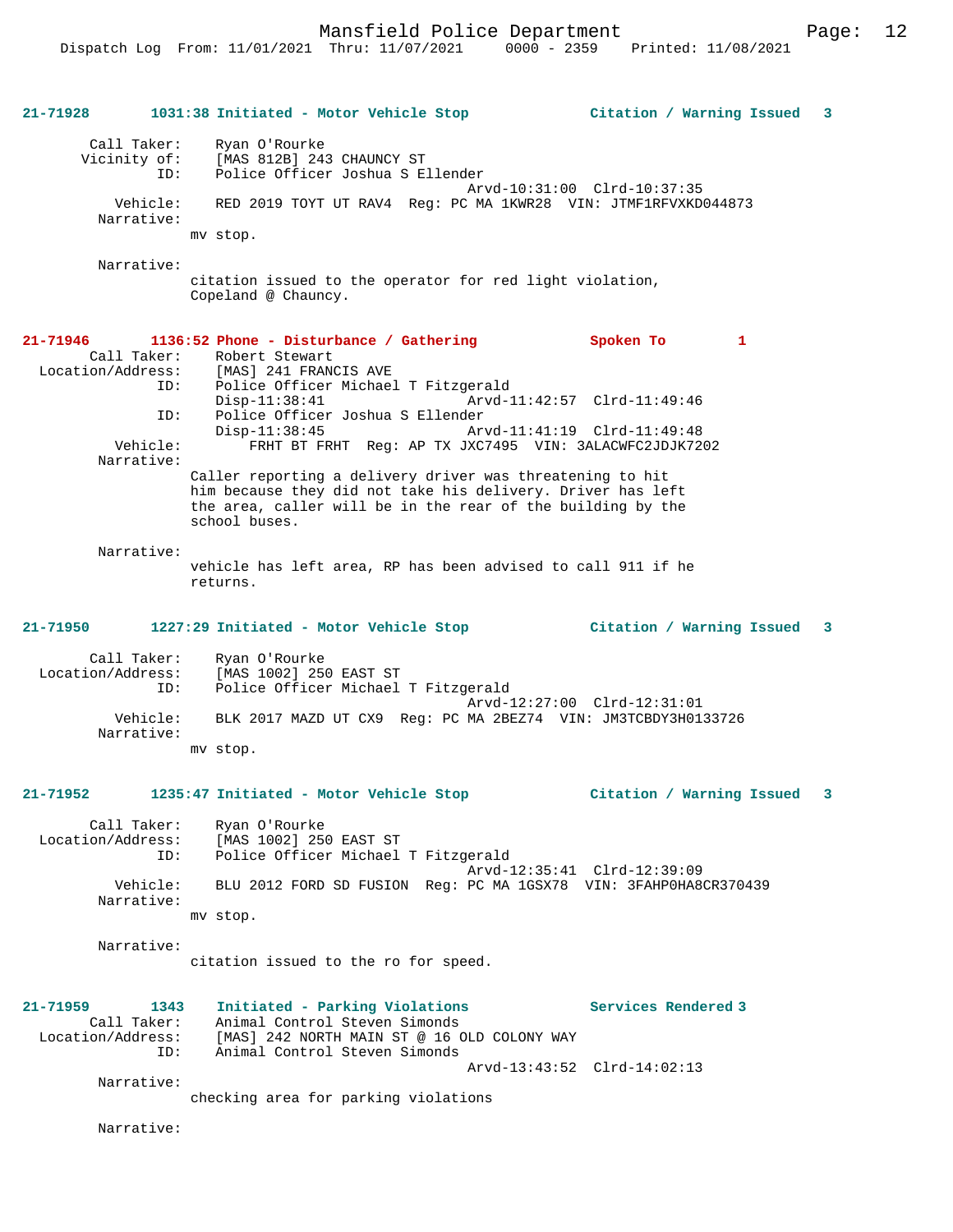**21-71928** 1031:38 **Initiated - Motor Vehicle Stop** **Citation / Warning Issued 3**

Call Taker: Ryan O'Rourke
Vicinity of: [MAS 812B] 243 CHAUNCY ST
ID: Police Officer Joshua S Ellender
Arvd-10:31:00 Clrd-10:37:35
Vehicle: RED 2019 TOYT UT RAV4 Reg: PC MA 1KWR28 VIN: JTMF1RFVXKD044873
Narrative:
mv stop.

Narrative:
citation issued to the operator for red light violation, Copeland @ Chauncy.

**21-71946** 1136:52 **Phone - Disturbance / Gathering** **Spoken To 1**
Call Taker: Robert Stewart
Location/Address: [MAS] 241 FRANCIS AVE
ID: Police Officer Michael T Fitzgerald
Disp-11:38:41 Arvd-11:42:57 Clrd-11:49:46
ID: Police Officer Joshua S Ellender
Disp-11:38:45 Arvd-11:41:19 Clrd-11:49:48
Vehicle: FRHT BT FRHT Reg: AP TX JXC7495 VIN: 3ALACWFC2JDJK7202
Narrative:
Caller reporting a delivery driver was threatening to hit him because they did not take his delivery. Driver has left the area, caller will be in the rear of the building by the school buses.

Narrative:
vehicle has left area, RP has been advised to call 911 if he returns.

**21-71950** 1227:29 **Initiated - Motor Vehicle Stop** **Citation / Warning Issued 3**

Call Taker: Ryan O'Rourke
Location/Address: [MAS 1002] 250 EAST ST
ID: Police Officer Michael T Fitzgerald
Arvd-12:27:00 Clrd-12:31:01
Vehicle: BLK 2017 MAZD UT CX9 Reg: PC MA 2BEZ74 VIN: JM3TCBDY3H0133726
Narrative:
mv stop.

**21-71952** 1235:47 **Initiated - Motor Vehicle Stop** **Citation / Warning Issued 3**

Call Taker: Ryan O'Rourke
Location/Address: [MAS 1002] 250 EAST ST
ID: Police Officer Michael T Fitzgerald
Arvd-12:35:41 Clrd-12:39:09
Vehicle: BLU 2012 FORD SD FUSION Reg: PC MA 1GSX78 VIN: 3FAHP0HA8CR370439
Narrative:
mv stop.

Narrative:
citation issued to the ro for speed.

**21-71959** 1343 **Initiated - Parking Violations** **Services Rendered 3**
Call Taker: Animal Control Steven Simonds
Location/Address: [MAS] 242 NORTH MAIN ST @ 16 OLD COLONY WAY
ID: Animal Control Steven Simonds
Arvd-13:43:52 Clrd-14:02:13
Narrative:
checking area for parking violations

Narrative: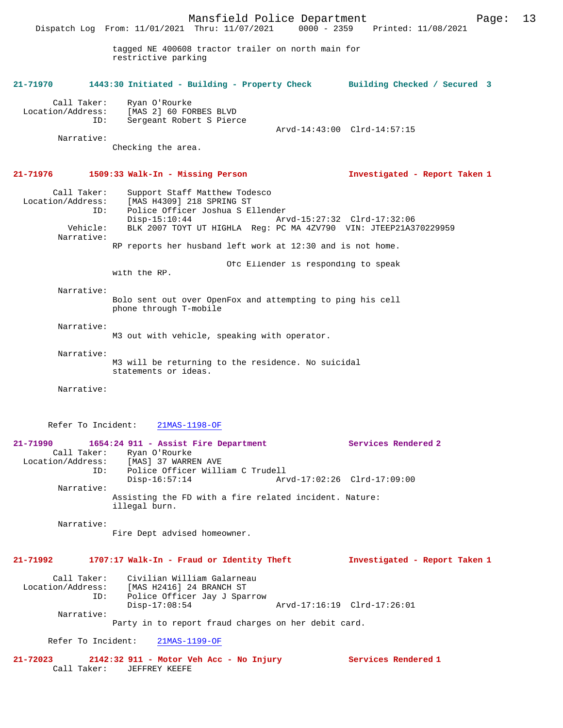tagged NE 400608 tractor trailer on north main for restrictive parking

**21-71970 1443:30 Initiated - Building - Property Check — Building Checked / Secured 3**

Call Taker: Ryan O'Rourke
Location/Address: [MAS 2] 60 FORBES BLVD
ID: Sergeant Robert S Pierce
Arvd-14:43:00 Clrd-14:57:15

Narrative:
Checking the area.

**21-71976 1509:33 Walk-In - Missing Person — Investigated - Report Taken 1**

Call Taker: Support Staff Matthew Todesco
Location/Address: [MAS H4309] 218 SPRING ST
ID: Police Officer Joshua S Ellender
Disp-15:10:44 Arvd-15:27:32 Clrd-17:32:06
Vehicle: BLK 2007 TOYT UT HIGHLA Reg: PC MA 4ZV790 VIN: JTEEP21A370229959

Narrative:
RP reports her husband left work at 12:30 and is not home.

Ofc Ellender is responding to speak with the RP.

Narrative:
Bolo sent out over OpenFox and attempting to ping his cell phone through T-mobile

Narrative:
M3 out with vehicle, speaking with operator.

Narrative:
M3 will be returning to the residence. No suicidal statements or ideas.

Narrative:

Refer To Incident: 21MAS-1198-OF

**21-71990 1654:24 911 - Assist Fire Department — Services Rendered 2**

Call Taker: Ryan O'Rourke
Location/Address: [MAS] 37 WARREN AVE
ID: Police Officer William C Trudell
Disp-16:57:14 Arvd-17:02:26 Clrd-17:09:00

Narrative:
Assisting the FD with a fire related incident. Nature: illegal burn.

Narrative:
Fire Dept advised homeowner.

**21-71992 1707:17 Walk-In - Fraud or Identity Theft — Investigated - Report Taken 1**

Call Taker: Civilian William Galarneau
Location/Address: [MAS H2416] 24 BRANCH ST
ID: Police Officer Jay J Sparrow
Disp-17:08:54 Arvd-17:16:19 Clrd-17:26:01

Narrative:
Party in to report fraud charges on her debit card.

Refer To Incident: 21MAS-1199-OF

**21-72023 2142:32 911 - Motor Veh Acc - No Injury — Services Rendered 1**

Call Taker: JEFFREY KEEFE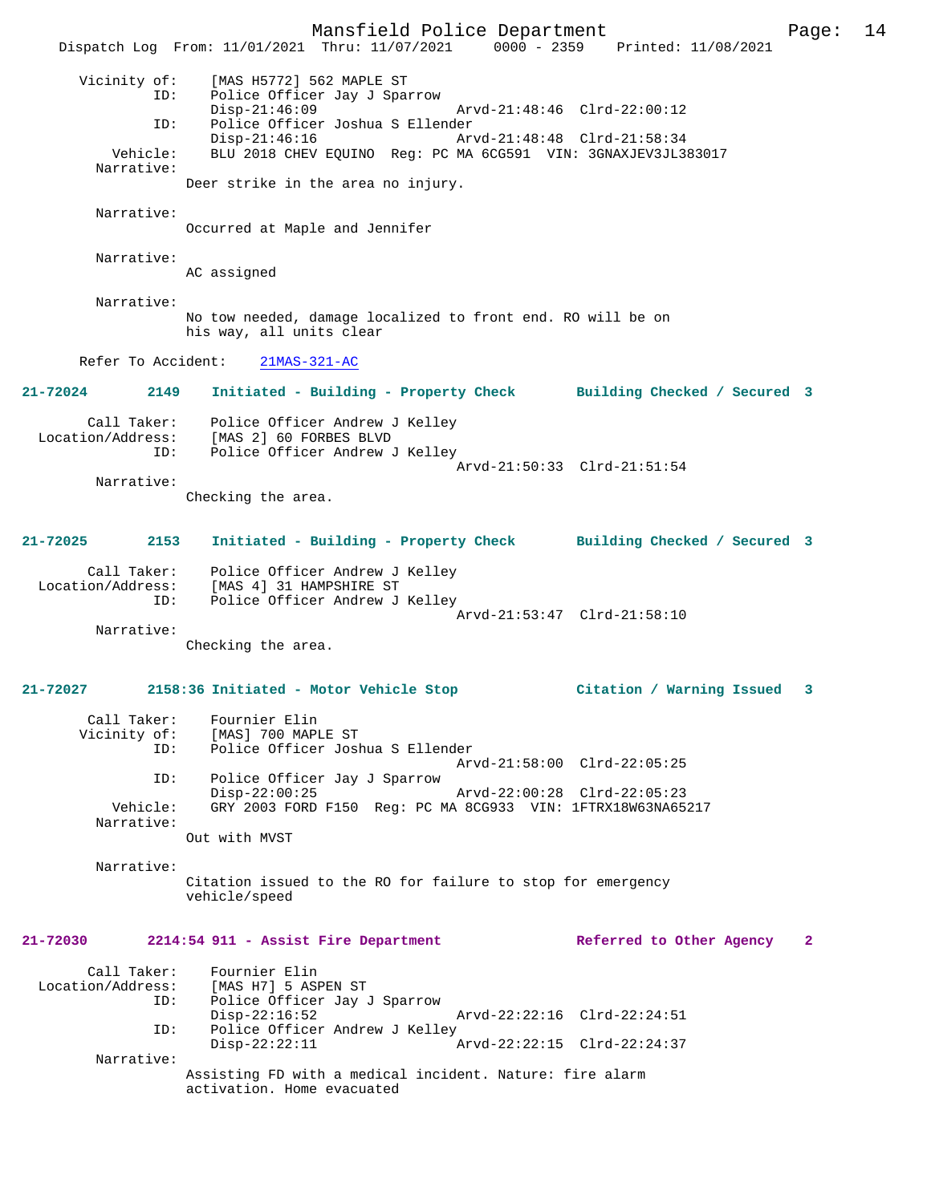```
       Vicinity of:     [MAS H5772] 562 MAPLE ST
                ID:     Police Officer Jay J Sparrow
                        Disp-21:46:09                Arvd-21:48:46  Clrd-22:00:12
                ID:     Police Officer Joshua S Ellender
                        Disp-21:46:16                Arvd-21:48:48  Clrd-21:58:34
           Vehicle:     BLU 2018 CHEV EQUINO  Reg: PC MA 6CG591  VIN: 3GNAXJEV3JL383017
         Narrative:
                     Deer strike in the area no injury.

         Narrative:
                     Occurred at Maple and Jennifer

         Narrative:
                     AC assigned

         Narrative:
                     No tow needed, damage localized to front end. RO will be on
                     his way, all units clear

      Refer To Accident:    21MAS-321-AC
```

**21-72024        2149    Initiated - Building - Property Check       Building Checked / Secured  3**

```
        Call Taker:     Police Officer Andrew J Kelley
  Location/Address:     [MAS 2] 60 FORBES BLVD
                ID:     Police Officer Andrew J Kelley
                                                     Arvd-21:50:33  Clrd-21:51:54
         Narrative:
                     Checking the area.
```

**21-72025        2153    Initiated - Building - Property Check       Building Checked / Secured  3**

```
        Call Taker:     Police Officer Andrew J Kelley
  Location/Address:     [MAS 4] 31 HAMPSHIRE ST
                ID:     Police Officer Andrew J Kelley
                                                     Arvd-21:53:47  Clrd-21:58:10
         Narrative:
                     Checking the area.
```

**21-72027        2158:36 Initiated - Motor Vehicle Stop             Citation / Warning Issued   3**

```
        Call Taker:     Fournier Elin
       Vicinity of:     [MAS] 700 MAPLE ST
                ID:     Police Officer Joshua S Ellender
                                                     Arvd-21:58:00  Clrd-22:05:25
                ID:     Police Officer Jay J Sparrow
                        Disp-22:00:25                Arvd-22:00:28  Clrd-22:05:23
           Vehicle:     GRY 2003 FORD F150  Reg: PC MA 8CG933  VIN: 1FTRX18W63NA65217
         Narrative:
                     Out with MVST

         Narrative:
                     Citation issued to the RO for failure to stop for emergency
                     vehicle/speed
```

**21-72030        2214:54 911 - Assist Fire Department               Referred to Other Agency    2**

```
        Call Taker:     Fournier Elin
  Location/Address:     [MAS H7] 5 ASPEN ST
                ID:     Police Officer Jay J Sparrow
                        Disp-22:16:52                Arvd-22:22:16  Clrd-22:24:51
                ID:     Police Officer Andrew J Kelley
                        Disp-22:22:11                Arvd-22:22:15  Clrd-22:24:37
         Narrative:
                     Assisting FD with a medical incident. Nature: fire alarm
                     activation. Home evacuated
```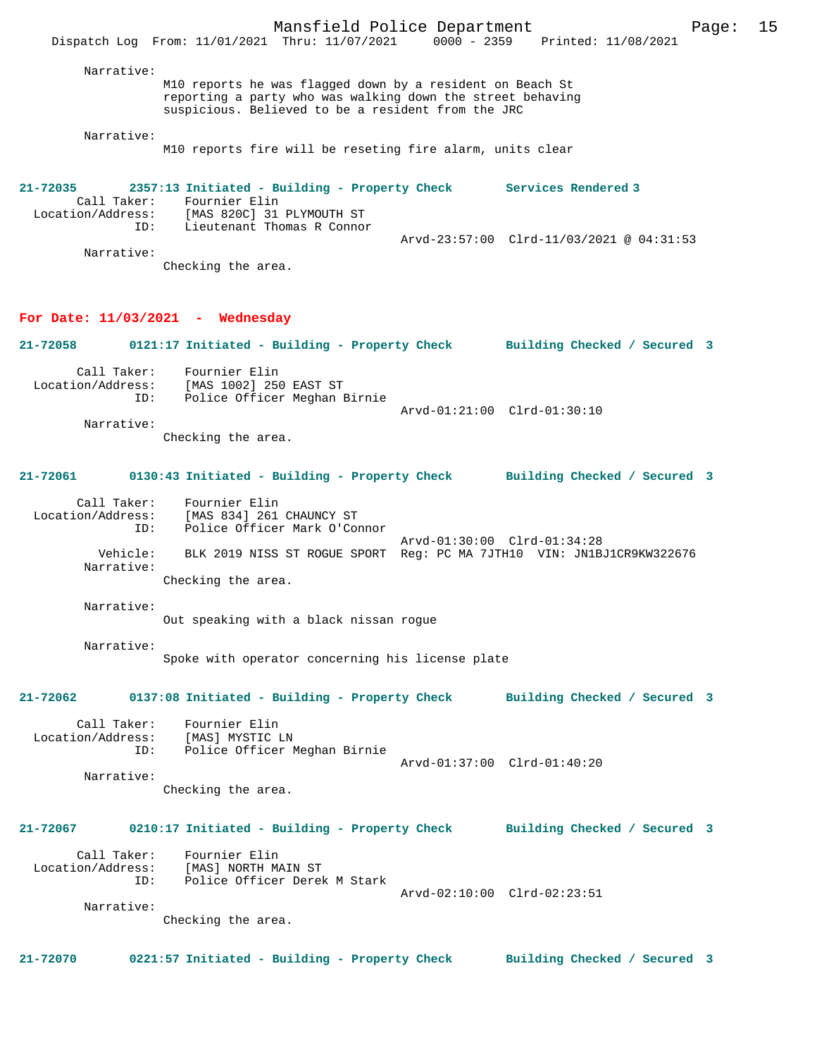Narrative:
M10 reports he was flagged down by a resident on Beach St reporting a party who was walking down the street behaving suspicious. Believed to be a resident from the JRC

Narrative:
M10 reports fire will be reseting fire alarm, units clear

**21-72035 2357:13 Initiated - Building - Property Check Services Rendered 3**

Call Taker: Fournier Elin
Location/Address: [MAS 820C] 31 PLYMOUTH ST
ID: Lieutenant Thomas R Connor
Arvd-23:57:00 Clrd-11/03/2021 @ 04:31:53
Narrative:
Checking the area.

## For Date: 11/03/2021 - Wednesday

**21-72058 0121:17 Initiated - Building - Property Check Building Checked / Secured 3**

Call Taker: Fournier Elin
Location/Address: [MAS 1002] 250 EAST ST
ID: Police Officer Meghan Birnie
Arvd-01:21:00 Clrd-01:30:10
Narrative:
Checking the area.

**21-72061 0130:43 Initiated - Building - Property Check Building Checked / Secured 3**

Call Taker: Fournier Elin
Location/Address: [MAS 834] 261 CHAUNCY ST
ID: Police Officer Mark O'Connor
Arvd-01:30:00 Clrd-01:34:28
Vehicle: BLK 2019 NISS ST ROGUE SPORT Reg: PC MA 7JTH10 VIN: JN1BJ1CR9KW322676
Narrative:
Checking the area.

Narrative:
Out speaking with a black nissan rogue

Narrative:
Spoke with operator concerning his license plate

**21-72062 0137:08 Initiated - Building - Property Check Building Checked / Secured 3**

Call Taker: Fournier Elin
Location/Address: [MAS] MYSTIC LN
ID: Police Officer Meghan Birnie
Arvd-01:37:00 Clrd-01:40:20
Narrative:
Checking the area.

**21-72067 0210:17 Initiated - Building - Property Check Building Checked / Secured 3**

Call Taker: Fournier Elin
Location/Address: [MAS] NORTH MAIN ST
ID: Police Officer Derek M Stark
Arvd-02:10:00 Clrd-02:23:51
Narrative:
Checking the area.

**21-72070 0221:57 Initiated - Building - Property Check Building Checked / Secured 3**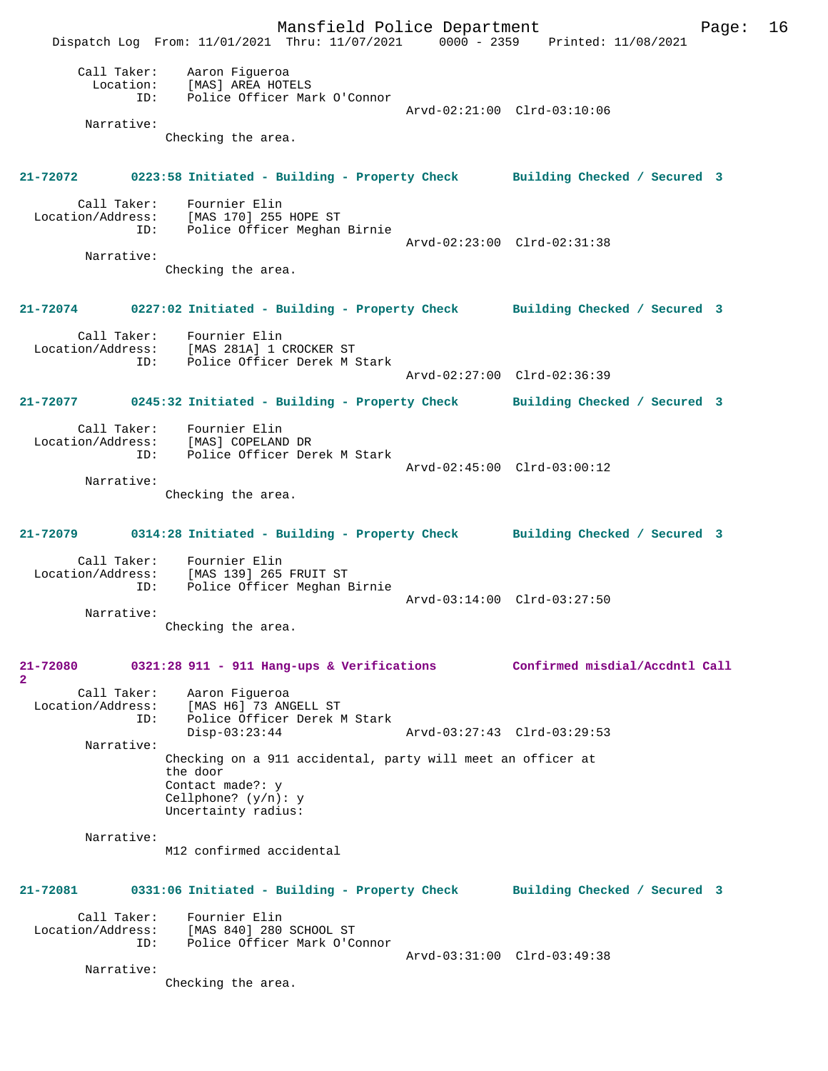```
        Call Taker:    Aaron Figueroa
          Location:    [MAS] AREA HOTELS
                ID:    Police Officer Mark O'Connor
                                                Arvd-02:21:00  Clrd-03:10:06
         Narrative:
                     Checking the area.


21-72072       0223:58 Initiated - Building - Property Check       Building Checked / Secured  3

        Call Taker:    Fournier Elin
  Location/Address:    [MAS 170] 255 HOPE ST
                ID:    Police Officer Meghan Birnie
                                                Arvd-02:23:00  Clrd-02:31:38
         Narrative:
                     Checking the area.


21-72074       0227:02 Initiated - Building - Property Check       Building Checked / Secured  3

        Call Taker:    Fournier Elin
  Location/Address:    [MAS 281A] 1 CROCKER ST
                ID:    Police Officer Derek M Stark
                                                Arvd-02:27:00  Clrd-02:36:39

21-72077       0245:32 Initiated - Building - Property Check       Building Checked / Secured  3

        Call Taker:    Fournier Elin
  Location/Address:    [MAS] COPELAND DR
                ID:    Police Officer Derek M Stark
                                                Arvd-02:45:00  Clrd-03:00:12
         Narrative:
                     Checking the area.


21-72079       0314:28 Initiated - Building - Property Check       Building Checked / Secured  3

        Call Taker:    Fournier Elin
  Location/Address:    [MAS 139] 265 FRUIT ST
                ID:    Police Officer Meghan Birnie
                                                Arvd-03:14:00  Clrd-03:27:50
         Narrative:
                     Checking the area.


21-72080       0321:28 911 - 911 Hang-ups & Verifications          Confirmed misdial/Accdntl Call
2
        Call Taker:    Aaron Figueroa
  Location/Address:    [MAS H6] 73 ANGELL ST
                ID:    Police Officer Derek M Stark
                       Disp-03:23:44            Arvd-03:27:43  Clrd-03:29:53
         Narrative:
                     Checking on a 911 accidental, party will meet an officer at
                     the door
                     Contact made?: y
                     Cellphone? (y/n): y
                     Uncertainty radius:

         Narrative:
                     M12 confirmed accidental


21-72081       0331:06 Initiated - Building - Property Check       Building Checked / Secured  3

        Call Taker:    Fournier Elin
  Location/Address:    [MAS 840] 280 SCHOOL ST
                ID:    Police Officer Mark O'Connor
                                                Arvd-03:31:00  Clrd-03:49:38
         Narrative:
                     Checking the area.
```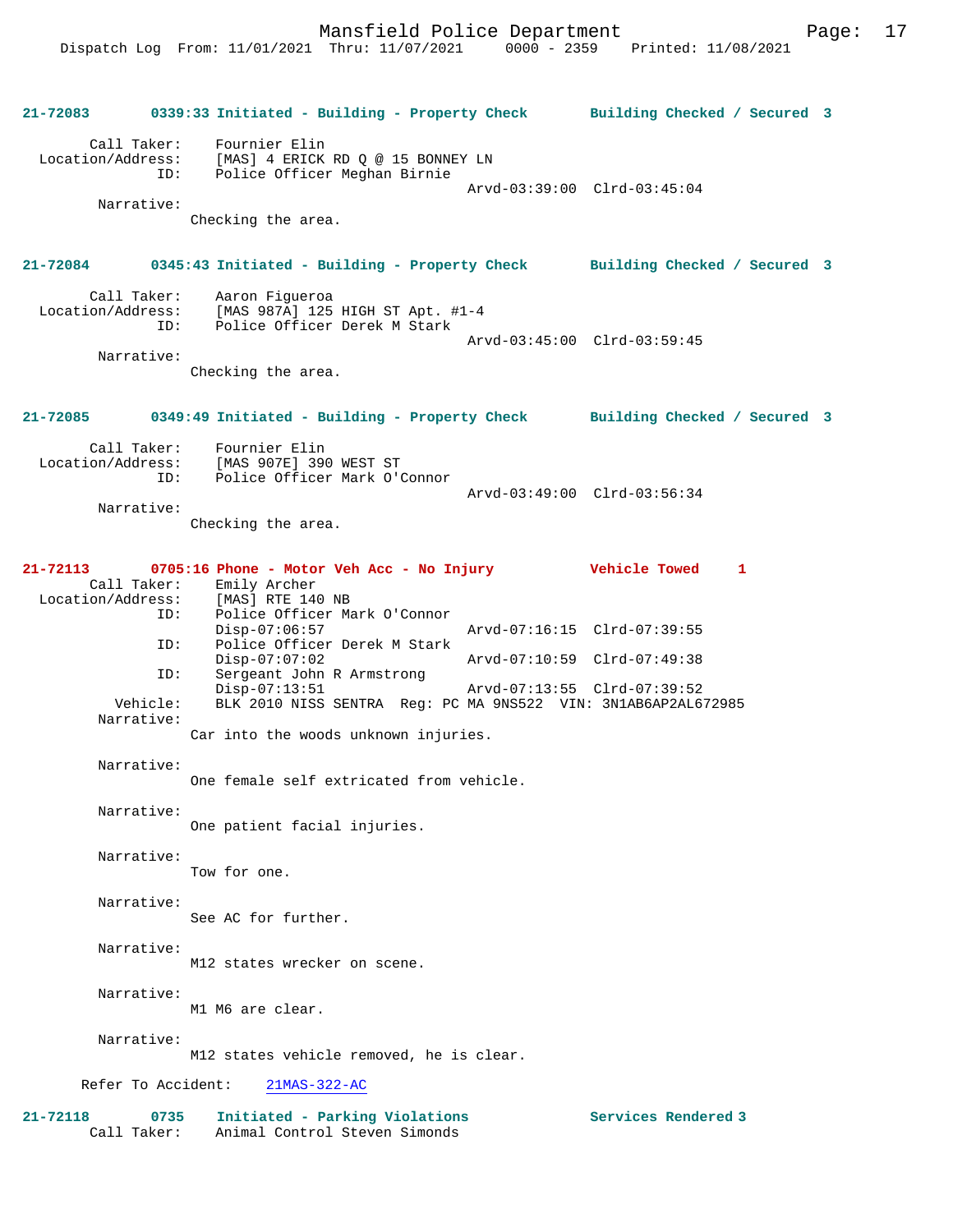**21-72083 0339:33 Initiated - Building - Property Check Building Checked / Secured 3**

Call Taker: Fournier Elin
Location/Address: [MAS] 4 ERICK RD Q @ 15 BONNEY LN
ID: Police Officer Meghan Birnie
Arvd-03:39:00 Clrd-03:45:04
Narrative:
Checking the area.

**21-72084 0345:43 Initiated - Building - Property Check Building Checked / Secured 3**

Call Taker: Aaron Figueroa
Location/Address: [MAS 987A] 125 HIGH ST Apt. #1-4
ID: Police Officer Derek M Stark
Arvd-03:45:00 Clrd-03:59:45
Narrative:
Checking the area.

**21-72085 0349:49 Initiated - Building - Property Check Building Checked / Secured 3**

Call Taker: Fournier Elin
Location/Address: [MAS 907E] 390 WEST ST
ID: Police Officer Mark O'Connor
Arvd-03:49:00 Clrd-03:56:34
Narrative:
Checking the area.

**21-72113 0705:16 Phone - Motor Veh Acc - No Injury Vehicle Towed 1**

Call Taker: Emily Archer
Location/Address: [MAS] RTE 140 NB
ID: Police Officer Mark O'Connor
Disp-07:06:57 Arvd-07:16:15 Clrd-07:39:55
ID: Police Officer Derek M Stark
Disp-07:07:02 Arvd-07:10:59 Clrd-07:49:38
ID: Sergeant John R Armstrong
Disp-07:13:51 Arvd-07:13:55 Clrd-07:39:52
Vehicle: BLK 2010 NISS SENTRA Reg: PC MA 9NS522 VIN: 3N1AB6AP2AL672985
Narrative:
Car into the woods unknown injuries.

Narrative:
One female self extricated from vehicle.

Narrative:
One patient facial injuries.

Narrative:
Tow for one.

Narrative:
See AC for further.

Narrative:
M12 states wrecker on scene.

Narrative:
M1 M6 are clear.

Narrative:
M12 states vehicle removed, he is clear.

Refer To Accident: 21MAS-322-AC

**21-72118 0735 Initiated - Parking Violations Services Rendered 3**

Call Taker: Animal Control Steven Simonds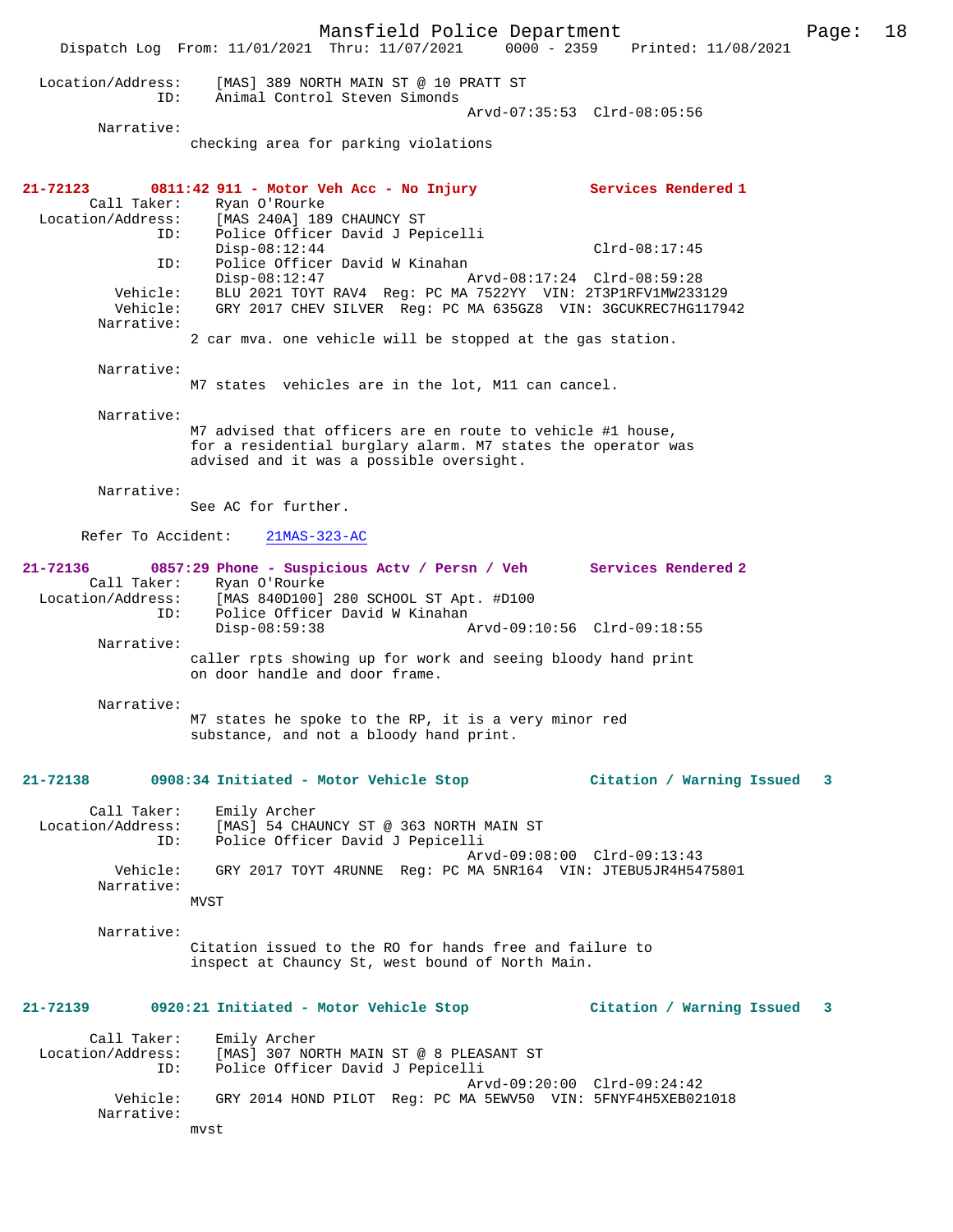Location/Address: [MAS] 389 NORTH MAIN ST @ 10 PRATT ST
ID: Animal Control Steven Simonds
Arvd-07:35:53 Clrd-08:05:56
Narrative:
checking area for parking violations

**21-72123 0811:42 911 - Motor Veh Acc - No Injury Services Rendered 1**

Call Taker: Ryan O'Rourke
Location/Address: [MAS 240A] 189 CHAUNCY ST
ID: Police Officer David J Pepicelli
Disp-08:12:44 Clrd-08:17:45
ID: Police Officer David W Kinahan
Disp-08:12:47 Arvd-08:17:24 Clrd-08:59:28
Vehicle: BLU 2021 TOYT RAV4 Reg: PC MA 7522YY VIN: 2T3P1RFV1MW233129
Vehicle: GRY 2017 CHEV SILVER Reg: PC MA 635GZ8 VIN: 3GCUKREC7HG117942
Narrative:
2 car mva. one vehicle will be stopped at the gas station.

Narrative:
M7 states vehicles are in the lot, M11 can cancel.

Narrative:
M7 advised that officers are en route to vehicle #1 house, for a residential burglary alarm. M7 states the operator was advised and it was a possible oversight.

Narrative:
See AC for further.

Refer To Accident: 21MAS-323-AC

**21-72136 0857:29 Phone - Suspicious Actv / Persn / Veh Services Rendered 2**

Call Taker: Ryan O'Rourke
Location/Address: [MAS 840D100] 280 SCHOOL ST Apt. #D100
ID: Police Officer David W Kinahan
Disp-08:59:38 Arvd-09:10:56 Clrd-09:18:55
Narrative:
caller rpts showing up for work and seeing bloody hand print on door handle and door frame.

Narrative:
M7 states he spoke to the RP, it is a very minor red substance, and not a bloody hand print.

**21-72138 0908:34 Initiated - Motor Vehicle Stop Citation / Warning Issued 3**

Call Taker: Emily Archer
Location/Address: [MAS] 54 CHAUNCY ST @ 363 NORTH MAIN ST
ID: Police Officer David J Pepicelli
Arvd-09:08:00 Clrd-09:13:43
Vehicle: GRY 2017 TOYT 4RUNNE Reg: PC MA 5NR164 VIN: JTEBU5JR4H5475801
Narrative:
MVST

Narrative:
Citation issued to the RO for hands free and failure to inspect at Chauncy St, west bound of North Main.

**21-72139 0920:21 Initiated - Motor Vehicle Stop Citation / Warning Issued 3**

Call Taker: Emily Archer
Location/Address: [MAS] 307 NORTH MAIN ST @ 8 PLEASANT ST
ID: Police Officer David J Pepicelli
Arvd-09:20:00 Clrd-09:24:42
Vehicle: GRY 2014 HOND PILOT Reg: PC MA 5EWV50 VIN: 5FNYF4H5XEB021018
Narrative:
mvst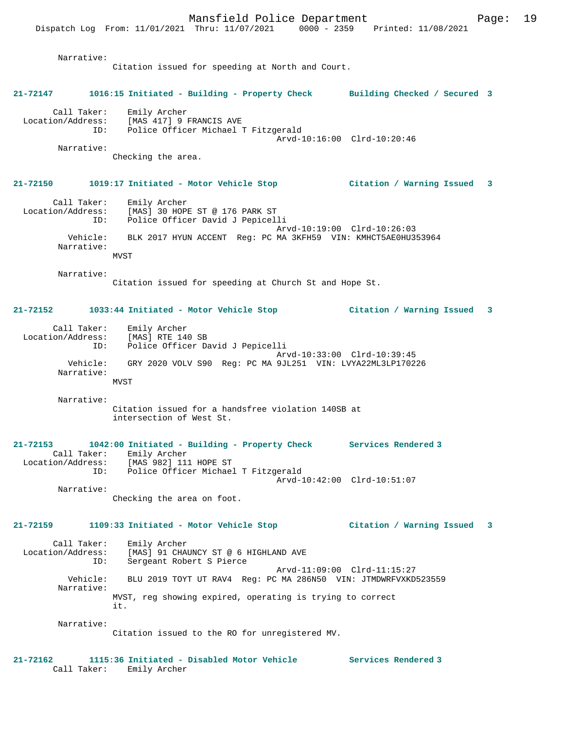Narrative:
Citation issued for speeding at North and Court.

**21-72147 1016:15 Initiated - Building - Property Check Building Checked / Secured 3**

Call Taker: Emily Archer
Location/Address: [MAS 417] 9 FRANCIS AVE
ID: Police Officer Michael T Fitzgerald
Arvd-10:16:00 Clrd-10:20:46
Narrative:
Checking the area.

**21-72150 1019:17 Initiated - Motor Vehicle Stop Citation / Warning Issued 3**

Call Taker: Emily Archer
Location/Address: [MAS] 30 HOPE ST @ 176 PARK ST
ID: Police Officer David J Pepicelli
Arvd-10:19:00 Clrd-10:26:03
Vehicle: BLK 2017 HYUN ACCENT Reg: PC MA 3KFH59 VIN: KMHCT5AE0HU353964
Narrative:
MVST

Narrative:
Citation issued for speeding at Church St and Hope St.

**21-72152 1033:44 Initiated - Motor Vehicle Stop Citation / Warning Issued 3**

Call Taker: Emily Archer
Location/Address: [MAS] RTE 140 SB
ID: Police Officer David J Pepicelli
Arvd-10:33:00 Clrd-10:39:45
Vehicle: GRY 2020 VOLV S90 Reg: PC MA 9JL251 VIN: LVYA22ML3LP170226
Narrative:
MVST

Narrative:
Citation issued for a handsfree violation 140SB at intersection of West St.

**21-72153 1042:00 Initiated - Building - Property Check Services Rendered 3**

Call Taker: Emily Archer
Location/Address: [MAS 982] 111 HOPE ST
ID: Police Officer Michael T Fitzgerald
Arvd-10:42:00 Clrd-10:51:07
Narrative:
Checking the area on foot.

**21-72159 1109:33 Initiated - Motor Vehicle Stop Citation / Warning Issued 3**

Call Taker: Emily Archer
Location/Address: [MAS] 91 CHAUNCY ST @ 6 HIGHLAND AVE
ID: Sergeant Robert S Pierce
Arvd-11:09:00 Clrd-11:15:27
Vehicle: BLU 2019 TOYT UT RAV4 Reg: PC MA 286N50 VIN: JTMDWRFVXKD523559
Narrative:
MVST, reg showing expired, operating is trying to correct it.

Narrative:
Citation issued to the RO for unregistered MV.

**21-72162 1115:36 Initiated - Disabled Motor Vehicle Services Rendered 3**

Call Taker: Emily Archer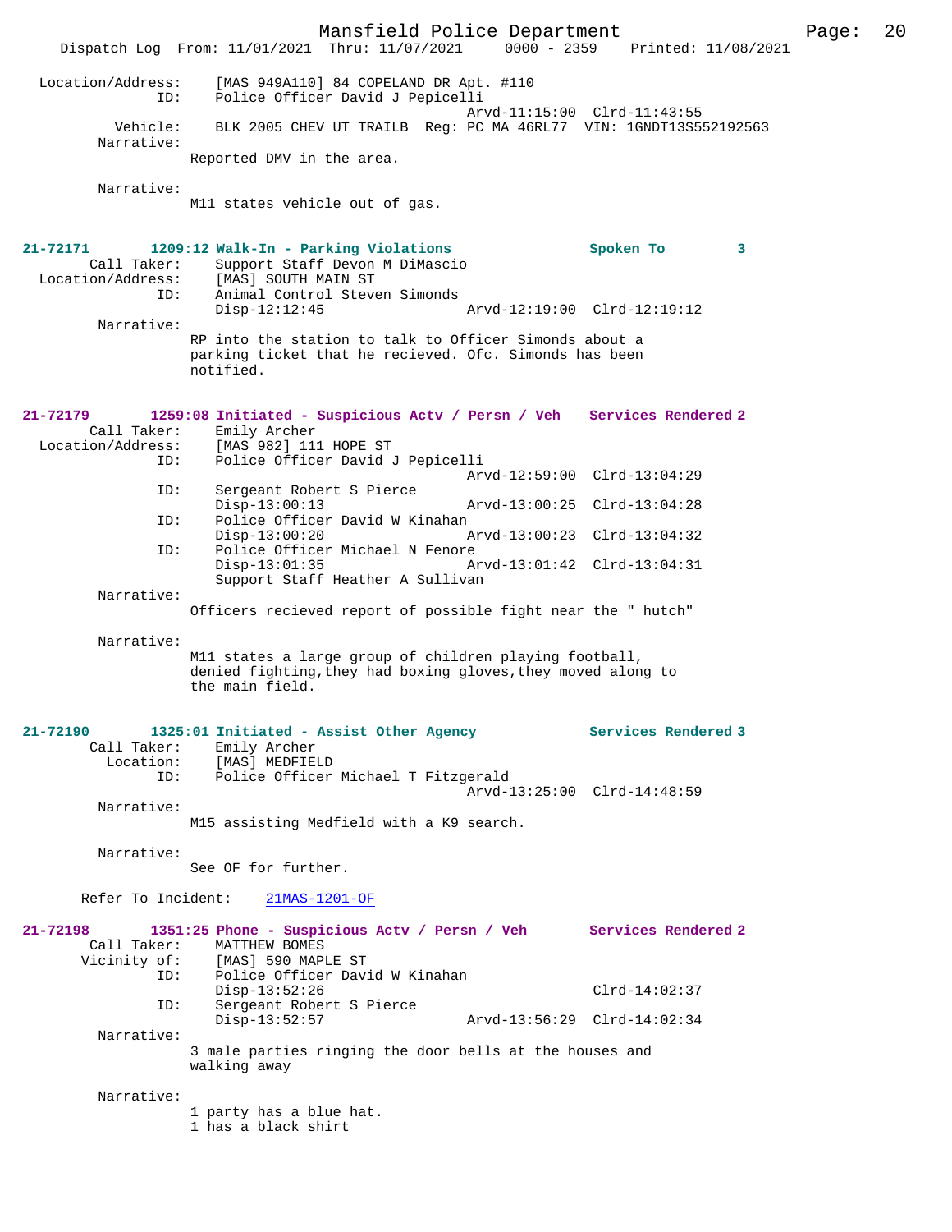```
        Location/Address:     [MAS 949A110] 84 COPELAND DR Apt. #110
                     ID:      Police Officer David J Pepicelli
                                                       Arvd-11:15:00  Clrd-11:43:55
                Vehicle:      BLK 2005 CHEV UT TRAILB  Reg: PC MA 46RL77  VIN: 1GNDT13S552192563
              Narrative:
                        Reported DMV in the area.

              Narrative:
                        M11 states vehicle out of gas.


21-72171        1209:12 Walk-In - Parking Violations              Spoken To         3
             Call Taker:      Support Staff Devon M DiMascio
        Location/Address:     [MAS] SOUTH MAIN ST
                     ID:      Animal Control Steven Simonds
                              Disp-12:12:45                    Arvd-12:19:00  Clrd-12:19:12
              Narrative:
                        RP into the station to talk to Officer Simonds about a
                        parking ticket that he recieved. Ofc. Simonds has been
                        notified.


21-72179        1259:08 Initiated - Suspicious Actv / Persn / Veh    Services Rendered 2
             Call Taker:      Emily Archer
        Location/Address:     [MAS 982] 111 HOPE ST
                     ID:      Police Officer David J Pepicelli
                                                       Arvd-12:59:00  Clrd-13:04:29
                     ID:      Sergeant Robert S Pierce
                              Disp-13:00:13                    Arvd-13:00:25  Clrd-13:04:28
                     ID:      Police Officer David W Kinahan
                              Disp-13:00:20                    Arvd-13:00:23  Clrd-13:04:32
                     ID:      Police Officer Michael N Fenore
                              Disp-13:01:35                    Arvd-13:01:42  Clrd-13:04:31
                              Support Staff Heather A Sullivan
              Narrative:
                        Officers recieved report of possible fight near the " hutch"

              Narrative:
                        M11 states a large group of children playing football,
                        denied fighting,they had boxing gloves,they moved along to
                        the main field.


21-72190        1325:01 Initiated - Assist Other Agency           Services Rendered 3
             Call Taker:      Emily Archer
               Location:      [MAS] MEDFIELD
                     ID:      Police Officer Michael T Fitzgerald
                                                       Arvd-13:25:00  Clrd-14:48:59
              Narrative:
                        M15 assisting Medfield with a K9 search.

              Narrative:
                        See OF for further.

          Refer To Incident:    21MAS-1201-OF

21-72198        1351:25 Phone - Suspicious Actv / Persn / Veh       Services Rendered 2
             Call Taker:      MATTHEW BOMES
            Vicinity of:      [MAS] 590 MAPLE ST
                     ID:      Police Officer David W Kinahan
                              Disp-13:52:26                                   Clrd-14:02:37
                     ID:      Sergeant Robert S Pierce
                              Disp-13:52:57                    Arvd-13:56:29  Clrd-14:02:34
              Narrative:
                        3 male parties ringing the door bells at the houses and
                        walking away

              Narrative:
                        1 party has a blue hat.
                        1 has a black shirt
```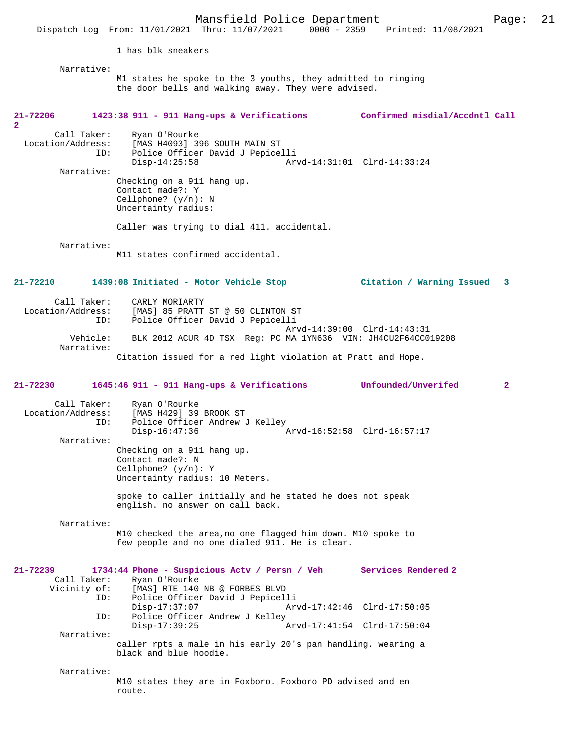1 has blk sneakers

Narrative:
M1 states he spoke to the 3 youths, they admitted to ringing the door bells and walking away. They were advised.

**21-72206 1423:38 911 - 911 Hang-ups & Verifications — Confirmed misdial/Accdntl Call 2**

Call Taker: Ryan O'Rourke
Location/Address: [MAS H4093] 396 SOUTH MAIN ST
ID: Police Officer David J Pepicelli
Disp-14:25:58 Arvd-14:31:01 Clrd-14:33:24

Narrative:
Checking on a 911 hang up.
Contact made?: Y
Cellphone? (y/n): N
Uncertainty radius:

Caller was trying to dial 411. accidental.

Narrative:
M11 states confirmed accidental.

**21-72210 1439:08 Initiated - Motor Vehicle Stop — Citation / Warning Issued 3**

Call Taker: CARLY MORIARTY
Location/Address: [MAS] 85 PRATT ST @ 50 CLINTON ST
ID: Police Officer David J Pepicelli
Arvd-14:39:00 Clrd-14:43:31
Vehicle: BLK 2012 ACUR 4D TSX Reg: PC MA 1YN636 VIN: JH4CU2F64CC019208

Narrative:
Citation issued for a red light violation at Pratt and Hope.

**21-72230 1645:46 911 - 911 Hang-ups & Verifications — Unfounded/Unverifed 2**

Call Taker: Ryan O'Rourke
Location/Address: [MAS H429] 39 BROOK ST
ID: Police Officer Andrew J Kelley
Disp-16:47:36 Arvd-16:52:58 Clrd-16:57:17

Narrative:
Checking on a 911 hang up.
Contact made?: N
Cellphone? (y/n): Y
Uncertainty radius: 10 Meters.

spoke to caller initially and he stated he does not speak english. no answer on call back.

Narrative:
M10 checked the area,no one flagged him down. M10 spoke to few people and no one dialed 911. He is clear.

**21-72239 1734:44 Phone - Suspicious Actv / Persn / Veh — Services Rendered 2**

Call Taker: Ryan O'Rourke
Vicinity of: [MAS] RTE 140 NB @ FORBES BLVD
ID: Police Officer David J Pepicelli
Disp-17:37:07 Arvd-17:42:46 Clrd-17:50:05
ID: Police Officer Andrew J Kelley
Disp-17:39:25 Arvd-17:41:54 Clrd-17:50:04

Narrative:
caller rpts a male in his early 20's pan handling. wearing a black and blue hoodie.

Narrative:
M10 states they are in Foxboro. Foxboro PD advised and en route.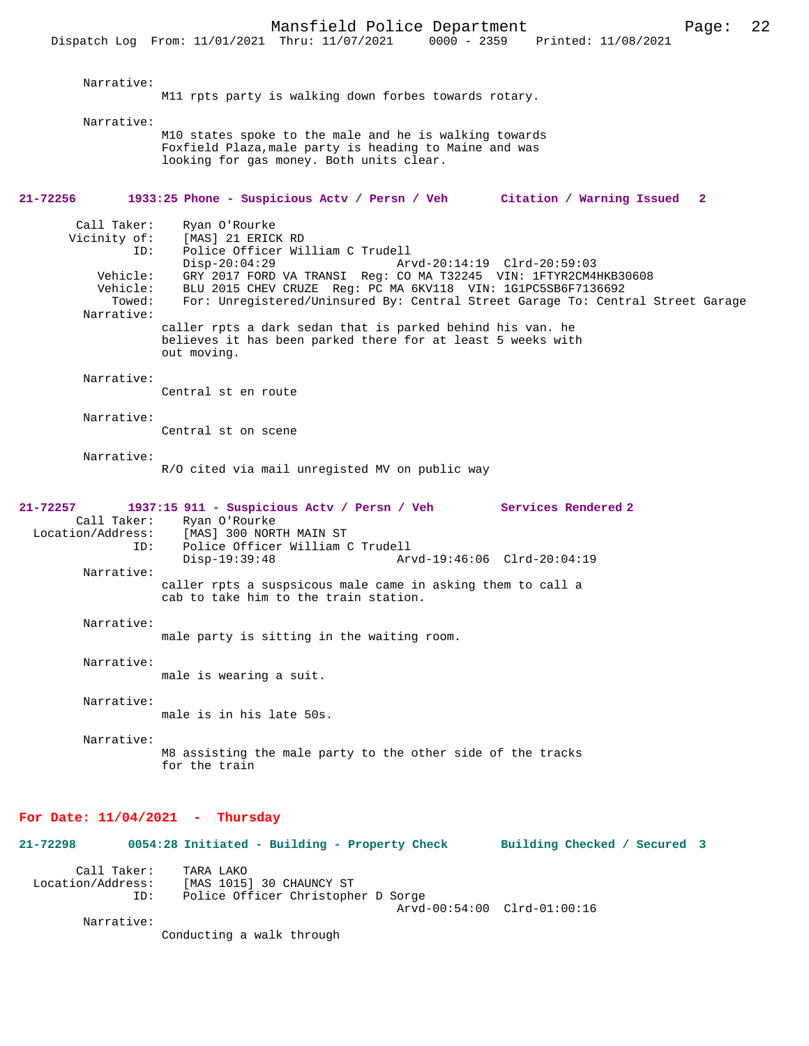Narrative:
M11 rpts party is walking down forbes towards rotary.

Narrative:
M10 states spoke to the male and he is walking towards Foxfield Plaza,male party is heading to Maine and was looking for gas money. Both units clear.

**21-72256 1933:25 Phone - Suspicious Actv / Persn / Veh Citation / Warning Issued 2**

Call Taker: Ryan O'Rourke
Vicinity of: [MAS] 21 ERICK RD
ID: Police Officer William C Trudell
Disp-20:04:29 Arvd-20:14:19 Clrd-20:59:03
Vehicle: GRY 2017 FORD VA TRANSI Reg: CO MA T32245 VIN: 1FTYR2CM4HKB30608
Vehicle: BLU 2015 CHEV CRUZE Reg: PC MA 6KV118 VIN: 1G1PC5SB6F7136692
Towed: For: Unregistered/Uninsured By: Central Street Garage To: Central Street Garage

Narrative:
caller rpts a dark sedan that is parked behind his van. he believes it has been parked there for at least 5 weeks with out moving.

Narrative:
Central st en route

Narrative:
Central st on scene

Narrative:
R/O cited via mail unregisted MV on public way

**21-72257 1937:15 911 - Suspicious Actv / Persn / Veh Services Rendered 2**

Call Taker: Ryan O'Rourke
Location/Address: [MAS] 300 NORTH MAIN ST
ID: Police Officer William C Trudell
Disp-19:39:48 Arvd-19:46:06 Clrd-20:04:19

Narrative:
caller rpts a suspsicous male came in asking them to call a cab to take him to the train station.

Narrative:
male party is sitting in the waiting room.

Narrative:
male is wearing a suit.

Narrative:
male is in his late 50s.

Narrative:
M8 assisting the male party to the other side of the tracks for the train

## For Date: 11/04/2021 - Thursday

**21-72298 0054:28 Initiated - Building - Property Check Building Checked / Secured 3**

Call Taker: TARA LAKO
Location/Address: [MAS 1015] 30 CHAUNCY ST
ID: Police Officer Christopher D Sorge
Arvd-00:54:00 Clrd-01:00:16

Narrative:
Conducting a walk through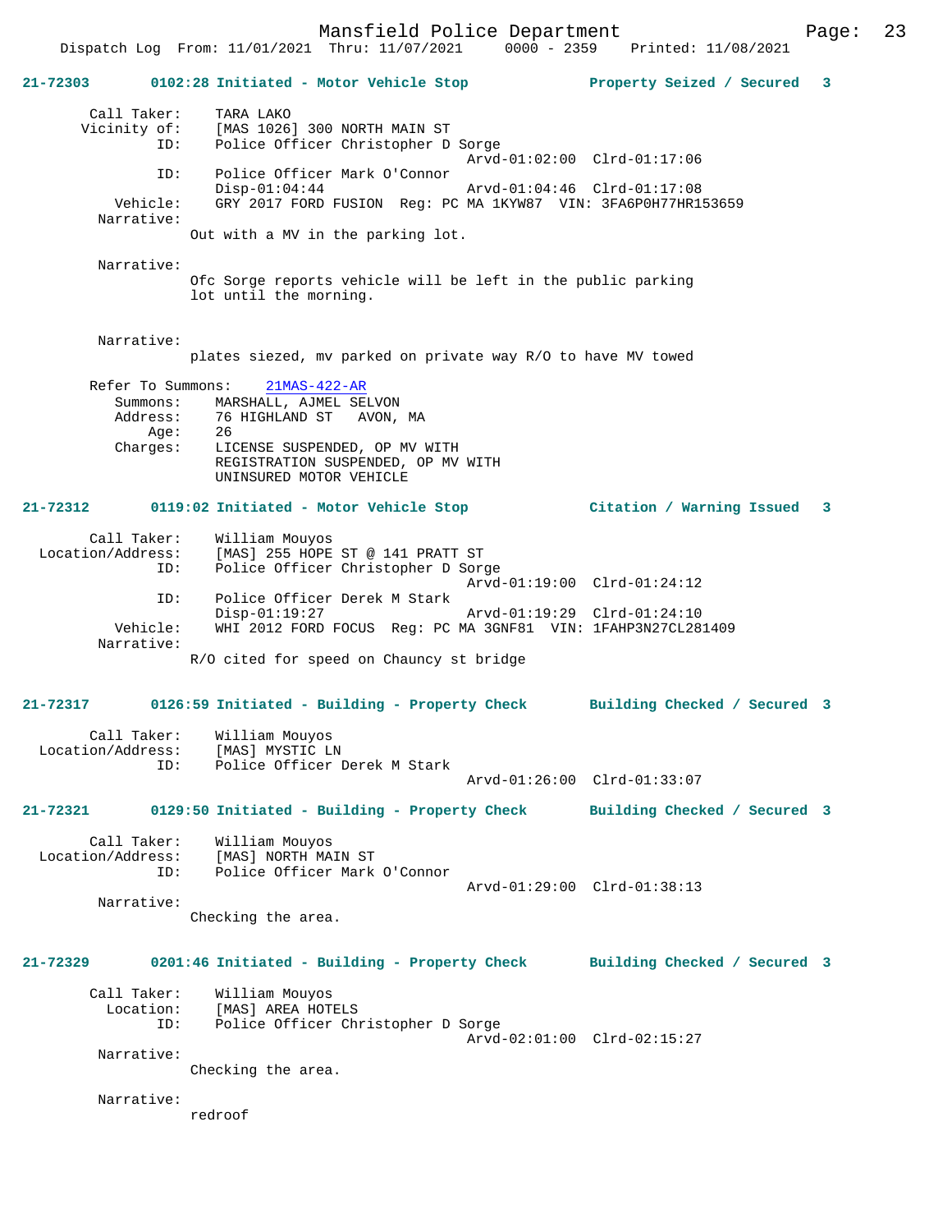Dispatch Log From: 11/01/2021 Thru: 11/07/2021 0000 - 2359 Printed: 11/08/2021

**21-72303 0102:28 Initiated - Motor Vehicle Stop Property Seized / Secured 3**

Call Taker: TARA LAKO
Vicinity of: [MAS 1026] 300 NORTH MAIN ST
ID: Police Officer Christopher D Sorge
Arvd-01:02:00 Clrd-01:17:06
ID: Police Officer Mark O'Connor
Disp-01:04:44 Arvd-01:04:46 Clrd-01:17:08
Vehicle: GRY 2017 FORD FUSION Reg: PC MA 1KYW87 VIN: 3FA6P0H77HR153659
Narrative:
Out with a MV in the parking lot.

Narrative:
Ofc Sorge reports vehicle will be left in the public parking lot until the morning.

Narrative:
plates siezed, mv parked on private way R/O to have MV towed

Refer To Summons: 21MAS-422-AR
Summons: MARSHALL, AJMEL SELVON
Address: 76 HIGHLAND ST AVON, MA
Age: 26
Charges: LICENSE SUSPENDED, OP MV WITH
REGISTRATION SUSPENDED, OP MV WITH
UNINSURED MOTOR VEHICLE

**21-72312 0119:02 Initiated - Motor Vehicle Stop Citation / Warning Issued 3**

Call Taker: William Mouyos
Location/Address: [MAS] 255 HOPE ST @ 141 PRATT ST
ID: Police Officer Christopher D Sorge
Arvd-01:19:00 Clrd-01:24:12
ID: Police Officer Derek M Stark
Disp-01:19:27 Arvd-01:19:29 Clrd-01:24:10
Vehicle: WHI 2012 FORD FOCUS Reg: PC MA 3GNF81 VIN: 1FAHP3N27CL281409
Narrative:
R/O cited for speed on Chauncy st bridge

**21-72317 0126:59 Initiated - Building - Property Check Building Checked / Secured 3**

Call Taker: William Mouyos
Location/Address: [MAS] MYSTIC LN
ID: Police Officer Derek M Stark
Arvd-01:26:00 Clrd-01:33:07

**21-72321 0129:50 Initiated - Building - Property Check Building Checked / Secured 3**

Call Taker: William Mouyos
Location/Address: [MAS] NORTH MAIN ST
ID: Police Officer Mark O'Connor
Arvd-01:29:00 Clrd-01:38:13
Narrative:
Checking the area.

**21-72329 0201:46 Initiated - Building - Property Check Building Checked / Secured 3**

Call Taker: William Mouyos
Location: [MAS] AREA HOTELS
ID: Police Officer Christopher D Sorge
Arvd-02:01:00 Clrd-02:15:27
Narrative:
Checking the area.

Narrative:
redroof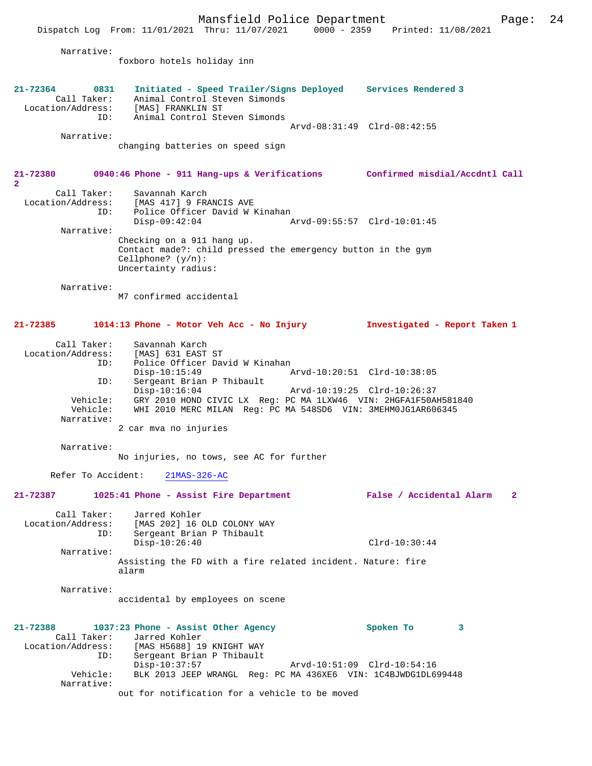Narrative:
foxboro hotels holiday inn

**21-72364 0831 Initiated - Speed Trailer/Signs Deployed — Services Rendered 3**

Call Taker: Animal Control Steven Simonds
Location/Address: [MAS] FRANKLIN ST
ID: Animal Control Steven Simonds
Arvd-08:31:49 Clrd-08:42:55
Narrative:
changing batteries on speed sign

**21-72380 0940:46 Phone - 911 Hang-ups & Verifications — Confirmed misdial/Accdntl Call 2**

Call Taker: Savannah Karch
Location/Address: [MAS 417] 9 FRANCIS AVE
ID: Police Officer David W Kinahan
Disp-09:42:04 Arvd-09:55:57 Clrd-10:01:45
Narrative:
Checking on a 911 hang up.
Contact made?: child pressed the emergency button in the gym
Cellphone? (y/n):
Uncertainty radius:

Narrative:
M7 confirmed accidental

**21-72385 1014:13 Phone - Motor Veh Acc - No Injury — Investigated - Report Taken 1**

Call Taker: Savannah Karch
Location/Address: [MAS] 631 EAST ST
ID: Police Officer David W Kinahan
Disp-10:15:49 Arvd-10:20:51 Clrd-10:38:05
ID: Sergeant Brian P Thibault
Disp-10:16:04 Arvd-10:19:25 Clrd-10:26:37
Vehicle: GRY 2010 HOND CIVIC LX Reg: PC MA 1LXW46 VIN: 2HGFA1F50AH581840
Vehicle: WHI 2010 MERC MILAN Reg: PC MA 548SD6 VIN: 3MEHM0JG1AR606345
Narrative:
2 car mva no injuries

Narrative:
No injuries, no tows, see AC for further

Refer To Accident: 21MAS-326-AC

**21-72387 1025:41 Phone - Assist Fire Department — False / Accidental Alarm 2**

Call Taker: Jarred Kohler
Location/Address: [MAS 202] 16 OLD COLONY WAY
ID: Sergeant Brian P Thibault
Disp-10:26:40 Clrd-10:30:44
Narrative:
Assisting the FD with a fire related incident. Nature: fire alarm

Narrative:
accidental by employees on scene

**21-72388 1037:23 Phone - Assist Other Agency — Spoken To 3**

Call Taker: Jarred Kohler
Location/Address: [MAS H5688] 19 KNIGHT WAY
ID: Sergeant Brian P Thibault
Disp-10:37:57 Arvd-10:51:09 Clrd-10:54:16
Vehicle: BLK 2013 JEEP WRANGL Reg: PC MA 436XE6 VIN: 1C4BJWDG1DL699448
Narrative:
out for notification for a vehicle to be moved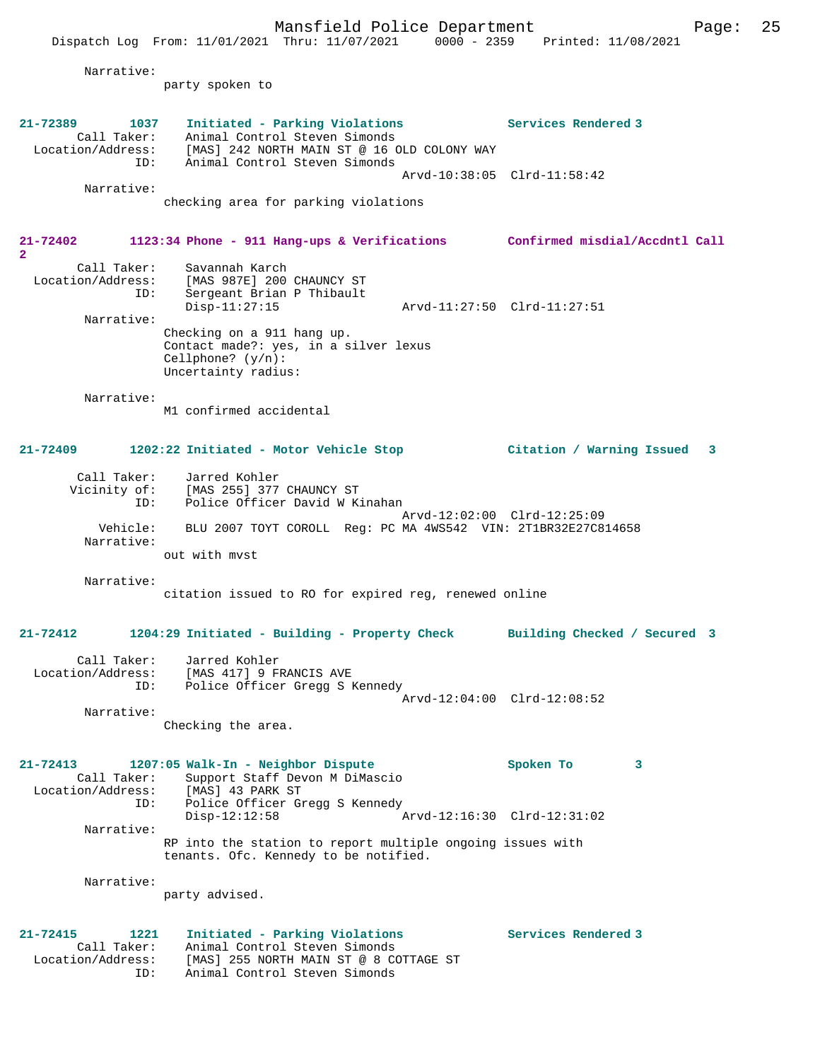Narrative:
party spoken to

**21-72389 1037 Initiated - Parking Violations — Services Rendered 3**

Call Taker: Animal Control Steven Simonds
Location/Address: [MAS] 242 NORTH MAIN ST @ 16 OLD COLONY WAY
ID: Animal Control Steven Simonds
Arvd-10:38:05 Clrd-11:58:42

Narrative:
checking area for parking violations

**21-72402 1123:34 Phone - 911 Hang-ups & Verifications — Confirmed misdial/Accdntl Call 2**

Call Taker: Savannah Karch
Location/Address: [MAS 987E] 200 CHAUNCY ST
ID: Sergeant Brian P Thibault
Disp-11:27:15 Arvd-11:27:50 Clrd-11:27:51

Narrative:
Checking on a 911 hang up.
Contact made?: yes, in a silver lexus
Cellphone? (y/n):
Uncertainty radius:

Narrative:
M1 confirmed accidental

**21-72409 1202:22 Initiated - Motor Vehicle Stop — Citation / Warning Issued 3**

Call Taker: Jarred Kohler
Vicinity of: [MAS 255] 377 CHAUNCY ST
ID: Police Officer David W Kinahan
Arvd-12:02:00 Clrd-12:25:09
Vehicle: BLU 2007 TOYT COROLL Reg: PC MA 4WS542 VIN: 2T1BR32E27C814658

Narrative:
out with mvst

Narrative:
citation issued to RO for expired reg, renewed online

**21-72412 1204:29 Initiated - Building - Property Check — Building Checked / Secured 3**

Call Taker: Jarred Kohler
Location/Address: [MAS 417] 9 FRANCIS AVE
ID: Police Officer Gregg S Kennedy
Arvd-12:04:00 Clrd-12:08:52

Narrative:
Checking the area.

**21-72413 1207:05 Walk-In - Neighbor Dispute — Spoken To 3**

Call Taker: Support Staff Devon M DiMascio
Location/Address: [MAS] 43 PARK ST
ID: Police Officer Gregg S Kennedy
Disp-12:12:58 Arvd-12:16:30 Clrd-12:31:02

Narrative:
RP into the station to report multiple ongoing issues with tenants. Ofc. Kennedy to be notified.

Narrative:
party advised.

**21-72415 1221 Initiated - Parking Violations — Services Rendered 3**

Call Taker: Animal Control Steven Simonds
Location/Address: [MAS] 255 NORTH MAIN ST @ 8 COTTAGE ST
ID: Animal Control Steven Simonds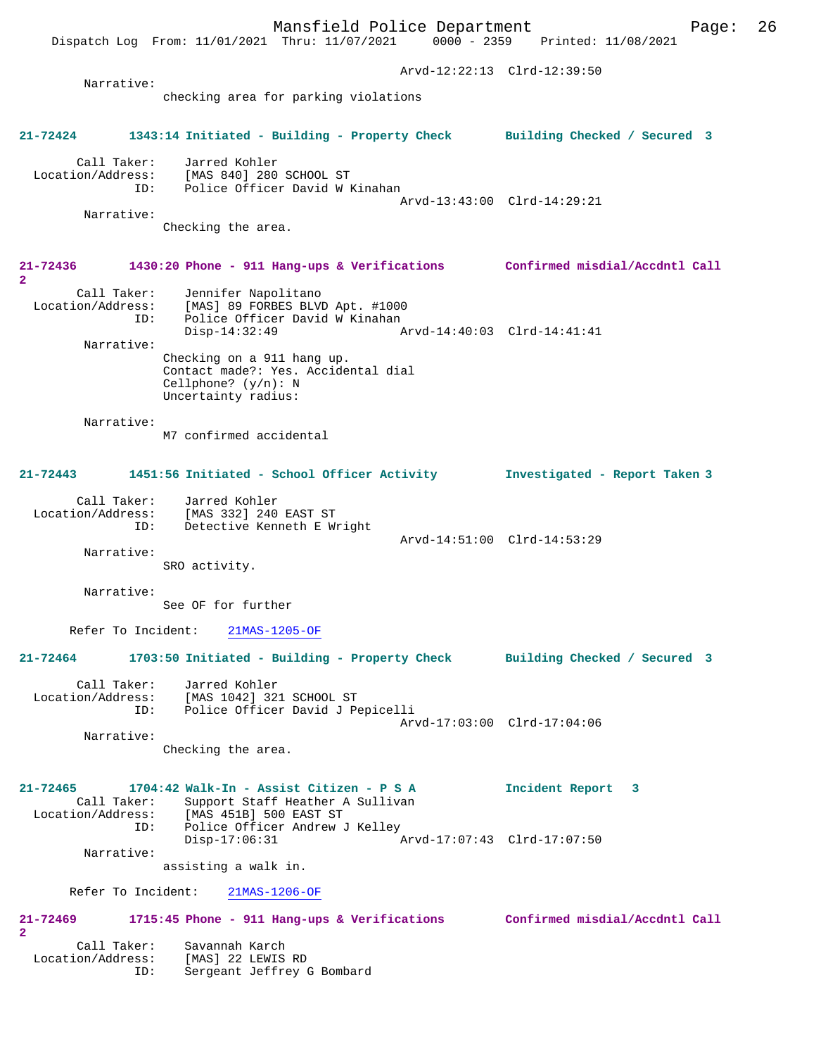Arvd-12:22:13 Clrd-12:39:50

Narrative:
checking area for parking violations

**21-72424 1343:14 Initiated - Building - Property Check Building Checked / Secured 3**

Call Taker: Jarred Kohler
Location/Address: [MAS 840] 280 SCHOOL ST
ID: Police Officer David W Kinahan
Arvd-13:43:00 Clrd-14:29:21

Narrative:
Checking the area.

**21-72436 1430:20 Phone - 911 Hang-ups & Verifications Confirmed misdial/Accdntl Call 2**

Call Taker: Jennifer Napolitano
Location/Address: [MAS] 89 FORBES BLVD Apt. #1000
ID: Police Officer David W Kinahan
Disp-14:32:49 Arvd-14:40:03 Clrd-14:41:41

Narrative:
Checking on a 911 hang up.
Contact made?: Yes. Accidental dial
Cellphone? (y/n): N
Uncertainty radius:

Narrative:
M7 confirmed accidental

**21-72443 1451:56 Initiated - School Officer Activity Investigated - Report Taken 3**

Call Taker: Jarred Kohler
Location/Address: [MAS 332] 240 EAST ST
ID: Detective Kenneth E Wright
Arvd-14:51:00 Clrd-14:53:29

Narrative:
SRO activity.

Narrative:
See OF for further

Refer To Incident: 21MAS-1205-OF

**21-72464 1703:50 Initiated - Building - Property Check Building Checked / Secured 3**

Call Taker: Jarred Kohler
Location/Address: [MAS 1042] 321 SCHOOL ST
ID: Police Officer David J Pepicelli
Arvd-17:03:00 Clrd-17:04:06

Narrative:
Checking the area.

**21-72465 1704:42 Walk-In - Assist Citizen - P S A Incident Report 3**

Call Taker: Support Staff Heather A Sullivan
Location/Address: [MAS 451B] 500 EAST ST
ID: Police Officer Andrew J Kelley
Disp-17:06:31 Arvd-17:07:43 Clrd-17:07:50

Narrative:
assisting a walk in.

Refer To Incident: 21MAS-1206-OF

**21-72469 1715:45 Phone - 911 Hang-ups & Verifications Confirmed misdial/Accdntl Call 2**

Call Taker: Savannah Karch
Location/Address: [MAS] 22 LEWIS RD
ID: Sergeant Jeffrey G Bombard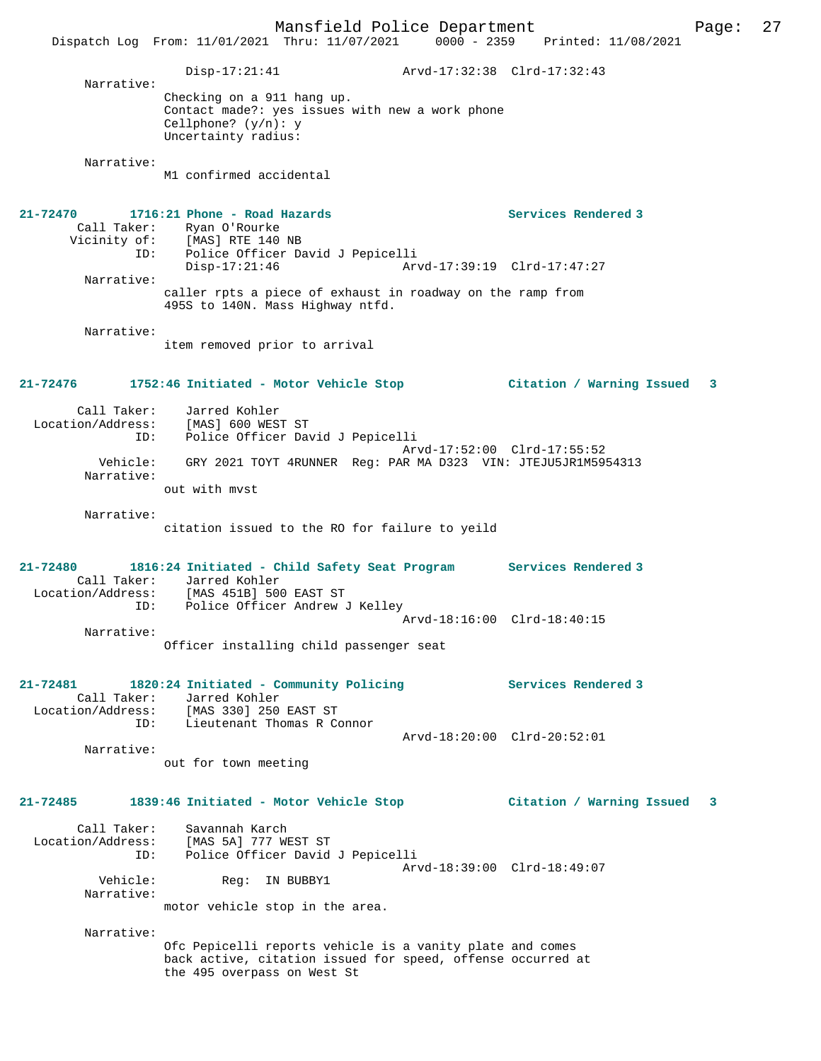```
            Disp-17:21:41              Arvd-17:32:38  Clrd-17:32:43
  Narrative:
            Checking on a 911 hang up.
            Contact made?: yes issues with new a work phone
            Cellphone? (y/n): y
            Uncertainty radius:

  Narrative:
            M1 confirmed accidental
```

**21-72470 1716:21 Phone - Road Hazards** — **Services Rendered 3**

```
  Call Taker:    Ryan O'Rourke
  Vicinity of:   [MAS] RTE 140 NB
           ID:   Police Officer David J Pepicelli
                 Disp-17:21:46              Arvd-17:39:19  Clrd-17:47:27
  Narrative:
            caller rpts a piece of exhaust in roadway on the ramp from
            495S to 140N. Mass Highway ntfd.

  Narrative:
            item removed prior to arrival
```

**21-72476 1752:46 Initiated - Motor Vehicle Stop** — **Citation / Warning Issued 3**

```
  Call Taker:    Jarred Kohler
  Location/Address:  [MAS] 600 WEST ST
           ID:   Police Officer David J Pepicelli
                                            Arvd-17:52:00  Clrd-17:55:52
     Vehicle:    GRY 2021 TOYT 4RUNNER  Reg: PAR MA D323  VIN: JTEJU5JR1M5954313
  Narrative:
            out with mvst

  Narrative:
            citation issued to the RO for failure to yeild
```

**21-72480 1816:24 Initiated - Child Safety Seat Program** — **Services Rendered 3**

```
  Call Taker:    Jarred Kohler
  Location/Address:  [MAS 451B] 500 EAST ST
           ID:   Police Officer Andrew J Kelley
                                            Arvd-18:16:00  Clrd-18:40:15
  Narrative:
            Officer installing child passenger seat
```

**21-72481 1820:24 Initiated - Community Policing** — **Services Rendered 3**

```
  Call Taker:    Jarred Kohler
  Location/Address:  [MAS 330] 250 EAST ST
           ID:   Lieutenant Thomas R Connor
                                            Arvd-18:20:00  Clrd-20:52:01
  Narrative:
            out for town meeting
```

**21-72485 1839:46 Initiated - Motor Vehicle Stop** — **Citation / Warning Issued 3**

```
  Call Taker:    Savannah Karch
  Location/Address:  [MAS 5A] 777 WEST ST
           ID:   Police Officer David J Pepicelli
                                            Arvd-18:39:00  Clrd-18:49:07
     Vehicle:          Reg:  IN BUBBY1
  Narrative:
            motor vehicle stop in the area.

  Narrative:
            Ofc Pepicelli reports vehicle is a vanity plate and comes
            back active, citation issued for speed, offense occurred at
            the 495 overpass on West St
```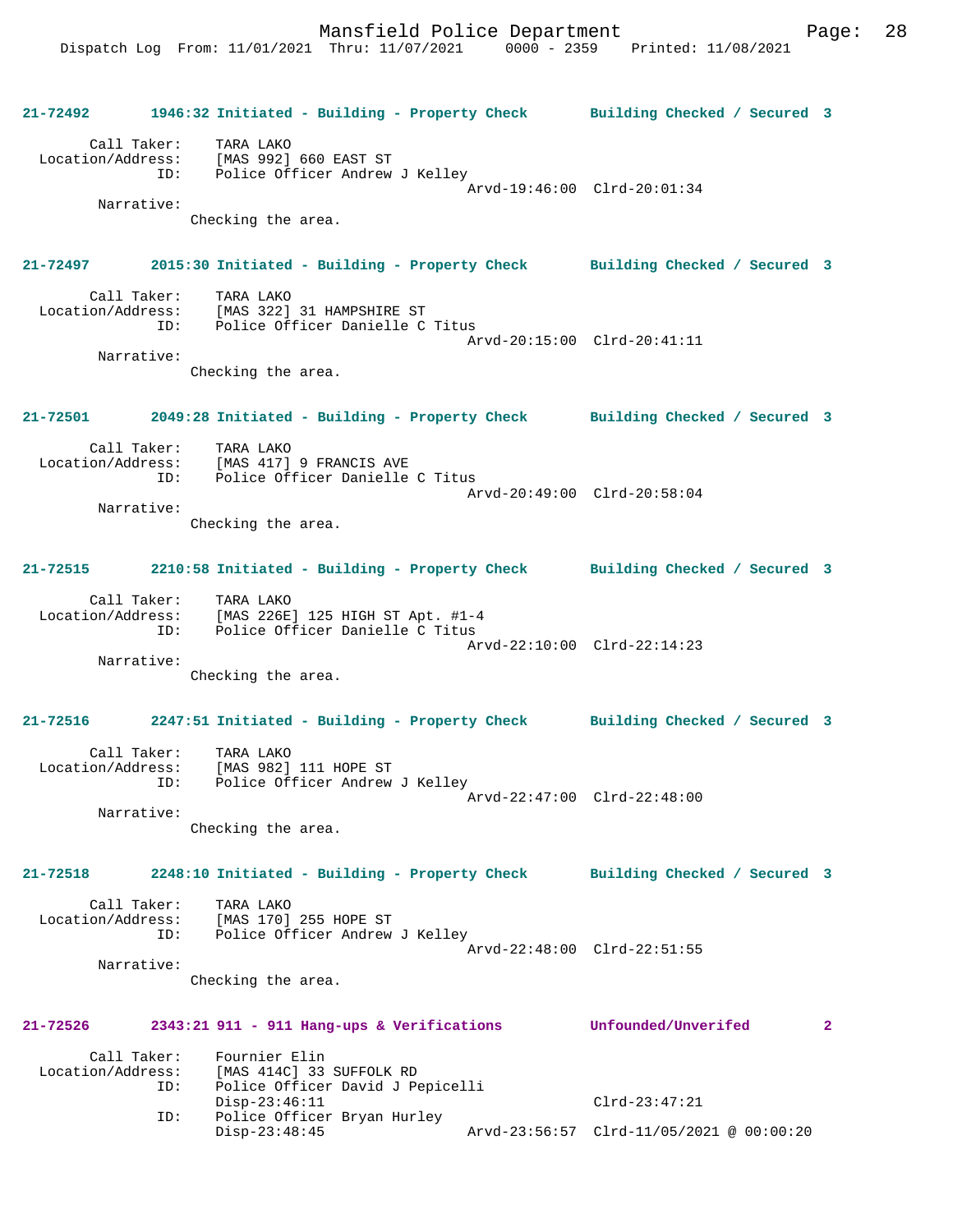**21-72492 1946:32 Initiated - Building - Property Check — Building Checked / Secured 3**

Call Taker: TARA LAKO
Location/Address: [MAS 992] 660 EAST ST
ID: Police Officer Andrew J Kelley
Arvd-19:46:00 Clrd-20:01:34
Narrative:
Checking the area.

**21-72497 2015:30 Initiated - Building - Property Check — Building Checked / Secured 3**

Call Taker: TARA LAKO
Location/Address: [MAS 322] 31 HAMPSHIRE ST
ID: Police Officer Danielle C Titus
Arvd-20:15:00 Clrd-20:41:11
Narrative:
Checking the area.

**21-72501 2049:28 Initiated - Building - Property Check — Building Checked / Secured 3**

Call Taker: TARA LAKO
Location/Address: [MAS 417] 9 FRANCIS AVE
ID: Police Officer Danielle C Titus
Arvd-20:49:00 Clrd-20:58:04
Narrative:
Checking the area.

**21-72515 2210:58 Initiated - Building - Property Check — Building Checked / Secured 3**

Call Taker: TARA LAKO
Location/Address: [MAS 226E] 125 HIGH ST Apt. #1-4
ID: Police Officer Danielle C Titus
Arvd-22:10:00 Clrd-22:14:23
Narrative:
Checking the area.

**21-72516 2247:51 Initiated - Building - Property Check — Building Checked / Secured 3**

Call Taker: TARA LAKO
Location/Address: [MAS 982] 111 HOPE ST
ID: Police Officer Andrew J Kelley
Arvd-22:47:00 Clrd-22:48:00
Narrative:
Checking the area.

**21-72518 2248:10 Initiated - Building - Property Check — Building Checked / Secured 3**

Call Taker: TARA LAKO
Location/Address: [MAS 170] 255 HOPE ST
ID: Police Officer Andrew J Kelley
Arvd-22:48:00 Clrd-22:51:55
Narrative:
Checking the area.

**21-72526 2343:21 911 - 911 Hang-ups & Verifications — Unfounded/Unverifed 2**

Call Taker: Fournier Elin
Location/Address: [MAS 414C] 33 SUFFOLK RD
ID: Police Officer David J Pepicelli
Disp-23:46:11 Clrd-23:47:21
ID: Police Officer Bryan Hurley
Disp-23:48:45 Arvd-23:56:57 Clrd-11/05/2021 @ 00:00:20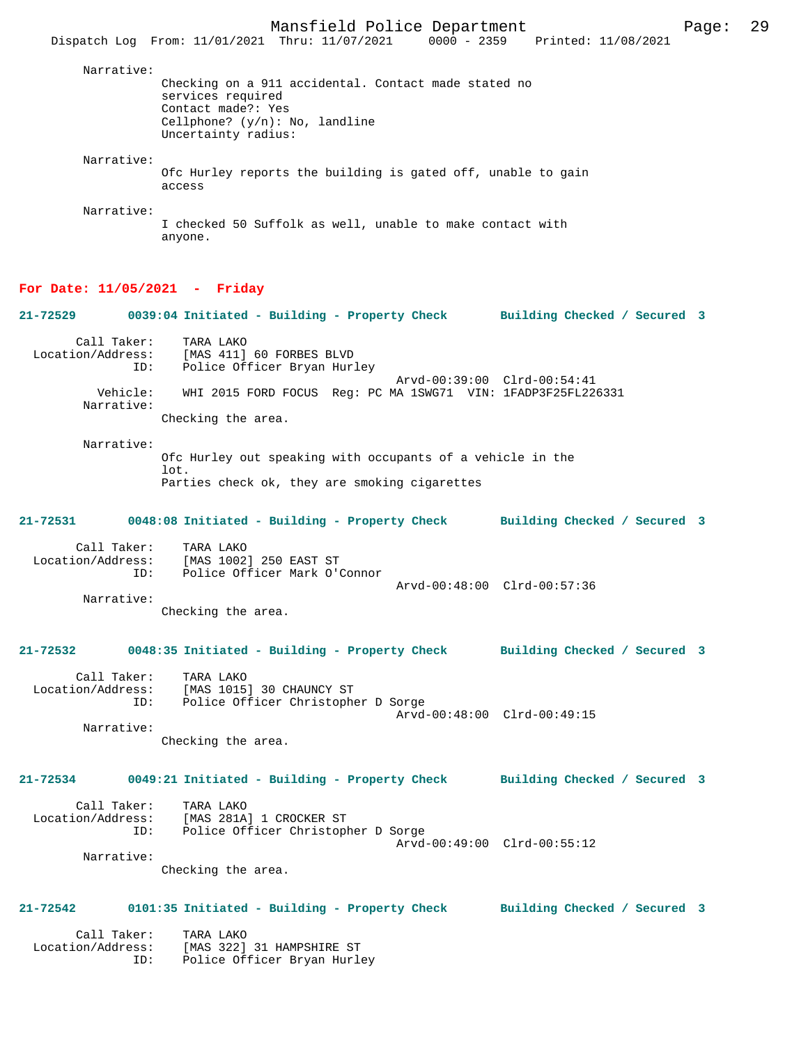Narrative:
Checking on a 911 accidental. Contact made stated no services required
Contact made?: Yes
Cellphone? (y/n): No, landline
Uncertainty radius:

Narrative:
Ofc Hurley reports the building is gated off, unable to gain access

Narrative:
I checked 50 Suffolk as well, unable to make contact with anyone.

## For Date: 11/05/2021 - Friday

**21-72529 0039:04 Initiated - Building - Property Check Building Checked / Secured 3**

Call Taker: TARA LAKO
Location/Address: [MAS 411] 60 FORBES BLVD
ID: Police Officer Bryan Hurley
Arvd-00:39:00 Clrd-00:54:41
Vehicle: WHI 2015 FORD FOCUS Reg: PC MA 1SWG71 VIN: 1FADP3F25FL226331
Narrative:
Checking the area.

Narrative:
Ofc Hurley out speaking with occupants of a vehicle in the lot.
Parties check ok, they are smoking cigarettes

**21-72531 0048:08 Initiated - Building - Property Check Building Checked / Secured 3**

Call Taker: TARA LAKO
Location/Address: [MAS 1002] 250 EAST ST
ID: Police Officer Mark O'Connor
Arvd-00:48:00 Clrd-00:57:36
Narrative:
Checking the area.

**21-72532 0048:35 Initiated - Building - Property Check Building Checked / Secured 3**

Call Taker: TARA LAKO
Location/Address: [MAS 1015] 30 CHAUNCY ST
ID: Police Officer Christopher D Sorge
Arvd-00:48:00 Clrd-00:49:15
Narrative:
Checking the area.

**21-72534 0049:21 Initiated - Building - Property Check Building Checked / Secured 3**

Call Taker: TARA LAKO
Location/Address: [MAS 281A] 1 CROCKER ST
ID: Police Officer Christopher D Sorge
Arvd-00:49:00 Clrd-00:55:12
Narrative:
Checking the area.

**21-72542 0101:35 Initiated - Building - Property Check Building Checked / Secured 3**

Call Taker: TARA LAKO
Location/Address: [MAS 322] 31 HAMPSHIRE ST
ID: Police Officer Bryan Hurley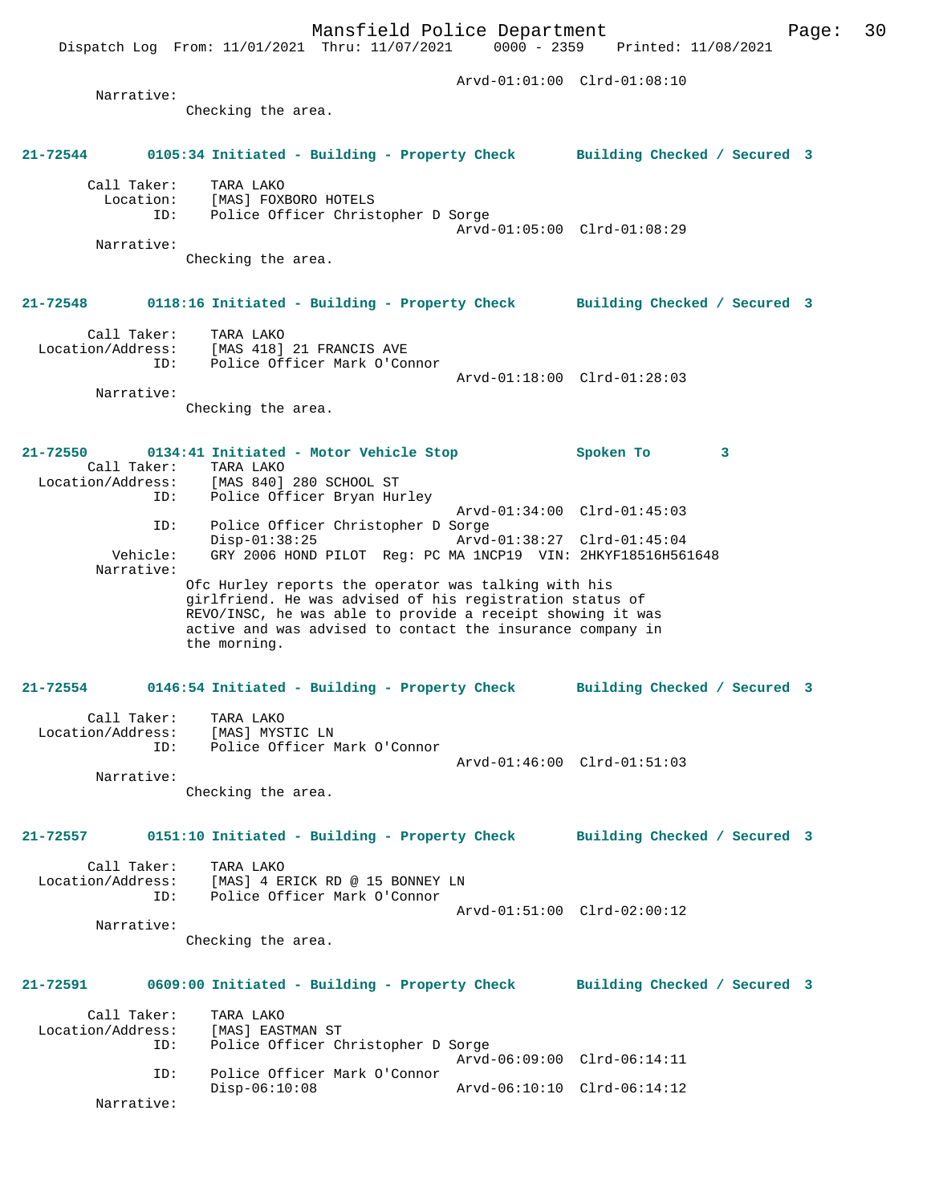Arvd-01:01:00 Clrd-01:08:10

Narrative:
Checking the area.

**21-72544 0105:34 Initiated - Building - Property Check Building Checked / Secured 3**

Call Taker: TARA LAKO
Location: [MAS] FOXBORO HOTELS
ID: Police Officer Christopher D Sorge
Arvd-01:05:00 Clrd-01:08:29
Narrative:
Checking the area.

**21-72548 0118:16 Initiated - Building - Property Check Building Checked / Secured 3**

Call Taker: TARA LAKO
Location/Address: [MAS 418] 21 FRANCIS AVE
ID: Police Officer Mark O'Connor
Arvd-01:18:00 Clrd-01:28:03
Narrative:
Checking the area.

**21-72550 0134:41 Initiated - Motor Vehicle Stop Spoken To 3**

Call Taker: TARA LAKO
Location/Address: [MAS 840] 280 SCHOOL ST
ID: Police Officer Bryan Hurley
Arvd-01:34:00 Clrd-01:45:03
ID: Police Officer Christopher D Sorge
Disp-01:38:25 Arvd-01:38:27 Clrd-01:45:04
Vehicle: GRY 2006 HOND PILOT Reg: PC MA 1NCP19 VIN: 2HKYF18516H561648
Narrative:
Ofc Hurley reports the operator was talking with his girlfriend. He was advised of his registration status of REVO/INSC, he was able to provide a receipt showing it was active and was advised to contact the insurance company in the morning.

**21-72554 0146:54 Initiated - Building - Property Check Building Checked / Secured 3**

Call Taker: TARA LAKO
Location/Address: [MAS] MYSTIC LN
ID: Police Officer Mark O'Connor
Arvd-01:46:00 Clrd-01:51:03
Narrative:
Checking the area.

**21-72557 0151:10 Initiated - Building - Property Check Building Checked / Secured 3**

Call Taker: TARA LAKO
Location/Address: [MAS] 4 ERICK RD @ 15 BONNEY LN
ID: Police Officer Mark O'Connor
Arvd-01:51:00 Clrd-02:00:12
Narrative:
Checking the area.

**21-72591 0609:00 Initiated - Building - Property Check Building Checked / Secured 3**

Call Taker: TARA LAKO
Location/Address: [MAS] EASTMAN ST
ID: Police Officer Christopher D Sorge
Arvd-06:09:00 Clrd-06:14:11
ID: Police Officer Mark O'Connor
Disp-06:10:08 Arvd-06:10:10 Clrd-06:14:12
Narrative: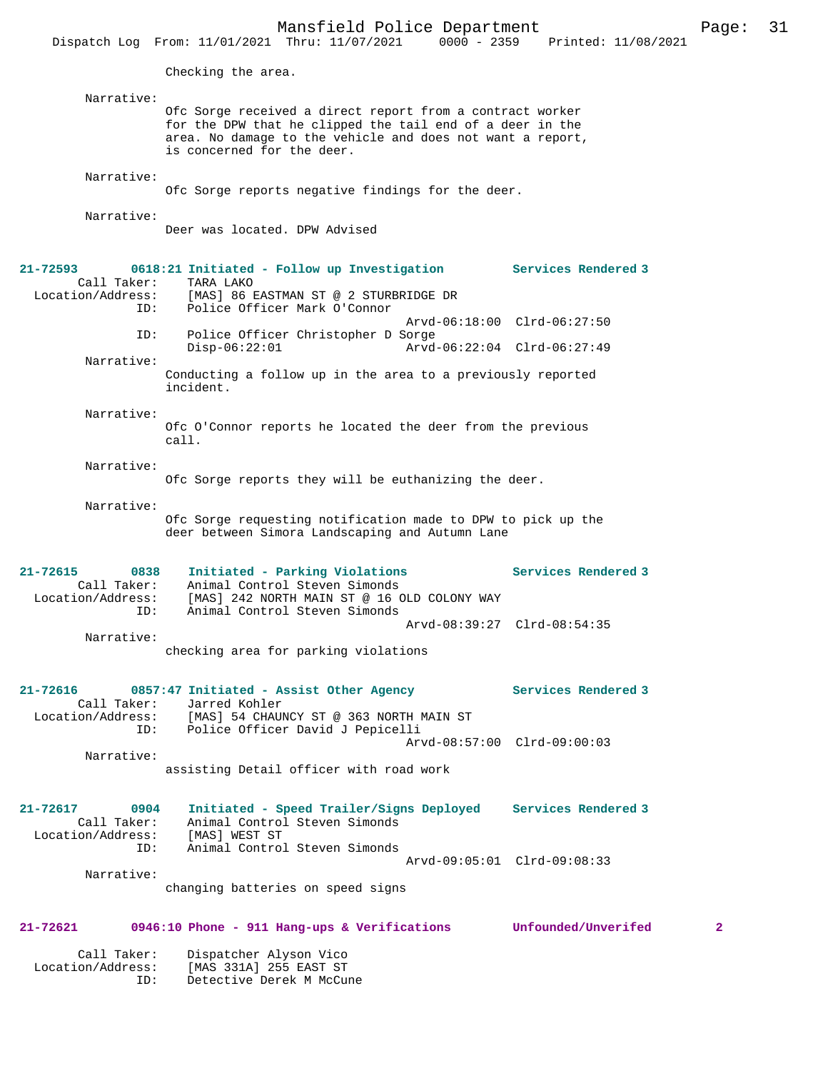Checking the area.

Narrative:
Ofc Sorge received a direct report from a contract worker for the DPW that he clipped the tail end of a deer in the area. No damage to the vehicle and does not want a report, is concerned for the deer.

Narrative:
Ofc Sorge reports negative findings for the deer.

Narrative:
Deer was located. DPW Advised

**21-72593 0618:21 Initiated - Follow up Investigation — Services Rendered 3**

Call Taker: TARA LAKO
Location/Address: [MAS] 86 EASTMAN ST @ 2 STURBRIDGE DR
ID: Police Officer Mark O'Connor
Arvd-06:18:00 Clrd-06:27:50
ID: Police Officer Christopher D Sorge
Disp-06:22:01 Arvd-06:22:04 Clrd-06:27:49

Narrative:
Conducting a follow up in the area to a previously reported incident.

Narrative:
Ofc O'Connor reports he located the deer from the previous call.

Narrative:
Ofc Sorge reports they will be euthanizing the deer.

Narrative:
Ofc Sorge requesting notification made to DPW to pick up the deer between Simora Landscaping and Autumn Lane

**21-72615 0838 Initiated - Parking Violations — Services Rendered 3**

Call Taker: Animal Control Steven Simonds
Location/Address: [MAS] 242 NORTH MAIN ST @ 16 OLD COLONY WAY
ID: Animal Control Steven Simonds
Arvd-08:39:27 Clrd-08:54:35

Narrative:
checking area for parking violations

**21-72616 0857:47 Initiated - Assist Other Agency — Services Rendered 3**

Call Taker: Jarred Kohler
Location/Address: [MAS] 54 CHAUNCY ST @ 363 NORTH MAIN ST
ID: Police Officer David J Pepicelli
Arvd-08:57:00 Clrd-09:00:03

Narrative:
assisting Detail officer with road work

**21-72617 0904 Initiated - Speed Trailer/Signs Deployed — Services Rendered 3**

Call Taker: Animal Control Steven Simonds
Location/Address: [MAS] WEST ST
ID: Animal Control Steven Simonds
Arvd-09:05:01 Clrd-09:08:33

Narrative:
changing batteries on speed signs

**21-72621 0946:10 Phone - 911 Hang-ups & Verifications — Unfounded/Unverifed 2**

Call Taker: Dispatcher Alyson Vico
Location/Address: [MAS 331A] 255 EAST ST
ID: Detective Derek M McCune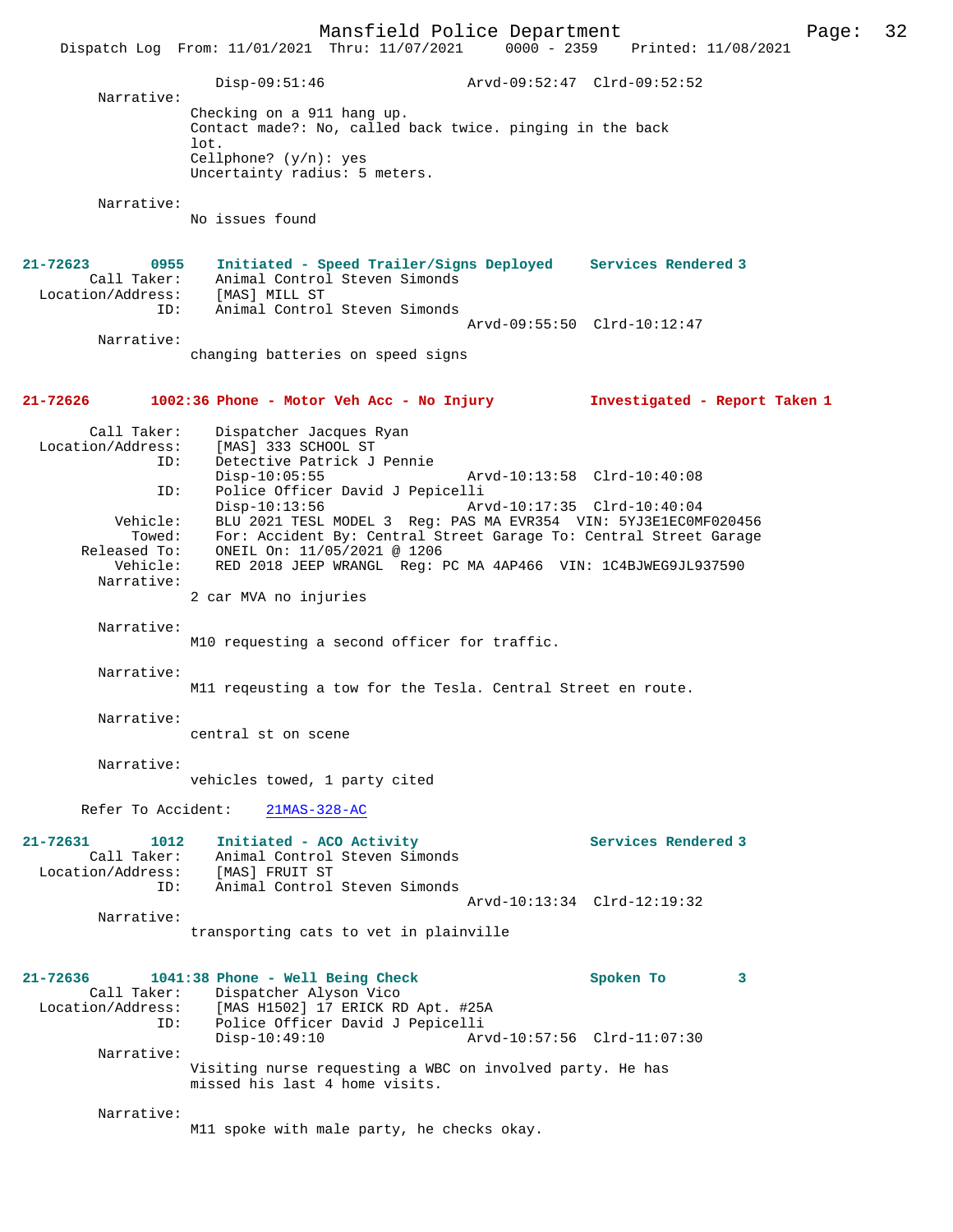Disp-09:51:46 Arvd-09:52:47 Clrd-09:52:52

Narrative:
Checking on a 911 hang up.
Contact made?: No, called back twice. pinging in the back lot.
Cellphone? (y/n): yes
Uncertainty radius: 5 meters.

Narrative:
No issues found

**21-72623 0955 Initiated - Speed Trailer/Signs Deployed Services Rendered 3**

Call Taker: Animal Control Steven Simonds
Location/Address: [MAS] MILL ST
ID: Animal Control Steven Simonds
Arvd-09:55:50 Clrd-10:12:47

Narrative:
changing batteries on speed signs

**21-72626 1002:36 Phone - Motor Veh Acc - No Injury Investigated - Report Taken 1**

Call Taker: Dispatcher Jacques Ryan
Location/Address: [MAS] 333 SCHOOL ST
ID: Detective Patrick J Pennie
Disp-10:05:55 Arvd-10:13:58 Clrd-10:40:08
ID: Police Officer David J Pepicelli
Disp-10:13:56 Arvd-10:17:35 Clrd-10:40:04
Vehicle: BLU 2021 TESL MODEL 3 Reg: PAS MA EVR354 VIN: 5YJ3E1EC0MF020456
Towed: For: Accident By: Central Street Garage To: Central Street Garage
Released To: ONEIL On: 11/05/2021 @ 1206
Vehicle: RED 2018 JEEP WRANGL Reg: PC MA 4AP466 VIN: 1C4BJWEG9JL937590

Narrative:
2 car MVA no injuries

Narrative:
M10 requesting a second officer for traffic.

Narrative:
M11 reqeusting a tow for the Tesla. Central Street en route.

Narrative:
central st on scene

Narrative:
vehicles towed, 1 party cited

Refer To Accident: 21MAS-328-AC

**21-72631 1012 Initiated - ACO Activity Services Rendered 3**

Call Taker: Animal Control Steven Simonds
Location/Address: [MAS] FRUIT ST
ID: Animal Control Steven Simonds
Arvd-10:13:34 Clrd-12:19:32

Narrative:
transporting cats to vet in plainville

**21-72636 1041:38 Phone - Well Being Check Spoken To 3**

Call Taker: Dispatcher Alyson Vico
Location/Address: [MAS H1502] 17 ERICK RD Apt. #25A
ID: Police Officer David J Pepicelli
Disp-10:49:10 Arvd-10:57:56 Clrd-11:07:30

Narrative:
Visiting nurse requesting a WBC on involved party. He has missed his last 4 home visits.

Narrative:
M11 spoke with male party, he checks okay.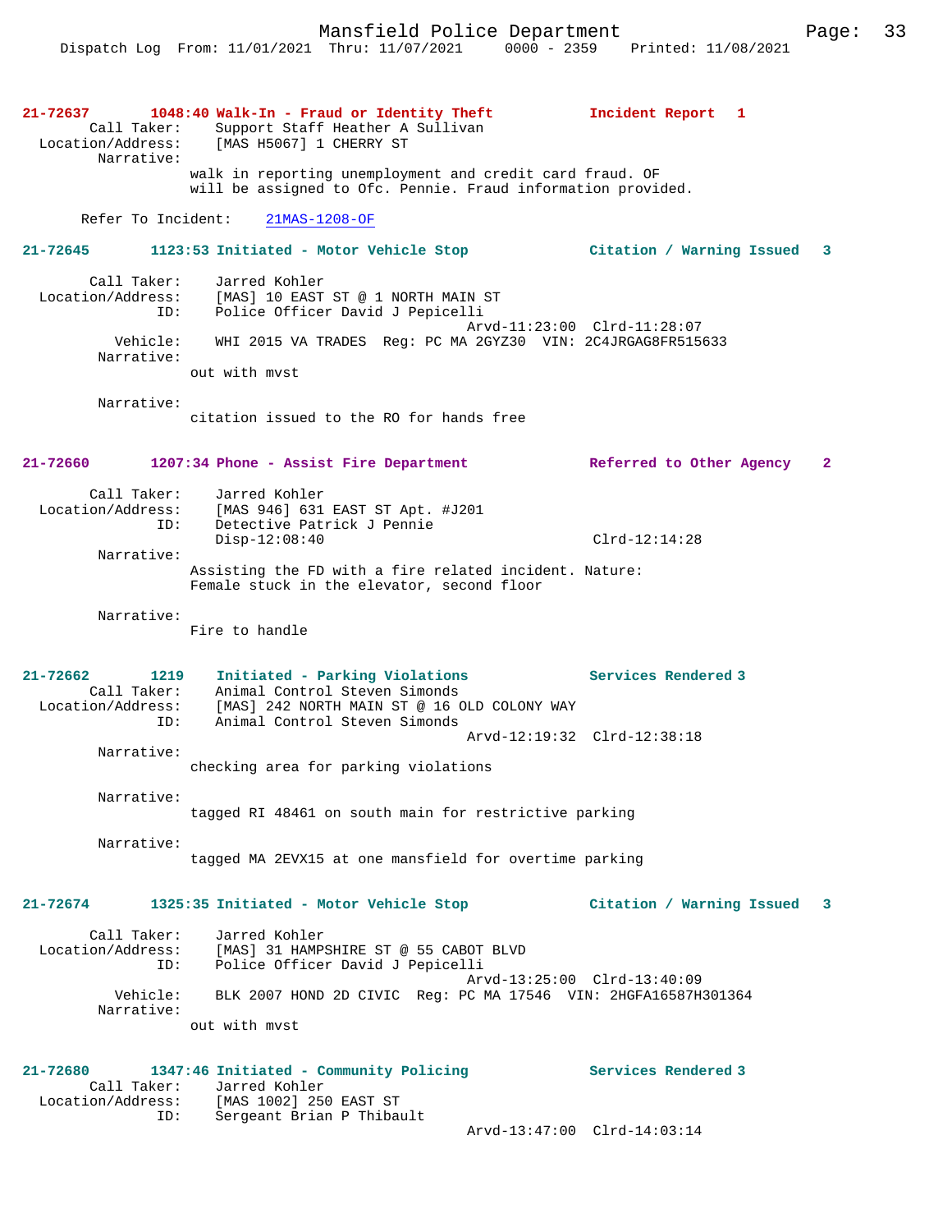**21-72637 1048:40 Walk-In - Fraud or Identity Theft — Incident Report 1**

Call Taker: Support Staff Heather A Sullivan
Location/Address: [MAS H5067] 1 CHERRY ST
Narrative:
walk in reporting unemployment and credit card fraud. OF will be assigned to Ofc. Pennie. Fraud information provided.

Refer To Incident: 21MAS-1208-OF

**21-72645 1123:53 Initiated - Motor Vehicle Stop — Citation / Warning Issued 3**

Call Taker: Jarred Kohler
Location/Address: [MAS] 10 EAST ST @ 1 NORTH MAIN ST
ID: Police Officer David J Pepicelli
Arvd-11:23:00 Clrd-11:28:07
Vehicle: WHI 2015 VA TRADES Reg: PC MA 2GYZ30 VIN: 2C4JRGAG8FR515633
Narrative:
out with mvst

Narrative:
citation issued to the RO for hands free

**21-72660 1207:34 Phone - Assist Fire Department — Referred to Other Agency 2**

Call Taker: Jarred Kohler
Location/Address: [MAS 946] 631 EAST ST Apt. #J201
ID: Detective Patrick J Pennie
Disp-12:08:40 Clrd-12:14:28
Narrative:
Assisting the FD with a fire related incident. Nature: Female stuck in the elevator, second floor

Narrative:
Fire to handle

**21-72662 1219 Initiated - Parking Violations — Services Rendered 3**

Call Taker: Animal Control Steven Simonds
Location/Address: [MAS] 242 NORTH MAIN ST @ 16 OLD COLONY WAY
ID: Animal Control Steven Simonds
Arvd-12:19:32 Clrd-12:38:18
Narrative:
checking area for parking violations

Narrative:
tagged RI 48461 on south main for restrictive parking

Narrative:
tagged MA 2EVX15 at one mansfield for overtime parking

**21-72674 1325:35 Initiated - Motor Vehicle Stop — Citation / Warning Issued 3**

Call Taker: Jarred Kohler
Location/Address: [MAS] 31 HAMPSHIRE ST @ 55 CABOT BLVD
ID: Police Officer David J Pepicelli
Arvd-13:25:00 Clrd-13:40:09
Vehicle: BLK 2007 HOND 2D CIVIC Reg: PC MA 17546 VIN: 2HGFA16587H301364
Narrative:
out with mvst

**21-72680 1347:46 Initiated - Community Policing — Services Rendered 3**

Call Taker: Jarred Kohler
Location/Address: [MAS 1002] 250 EAST ST
ID: Sergeant Brian P Thibault
Arvd-13:47:00 Clrd-14:03:14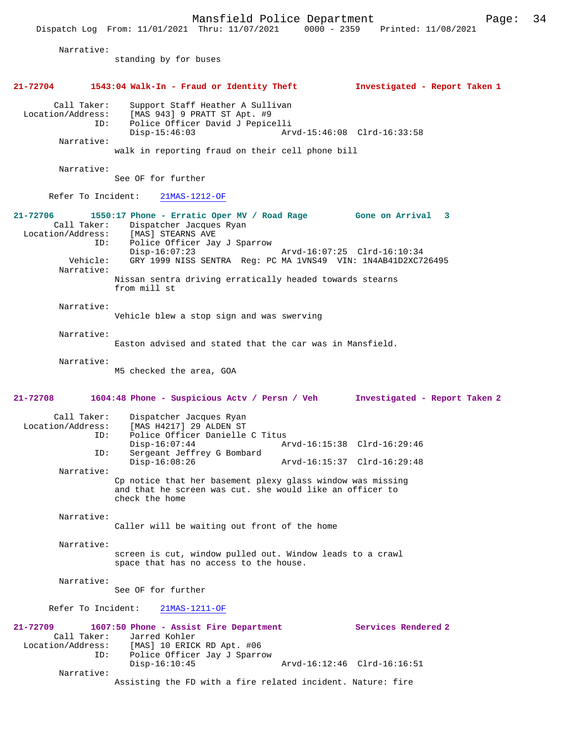Narrative:
standing by for buses

**21-72704 1543:04 Walk-In - Fraud or Identity Theft — Investigated - Report Taken 1**

Call Taker: Support Staff Heather A Sullivan
Location/Address: [MAS 943] 9 PRATT ST Apt. #9
ID: Police Officer David J Pepicelli
Disp-15:46:03 Arvd-15:46:08 Clrd-16:33:58

Narrative:
walk in reporting fraud on their cell phone bill

Narrative:
See OF for further

Refer To Incident: 21MAS-1212-OF

**21-72706 1550:17 Phone - Erratic Oper MV / Road Rage — Gone on Arrival 3**

Call Taker: Dispatcher Jacques Ryan
Location/Address: [MAS] STEARNS AVE
ID: Police Officer Jay J Sparrow
Disp-16:07:23 Arvd-16:07:25 Clrd-16:10:34
Vehicle: GRY 1999 NISS SENTRA Reg: PC MA 1VNS49 VIN: 1N4AB41D2XC726495

Narrative:
Nissan sentra driving erratically headed towards stearns from mill st

Narrative:
Vehicle blew a stop sign and was swerving

Narrative:
Easton advised and stated that the car was in Mansfield.

Narrative:
M5 checked the area, GOA

**21-72708 1604:48 Phone - Suspicious Actv / Persn / Veh — Investigated - Report Taken 2**

Call Taker: Dispatcher Jacques Ryan
Location/Address: [MAS H4217] 29 ALDEN ST
ID: Police Officer Danielle C Titus
Disp-16:07:44 Arvd-16:15:38 Clrd-16:29:46
ID: Sergeant Jeffrey G Bombard
Disp-16:08:26 Arvd-16:15:37 Clrd-16:29:48

Narrative:
Cp notice that her basement plexy glass window was missing and that he screen was cut. she would like an officer to check the home

Narrative:
Caller will be waiting out front of the home

Narrative:
screen is cut, window pulled out. Window leads to a crawl space that has no access to the house.

Narrative:
See OF for further

Refer To Incident: 21MAS-1211-OF

**21-72709 1607:50 Phone - Assist Fire Department — Services Rendered 2**

Call Taker: Jarred Kohler
Location/Address: [MAS] 10 ERICK RD Apt. #06
ID: Police Officer Jay J Sparrow
Disp-16:10:45 Arvd-16:12:46 Clrd-16:16:51

Narrative:
Assisting the FD with a fire related incident. Nature: fire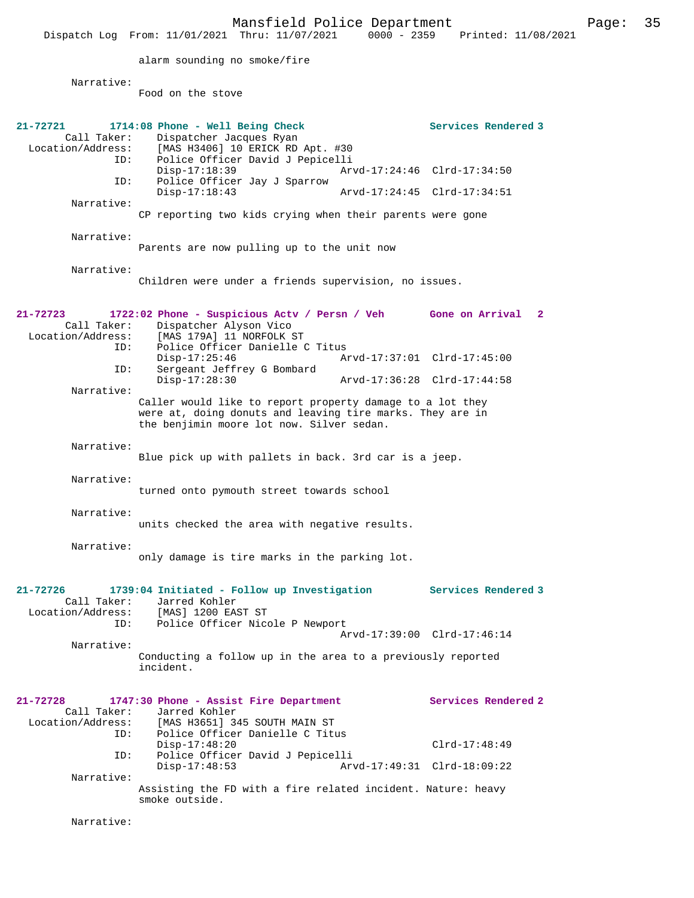alarm sounding no smoke/fire

Narrative:
Food on the stove

**21-72721 1714:08 Phone - Well Being Check — Services Rendered 3**

Call Taker: Dispatcher Jacques Ryan
Location/Address: [MAS H3406] 10 ERICK RD Apt. #30
ID: Police Officer David J Pepicelli
Disp-17:18:39 Arvd-17:24:46 Clrd-17:34:50
ID: Police Officer Jay J Sparrow
Disp-17:18:43 Arvd-17:24:45 Clrd-17:34:51

Narrative:
CP reporting two kids crying when their parents were gone

Narrative:
Parents are now pulling up to the unit now

Narrative:
Children were under a friends supervision, no issues.

**21-72723 1722:02 Phone - Suspicious Actv / Persn / Veh — Gone on Arrival 2**

Call Taker: Dispatcher Alyson Vico
Location/Address: [MAS 179A] 11 NORFOLK ST
ID: Police Officer Danielle C Titus
Disp-17:25:46 Arvd-17:37:01 Clrd-17:45:00
ID: Sergeant Jeffrey G Bombard
Disp-17:28:30 Arvd-17:36:28 Clrd-17:44:58

Narrative:
Caller would like to report property damage to a lot they were at, doing donuts and leaving tire marks. They are in the benjimin moore lot now. Silver sedan.

Narrative:
Blue pick up with pallets in back. 3rd car is a jeep.

Narrative:
turned onto pymouth street towards school

Narrative:
units checked the area with negative results.

Narrative:
only damage is tire marks in the parking lot.

**21-72726 1739:04 Initiated - Follow up Investigation — Services Rendered 3**

Call Taker: Jarred Kohler
Location/Address: [MAS] 1200 EAST ST
ID: Police Officer Nicole P Newport
Arvd-17:39:00 Clrd-17:46:14

Narrative:
Conducting a follow up in the area to a previously reported incident.

**21-72728 1747:30 Phone - Assist Fire Department — Services Rendered 2**

Call Taker: Jarred Kohler
Location/Address: [MAS H3651] 345 SOUTH MAIN ST
ID: Police Officer Danielle C Titus
Disp-17:48:20 Clrd-17:48:49
ID: Police Officer David J Pepicelli
Disp-17:48:53 Arvd-17:49:31 Clrd-18:09:22

Narrative:
Assisting the FD with a fire related incident. Nature: heavy smoke outside.

Narrative: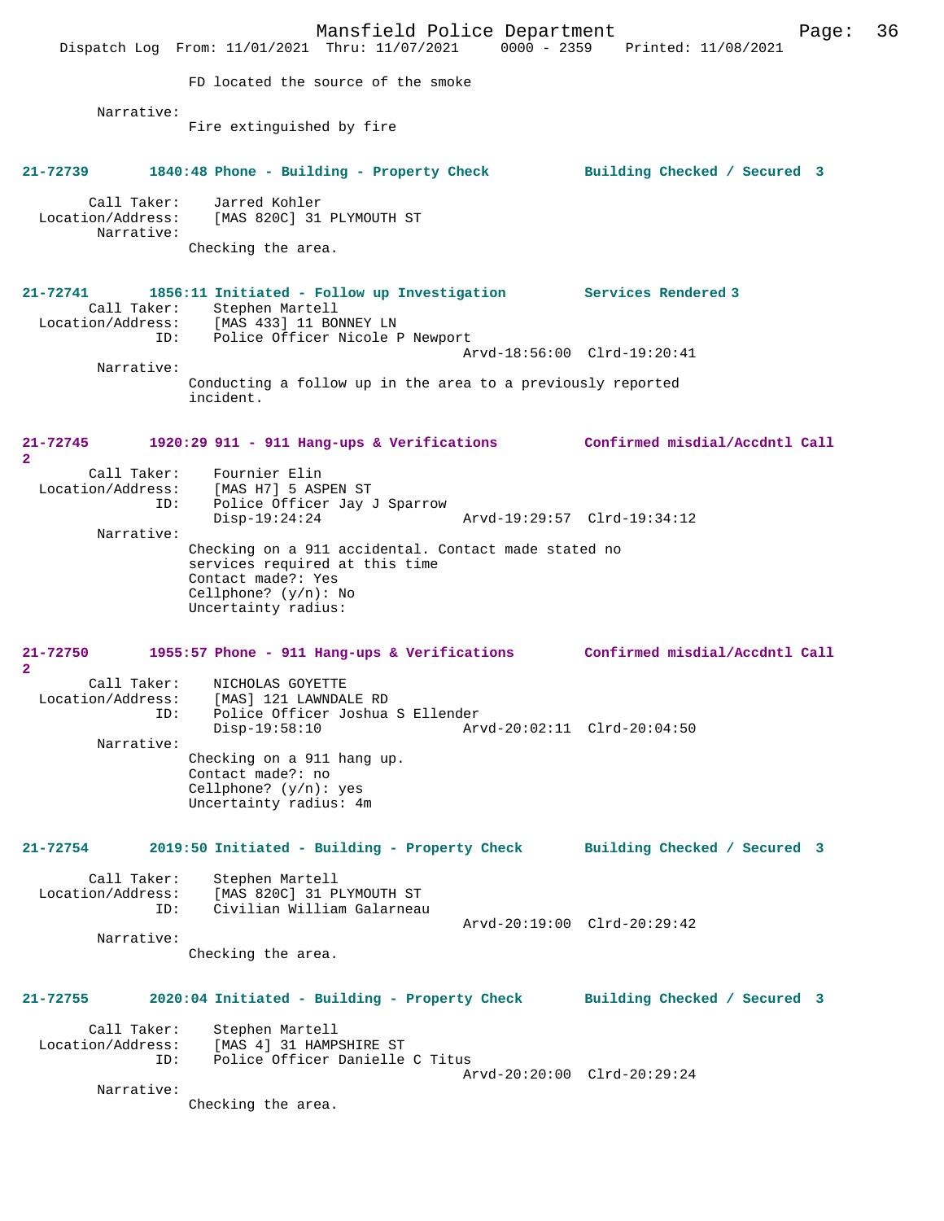FD located the source of the smoke

Narrative:
Fire extinguished by fire

**21-72739 1840:48 Phone - Building - Property Check Building Checked / Secured 3**

Call Taker: Jarred Kohler
Location/Address: [MAS 820C] 31 PLYMOUTH ST
Narrative:
Checking the area.

**21-72741 1856:11 Initiated - Follow up Investigation Services Rendered 3**

Call Taker: Stephen Martell
Location/Address: [MAS 433] 11 BONNEY LN
ID: Police Officer Nicole P Newport
Arvd-18:56:00 Clrd-19:20:41
Narrative:
Conducting a follow up in the area to a previously reported incident.

**21-72745 1920:29 911 - 911 Hang-ups & Verifications Confirmed misdial/Accdntl Call 2**

Call Taker: Fournier Elin
Location/Address: [MAS H7] 5 ASPEN ST
ID: Police Officer Jay J Sparrow
Disp-19:24:24 Arvd-19:29:57 Clrd-19:34:12
Narrative:
Checking on a 911 accidental. Contact made stated no services required at this time
Contact made?: Yes
Cellphone? (y/n): No
Uncertainty radius:

**21-72750 1955:57 Phone - 911 Hang-ups & Verifications Confirmed misdial/Accdntl Call 2**

Call Taker: NICHOLAS GOYETTE
Location/Address: [MAS] 121 LAWNDALE RD
ID: Police Officer Joshua S Ellender
Disp-19:58:10 Arvd-20:02:11 Clrd-20:04:50
Narrative:
Checking on a 911 hang up.
Contact made?: no
Cellphone? (y/n): yes
Uncertainty radius: 4m

**21-72754 2019:50 Initiated - Building - Property Check Building Checked / Secured 3**

Call Taker: Stephen Martell
Location/Address: [MAS 820C] 31 PLYMOUTH ST
ID: Civilian William Galarneau
Arvd-20:19:00 Clrd-20:29:42
Narrative:
Checking the area.

**21-72755 2020:04 Initiated - Building - Property Check Building Checked / Secured 3**

Call Taker: Stephen Martell
Location/Address: [MAS 4] 31 HAMPSHIRE ST
ID: Police Officer Danielle C Titus
Arvd-20:20:00 Clrd-20:29:24
Narrative:
Checking the area.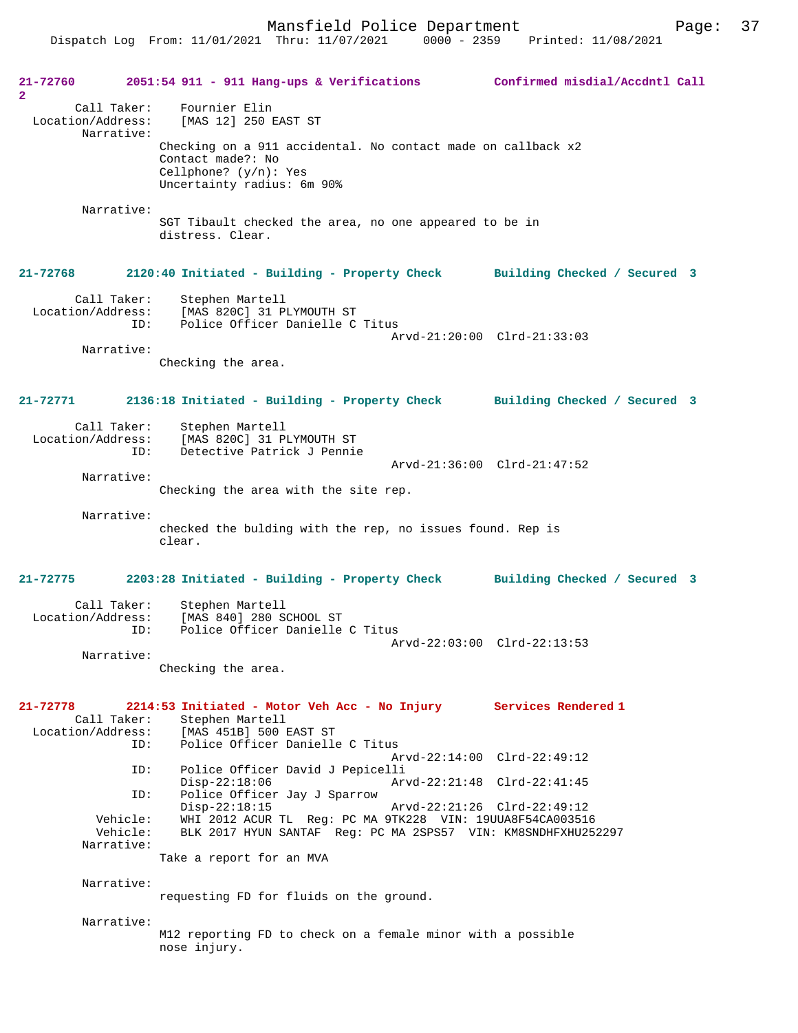**21-72760 2051:54 911 - 911 Hang-ups & Verifications Confirmed misdial/Accdntl Call 2**

Call Taker: Fournier Elin
Location/Address: [MAS 12] 250 EAST ST
Narrative:
Checking on a 911 accidental. No contact made on callback x2
Contact made?: No
Cellphone? (y/n): Yes
Uncertainty radius: 6m 90%

Narrative:
SGT Tibault checked the area, no one appeared to be in distress. Clear.

**21-72768 2120:40 Initiated - Building - Property Check Building Checked / Secured 3**

Call Taker: Stephen Martell
Location/Address: [MAS 820C] 31 PLYMOUTH ST
ID: Police Officer Danielle C Titus
Arvd-21:20:00 Clrd-21:33:03
Narrative:
Checking the area.

**21-72771 2136:18 Initiated - Building - Property Check Building Checked / Secured 3**

Call Taker: Stephen Martell
Location/Address: [MAS 820C] 31 PLYMOUTH ST
ID: Detective Patrick J Pennie
Arvd-21:36:00 Clrd-21:47:52
Narrative:
Checking the area with the site rep.

Narrative:
checked the bulding with the rep, no issues found. Rep is clear.

**21-72775 2203:28 Initiated - Building - Property Check Building Checked / Secured 3**

Call Taker: Stephen Martell
Location/Address: [MAS 840] 280 SCHOOL ST
ID: Police Officer Danielle C Titus
Arvd-22:03:00 Clrd-22:13:53
Narrative:
Checking the area.

**21-72778 2214:53 Initiated - Motor Veh Acc - No Injury Services Rendered 1**

Call Taker: Stephen Martell
Location/Address: [MAS 451B] 500 EAST ST
ID: Police Officer Danielle C Titus
Arvd-22:14:00 Clrd-22:49:12
ID: Police Officer David J Pepicelli
Disp-22:18:06 Arvd-22:21:48 Clrd-22:41:45
ID: Police Officer Jay J Sparrow
Disp-22:18:15 Arvd-22:21:26 Clrd-22:49:12
Vehicle: WHI 2012 ACUR TL Reg: PC MA 9TK228 VIN: 19UUA8F54CA003516
Vehicle: BLK 2017 HYUN SANTAF Reg: PC MA 2SPS57 VIN: KM8SNDHFXHU252297
Narrative:
Take a report for an MVA

Narrative:
requesting FD for fluids on the ground.

Narrative:
M12 reporting FD to check on a female minor with a possible nose injury.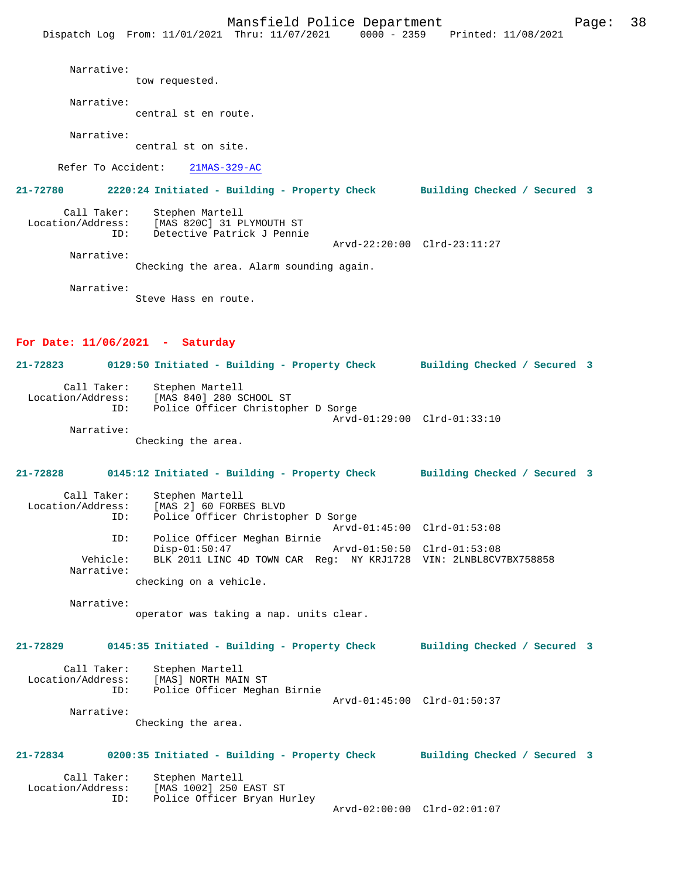Narrative:
tow requested.

Narrative:
central st en route.

Narrative:
central st on site.

Refer To Accident: 21MAS-329-AC

**21-72780 2220:24 Initiated - Building - Property Check Building Checked / Secured 3**

Call Taker: Stephen Martell
Location/Address: [MAS 820C] 31 PLYMOUTH ST
ID: Detective Patrick J Pennie
Arvd-22:20:00 Clrd-23:11:27

Narrative:
Checking the area. Alarm sounding again.

Narrative:
Steve Hass en route.

## For Date: 11/06/2021 - Saturday

**21-72823 0129:50 Initiated - Building - Property Check Building Checked / Secured 3**

Call Taker: Stephen Martell
Location/Address: [MAS 840] 280 SCHOOL ST
ID: Police Officer Christopher D Sorge
Arvd-01:29:00 Clrd-01:33:10

Narrative:
Checking the area.

**21-72828 0145:12 Initiated - Building - Property Check Building Checked / Secured 3**

Call Taker: Stephen Martell
Location/Address: [MAS 2] 60 FORBES BLVD
ID: Police Officer Christopher D Sorge
Arvd-01:45:00 Clrd-01:53:08
ID: Police Officer Meghan Birnie
Disp-01:50:47 Arvd-01:50:50 Clrd-01:53:08
Vehicle: BLK 2011 LINC 4D TOWN CAR Reg: NY KRJ1728 VIN: 2LNBL8CV7BX758858

Narrative:
checking on a vehicle.

Narrative:
operator was taking a nap. units clear.

**21-72829 0145:35 Initiated - Building - Property Check Building Checked / Secured 3**

Call Taker: Stephen Martell
Location/Address: [MAS] NORTH MAIN ST
ID: Police Officer Meghan Birnie
Arvd-01:45:00 Clrd-01:50:37

Narrative:
Checking the area.

**21-72834 0200:35 Initiated - Building - Property Check Building Checked / Secured 3**

Call Taker: Stephen Martell
Location/Address: [MAS 1002] 250 EAST ST
ID: Police Officer Bryan Hurley
Arvd-02:00:00 Clrd-02:01:07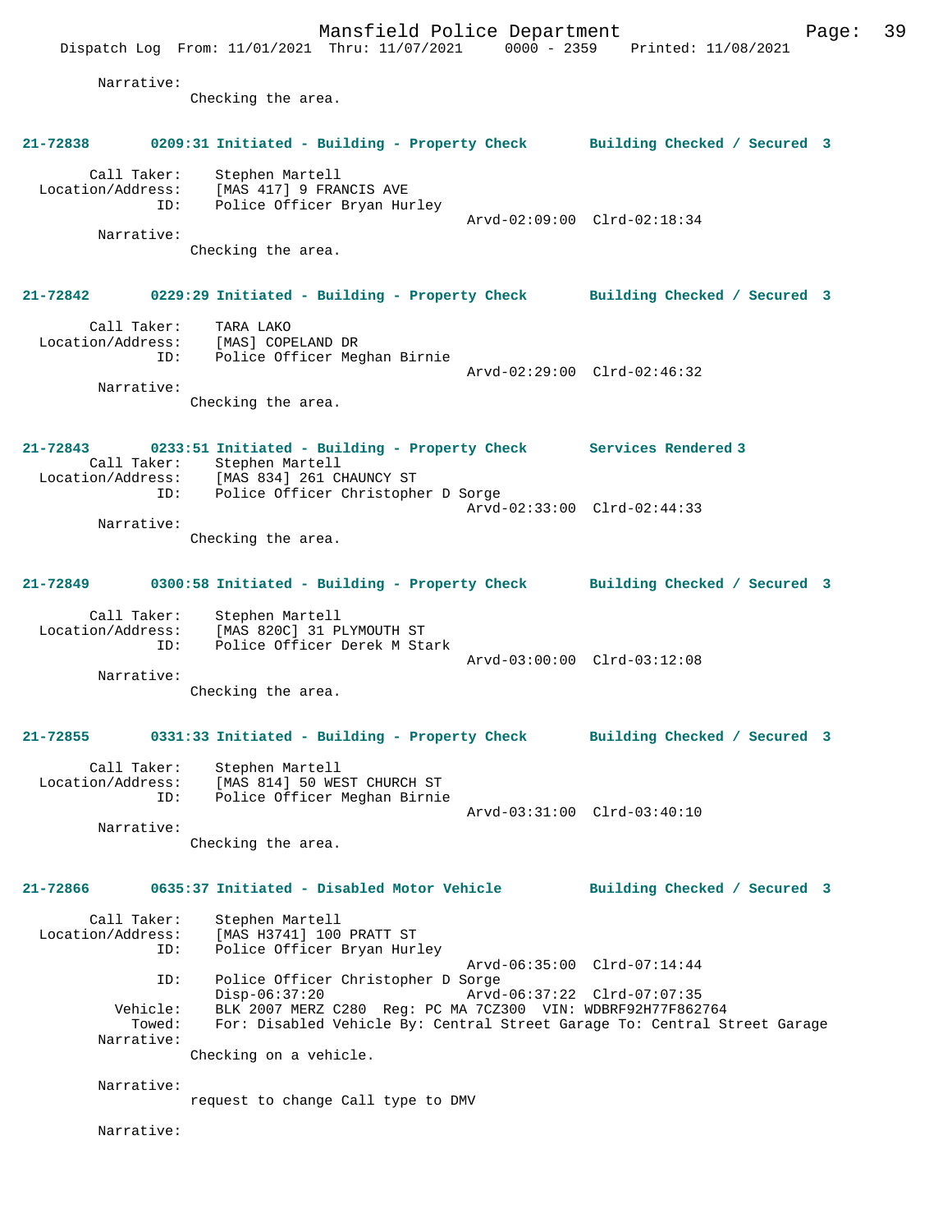Narrative:
Checking the area.

**21-72838 0209:31 Initiated - Building - Property Check Building Checked / Secured 3**

Call Taker: Stephen Martell
Location/Address: [MAS 417] 9 FRANCIS AVE
ID: Police Officer Bryan Hurley
Arvd-02:09:00 Clrd-02:18:34
Narrative:
Checking the area.

**21-72842 0229:29 Initiated - Building - Property Check Building Checked / Secured 3**

Call Taker: TARA LAKO
Location/Address: [MAS] COPELAND DR
ID: Police Officer Meghan Birnie
Arvd-02:29:00 Clrd-02:46:32
Narrative:
Checking the area.

**21-72843 0233:51 Initiated - Building - Property Check Services Rendered 3**

Call Taker: Stephen Martell
Location/Address: [MAS 834] 261 CHAUNCY ST
ID: Police Officer Christopher D Sorge
Arvd-02:33:00 Clrd-02:44:33
Narrative:
Checking the area.

**21-72849 0300:58 Initiated - Building - Property Check Building Checked / Secured 3**

Call Taker: Stephen Martell
Location/Address: [MAS 820C] 31 PLYMOUTH ST
ID: Police Officer Derek M Stark
Arvd-03:00:00 Clrd-03:12:08
Narrative:
Checking the area.

**21-72855 0331:33 Initiated - Building - Property Check Building Checked / Secured 3**

Call Taker: Stephen Martell
Location/Address: [MAS 814] 50 WEST CHURCH ST
ID: Police Officer Meghan Birnie
Arvd-03:31:00 Clrd-03:40:10
Narrative:
Checking the area.

**21-72866 0635:37 Initiated - Disabled Motor Vehicle Building Checked / Secured 3**

Call Taker: Stephen Martell
Location/Address: [MAS H3741] 100 PRATT ST
ID: Police Officer Bryan Hurley
Arvd-06:35:00 Clrd-07:14:44
ID: Police Officer Christopher D Sorge
Disp-06:37:20 Arvd-06:37:22 Clrd-07:07:35
Vehicle: BLK 2007 MERZ C280 Reg: PC MA 7CZ300 VIN: WDBRF92H77F862764
Towed: For: Disabled Vehicle By: Central Street Garage To: Central Street Garage
Narrative:
Checking on a vehicle.

Narrative:
request to change Call type to DMV

Narrative: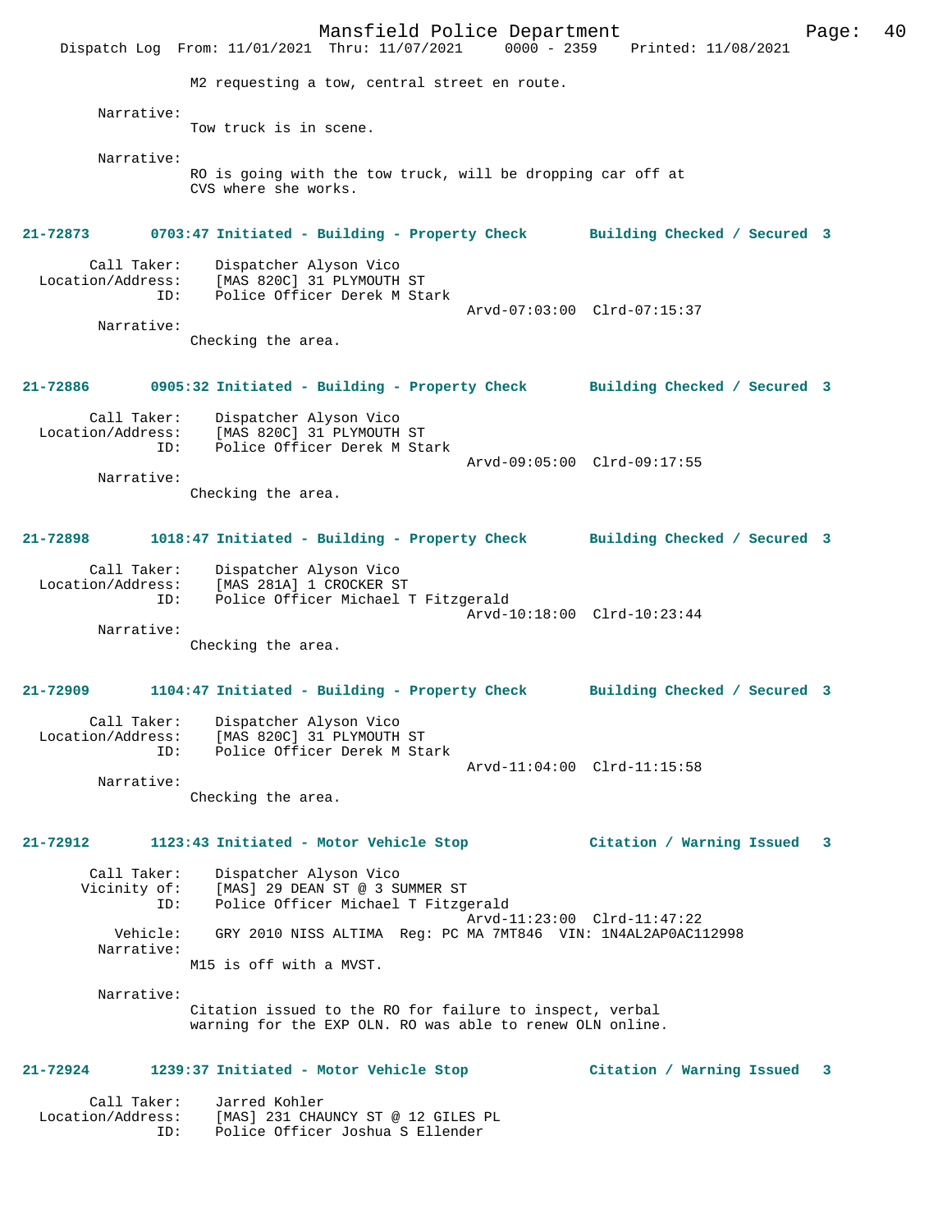M2 requesting a tow, central street en route.

Narrative:
Tow truck is in scene.

Narrative:
RO is going with the tow truck, will be dropping car off at CVS where she works.

**21-72873 0703:47 Initiated - Building - Property Check Building Checked / Secured 3**

Call Taker: Dispatcher Alyson Vico
Location/Address: [MAS 820C] 31 PLYMOUTH ST
ID: Police Officer Derek M Stark
Arvd-07:03:00 Clrd-07:15:37
Narrative:
Checking the area.

**21-72886 0905:32 Initiated - Building - Property Check Building Checked / Secured 3**

Call Taker: Dispatcher Alyson Vico
Location/Address: [MAS 820C] 31 PLYMOUTH ST
ID: Police Officer Derek M Stark
Arvd-09:05:00 Clrd-09:17:55
Narrative:
Checking the area.

**21-72898 1018:47 Initiated - Building - Property Check Building Checked / Secured 3**

Call Taker: Dispatcher Alyson Vico
Location/Address: [MAS 281A] 1 CROCKER ST
ID: Police Officer Michael T Fitzgerald
Arvd-10:18:00 Clrd-10:23:44
Narrative:
Checking the area.

**21-72909 1104:47 Initiated - Building - Property Check Building Checked / Secured 3**

Call Taker: Dispatcher Alyson Vico
Location/Address: [MAS 820C] 31 PLYMOUTH ST
ID: Police Officer Derek M Stark
Arvd-11:04:00 Clrd-11:15:58
Narrative:
Checking the area.

**21-72912 1123:43 Initiated - Motor Vehicle Stop Citation / Warning Issued 3**

Call Taker: Dispatcher Alyson Vico
Vicinity of: [MAS] 29 DEAN ST @ 3 SUMMER ST
ID: Police Officer Michael T Fitzgerald
Arvd-11:23:00 Clrd-11:47:22
Vehicle: GRY 2010 NISS ALTIMA Reg: PC MA 7MT846 VIN: 1N4AL2AP0AC112998
Narrative:
M15 is off with a MVST.

Narrative:
Citation issued to the RO for failure to inspect, verbal warning for the EXP OLN. RO was able to renew OLN online.

**21-72924 1239:37 Initiated - Motor Vehicle Stop Citation / Warning Issued 3**

Call Taker: Jarred Kohler
Location/Address: [MAS] 231 CHAUNCY ST @ 12 GILES PL
ID: Police Officer Joshua S Ellender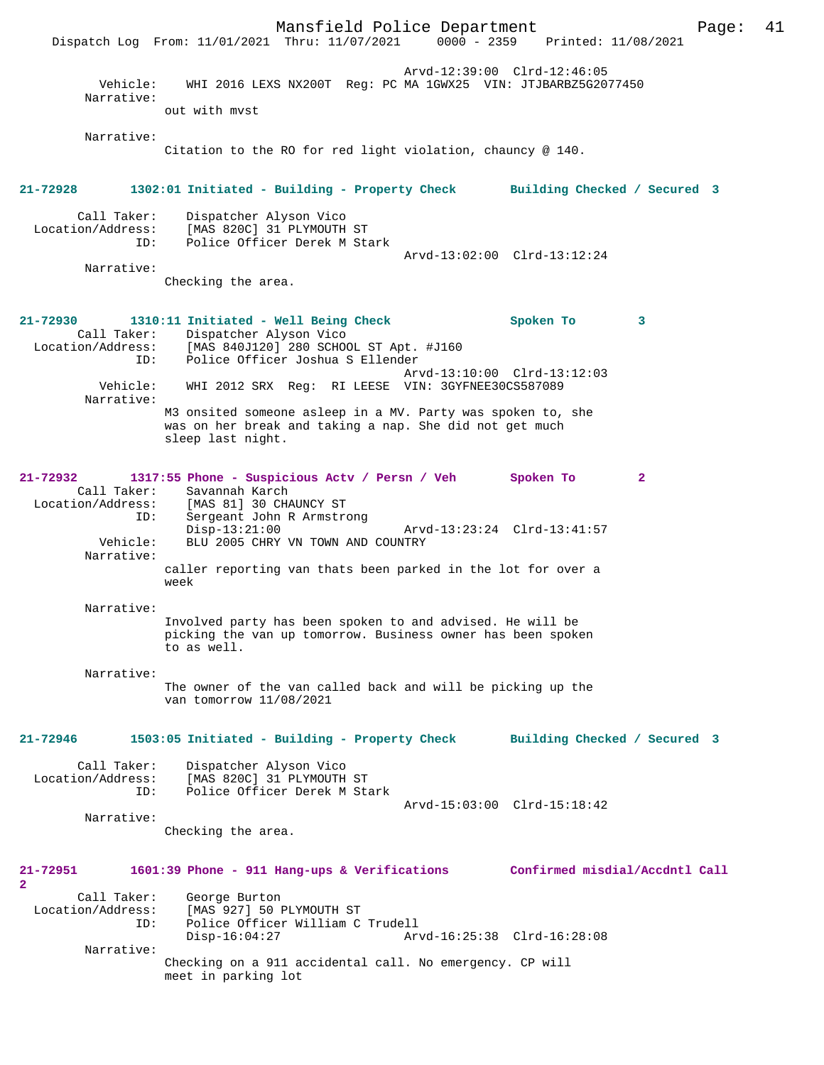Arvd-12:39:00 Clrd-12:46:05
Vehicle: WHI 2016 LEXS NX200T Reg: PC MA 1GWX25 VIN: JTJBARBZ5G2077450
Narrative:
out with mvst

Narrative:
Citation to the RO for red light violation, chauncy @ 140.

**21-72928 1302:01 Initiated - Building - Property Check Building Checked / Secured 3**

Call Taker: Dispatcher Alyson Vico
Location/Address: [MAS 820C] 31 PLYMOUTH ST
ID: Police Officer Derek M Stark
Arvd-13:02:00 Clrd-13:12:24
Narrative:
Checking the area.

**21-72930 1310:11 Initiated - Well Being Check Spoken To 3**

Call Taker: Dispatcher Alyson Vico
Location/Address: [MAS 840J120] 280 SCHOOL ST Apt. #J160
ID: Police Officer Joshua S Ellender
Arvd-13:10:00 Clrd-13:12:03
Vehicle: WHI 2012 SRX Reg: RI LEESE VIN: 3GYFNEE30CS587089
Narrative:
M3 onsited someone asleep in a MV. Party was spoken to, she was on her break and taking a nap. She did not get much sleep last night.

**21-72932 1317:55 Phone - Suspicious Actv / Persn / Veh Spoken To 2**

Call Taker: Savannah Karch
Location/Address: [MAS 81] 30 CHAUNCY ST
ID: Sergeant John R Armstrong
Disp-13:21:00 Arvd-13:23:24 Clrd-13:41:57
Vehicle: BLU 2005 CHRY VN TOWN AND COUNTRY
Narrative:
caller reporting van thats been parked in the lot for over a week

Narrative:
Involved party has been spoken to and advised. He will be picking the van up tomorrow. Business owner has been spoken to as well.

Narrative:
The owner of the van called back and will be picking up the van tomorrow 11/08/2021

**21-72946 1503:05 Initiated - Building - Property Check Building Checked / Secured 3**

Call Taker: Dispatcher Alyson Vico
Location/Address: [MAS 820C] 31 PLYMOUTH ST
ID: Police Officer Derek M Stark
Arvd-15:03:00 Clrd-15:18:42
Narrative:
Checking the area.

**21-72951 1601:39 Phone - 911 Hang-ups & Verifications Confirmed misdial/Accdntl Call 2**

Call Taker: George Burton
Location/Address: [MAS 927] 50 PLYMOUTH ST
ID: Police Officer William C Trudell
Disp-16:04:27 Arvd-16:25:38 Clrd-16:28:08
Narrative:
Checking on a 911 accidental call. No emergency. CP will meet in parking lot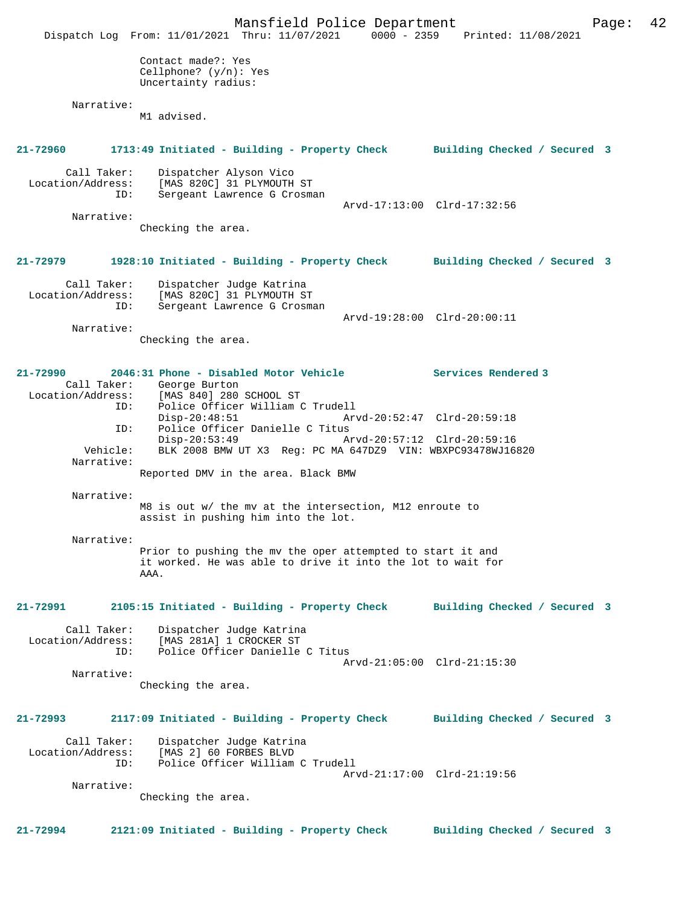Contact made?: Yes
Cellphone? (y/n): Yes
Uncertainty radius:

Narrative:
M1 advised.

**21-72960 1713:49 Initiated - Building - Property Check Building Checked / Secured 3**

Call Taker: Dispatcher Alyson Vico
Location/Address: [MAS 820C] 31 PLYMOUTH ST
ID: Sergeant Lawrence G Crosman
Arvd-17:13:00 Clrd-17:32:56
Narrative:
Checking the area.

**21-72979 1928:10 Initiated - Building - Property Check Building Checked / Secured 3**

Call Taker: Dispatcher Judge Katrina
Location/Address: [MAS 820C] 31 PLYMOUTH ST
ID: Sergeant Lawrence G Crosman
Arvd-19:28:00 Clrd-20:00:11
Narrative:
Checking the area.

**21-72990 2046:31 Phone - Disabled Motor Vehicle Services Rendered 3**

Call Taker: George Burton
Location/Address: [MAS 840] 280 SCHOOL ST
ID: Police Officer William C Trudell
Disp-20:48:51 Arvd-20:52:47 Clrd-20:59:18
ID: Police Officer Danielle C Titus
Disp-20:53:49 Arvd-20:57:12 Clrd-20:59:16
Vehicle: BLK 2008 BMW UT X3 Reg: PC MA 647DZ9 VIN: WBXPC93478WJ16820
Narrative:
Reported DMV in the area. Black BMW

Narrative:
M8 is out w/ the mv at the intersection, M12 enroute to assist in pushing him into the lot.

Narrative:
Prior to pushing the mv the oper attempted to start it and it worked. He was able to drive it into the lot to wait for AAA.

**21-72991 2105:15 Initiated - Building - Property Check Building Checked / Secured 3**

Call Taker: Dispatcher Judge Katrina
Location/Address: [MAS 281A] 1 CROCKER ST
ID: Police Officer Danielle C Titus
Arvd-21:05:00 Clrd-21:15:30
Narrative:
Checking the area.

**21-72993 2117:09 Initiated - Building - Property Check Building Checked / Secured 3**

Call Taker: Dispatcher Judge Katrina
Location/Address: [MAS 2] 60 FORBES BLVD
ID: Police Officer William C Trudell
Arvd-21:17:00 Clrd-21:19:56
Narrative:
Checking the area.

**21-72994 2121:09 Initiated - Building - Property Check Building Checked / Secured 3**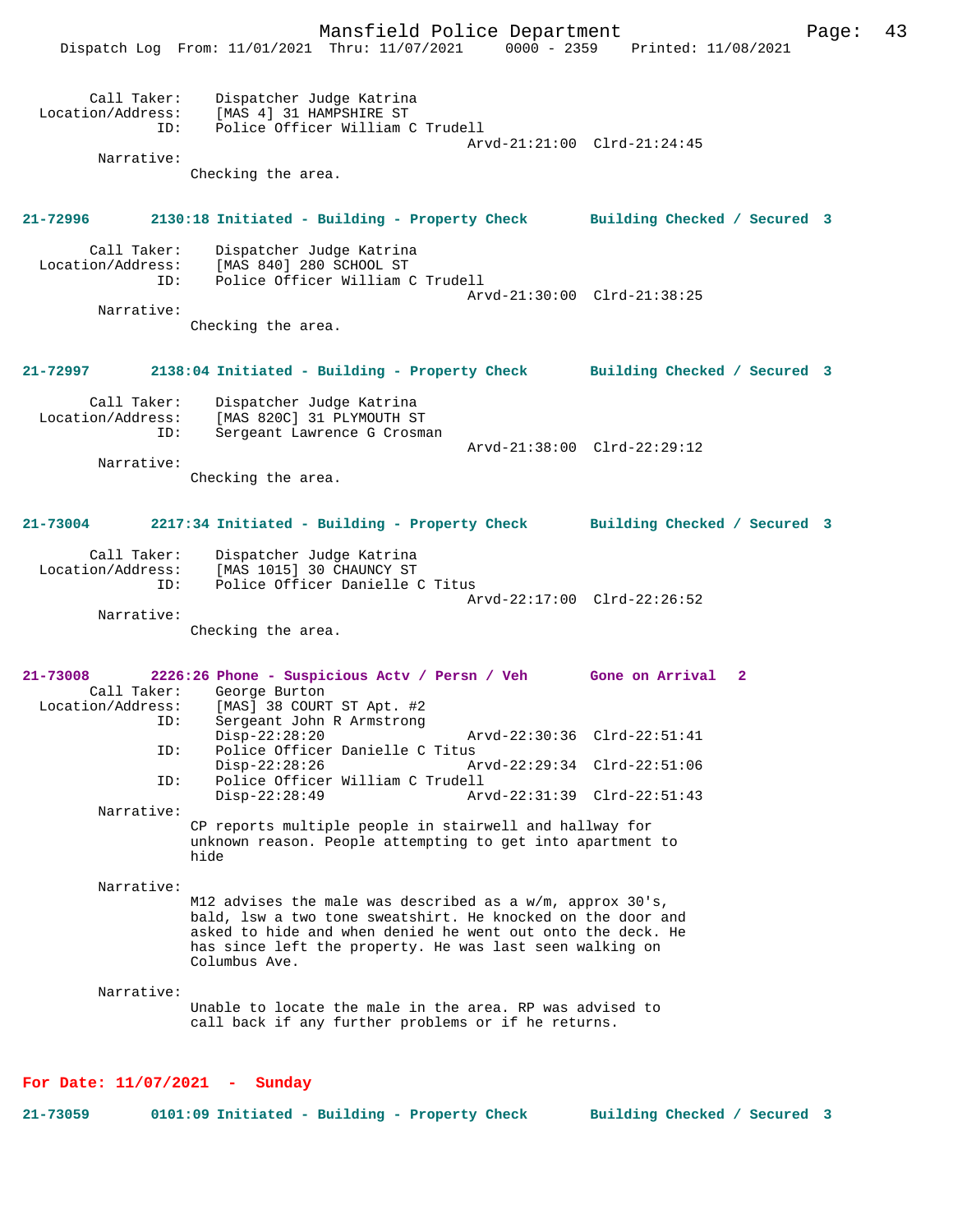Call Taker: Dispatcher Judge Katrina
Location/Address: [MAS 4] 31 HAMPSHIRE ST
ID: Police Officer William C Trudell
Arvd-21:21:00 Clrd-21:24:45
Narrative:
Checking the area.

**21-72996 2130:18 Initiated - Building - Property Check Building Checked / Secured 3**

Call Taker: Dispatcher Judge Katrina
Location/Address: [MAS 840] 280 SCHOOL ST
ID: Police Officer William C Trudell
Arvd-21:30:00 Clrd-21:38:25
Narrative:
Checking the area.

**21-72997 2138:04 Initiated - Building - Property Check Building Checked / Secured 3**

Call Taker: Dispatcher Judge Katrina
Location/Address: [MAS 820C] 31 PLYMOUTH ST
ID: Sergeant Lawrence G Crosman
Arvd-21:38:00 Clrd-22:29:12
Narrative:
Checking the area.

**21-73004 2217:34 Initiated - Building - Property Check Building Checked / Secured 3**

Call Taker: Dispatcher Judge Katrina
Location/Address: [MAS 1015] 30 CHAUNCY ST
ID: Police Officer Danielle C Titus
Arvd-22:17:00 Clrd-22:26:52
Narrative:
Checking the area.

**21-73008 2226:26 Phone - Suspicious Actv / Persn / Veh Gone on Arrival 2**

Call Taker: George Burton
Location/Address: [MAS] 38 COURT ST Apt. #2
ID: Sergeant John R Armstrong
Disp-22:28:20 Arvd-22:30:36 Clrd-22:51:41
ID: Police Officer Danielle C Titus
Disp-22:28:26 Arvd-22:29:34 Clrd-22:51:06
ID: Police Officer William C Trudell
Disp-22:28:49 Arvd-22:31:39 Clrd-22:51:43
Narrative:
CP reports multiple people in stairwell and hallway for unknown reason. People attempting to get into apartment to hide

Narrative:
M12 advises the male was described as a w/m, approx 30's, bald, lsw a two tone sweatshirt. He knocked on the door and asked to hide and when denied he went out onto the deck. He has since left the property. He was last seen walking on Columbus Ave.

Narrative:
Unable to locate the male in the area. RP was advised to call back if any further problems or if he returns.

## For Date: 11/07/2021 - Sunday

**21-73059 0101:09 Initiated - Building - Property Check Building Checked / Secured 3**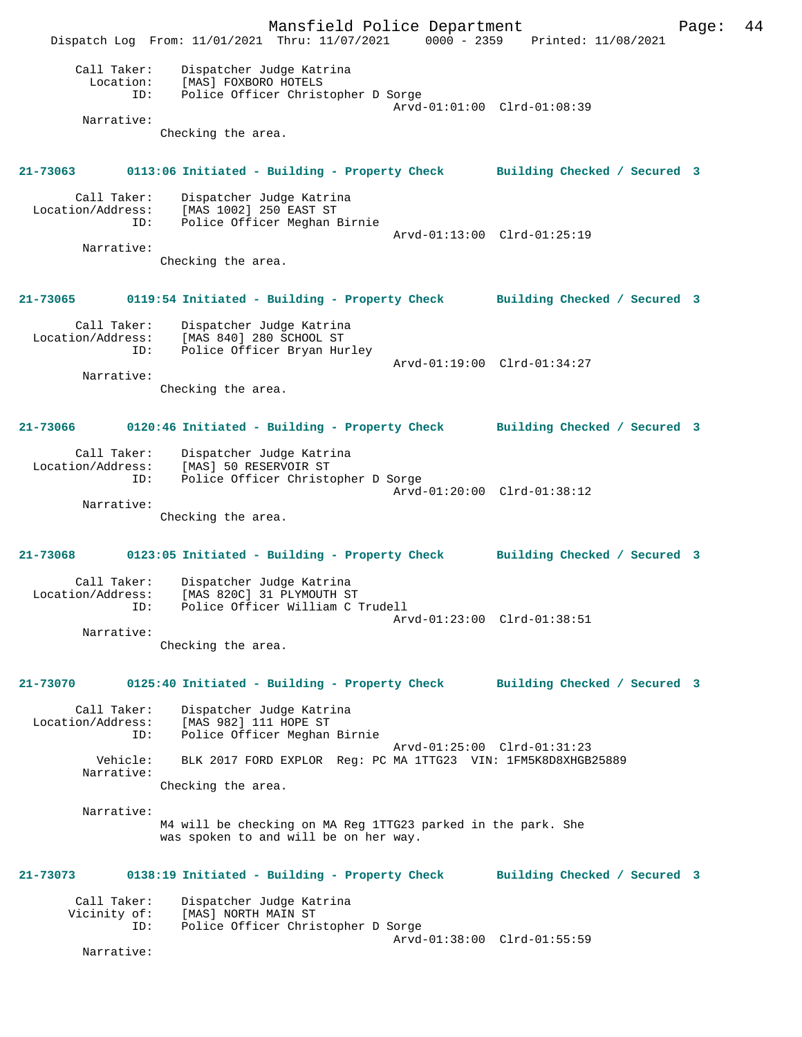Call Taker: Dispatcher Judge Katrina
Location: [MAS] FOXBORO HOTELS
ID: Police Officer Christopher D Sorge
Arvd-01:01:00 Clrd-01:08:39
Narrative:
Checking the area.

**21-73063 0113:06 Initiated - Building - Property Check Building Checked / Secured 3**

Call Taker: Dispatcher Judge Katrina
Location/Address: [MAS 1002] 250 EAST ST
ID: Police Officer Meghan Birnie
Arvd-01:13:00 Clrd-01:25:19
Narrative:
Checking the area.

**21-73065 0119:54 Initiated - Building - Property Check Building Checked / Secured 3**

Call Taker: Dispatcher Judge Katrina
Location/Address: [MAS 840] 280 SCHOOL ST
ID: Police Officer Bryan Hurley
Arvd-01:19:00 Clrd-01:34:27
Narrative:
Checking the area.

**21-73066 0120:46 Initiated - Building - Property Check Building Checked / Secured 3**

Call Taker: Dispatcher Judge Katrina
Location/Address: [MAS] 50 RESERVOIR ST
ID: Police Officer Christopher D Sorge
Arvd-01:20:00 Clrd-01:38:12
Narrative:
Checking the area.

**21-73068 0123:05 Initiated - Building - Property Check Building Checked / Secured 3**

Call Taker: Dispatcher Judge Katrina
Location/Address: [MAS 820C] 31 PLYMOUTH ST
ID: Police Officer William C Trudell
Arvd-01:23:00 Clrd-01:38:51
Narrative:
Checking the area.

**21-73070 0125:40 Initiated - Building - Property Check Building Checked / Secured 3**

Call Taker: Dispatcher Judge Katrina
Location/Address: [MAS 982] 111 HOPE ST
ID: Police Officer Meghan Birnie
Arvd-01:25:00 Clrd-01:31:23
Vehicle: BLK 2017 FORD EXPLOR Reg: PC MA 1TTG23 VIN: 1FM5K8D8XHGB25889
Narrative:
Checking the area.

Narrative:
M4 will be checking on MA Reg 1TTG23 parked in the park. She was spoken to and will be on her way.

**21-73073 0138:19 Initiated - Building - Property Check Building Checked / Secured 3**

Call Taker: Dispatcher Judge Katrina
Vicinity of: [MAS] NORTH MAIN ST
ID: Police Officer Christopher D Sorge
Arvd-01:38:00 Clrd-01:55:59
Narrative: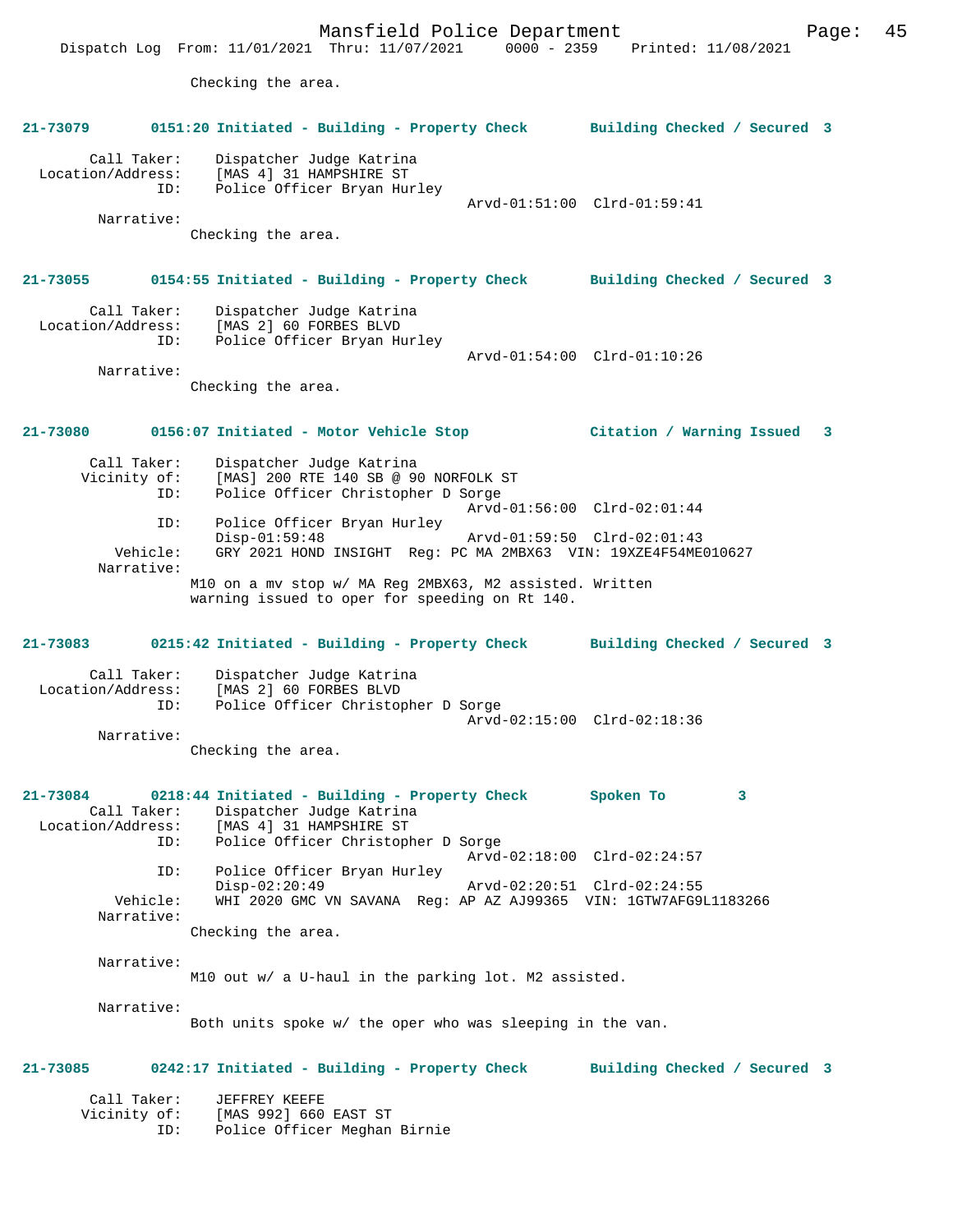Checking the area.

**21-73079 0151:20 Initiated - Building - Property Check Building Checked / Secured 3**

```
        Call Taker:    Dispatcher Judge Katrina
  Location/Address:    [MAS 4] 31 HAMPSHIRE ST
                ID:    Police Officer Bryan Hurley
                                              Arvd-01:51:00  Clrd-01:59:41
         Narrative:
               Checking the area.
```

**21-73055 0154:55 Initiated - Building - Property Check Building Checked / Secured 3**

```
        Call Taker:    Dispatcher Judge Katrina
  Location/Address:    [MAS 2] 60 FORBES BLVD
                ID:    Police Officer Bryan Hurley
                                              Arvd-01:54:00  Clrd-01:10:26
         Narrative:
               Checking the area.
```

**21-73080 0156:07 Initiated - Motor Vehicle Stop Citation / Warning Issued 3**

```
        Call Taker:    Dispatcher Judge Katrina
       Vicinity of:    [MAS] 200 RTE 140 SB @ 90 NORFOLK ST
                ID:    Police Officer Christopher D Sorge
                                              Arvd-01:56:00  Clrd-02:01:44
                ID:    Police Officer Bryan Hurley
                       Disp-01:59:48          Arvd-01:59:50  Clrd-02:01:43
           Vehicle:    GRY 2021 HOND INSIGHT  Reg: PC MA 2MBX63  VIN: 19XZE4F54ME010627
         Narrative:
               M10 on a mv stop w/ MA Reg 2MBX63, M2 assisted. Written
               warning issued to oper for speeding on Rt 140.
```

**21-73083 0215:42 Initiated - Building - Property Check Building Checked / Secured 3**

```
        Call Taker:    Dispatcher Judge Katrina
  Location/Address:    [MAS 2] 60 FORBES BLVD
                ID:    Police Officer Christopher D Sorge
                                              Arvd-02:15:00  Clrd-02:18:36
         Narrative:
               Checking the area.
```

**21-73084 0218:44 Initiated - Building - Property Check Spoken To 3**

```
        Call Taker:    Dispatcher Judge Katrina
  Location/Address:    [MAS 4] 31 HAMPSHIRE ST
                ID:    Police Officer Christopher D Sorge
                                              Arvd-02:18:00  Clrd-02:24:57
                ID:    Police Officer Bryan Hurley
                       Disp-02:20:49          Arvd-02:20:51  Clrd-02:24:55
           Vehicle:    WHI 2020 GMC VN SAVANA  Reg: AP AZ AJ99365  VIN: 1GTW7AFG9L1183266
         Narrative:
               Checking the area.

         Narrative:
               M10 out w/ a U-haul in the parking lot. M2 assisted.

         Narrative:
               Both units spoke w/ the oper who was sleeping in the van.
```

**21-73085 0242:17 Initiated - Building - Property Check Building Checked / Secured 3**

```
        Call Taker:    JEFFREY KEEFE
       Vicinity of:    [MAS 992] 660 EAST ST
                ID:    Police Officer Meghan Birnie
```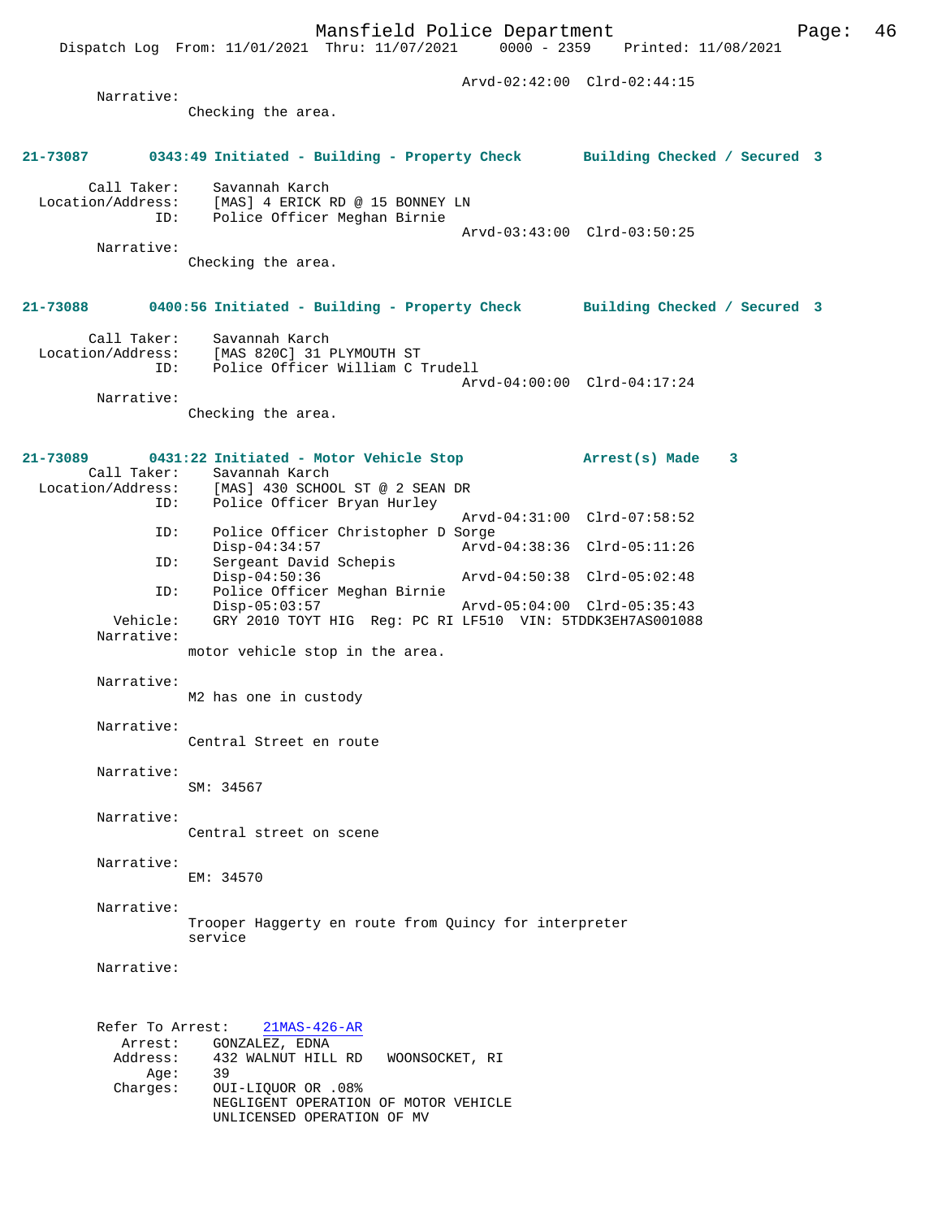Arvd-02:42:00 Clrd-02:44:15

Narrative:
Checking the area.

**21-73087 0343:49 Initiated - Building - Property Check Building Checked / Secured 3**

Call Taker: Savannah Karch
Location/Address: [MAS] 4 ERICK RD @ 15 BONNEY LN
ID: Police Officer Meghan Birnie
Arvd-03:43:00 Clrd-03:50:25

Narrative:
Checking the area.

**21-73088 0400:56 Initiated - Building - Property Check Building Checked / Secured 3**

Call Taker: Savannah Karch
Location/Address: [MAS 820C] 31 PLYMOUTH ST
ID: Police Officer William C Trudell
Arvd-04:00:00 Clrd-04:17:24

Narrative:
Checking the area.

**21-73089 0431:22 Initiated - Motor Vehicle Stop Arrest(s) Made 3**

Call Taker: Savannah Karch
Location/Address: [MAS] 430 SCHOOL ST @ 2 SEAN DR
ID: Police Officer Bryan Hurley
Arvd-04:31:00 Clrd-07:58:52
ID: Police Officer Christopher D Sorge
Disp-04:34:57 Arvd-04:38:36 Clrd-05:11:26
ID: Sergeant David Schepis
Disp-04:50:36 Arvd-04:50:38 Clrd-05:02:48
ID: Police Officer Meghan Birnie
Disp-05:03:57 Arvd-05:04:00 Clrd-05:35:43
Vehicle: GRY 2010 TOYT HIG Reg: PC RI LF510 VIN: 5TDDK3EH7AS001088

Narrative:
motor vehicle stop in the area.

Narrative:
M2 has one in custody

Narrative:
Central Street en route

Narrative:
SM: 34567

Narrative:
Central street on scene

Narrative:
EM: 34570

Narrative:
Trooper Haggerty en route from Quincy for interpreter service

Narrative:

Refer To Arrest: 21MAS-426-AR
Arrest: GONZALEZ, EDNA
Address: 432 WALNUT HILL RD WOONSOCKET, RI
Age: 39
Charges: OUI-LIQUOR OR .08%
NEGLIGENT OPERATION OF MOTOR VEHICLE
UNLICENSED OPERATION OF MV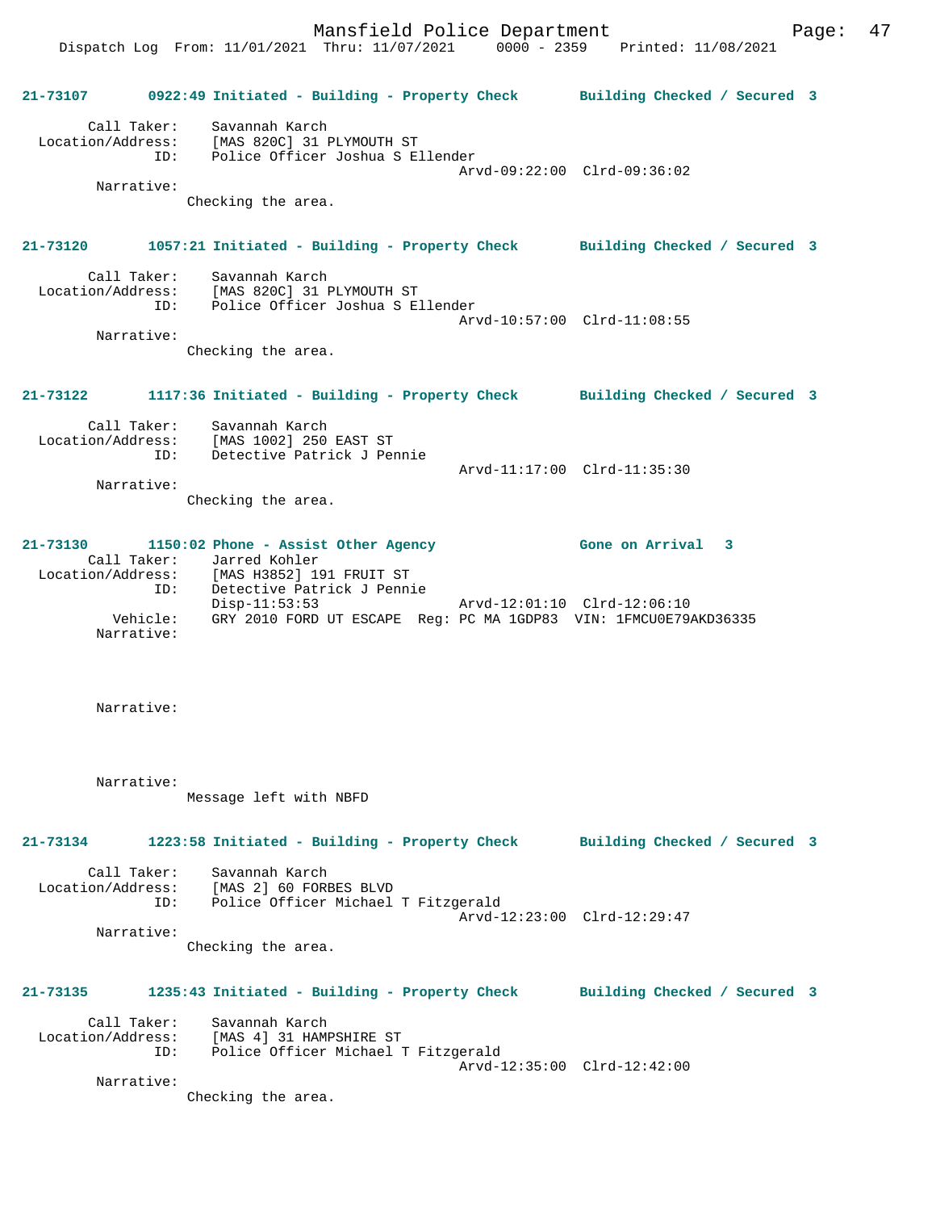**21-73107 0922:49 Initiated - Building - Property Check Building Checked / Secured 3**

```
        Call Taker:    Savannah Karch
  Location/Address:    [MAS 820C] 31 PLYMOUTH ST
                ID:    Police Officer Joshua S Ellender
                                                Arvd-09:22:00  Clrd-09:36:02
         Narrative:
                     Checking the area.
```

**21-73120 1057:21 Initiated - Building - Property Check Building Checked / Secured 3**

```
        Call Taker:    Savannah Karch
  Location/Address:    [MAS 820C] 31 PLYMOUTH ST
                ID:    Police Officer Joshua S Ellender
                                                Arvd-10:57:00  Clrd-11:08:55
         Narrative:
                     Checking the area.
```

**21-73122 1117:36 Initiated - Building - Property Check Building Checked / Secured 3**

```
        Call Taker:    Savannah Karch
  Location/Address:    [MAS 1002] 250 EAST ST
                ID:    Detective Patrick J Pennie
                                                Arvd-11:17:00  Clrd-11:35:30
         Narrative:
                     Checking the area.
```

**21-73130 1150:02 Phone - Assist Other Agency Gone on Arrival 3**

```
        Call Taker:    Jarred Kohler
  Location/Address:    [MAS H3852] 191 FRUIT ST
                ID:    Detective Patrick J Pennie
                       Disp-11:53:53            Arvd-12:01:10  Clrd-12:06:10
           Vehicle:    GRY 2010 FORD UT ESCAPE  Reg: PC MA 1GDP83  VIN: 1FMCU0E79AKD36335
         Narrative:

         Narrative:

         Narrative:
                     Message left with NBFD
```

**21-73134 1223:58 Initiated - Building - Property Check Building Checked / Secured 3**

```
        Call Taker:    Savannah Karch
  Location/Address:    [MAS 2] 60 FORBES BLVD
                ID:    Police Officer Michael T Fitzgerald
                                                Arvd-12:23:00  Clrd-12:29:47
         Narrative:
                     Checking the area.
```

**21-73135 1235:43 Initiated - Building - Property Check Building Checked / Secured 3**

```
        Call Taker:    Savannah Karch
  Location/Address:    [MAS 4] 31 HAMPSHIRE ST
                ID:    Police Officer Michael T Fitzgerald
                                                Arvd-12:35:00  Clrd-12:42:00
         Narrative:
                     Checking the area.
```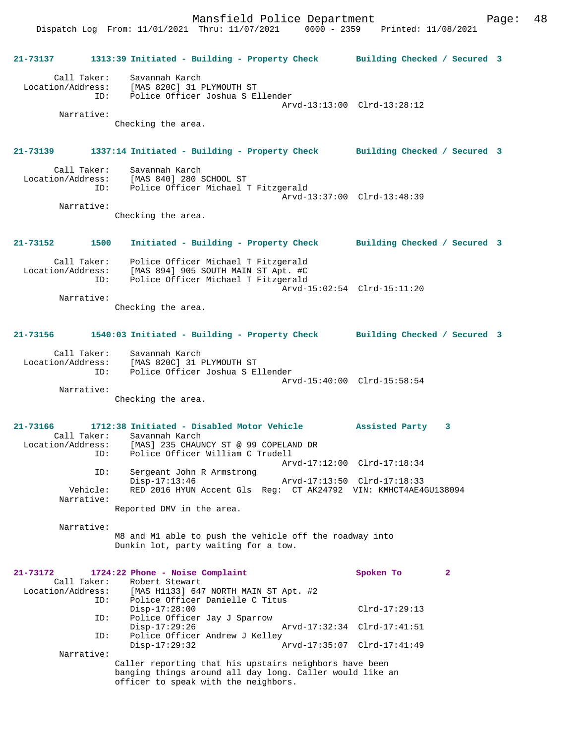**21-73137** 1313:39 Initiated - Building - Property Check — Building Checked / Secured 3

Call Taker: Savannah Karch
Location/Address: [MAS 820C] 31 PLYMOUTH ST
ID: Police Officer Joshua S Ellender
Arvd-13:13:00 Clrd-13:28:12
Narrative:
Checking the area.

**21-73139** 1337:14 Initiated - Building - Property Check — Building Checked / Secured 3

Call Taker: Savannah Karch
Location/Address: [MAS 840] 280 SCHOOL ST
ID: Police Officer Michael T Fitzgerald
Arvd-13:37:00 Clrd-13:48:39
Narrative:
Checking the area.

**21-73152** 1500 Initiated - Building - Property Check — Building Checked / Secured 3

Call Taker: Police Officer Michael T Fitzgerald
Location/Address: [MAS 894] 905 SOUTH MAIN ST Apt. #C
ID: Police Officer Michael T Fitzgerald
Arvd-15:02:54 Clrd-15:11:20
Narrative:
Checking the area.

**21-73156** 1540:03 Initiated - Building - Property Check — Building Checked / Secured 3

Call Taker: Savannah Karch
Location/Address: [MAS 820C] 31 PLYMOUTH ST
ID: Police Officer Joshua S Ellender
Arvd-15:40:00 Clrd-15:58:54
Narrative:
Checking the area.

**21-73166** 1712:38 Initiated - Disabled Motor Vehicle — Assisted Party 3

Call Taker: Savannah Karch
Location/Address: [MAS] 235 CHAUNCY ST @ 99 COPELAND DR
ID: Police Officer William C Trudell
Arvd-17:12:00 Clrd-17:18:34
ID: Sergeant John R Armstrong
Disp-17:13:46 Arvd-17:13:50 Clrd-17:18:33
Vehicle: RED 2016 HYUN Accent Gls Reg: CT AK24792 VIN: KMHCT4AE4GU138094
Narrative:
Reported DMV in the area.

Narrative:
M8 and M1 able to push the vehicle off the roadway into Dunkin lot, party waiting for a tow.

**21-73172** 1724:22 Phone - Noise Complaint — Spoken To 2

Call Taker: Robert Stewart
Location/Address: [MAS H1133] 647 NORTH MAIN ST Apt. #2
ID: Police Officer Danielle C Titus
Disp-17:28:00 Clrd-17:29:13
ID: Police Officer Jay J Sparrow
Disp-17:29:26 Arvd-17:32:34 Clrd-17:41:51
ID: Police Officer Andrew J Kelley
Disp-17:29:32 Arvd-17:35:07 Clrd-17:41:49
Narrative:
Caller reporting that his upstairs neighbors have been banging things around all day long. Caller would like an officer to speak with the neighbors.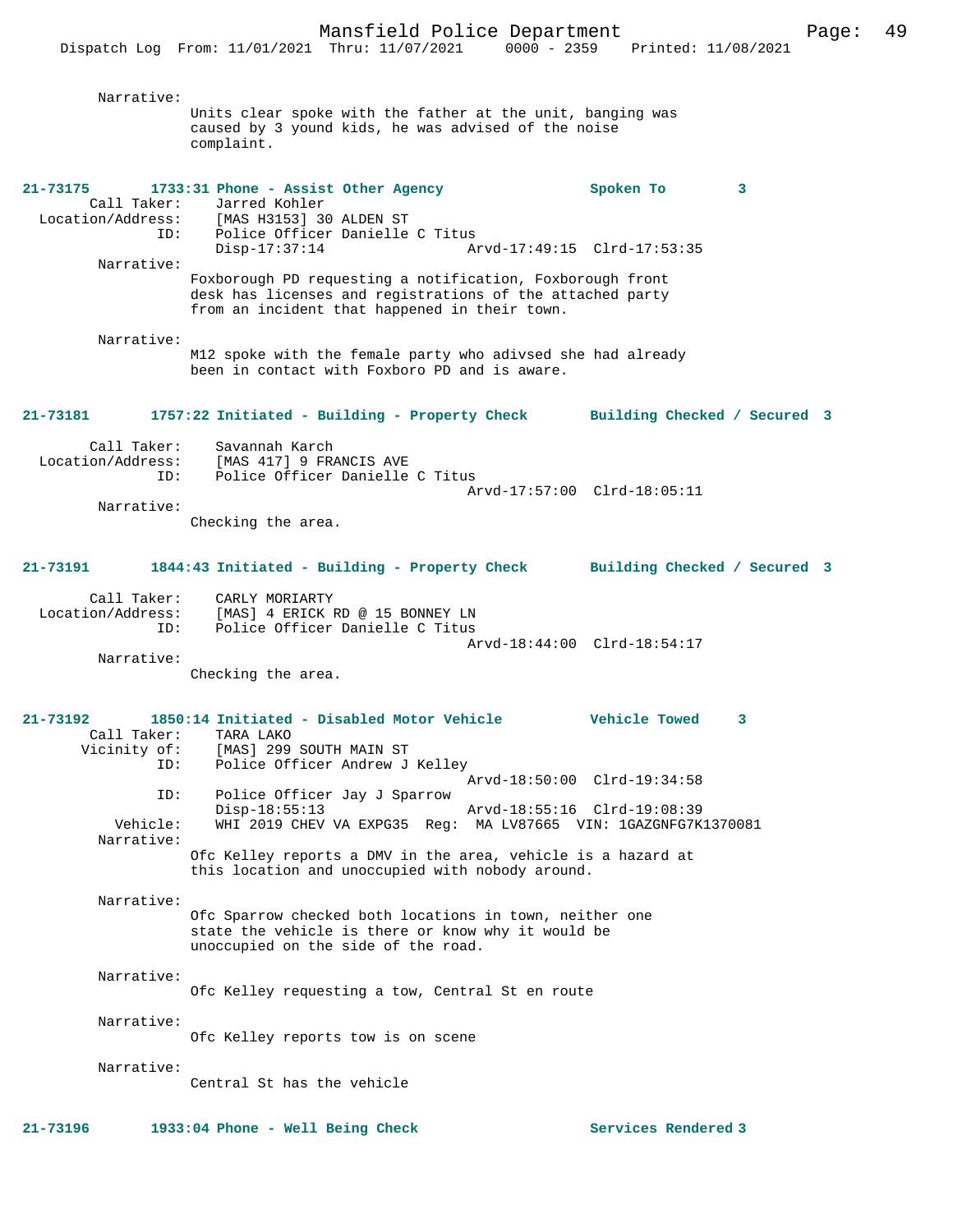Narrative:
Units clear spoke with the father at the unit, banging was caused by 3 yound kids, he was advised of the noise complaint.

**21-73175 1733:31 Phone - Assist Other Agency — Spoken To 3**

Call Taker: Jarred Kohler
Location/Address: [MAS H3153] 30 ALDEN ST
ID: Police Officer Danielle C Titus
Disp-17:37:14 Arvd-17:49:15 Clrd-17:53:35

Narrative:
Foxborough PD requesting a notification, Foxborough front desk has licenses and registrations of the attached party from an incident that happened in their town.

Narrative:
M12 spoke with the female party who adivsed she had already been in contact with Foxboro PD and is aware.

**21-73181 1757:22 Initiated - Building - Property Check — Building Checked / Secured 3**

Call Taker: Savannah Karch
Location/Address: [MAS 417] 9 FRANCIS AVE
ID: Police Officer Danielle C Titus
Arvd-17:57:00 Clrd-18:05:11

Narrative:
Checking the area.

**21-73191 1844:43 Initiated - Building - Property Check — Building Checked / Secured 3**

Call Taker: CARLY MORIARTY
Location/Address: [MAS] 4 ERICK RD @ 15 BONNEY LN
ID: Police Officer Danielle C Titus
Arvd-18:44:00 Clrd-18:54:17

Narrative:
Checking the area.

**21-73192 1850:14 Initiated - Disabled Motor Vehicle — Vehicle Towed 3**

Call Taker: TARA LAKO
Vicinity of: [MAS] 299 SOUTH MAIN ST
ID: Police Officer Andrew J Kelley
Arvd-18:50:00 Clrd-19:34:58
ID: Police Officer Jay J Sparrow
Disp-18:55:13 Arvd-18:55:16 Clrd-19:08:39
Vehicle: WHI 2019 CHEV VA EXPG35 Reg: MA LV87665 VIN: 1GAZGNFG7K1370081

Narrative:
Ofc Kelley reports a DMV in the area, vehicle is a hazard at this location and unoccupied with nobody around.

Narrative:
Ofc Sparrow checked both locations in town, neither one state the vehicle is there or know why it would be unoccupied on the side of the road.

Narrative:
Ofc Kelley requesting a tow, Central St en route

Narrative:
Ofc Kelley reports tow is on scene

Narrative:
Central St has the vehicle

**21-73196 1933:04 Phone - Well Being Check — Services Rendered 3**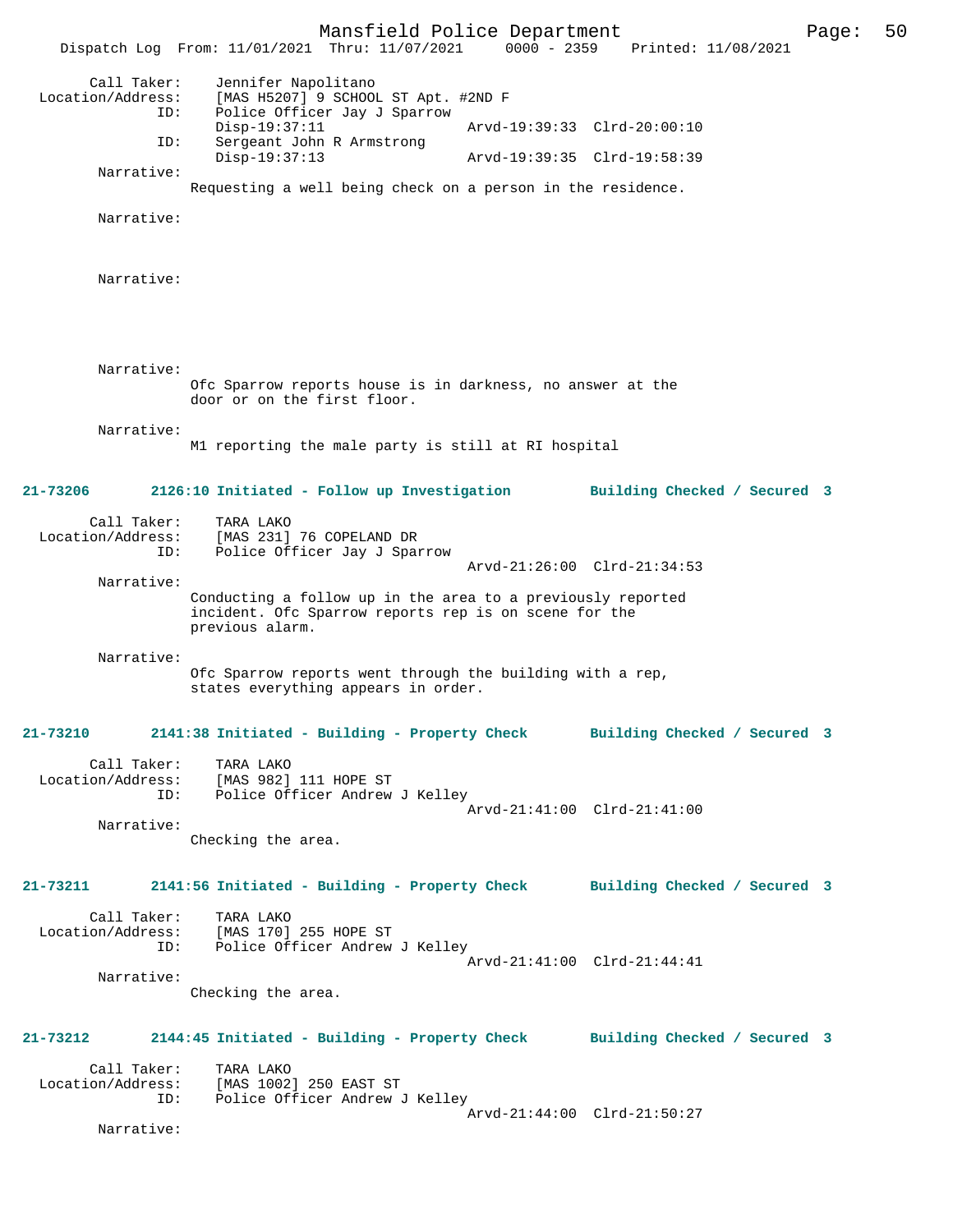```
        Call Taker:    Jennifer Napolitano
  Location/Address:    [MAS H5207] 9 SCHOOL ST Apt. #2ND F
                ID:    Police Officer Jay J Sparrow
                       Disp-19:37:11                 Arvd-19:39:33  Clrd-20:00:10
                ID:    Sergeant John R Armstrong
                       Disp-19:37:13                 Arvd-19:39:35  Clrd-19:58:39
         Narrative:
                    Requesting a well being check on a person in the residence.

         Narrative:



         Narrative:




         Narrative:
                    Ofc Sparrow reports house is in darkness, no answer at the
                    door or on the first floor.

         Narrative:
                    M1 reporting the male party is still at RI hospital
```

**21-73206        2126:10 Initiated - Follow up Investigation          Building Checked / Secured  3**

```
        Call Taker:    TARA LAKO
  Location/Address:    [MAS 231] 76 COPELAND DR
                ID:    Police Officer Jay J Sparrow
                                                     Arvd-21:26:00  Clrd-21:34:53
         Narrative:
                    Conducting a follow up in the area to a previously reported
                    incident. Ofc Sparrow reports rep is on scene for the
                    previous alarm.

         Narrative:
                    Ofc Sparrow reports went through the building with a rep,
                    states everything appears in order.
```

**21-73210        2141:38 Initiated - Building - Property Check        Building Checked / Secured  3**

```
        Call Taker:    TARA LAKO
  Location/Address:    [MAS 982] 111 HOPE ST
                ID:    Police Officer Andrew J Kelley
                                                     Arvd-21:41:00  Clrd-21:41:00
         Narrative:
                    Checking the area.
```

**21-73211        2141:56 Initiated - Building - Property Check        Building Checked / Secured  3**

```
        Call Taker:    TARA LAKO
  Location/Address:    [MAS 170] 255 HOPE ST
                ID:    Police Officer Andrew J Kelley
                                                     Arvd-21:41:00  Clrd-21:44:41
         Narrative:
                    Checking the area.
```

**21-73212        2144:45 Initiated - Building - Property Check        Building Checked / Secured  3**

```
        Call Taker:    TARA LAKO
  Location/Address:    [MAS 1002] 250 EAST ST
                ID:    Police Officer Andrew J Kelley
                                                     Arvd-21:44:00  Clrd-21:50:27
         Narrative:
```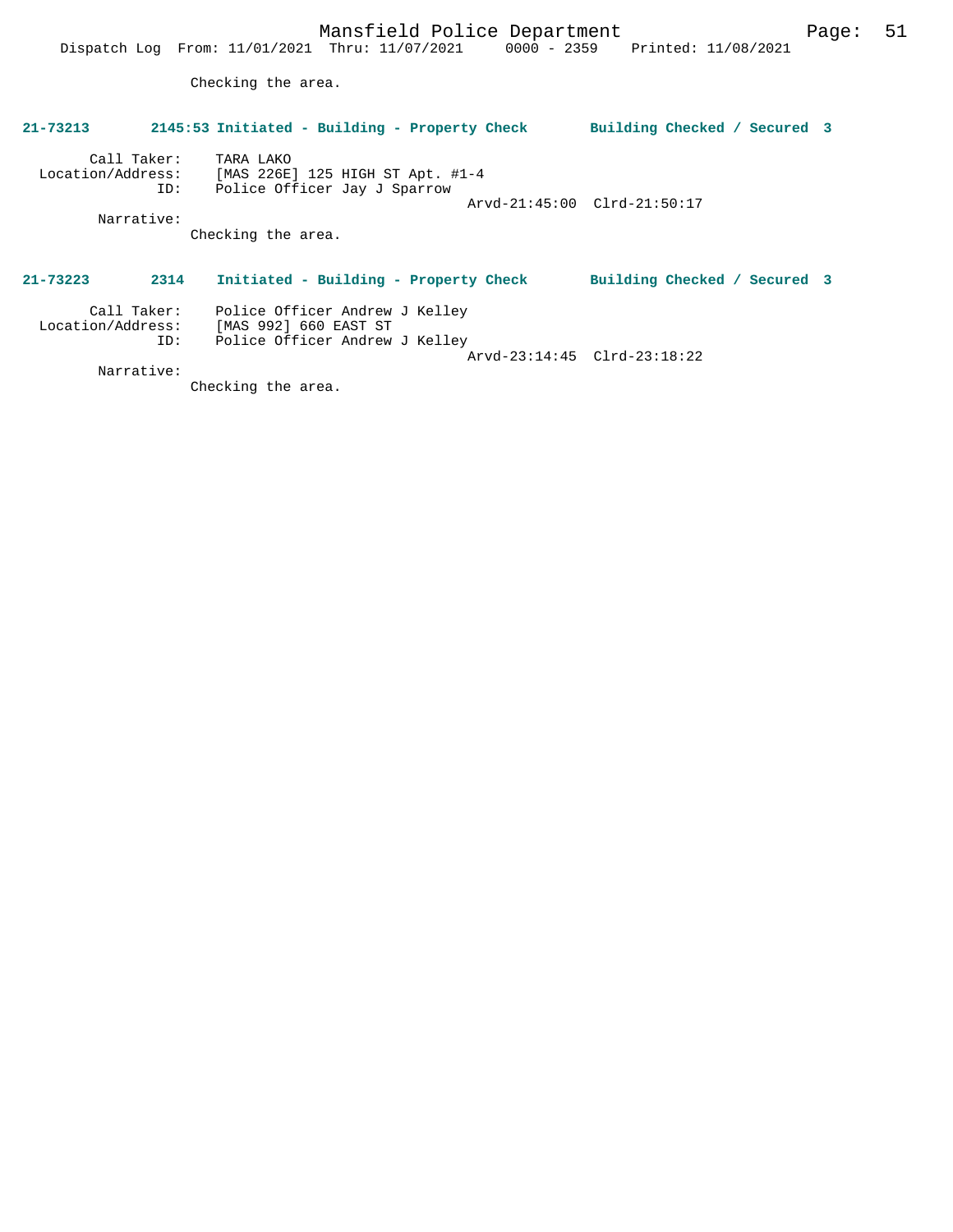Checking the area.

**21-73213 2145:53 Initiated - Building - Property Check Building Checked / Secured 3**

Call Taker: TARA LAKO
Location/Address: [MAS 226E] 125 HIGH ST Apt. #1-4
ID: Police Officer Jay J Sparrow
Arvd-21:45:00 Clrd-21:50:17
Narrative:
Checking the area.

**21-73223 2314 Initiated - Building - Property Check Building Checked / Secured 3**

Call Taker: Police Officer Andrew J Kelley
Location/Address: [MAS 992] 660 EAST ST
ID: Police Officer Andrew J Kelley
Arvd-23:14:45 Clrd-23:18:22
Narrative:
Checking the area.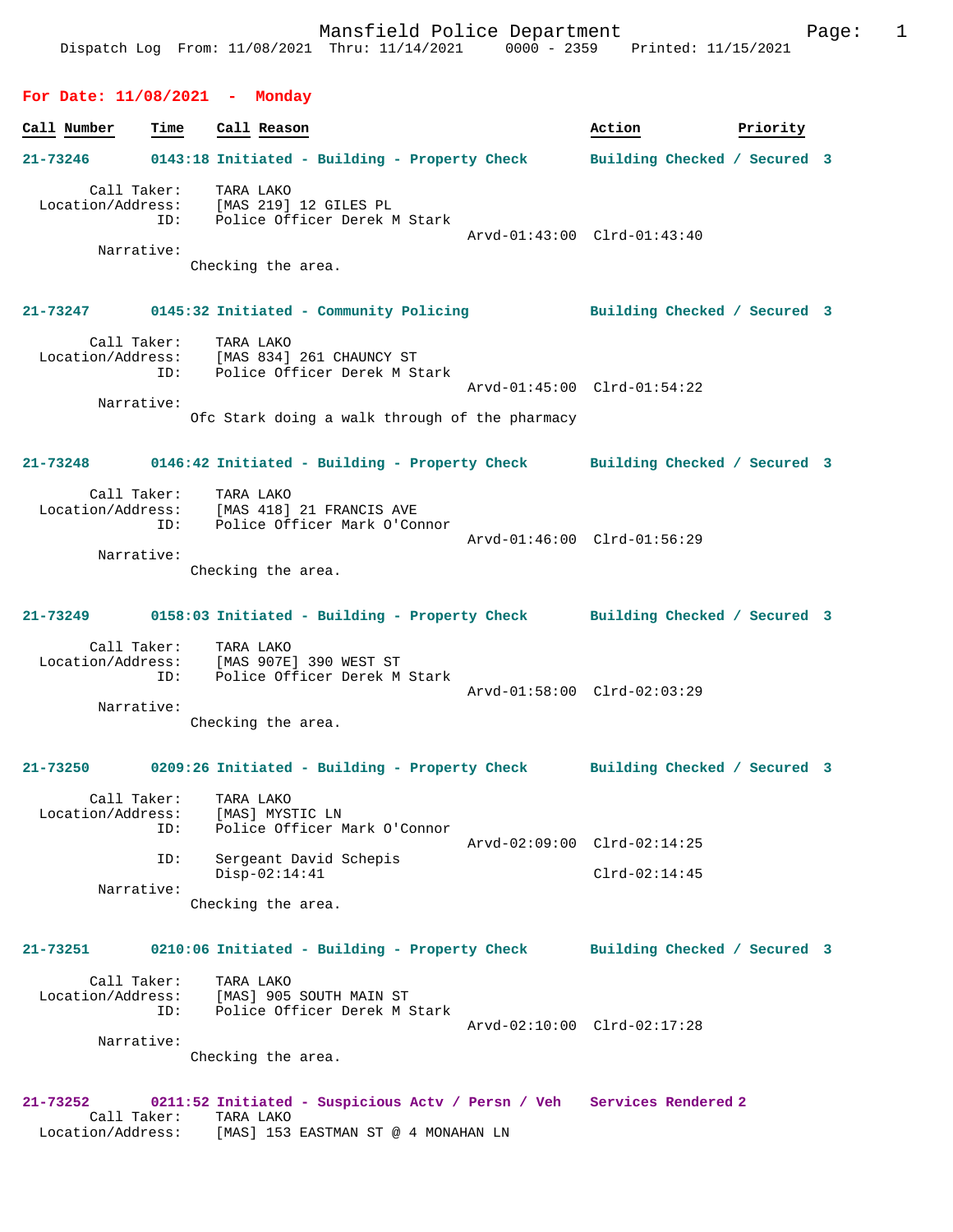Mansfield Police Department
Dispatch Log From: 11/08/2021 Thru: 11/14/2021 0000 - 2359 Printed: 11/15/2021

## For Date: 11/08/2021 - Monday

| Call Number | Time | Call Reason | Action | Priority |
|---|---|---|---|---|

**21-73246** 0143:18 Initiated - Building - Property Check — Building Checked / Secured 3

Call Taker: TARA LAKO
Location/Address: [MAS 219] 12 GILES PL
ID: Police Officer Derek M Stark
Arvd-01:43:00 Clrd-01:43:40
Narrative:
Checking the area.

**21-73247** 0145:32 Initiated - Community Policing — Building Checked / Secured 3

Call Taker: TARA LAKO
Location/Address: [MAS 834] 261 CHAUNCY ST
ID: Police Officer Derek M Stark
Arvd-01:45:00 Clrd-01:54:22
Narrative:
Ofc Stark doing a walk through of the pharmacy

**21-73248** 0146:42 Initiated - Building - Property Check — Building Checked / Secured 3

Call Taker: TARA LAKO
Location/Address: [MAS 418] 21 FRANCIS AVE
ID: Police Officer Mark O'Connor
Arvd-01:46:00 Clrd-01:56:29
Narrative:
Checking the area.

**21-73249** 0158:03 Initiated - Building - Property Check — Building Checked / Secured 3

Call Taker: TARA LAKO
Location/Address: [MAS 907E] 390 WEST ST
ID: Police Officer Derek M Stark
Arvd-01:58:00 Clrd-02:03:29
Narrative:
Checking the area.

**21-73250** 0209:26 Initiated - Building - Property Check — Building Checked / Secured 3

Call Taker: TARA LAKO
Location/Address: [MAS] MYSTIC LN
ID: Police Officer Mark O'Connor
Arvd-02:09:00 Clrd-02:14:25
ID: Sergeant David Schepis
Disp-02:14:41 Clrd-02:14:45
Narrative:
Checking the area.

**21-73251** 0210:06 Initiated - Building - Property Check — Building Checked / Secured 3

Call Taker: TARA LAKO
Location/Address: [MAS] 905 SOUTH MAIN ST
ID: Police Officer Derek M Stark
Arvd-02:10:00 Clrd-02:17:28
Narrative:
Checking the area.

**21-73252** 0211:52 Initiated - Suspicious Actv / Persn / Veh — Services Rendered 2

Call Taker: TARA LAKO
Location/Address: [MAS] 153 EASTMAN ST @ 4 MONAHAN LN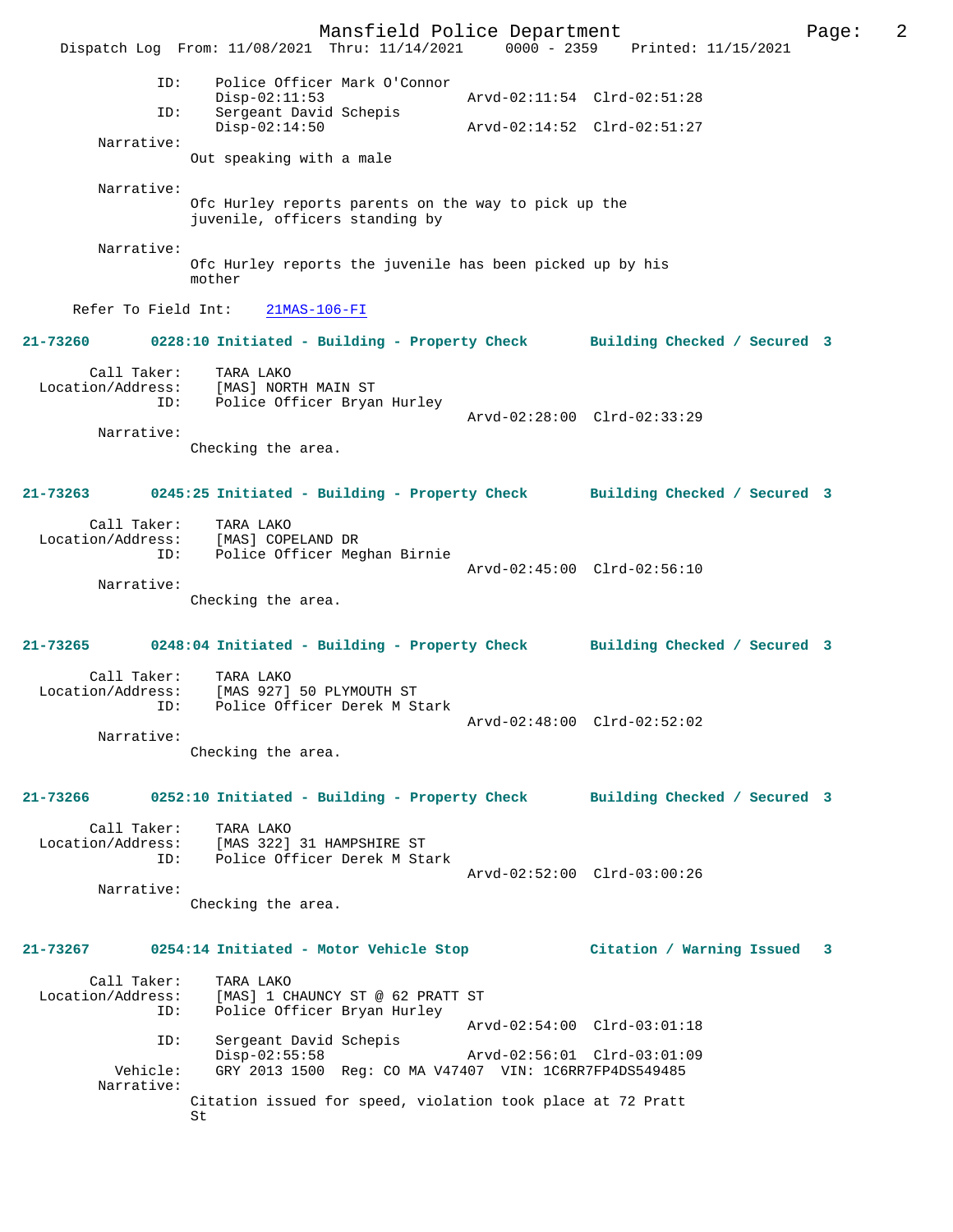```
            ID:    Police Officer Mark O'Connor
                   Disp-02:11:53                Arvd-02:11:54  Clrd-02:51:28
            ID:    Sergeant David Schepis
                   Disp-02:14:50                Arvd-02:14:52  Clrd-02:51:27
     Narrative:
                  Out speaking with a male

     Narrative:
                  Ofc Hurley reports parents on the way to pick up the
                  juvenile, officers standing by

     Narrative:
                  Ofc Hurley reports the juvenile has been picked up by his
                  mother

  Refer To Field Int:    21MAS-106-FI
```

**21-73260      0228:10 Initiated - Building - Property Check      Building Checked / Secured 3**

```
    Call Taker:    TARA LAKO
Location/Address:  [MAS] NORTH MAIN ST
            ID:    Police Officer Bryan Hurley
                                                Arvd-02:28:00  Clrd-02:33:29
     Narrative:
                  Checking the area.
```

**21-73263      0245:25 Initiated - Building - Property Check      Building Checked / Secured 3**

```
    Call Taker:    TARA LAKO
Location/Address:  [MAS] COPELAND DR
            ID:    Police Officer Meghan Birnie
                                                Arvd-02:45:00  Clrd-02:56:10
     Narrative:
                  Checking the area.
```

**21-73265      0248:04 Initiated - Building - Property Check      Building Checked / Secured 3**

```
    Call Taker:    TARA LAKO
Location/Address:  [MAS 927] 50 PLYMOUTH ST
            ID:    Police Officer Derek M Stark
                                                Arvd-02:48:00  Clrd-02:52:02
     Narrative:
                  Checking the area.
```

**21-73266      0252:10 Initiated - Building - Property Check      Building Checked / Secured 3**

```
    Call Taker:    TARA LAKO
Location/Address:  [MAS 322] 31 HAMPSHIRE ST
            ID:    Police Officer Derek M Stark
                                                Arvd-02:52:00  Clrd-03:00:26
     Narrative:
                  Checking the area.
```

**21-73267      0254:14 Initiated - Motor Vehicle Stop      Citation / Warning Issued   3**

```
    Call Taker:    TARA LAKO
Location/Address:  [MAS] 1 CHAUNCY ST @ 62 PRATT ST
            ID:    Police Officer Bryan Hurley
                                                Arvd-02:54:00  Clrd-03:01:18
            ID:    Sergeant David Schepis
                   Disp-02:55:58                Arvd-02:56:01  Clrd-03:01:09
       Vehicle:    GRY 2013 1500  Reg: CO MA V47407  VIN: 1C6RR7FP4DS549485
     Narrative:
                  Citation issued for speed, violation took place at 72 Pratt
                  St
```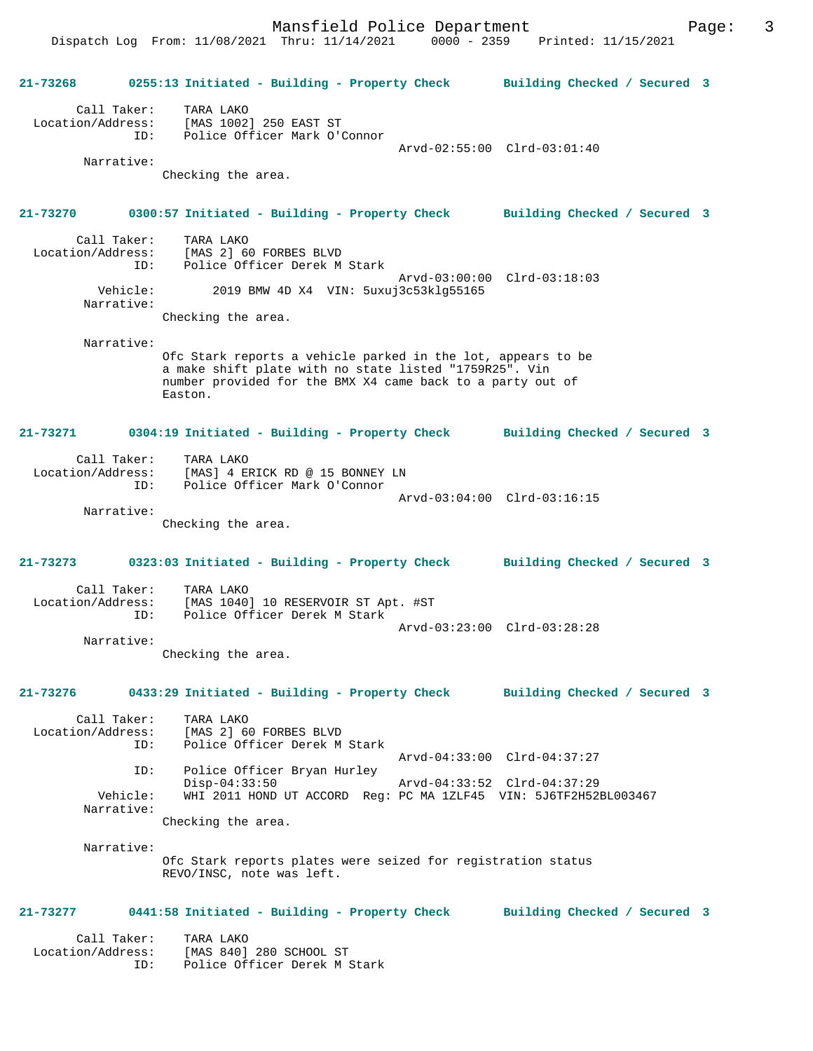**21-73268** 0255:13 Initiated - Building - Property Check Building Checked / Secured 3

Call Taker: TARA LAKO
Location/Address: [MAS 1002] 250 EAST ST
ID: Police Officer Mark O'Connor
Arvd-02:55:00 Clrd-03:01:40
Narrative:
Checking the area.

**21-73270** 0300:57 Initiated - Building - Property Check Building Checked / Secured 3

Call Taker: TARA LAKO
Location/Address: [MAS 2] 60 FORBES BLVD
ID: Police Officer Derek M Stark
Arvd-03:00:00 Clrd-03:18:03
Vehicle: 2019 BMW 4D X4 VIN: 5uxuj3c53klg55165
Narrative:
Checking the area.

Narrative:
Ofc Stark reports a vehicle parked in the lot, appears to be a make shift plate with no state listed "1759R25". Vin number provided for the BMX X4 came back to a party out of Easton.

**21-73271** 0304:19 Initiated - Building - Property Check Building Checked / Secured 3

Call Taker: TARA LAKO
Location/Address: [MAS] 4 ERICK RD @ 15 BONNEY LN
ID: Police Officer Mark O'Connor
Arvd-03:04:00 Clrd-03:16:15
Narrative:
Checking the area.

**21-73273** 0323:03 Initiated - Building - Property Check Building Checked / Secured 3

Call Taker: TARA LAKO
Location/Address: [MAS 1040] 10 RESERVOIR ST Apt. #ST
ID: Police Officer Derek M Stark
Arvd-03:23:00 Clrd-03:28:28
Narrative:
Checking the area.

**21-73276** 0433:29 Initiated - Building - Property Check Building Checked / Secured 3

Call Taker: TARA LAKO
Location/Address: [MAS 2] 60 FORBES BLVD
ID: Police Officer Derek M Stark
Arvd-04:33:00 Clrd-04:37:27
ID: Police Officer Bryan Hurley
Disp-04:33:50 Arvd-04:33:52 Clrd-04:37:29
Vehicle: WHI 2011 HOND UT ACCORD Reg: PC MA 1ZLF45 VIN: 5J6TF2H52BL003467
Narrative:
Checking the area.

Narrative:
Ofc Stark reports plates were seized for registration status REVO/INSC, note was left.

**21-73277** 0441:58 Initiated - Building - Property Check Building Checked / Secured 3

Call Taker: TARA LAKO
Location/Address: [MAS 840] 280 SCHOOL ST
ID: Police Officer Derek M Stark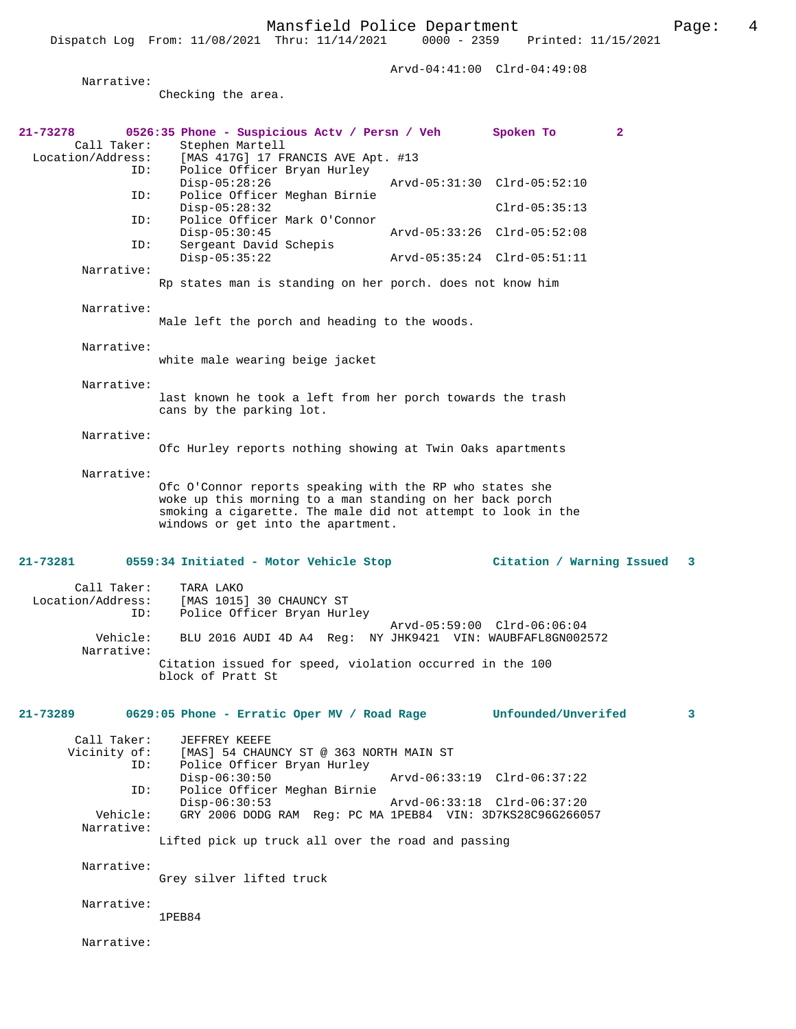Arvd-04:41:00 Clrd-04:49:08

Narrative:
Checking the area.

**21-73278 0526:35 Phone - Suspicious Actv / Persn / Veh Spoken To 2**

Call Taker: Stephen Martell
Location/Address: [MAS 417G] 17 FRANCIS AVE Apt. #13
ID: Police Officer Bryan Hurley
Disp-05:28:26 Arvd-05:31:30 Clrd-05:52:10
ID: Police Officer Meghan Birnie
Disp-05:28:32 Clrd-05:35:13
ID: Police Officer Mark O'Connor
Disp-05:30:45 Arvd-05:33:26 Clrd-05:52:08
ID: Sergeant David Schepis
Disp-05:35:22 Arvd-05:35:24 Clrd-05:51:11

Narrative:
Rp states man is standing on her porch. does not know him

Narrative:
Male left the porch and heading to the woods.

Narrative:
white male wearing beige jacket

Narrative:
last known he took a left from her porch towards the trash cans by the parking lot.

Narrative:
Ofc Hurley reports nothing showing at Twin Oaks apartments

Narrative:
Ofc O'Connor reports speaking with the RP who states she woke up this morning to a man standing on her back porch smoking a cigarette. The male did not attempt to look in the windows or get into the apartment.

**21-73281 0559:34 Initiated - Motor Vehicle Stop Citation / Warning Issued 3**

Call Taker: TARA LAKO
Location/Address: [MAS 1015] 30 CHAUNCY ST
ID: Police Officer Bryan Hurley
Arvd-05:59:00 Clrd-06:06:04
Vehicle: BLU 2016 AUDI 4D A4 Reg: NY JHK9421 VIN: WAUBFAFL8GN002572

Narrative:
Citation issued for speed, violation occurred in the 100 block of Pratt St

**21-73289 0629:05 Phone - Erratic Oper MV / Road Rage Unfounded/Unverifed 3**

Call Taker: JEFFREY KEEFE
Vicinity of: [MAS] 54 CHAUNCY ST @ 363 NORTH MAIN ST
ID: Police Officer Bryan Hurley
Disp-06:30:50 Arvd-06:33:19 Clrd-06:37:22
ID: Police Officer Meghan Birnie
Disp-06:30:53 Arvd-06:33:18 Clrd-06:37:20
Vehicle: GRY 2006 DODG RAM Reg: PC MA 1PEB84 VIN: 3D7KS28C96G266057

Narrative:
Lifted pick up truck all over the road and passing

Narrative:
Grey silver lifted truck

Narrative:
1PEB84

Narrative: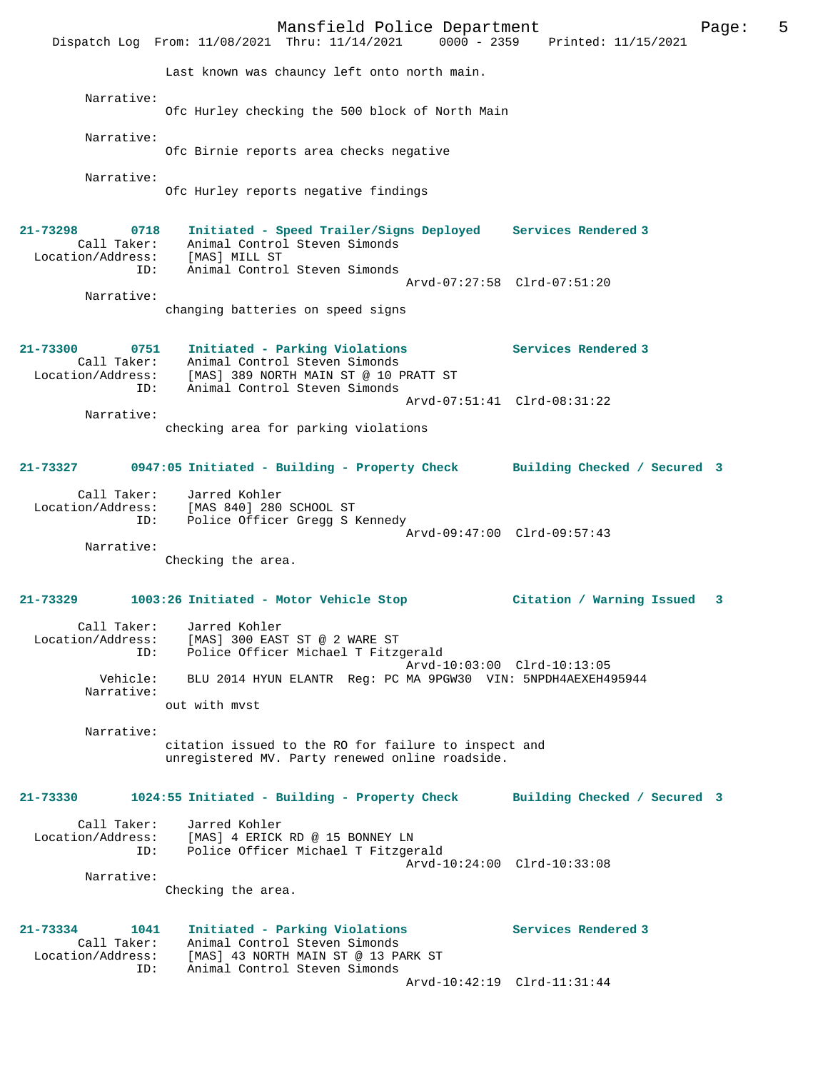Last known was chauncy left onto north main.

Narrative:
Ofc Hurley checking the 500 block of North Main

Narrative:
Ofc Birnie reports area checks negative

Narrative:
Ofc Hurley reports negative findings

**21-73298 0718 Initiated - Speed Trailer/Signs Deployed Services Rendered 3**

Call Taker: Animal Control Steven Simonds
Location/Address: [MAS] MILL ST
ID: Animal Control Steven Simonds
Arvd-07:27:58 Clrd-07:51:20

Narrative:
changing batteries on speed signs

**21-73300 0751 Initiated - Parking Violations Services Rendered 3**

Call Taker: Animal Control Steven Simonds
Location/Address: [MAS] 389 NORTH MAIN ST @ 10 PRATT ST
ID: Animal Control Steven Simonds
Arvd-07:51:41 Clrd-08:31:22

Narrative:
checking area for parking violations

**21-73327 0947:05 Initiated - Building - Property Check Building Checked / Secured 3**

Call Taker: Jarred Kohler
Location/Address: [MAS 840] 280 SCHOOL ST
ID: Police Officer Gregg S Kennedy
Arvd-09:47:00 Clrd-09:57:43

Narrative:
Checking the area.

**21-73329 1003:26 Initiated - Motor Vehicle Stop Citation / Warning Issued 3**

Call Taker: Jarred Kohler
Location/Address: [MAS] 300 EAST ST @ 2 WARE ST
ID: Police Officer Michael T Fitzgerald
Arvd-10:03:00 Clrd-10:13:05
Vehicle: BLU 2014 HYUN ELANTR Reg: PC MA 9PGW30 VIN: 5NPDH4AEXEH495944

Narrative:
out with mvst

Narrative:
citation issued to the RO for failure to inspect and unregistered MV. Party renewed online roadside.

**21-73330 1024:55 Initiated - Building - Property Check Building Checked / Secured 3**

Call Taker: Jarred Kohler
Location/Address: [MAS] 4 ERICK RD @ 15 BONNEY LN
ID: Police Officer Michael T Fitzgerald
Arvd-10:24:00 Clrd-10:33:08

Narrative:
Checking the area.

**21-73334 1041 Initiated - Parking Violations Services Rendered 3**

Call Taker: Animal Control Steven Simonds
Location/Address: [MAS] 43 NORTH MAIN ST @ 13 PARK ST
ID: Animal Control Steven Simonds
Arvd-10:42:19 Clrd-11:31:44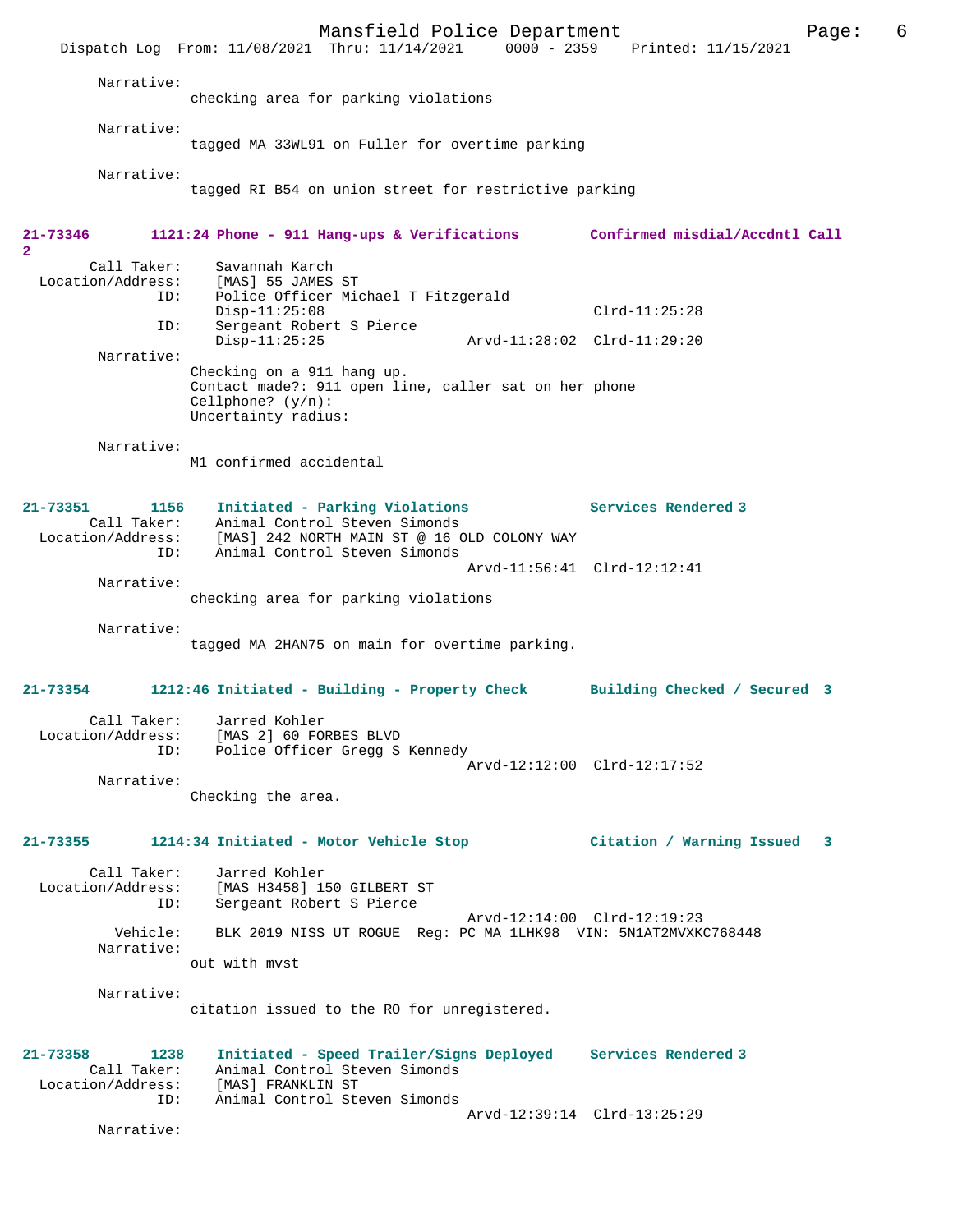Narrative:
checking area for parking violations

Narrative:
tagged MA 33WL91 on Fuller for overtime parking

Narrative:
tagged RI B54 on union street for restrictive parking

**21-73346 1121:24 Phone - 911 Hang-ups & Verifications Confirmed misdial/Accdntl Call 2**

Call Taker: Savannah Karch
Location/Address: [MAS] 55 JAMES ST
ID: Police Officer Michael T Fitzgerald
Disp-11:25:08 Clrd-11:25:28
ID: Sergeant Robert S Pierce
Disp-11:25:25 Arvd-11:28:02 Clrd-11:29:20

Narrative:
Checking on a 911 hang up.
Contact made?: 911 open line, caller sat on her phone
Cellphone? (y/n):
Uncertainty radius:

Narrative:
M1 confirmed accidental

**21-73351 1156 Initiated - Parking Violations Services Rendered 3**

Call Taker: Animal Control Steven Simonds
Location/Address: [MAS] 242 NORTH MAIN ST @ 16 OLD COLONY WAY
ID: Animal Control Steven Simonds
Arvd-11:56:41 Clrd-12:12:41

Narrative:
checking area for parking violations

Narrative:
tagged MA 2HAN75 on main for overtime parking.

**21-73354 1212:46 Initiated - Building - Property Check Building Checked / Secured 3**

Call Taker: Jarred Kohler
Location/Address: [MAS 2] 60 FORBES BLVD
ID: Police Officer Gregg S Kennedy
Arvd-12:12:00 Clrd-12:17:52

Narrative:
Checking the area.

**21-73355 1214:34 Initiated - Motor Vehicle Stop Citation / Warning Issued 3**

Call Taker: Jarred Kohler
Location/Address: [MAS H3458] 150 GILBERT ST
ID: Sergeant Robert S Pierce
Arvd-12:14:00 Clrd-12:19:23
Vehicle: BLK 2019 NISS UT ROGUE Reg: PC MA 1LHK98 VIN: 5N1AT2MVXKC768448

Narrative:
out with mvst

Narrative:
citation issued to the RO for unregistered.

**21-73358 1238 Initiated - Speed Trailer/Signs Deployed Services Rendered 3**

Call Taker: Animal Control Steven Simonds
Location/Address: [MAS] FRANKLIN ST
ID: Animal Control Steven Simonds
Arvd-12:39:14 Clrd-13:25:29

Narrative: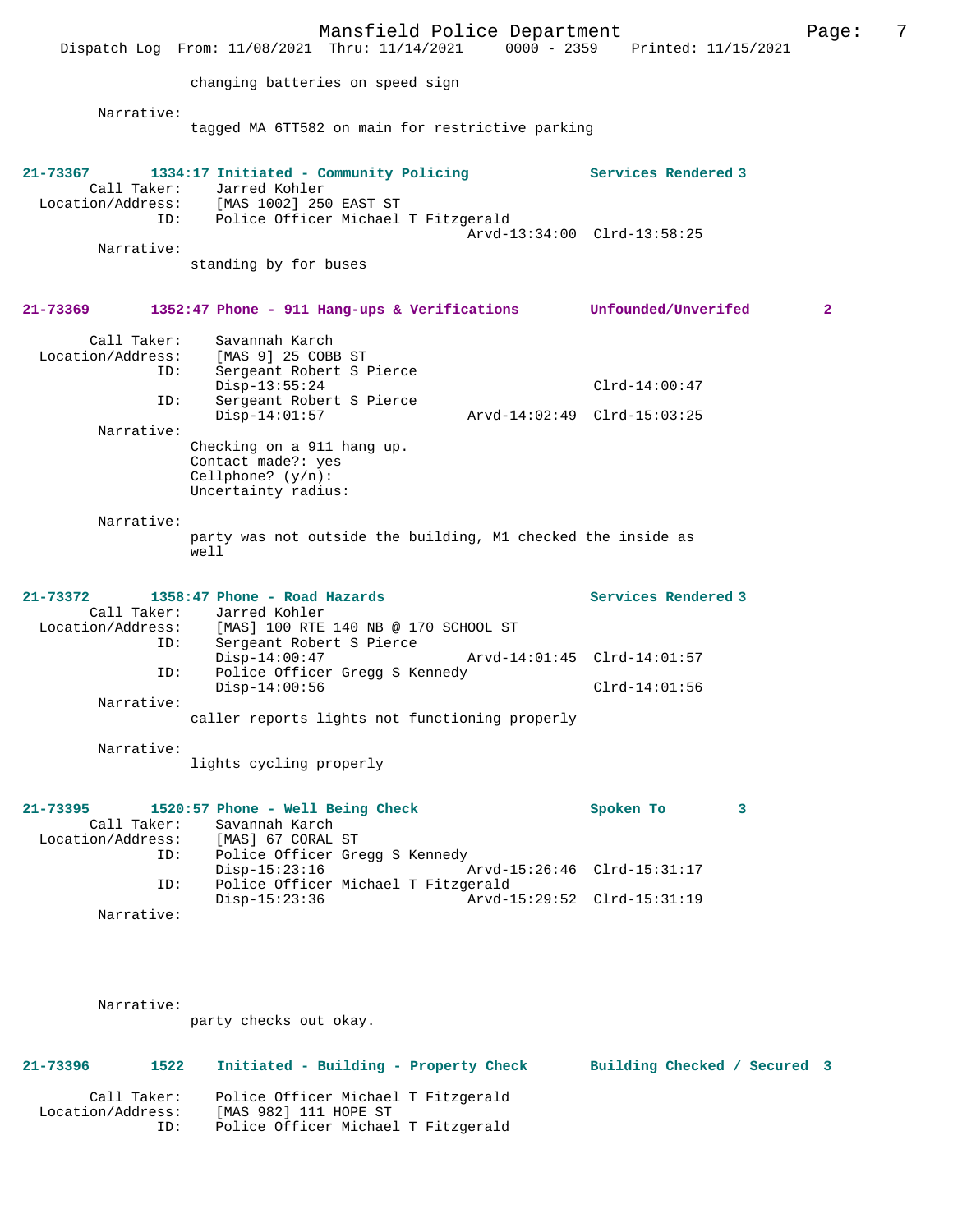changing batteries on speed sign

Narrative:
tagged MA 6TT582 on main for restrictive parking

**21-73367** 1334:17 Initiated - Community Policing — Services Rendered 3

Call Taker: Jarred Kohler
Location/Address: [MAS 1002] 250 EAST ST
ID: Police Officer Michael T Fitzgerald
Arvd-13:34:00 Clrd-13:58:25

Narrative:
standing by for buses

**21-73369** 1352:47 Phone - 911 Hang-ups & Verifications — Unfounded/Unverifed 2

Call Taker: Savannah Karch
Location/Address: [MAS 9] 25 COBB ST
ID: Sergeant Robert S Pierce
Disp-13:55:24 Clrd-14:00:47
ID: Sergeant Robert S Pierce
Disp-14:01:57 Arvd-14:02:49 Clrd-15:03:25

Narrative:
Checking on a 911 hang up.
Contact made?: yes
Cellphone? (y/n):
Uncertainty radius:

Narrative:
party was not outside the building, M1 checked the inside as well

**21-73372** 1358:47 Phone - Road Hazards — Services Rendered 3

Call Taker: Jarred Kohler
Location/Address: [MAS] 100 RTE 140 NB @ 170 SCHOOL ST
ID: Sergeant Robert S Pierce
Disp-14:00:47 Arvd-14:01:45 Clrd-14:01:57
ID: Police Officer Gregg S Kennedy
Disp-14:00:56 Clrd-14:01:56

Narrative:
caller reports lights not functioning properly

Narrative:
lights cycling properly

**21-73395** 1520:57 Phone - Well Being Check — Spoken To 3

Call Taker: Savannah Karch
Location/Address: [MAS] 67 CORAL ST
ID: Police Officer Gregg S Kennedy
Disp-15:23:16 Arvd-15:26:46 Clrd-15:31:17
ID: Police Officer Michael T Fitzgerald
Disp-15:23:36 Arvd-15:29:52 Clrd-15:31:19

Narrative:

Narrative:
party checks out okay.

**21-73396** 1522 Initiated - Building - Property Check — Building Checked / Secured 3

Call Taker: Police Officer Michael T Fitzgerald
Location/Address: [MAS 982] 111 HOPE ST
ID: Police Officer Michael T Fitzgerald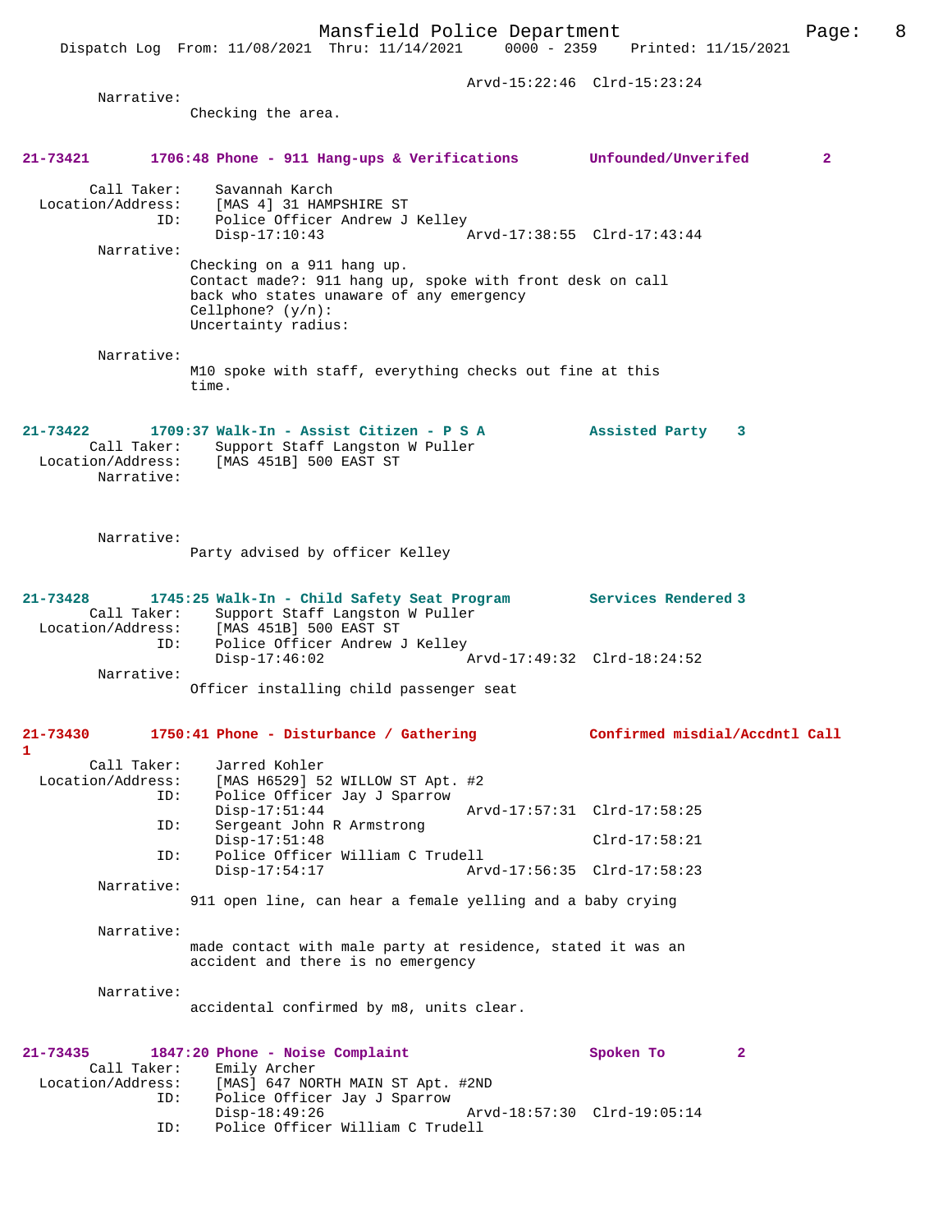Arvd-15:22:46 Clrd-15:23:24

Narrative:
Checking the area.

**21-73421 1706:48 Phone - 911 Hang-ups & Verifications Unfounded/Unverifed 2**

Call Taker: Savannah Karch
Location/Address: [MAS 4] 31 HAMPSHIRE ST
ID: Police Officer Andrew J Kelley
Disp-17:10:43 Arvd-17:38:55 Clrd-17:43:44

Narrative:
Checking on a 911 hang up.
Contact made?: 911 hang up, spoke with front desk on call back who states unaware of any emergency
Cellphone? (y/n):
Uncertainty radius:

Narrative:
M10 spoke with staff, everything checks out fine at this time.

**21-73422 1709:37 Walk-In - Assist Citizen - P S A Assisted Party 3**

Call Taker: Support Staff Langston W Puller
Location/Address: [MAS 451B] 500 EAST ST

Narrative:

Narrative:
Party advised by officer Kelley

**21-73428 1745:25 Walk-In - Child Safety Seat Program Services Rendered 3**

Call Taker: Support Staff Langston W Puller
Location/Address: [MAS 451B] 500 EAST ST
ID: Police Officer Andrew J Kelley
Disp-17:46:02 Arvd-17:49:32 Clrd-18:24:52

Narrative:
Officer installing child passenger seat

**21-73430 1750:41 Phone - Disturbance / Gathering Confirmed misdial/Accdntl Call 1**

Call Taker: Jarred Kohler
Location/Address: [MAS H6529] 52 WILLOW ST Apt. #2
ID: Police Officer Jay J Sparrow
Disp-17:51:44 Arvd-17:57:31 Clrd-17:58:25
ID: Sergeant John R Armstrong
Disp-17:51:48 Clrd-17:58:21
ID: Police Officer William C Trudell
Disp-17:54:17 Arvd-17:56:35 Clrd-17:58:23

Narrative:
911 open line, can hear a female yelling and a baby crying

Narrative:
made contact with male party at residence, stated it was an accident and there is no emergency

Narrative:
accidental confirmed by m8, units clear.

**21-73435 1847:20 Phone - Noise Complaint Spoken To 2**

Call Taker: Emily Archer
Location/Address: [MAS] 647 NORTH MAIN ST Apt. #2ND
ID: Police Officer Jay J Sparrow
Disp-18:49:26 Arvd-18:57:30 Clrd-19:05:14
ID: Police Officer William C Trudell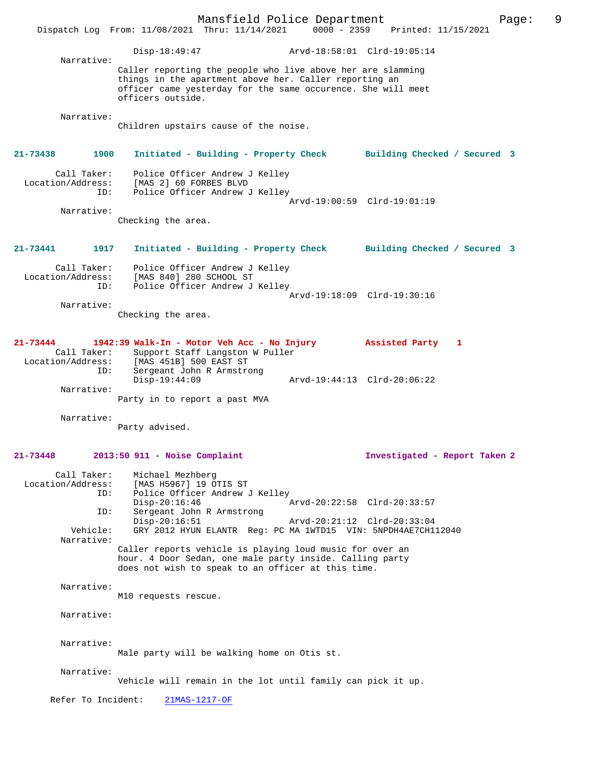Disp-18:49:47                Arvd-18:58:01  Clrd-19:05:14

Narrative:
Caller reporting the people who live above her are slamming things in the apartment above her. Caller reporting an officer came yesterday for the same occurence. She will meet officers outside.

Narrative:
Children upstairs cause of the noise.

**21-73438        1900    Initiated - Building - Property Check       Building Checked / Secured  3**

Call Taker: Police Officer Andrew J Kelley
Location/Address: [MAS 2] 60 FORBES BLVD
ID: Police Officer Andrew J Kelley
                                             Arvd-19:00:59  Clrd-19:01:19

Narrative:
Checking the area.

**21-73441        1917    Initiated - Building - Property Check       Building Checked / Secured  3**

Call Taker: Police Officer Andrew J Kelley
Location/Address: [MAS 840] 280 SCHOOL ST
ID: Police Officer Andrew J Kelley
                                             Arvd-19:18:09  Clrd-19:30:16

Narrative:
Checking the area.

**21-73444        1942:39 Walk-In - Motor Veh Acc - No Injury         Assisted Party    1**

Call Taker: Support Staff Langston W Puller
Location/Address: [MAS 451B] 500 EAST ST
ID: Sergeant John R Armstrong
                Disp-19:44:09                Arvd-19:44:13  Clrd-20:06:22

Narrative:
Party in to report a past MVA

Narrative:
Party advised.

**21-73448        2013:50 911 - Noise Complaint                       Investigated - Report Taken 2**

Call Taker: Michael Mezhberg
Location/Address: [MAS H5967] 19 OTIS ST
ID: Police Officer Andrew J Kelley
                Disp-20:16:46                Arvd-20:22:58  Clrd-20:33:57
ID: Sergeant John R Armstrong
                Disp-20:16:51                Arvd-20:21:12  Clrd-20:33:04
Vehicle: GRY 2012 HYUN ELANTR  Reg: PC MA 1WTD15  VIN: 5NPDH4AE7CH112040

Narrative:
Caller reports vehicle is playing loud music for over an hour. 4 Door Sedan, one male party inside. Calling party does not wish to speak to an officer at this time.

Narrative:
M10 requests rescue.

Narrative:

Narrative:
Male party will be walking home on Otis st.

Narrative:
Vehicle will remain in the lot until family can pick it up.

Refer To Incident: 21MAS-1217-OF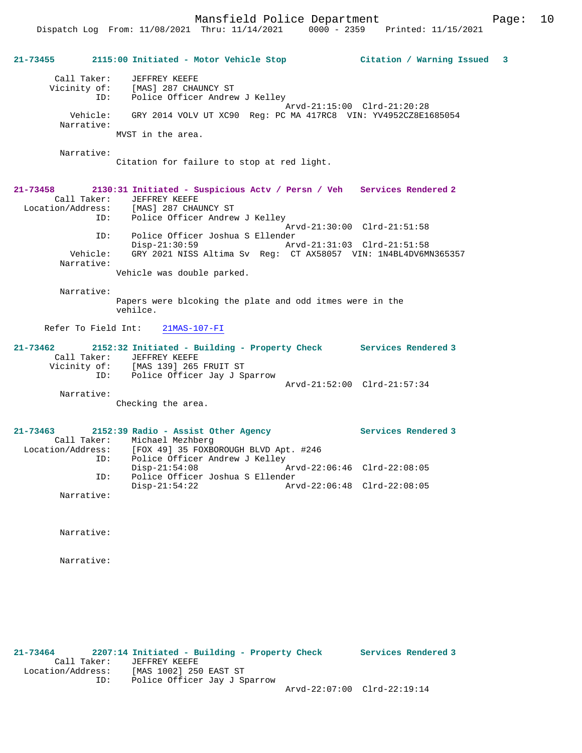**21-73455 2115:00 Initiated - Motor Vehicle Stop — Citation / Warning Issued 3**

```
        Call Taker:    JEFFREY KEEFE
        Vicinity of:   [MAS] 287 CHAUNCY ST
                ID:    Police Officer Andrew J Kelley
                                                  Arvd-21:15:00  Clrd-21:20:28
           Vehicle:    GRY 2014 VOLV UT XC90  Reg: PC MA 417RC8  VIN: YV4952CZ8E1685054
         Narrative:
                    MVST in the area.

         Narrative:
                    Citation for failure to stop at red light.
```

**21-73458 2130:31 Initiated - Suspicious Actv / Persn / Veh — Services Rendered 2**

```
        Call Taker:    JEFFREY KEEFE
  Location/Address:    [MAS] 287 CHAUNCY ST
                ID:    Police Officer Andrew J Kelley
                                                  Arvd-21:30:00  Clrd-21:51:58
                ID:    Police Officer Joshua S Ellender
                       Disp-21:30:59              Arvd-21:31:03  Clrd-21:51:58
           Vehicle:    GRY 2021 NISS Altima Sv  Reg:  CT AX58057  VIN: 1N4BL4DV6MN365357
         Narrative:
                    Vehicle was double parked.

         Narrative:
                    Papers were blcoking the plate and odd itmes were in the
                    vehilce.

      Refer To Field Int:    21MAS-107-FI
```

**21-73462 2152:32 Initiated - Building - Property Check — Services Rendered 3**

```
        Call Taker:    JEFFREY KEEFE
        Vicinity of:   [MAS 139] 265 FRUIT ST
                ID:    Police Officer Jay J Sparrow
                                                  Arvd-21:52:00  Clrd-21:57:34
         Narrative:
                    Checking the area.
```

**21-73463 2152:39 Radio - Assist Other Agency — Services Rendered 3**

```
        Call Taker:    Michael Mezhberg
  Location/Address:    [FOX 49] 35 FOXBOROUGH BLVD Apt. #246
                ID:    Police Officer Andrew J Kelley
                       Disp-21:54:08              Arvd-22:06:46  Clrd-22:08:05
                ID:    Police Officer Joshua S Ellender
                       Disp-21:54:22              Arvd-22:06:48  Clrd-22:08:05
         Narrative:

         Narrative:

         Narrative:
```

**21-73464 2207:14 Initiated - Building - Property Check — Services Rendered 3**

```
        Call Taker:    JEFFREY KEEFE
  Location/Address:    [MAS 1002] 250 EAST ST
                ID:    Police Officer Jay J Sparrow
                                                  Arvd-22:07:00  Clrd-22:19:14
```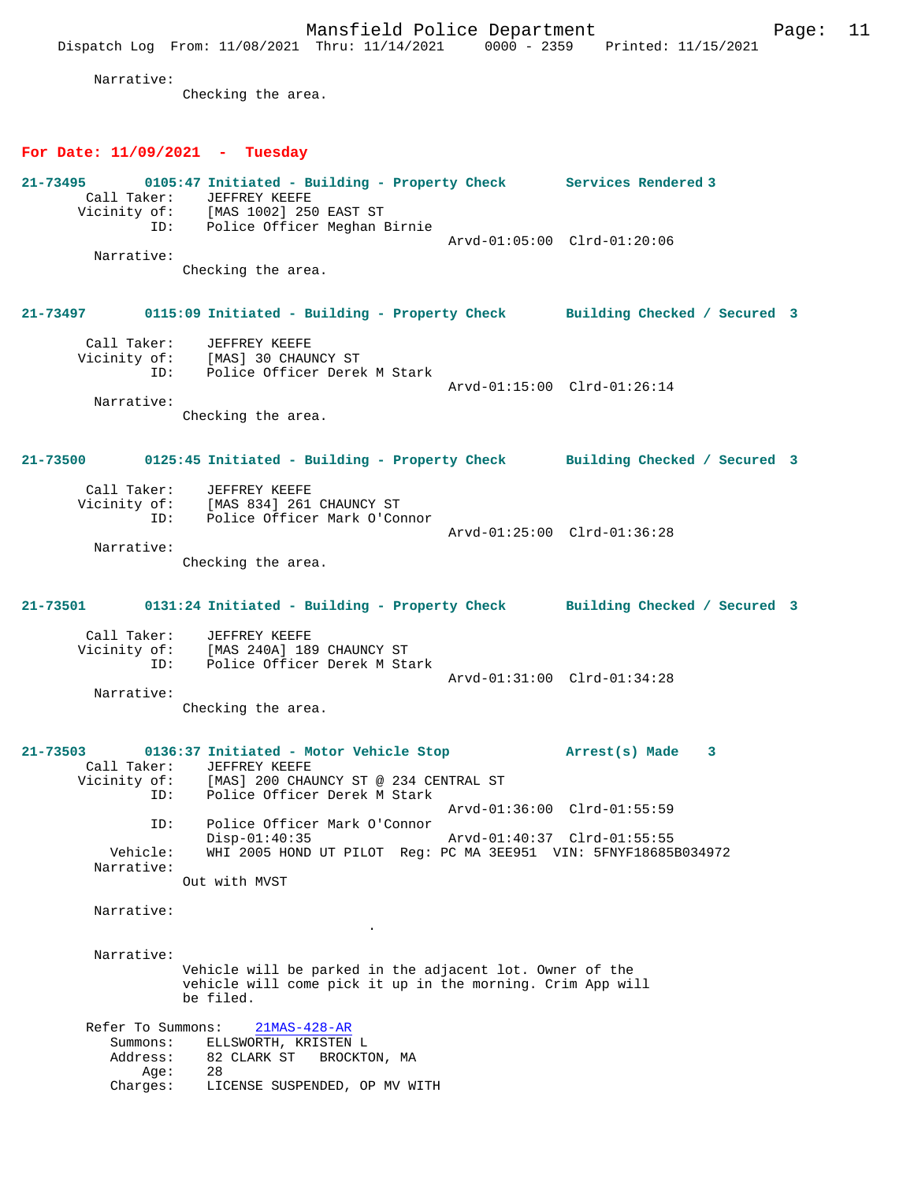Narrative:
Checking the area.

## For Date: 11/09/2021 - Tuesday

**21-73495 0105:47 Initiated - Building - Property Check Services Rendered 3**

Call Taker: JEFFREY KEEFE
Vicinity of: [MAS 1002] 250 EAST ST
ID: Police Officer Meghan Birnie
Arvd-01:05:00 Clrd-01:20:06

Narrative:
Checking the area.

**21-73497 0115:09 Initiated - Building - Property Check Building Checked / Secured 3**

Call Taker: JEFFREY KEEFE
Vicinity of: [MAS] 30 CHAUNCY ST
ID: Police Officer Derek M Stark
Arvd-01:15:00 Clrd-01:26:14

Narrative:
Checking the area.

**21-73500 0125:45 Initiated - Building - Property Check Building Checked / Secured 3**

Call Taker: JEFFREY KEEFE
Vicinity of: [MAS 834] 261 CHAUNCY ST
ID: Police Officer Mark O'Connor
Arvd-01:25:00 Clrd-01:36:28

Narrative:
Checking the area.

**21-73501 0131:24 Initiated - Building - Property Check Building Checked / Secured 3**

Call Taker: JEFFREY KEEFE
Vicinity of: [MAS 240A] 189 CHAUNCY ST
ID: Police Officer Derek M Stark
Arvd-01:31:00 Clrd-01:34:28

Narrative:
Checking the area.

**21-73503 0136:37 Initiated - Motor Vehicle Stop Arrest(s) Made 3**

Call Taker: JEFFREY KEEFE
Vicinity of: [MAS] 200 CHAUNCY ST @ 234 CENTRAL ST
ID: Police Officer Derek M Stark
Arvd-01:36:00 Clrd-01:55:59
ID: Police Officer Mark O'Connor
Disp-01:40:35 Arvd-01:40:37 Clrd-01:55:55
Vehicle: WHI 2005 HOND UT PILOT Reg: PC MA 3EE951 VIN: 5FNYF18685B034972

Narrative:
Out with MVST

Narrative:
.

Narrative:
Vehicle will be parked in the adjacent lot. Owner of the vehicle will come pick it up in the morning. Crim App will be filed.

Refer To Summons: 21MAS-428-AR
Summons: ELLSWORTH, KRISTEN L
Address: 82 CLARK ST BROCKTON, MA
Age: 28
Charges: LICENSE SUSPENDED, OP MV WITH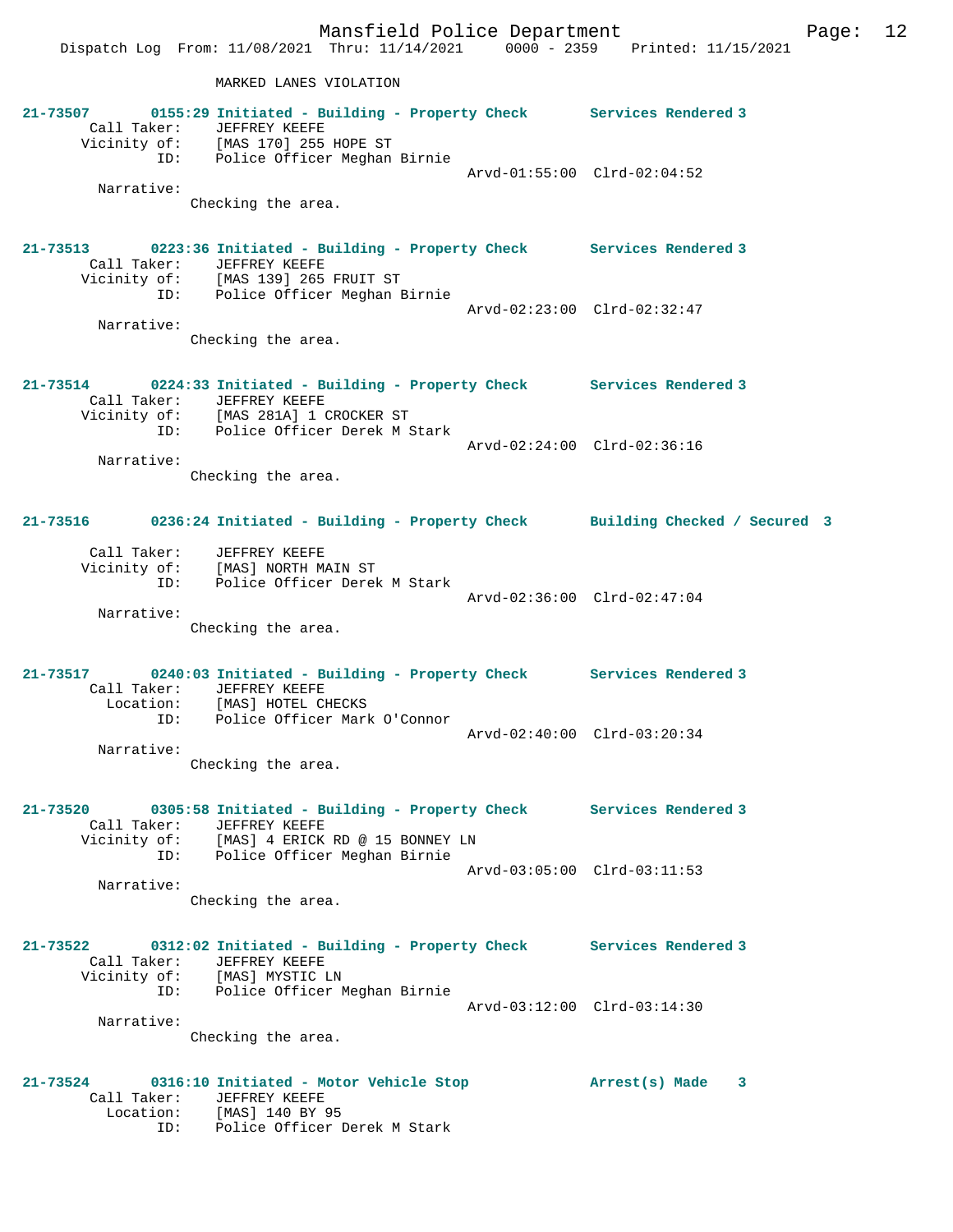MARKED LANES VIOLATION

**21-73507 0155:29 Initiated - Building - Property Check Services Rendered 3**
Call Taker: JEFFREY KEEFE
Vicinity of: [MAS 170] 255 HOPE ST
ID: Police Officer Meghan Birnie
Arvd-01:55:00 Clrd-02:04:52
Narrative:
Checking the area.

**21-73513 0223:36 Initiated - Building - Property Check Services Rendered 3**
Call Taker: JEFFREY KEEFE
Vicinity of: [MAS 139] 265 FRUIT ST
ID: Police Officer Meghan Birnie
Arvd-02:23:00 Clrd-02:32:47
Narrative:
Checking the area.

**21-73514 0224:33 Initiated - Building - Property Check Services Rendered 3**
Call Taker: JEFFREY KEEFE
Vicinity of: [MAS 281A] 1 CROCKER ST
ID: Police Officer Derek M Stark
Arvd-02:24:00 Clrd-02:36:16
Narrative:
Checking the area.

**21-73516 0236:24 Initiated - Building - Property Check Building Checked / Secured 3**
Call Taker: JEFFREY KEEFE
Vicinity of: [MAS] NORTH MAIN ST
ID: Police Officer Derek M Stark
Arvd-02:36:00 Clrd-02:47:04
Narrative:
Checking the area.

**21-73517 0240:03 Initiated - Building - Property Check Services Rendered 3**
Call Taker: JEFFREY KEEFE
Location: [MAS] HOTEL CHECKS
ID: Police Officer Mark O'Connor
Arvd-02:40:00 Clrd-03:20:34
Narrative:
Checking the area.

**21-73520 0305:58 Initiated - Building - Property Check Services Rendered 3**
Call Taker: JEFFREY KEEFE
Vicinity of: [MAS] 4 ERICK RD @ 15 BONNEY LN
ID: Police Officer Meghan Birnie
Arvd-03:05:00 Clrd-03:11:53
Narrative:
Checking the area.

**21-73522 0312:02 Initiated - Building - Property Check Services Rendered 3**
Call Taker: JEFFREY KEEFE
Vicinity of: [MAS] MYSTIC LN
ID: Police Officer Meghan Birnie
Arvd-03:12:00 Clrd-03:14:30
Narrative:
Checking the area.

**21-73524 0316:10 Initiated - Motor Vehicle Stop Arrest(s) Made 3**
Call Taker: JEFFREY KEEFE
Location: [MAS] 140 BY 95
ID: Police Officer Derek M Stark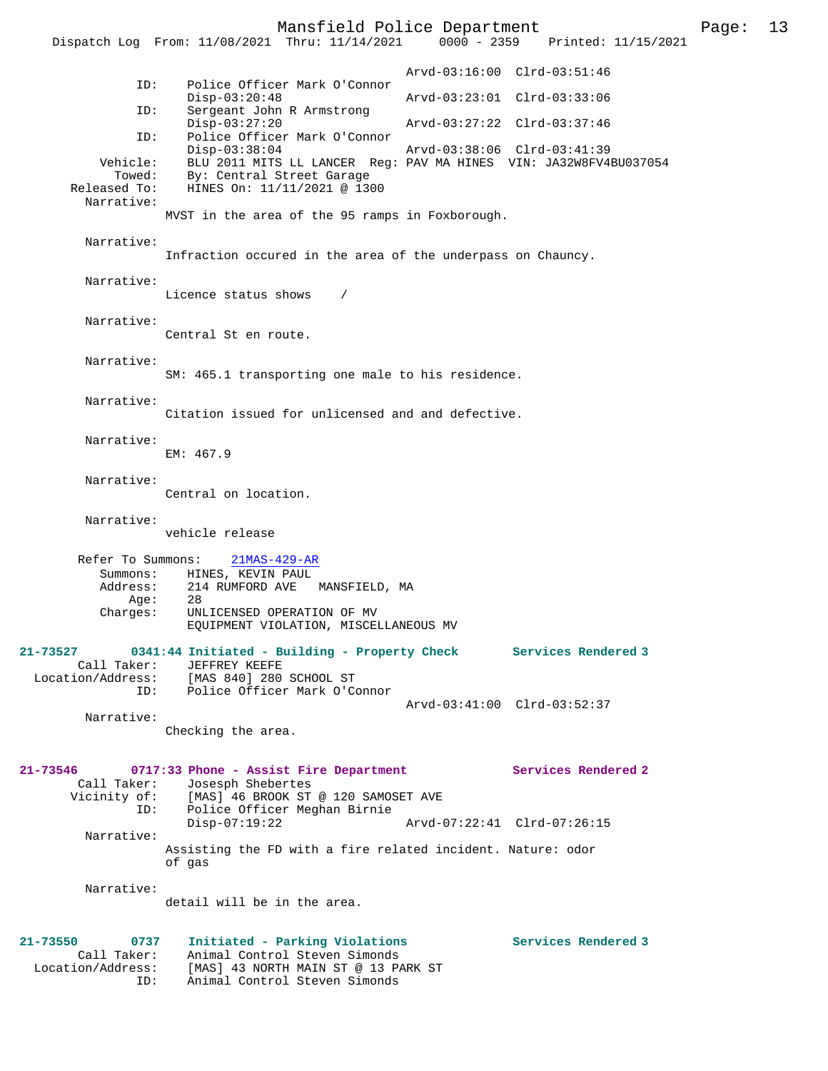```
                                        Arvd-03:16:00  Clrd-03:51:46
             ID:      Police Officer Mark O'Connor
                      Disp-03:20:48             Arvd-03:23:01  Clrd-03:33:06
             ID:      Sergeant John R Armstrong
                      Disp-03:27:20             Arvd-03:27:22  Clrd-03:37:46
             ID:      Police Officer Mark O'Connor
                      Disp-03:38:04             Arvd-03:38:06  Clrd-03:41:39
        Vehicle:      BLU 2011 MITS LL LANCER  Reg: PAV MA HINES  VIN: JA32W8FV4BU037054
          Towed:      By: Central Street Garage
    Released To:      HINES On: 11/11/2021 @ 1300
      Narrative:
                   MVST in the area of the 95 ramps in Foxborough.

      Narrative:
                   Infraction occured in the area of the underpass on Chauncy.

      Narrative:
                   Licence status shows    /

      Narrative:
                   Central St en route.

      Narrative:
                   SM: 465.1 transporting one male to his residence.

      Narrative:
                   Citation issued for unlicensed and and defective.

      Narrative:
                   EM: 467.9

      Narrative:
                   Central on location.

      Narrative:
                   vehicle release

     Refer To Summons:    21MAS-429-AR
         Summons:     HINES, KEVIN PAUL
         Address:     214 RUMFORD AVE   MANSFIELD, MA
             Age:     28
         Charges:     UNLICENSED OPERATION OF MV
                      EQUIPMENT VIOLATION, MISCELLANEOUS MV

21-73527       0341:44 Initiated - Building - Property Check        Services Rendered 3
        Call Taker:   JEFFREY KEEFE
  Location/Address:   [MAS 840] 280 SCHOOL ST
               ID:    Police Officer Mark O'Connor
                                        Arvd-03:41:00  Clrd-03:52:37
      Narrative:
                   Checking the area.

21-73546       0717:33 Phone - Assist Fire Department               Services Rendered 2
        Call Taker:   Josesph Shebertes
       Vicinity of:   [MAS] 46 BROOK ST @ 120 SAMOSET AVE
               ID:    Police Officer Meghan Birnie
                      Disp-07:19:22             Arvd-07:22:41  Clrd-07:26:15
      Narrative:
                   Assisting the FD with a fire related incident. Nature: odor
                   of gas

      Narrative:
                   detail will be in the area.

21-73550       0737    Initiated - Parking Violations               Services Rendered 3
        Call Taker:   Animal Control Steven Simonds
  Location/Address:   [MAS] 43 NORTH MAIN ST @ 13 PARK ST
               ID:    Animal Control Steven Simonds
```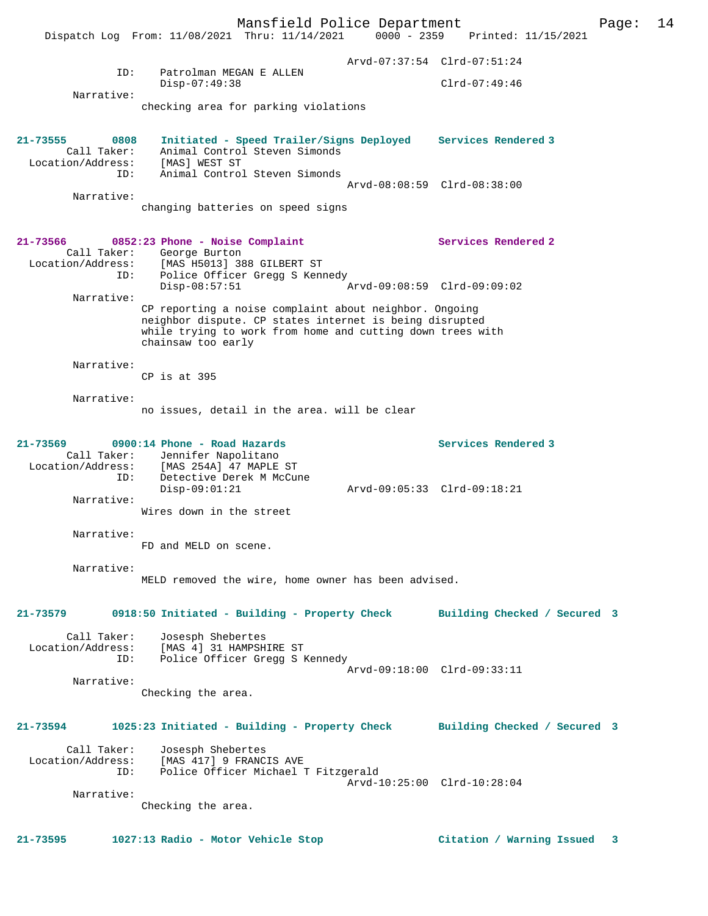Arvd-07:37:54 Clrd-07:51:24
ID: Patrolman MEGAN E ALLEN
Disp-07:49:38 Clrd-07:49:46
Narrative:
checking area for parking violations

**21-73555 0808 Initiated - Speed Trailer/Signs Deployed Services Rendered 3**
Call Taker: Animal Control Steven Simonds
Location/Address: [MAS] WEST ST
ID: Animal Control Steven Simonds
Arvd-08:08:59 Clrd-08:38:00
Narrative:
changing batteries on speed signs

**21-73566 0852:23 Phone - Noise Complaint Services Rendered 2**
Call Taker: George Burton
Location/Address: [MAS H5013] 388 GILBERT ST
ID: Police Officer Gregg S Kennedy
Disp-08:57:51 Arvd-09:08:59 Clrd-09:09:02
Narrative:
CP reporting a noise complaint about neighbor. Ongoing neighbor dispute. CP states internet is being disrupted while trying to work from home and cutting down trees with chainsaw too early

Narrative:
CP is at 395

Narrative:
no issues, detail in the area. will be clear

**21-73569 0900:14 Phone - Road Hazards Services Rendered 3**
Call Taker: Jennifer Napolitano
Location/Address: [MAS 254A] 47 MAPLE ST
ID: Detective Derek M McCune
Disp-09:01:21 Arvd-09:05:33 Clrd-09:18:21
Narrative:
Wires down in the street

Narrative:
FD and MELD on scene.

Narrative:
MELD removed the wire, home owner has been advised.

**21-73579 0918:50 Initiated - Building - Property Check Building Checked / Secured 3**
Call Taker: Josesph Shebertes
Location/Address: [MAS 4] 31 HAMPSHIRE ST
ID: Police Officer Gregg S Kennedy
Arvd-09:18:00 Clrd-09:33:11
Narrative:
Checking the area.

**21-73594 1025:23 Initiated - Building - Property Check Building Checked / Secured 3**
Call Taker: Josesph Shebertes
Location/Address: [MAS 417] 9 FRANCIS AVE
ID: Police Officer Michael T Fitzgerald
Arvd-10:25:00 Clrd-10:28:04
Narrative:
Checking the area.

**21-73595 1027:13 Radio - Motor Vehicle Stop Citation / Warning Issued 3**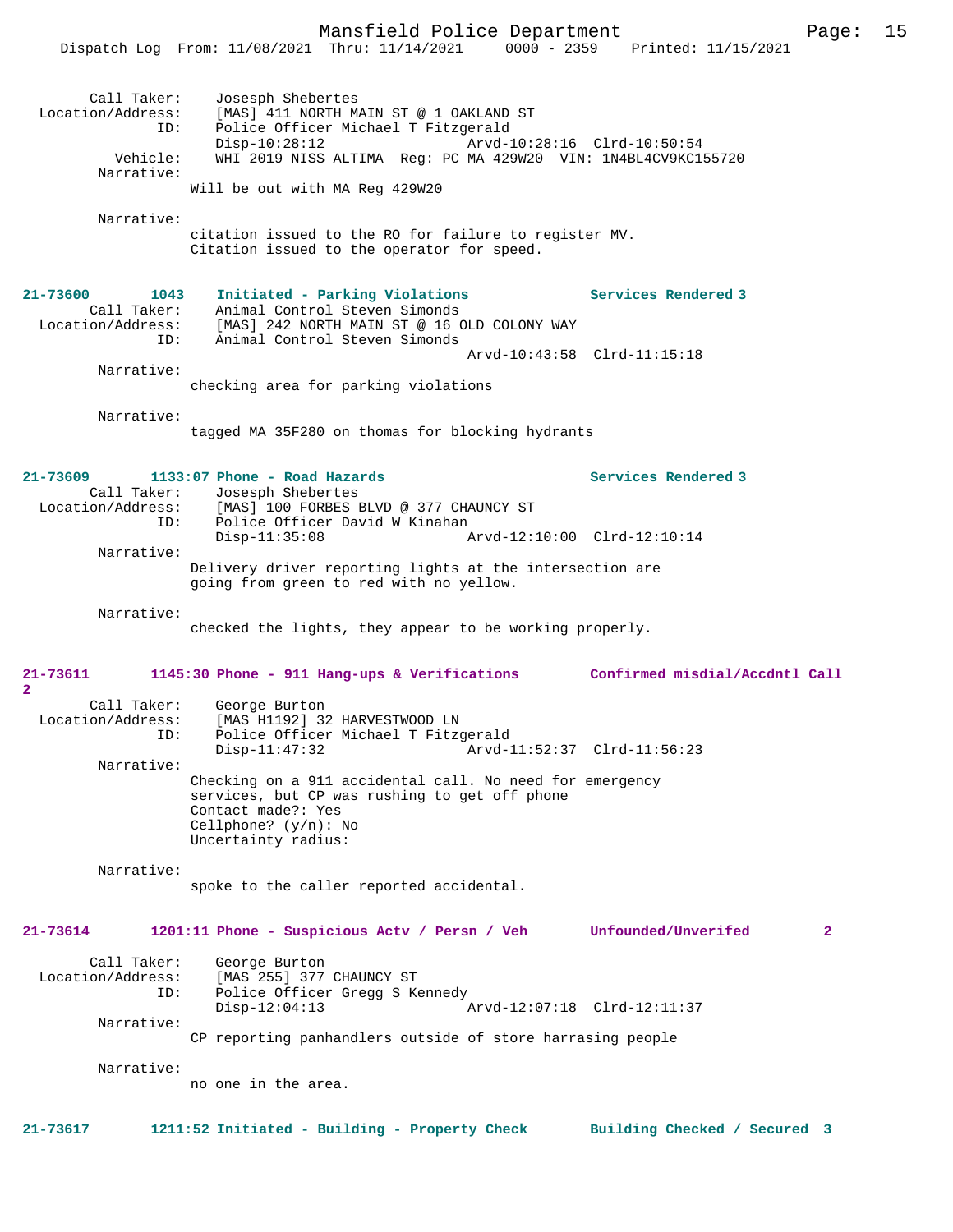Call Taker: Josesph Shebertes
Location/Address: [MAS] 411 NORTH MAIN ST @ 1 OAKLAND ST
ID: Police Officer Michael T Fitzgerald
Disp-10:28:12 Arvd-10:28:16 Clrd-10:50:54
Vehicle: WHI 2019 NISS ALTIMA Reg: PC MA 429W20 VIN: 1N4BL4CV9KC155720
Narrative:
Will be out with MA Reg 429W20

Narrative:
citation issued to the RO for failure to register MV.
Citation issued to the operator for speed.

**21-73600 1043 Initiated - Parking Violations Services Rendered 3**
Call Taker: Animal Control Steven Simonds
Location/Address: [MAS] 242 NORTH MAIN ST @ 16 OLD COLONY WAY
ID: Animal Control Steven Simonds
Arvd-10:43:58 Clrd-11:15:18
Narrative:
checking area for parking violations

Narrative:
tagged MA 35F280 on thomas for blocking hydrants

**21-73609 1133:07 Phone - Road Hazards Services Rendered 3**
Call Taker: Josesph Shebertes
Location/Address: [MAS] 100 FORBES BLVD @ 377 CHAUNCY ST
ID: Police Officer David W Kinahan
Disp-11:35:08 Arvd-12:10:00 Clrd-12:10:14
Narrative:
Delivery driver reporting lights at the intersection are going from green to red with no yellow.

Narrative:
checked the lights, they appear to be working properly.

**21-73611 1145:30 Phone - 911 Hang-ups & Verifications Confirmed misdial/Accdntl Call 2**
Call Taker: George Burton
Location/Address: [MAS H1192] 32 HARVESTWOOD LN
ID: Police Officer Michael T Fitzgerald
Disp-11:47:32 Arvd-11:52:37 Clrd-11:56:23
Narrative:
Checking on a 911 accidental call. No need for emergency services, but CP was rushing to get off phone
Contact made?: Yes
Cellphone? (y/n): No
Uncertainty radius:

Narrative:
spoke to the caller reported accidental.

**21-73614 1201:11 Phone - Suspicious Actv / Persn / Veh Unfounded/Unverifed 2**
Call Taker: George Burton
Location/Address: [MAS 255] 377 CHAUNCY ST
ID: Police Officer Gregg S Kennedy
Disp-12:04:13 Arvd-12:07:18 Clrd-12:11:37
Narrative:
CP reporting panhandlers outside of store harrasing people

Narrative:
no one in the area.

**21-73617 1211:52 Initiated - Building - Property Check Building Checked / Secured 3**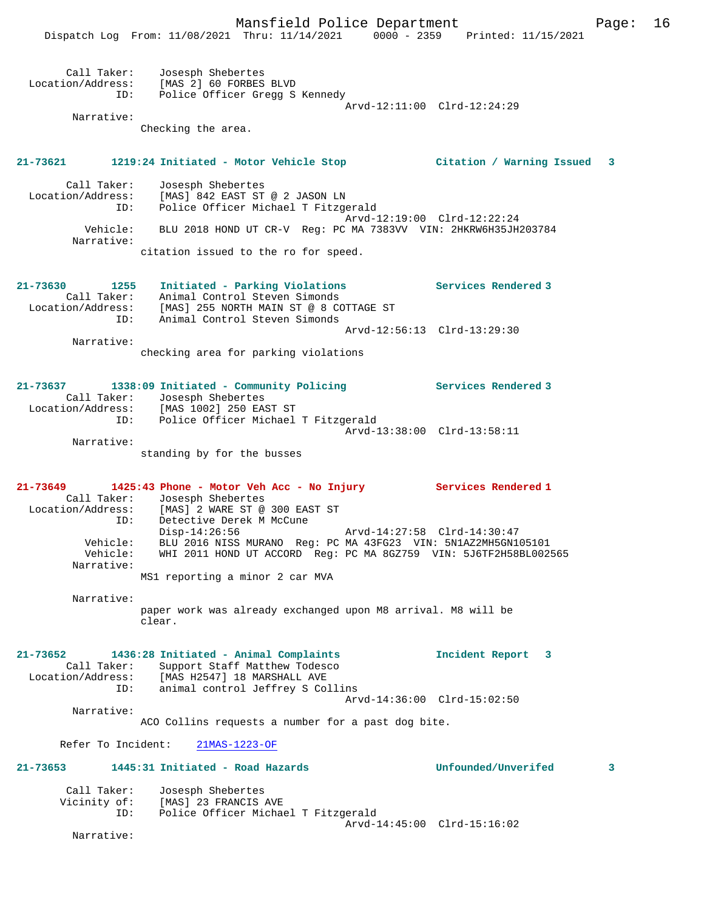Call Taker: Josesph Shebertes
Location/Address: [MAS 2] 60 FORBES BLVD
ID: Police Officer Gregg S Kennedy
Arvd-12:11:00 Clrd-12:24:29
Narrative:
Checking the area.

**21-73621 1219:24 Initiated - Motor Vehicle Stop Citation / Warning Issued 3**

Call Taker: Josesph Shebertes
Location/Address: [MAS] 842 EAST ST @ 2 JASON LN
ID: Police Officer Michael T Fitzgerald
Arvd-12:19:00 Clrd-12:22:24
Vehicle: BLU 2018 HOND UT CR-V Reg: PC MA 7383VV VIN: 2HKRW6H35JH203784
Narrative:
citation issued to the ro for speed.

**21-73630 1255 Initiated - Parking Violations Services Rendered 3**

Call Taker: Animal Control Steven Simonds
Location/Address: [MAS] 255 NORTH MAIN ST @ 8 COTTAGE ST
ID: Animal Control Steven Simonds
Arvd-12:56:13 Clrd-13:29:30
Narrative:
checking area for parking violations

**21-73637 1338:09 Initiated - Community Policing Services Rendered 3**

Call Taker: Josesph Shebertes
Location/Address: [MAS 1002] 250 EAST ST
ID: Police Officer Michael T Fitzgerald
Arvd-13:38:00 Clrd-13:58:11
Narrative:
standing by for the busses

**21-73649 1425:43 Phone - Motor Veh Acc - No Injury Services Rendered 1**

Call Taker: Josesph Shebertes
Location/Address: [MAS] 2 WARE ST @ 300 EAST ST
ID: Detective Derek M McCune
Disp-14:26:56 Arvd-14:27:58 Clrd-14:30:47
Vehicle: BLU 2016 NISS MURANO Reg: PC MA 43FG23 VIN: 5N1AZ2MH5GN105101
Vehicle: WHI 2011 HOND UT ACCORD Reg: PC MA 8GZ759 VIN: 5J6TF2H58BL002565
Narrative:
MS1 reporting a minor 2 car MVA

Narrative:
paper work was already exchanged upon M8 arrival. M8 will be clear.

**21-73652 1436:28 Initiated - Animal Complaints Incident Report 3**

Call Taker: Support Staff Matthew Todesco
Location/Address: [MAS H2547] 18 MARSHALL AVE
ID: animal control Jeffrey S Collins
Arvd-14:36:00 Clrd-15:02:50
Narrative:
ACO Collins requests a number for a past dog bite.

Refer To Incident: 21MAS-1223-OF

**21-73653 1445:31 Initiated - Road Hazards Unfounded/Unverifed 3**

Call Taker: Josesph Shebertes
Vicinity of: [MAS] 23 FRANCIS AVE
ID: Police Officer Michael T Fitzgerald
Arvd-14:45:00 Clrd-15:16:02
Narrative: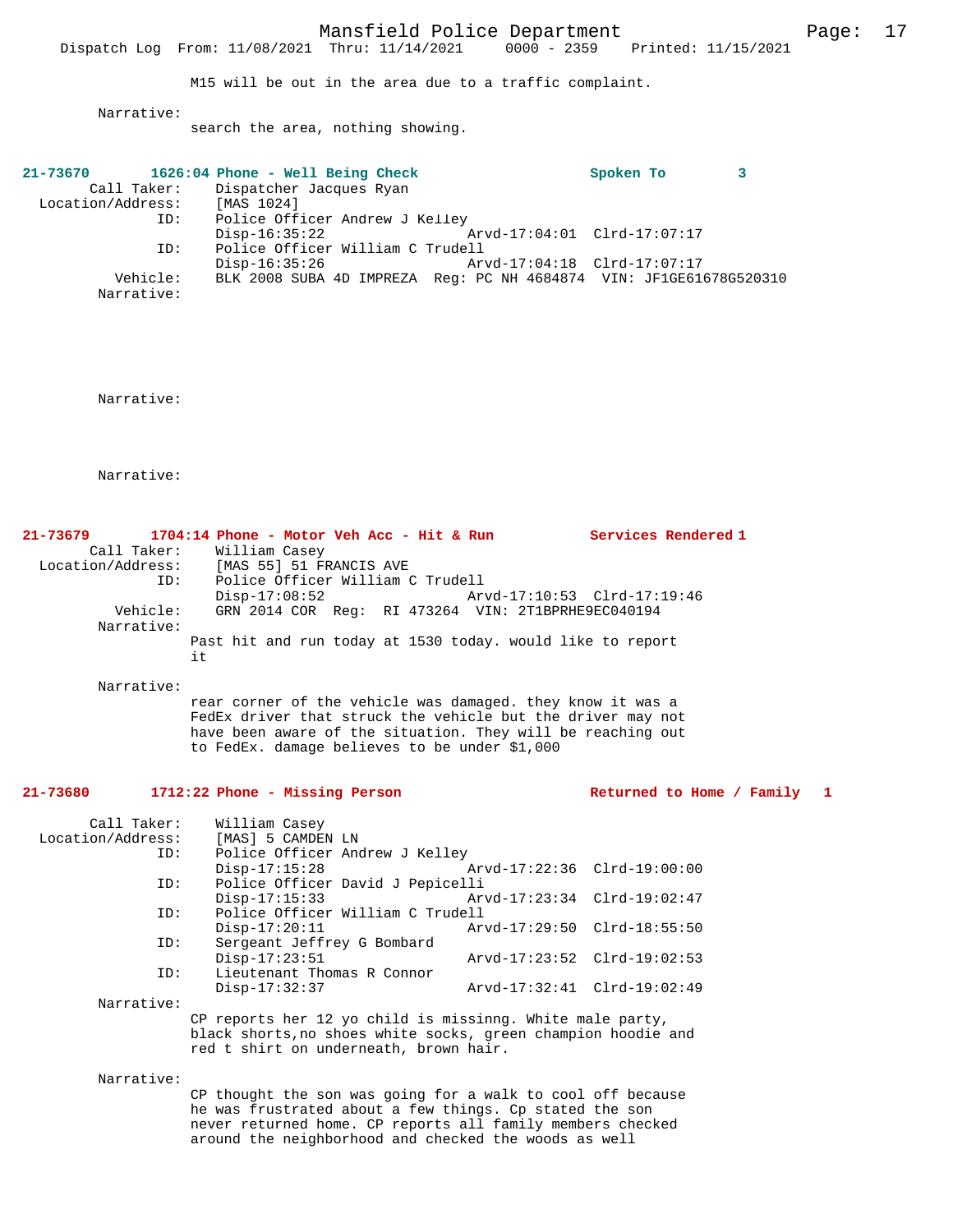M15 will be out in the area due to a traffic complaint.

Narrative:
search the area, nothing showing.

**21-73670 1626:04 Phone - Well Being Check — Spoken To 3**

```
        Call Taker:    Dispatcher Jacques Ryan
  Location/Address:    [MAS 1024]
                ID:    Police Officer Andrew J Kelley
                       Disp-16:35:22                Arvd-17:04:01  Clrd-17:07:17
                ID:    Police Officer William C Trudell
                       Disp-16:35:26                Arvd-17:04:18  Clrd-17:07:17
           Vehicle:    BLK 2008 SUBA 4D IMPREZA  Reg: PC NH 4684874  VIN: JF1GE61678G520310
         Narrative:
```

Narrative:

Narrative:

**21-73679 1704:14 Phone - Motor Veh Acc - Hit & Run — Services Rendered 1**

```
        Call Taker:    William Casey
  Location/Address:    [MAS 55] 51 FRANCIS AVE
                ID:    Police Officer William C Trudell
                       Disp-17:08:52                Arvd-17:10:53  Clrd-17:19:46
           Vehicle:    GRN 2014 COR  Reg:  RI 473264  VIN: 2T1BPRHE9EC040194
         Narrative:
```

Past hit and run today at 1530 today. would like to report it

Narrative:
rear corner of the vehicle was damaged. they know it was a FedEx driver that struck the vehicle but the driver may not have been aware of the situation. They will be reaching out to FedEx. damage believes to be under $1,000

**21-73680 1712:22 Phone - Missing Person — Returned to Home / Family 1**

```
        Call Taker:    William Casey
  Location/Address:    [MAS] 5 CAMDEN LN
                ID:    Police Officer Andrew J Kelley
                       Disp-17:15:28                Arvd-17:22:36  Clrd-19:00:00
                ID:    Police Officer David J Pepicelli
                       Disp-17:15:33                Arvd-17:23:34  Clrd-19:02:47
                ID:    Police Officer William C Trudell
                       Disp-17:20:11                Arvd-17:29:50  Clrd-18:55:50
                ID:    Sergeant Jeffrey G Bombard
                       Disp-17:23:51                Arvd-17:23:52  Clrd-19:02:53
                ID:    Lieutenant Thomas R Connor
                       Disp-17:32:37                Arvd-17:32:41  Clrd-19:02:49
         Narrative:
```

CP reports her 12 yo child is missinng. White male party, black shorts,no shoes white socks, green champion hoodie and red t shirt on underneath, brown hair.

Narrative:
CP thought the son was going for a walk to cool off because he was frustrated about a few things. Cp stated the son never returned home. CP reports all family members checked around the neighborhood and checked the woods as well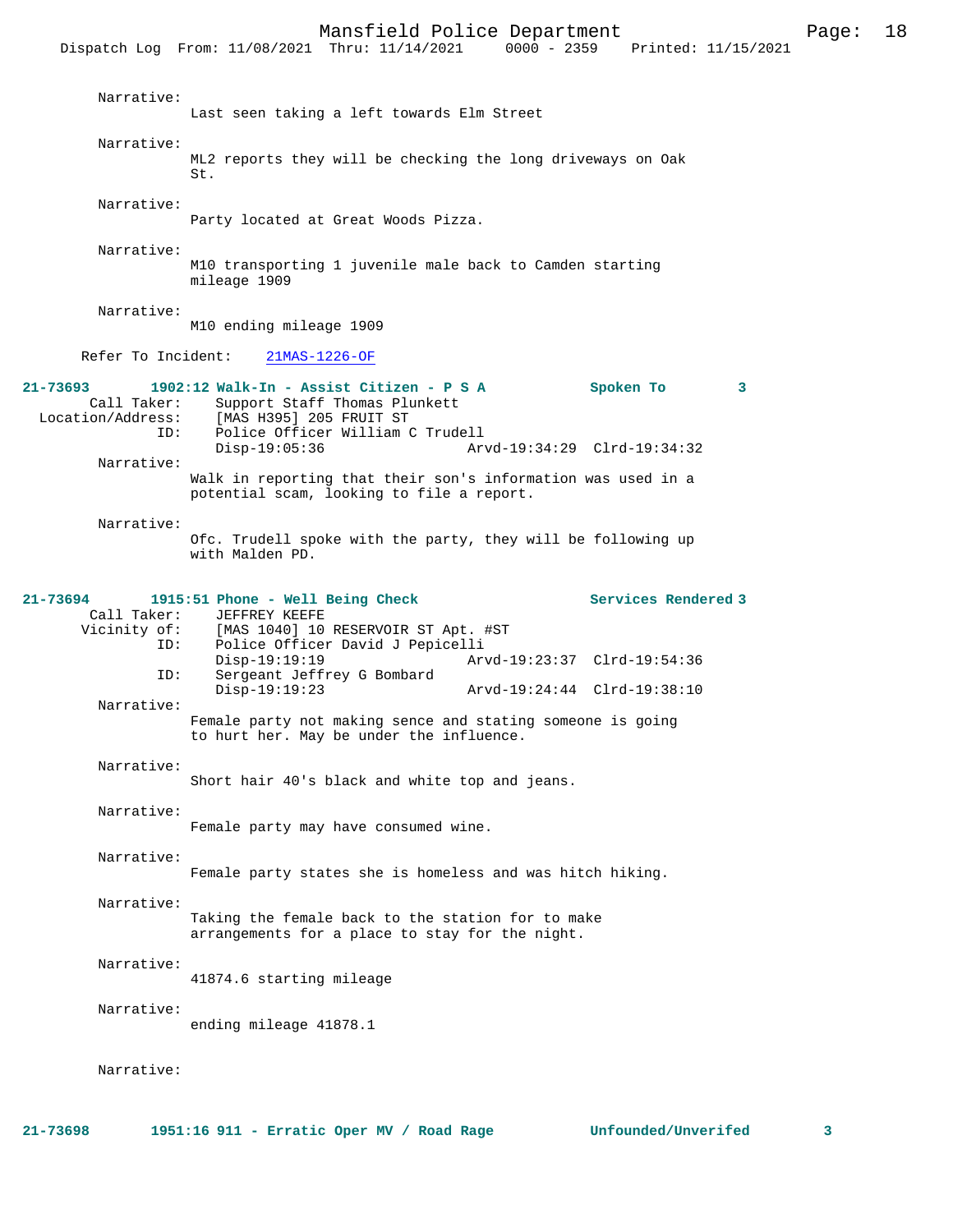Narrative:
Last seen taking a left towards Elm Street

Narrative:
ML2 reports they will be checking the long driveways on Oak St.

Narrative:
Party located at Great Woods Pizza.

Narrative:
M10 transporting 1 juvenile male back to Camden starting mileage 1909

Narrative:
M10 ending mileage 1909

Refer To Incident: 21MAS-1226-OF

**21-73693 1902:12 Walk-In - Assist Citizen - P S A Spoken To 3**

Call Taker: Support Staff Thomas Plunkett
Location/Address: [MAS H395] 205 FRUIT ST
ID: Police Officer William C Trudell
Disp-19:05:36 Arvd-19:34:29 Clrd-19:34:32

Narrative:
Walk in reporting that their son's information was used in a potential scam, looking to file a report.

Narrative:
Ofc. Trudell spoke with the party, they will be following up with Malden PD.

**21-73694 1915:51 Phone - Well Being Check Services Rendered 3**

Call Taker: JEFFREY KEEFE
Vicinity of: [MAS 1040] 10 RESERVOIR ST Apt. #ST
ID: Police Officer David J Pepicelli
Disp-19:19:19 Arvd-19:23:37 Clrd-19:54:36
ID: Sergeant Jeffrey G Bombard
Disp-19:19:23 Arvd-19:24:44 Clrd-19:38:10

Narrative:
Female party not making sence and stating someone is going to hurt her. May be under the influence.

Narrative:
Short hair 40's black and white top and jeans.

Narrative:
Female party may have consumed wine.

Narrative:
Female party states she is homeless and was hitch hiking.

Narrative:
Taking the female back to the station for to make arrangements for a place to stay for the night.

Narrative:
41874.6 starting mileage

Narrative:
ending mileage 41878.1

Narrative:

**21-73698 1951:16 911 - Erratic Oper MV / Road Rage Unfounded/Unverifed 3**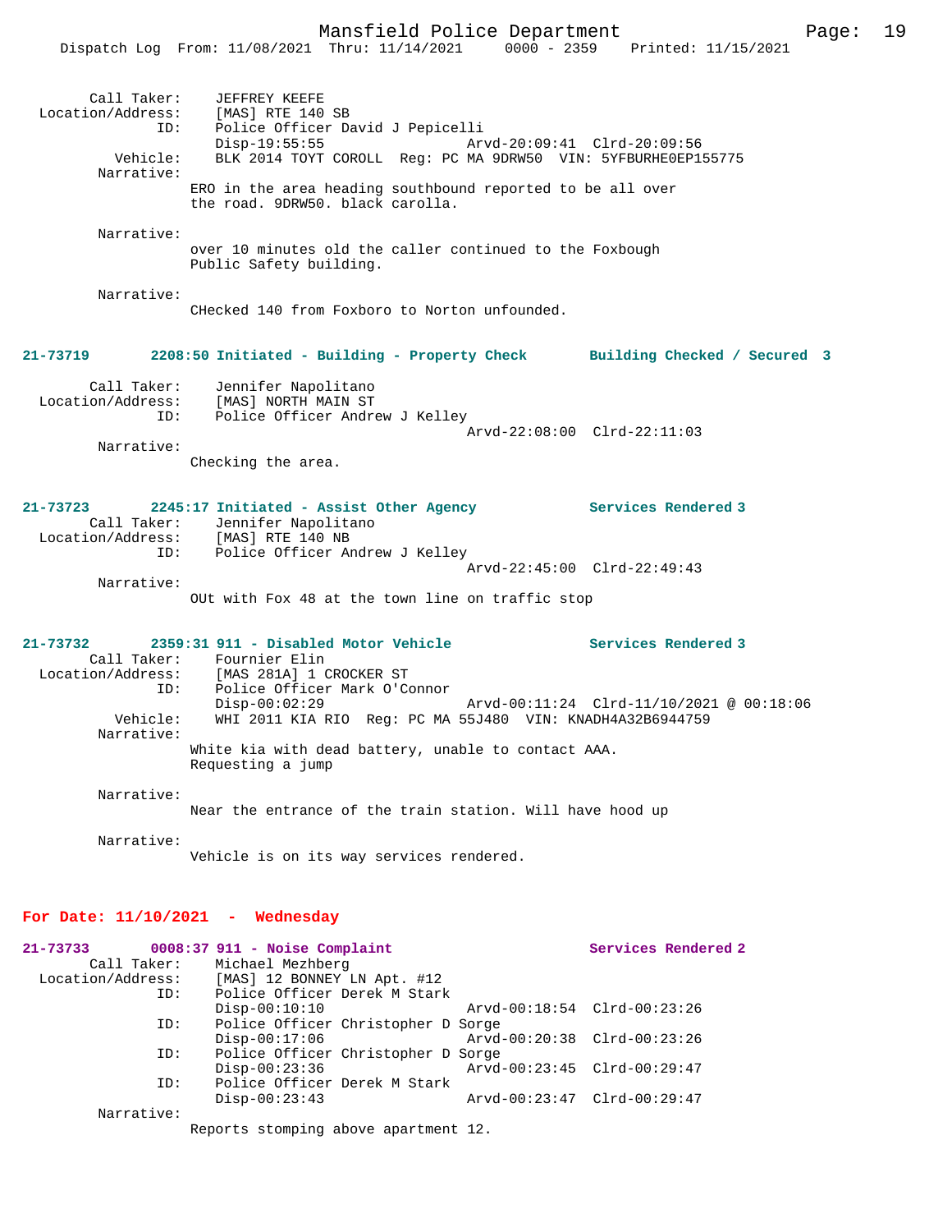Call Taker: JEFFREY KEEFE
Location/Address: [MAS] RTE 140 SB
ID: Police Officer David J Pepicelli
Disp-19:55:55 Arvd-20:09:41 Clrd-20:09:56
Vehicle: BLK 2014 TOYT COROLL Reg: PC MA 9DRW50 VIN: 5YFBURHE0EP155775
Narrative:
ERO in the area heading southbound reported to be all over the road. 9DRW50. black carolla.

Narrative:
over 10 minutes old the caller continued to the Foxbough Public Safety building.

Narrative:
CHecked 140 from Foxboro to Norton unfounded.

**21-73719 2208:50 Initiated - Building - Property Check Building Checked / Secured 3**

Call Taker: Jennifer Napolitano
Location/Address: [MAS] NORTH MAIN ST
ID: Police Officer Andrew J Kelley
Arvd-22:08:00 Clrd-22:11:03
Narrative:
Checking the area.

**21-73723 2245:17 Initiated - Assist Other Agency Services Rendered 3**

Call Taker: Jennifer Napolitano
Location/Address: [MAS] RTE 140 NB
ID: Police Officer Andrew J Kelley
Arvd-22:45:00 Clrd-22:49:43
Narrative:
OUt with Fox 48 at the town line on traffic stop

**21-73732 2359:31 911 - Disabled Motor Vehicle Services Rendered 3**

Call Taker: Fournier Elin
Location/Address: [MAS 281A] 1 CROCKER ST
ID: Police Officer Mark O'Connor
Disp-00:02:29 Arvd-00:11:24 Clrd-11/10/2021 @ 00:18:06
Vehicle: WHI 2011 KIA RIO Reg: PC MA 55J480 VIN: KNADH4A32B6944759
Narrative:
White kia with dead battery, unable to contact AAA. Requesting a jump

Narrative:
Near the entrance of the train station. Will have hood up

Narrative:
Vehicle is on its way services rendered.

## For Date: 11/10/2021 - Wednesday

**21-73733 0008:37 911 - Noise Complaint Services Rendered 2**

Call Taker: Michael Mezhberg
Location/Address: [MAS] 12 BONNEY LN Apt. #12
ID: Police Officer Derek M Stark
Disp-00:10:10 Arvd-00:18:54 Clrd-00:23:26
ID: Police Officer Christopher D Sorge
Disp-00:17:06 Arvd-00:20:38 Clrd-00:23:26
ID: Police Officer Christopher D Sorge
Disp-00:23:36 Arvd-00:23:45 Clrd-00:29:47
ID: Police Officer Derek M Stark
Disp-00:23:43 Arvd-00:23:47 Clrd-00:29:47
Narrative:
Reports stomping above apartment 12.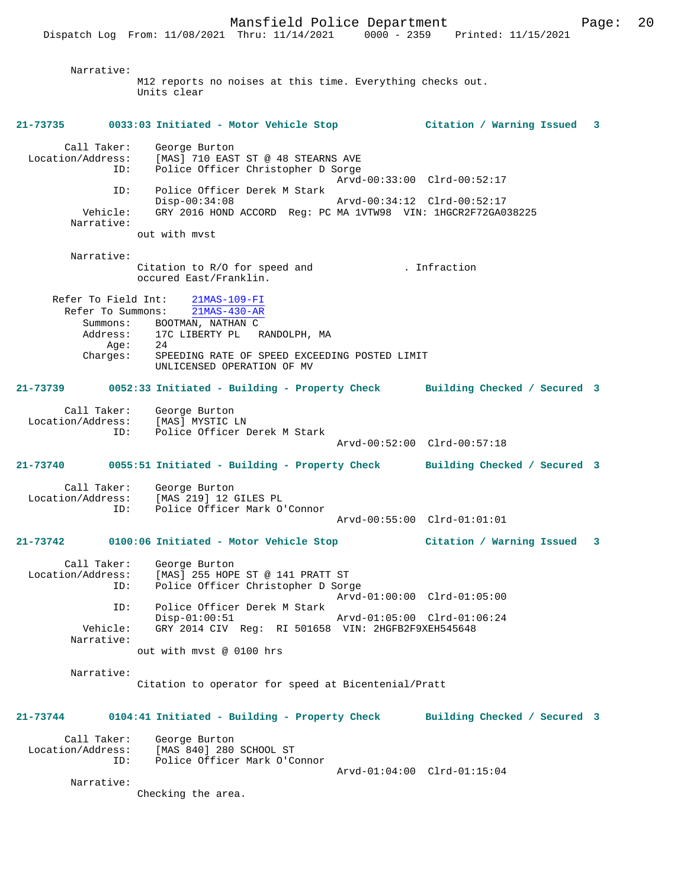Narrative:
M12 reports no noises at this time. Everything checks out.
Units clear

**21-73735 0033:03 Initiated - Motor Vehicle Stop Citation / Warning Issued 3**

Call Taker: George Burton
Location/Address: [MAS] 710 EAST ST @ 48 STEARNS AVE
ID: Police Officer Christopher D Sorge
Arvd-00:33:00 Clrd-00:52:17
ID: Police Officer Derek M Stark
Disp-00:34:08 Arvd-00:34:12 Clrd-00:52:17
Vehicle: GRY 2016 HOND ACCORD Reg: PC MA 1VTW98 VIN: 1HGCR2F72GA038225
Narrative:
out with mvst

Narrative:
Citation to R/O for speed and . Infraction
occured East/Franklin.

Refer To Field Int: 21MAS-109-FI
Refer To Summons: 21MAS-430-AR
Summons: BOOTMAN, NATHAN C
Address: 17C LIBERTY PL RANDOLPH, MA
Age: 24
Charges: SPEEDING RATE OF SPEED EXCEEDING POSTED LIMIT
UNLICENSED OPERATION OF MV

**21-73739 0052:33 Initiated - Building - Property Check Building Checked / Secured 3**

Call Taker: George Burton
Location/Address: [MAS] MYSTIC LN
ID: Police Officer Derek M Stark
Arvd-00:52:00 Clrd-00:57:18

**21-73740 0055:51 Initiated - Building - Property Check Building Checked / Secured 3**

Call Taker: George Burton
Location/Address: [MAS 219] 12 GILES PL
ID: Police Officer Mark O'Connor
Arvd-00:55:00 Clrd-01:01:01

**21-73742 0100:06 Initiated - Motor Vehicle Stop Citation / Warning Issued 3**

Call Taker: George Burton
Location/Address: [MAS] 255 HOPE ST @ 141 PRATT ST
ID: Police Officer Christopher D Sorge
Arvd-01:00:00 Clrd-01:05:00
ID: Police Officer Derek M Stark
Disp-01:00:51 Arvd-01:05:00 Clrd-01:06:24
Vehicle: GRY 2014 CIV Reg: RI 501658 VIN: 2HGFB2F9XEH545648
Narrative:
out with mvst @ 0100 hrs

Narrative:
Citation to operator for speed at Bicentenial/Pratt

**21-73744 0104:41 Initiated - Building - Property Check Building Checked / Secured 3**

Call Taker: George Burton
Location/Address: [MAS 840] 280 SCHOOL ST
ID: Police Officer Mark O'Connor
Arvd-01:04:00 Clrd-01:15:04
Narrative:
Checking the area.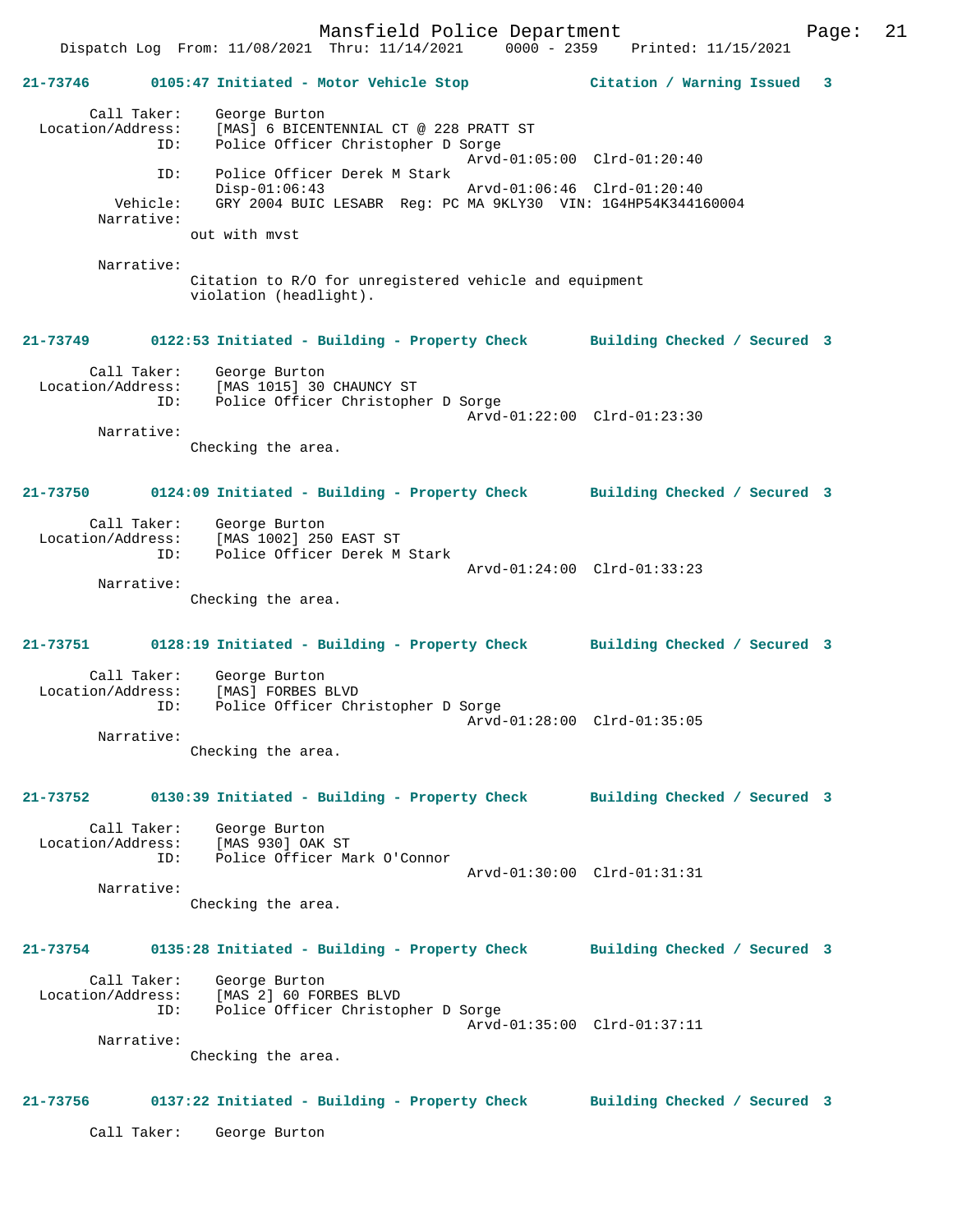**21-73746 0105:47 Initiated - Motor Vehicle Stop — Citation / Warning Issued 3**

Call Taker: George Burton
Location/Address: [MAS] 6 BICENTENNIAL CT @ 228 PRATT ST
ID: Police Officer Christopher D Sorge
Arvd-01:05:00 Clrd-01:20:40
ID: Police Officer Derek M Stark
Disp-01:06:43 Arvd-01:06:46 Clrd-01:20:40
Vehicle: GRY 2004 BUIC LESABR Reg: PC MA 9KLY30 VIN: 1G4HP54K344160004
Narrative:
out with mvst

Narrative:
Citation to R/O for unregistered vehicle and equipment violation (headlight).

**21-73749 0122:53 Initiated - Building - Property Check — Building Checked / Secured 3**

Call Taker: George Burton
Location/Address: [MAS 1015] 30 CHAUNCY ST
ID: Police Officer Christopher D Sorge
Arvd-01:22:00 Clrd-01:23:30
Narrative:
Checking the area.

**21-73750 0124:09 Initiated - Building - Property Check — Building Checked / Secured 3**

Call Taker: George Burton
Location/Address: [MAS 1002] 250 EAST ST
ID: Police Officer Derek M Stark
Arvd-01:24:00 Clrd-01:33:23
Narrative:
Checking the area.

**21-73751 0128:19 Initiated - Building - Property Check — Building Checked / Secured 3**

Call Taker: George Burton
Location/Address: [MAS] FORBES BLVD
ID: Police Officer Christopher D Sorge
Arvd-01:28:00 Clrd-01:35:05
Narrative:
Checking the area.

**21-73752 0130:39 Initiated - Building - Property Check — Building Checked / Secured 3**

Call Taker: George Burton
Location/Address: [MAS 930] OAK ST
ID: Police Officer Mark O'Connor
Arvd-01:30:00 Clrd-01:31:31
Narrative:
Checking the area.

**21-73754 0135:28 Initiated - Building - Property Check — Building Checked / Secured 3**

Call Taker: George Burton
Location/Address: [MAS 2] 60 FORBES BLVD
ID: Police Officer Christopher D Sorge
Arvd-01:35:00 Clrd-01:37:11
Narrative:
Checking the area.

**21-73756 0137:22 Initiated - Building - Property Check — Building Checked / Secured 3**

Call Taker: George Burton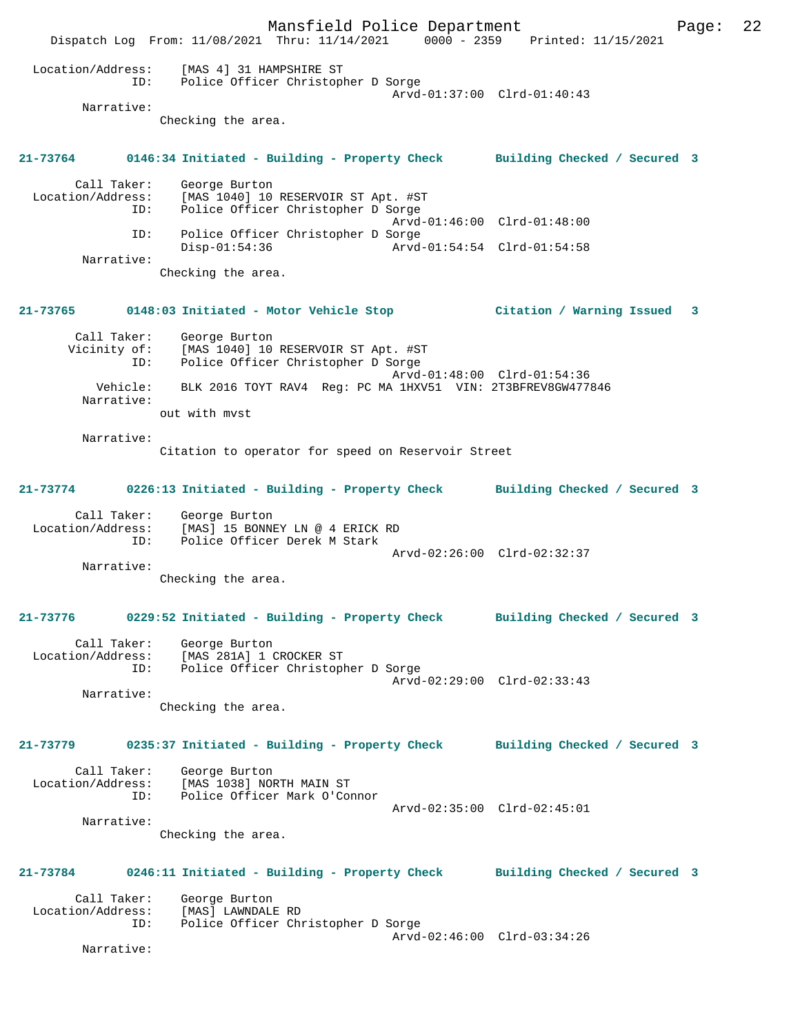Location/Address: [MAS 4] 31 HAMPSHIRE ST
ID: Police Officer Christopher D Sorge
Arvd-01:37:00 Clrd-01:40:43
Narrative:
Checking the area.

**21-73764 0146:34 Initiated - Building - Property Check Building Checked / Secured 3**

Call Taker: George Burton
Location/Address: [MAS 1040] 10 RESERVOIR ST Apt. #ST
ID: Police Officer Christopher D Sorge
Arvd-01:46:00 Clrd-01:48:00
ID: Police Officer Christopher D Sorge
Disp-01:54:36 Arvd-01:54:54 Clrd-01:54:58
Narrative:
Checking the area.

**21-73765 0148:03 Initiated - Motor Vehicle Stop Citation / Warning Issued 3**

Call Taker: George Burton
Vicinity of: [MAS 1040] 10 RESERVOIR ST Apt. #ST
ID: Police Officer Christopher D Sorge
Arvd-01:48:00 Clrd-01:54:36
Vehicle: BLK 2016 TOYT RAV4 Reg: PC MA 1HXV51 VIN: 2T3BFREV8GW477846
Narrative:
out with mvst

Narrative:
Citation to operator for speed on Reservoir Street

**21-73774 0226:13 Initiated - Building - Property Check Building Checked / Secured 3**

Call Taker: George Burton
Location/Address: [MAS] 15 BONNEY LN @ 4 ERICK RD
ID: Police Officer Derek M Stark
Arvd-02:26:00 Clrd-02:32:37
Narrative:
Checking the area.

**21-73776 0229:52 Initiated - Building - Property Check Building Checked / Secured 3**

Call Taker: George Burton
Location/Address: [MAS 281A] 1 CROCKER ST
ID: Police Officer Christopher D Sorge
Arvd-02:29:00 Clrd-02:33:43
Narrative:
Checking the area.

**21-73779 0235:37 Initiated - Building - Property Check Building Checked / Secured 3**

Call Taker: George Burton
Location/Address: [MAS 1038] NORTH MAIN ST
ID: Police Officer Mark O'Connor
Arvd-02:35:00 Clrd-02:45:01
Narrative:
Checking the area.

**21-73784 0246:11 Initiated - Building - Property Check Building Checked / Secured 3**

Call Taker: George Burton
Location/Address: [MAS] LAWNDALE RD
ID: Police Officer Christopher D Sorge
Arvd-02:46:00 Clrd-03:34:26
Narrative: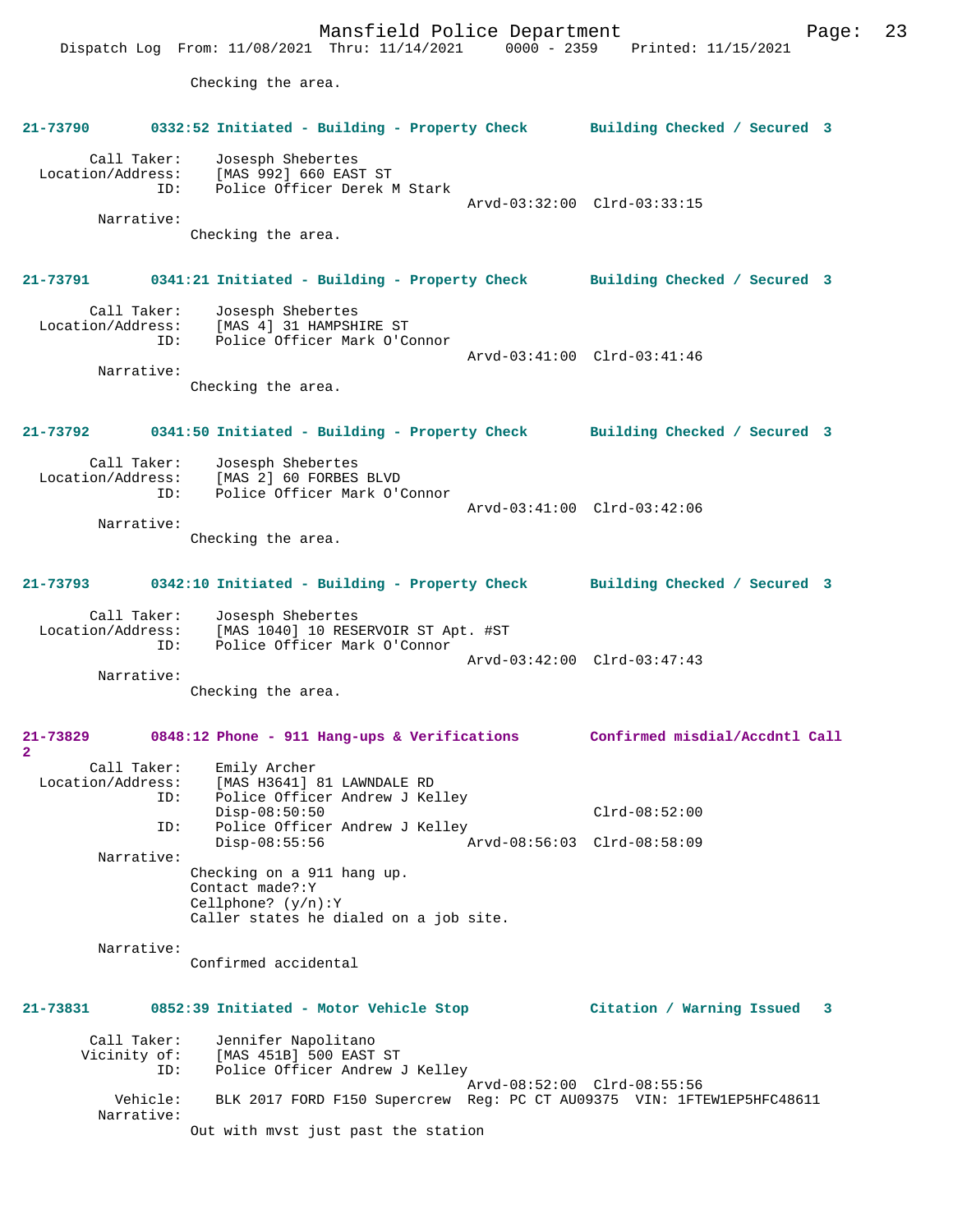Checking the area.

**21-73790 0332:52 Initiated - Building - Property Check Building Checked / Secured 3**

```
        Call Taker:    Josesph Shebertes
  Location/Address:    [MAS 992] 660 EAST ST
                ID:    Police Officer Derek M Stark
                                                  Arvd-03:32:00  Clrd-03:33:15
         Narrative:
                   Checking the area.
```

**21-73791 0341:21 Initiated - Building - Property Check Building Checked / Secured 3**

```
        Call Taker:    Josesph Shebertes
  Location/Address:    [MAS 4] 31 HAMPSHIRE ST
                ID:    Police Officer Mark O'Connor
                                                  Arvd-03:41:00  Clrd-03:41:46
         Narrative:
                   Checking the area.
```

**21-73792 0341:50 Initiated - Building - Property Check Building Checked / Secured 3**

```
        Call Taker:    Josesph Shebertes
  Location/Address:    [MAS 2] 60 FORBES BLVD
                ID:    Police Officer Mark O'Connor
                                                  Arvd-03:41:00  Clrd-03:42:06
         Narrative:
                   Checking the area.
```

**21-73793 0342:10 Initiated - Building - Property Check Building Checked / Secured 3**

```
        Call Taker:    Josesph Shebertes
  Location/Address:    [MAS 1040] 10 RESERVOIR ST Apt. #ST
                ID:    Police Officer Mark O'Connor
                                                  Arvd-03:42:00  Clrd-03:47:43
         Narrative:
                   Checking the area.
```

**21-73829 0848:12 Phone - 911 Hang-ups & Verifications Confirmed misdial/Accdntl Call 2**

```
        Call Taker:    Emily Archer
  Location/Address:    [MAS H3641] 81 LAWNDALE RD
                ID:    Police Officer Andrew J Kelley
                       Disp-08:50:50                             Clrd-08:52:00
                ID:    Police Officer Andrew J Kelley
                       Disp-08:55:56              Arvd-08:56:03  Clrd-08:58:09
         Narrative:
                   Checking on a 911 hang up.
                   Contact made?:Y
                   Cellphone? (y/n):Y
                   Caller states he dialed on a job site.

         Narrative:
                   Confirmed accidental
```

**21-73831 0852:39 Initiated - Motor Vehicle Stop Citation / Warning Issued 3**

```
        Call Taker:    Jennifer Napolitano
       Vicinity of:    [MAS 451B] 500 EAST ST
                ID:    Police Officer Andrew J Kelley
                                                  Arvd-08:52:00  Clrd-08:55:56
           Vehicle:    BLK 2017 FORD F150 Supercrew  Reg: PC CT AU09375  VIN: 1FTEW1EP5HFC48611
         Narrative:
                   Out with mvst just past the station
```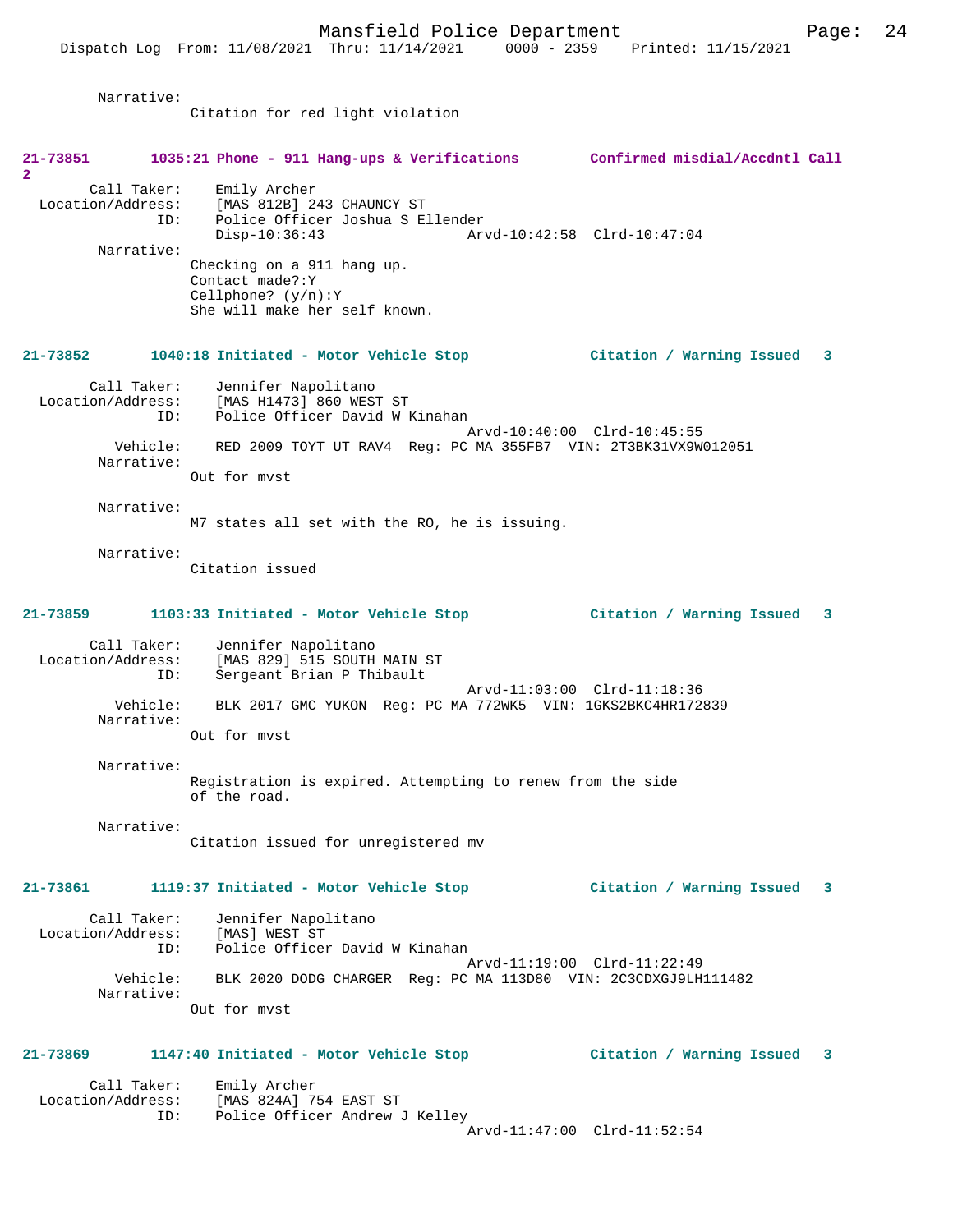Narrative:
Citation for red light violation

**21-73851 1035:21 Phone - 911 Hang-ups & Verifications Confirmed misdial/Accdntl Call 2**

Call Taker: Emily Archer
Location/Address: [MAS 812B] 243 CHAUNCY ST
ID: Police Officer Joshua S Ellender
Disp-10:36:43 Arvd-10:42:58 Clrd-10:47:04
Narrative:
Checking on a 911 hang up.
Contact made?:Y
Cellphone? (y/n):Y
She will make her self known.

**21-73852 1040:18 Initiated - Motor Vehicle Stop Citation / Warning Issued 3**

Call Taker: Jennifer Napolitano
Location/Address: [MAS H1473] 860 WEST ST
ID: Police Officer David W Kinahan
Arvd-10:40:00 Clrd-10:45:55
Vehicle: RED 2009 TOYT UT RAV4 Reg: PC MA 355FB7 VIN: 2T3BK31VX9W012051
Narrative:
Out for mvst

Narrative:
M7 states all set with the RO, he is issuing.

Narrative:
Citation issued

**21-73859 1103:33 Initiated - Motor Vehicle Stop Citation / Warning Issued 3**

Call Taker: Jennifer Napolitano
Location/Address: [MAS 829] 515 SOUTH MAIN ST
ID: Sergeant Brian P Thibault
Arvd-11:03:00 Clrd-11:18:36
Vehicle: BLK 2017 GMC YUKON Reg: PC MA 772WK5 VIN: 1GKS2BKC4HR172839
Narrative:
Out for mvst

Narrative:
Registration is expired. Attempting to renew from the side of the road.

Narrative:
Citation issued for unregistered mv

**21-73861 1119:37 Initiated - Motor Vehicle Stop Citation / Warning Issued 3**

Call Taker: Jennifer Napolitano
Location/Address: [MAS] WEST ST
ID: Police Officer David W Kinahan
Arvd-11:19:00 Clrd-11:22:49
Vehicle: BLK 2020 DODG CHARGER Reg: PC MA 113D80 VIN: 2C3CDXGJ9LH111482
Narrative:
Out for mvst

**21-73869 1147:40 Initiated - Motor Vehicle Stop Citation / Warning Issued 3**

Call Taker: Emily Archer
Location/Address: [MAS 824A] 754 EAST ST
ID: Police Officer Andrew J Kelley
Arvd-11:47:00 Clrd-11:52:54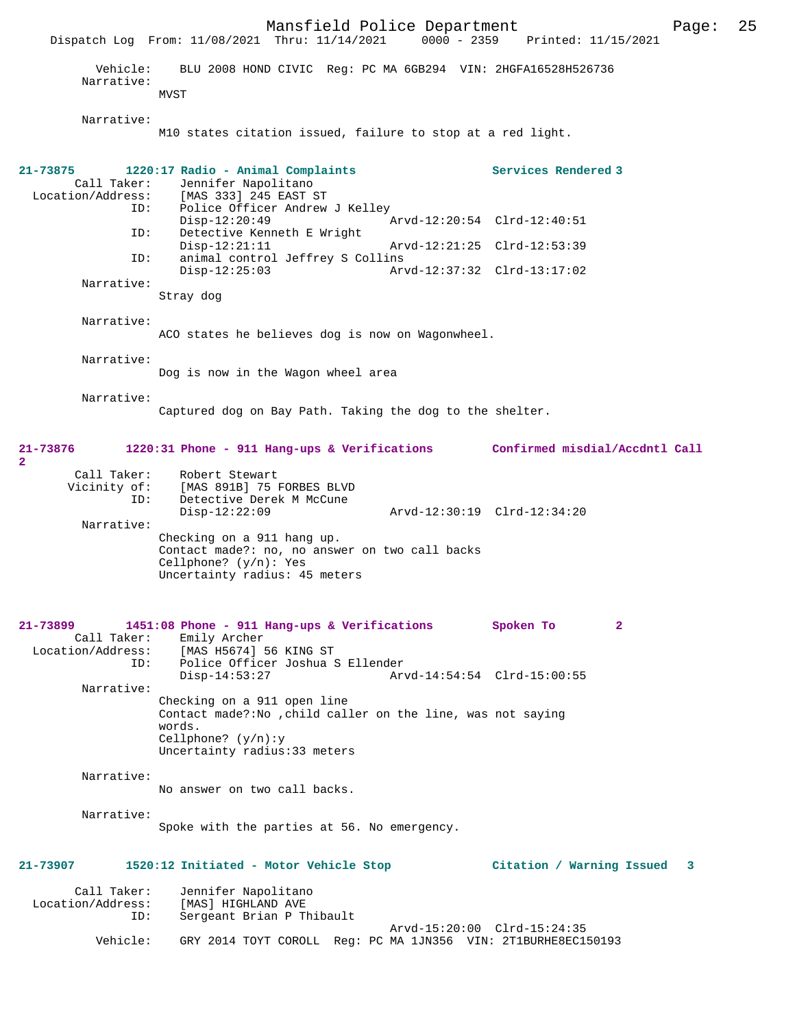Vehicle: BLU 2008 HOND CIVIC Reg: PC MA 6GB294 VIN: 2HGFA16528H526736

Narrative:
MVST

Narrative:
M10 states citation issued, failure to stop at a red light.

**21-73875 1220:17 Radio - Animal Complaints Services Rendered 3**

Call Taker: Jennifer Napolitano
Location/Address: [MAS 333] 245 EAST ST
ID: Police Officer Andrew J Kelley
Disp-12:20:49 Arvd-12:20:54 Clrd-12:40:51
ID: Detective Kenneth E Wright
Disp-12:21:11 Arvd-12:21:25 Clrd-12:53:39
ID: animal control Jeffrey S Collins
Disp-12:25:03 Arvd-12:37:32 Clrd-13:17:02

Narrative:
Stray dog

Narrative:
ACO states he believes dog is now on Wagonwheel.

Narrative:
Dog is now in the Wagon wheel area

Narrative:
Captured dog on Bay Path. Taking the dog to the shelter.

**21-73876 1220:31 Phone - 911 Hang-ups & Verifications Confirmed misdial/Accdntl Call 2**

Call Taker: Robert Stewart
Vicinity of: [MAS 891B] 75 FORBES BLVD
ID: Detective Derek M McCune
Disp-12:22:09 Arvd-12:30:19 Clrd-12:34:20

Narrative:
Checking on a 911 hang up.
Contact made?: no, no answer on two call backs
Cellphone? (y/n): Yes
Uncertainty radius: 45 meters

**21-73899 1451:08 Phone - 911 Hang-ups & Verifications Spoken To 2**

Call Taker: Emily Archer
Location/Address: [MAS H5674] 56 KING ST
ID: Police Officer Joshua S Ellender
Disp-14:53:27 Arvd-14:54:54 Clrd-15:00:55

Narrative:
Checking on a 911 open line
Contact made?:No ,child caller on the line, was not saying words.
Cellphone? (y/n):y
Uncertainty radius:33 meters

Narrative:
No answer on two call backs.

Narrative:
Spoke with the parties at 56. No emergency.

**21-73907 1520:12 Initiated - Motor Vehicle Stop Citation / Warning Issued 3**

Call Taker: Jennifer Napolitano
Location/Address: [MAS] HIGHLAND AVE
ID: Sergeant Brian P Thibault
Arvd-15:20:00 Clrd-15:24:35
Vehicle: GRY 2014 TOYT COROLL Reg: PC MA 1JN356 VIN: 2T1BURHE8EC150193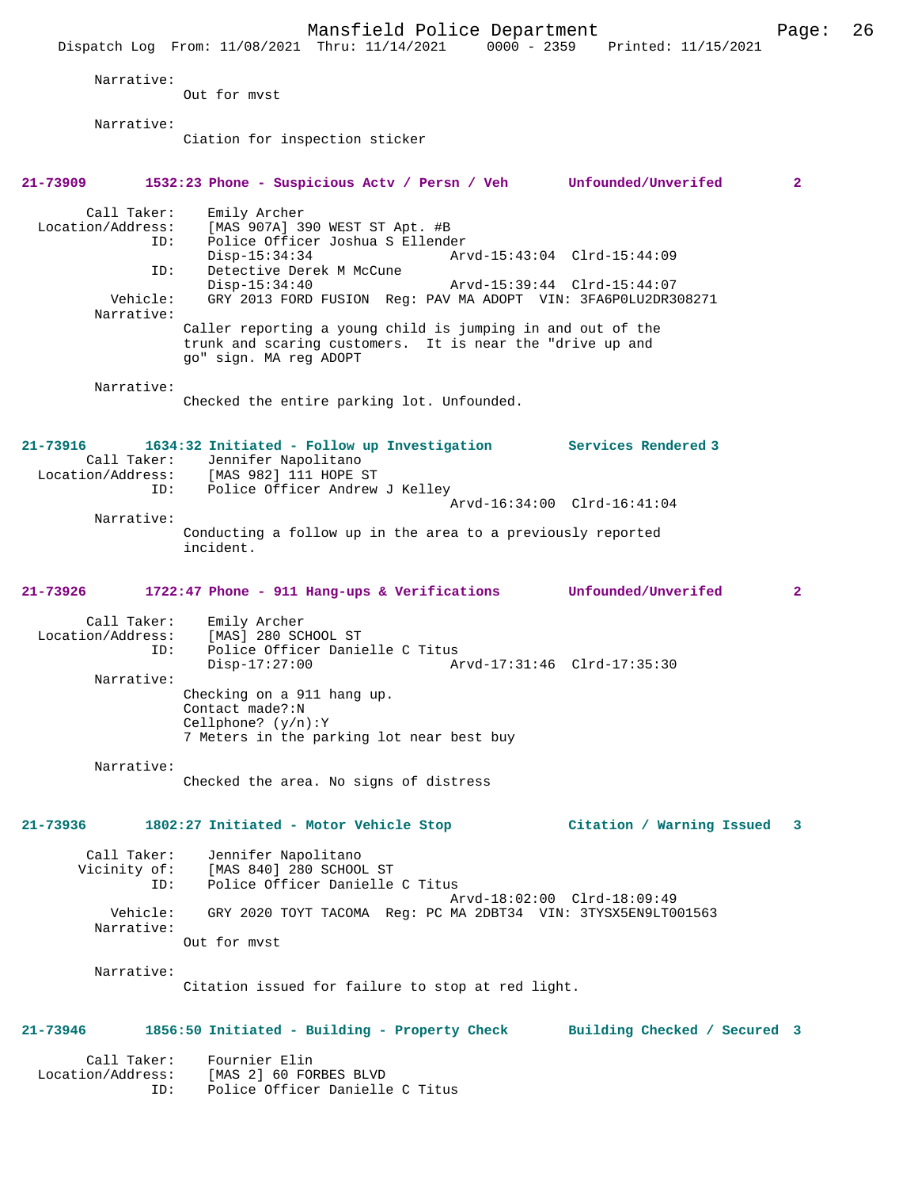Narrative:
Out for mvst

Narrative:
Ciation for inspection sticker

**21-73909 1532:23 Phone - Suspicious Actv / Persn / Veh Unfounded/Unverifed 2**

Call Taker: Emily Archer
Location/Address: [MAS 907A] 390 WEST ST Apt. #B
ID: Police Officer Joshua S Ellender
Disp-15:34:34 Arvd-15:43:04 Clrd-15:44:09
ID: Detective Derek M McCune
Disp-15:34:40 Arvd-15:39:44 Clrd-15:44:07
Vehicle: GRY 2013 FORD FUSION Reg: PAV MA ADOPT VIN: 3FA6P0LU2DR308271
Narrative:
Caller reporting a young child is jumping in and out of the trunk and scaring customers. It is near the "drive up and go" sign. MA reg ADOPT

Narrative:
Checked the entire parking lot. Unfounded.

**21-73916 1634:32 Initiated - Follow up Investigation Services Rendered 3**

Call Taker: Jennifer Napolitano
Location/Address: [MAS 982] 111 HOPE ST
ID: Police Officer Andrew J Kelley
Arvd-16:34:00 Clrd-16:41:04
Narrative:
Conducting a follow up in the area to a previously reported incident.

**21-73926 1722:47 Phone - 911 Hang-ups & Verifications Unfounded/Unverifed 2**

Call Taker: Emily Archer
Location/Address: [MAS] 280 SCHOOL ST
ID: Police Officer Danielle C Titus
Disp-17:27:00 Arvd-17:31:46 Clrd-17:35:30
Narrative:
Checking on a 911 hang up.
Contact made?:N
Cellphone? (y/n):Y
7 Meters in the parking lot near best buy

Narrative:
Checked the area. No signs of distress

**21-73936 1802:27 Initiated - Motor Vehicle Stop Citation / Warning Issued 3**

Call Taker: Jennifer Napolitano
Vicinity of: [MAS 840] 280 SCHOOL ST
ID: Police Officer Danielle C Titus
Arvd-18:02:00 Clrd-18:09:49
Vehicle: GRY 2020 TOYT TACOMA Reg: PC MA 2DBT34 VIN: 3TYSX5EN9LT001563
Narrative:
Out for mvst

Narrative:
Citation issued for failure to stop at red light.

**21-73946 1856:50 Initiated - Building - Property Check Building Checked / Secured 3**

Call Taker: Fournier Elin
Location/Address: [MAS 2] 60 FORBES BLVD
ID: Police Officer Danielle C Titus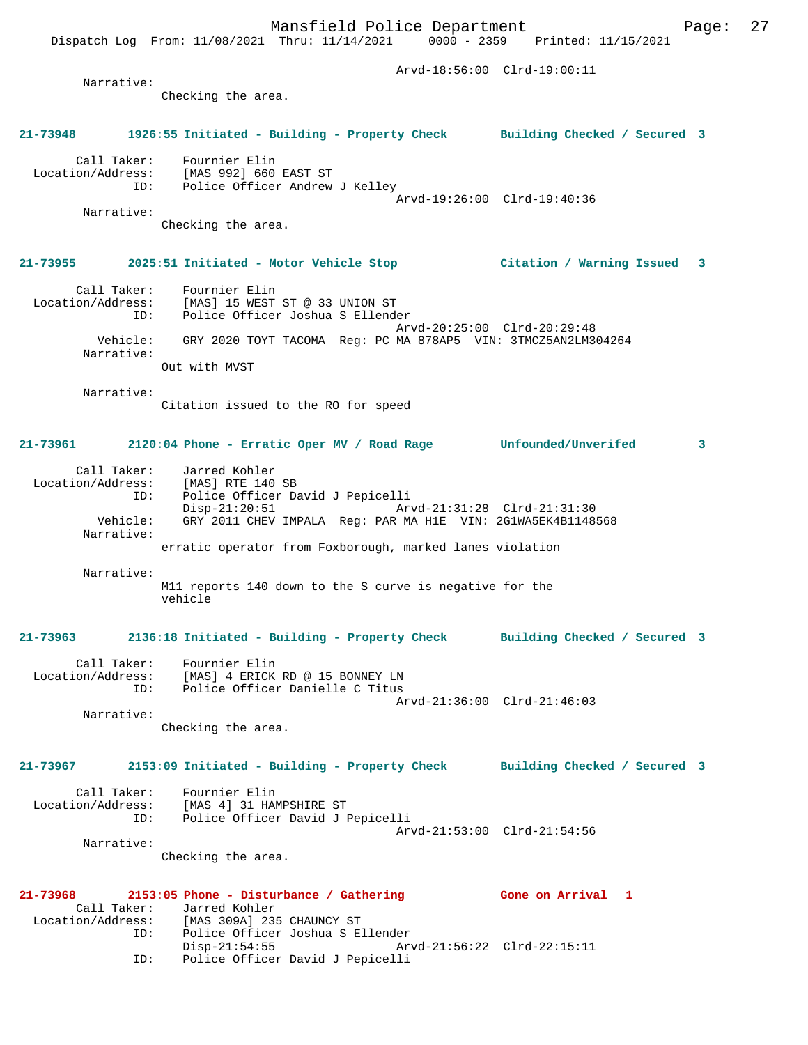Arvd-18:56:00  Clrd-19:00:11

Narrative:
Checking the area.

**21-73948  1926:55 Initiated - Building - Property Check  Building Checked / Secured 3**

Call Taker: Fournier Elin
Location/Address: [MAS 992] 660 EAST ST
ID: Police Officer Andrew J Kelley
Arvd-19:26:00  Clrd-19:40:36
Narrative:
Checking the area.

**21-73955  2025:51 Initiated - Motor Vehicle Stop  Citation / Warning Issued 3**

Call Taker: Fournier Elin
Location/Address: [MAS] 15 WEST ST @ 33 UNION ST
ID: Police Officer Joshua S Ellender
Arvd-20:25:00  Clrd-20:29:48
Vehicle: GRY 2020 TOYT TACOMA  Reg: PC MA 878AP5  VIN: 3TMCZ5AN2LM304264
Narrative:
Out with MVST

Narrative:
Citation issued to the RO for speed

**21-73961  2120:04 Phone - Erratic Oper MV / Road Rage  Unfounded/Unverifed 3**

Call Taker: Jarred Kohler
Location/Address: [MAS] RTE 140 SB
ID: Police Officer David J Pepicelli
Disp-21:20:51  Arvd-21:31:28  Clrd-21:31:30
Vehicle: GRY 2011 CHEV IMPALA  Reg: PAR MA H1E  VIN: 2G1WA5EK4B1148568
Narrative:
erratic operator from Foxborough, marked lanes violation

Narrative:
M11 reports 140 down to the S curve is negative for the vehicle

**21-73963  2136:18 Initiated - Building - Property Check  Building Checked / Secured 3**

Call Taker: Fournier Elin
Location/Address: [MAS] 4 ERICK RD @ 15 BONNEY LN
ID: Police Officer Danielle C Titus
Arvd-21:36:00  Clrd-21:46:03
Narrative:
Checking the area.

**21-73967  2153:09 Initiated - Building - Property Check  Building Checked / Secured 3**

Call Taker: Fournier Elin
Location/Address: [MAS 4] 31 HAMPSHIRE ST
ID: Police Officer David J Pepicelli
Arvd-21:53:00  Clrd-21:54:56
Narrative:
Checking the area.

**21-73968  2153:05 Phone - Disturbance / Gathering  Gone on Arrival 1**

Call Taker: Jarred Kohler
Location/Address: [MAS 309A] 235 CHAUNCY ST
ID: Police Officer Joshua S Ellender
Disp-21:54:55  Arvd-21:56:22  Clrd-22:15:11
ID: Police Officer David J Pepicelli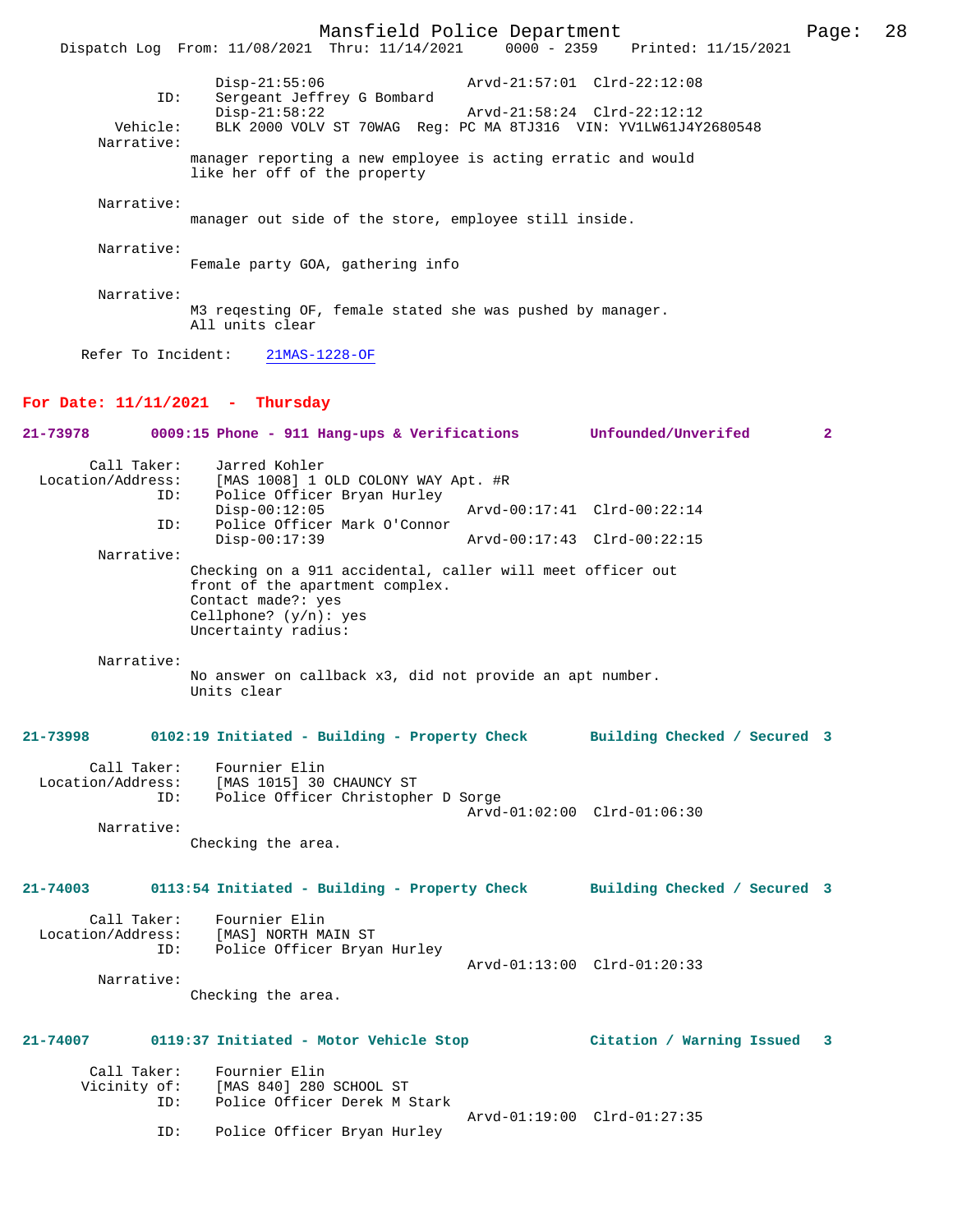```
                Disp-21:55:06                  Arvd-21:57:01  Clrd-22:12:08
           ID:    Sergeant Jeffrey G Bombard
                Disp-21:58:22                  Arvd-21:58:24  Clrd-22:12:12
      Vehicle:    BLK 2000 VOLV ST 70WAG  Reg: PC MA 8TJ316  VIN: YV1LW61J4Y2680548
    Narrative:
              manager reporting a new employee is acting erratic and would
              like her off of the property

    Narrative:
              manager out side of the store, employee still inside.

    Narrative:
              Female party GOA, gathering info

    Narrative:
              M3 reqesting OF, female stated she was pushed by manager.
              All units clear

   Refer To Incident:    21MAS-1228-OF
```

## For Date: 11/11/2021 - Thursday

```
21-73978      0009:15 Phone - 911 Hang-ups & Verifications       Unfounded/Unverifed        2

      Call Taker:    Jarred Kohler
 Location/Address:   [MAS 1008] 1 OLD COLONY WAY Apt. #R
           ID:    Police Officer Bryan Hurley
                Disp-00:12:05                  Arvd-00:17:41  Clrd-00:22:14
           ID:    Police Officer Mark O'Connor
                Disp-00:17:39                  Arvd-00:17:43  Clrd-00:22:15
    Narrative:
              Checking on a 911 accidental, caller will meet officer out
              front of the apartment complex.
              Contact made?: yes
              Cellphone? (y/n): yes
              Uncertainty radius:

    Narrative:
              No answer on callback x3, did not provide an apt number.
              Units clear


21-73998      0102:19 Initiated - Building - Property Check      Building Checked / Secured  3

      Call Taker:    Fournier Elin
 Location/Address:   [MAS 1015] 30 CHAUNCY ST
           ID:    Police Officer Christopher D Sorge
                                               Arvd-01:02:00  Clrd-01:06:30
    Narrative:
              Checking the area.


21-74003      0113:54 Initiated - Building - Property Check      Building Checked / Secured  3

      Call Taker:    Fournier Elin
 Location/Address:   [MAS] NORTH MAIN ST
           ID:    Police Officer Bryan Hurley
                                               Arvd-01:13:00  Clrd-01:20:33
    Narrative:
              Checking the area.


21-74007      0119:37 Initiated - Motor Vehicle Stop             Citation / Warning Issued   3

      Call Taker:    Fournier Elin
     Vicinity of:    [MAS 840] 280 SCHOOL ST
           ID:    Police Officer Derek M Stark
                                               Arvd-01:19:00  Clrd-01:27:35
           ID:    Police Officer Bryan Hurley
```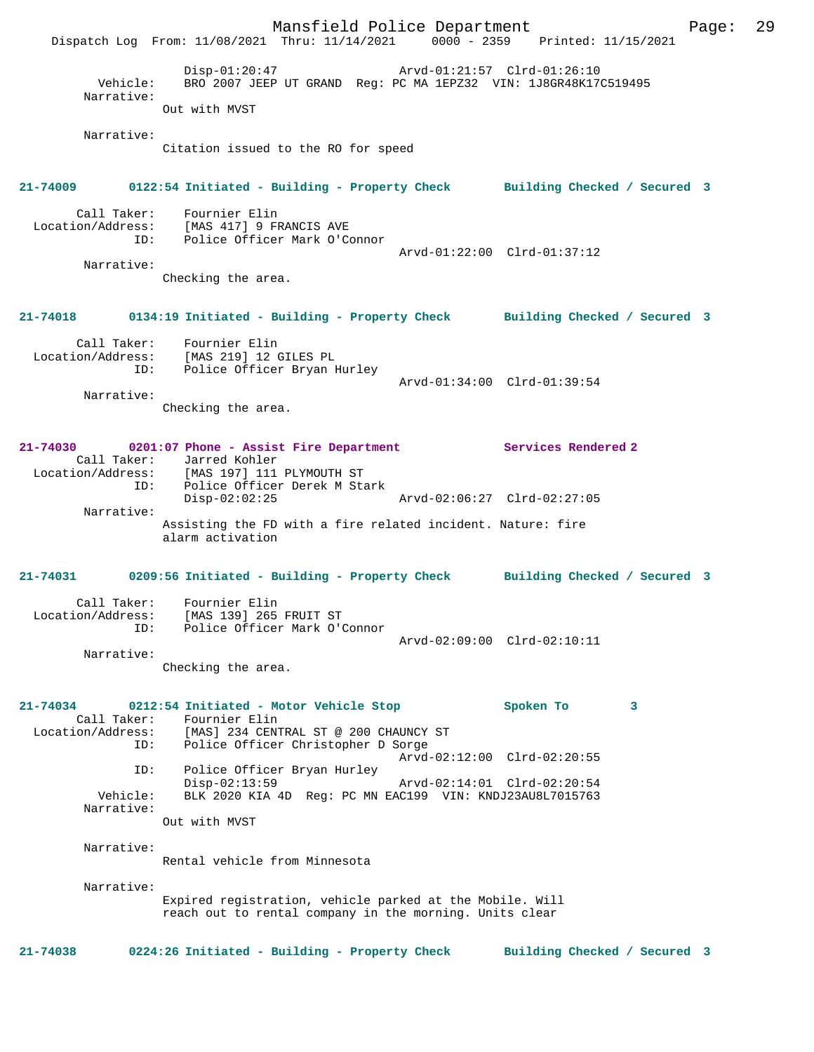Disp-01:20:47 Arvd-01:21:57 Clrd-01:26:10
Vehicle: BRO 2007 JEEP UT GRAND Reg: PC MA 1EPZ32 VIN: 1J8GR48K17C519495
Narrative:
Out with MVST

Narrative:
Citation issued to the RO for speed

**21-74009 0122:54 Initiated - Building - Property Check Building Checked / Secured 3**

Call Taker: Fournier Elin
Location/Address: [MAS 417] 9 FRANCIS AVE
ID: Police Officer Mark O'Connor
Arvd-01:22:00 Clrd-01:37:12
Narrative:
Checking the area.

**21-74018 0134:19 Initiated - Building - Property Check Building Checked / Secured 3**

Call Taker: Fournier Elin
Location/Address: [MAS 219] 12 GILES PL
ID: Police Officer Bryan Hurley
Arvd-01:34:00 Clrd-01:39:54
Narrative:
Checking the area.

**21-74030 0201:07 Phone - Assist Fire Department Services Rendered 2**

Call Taker: Jarred Kohler
Location/Address: [MAS 197] 111 PLYMOUTH ST
ID: Police Officer Derek M Stark
Disp-02:02:25 Arvd-02:06:27 Clrd-02:27:05
Narrative:
Assisting the FD with a fire related incident. Nature: fire alarm activation

**21-74031 0209:56 Initiated - Building - Property Check Building Checked / Secured 3**

Call Taker: Fournier Elin
Location/Address: [MAS 139] 265 FRUIT ST
ID: Police Officer Mark O'Connor
Arvd-02:09:00 Clrd-02:10:11
Narrative:
Checking the area.

**21-74034 0212:54 Initiated - Motor Vehicle Stop Spoken To 3**

Call Taker: Fournier Elin
Location/Address: [MAS] 234 CENTRAL ST @ 200 CHAUNCY ST
ID: Police Officer Christopher D Sorge
Arvd-02:12:00 Clrd-02:20:55
ID: Police Officer Bryan Hurley
Disp-02:13:59 Arvd-02:14:01 Clrd-02:20:54
Vehicle: BLK 2020 KIA 4D Reg: PC MN EAC199 VIN: KNDJ23AU8L7015763
Narrative:
Out with MVST

Narrative:
Rental vehicle from Minnesota

Narrative:
Expired registration, vehicle parked at the Mobile. Will reach out to rental company in the morning. Units clear

**21-74038 0224:26 Initiated - Building - Property Check Building Checked / Secured 3**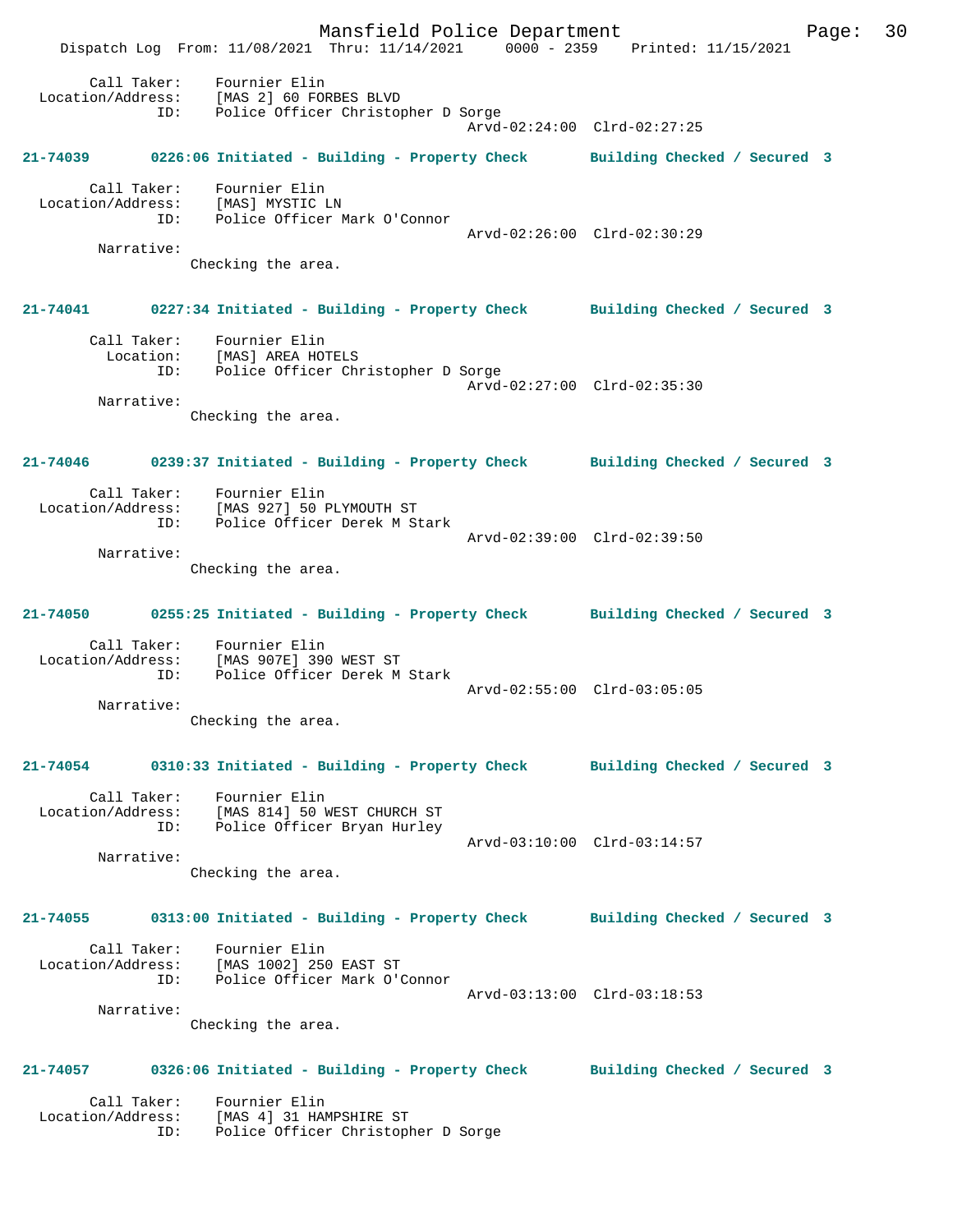Call Taker: Fournier Elin
Location/Address: [MAS 2] 60 FORBES BLVD
ID: Police Officer Christopher D Sorge
Arvd-02:24:00 Clrd-02:27:25

**21-74039 0226:06 Initiated - Building - Property Check Building Checked / Secured 3**

Call Taker: Fournier Elin
Location/Address: [MAS] MYSTIC LN
ID: Police Officer Mark O'Connor
Arvd-02:26:00 Clrd-02:30:29
Narrative:
Checking the area.

**21-74041 0227:34 Initiated - Building - Property Check Building Checked / Secured 3**

Call Taker: Fournier Elin
Location: [MAS] AREA HOTELS
ID: Police Officer Christopher D Sorge
Arvd-02:27:00 Clrd-02:35:30
Narrative:
Checking the area.

**21-74046 0239:37 Initiated - Building - Property Check Building Checked / Secured 3**

Call Taker: Fournier Elin
Location/Address: [MAS 927] 50 PLYMOUTH ST
ID: Police Officer Derek M Stark
Arvd-02:39:00 Clrd-02:39:50
Narrative:
Checking the area.

**21-74050 0255:25 Initiated - Building - Property Check Building Checked / Secured 3**

Call Taker: Fournier Elin
Location/Address: [MAS 907E] 390 WEST ST
ID: Police Officer Derek M Stark
Arvd-02:55:00 Clrd-03:05:05
Narrative:
Checking the area.

**21-74054 0310:33 Initiated - Building - Property Check Building Checked / Secured 3**

Call Taker: Fournier Elin
Location/Address: [MAS 814] 50 WEST CHURCH ST
ID: Police Officer Bryan Hurley
Arvd-03:10:00 Clrd-03:14:57
Narrative:
Checking the area.

**21-74055 0313:00 Initiated - Building - Property Check Building Checked / Secured 3**

Call Taker: Fournier Elin
Location/Address: [MAS 1002] 250 EAST ST
ID: Police Officer Mark O'Connor
Arvd-03:13:00 Clrd-03:18:53
Narrative:
Checking the area.

**21-74057 0326:06 Initiated - Building - Property Check Building Checked / Secured 3**

Call Taker: Fournier Elin
Location/Address: [MAS 4] 31 HAMPSHIRE ST
ID: Police Officer Christopher D Sorge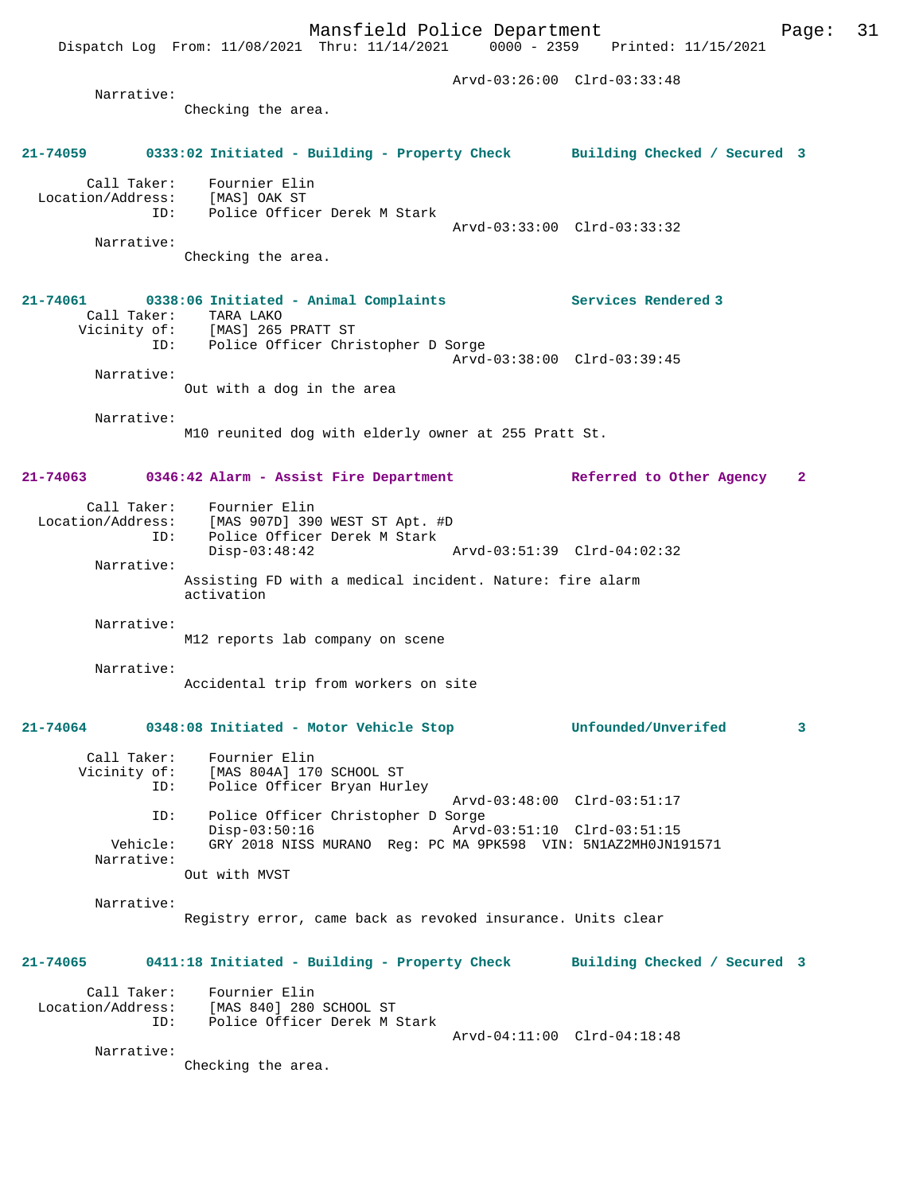Arvd-03:26:00 Clrd-03:33:48

Narrative:
Checking the area.

**21-74059 0333:02 Initiated - Building - Property Check Building Checked / Secured 3**

Call Taker: Fournier Elin
Location/Address: [MAS] OAK ST
ID: Police Officer Derek M Stark
Arvd-03:33:00 Clrd-03:33:32

Narrative:
Checking the area.

**21-74061 0338:06 Initiated - Animal Complaints Services Rendered 3**

Call Taker: TARA LAKO
Vicinity of: [MAS] 265 PRATT ST
ID: Police Officer Christopher D Sorge
Arvd-03:38:00 Clrd-03:39:45

Narrative:
Out with a dog in the area

Narrative:
M10 reunited dog with elderly owner at 255 Pratt St.

**21-74063 0346:42 Alarm - Assist Fire Department Referred to Other Agency 2**

Call Taker: Fournier Elin
Location/Address: [MAS 907D] 390 WEST ST Apt. #D
ID: Police Officer Derek M Stark
Disp-03:48:42 Arvd-03:51:39 Clrd-04:02:32

Narrative:
Assisting FD with a medical incident. Nature: fire alarm activation

Narrative:
M12 reports lab company on scene

Narrative:
Accidental trip from workers on site

**21-74064 0348:08 Initiated - Motor Vehicle Stop Unfounded/Unverifed 3**

Call Taker: Fournier Elin
Vicinity of: [MAS 804A] 170 SCHOOL ST
ID: Police Officer Bryan Hurley
Arvd-03:48:00 Clrd-03:51:17
ID: Police Officer Christopher D Sorge
Disp-03:50:16 Arvd-03:51:10 Clrd-03:51:15
Vehicle: GRY 2018 NISS MURANO Reg: PC MA 9PK598 VIN: 5N1AZ2MH0JN191571

Narrative:
Out with MVST

Narrative:
Registry error, came back as revoked insurance. Units clear

**21-74065 0411:18 Initiated - Building - Property Check Building Checked / Secured 3**

Call Taker: Fournier Elin
Location/Address: [MAS 840] 280 SCHOOL ST
ID: Police Officer Derek M Stark
Arvd-04:11:00 Clrd-04:18:48

Narrative:
Checking the area.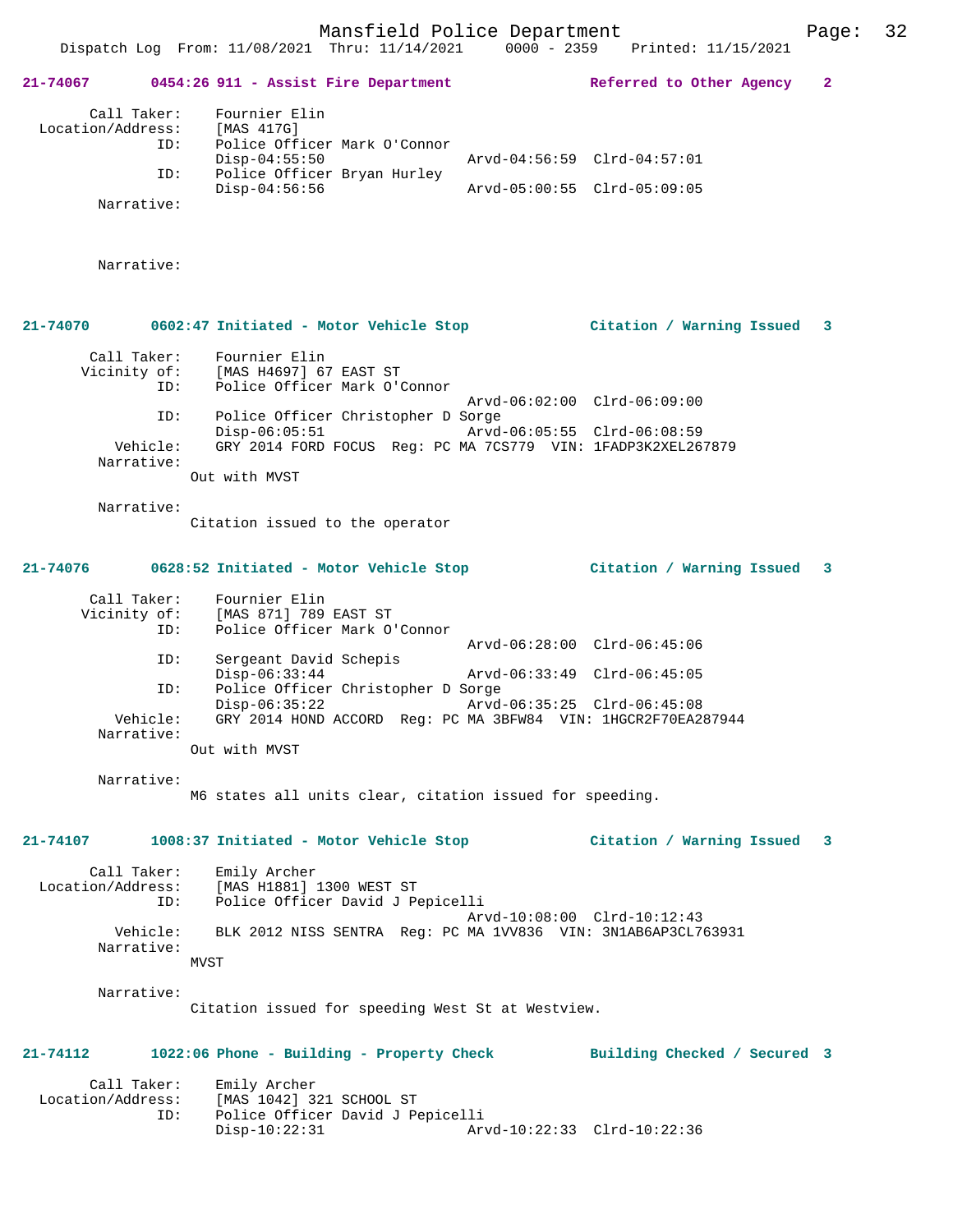**21-74067 0454:26 911 - Assist Fire Department — Referred to Other Agency 2**

```
        Call Taker:    Fournier Elin
  Location/Address:    [MAS 417G]
                ID:    Police Officer Mark O'Connor
                       Disp-04:55:50                 Arvd-04:56:59  Clrd-04:57:01
                ID:    Police Officer Bryan Hurley
                       Disp-04:56:56                 Arvd-05:00:55  Clrd-05:09:05
         Narrative:

         Narrative:
```

**21-74070 0602:47 Initiated - Motor Vehicle Stop — Citation / Warning Issued 3**

```
        Call Taker:    Fournier Elin
       Vicinity of:    [MAS H4697] 67 EAST ST
                ID:    Police Officer Mark O'Connor
                                                     Arvd-06:02:00  Clrd-06:09:00
                ID:    Police Officer Christopher D Sorge
                       Disp-06:05:51                 Arvd-06:05:55  Clrd-06:08:59
           Vehicle:    GRY 2014 FORD FOCUS  Reg: PC MA 7CS779  VIN: 1FADP3K2XEL267879
         Narrative:
                      Out with MVST

         Narrative:
                      Citation issued to the operator
```

**21-74076 0628:52 Initiated - Motor Vehicle Stop — Citation / Warning Issued 3**

```
        Call Taker:    Fournier Elin
       Vicinity of:    [MAS 871] 789 EAST ST
                ID:    Police Officer Mark O'Connor
                                                     Arvd-06:28:00  Clrd-06:45:06
                ID:    Sergeant David Schepis
                       Disp-06:33:44                 Arvd-06:33:49  Clrd-06:45:05
                ID:    Police Officer Christopher D Sorge
                       Disp-06:35:22                 Arvd-06:35:25  Clrd-06:45:08
           Vehicle:    GRY 2014 HOND ACCORD  Reg: PC MA 3BFW84  VIN: 1HGCR2F70EA287944
         Narrative:
                      Out with MVST

         Narrative:
                      M6 states all units clear, citation issued for speeding.
```

**21-74107 1008:37 Initiated - Motor Vehicle Stop — Citation / Warning Issued 3**

```
        Call Taker:    Emily Archer
  Location/Address:    [MAS H1881] 1300 WEST ST
                ID:    Police Officer David J Pepicelli
                                                     Arvd-10:08:00  Clrd-10:12:43
           Vehicle:    BLK 2012 NISS SENTRA  Reg: PC MA 1VV836  VIN: 3N1AB6AP3CL763931
         Narrative:
                      MVST

         Narrative:
                      Citation issued for speeding West St at Westview.
```

**21-74112 1022:06 Phone - Building - Property Check — Building Checked / Secured 3**

```
        Call Taker:    Emily Archer
  Location/Address:    [MAS 1042] 321 SCHOOL ST
                ID:    Police Officer David J Pepicelli
                       Disp-10:22:31                 Arvd-10:22:33  Clrd-10:22:36
```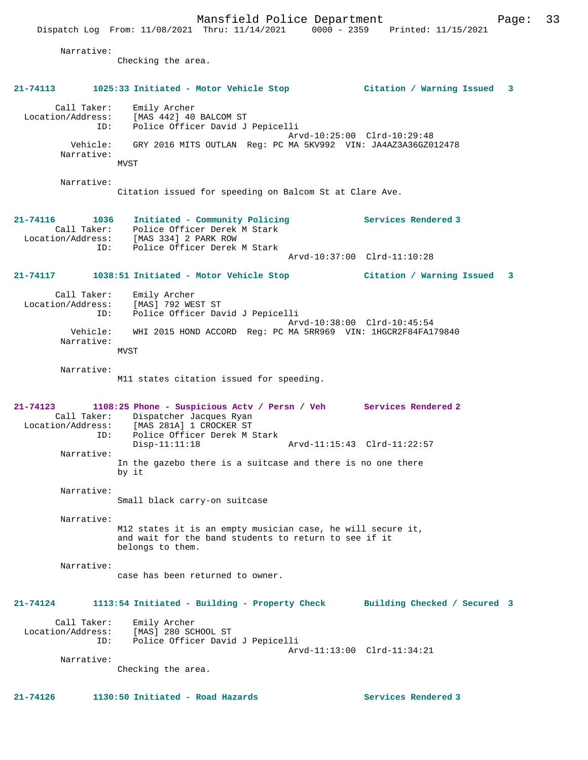Narrative:
Checking the area.

**21-74113 1025:33 Initiated - Motor Vehicle Stop — Citation / Warning Issued 3**

Call Taker: Emily Archer
Location/Address: [MAS 442] 40 BALCOM ST
ID: Police Officer David J Pepicelli
Arvd-10:25:00 Clrd-10:29:48
Vehicle: GRY 2016 MITS OUTLAN Reg: PC MA 5KV992 VIN: JA4AZ3A36GZ012478
Narrative:
MVST

Narrative:
Citation issued for speeding on Balcom St at Clare Ave.

**21-74116 1036 Initiated - Community Policing — Services Rendered 3**

Call Taker: Police Officer Derek M Stark
Location/Address: [MAS 334] 2 PARK ROW
ID: Police Officer Derek M Stark
Arvd-10:37:00 Clrd-11:10:28

**21-74117 1038:51 Initiated - Motor Vehicle Stop — Citation / Warning Issued 3**

Call Taker: Emily Archer
Location/Address: [MAS] 792 WEST ST
ID: Police Officer David J Pepicelli
Arvd-10:38:00 Clrd-10:45:54
Vehicle: WHI 2015 HOND ACCORD Reg: PC MA 5RR969 VIN: 1HGCR2F84FA179840
Narrative:
MVST

Narrative:
M11 states citation issued for speeding.

**21-74123 1108:25 Phone - Suspicious Actv / Persn / Veh — Services Rendered 2**

Call Taker: Dispatcher Jacques Ryan
Location/Address: [MAS 281A] 1 CROCKER ST
ID: Police Officer Derek M Stark
Disp-11:11:18 Arvd-11:15:43 Clrd-11:22:57
Narrative:
In the gazebo there is a suitcase and there is no one there by it

Narrative:
Small black carry-on suitcase

Narrative:
M12 states it is an empty musician case, he will secure it, and wait for the band students to return to see if it belongs to them.

Narrative:
case has been returned to owner.

**21-74124 1113:54 Initiated - Building - Property Check — Building Checked / Secured 3**

Call Taker: Emily Archer
Location/Address: [MAS] 280 SCHOOL ST
ID: Police Officer David J Pepicelli
Arvd-11:13:00 Clrd-11:34:21
Narrative:
Checking the area.

**21-74126 1130:50 Initiated - Road Hazards — Services Rendered 3**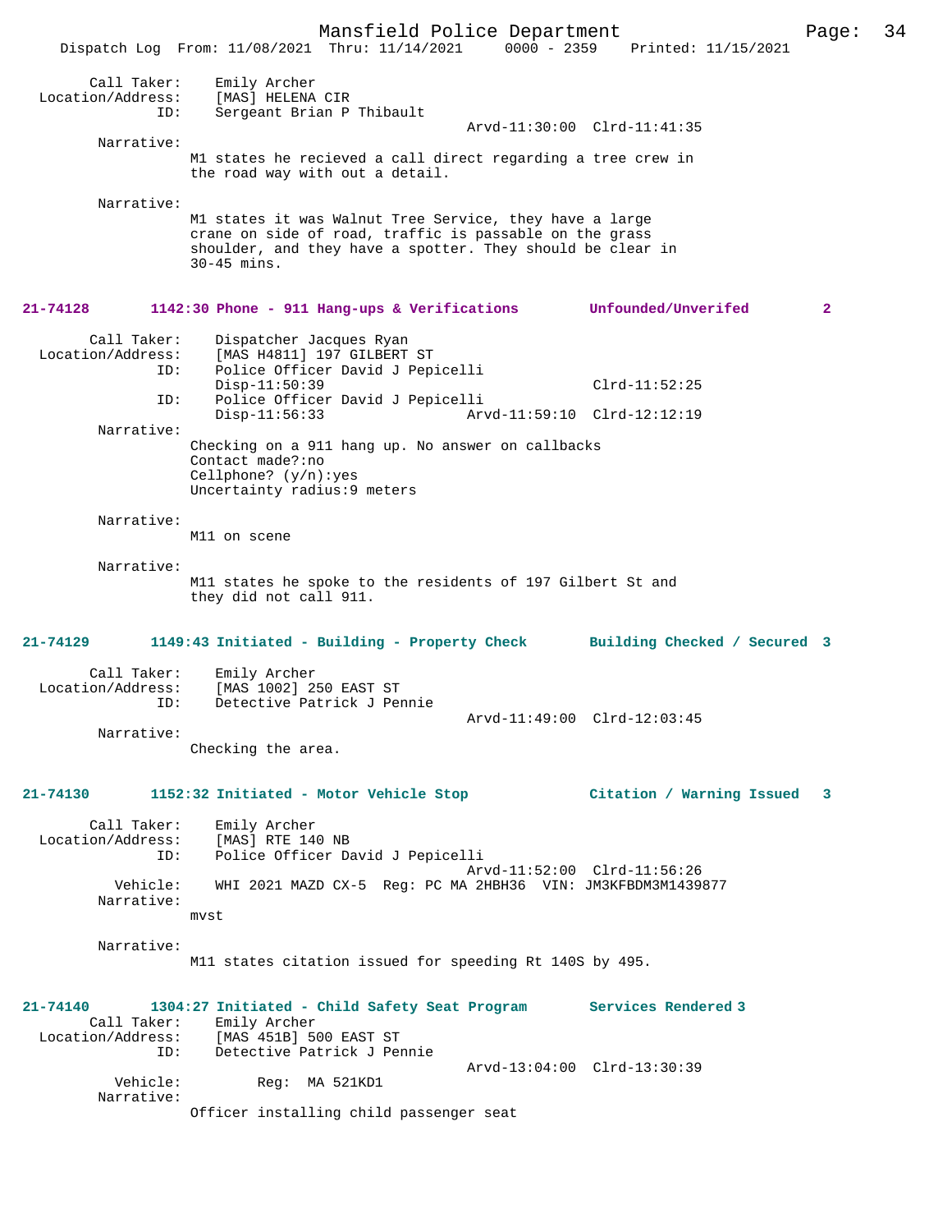Call Taker: Emily Archer
Location/Address: [MAS] HELENA CIR
ID: Sergeant Brian P Thibault
Arvd-11:30:00 Clrd-11:41:35

Narrative:
M1 states he recieved a call direct regarding a tree crew in the road way with out a detail.

Narrative:
M1 states it was Walnut Tree Service, they have a large crane on side of road, traffic is passable on the grass shoulder, and they have a spotter. They should be clear in 30-45 mins.

**21-74128 1142:30 Phone - 911 Hang-ups & Verifications Unfounded/Unverifed 2**

Call Taker: Dispatcher Jacques Ryan
Location/Address: [MAS H4811] 197 GILBERT ST
ID: Police Officer David J Pepicelli
Disp-11:50:39 Clrd-11:52:25
ID: Police Officer David J Pepicelli
Disp-11:56:33 Arvd-11:59:10 Clrd-12:12:19

Narrative:
Checking on a 911 hang up. No answer on callbacks
Contact made?:no
Cellphone? (y/n):yes
Uncertainty radius:9 meters

Narrative:
M11 on scene

Narrative:
M11 states he spoke to the residents of 197 Gilbert St and they did not call 911.

**21-74129 1149:43 Initiated - Building - Property Check Building Checked / Secured 3**

Call Taker: Emily Archer
Location/Address: [MAS 1002] 250 EAST ST
ID: Detective Patrick J Pennie
Arvd-11:49:00 Clrd-12:03:45

Narrative:
Checking the area.

**21-74130 1152:32 Initiated - Motor Vehicle Stop Citation / Warning Issued 3**

Call Taker: Emily Archer
Location/Address: [MAS] RTE 140 NB
ID: Police Officer David J Pepicelli
Arvd-11:52:00 Clrd-11:56:26
Vehicle: WHI 2021 MAZD CX-5 Reg: PC MA 2HBH36 VIN: JM3KFBDM3M1439877

Narrative:
mvst

Narrative:
M11 states citation issued for speeding Rt 140S by 495.

**21-74140 1304:27 Initiated - Child Safety Seat Program Services Rendered 3**

Call Taker: Emily Archer
Location/Address: [MAS 451B] 500 EAST ST
ID: Detective Patrick J Pennie
Arvd-13:04:00 Clrd-13:30:39
Vehicle: Reg: MA 521KD1

Narrative:
Officer installing child passenger seat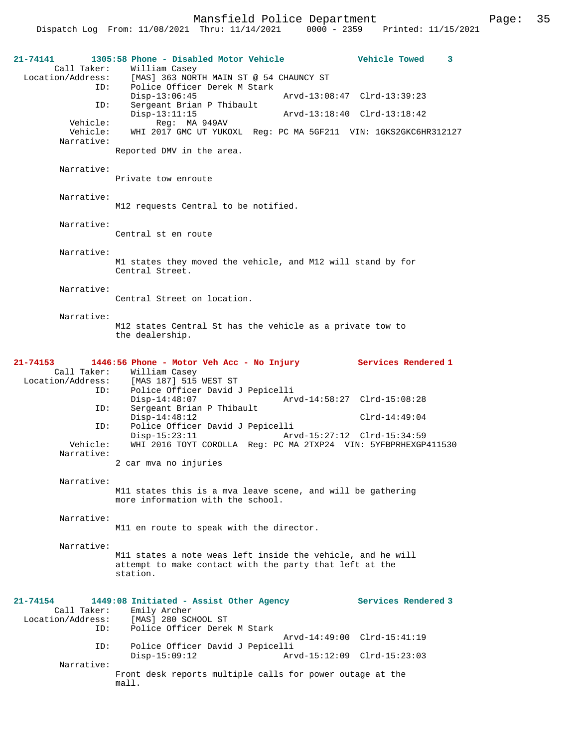21-74141 1305:58 Phone - Disabled Motor Vehicle Vehicle Towed 3

Call Taker: William Casey
Location/Address: [MAS] 363 NORTH MAIN ST @ 54 CHAUNCY ST
ID: Police Officer Derek M Stark
Disp-13:06:45 Arvd-13:08:47 Clrd-13:39:23
ID: Sergeant Brian P Thibault
Disp-13:11:15 Arvd-13:18:40 Clrd-13:18:42
Vehicle: Reg: MA 949AV
Vehicle: WHI 2017 GMC UT YUKOXL Reg: PC MA 5GF211 VIN: 1GKS2GKC6HR312127
Narrative:
Reported DMV in the area.

Narrative:
Private tow enroute

Narrative:
M12 requests Central to be notified.

Narrative:
Central st en route

Narrative:
M1 states they moved the vehicle, and M12 will stand by for Central Street.

Narrative:
Central Street on location.

Narrative:
M12 states Central St has the vehicle as a private tow to the dealership.

21-74153 1446:56 Phone - Motor Veh Acc - No Injury Services Rendered 1

Call Taker: William Casey
Location/Address: [MAS 187] 515 WEST ST
ID: Police Officer David J Pepicelli
Disp-14:48:07 Arvd-14:58:27 Clrd-15:08:28
ID: Sergeant Brian P Thibault
Disp-14:48:12 Clrd-14:49:04
ID: Police Officer David J Pepicelli
Disp-15:23:11 Arvd-15:27:12 Clrd-15:34:59
Vehicle: WHI 2016 TOYT COROLLA Reg: PC MA 2TXP24 VIN: 5YFBPRHEXGP411530
Narrative:
2 car mva no injuries

Narrative:
M11 states this is a mva leave scene, and will be gathering more information with the school.

Narrative:
M11 en route to speak with the director.

Narrative:
M11 states a note weas left inside the vehicle, and he will attempt to make contact with the party that left at the station.

21-74154 1449:08 Initiated - Assist Other Agency Services Rendered 3

Call Taker: Emily Archer
Location/Address: [MAS] 280 SCHOOL ST
ID: Police Officer Derek M Stark
Arvd-14:49:00 Clrd-15:41:19
ID: Police Officer David J Pepicelli
Disp-15:09:12 Arvd-15:12:09 Clrd-15:23:03
Narrative:
Front desk reports multiple calls for power outage at the mall.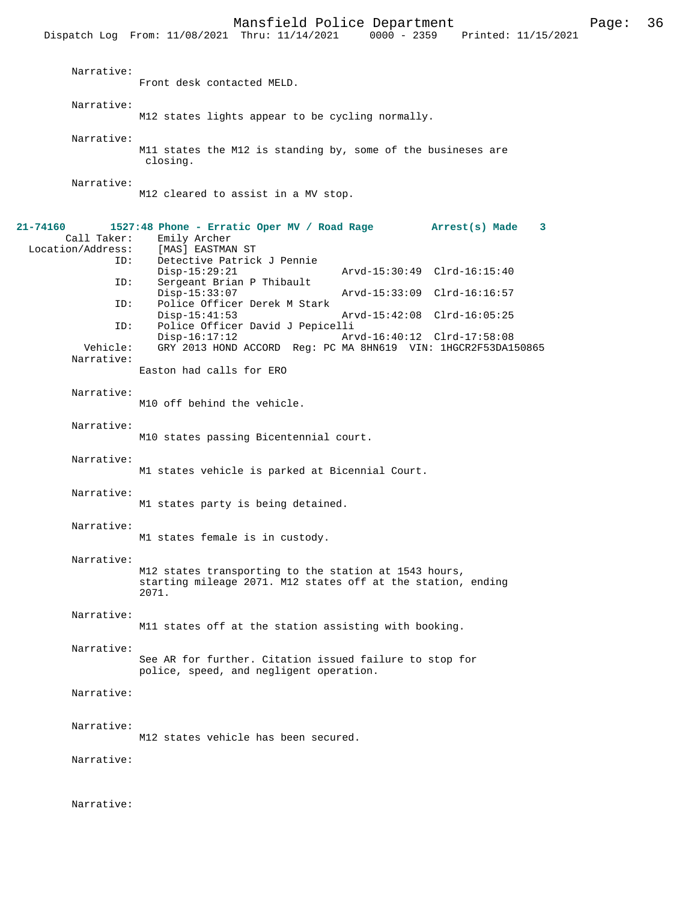Narrative:
Front desk contacted MELD.

Narrative:
M12 states lights appear to be cycling normally.

Narrative:
M11 states the M12 is standing by, some of the busineses are closing.

Narrative:
M12 cleared to assist in a MV stop.

**21-74160 1527:48 Phone - Erratic Oper MV / Road Rage Arrest(s) Made 3**

```
      Call Taker:    Emily Archer
Location/Address:    [MAS] EASTMAN ST
              ID:    Detective Patrick J Pennie
                     Disp-15:29:21                 Arvd-15:30:49  Clrd-16:15:40
              ID:    Sergeant Brian P Thibault
                     Disp-15:33:07                 Arvd-15:33:09  Clrd-16:16:57
              ID:    Police Officer Derek M Stark
                     Disp-15:41:53                 Arvd-15:42:08  Clrd-16:05:25
              ID:    Police Officer David J Pepicelli
                     Disp-16:17:12                 Arvd-16:40:12  Clrd-17:58:08
         Vehicle:    GRY 2013 HOND ACCORD  Reg: PC MA 8HN619  VIN: 1HGCR2F53DA150865
```

Narrative:
Easton had calls for ERO

Narrative:
M10 off behind the vehicle.

Narrative:
M10 states passing Bicentennial court.

Narrative:
M1 states vehicle is parked at Bicennial Court.

Narrative:
M1 states party is being detained.

Narrative:
M1 states female is in custody.

Narrative:
M12 states transporting to the station at 1543 hours, starting mileage 2071. M12 states off at the station, ending 2071.

Narrative:
M11 states off at the station assisting with booking.

Narrative:
See AR for further. Citation issued failure to stop for police, speed, and negligent operation.

Narrative:

Narrative:
M12 states vehicle has been secured.

Narrative:

Narrative: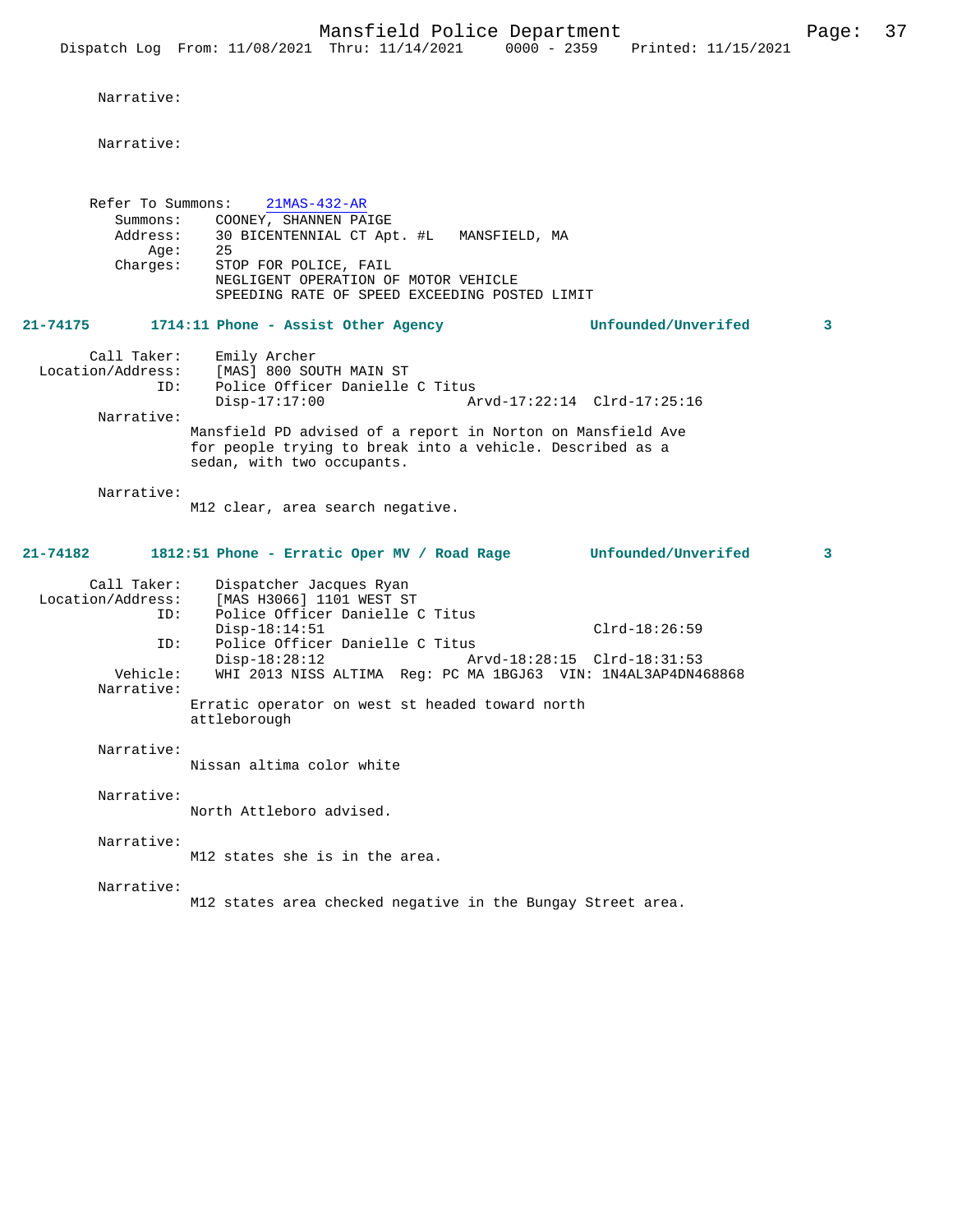Narrative:

Narrative:

Refer To Summons: 21MAS-432-AR
Summons: COONEY, SHANNEN PAIGE
Address: 30 BICENTENNIAL CT Apt. #L MANSFIELD, MA
Age: 25
Charges: STOP FOR POLICE, FAIL
NEGLIGENT OPERATION OF MOTOR VEHICLE
SPEEDING RATE OF SPEED EXCEEDING POSTED LIMIT

**21-74175 1714:11 Phone - Assist Other Agency Unfounded/Unverifed 3**

Call Taker: Emily Archer
Location/Address: [MAS] 800 SOUTH MAIN ST
ID: Police Officer Danielle C Titus
Disp-17:17:00 Arvd-17:22:14 Clrd-17:25:16

Narrative:
Mansfield PD advised of a report in Norton on Mansfield Ave for people trying to break into a vehicle. Described as a sedan, with two occupants.

Narrative:
M12 clear, area search negative.

**21-74182 1812:51 Phone - Erratic Oper MV / Road Rage Unfounded/Unverifed 3**

Call Taker: Dispatcher Jacques Ryan
Location/Address: [MAS H3066] 1101 WEST ST
ID: Police Officer Danielle C Titus
Disp-18:14:51 Clrd-18:26:59
ID: Police Officer Danielle C Titus
Disp-18:28:12 Arvd-18:28:15 Clrd-18:31:53
Vehicle: WHI 2013 NISS ALTIMA Reg: PC MA 1BGJ63 VIN: 1N4AL3AP4DN468868

Narrative:
Erratic operator on west st headed toward north attleborough

Narrative:
Nissan altima color white

Narrative:
North Attleboro advised.

Narrative:
M12 states she is in the area.

Narrative:
M12 states area checked negative in the Bungay Street area.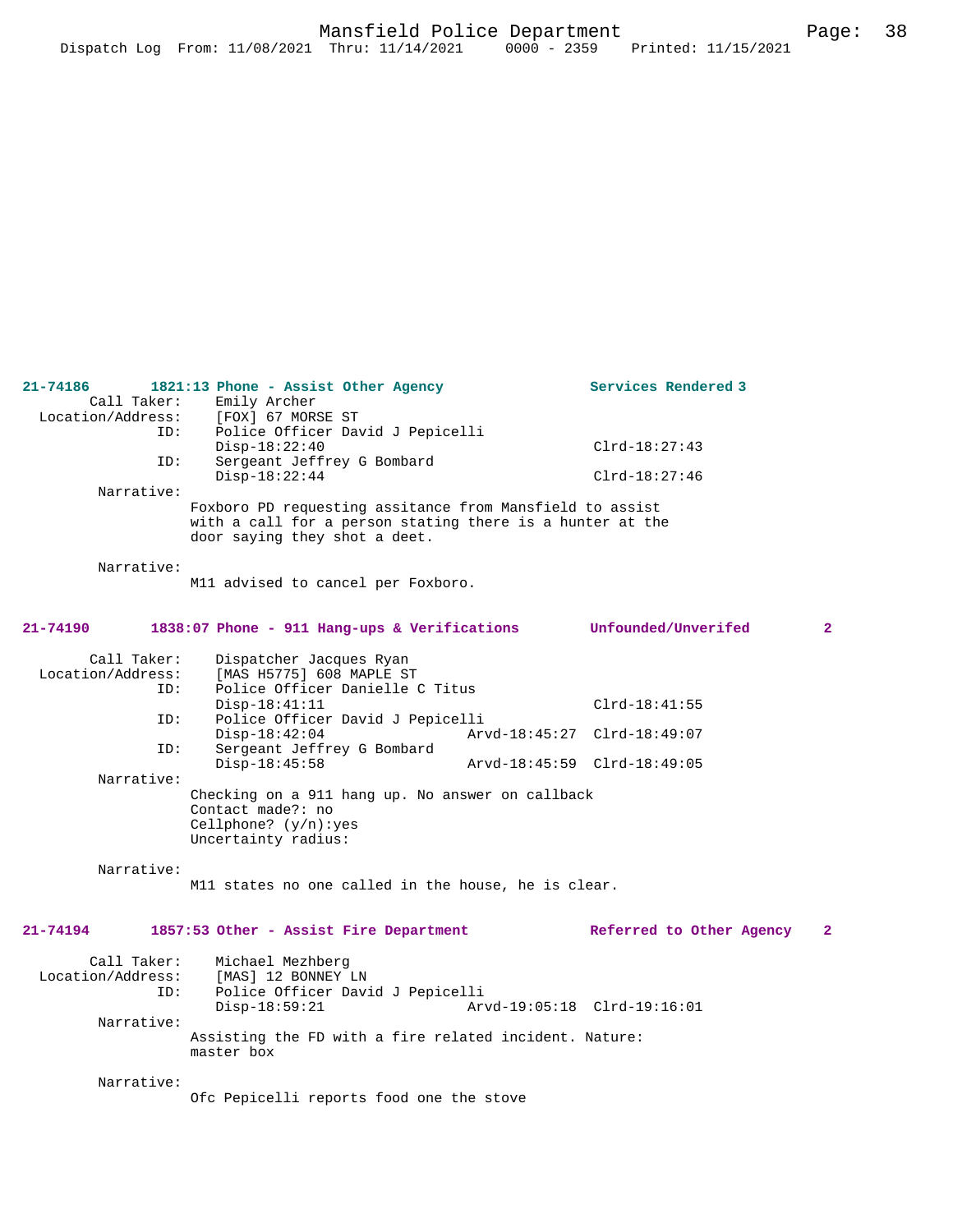**21-74186 1821:13 Phone - Assist Other Agency — Services Rendered 3**

Call Taker: Emily Archer
Location/Address: [FOX] 67 MORSE ST
ID: Police Officer David J Pepicelli
Disp-18:22:40 Clrd-18:27:43
ID: Sergeant Jeffrey G Bombard
Disp-18:22:44 Clrd-18:27:46

Narrative:
Foxboro PD requesting assitance from Mansfield to assist with a call for a person stating there is a hunter at the door saying they shot a deet.

Narrative:
M11 advised to cancel per Foxboro.

**21-74190 1838:07 Phone - 911 Hang-ups & Verifications — Unfounded/Unverifed 2**

Call Taker: Dispatcher Jacques Ryan
Location/Address: [MAS H5775] 608 MAPLE ST
ID: Police Officer Danielle C Titus
Disp-18:41:11 Clrd-18:41:55
ID: Police Officer David J Pepicelli
Disp-18:42:04 Arvd-18:45:27 Clrd-18:49:07
ID: Sergeant Jeffrey G Bombard
Disp-18:45:58 Arvd-18:45:59 Clrd-18:49:05

Narrative:
Checking on a 911 hang up. No answer on callback
Contact made?: no
Cellphone? (y/n):yes
Uncertainty radius:

Narrative:
M11 states no one called in the house, he is clear.

**21-74194 1857:53 Other - Assist Fire Department — Referred to Other Agency 2**

Call Taker: Michael Mezhberg
Location/Address: [MAS] 12 BONNEY LN
ID: Police Officer David J Pepicelli
Disp-18:59:21 Arvd-19:05:18 Clrd-19:16:01

Narrative:
Assisting the FD with a fire related incident. Nature: master box

Narrative:
Ofc Pepicelli reports food one the stove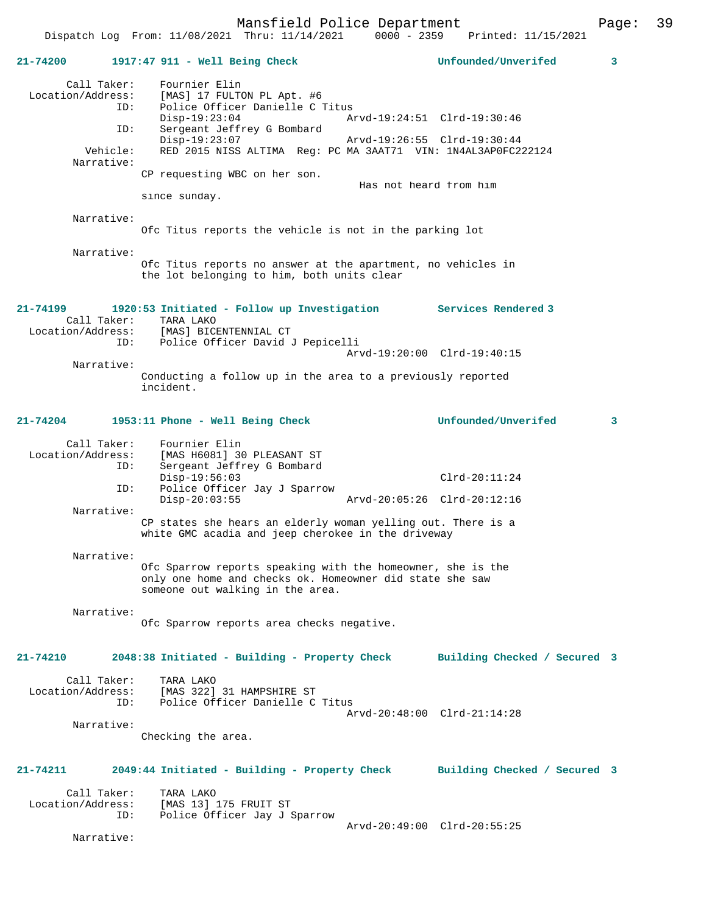**21-74200 1917:47 911 - Well Being Check — Unfounded/Unverifed 3**

Call Taker: Fournier Elin
Location/Address: [MAS] 17 FULTON PL Apt. #6
ID: Police Officer Danielle C Titus
Disp-19:23:04 Arvd-19:24:51 Clrd-19:30:46
ID: Sergeant Jeffrey G Bombard
Disp-19:23:07 Arvd-19:26:55 Clrd-19:30:44
Vehicle: RED 2015 NISS ALTIMA Reg: PC MA 3AAT71 VIN: 1N4AL3AP0FC222124
Narrative:
CP requesting WBC on her son. Has not heard from him since sunday.

Narrative:
Ofc Titus reports the vehicle is not in the parking lot

Narrative:
Ofc Titus reports no answer at the apartment, no vehicles in the lot belonging to him, both units clear

**21-74199 1920:53 Initiated - Follow up Investigation — Services Rendered 3**

Call Taker: TARA LAKO
Location/Address: [MAS] BICENTENNIAL CT
ID: Police Officer David J Pepicelli
Arvd-19:20:00 Clrd-19:40:15
Narrative:
Conducting a follow up in the area to a previously reported incident.

**21-74204 1953:11 Phone - Well Being Check — Unfounded/Unverifed 3**

Call Taker: Fournier Elin
Location/Address: [MAS H6081] 30 PLEASANT ST
ID: Sergeant Jeffrey G Bombard
Disp-19:56:03 Clrd-20:11:24
ID: Police Officer Jay J Sparrow
Disp-20:03:55 Arvd-20:05:26 Clrd-20:12:16
Narrative:
CP states she hears an elderly woman yelling out. There is a white GMC acadia and jeep cherokee in the driveway

Narrative:
Ofc Sparrow reports speaking with the homeowner, she is the only one home and checks ok. Homeowner did state she saw someone out walking in the area.

Narrative:
Ofc Sparrow reports area checks negative.

**21-74210 2048:38 Initiated - Building - Property Check — Building Checked / Secured 3**

Call Taker: TARA LAKO
Location/Address: [MAS 322] 31 HAMPSHIRE ST
ID: Police Officer Danielle C Titus
Arvd-20:48:00 Clrd-21:14:28
Narrative:
Checking the area.

**21-74211 2049:44 Initiated - Building - Property Check — Building Checked / Secured 3**

Call Taker: TARA LAKO
Location/Address: [MAS 13] 175 FRUIT ST
ID: Police Officer Jay J Sparrow
Arvd-20:49:00 Clrd-20:55:25
Narrative: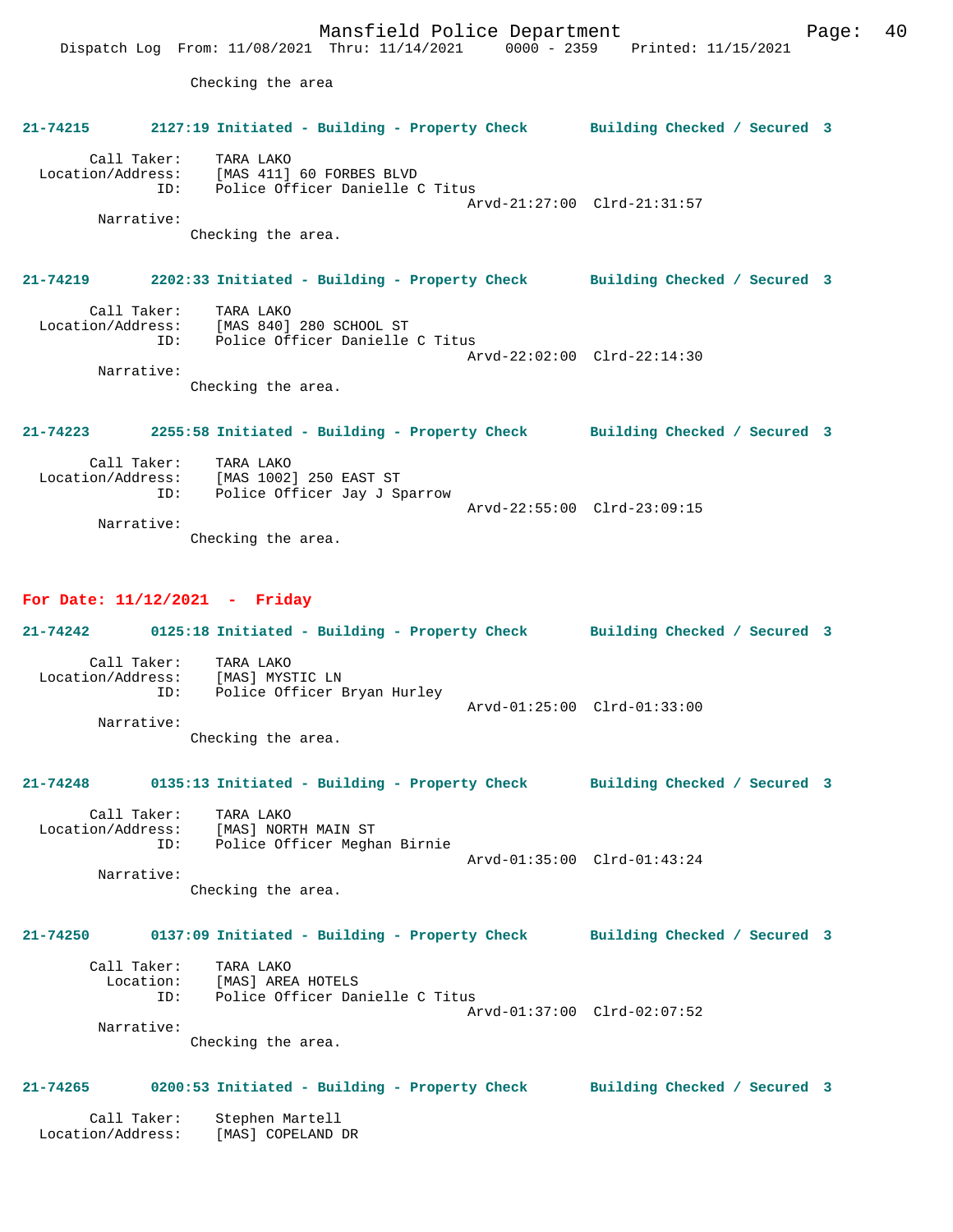Checking the area

**21-74215 2127:19 Initiated - Building - Property Check Building Checked / Secured 3**

Call Taker: TARA LAKO
Location/Address: [MAS 411] 60 FORBES BLVD
ID: Police Officer Danielle C Titus
Arvd-21:27:00 Clrd-21:31:57
Narrative:
Checking the area.

**21-74219 2202:33 Initiated - Building - Property Check Building Checked / Secured 3**

Call Taker: TARA LAKO
Location/Address: [MAS 840] 280 SCHOOL ST
ID: Police Officer Danielle C Titus
Arvd-22:02:00 Clrd-22:14:30
Narrative:
Checking the area.

**21-74223 2255:58 Initiated - Building - Property Check Building Checked / Secured 3**

Call Taker: TARA LAKO
Location/Address: [MAS 1002] 250 EAST ST
ID: Police Officer Jay J Sparrow
Arvd-22:55:00 Clrd-23:09:15
Narrative:
Checking the area.

## For Date: 11/12/2021 - Friday

**21-74242 0125:18 Initiated - Building - Property Check Building Checked / Secured 3**

Call Taker: TARA LAKO
Location/Address: [MAS] MYSTIC LN
ID: Police Officer Bryan Hurley
Arvd-01:25:00 Clrd-01:33:00
Narrative:
Checking the area.

**21-74248 0135:13 Initiated - Building - Property Check Building Checked / Secured 3**

Call Taker: TARA LAKO
Location/Address: [MAS] NORTH MAIN ST
ID: Police Officer Meghan Birnie
Arvd-01:35:00 Clrd-01:43:24
Narrative:
Checking the area.

**21-74250 0137:09 Initiated - Building - Property Check Building Checked / Secured 3**

Call Taker: TARA LAKO
Location: [MAS] AREA HOTELS
ID: Police Officer Danielle C Titus
Arvd-01:37:00 Clrd-02:07:52
Narrative:
Checking the area.

**21-74265 0200:53 Initiated - Building - Property Check Building Checked / Secured 3**

Call Taker: Stephen Martell
Location/Address: [MAS] COPELAND DR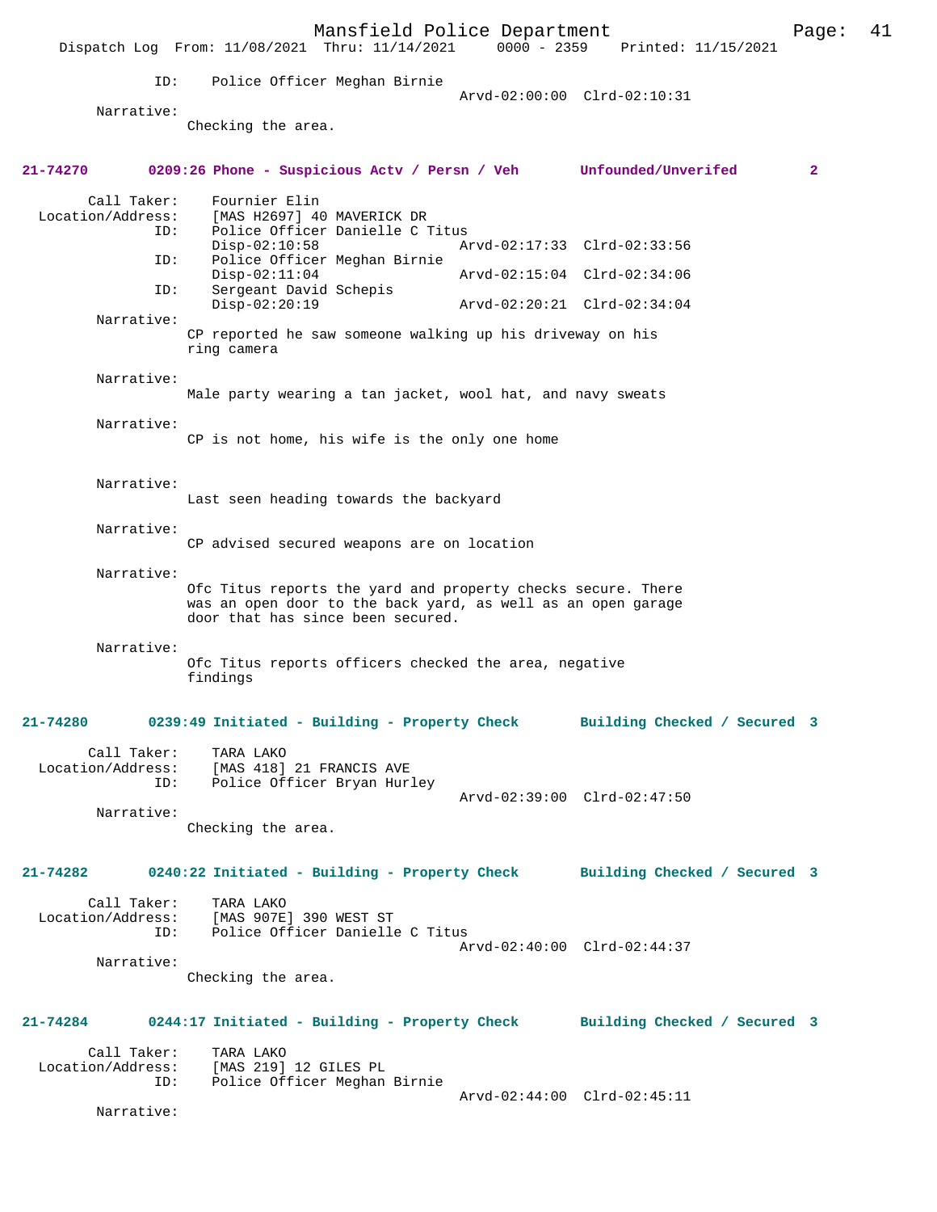ID: Police Officer Meghan Birnie
Arvd-02:00:00 Clrd-02:10:31

Narrative:
Checking the area.

**21-74270 0209:26 Phone - Suspicious Actv / Persn / Veh Unfounded/Unverifed 2**

Call Taker: Fournier Elin
Location/Address: [MAS H2697] 40 MAVERICK DR
ID: Police Officer Danielle C Titus
Disp-02:10:58 Arvd-02:17:33 Clrd-02:33:56
ID: Police Officer Meghan Birnie
Disp-02:11:04 Arvd-02:15:04 Clrd-02:34:06
ID: Sergeant David Schepis
Disp-02:20:19 Arvd-02:20:21 Clrd-02:34:04

Narrative:
CP reported he saw someone walking up his driveway on his ring camera

Narrative:
Male party wearing a tan jacket, wool hat, and navy sweats

Narrative:
CP is not home, his wife is the only one home

Narrative:
Last seen heading towards the backyard

Narrative:
CP advised secured weapons are on location

Narrative:
Ofc Titus reports the yard and property checks secure. There was an open door to the back yard, as well as an open garage door that has since been secured.

Narrative:
Ofc Titus reports officers checked the area, negative findings

**21-74280 0239:49 Initiated - Building - Property Check Building Checked / Secured 3**

Call Taker: TARA LAKO
Location/Address: [MAS 418] 21 FRANCIS AVE
ID: Police Officer Bryan Hurley
Arvd-02:39:00 Clrd-02:47:50

Narrative:
Checking the area.

**21-74282 0240:22 Initiated - Building - Property Check Building Checked / Secured 3**

Call Taker: TARA LAKO
Location/Address: [MAS 907E] 390 WEST ST
ID: Police Officer Danielle C Titus
Arvd-02:40:00 Clrd-02:44:37

Narrative:
Checking the area.

**21-74284 0244:17 Initiated - Building - Property Check Building Checked / Secured 3**

Call Taker: TARA LAKO
Location/Address: [MAS 219] 12 GILES PL
ID: Police Officer Meghan Birnie
Arvd-02:44:00 Clrd-02:45:11

Narrative: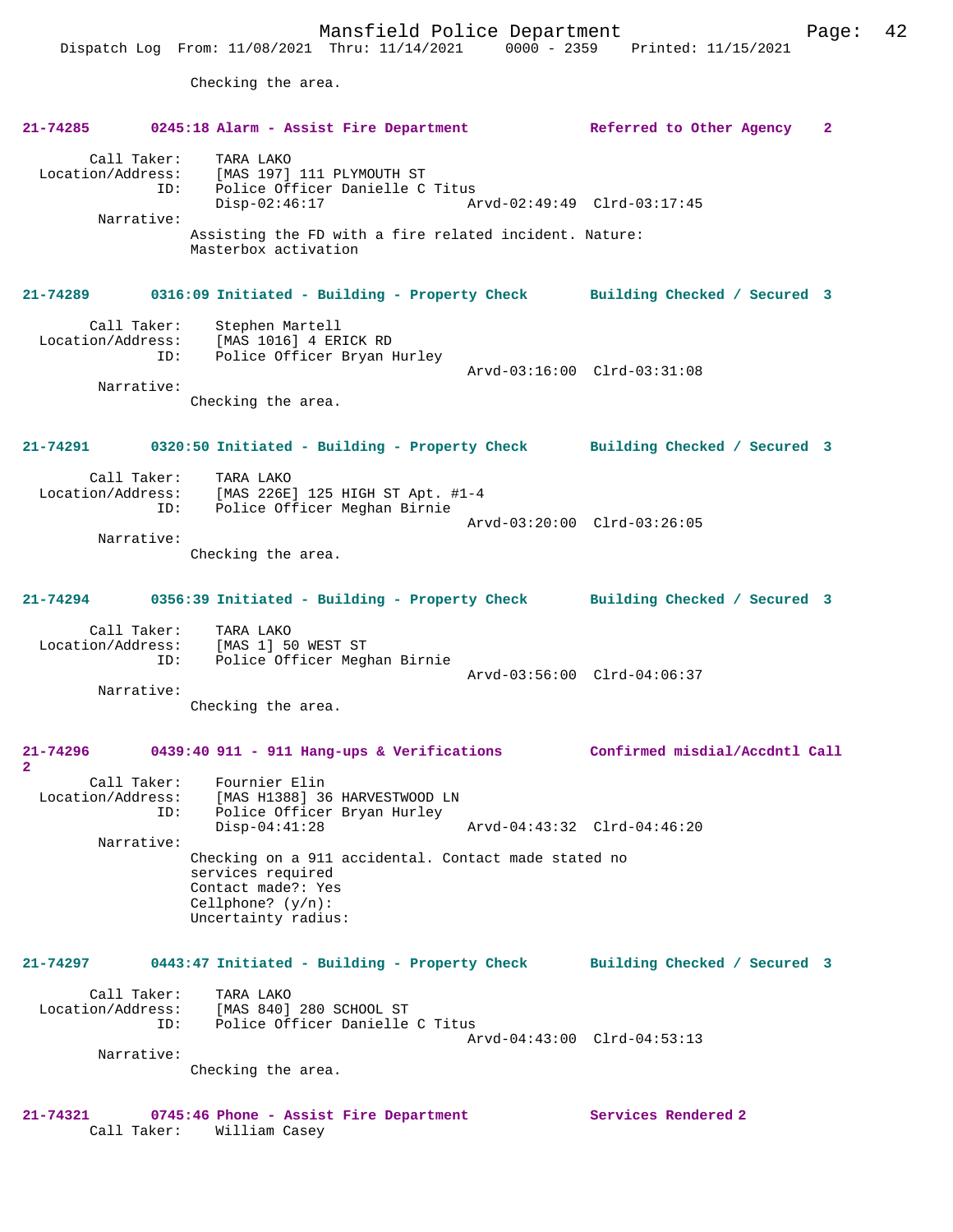Checking the area.

**21-74285 0245:18 Alarm - Assist Fire Department Referred to Other Agency 2**

Call Taker: TARA LAKO
Location/Address: [MAS 197] 111 PLYMOUTH ST
ID: Police Officer Danielle C Titus
Disp-02:46:17 Arvd-02:49:49 Clrd-03:17:45
Narrative:
Assisting the FD with a fire related incident. Nature: Masterbox activation

**21-74289 0316:09 Initiated - Building - Property Check Building Checked / Secured 3**

Call Taker: Stephen Martell
Location/Address: [MAS 1016] 4 ERICK RD
ID: Police Officer Bryan Hurley
Arvd-03:16:00 Clrd-03:31:08
Narrative:
Checking the area.

**21-74291 0320:50 Initiated - Building - Property Check Building Checked / Secured 3**

Call Taker: TARA LAKO
Location/Address: [MAS 226E] 125 HIGH ST Apt. #1-4
ID: Police Officer Meghan Birnie
Arvd-03:20:00 Clrd-03:26:05
Narrative:
Checking the area.

**21-74294 0356:39 Initiated - Building - Property Check Building Checked / Secured 3**

Call Taker: TARA LAKO
Location/Address: [MAS 1] 50 WEST ST
ID: Police Officer Meghan Birnie
Arvd-03:56:00 Clrd-04:06:37
Narrative:
Checking the area.

**21-74296 0439:40 911 - 911 Hang-ups & Verifications Confirmed misdial/Accdntl Call 2**

Call Taker: Fournier Elin
Location/Address: [MAS H1388] 36 HARVESTWOOD LN
ID: Police Officer Bryan Hurley
Disp-04:41:28 Arvd-04:43:32 Clrd-04:46:20
Narrative:
Checking on a 911 accidental. Contact made stated no services required
Contact made?: Yes
Cellphone? (y/n):
Uncertainty radius:

**21-74297 0443:47 Initiated - Building - Property Check Building Checked / Secured 3**

Call Taker: TARA LAKO
Location/Address: [MAS 840] 280 SCHOOL ST
ID: Police Officer Danielle C Titus
Arvd-04:43:00 Clrd-04:53:13
Narrative:
Checking the area.

**21-74321 0745:46 Phone - Assist Fire Department Services Rendered 2**

Call Taker: William Casey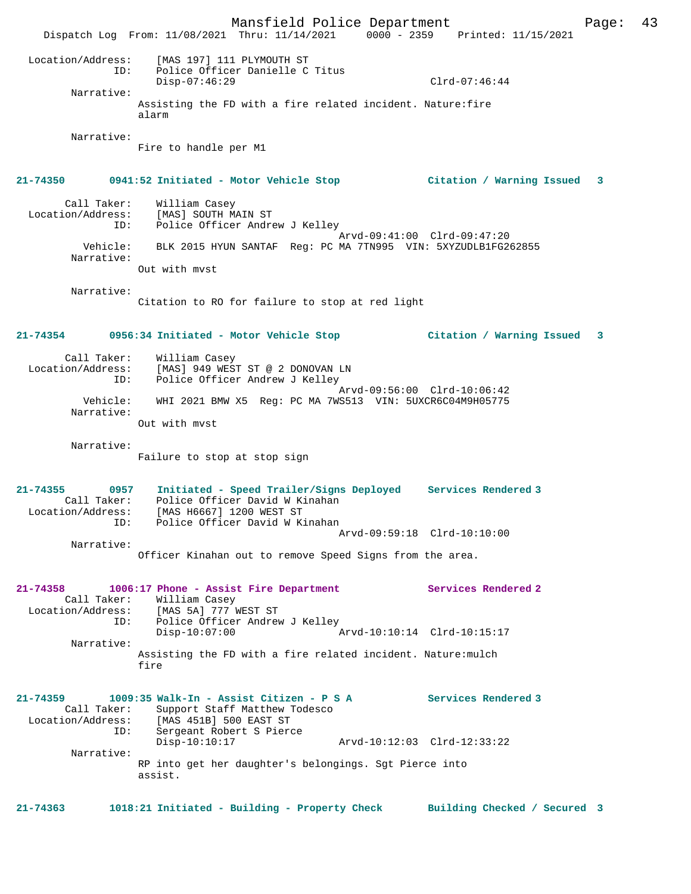Location/Address: [MAS 197] 111 PLYMOUTH ST
ID: Police Officer Danielle C Titus
Disp-07:46:29 Clrd-07:46:44

Narrative:
Assisting the FD with a fire related incident. Nature:fire alarm

Narrative:
Fire to handle per M1

**21-74350 0941:52 Initiated - Motor Vehicle Stop — Citation / Warning Issued 3**

Call Taker: William Casey
Location/Address: [MAS] SOUTH MAIN ST
ID: Police Officer Andrew J Kelley
Arvd-09:41:00 Clrd-09:47:20
Vehicle: BLK 2015 HYUN SANTAF Reg: PC MA 7TN995 VIN: 5XYZUDLB1FG262855

Narrative:
Out with mvst

Narrative:
Citation to RO for failure to stop at red light

**21-74354 0956:34 Initiated - Motor Vehicle Stop — Citation / Warning Issued 3**

Call Taker: William Casey
Location/Address: [MAS] 949 WEST ST @ 2 DONOVAN LN
ID: Police Officer Andrew J Kelley
Arvd-09:56:00 Clrd-10:06:42
Vehicle: WHI 2021 BMW X5 Reg: PC MA 7WS513 VIN: 5UXCR6C04M9H05775

Narrative:
Out with mvst

Narrative:
Failure to stop at stop sign

**21-74355 0957 Initiated - Speed Trailer/Signs Deployed — Services Rendered 3**

Call Taker: Police Officer David W Kinahan
Location/Address: [MAS H6667] 1200 WEST ST
ID: Police Officer David W Kinahan
Arvd-09:59:18 Clrd-10:10:00

Narrative:
Officer Kinahan out to remove Speed Signs from the area.

**21-74358 1006:17 Phone - Assist Fire Department — Services Rendered 2**

Call Taker: William Casey
Location/Address: [MAS 5A] 777 WEST ST
ID: Police Officer Andrew J Kelley
Disp-10:07:00 Arvd-10:10:14 Clrd-10:15:17

Narrative:
Assisting the FD with a fire related incident. Nature:mulch fire

**21-74359 1009:35 Walk-In - Assist Citizen - P S A — Services Rendered 3**

Call Taker: Support Staff Matthew Todesco
Location/Address: [MAS 451B] 500 EAST ST
ID: Sergeant Robert S Pierce
Disp-10:10:17 Arvd-10:12:03 Clrd-12:33:22

Narrative:
RP into get her daughter's belongings. Sgt Pierce into assist.

**21-74363 1018:21 Initiated - Building - Property Check — Building Checked / Secured 3**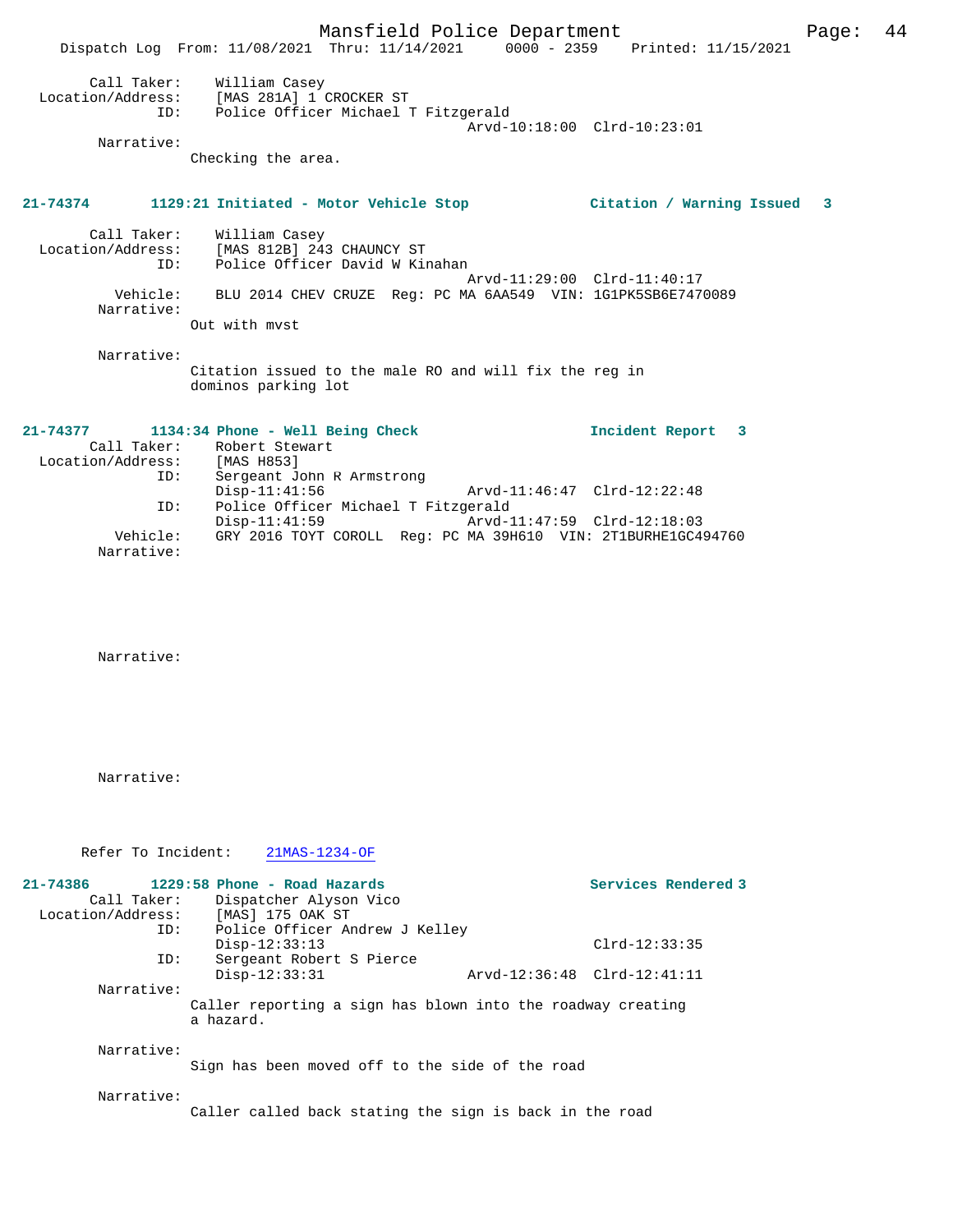```
        Call Taker:    William Casey
  Location/Address:    [MAS 281A] 1 CROCKER ST
                ID:    Police Officer Michael T Fitzgerald
                                                 Arvd-10:18:00  Clrd-10:23:01
         Narrative:
                     Checking the area.
```

**21-74374        1129:21 Initiated - Motor Vehicle Stop             Citation / Warning Issued   3**

```
        Call Taker:    William Casey
  Location/Address:    [MAS 812B] 243 CHAUNCY ST
                ID:    Police Officer David W Kinahan
                                                 Arvd-11:29:00  Clrd-11:40:17
           Vehicle:    BLU 2014 CHEV CRUZE  Reg: PC MA 6AA549  VIN: 1G1PK5SB6E7470089
         Narrative:
                     Out with mvst

         Narrative:
                     Citation issued to the male RO and will fix the reg in
                     dominos parking lot
```

**21-74377        1134:34 Phone - Well Being Check                   Incident Report   3**

```
        Call Taker:    Robert Stewart
  Location/Address:    [MAS H853]
                ID:    Sergeant John R Armstrong
                       Disp-11:41:56             Arvd-11:46:47  Clrd-12:22:48
                ID:    Police Officer Michael T Fitzgerald
                       Disp-11:41:59             Arvd-11:47:59  Clrd-12:18:03
           Vehicle:    GRY 2016 TOYT COROLL  Reg: PC MA 39H610  VIN: 2T1BURHE1GC494760
         Narrative:

         Narrative:

         Narrative:

      Refer To Incident:    21MAS-1234-OF
```

**21-74386        1229:58 Phone - Road Hazards                       Services Rendered 3**

```
        Call Taker:    Dispatcher Alyson Vico
  Location/Address:    [MAS] 175 OAK ST
                ID:    Police Officer Andrew J Kelley
                       Disp-12:33:13                            Clrd-12:33:35
                ID:    Sergeant Robert S Pierce
                       Disp-12:33:31             Arvd-12:36:48  Clrd-12:41:11
         Narrative:
                     Caller reporting a sign has blown into the roadway creating
                     a hazard.

         Narrative:
                     Sign has been moved off to the side of the road

         Narrative:
                     Caller called back stating the sign is back in the road
```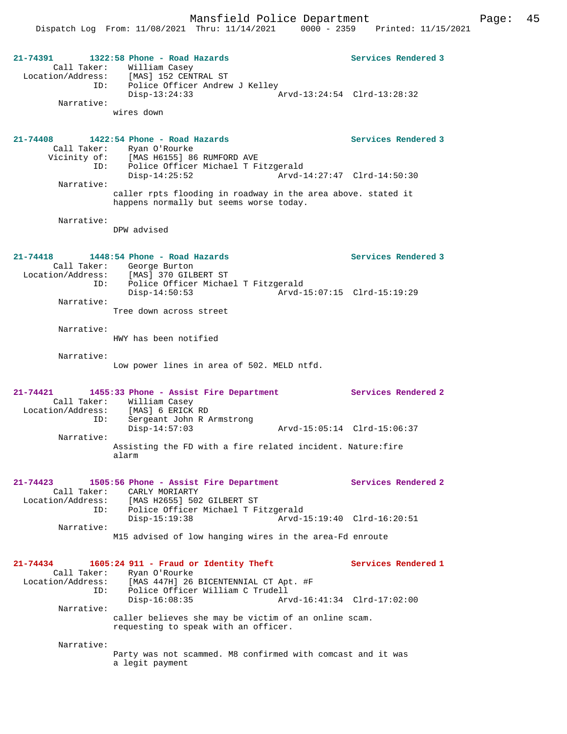**21-74391 1322:58 Phone - Road Hazards — Services Rendered 3**

Call Taker: William Casey
Location/Address: [MAS] 152 CENTRAL ST
ID: Police Officer Andrew J Kelley
Disp-13:24:33 Arvd-13:24:54 Clrd-13:28:32

Narrative:
wires down

**21-74408 1422:54 Phone - Road Hazards — Services Rendered 3**

Call Taker: Ryan O'Rourke
Vicinity of: [MAS H6155] 86 RUMFORD AVE
ID: Police Officer Michael T Fitzgerald
Disp-14:25:52 Arvd-14:27:47 Clrd-14:50:30

Narrative:
caller rpts flooding in roadway in the area above. stated it happens normally but seems worse today.

Narrative:
DPW advised

**21-74418 1448:54 Phone - Road Hazards — Services Rendered 3**

Call Taker: George Burton
Location/Address: [MAS] 370 GILBERT ST
ID: Police Officer Michael T Fitzgerald
Disp-14:50:53 Arvd-15:07:15 Clrd-15:19:29

Narrative:
Tree down across street

Narrative:
HWY has been notified

Narrative:
Low power lines in area of 502. MELD ntfd.

**21-74421 1455:33 Phone - Assist Fire Department — Services Rendered 2**

Call Taker: William Casey
Location/Address: [MAS] 6 ERICK RD
ID: Sergeant John R Armstrong
Disp-14:57:03 Arvd-15:05:14 Clrd-15:06:37

Narrative:
Assisting the FD with a fire related incident. Nature:fire alarm

**21-74423 1505:56 Phone - Assist Fire Department — Services Rendered 2**

Call Taker: CARLY MORIARTY
Location/Address: [MAS H2655] 502 GILBERT ST
ID: Police Officer Michael T Fitzgerald
Disp-15:19:38 Arvd-15:19:40 Clrd-16:20:51

Narrative:
M15 advised of low hanging wires in the area-Fd enroute

**21-74434 1605:24 911 - Fraud or Identity Theft — Services Rendered 1**

Call Taker: Ryan O'Rourke
Location/Address: [MAS 447H] 26 BICENTENNIAL CT Apt. #F
ID: Police Officer William C Trudell
Disp-16:08:35 Arvd-16:41:34 Clrd-17:02:00

Narrative:
caller believes she may be victim of an online scam. requesting to speak with an officer.

Narrative:
Party was not scammed. M8 confirmed with comcast and it was a legit payment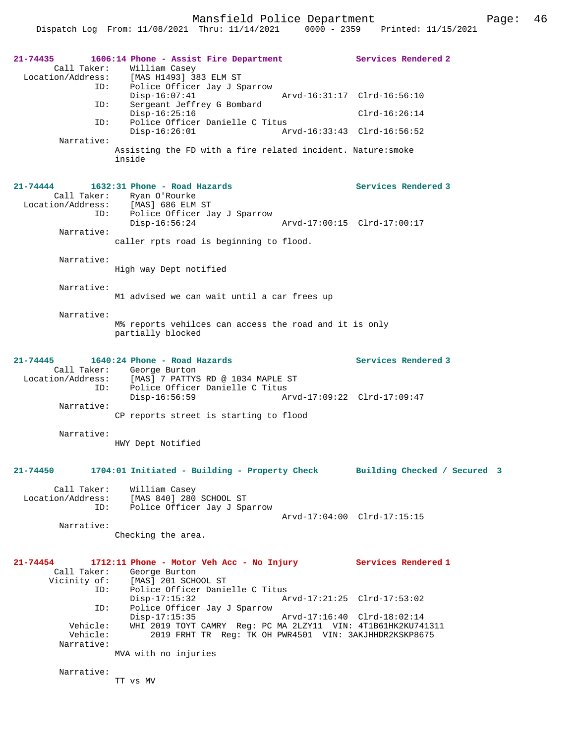**21-74435** 1606:14 Phone - Assist Fire Department **Services Rendered 2**

```
        Call Taker:     William Casey
  Location/Address:     [MAS H1493] 383 ELM ST
                ID:     Police Officer Jay J Sparrow
                        Disp-16:07:41                 Arvd-16:31:17  Clrd-16:56:10
                ID:     Sergeant Jeffrey G Bombard
                        Disp-16:25:16                                Clrd-16:26:14
                ID:     Police Officer Danielle C Titus
                        Disp-16:26:01                 Arvd-16:33:43  Clrd-16:56:52
         Narrative:
                    Assisting the FD with a fire related incident. Nature:smoke
                    inside
```

**21-74444** 1632:31 Phone - Road Hazards **Services Rendered 3**

```
        Call Taker:     Ryan O'Rourke
  Location/Address:     [MAS] 686 ELM ST
                ID:     Police Officer Jay J Sparrow
                        Disp-16:56:24                 Arvd-17:00:15  Clrd-17:00:17
         Narrative:
                    caller rpts road is beginning to flood.

         Narrative:
                    High way Dept notified

         Narrative:
                    M1 advised we can wait until a car frees up

         Narrative:
                    M% reports vehilces can access the road and it is only
                    partially blocked
```

**21-74445** 1640:24 Phone - Road Hazards **Services Rendered 3**

```
        Call Taker:     George Burton
  Location/Address:     [MAS] 7 PATTYS RD @ 1034 MAPLE ST
                ID:     Police Officer Danielle C Titus
                        Disp-16:56:59                 Arvd-17:09:22  Clrd-17:09:47
         Narrative:
                    CP reports street is starting to flood

         Narrative:
                    HWY Dept Notified
```

**21-74450** 1704:01 Initiated - Building - Property Check **Building Checked / Secured 3**

```
        Call Taker:     William Casey
  Location/Address:     [MAS 840] 280 SCHOOL ST
                ID:     Police Officer Jay J Sparrow
                                                      Arvd-17:04:00  Clrd-17:15:15
         Narrative:
                    Checking the area.
```

**21-74454** 1712:11 Phone - Motor Veh Acc - No Injury **Services Rendered 1**

```
        Call Taker:     George Burton
       Vicinity of:     [MAS] 201 SCHOOL ST
                ID:     Police Officer Danielle C Titus
                        Disp-17:15:32                 Arvd-17:21:25  Clrd-17:53:02
                ID:     Police Officer Jay J Sparrow
                        Disp-17:15:35                 Arvd-17:16:40  Clrd-18:02:14
           Vehicle:     WHI 2019 TOYT CAMRY  Reg: PC MA 2LZY11  VIN: 4T1B61HK2KU741311
           Vehicle:          2019 FRHT TR  Reg: TK OH PWR4501  VIN: 3AKJHHDR2KSKP8675
         Narrative:
                    MVA with no injuries

         Narrative:
                    TT vs MV
```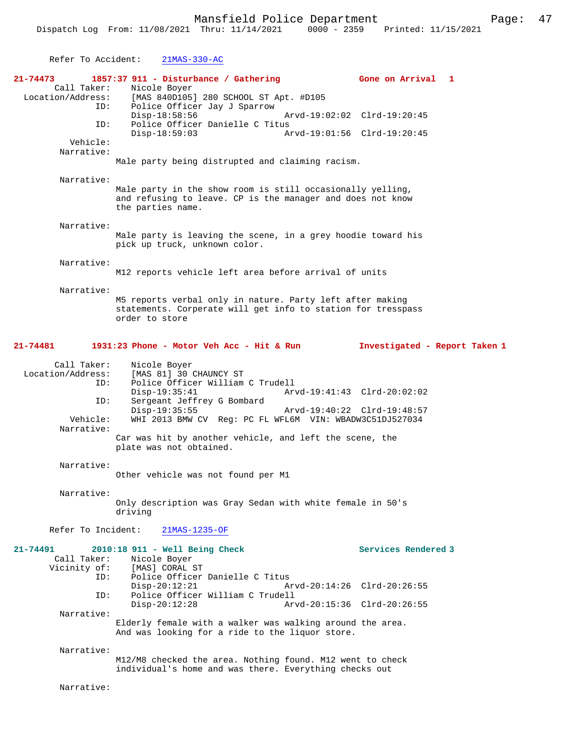Refer To Accident: 21MAS-330-AC

**21-74473 1857:37 911 - Disturbance / Gathering — Gone on Arrival 1**

Call Taker: Nicole Boyer
Location/Address: [MAS 840D105] 280 SCHOOL ST Apt. #D105
ID: Police Officer Jay J Sparrow
Disp-18:58:56 Arvd-19:02:02 Clrd-19:20:45
ID: Police Officer Danielle C Titus
Disp-18:59:03 Arvd-19:01:56 Clrd-19:20:45
Vehicle:
Narrative:
Male party being distrupted and claiming racism.

Narrative:
Male party in the show room is still occasionally yelling, and refusing to leave. CP is the manager and does not know the parties name.

Narrative:
Male party is leaving the scene, in a grey hoodie toward his pick up truck, unknown color.

Narrative:
M12 reports vehicle left area before arrival of units

Narrative:
M5 reports verbal only in nature. Party left after making statements. Corperate will get info to station for tresspass order to store

**21-74481 1931:23 Phone - Motor Veh Acc - Hit & Run — Investigated - Report Taken 1**

Call Taker: Nicole Boyer
Location/Address: [MAS 81] 30 CHAUNCY ST
ID: Police Officer William C Trudell
Disp-19:35:41 Arvd-19:41:43 Clrd-20:02:02
ID: Sergeant Jeffrey G Bombard
Disp-19:35:55 Arvd-19:40:22 Clrd-19:48:57
Vehicle: WHI 2013 BMW CV Reg: PC FL WFL6M VIN: WBADW3C51DJ527034
Narrative:
Car was hit by another vehicle, and left the scene, the plate was not obtained.

Narrative:
Other vehicle was not found per M1

Narrative:
Only description was Gray Sedan with white female in 50's driving

Refer To Incident: 21MAS-1235-OF

**21-74491 2010:18 911 - Well Being Check — Services Rendered 3**

Call Taker: Nicole Boyer
Vicinity of: [MAS] CORAL ST
ID: Police Officer Danielle C Titus
Disp-20:12:21 Arvd-20:14:26 Clrd-20:26:55
ID: Police Officer William C Trudell
Disp-20:12:28 Arvd-20:15:36 Clrd-20:26:55
Narrative:
Elderly female with a walker was walking around the area. And was looking for a ride to the liquor store.

Narrative:
M12/M8 checked the area. Nothing found. M12 went to check individual's home and was there. Everything checks out

Narrative: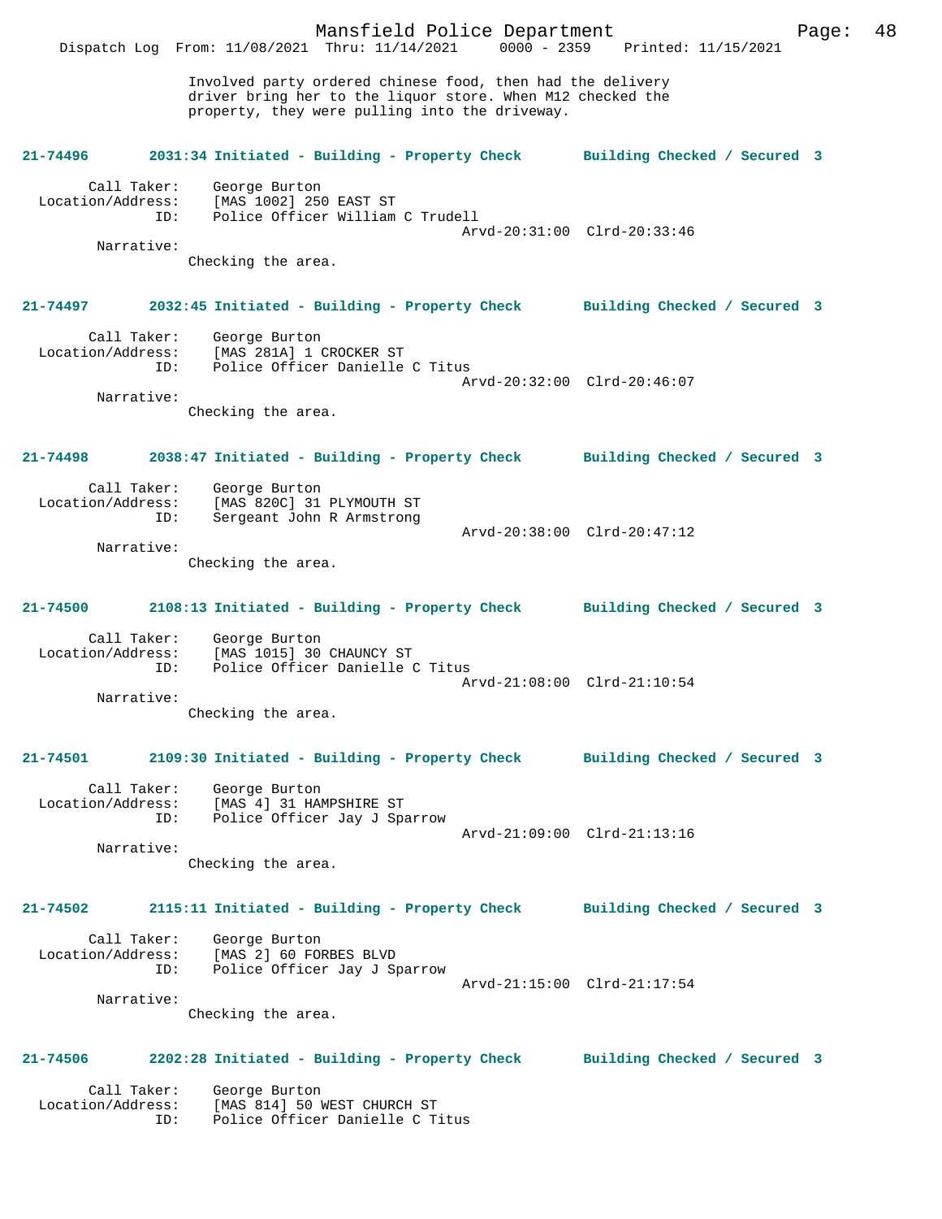Involved party ordered chinese food, then had the delivery driver bring her to the liquor store. When M12 checked the property, they were pulling into the driveway.

**21-74496 2031:34 Initiated - Building - Property Check Building Checked / Secured 3**

Call Taker: George Burton
Location/Address: [MAS 1002] 250 EAST ST
ID: Police Officer William C Trudell
Arvd-20:31:00 Clrd-20:33:46
Narrative:
Checking the area.

**21-74497 2032:45 Initiated - Building - Property Check Building Checked / Secured 3**

Call Taker: George Burton
Location/Address: [MAS 281A] 1 CROCKER ST
ID: Police Officer Danielle C Titus
Arvd-20:32:00 Clrd-20:46:07
Narrative:
Checking the area.

**21-74498 2038:47 Initiated - Building - Property Check Building Checked / Secured 3**

Call Taker: George Burton
Location/Address: [MAS 820C] 31 PLYMOUTH ST
ID: Sergeant John R Armstrong
Arvd-20:38:00 Clrd-20:47:12
Narrative:
Checking the area.

**21-74500 2108:13 Initiated - Building - Property Check Building Checked / Secured 3**

Call Taker: George Burton
Location/Address: [MAS 1015] 30 CHAUNCY ST
ID: Police Officer Danielle C Titus
Arvd-21:08:00 Clrd-21:10:54
Narrative:
Checking the area.

**21-74501 2109:30 Initiated - Building - Property Check Building Checked / Secured 3**

Call Taker: George Burton
Location/Address: [MAS 4] 31 HAMPSHIRE ST
ID: Police Officer Jay J Sparrow
Arvd-21:09:00 Clrd-21:13:16
Narrative:
Checking the area.

**21-74502 2115:11 Initiated - Building - Property Check Building Checked / Secured 3**

Call Taker: George Burton
Location/Address: [MAS 2] 60 FORBES BLVD
ID: Police Officer Jay J Sparrow
Arvd-21:15:00 Clrd-21:17:54
Narrative:
Checking the area.

**21-74506 2202:28 Initiated - Building - Property Check Building Checked / Secured 3**

Call Taker: George Burton
Location/Address: [MAS 814] 50 WEST CHURCH ST
ID: Police Officer Danielle C Titus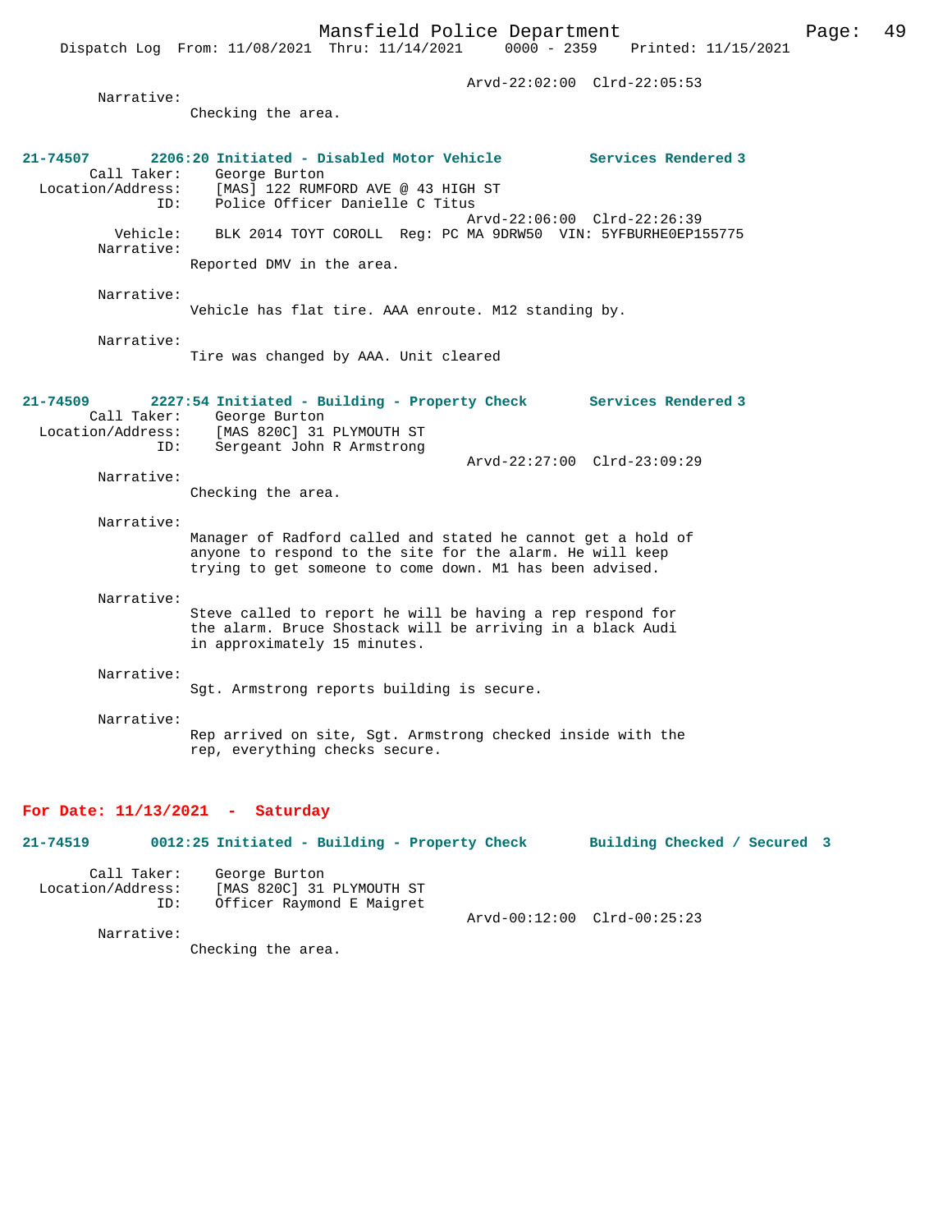Arvd-22:02:00  Clrd-22:05:53

Narrative:
Checking the area.

**21-74507  2206:20 Initiated - Disabled Motor Vehicle  Services Rendered 3**

Call Taker: George Burton
Location/Address: [MAS] 122 RUMFORD AVE @ 43 HIGH ST
ID: Police Officer Danielle C Titus
Arvd-22:06:00  Clrd-22:26:39
Vehicle: BLK 2014 TOYT COROLL  Reg: PC MA 9DRW50  VIN: 5YFBURHE0EP155775

Narrative:
Reported DMV in the area.

Narrative:
Vehicle has flat tire. AAA enroute. M12 standing by.

Narrative:
Tire was changed by AAA. Unit cleared

**21-74509  2227:54 Initiated - Building - Property Check  Services Rendered 3**

Call Taker: George Burton
Location/Address: [MAS 820C] 31 PLYMOUTH ST
ID: Sergeant John R Armstrong
Arvd-22:27:00  Clrd-23:09:29

Narrative:
Checking the area.

Narrative:
Manager of Radford called and stated he cannot get a hold of anyone to respond to the site for the alarm. He will keep trying to get someone to come down. M1 has been advised.

Narrative:
Steve called to report he will be having a rep respond for the alarm. Bruce Shostack will be arriving in a black Audi in approximately 15 minutes.

Narrative:
Sgt. Armstrong reports building is secure.

Narrative:
Rep arrived on site, Sgt. Armstrong checked inside with the rep, everything checks secure.

## For Date: 11/13/2021 - Saturday

**21-74519  0012:25 Initiated - Building - Property Check  Building Checked / Secured 3**

Call Taker: George Burton
Location/Address: [MAS 820C] 31 PLYMOUTH ST
ID: Officer Raymond E Maigret
Arvd-00:12:00  Clrd-00:25:23

Narrative:
Checking the area.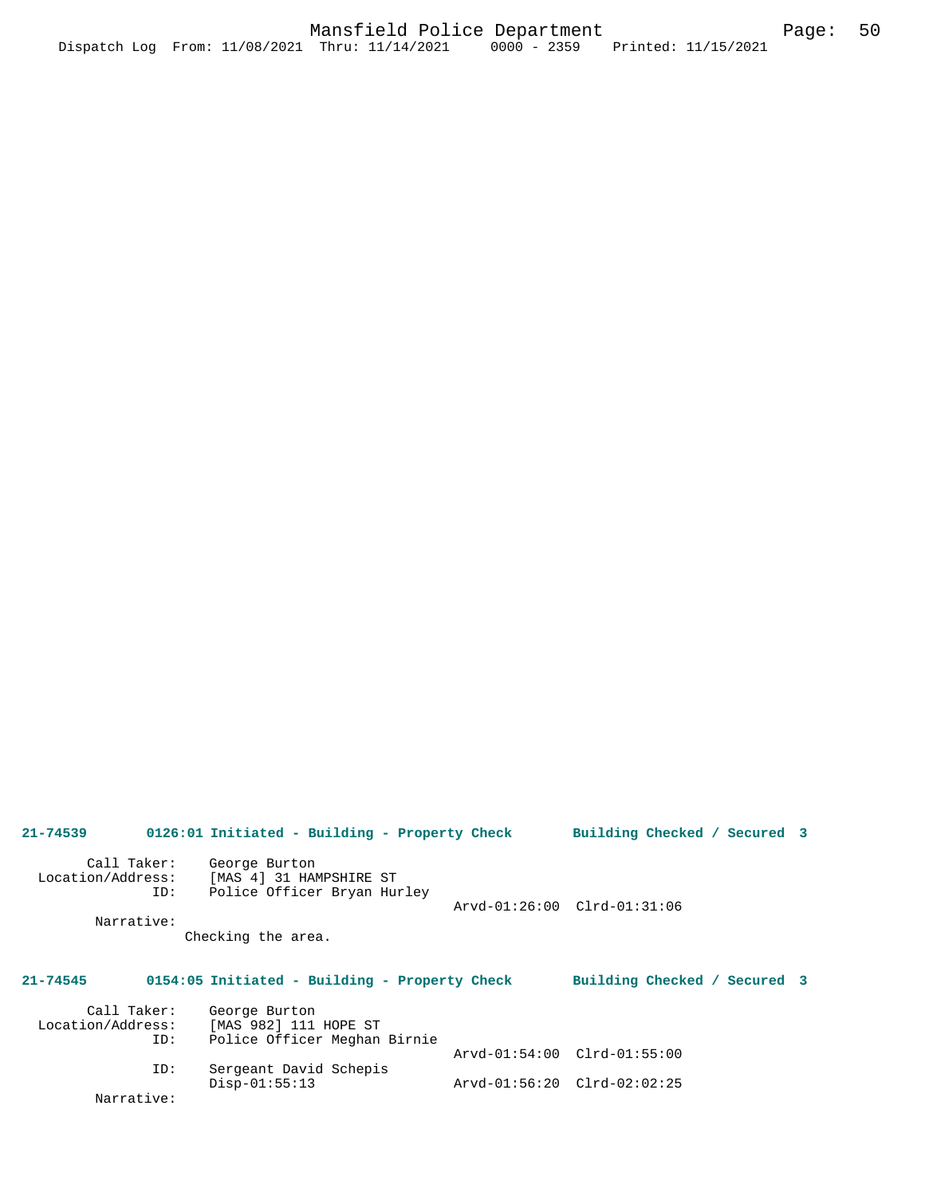**21-74539 0126:01 Initiated - Building - Property Check Building Checked / Secured 3**

```
        Call Taker:    George Burton
  Location/Address:    [MAS 4] 31 HAMPSHIRE ST
                ID:    Police Officer Bryan Hurley
                                              Arvd-01:26:00  Clrd-01:31:06
         Narrative:
               Checking the area.
```

**21-74545 0154:05 Initiated - Building - Property Check Building Checked / Secured 3**

```
        Call Taker:    George Burton
  Location/Address:    [MAS 982] 111 HOPE ST
                ID:    Police Officer Meghan Birnie
                                              Arvd-01:54:00  Clrd-01:55:00
                ID:    Sergeant David Schepis
                       Disp-01:55:13          Arvd-01:56:20  Clrd-02:02:25
         Narrative:
```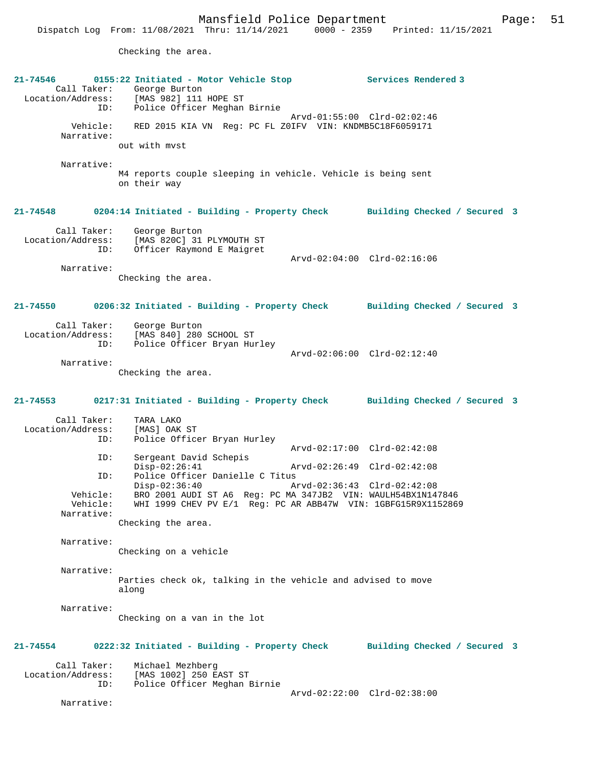Checking the area.

**21-74546 0155:22 Initiated - Motor Vehicle Stop — Services Rendered 3**

Call Taker: George Burton
Location/Address: [MAS 982] 111 HOPE ST
ID: Police Officer Meghan Birnie
Arvd-01:55:00 Clrd-02:02:46
Vehicle: RED 2015 KIA VN Reg: PC FL Z0IFV VIN: KNDMB5C18F6059171
Narrative:
out with mvst

Narrative:
M4 reports couple sleeping in vehicle. Vehicle is being sent on their way

**21-74548 0204:14 Initiated - Building - Property Check — Building Checked / Secured 3**

Call Taker: George Burton
Location/Address: [MAS 820C] 31 PLYMOUTH ST
ID: Officer Raymond E Maigret
Arvd-02:04:00 Clrd-02:16:06
Narrative:
Checking the area.

**21-74550 0206:32 Initiated - Building - Property Check — Building Checked / Secured 3**

Call Taker: George Burton
Location/Address: [MAS 840] 280 SCHOOL ST
ID: Police Officer Bryan Hurley
Arvd-02:06:00 Clrd-02:12:40
Narrative:
Checking the area.

**21-74553 0217:31 Initiated - Building - Property Check — Building Checked / Secured 3**

Call Taker: TARA LAKO
Location/Address: [MAS] OAK ST
ID: Police Officer Bryan Hurley
Arvd-02:17:00 Clrd-02:42:08
ID: Sergeant David Schepis
Disp-02:26:41 Arvd-02:26:49 Clrd-02:42:08
ID: Police Officer Danielle C Titus
Disp-02:36:40 Arvd-02:36:43 Clrd-02:42:08
Vehicle: BRO 2001 AUDI ST A6 Reg: PC MA 347JB2 VIN: WAULH54BX1N147846
Vehicle: WHI 1999 CHEV PV E/1 Reg: PC AR ABB47W VIN: 1GBFG15R9X1152869
Narrative:
Checking the area.

Narrative:
Checking on a vehicle

Narrative:
Parties check ok, talking in the vehicle and advised to move along

Narrative:
Checking on a van in the lot

**21-74554 0222:32 Initiated - Building - Property Check — Building Checked / Secured 3**

Call Taker: Michael Mezhberg
Location/Address: [MAS 1002] 250 EAST ST
ID: Police Officer Meghan Birnie
Arvd-02:22:00 Clrd-02:38:00
Narrative: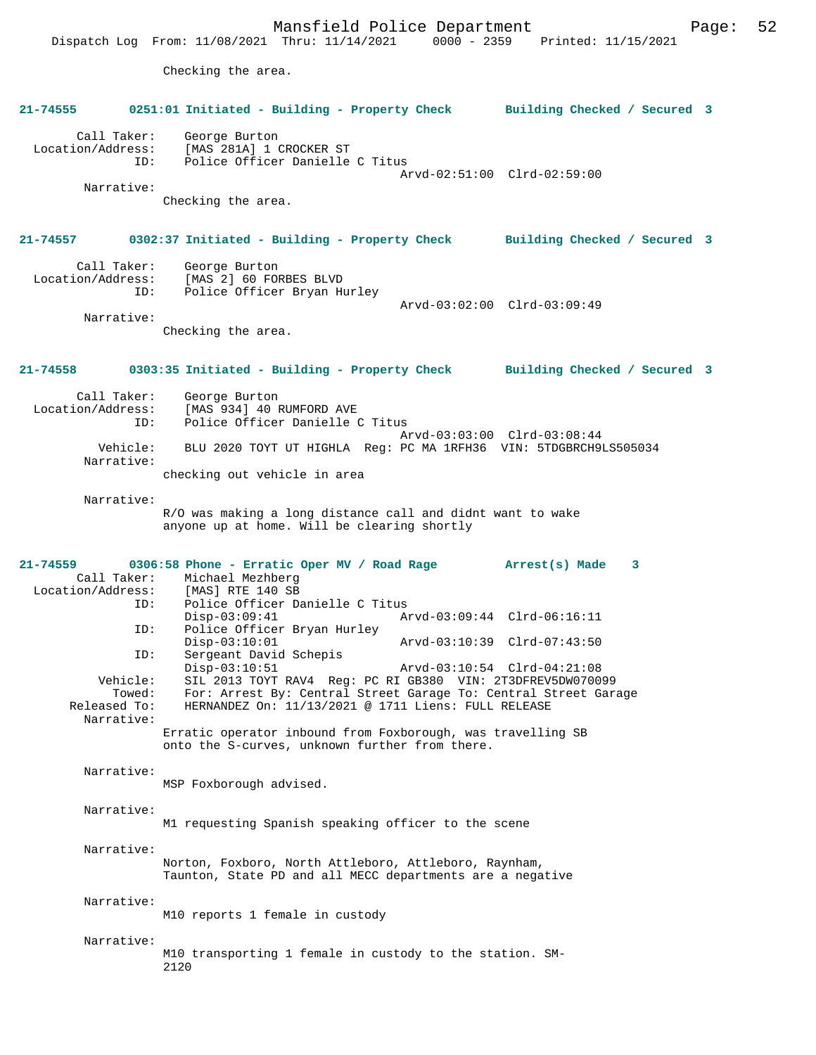Checking the area.

**21-74555 0251:01 Initiated - Building - Property Check Building Checked / Secured 3**

Call Taker: George Burton
Location/Address: [MAS 281A] 1 CROCKER ST
ID: Police Officer Danielle C Titus
Arvd-02:51:00 Clrd-02:59:00
Narrative:
Checking the area.

**21-74557 0302:37 Initiated - Building - Property Check Building Checked / Secured 3**

Call Taker: George Burton
Location/Address: [MAS 2] 60 FORBES BLVD
ID: Police Officer Bryan Hurley
Arvd-03:02:00 Clrd-03:09:49
Narrative:
Checking the area.

**21-74558 0303:35 Initiated - Building - Property Check Building Checked / Secured 3**

Call Taker: George Burton
Location/Address: [MAS 934] 40 RUMFORD AVE
ID: Police Officer Danielle C Titus
Arvd-03:03:00 Clrd-03:08:44
Vehicle: BLU 2020 TOYT UT HIGHLA Reg: PC MA 1RFH36 VIN: 5TDGBRCH9LS505034
Narrative:
checking out vehicle in area

Narrative:
R/O was making a long distance call and didnt want to wake anyone up at home. Will be clearing shortly

**21-74559 0306:58 Phone - Erratic Oper MV / Road Rage Arrest(s) Made 3**

Call Taker: Michael Mezhberg
Location/Address: [MAS] RTE 140 SB
ID: Police Officer Danielle C Titus
Disp-03:09:41 Arvd-03:09:44 Clrd-06:16:11
ID: Police Officer Bryan Hurley
Disp-03:10:01 Arvd-03:10:39 Clrd-07:43:50
ID: Sergeant David Schepis
Disp-03:10:51 Arvd-03:10:54 Clrd-04:21:08
Vehicle: SIL 2013 TOYT RAV4 Reg: PC RI GB380 VIN: 2T3DFREV5DW070099
Towed: For: Arrest By: Central Street Garage To: Central Street Garage
Released To: HERNANDEZ On: 11/13/2021 @ 1711 Liens: FULL RELEASE
Narrative:
Erratic operator inbound from Foxborough, was travelling SB onto the S-curves, unknown further from there.

Narrative:
MSP Foxborough advised.

Narrative:
M1 requesting Spanish speaking officer to the scene

Narrative:
Norton, Foxboro, North Attleboro, Attleboro, Raynham, Taunton, State PD and all MECC departments are a negative

Narrative:
M10 reports 1 female in custody

Narrative:
M10 transporting 1 female in custody to the station. SM-2120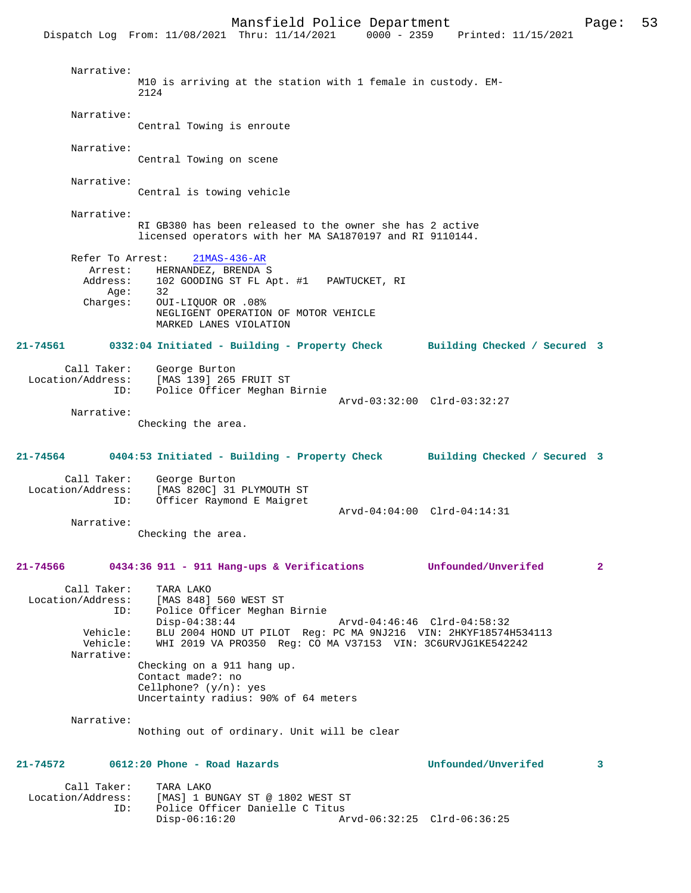Narrative:
M10 is arriving at the station with 1 female in custody. EM-2124

Narrative:
Central Towing is enroute

Narrative:
Central Towing on scene

Narrative:
Central is towing vehicle

Narrative:
RI GB380 has been released to the owner she has 2 active licensed operators with her MA SA1870197 and RI 9110144.

Refer To Arrest: 21MAS-436-AR
Arrest: HERNANDEZ, BRENDA S
Address: 102 GOODING ST FL Apt. #1 PAWTUCKET, RI
Age: 32
Charges: OUI-LIQUOR OR .08%
NEGLIGENT OPERATION OF MOTOR VEHICLE
MARKED LANES VIOLATION

**21-74561 0332:04 Initiated - Building - Property Check Building Checked / Secured 3**

Call Taker: George Burton
Location/Address: [MAS 139] 265 FRUIT ST
ID: Police Officer Meghan Birnie
Arvd-03:32:00 Clrd-03:32:27
Narrative:
Checking the area.

**21-74564 0404:53 Initiated - Building - Property Check Building Checked / Secured 3**

Call Taker: George Burton
Location/Address: [MAS 820C] 31 PLYMOUTH ST
ID: Officer Raymond E Maigret
Arvd-04:04:00 Clrd-04:14:31
Narrative:
Checking the area.

**21-74566 0434:36 911 - 911 Hang-ups & Verifications Unfounded/Unverifed 2**

Call Taker: TARA LAKO
Location/Address: [MAS 848] 560 WEST ST
ID: Police Officer Meghan Birnie
Disp-04:38:44 Arvd-04:46:46 Clrd-04:58:32
Vehicle: BLU 2004 HOND UT PILOT Reg: PC MA 9NJ216 VIN: 2HKYF18574H534113
Vehicle: WHI 2019 VA PRO350 Reg: CO MA V37153 VIN: 3C6URVJG1KE542242
Narrative:
Checking on a 911 hang up.
Contact made?: no
Cellphone? (y/n): yes
Uncertainty radius: 90% of 64 meters

Narrative:
Nothing out of ordinary. Unit will be clear

**21-74572 0612:20 Phone - Road Hazards Unfounded/Unverifed 3**

Call Taker: TARA LAKO
Location/Address: [MAS] 1 BUNGAY ST @ 1802 WEST ST
ID: Police Officer Danielle C Titus
Disp-06:16:20 Arvd-06:32:25 Clrd-06:36:25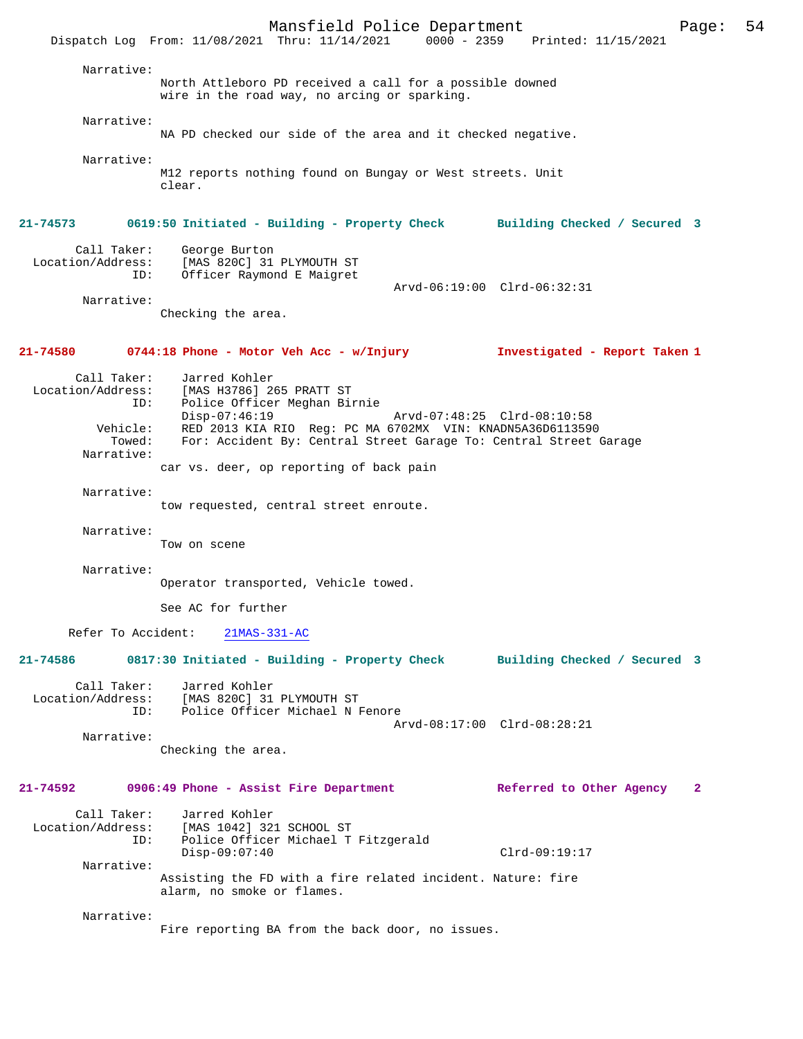Narrative:
North Attleboro PD received a call for a possible downed wire in the road way, no arcing or sparking.

Narrative:
NA PD checked our side of the area and it checked negative.

Narrative:
M12 reports nothing found on Bungay or West streets. Unit clear.

**21-74573 0619:50 Initiated - Building - Property Check Building Checked / Secured 3**

Call Taker: George Burton
Location/Address: [MAS 820C] 31 PLYMOUTH ST
ID: Officer Raymond E Maigret
Arvd-06:19:00 Clrd-06:32:31

Narrative:
Checking the area.

**21-74580 0744:18 Phone - Motor Veh Acc - w/Injury Investigated - Report Taken 1**

Call Taker: Jarred Kohler
Location/Address: [MAS H3786] 265 PRATT ST
ID: Police Officer Meghan Birnie
Disp-07:46:19 Arvd-07:48:25 Clrd-08:10:58
Vehicle: RED 2013 KIA RIO Reg: PC MA 6702MX VIN: KNADN5A36D6113590
Towed: For: Accident By: Central Street Garage To: Central Street Garage

Narrative:
car vs. deer, op reporting of back pain

Narrative:
tow requested, central street enroute.

Narrative:
Tow on scene

Narrative:
Operator transported, Vehicle towed.

See AC for further

Refer To Accident: 21MAS-331-AC

**21-74586 0817:30 Initiated - Building - Property Check Building Checked / Secured 3**

Call Taker: Jarred Kohler
Location/Address: [MAS 820C] 31 PLYMOUTH ST
ID: Police Officer Michael N Fenore
Arvd-08:17:00 Clrd-08:28:21

Narrative:
Checking the area.

**21-74592 0906:49 Phone - Assist Fire Department Referred to Other Agency 2**

Call Taker: Jarred Kohler
Location/Address: [MAS 1042] 321 SCHOOL ST
ID: Police Officer Michael T Fitzgerald
Disp-09:07:40 Clrd-09:19:17

Narrative:
Assisting the FD with a fire related incident. Nature: fire alarm, no smoke or flames.

Narrative:
Fire reporting BA from the back door, no issues.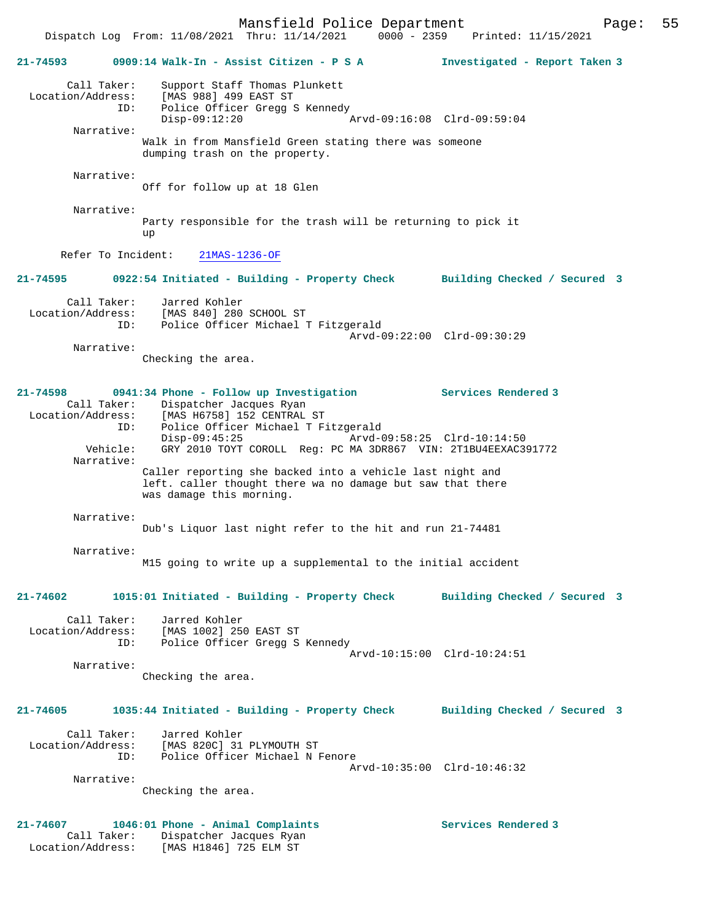**21-74593 0909:14 Walk-In - Assist Citizen - P S A — Investigated - Report Taken 3**

Call Taker: Support Staff Thomas Plunkett
Location/Address: [MAS 988] 499 EAST ST
ID: Police Officer Gregg S Kennedy
Disp-09:12:20 Arvd-09:16:08 Clrd-09:59:04

Narrative:
Walk in from Mansfield Green stating there was someone dumping trash on the property.

Narrative:
Off for follow up at 18 Glen

Narrative:
Party responsible for the trash will be returning to pick it up

Refer To Incident: 21MAS-1236-OF

**21-74595 0922:54 Initiated - Building - Property Check — Building Checked / Secured 3**

Call Taker: Jarred Kohler
Location/Address: [MAS 840] 280 SCHOOL ST
ID: Police Officer Michael T Fitzgerald
Arvd-09:22:00 Clrd-09:30:29

Narrative:
Checking the area.

**21-74598 0941:34 Phone - Follow up Investigation — Services Rendered 3**

Call Taker: Dispatcher Jacques Ryan
Location/Address: [MAS H6758] 152 CENTRAL ST
ID: Police Officer Michael T Fitzgerald
Disp-09:45:25 Arvd-09:58:25 Clrd-10:14:50
Vehicle: GRY 2010 TOYT COROLL Reg: PC MA 3DR867 VIN: 2T1BU4EEXAC391772

Narrative:
Caller reporting she backed into a vehicle last night and left. caller thought there wa no damage but saw that there was damage this morning.

Narrative:
Dub's Liquor last night refer to the hit and run 21-74481

Narrative:
M15 going to write up a supplemental to the initial accident

**21-74602 1015:01 Initiated - Building - Property Check — Building Checked / Secured 3**

Call Taker: Jarred Kohler
Location/Address: [MAS 1002] 250 EAST ST
ID: Police Officer Gregg S Kennedy
Arvd-10:15:00 Clrd-10:24:51

Narrative:
Checking the area.

**21-74605 1035:44 Initiated - Building - Property Check — Building Checked / Secured 3**

Call Taker: Jarred Kohler
Location/Address: [MAS 820C] 31 PLYMOUTH ST
ID: Police Officer Michael N Fenore
Arvd-10:35:00 Clrd-10:46:32

Narrative:
Checking the area.

**21-74607 1046:01 Phone - Animal Complaints — Services Rendered 3**

Call Taker: Dispatcher Jacques Ryan
Location/Address: [MAS H1846] 725 ELM ST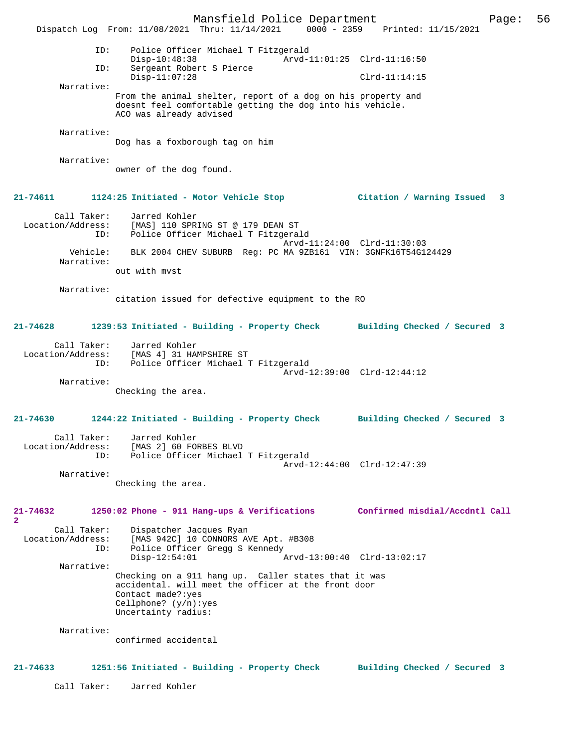ID: Police Officer Michael T Fitzgerald
Disp-10:48:38 Arvd-11:01:25 Clrd-11:16:50
ID: Sergeant Robert S Pierce
Disp-11:07:28 Clrd-11:14:15

Narrative:
From the animal shelter, report of a dog on his property and doesnt feel comfortable getting the dog into his vehicle. ACO was already advised

Narrative:
Dog has a foxborough tag on him

Narrative:
owner of the dog found.

**21-74611 1124:25 Initiated - Motor Vehicle Stop — Citation / Warning Issued 3**

Call Taker: Jarred Kohler
Location/Address: [MAS] 110 SPRING ST @ 179 DEAN ST
ID: Police Officer Michael T Fitzgerald
Arvd-11:24:00 Clrd-11:30:03
Vehicle: BLK 2004 CHEV SUBURB Reg: PC MA 9ZB161 VIN: 3GNFK16T54G124429

Narrative:
out with mvst

Narrative:
citation issued for defective equipment to the RO

**21-74628 1239:53 Initiated - Building - Property Check — Building Checked / Secured 3**

Call Taker: Jarred Kohler
Location/Address: [MAS 4] 31 HAMPSHIRE ST
ID: Police Officer Michael T Fitzgerald
Arvd-12:39:00 Clrd-12:44:12

Narrative:
Checking the area.

**21-74630 1244:22 Initiated - Building - Property Check — Building Checked / Secured 3**

Call Taker: Jarred Kohler
Location/Address: [MAS 2] 60 FORBES BLVD
ID: Police Officer Michael T Fitzgerald
Arvd-12:44:00 Clrd-12:47:39

Narrative:
Checking the area.

**21-74632 1250:02 Phone - 911 Hang-ups & Verifications — Confirmed misdial/Accdntl Call 2**

Call Taker: Dispatcher Jacques Ryan
Location/Address: [MAS 942C] 10 CONNORS AVE Apt. #B308
ID: Police Officer Gregg S Kennedy
Disp-12:54:01 Arvd-13:00:40 Clrd-13:02:17

Narrative:
Checking on a 911 hang up. Caller states that it was accidental. will meet the officer at the front door
Contact made?:yes
Cellphone? (y/n):yes
Uncertainty radius:

Narrative:
confirmed accidental

**21-74633 1251:56 Initiated - Building - Property Check — Building Checked / Secured 3**

Call Taker: Jarred Kohler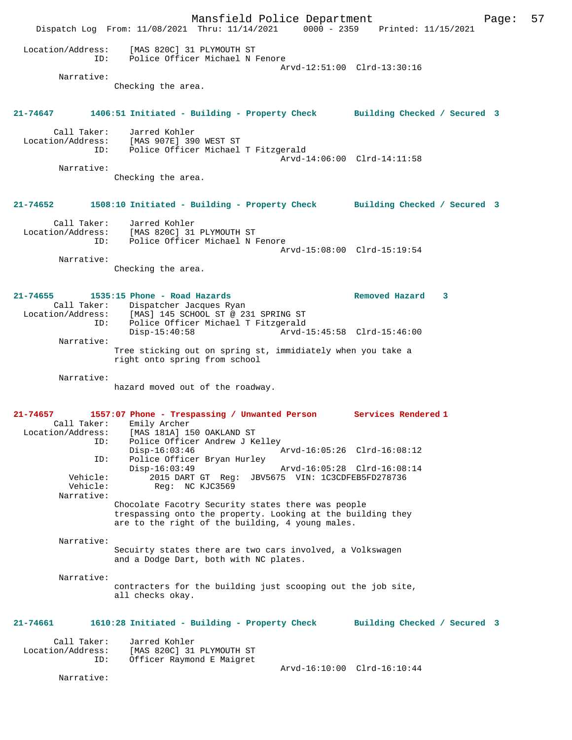Location/Address: [MAS 820C] 31 PLYMOUTH ST
ID: Police Officer Michael N Fenore
Arvd-12:51:00 Clrd-13:30:16

Narrative:
Checking the area.

**21-74647 1406:51 Initiated - Building - Property Check Building Checked / Secured 3**

Call Taker: Jarred Kohler
Location/Address: [MAS 907E] 390 WEST ST
ID: Police Officer Michael T Fitzgerald
Arvd-14:06:00 Clrd-14:11:58

Narrative:
Checking the area.

**21-74652 1508:10 Initiated - Building - Property Check Building Checked / Secured 3**

Call Taker: Jarred Kohler
Location/Address: [MAS 820C] 31 PLYMOUTH ST
ID: Police Officer Michael N Fenore
Arvd-15:08:00 Clrd-15:19:54

Narrative:
Checking the area.

**21-74655 1535:15 Phone - Road Hazards Removed Hazard 3**

Call Taker: Dispatcher Jacques Ryan
Location/Address: [MAS] 145 SCHOOL ST @ 231 SPRING ST
ID: Police Officer Michael T Fitzgerald
Disp-15:40:58 Arvd-15:45:58 Clrd-15:46:00

Narrative:
Tree sticking out on spring st, immidiately when you take a right onto spring from school

Narrative:
hazard moved out of the roadway.

**21-74657 1557:07 Phone - Trespassing / Unwanted Person Services Rendered 1**

Call Taker: Emily Archer
Location/Address: [MAS 181A] 150 OAKLAND ST
ID: Police Officer Andrew J Kelley
Disp-16:03:46 Arvd-16:05:26 Clrd-16:08:12
ID: Police Officer Bryan Hurley
Disp-16:03:49 Arvd-16:05:28 Clrd-16:08:14
Vehicle: 2015 DART GT Reg: JBV5675 VIN: 1C3CDFEB5FD278736
Vehicle: Reg: NC KJC3569

Narrative:
Chocolate Facotry Security states there was people trespassing onto the property. Looking at the building they are to the right of the building, 4 young males.

Narrative:
Secuirty states there are two cars involved, a Volkswagen and a Dodge Dart, both with NC plates.

Narrative:
contracters for the building just scooping out the job site, all checks okay.

**21-74661 1610:28 Initiated - Building - Property Check Building Checked / Secured 3**

Call Taker: Jarred Kohler
Location/Address: [MAS 820C] 31 PLYMOUTH ST
ID: Officer Raymond E Maigret
Arvd-16:10:00 Clrd-16:10:44

Narrative: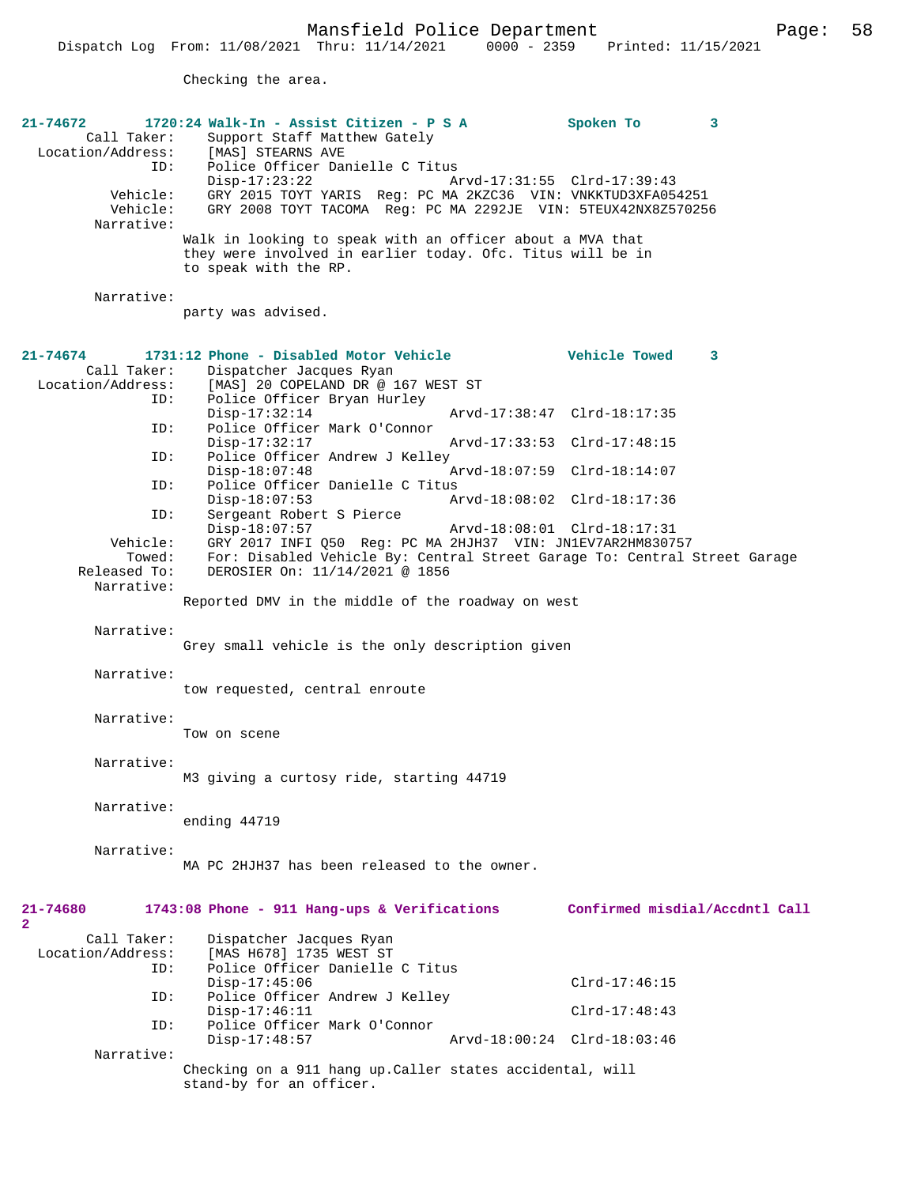Checking the area.

**21-74672** **1720:24 Walk-In - Assist Citizen - P S A** **Spoken To** **3**

Call Taker: Support Staff Matthew Gately
Location/Address: [MAS] STEARNS AVE
ID: Police Officer Danielle C Titus
Disp-17:23:22 Arvd-17:31:55 Clrd-17:39:43
Vehicle: GRY 2015 TOYT YARIS Reg: PC MA 2KZC36 VIN: VNKKTUD3XFA054251
Vehicle: GRY 2008 TOYT TACOMA Reg: PC MA 2292JE VIN: 5TEUX42NX8Z570256
Narrative:
Walk in looking to speak with an officer about a MVA that they were involved in earlier today. Ofc. Titus will be in to speak with the RP.

Narrative:
party was advised.

**21-74674** **1731:12 Phone - Disabled Motor Vehicle** **Vehicle Towed** **3**

Call Taker: Dispatcher Jacques Ryan
Location/Address: [MAS] 20 COPELAND DR @ 167 WEST ST
ID: Police Officer Bryan Hurley
Disp-17:32:14 Arvd-17:38:47 Clrd-18:17:35
ID: Police Officer Mark O'Connor
Disp-17:32:17 Arvd-17:33:53 Clrd-17:48:15
ID: Police Officer Andrew J Kelley
Disp-18:07:48 Arvd-18:07:59 Clrd-18:14:07
ID: Police Officer Danielle C Titus
Disp-18:07:53 Arvd-18:08:02 Clrd-18:17:36
ID: Sergeant Robert S Pierce
Disp-18:07:57 Arvd-18:08:01 Clrd-18:17:31
Vehicle: GRY 2017 INFI Q50 Reg: PC MA 2HJH37 VIN: JN1EV7AR2HM830757
Towed: For: Disabled Vehicle By: Central Street Garage To: Central Street Garage
Released To: DEROSIER On: 11/14/2021 @ 1856
Narrative:
Reported DMV in the middle of the roadway on west

Narrative:
Grey small vehicle is the only description given

Narrative:
tow requested, central enroute

Narrative:
Tow on scene

Narrative:
M3 giving a curtosy ride, starting 44719

Narrative:
ending 44719

Narrative:
MA PC 2HJH37 has been released to the owner.

**21-74680** **1743:08 Phone - 911 Hang-ups & Verifications** **Confirmed misdial/Accdntl Call** **2**

Call Taker: Dispatcher Jacques Ryan
Location/Address: [MAS H678] 1735 WEST ST
ID: Police Officer Danielle C Titus
Disp-17:45:06 Clrd-17:46:15
ID: Police Officer Andrew J Kelley
Disp-17:46:11 Clrd-17:48:43
ID: Police Officer Mark O'Connor
Disp-17:48:57 Arvd-18:00:24 Clrd-18:03:46
Narrative:
Checking on a 911 hang up.Caller states accidental, will stand-by for an officer.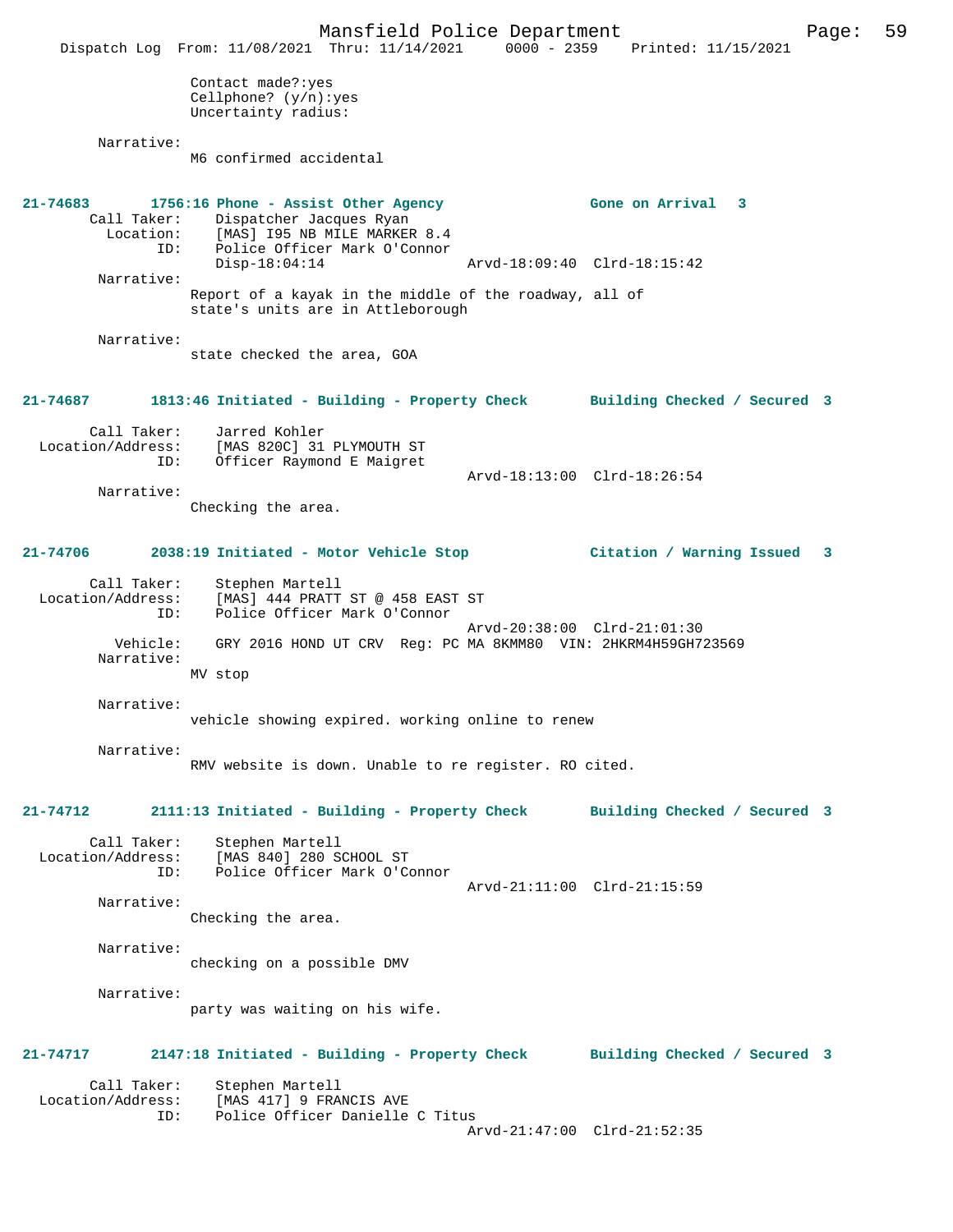Contact made?:yes
Cellphone? (y/n):yes
Uncertainty radius:

Narrative:
M6 confirmed accidental

**21-74683 1756:16 Phone - Assist Other Agency — Gone on Arrival 3**

Call Taker: Dispatcher Jacques Ryan
Location: [MAS] I95 NB MILE MARKER 8.4
ID: Police Officer Mark O'Connor
Disp-18:04:14 Arvd-18:09:40 Clrd-18:15:42

Narrative:
Report of a kayak in the middle of the roadway, all of state's units are in Attleborough

Narrative:
state checked the area, GOA

**21-74687 1813:46 Initiated - Building - Property Check — Building Checked / Secured 3**

Call Taker: Jarred Kohler
Location/Address: [MAS 820C] 31 PLYMOUTH ST
ID: Officer Raymond E Maigret
Arvd-18:13:00 Clrd-18:26:54

Narrative:
Checking the area.

**21-74706 2038:19 Initiated - Motor Vehicle Stop — Citation / Warning Issued 3**

Call Taker: Stephen Martell
Location/Address: [MAS] 444 PRATT ST @ 458 EAST ST
ID: Police Officer Mark O'Connor
Arvd-20:38:00 Clrd-21:01:30
Vehicle: GRY 2016 HOND UT CRV Reg: PC MA 8KMM80 VIN: 2HKRM4H59GH723569

Narrative:
MV stop

Narrative:
vehicle showing expired. working online to renew

Narrative:
RMV website is down. Unable to re register. RO cited.

**21-74712 2111:13 Initiated - Building - Property Check — Building Checked / Secured 3**

Call Taker: Stephen Martell
Location/Address: [MAS 840] 280 SCHOOL ST
ID: Police Officer Mark O'Connor
Arvd-21:11:00 Clrd-21:15:59

Narrative:
Checking the area.

Narrative:
checking on a possible DMV

Narrative:
party was waiting on his wife.

**21-74717 2147:18 Initiated - Building - Property Check — Building Checked / Secured 3**

Call Taker: Stephen Martell
Location/Address: [MAS 417] 9 FRANCIS AVE
ID: Police Officer Danielle C Titus
Arvd-21:47:00 Clrd-21:52:35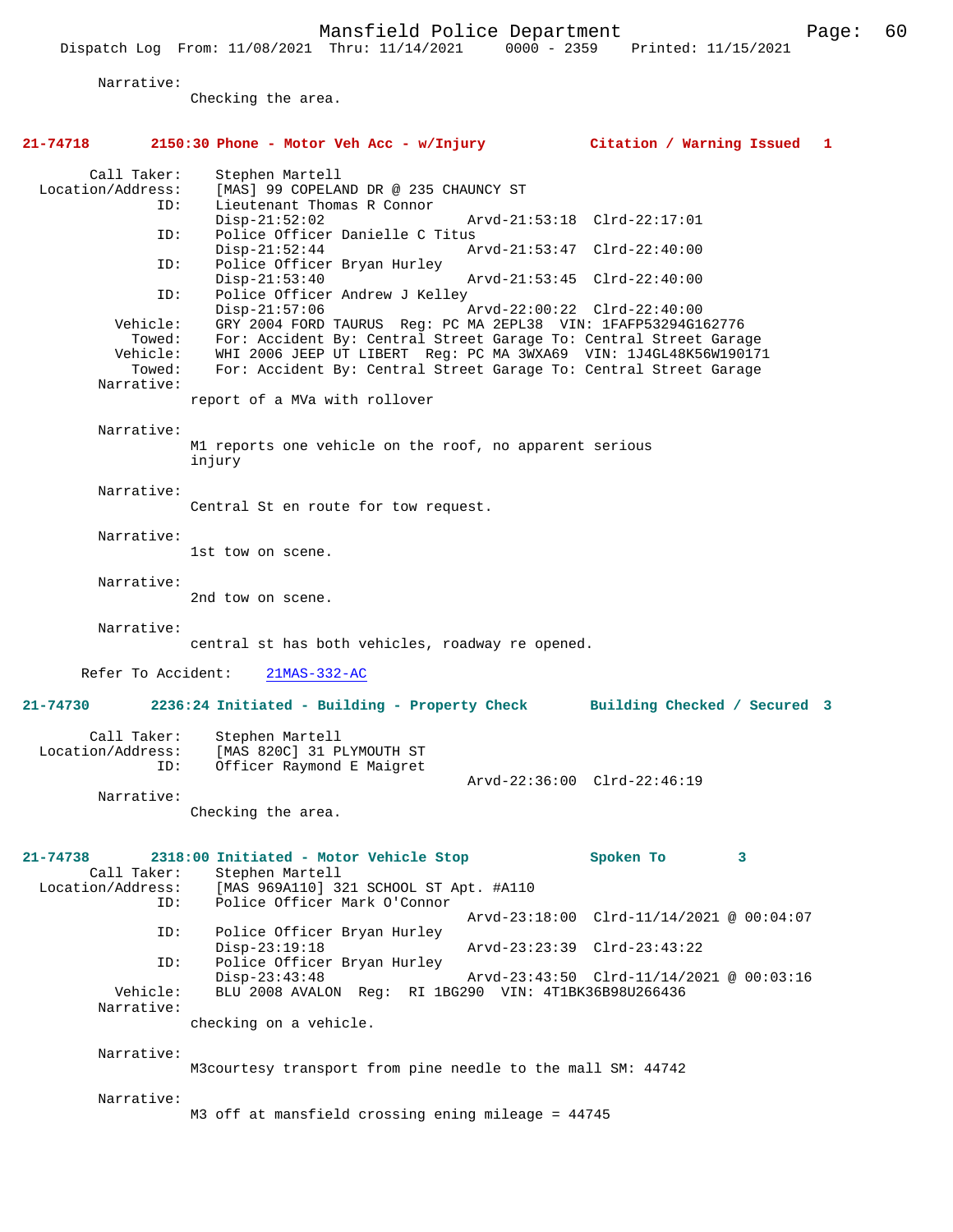Narrative:
Checking the area.

**21-74718 2150:30 Phone - Motor Veh Acc - w/Injury Citation / Warning Issued 1**

Call Taker: Stephen Martell
Location/Address: [MAS] 99 COPELAND DR @ 235 CHAUNCY ST
ID: Lieutenant Thomas R Connor
Disp-21:52:02 Arvd-21:53:18 Clrd-22:17:01
ID: Police Officer Danielle C Titus
Disp-21:52:44 Arvd-21:53:47 Clrd-22:40:00
ID: Police Officer Bryan Hurley
Disp-21:53:40 Arvd-21:53:45 Clrd-22:40:00
ID: Police Officer Andrew J Kelley
Disp-21:57:06 Arvd-22:00:22 Clrd-22:40:00
Vehicle: GRY 2004 FORD TAURUS Reg: PC MA 2EPL38 VIN: 1FAFP53294G162776
Towed: For: Accident By: Central Street Garage To: Central Street Garage
Vehicle: WHI 2006 JEEP UT LIBERT Reg: PC MA 3WXA69 VIN: 1J4GL48K56W190171
Towed: For: Accident By: Central Street Garage To: Central Street Garage
Narrative:
report of a MVa with rollover

Narrative:
M1 reports one vehicle on the roof, no apparent serious injury

Narrative:
Central St en route for tow request.

Narrative:
1st tow on scene.

Narrative:
2nd tow on scene.

Narrative:
central st has both vehicles, roadway re opened.

Refer To Accident: 21MAS-332-AC

**21-74730 2236:24 Initiated - Building - Property Check Building Checked / Secured 3**

Call Taker: Stephen Martell
Location/Address: [MAS 820C] 31 PLYMOUTH ST
ID: Officer Raymond E Maigret
Arvd-22:36:00 Clrd-22:46:19
Narrative:
Checking the area.

**21-74738 2318:00 Initiated - Motor Vehicle Stop Spoken To 3**

Call Taker: Stephen Martell
Location/Address: [MAS 969A110] 321 SCHOOL ST Apt. #A110
ID: Police Officer Mark O'Connor
Arvd-23:18:00 Clrd-11/14/2021 @ 00:04:07
ID: Police Officer Bryan Hurley
Disp-23:19:18 Arvd-23:23:39 Clrd-23:43:22
ID: Police Officer Bryan Hurley
Disp-23:43:48 Arvd-23:43:50 Clrd-11/14/2021 @ 00:03:16
Vehicle: BLU 2008 AVALON Reg: RI 1BG290 VIN: 4T1BK36B98U266436
Narrative:
checking on a vehicle.

Narrative:
M3courtesy transport from pine needle to the mall SM: 44742

Narrative:
M3 off at mansfield crossing ening mileage = 44745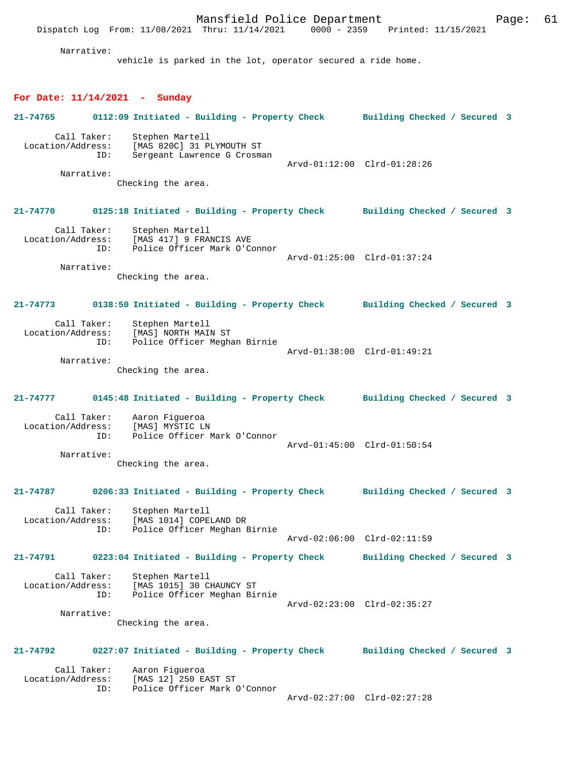Narrative:
vehicle is parked in the lot, operator secured a ride home.

## For Date: 11/14/2021 - Sunday

**21-74765 0112:09 Initiated - Building - Property Check Building Checked / Secured 3**

Call Taker: Stephen Martell
Location/Address: [MAS 820C] 31 PLYMOUTH ST
ID: Sergeant Lawrence G Crosman
Arvd-01:12:00 Clrd-01:28:26

Narrative:
Checking the area.

**21-74770 0125:18 Initiated - Building - Property Check Building Checked / Secured 3**

Call Taker: Stephen Martell
Location/Address: [MAS 417] 9 FRANCIS AVE
ID: Police Officer Mark O'Connor
Arvd-01:25:00 Clrd-01:37:24

Narrative:
Checking the area.

**21-74773 0138:50 Initiated - Building - Property Check Building Checked / Secured 3**

Call Taker: Stephen Martell
Location/Address: [MAS] NORTH MAIN ST
ID: Police Officer Meghan Birnie
Arvd-01:38:00 Clrd-01:49:21

Narrative:
Checking the area.

**21-74777 0145:48 Initiated - Building - Property Check Building Checked / Secured 3**

Call Taker: Aaron Figueroa
Location/Address: [MAS] MYSTIC LN
ID: Police Officer Mark O'Connor
Arvd-01:45:00 Clrd-01:50:54

Narrative:
Checking the area.

**21-74787 0206:33 Initiated - Building - Property Check Building Checked / Secured 3**

Call Taker: Stephen Martell
Location/Address: [MAS 1014] COPELAND DR
ID: Police Officer Meghan Birnie
Arvd-02:06:00 Clrd-02:11:59

**21-74791 0223:04 Initiated - Building - Property Check Building Checked / Secured 3**

Call Taker: Stephen Martell
Location/Address: [MAS 1015] 30 CHAUNCY ST
ID: Police Officer Meghan Birnie
Arvd-02:23:00 Clrd-02:35:27

Narrative:
Checking the area.

**21-74792 0227:07 Initiated - Building - Property Check Building Checked / Secured 3**

Call Taker: Aaron Figueroa
Location/Address: [MAS 12] 250 EAST ST
ID: Police Officer Mark O'Connor
Arvd-02:27:00 Clrd-02:27:28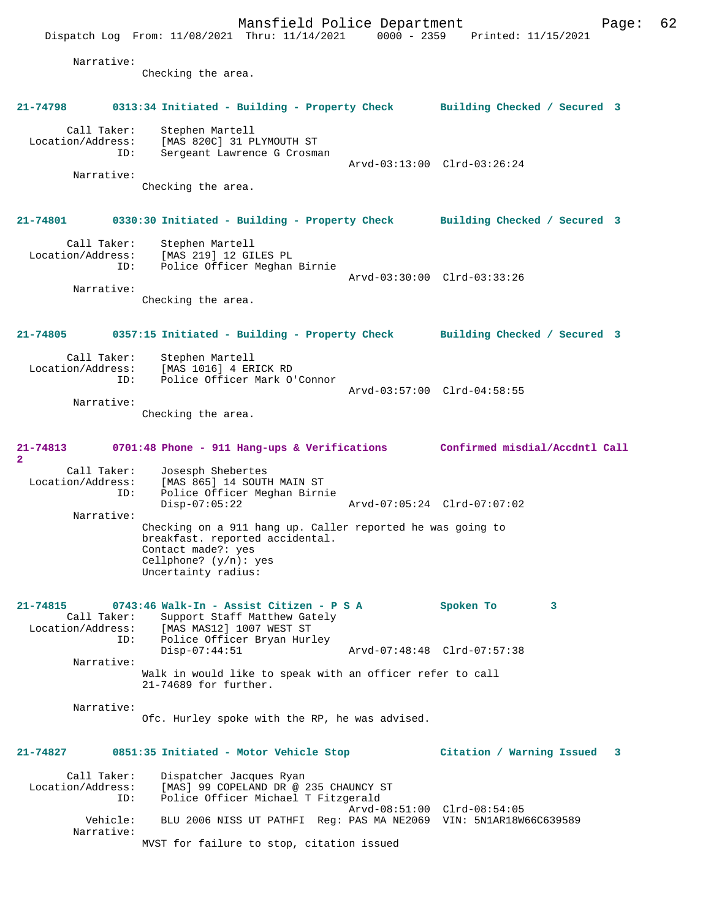Narrative:
Checking the area.

**21-74798 0313:34 Initiated - Building - Property Check Building Checked / Secured 3**

Call Taker: Stephen Martell
Location/Address: [MAS 820C] 31 PLYMOUTH ST
ID: Sergeant Lawrence G Crosman
Arvd-03:13:00 Clrd-03:26:24
Narrative:
Checking the area.

**21-74801 0330:30 Initiated - Building - Property Check Building Checked / Secured 3**

Call Taker: Stephen Martell
Location/Address: [MAS 219] 12 GILES PL
ID: Police Officer Meghan Birnie
Arvd-03:30:00 Clrd-03:33:26
Narrative:
Checking the area.

**21-74805 0357:15 Initiated - Building - Property Check Building Checked / Secured 3**

Call Taker: Stephen Martell
Location/Address: [MAS 1016] 4 ERICK RD
ID: Police Officer Mark O'Connor
Arvd-03:57:00 Clrd-04:58:55
Narrative:
Checking the area.

**21-74813 0701:48 Phone - 911 Hang-ups & Verifications Confirmed misdial/Accdntl Call 2**

Call Taker: Josesph Shebertes
Location/Address: [MAS 865] 14 SOUTH MAIN ST
ID: Police Officer Meghan Birnie
Disp-07:05:22 Arvd-07:05:24 Clrd-07:07:02
Narrative:
Checking on a 911 hang up. Caller reported he was going to breakfast. reported accidental.
Contact made?: yes
Cellphone? (y/n): yes
Uncertainty radius:

**21-74815 0743:46 Walk-In - Assist Citizen - P S A Spoken To 3**

Call Taker: Support Staff Matthew Gately
Location/Address: [MAS MAS12] 1007 WEST ST
ID: Police Officer Bryan Hurley
Disp-07:44:51 Arvd-07:48:48 Clrd-07:57:38
Narrative:
Walk in would like to speak with an officer refer to call 21-74689 for further.

Narrative:
Ofc. Hurley spoke with the RP, he was advised.

**21-74827 0851:35 Initiated - Motor Vehicle Stop Citation / Warning Issued 3**

Call Taker: Dispatcher Jacques Ryan
Location/Address: [MAS] 99 COPELAND DR @ 235 CHAUNCY ST
ID: Police Officer Michael T Fitzgerald
Arvd-08:51:00 Clrd-08:54:05
Vehicle: BLU 2006 NISS UT PATHFI Reg: PAS MA NE2069 VIN: 5N1AR18W66C639589
Narrative:
MVST for failure to stop, citation issued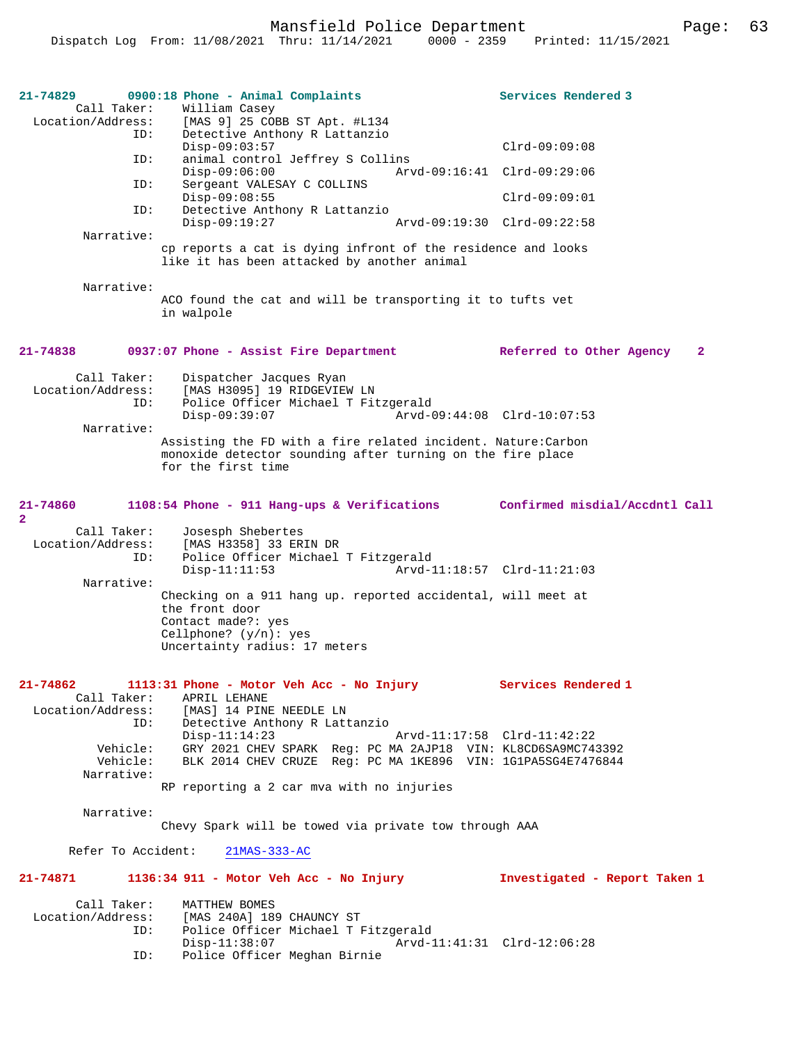**21-74829 0900:18 Phone - Animal Complaints — Services Rendered 3**

Call Taker: William Casey
Location/Address: [MAS 9] 25 COBB ST Apt. #L134
ID: Detective Anthony R Lattanzio
Disp-09:03:57 Clrd-09:09:08
ID: animal control Jeffrey S Collins
Disp-09:06:00 Arvd-09:16:41 Clrd-09:29:06
ID: Sergeant VALESAY C COLLINS
Disp-09:08:55 Clrd-09:09:01
ID: Detective Anthony R Lattanzio
Disp-09:19:27 Arvd-09:19:30 Clrd-09:22:58

Narrative:
cp reports a cat is dying infront of the residence and looks like it has been attacked by another animal

Narrative:
ACO found the cat and will be transporting it to tufts vet in walpole

**21-74838 0937:07 Phone - Assist Fire Department — Referred to Other Agency 2**

Call Taker: Dispatcher Jacques Ryan
Location/Address: [MAS H3095] 19 RIDGEVIEW LN
ID: Police Officer Michael T Fitzgerald
Disp-09:39:07 Arvd-09:44:08 Clrd-10:07:53

Narrative:
Assisting the FD with a fire related incident. Nature:Carbon monoxide detector sounding after turning on the fire place for the first time

**21-74860 1108:54 Phone - 911 Hang-ups & Verifications — Confirmed misdial/Accdntl Call 2**

Call Taker: Josesph Shebertes
Location/Address: [MAS H3358] 33 ERIN DR
ID: Police Officer Michael T Fitzgerald
Disp-11:11:53 Arvd-11:18:57 Clrd-11:21:03

Narrative:
Checking on a 911 hang up. reported accidental, will meet at the front door
Contact made?: yes
Cellphone? (y/n): yes
Uncertainty radius: 17 meters

**21-74862 1113:31 Phone - Motor Veh Acc - No Injury — Services Rendered 1**

Call Taker: APRIL LEHANE
Location/Address: [MAS] 14 PINE NEEDLE LN
ID: Detective Anthony R Lattanzio
Disp-11:14:23 Arvd-11:17:58 Clrd-11:42:22
Vehicle: GRY 2021 CHEV SPARK Reg: PC MA 2AJP18 VIN: KL8CD6SA9MC743392
Vehicle: BLK 2014 CHEV CRUZE Reg: PC MA 1KE896 VIN: 1G1PA5SG4E7476844

Narrative:
RP reporting a 2 car mva with no injuries

Narrative:
Chevy Spark will be towed via private tow through AAA

Refer To Accident: 21MAS-333-AC

**21-74871 1136:34 911 - Motor Veh Acc - No Injury — Investigated - Report Taken 1**

Call Taker: MATTHEW BOMES
Location/Address: [MAS 240A] 189 CHAUNCY ST
ID: Police Officer Michael T Fitzgerald
Disp-11:38:07 Arvd-11:41:31 Clrd-12:06:28
ID: Police Officer Meghan Birnie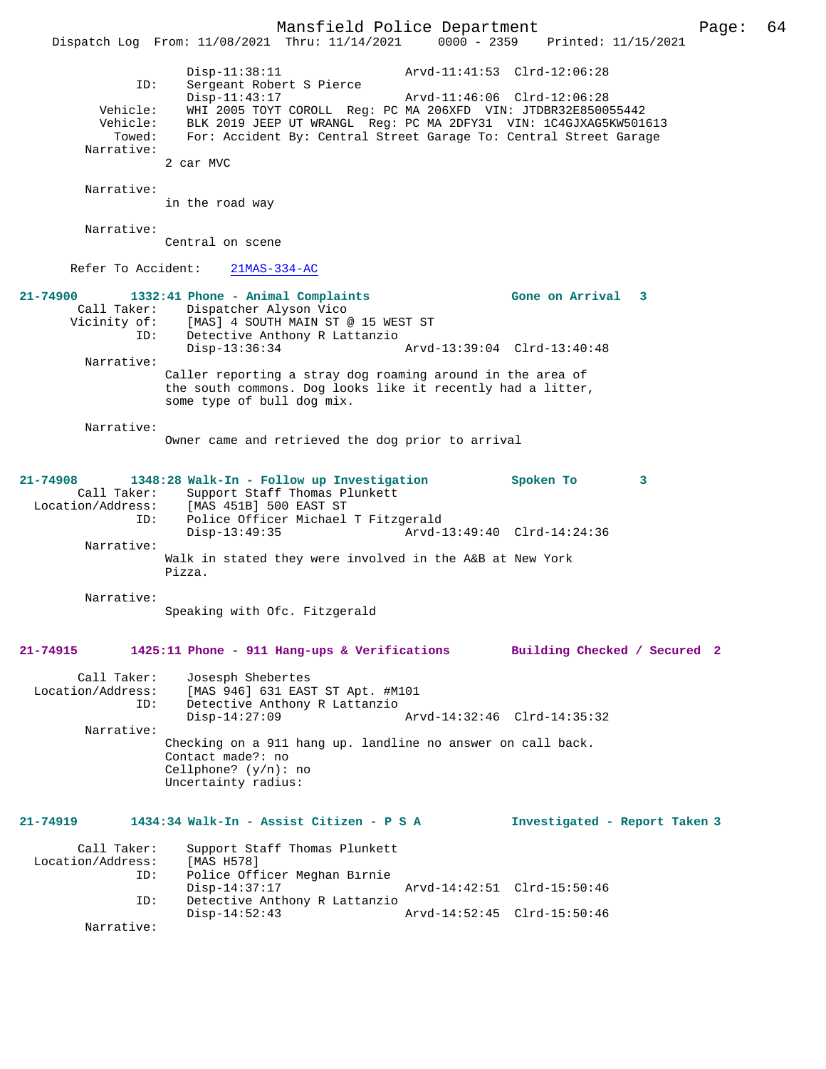```
                Disp-11:38:11                Arvd-11:41:53  Clrd-12:06:28
            ID:     Sergeant Robert S Pierce
                Disp-11:43:17                Arvd-11:46:06  Clrd-12:06:28
       Vehicle:     WHI 2005 TOYT COROLL  Reg: PC MA 206XFD  VIN: JTDBR32E850055442
       Vehicle:     BLK 2019 JEEP UT WRANGL  Reg: PC MA 2DFY31  VIN: 1C4GJXAG5KW501613
         Towed:     For: Accident By: Central Street Garage To: Central Street Garage
     Narrative:
              2 car MVC

     Narrative:
              in the road way

     Narrative:
              Central on scene

   Refer To Accident:    21MAS-334-AC

21-74900        1332:41 Phone - Animal Complaints                Gone on Arrival   3
      Call Taker:     Dispatcher Alyson Vico
     Vicinity of:     [MAS] 4 SOUTH MAIN ST @ 15 WEST ST
             ID:     Detective Anthony R Lattanzio
                Disp-13:36:34                Arvd-13:39:04  Clrd-13:40:48
     Narrative:
              Caller reporting a stray dog roaming around in the area of
              the south commons. Dog looks like it recently had a litter,
              some type of bull dog mix.

     Narrative:
              Owner came and retrieved the dog prior to arrival


21-74908        1348:28 Walk-In - Follow up Investigation        Spoken To         3
      Call Taker:     Support Staff Thomas Plunkett
 Location/Address:     [MAS 451B] 500 EAST ST
             ID:     Police Officer Michael T Fitzgerald
                Disp-13:49:35                Arvd-13:49:40  Clrd-14:24:36
     Narrative:
              Walk in stated they were involved in the A&B at New York
              Pizza.

     Narrative:
              Speaking with Ofc. Fitzgerald


21-74915        1425:11 Phone - 911 Hang-ups & Verifications     Building Checked / Secured  2

      Call Taker:     Josesph Shebertes
 Location/Address:     [MAS 946] 631 EAST ST Apt. #M101
             ID:     Detective Anthony R Lattanzio
                Disp-14:27:09                Arvd-14:32:46  Clrd-14:35:32
     Narrative:
              Checking on a 911 hang up. landline no answer on call back.
              Contact made?: no
              Cellphone? (y/n): no
              Uncertainty radius:


21-74919        1434:34 Walk-In - Assist Citizen - P S A         Investigated - Report Taken 3

      Call Taker:     Support Staff Thomas Plunkett
 Location/Address:     [MAS H578]
             ID:     Police Officer Meghan Birnie
                Disp-14:37:17                Arvd-14:42:51  Clrd-15:50:46
             ID:     Detective Anthony R Lattanzio
                Disp-14:52:43                Arvd-14:52:45  Clrd-15:50:46
     Narrative:
```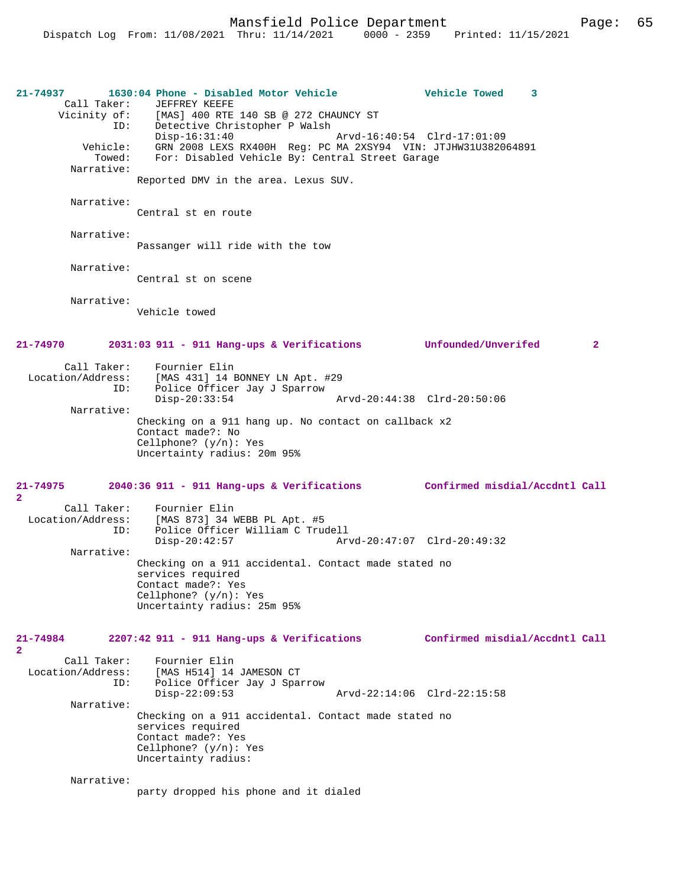21-74937 1630:04 Phone - Disabled Motor Vehicle Vehicle Towed 3

Call Taker: JEFFREY KEEFE
Vicinity of: [MAS] 400 RTE 140 SB @ 272 CHAUNCY ST
ID: Detective Christopher P Walsh
Disp-16:31:40 Arvd-16:40:54 Clrd-17:01:09
Vehicle: GRN 2008 LEXS RX400H Reg: PC MA 2XSY94 VIN: JTJHW31U382064891
Towed: For: Disabled Vehicle By: Central Street Garage
Narrative:
Reported DMV in the area. Lexus SUV.

Narrative:
Central st en route

Narrative:
Passanger will ride with the tow

Narrative:
Central st on scene

Narrative:
Vehicle towed

21-74970 2031:03 911 - 911 Hang-ups & Verifications Unfounded/Unverifed 2

Call Taker: Fournier Elin
Location/Address: [MAS 431] 14 BONNEY LN Apt. #29
ID: Police Officer Jay J Sparrow
Disp-20:33:54 Arvd-20:44:38 Clrd-20:50:06
Narrative:
Checking on a 911 hang up. No contact on callback x2
Contact made?: No
Cellphone? (y/n): Yes
Uncertainty radius: 20m 95%

21-74975 2040:36 911 - 911 Hang-ups & Verifications Confirmed misdial/Accdntl Call 2

Call Taker: Fournier Elin
Location/Address: [MAS 873] 34 WEBB PL Apt. #5
ID: Police Officer William C Trudell
Disp-20:42:57 Arvd-20:47:07 Clrd-20:49:32
Narrative:
Checking on a 911 accidental. Contact made stated no services required
Contact made?: Yes
Cellphone? (y/n): Yes
Uncertainty radius: 25m 95%

21-74984 2207:42 911 - 911 Hang-ups & Verifications Confirmed misdial/Accdntl Call 2

Call Taker: Fournier Elin
Location/Address: [MAS H514] 14 JAMESON CT
ID: Police Officer Jay J Sparrow
Disp-22:09:53 Arvd-22:14:06 Clrd-22:15:58
Narrative:
Checking on a 911 accidental. Contact made stated no services required
Contact made?: Yes
Cellphone? (y/n): Yes
Uncertainty radius:

Narrative:
party dropped his phone and it dialed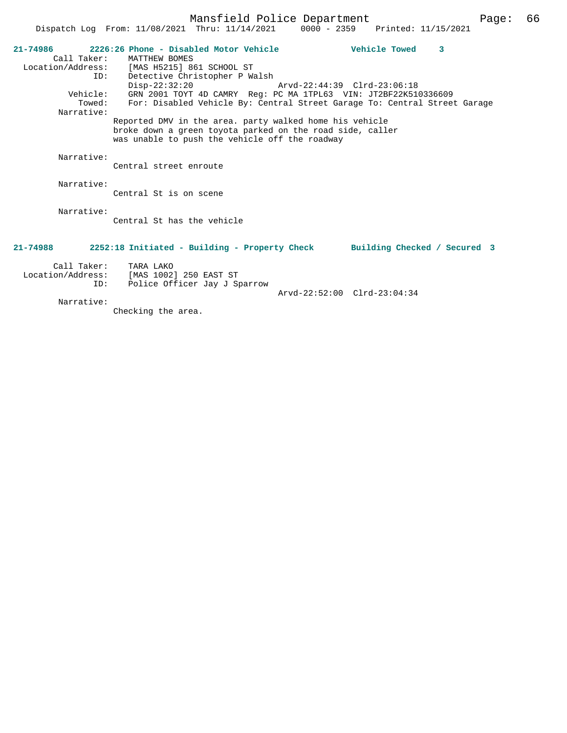**21-74986 2226:26 Phone - Disabled Motor Vehicle — Vehicle Towed 3**

Call Taker: MATTHEW BOMES
Location/Address: [MAS H5215] 861 SCHOOL ST
ID: Detective Christopher P Walsh
Disp-22:32:20 Arvd-22:44:39 Clrd-23:06:18
Vehicle: GRN 2001 TOYT 4D CAMRY Reg: PC MA 1TPL63 VIN: JT2BF22K510336609
Towed: For: Disabled Vehicle By: Central Street Garage To: Central Street Garage

Narrative:
Reported DMV in the area. party walked home his vehicle broke down a green toyota parked on the road side, caller was unable to push the vehicle off the roadway

Narrative:
Central street enroute

Narrative:
Central St is on scene

Narrative:
Central St has the vehicle

**21-74988 2252:18 Initiated - Building - Property Check — Building Checked / Secured 3**

Call Taker: TARA LAKO
Location/Address: [MAS 1002] 250 EAST ST
ID: Police Officer Jay J Sparrow
Arvd-22:52:00 Clrd-23:04:34

Narrative:
Checking the area.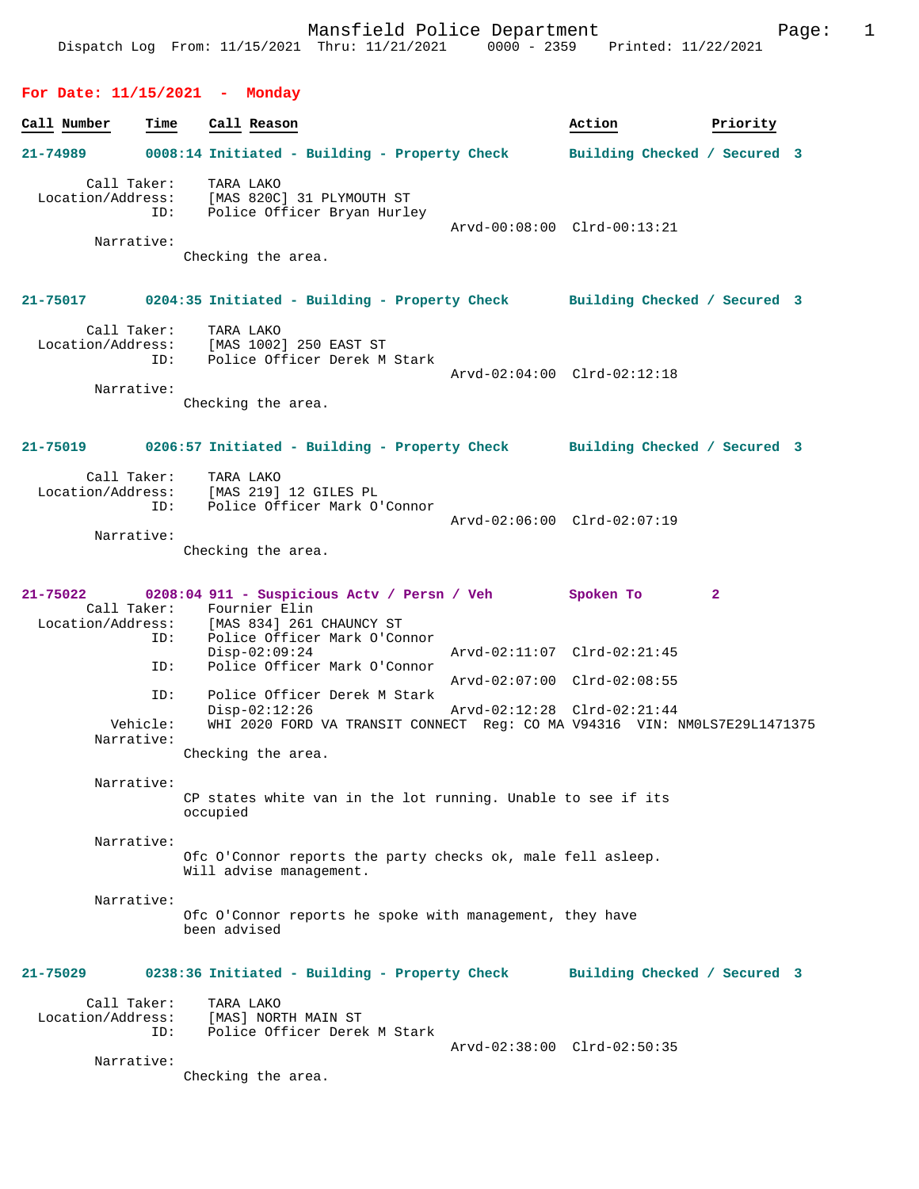Mansfield Police Department
Dispatch Log From: 11/15/2021 Thru: 11/21/2021 0000 - 2359 Printed: 11/22/2021

## For Date: 11/15/2021 - Monday

| Call Number | Time | Call Reason | Action | Priority |
|---|---|---|---|---|

**21-74989** 0008:14 Initiated - Building - Property Check — Building Checked / Secured 3

Call Taker: TARA LAKO
Location/Address: [MAS 820C] 31 PLYMOUTH ST
ID: Police Officer Bryan Hurley
Arvd-00:08:00 Clrd-00:13:21
Narrative:
Checking the area.

**21-75017** 0204:35 Initiated - Building - Property Check — Building Checked / Secured 3

Call Taker: TARA LAKO
Location/Address: [MAS 1002] 250 EAST ST
ID: Police Officer Derek M Stark
Arvd-02:04:00 Clrd-02:12:18
Narrative:
Checking the area.

**21-75019** 0206:57 Initiated - Building - Property Check — Building Checked / Secured 3

Call Taker: TARA LAKO
Location/Address: [MAS 219] 12 GILES PL
ID: Police Officer Mark O'Connor
Arvd-02:06:00 Clrd-02:07:19
Narrative:
Checking the area.

**21-75022** 0208:04 911 - Suspicious Actv / Persn / Veh — Spoken To 2

Call Taker: Fournier Elin
Location/Address: [MAS 834] 261 CHAUNCY ST
ID: Police Officer Mark O'Connor
Disp-02:09:24 Arvd-02:11:07 Clrd-02:21:45
ID: Police Officer Mark O'Connor
Arvd-02:07:00 Clrd-02:08:55
ID: Police Officer Derek M Stark
Disp-02:12:26 Arvd-02:12:28 Clrd-02:21:44
Vehicle: WHI 2020 FORD VA TRANSIT CONNECT Reg: CO MA V94316 VIN: NM0LS7E29L1471375
Narrative:
Checking the area.

Narrative:
CP states white van in the lot running. Unable to see if its occupied

Narrative:
Ofc O'Connor reports the party checks ok, male fell asleep. Will advise management.

Narrative:
Ofc O'Connor reports he spoke with management, they have been advised

**21-75029** 0238:36 Initiated - Building - Property Check — Building Checked / Secured 3

Call Taker: TARA LAKO
Location/Address: [MAS] NORTH MAIN ST
ID: Police Officer Derek M Stark
Arvd-02:38:00 Clrd-02:50:35
Narrative:
Checking the area.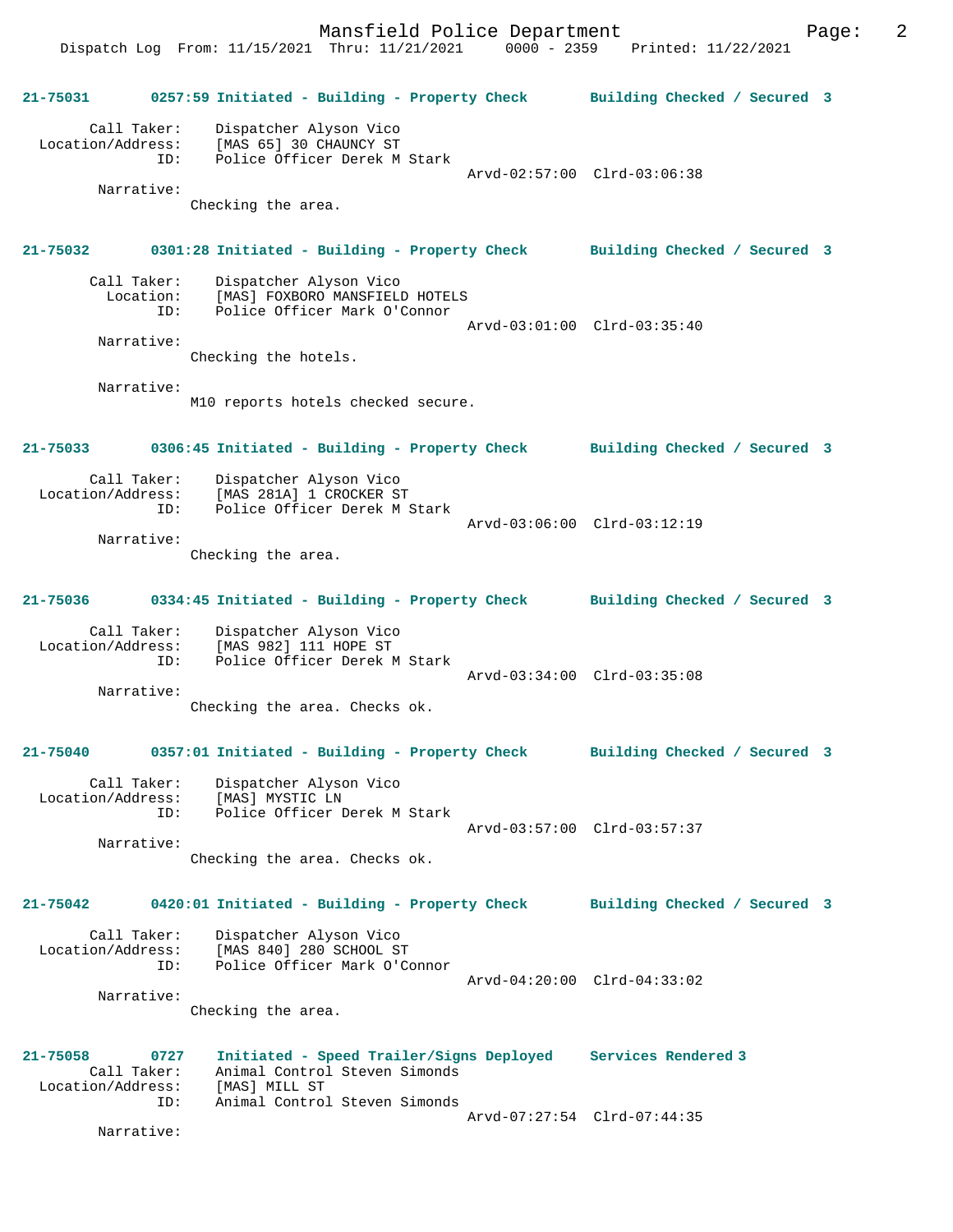**21-75031 0257:59 Initiated - Building - Property Check — Building Checked / Secured 3**

Call Taker: Dispatcher Alyson Vico
Location/Address: [MAS 65] 30 CHAUNCY ST
ID: Police Officer Derek M Stark
Arvd-02:57:00 Clrd-03:06:38

Narrative:
Checking the area.

**21-75032 0301:28 Initiated - Building - Property Check — Building Checked / Secured 3**

Call Taker: Dispatcher Alyson Vico
Location: [MAS] FOXBORO MANSFIELD HOTELS
ID: Police Officer Mark O'Connor
Arvd-03:01:00 Clrd-03:35:40

Narrative:
Checking the hotels.

Narrative:
M10 reports hotels checked secure.

**21-75033 0306:45 Initiated - Building - Property Check — Building Checked / Secured 3**

Call Taker: Dispatcher Alyson Vico
Location/Address: [MAS 281A] 1 CROCKER ST
ID: Police Officer Derek M Stark
Arvd-03:06:00 Clrd-03:12:19

Narrative:
Checking the area.

**21-75036 0334:45 Initiated - Building - Property Check — Building Checked / Secured 3**

Call Taker: Dispatcher Alyson Vico
Location/Address: [MAS 982] 111 HOPE ST
ID: Police Officer Derek M Stark
Arvd-03:34:00 Clrd-03:35:08

Narrative:
Checking the area. Checks ok.

**21-75040 0357:01 Initiated - Building - Property Check — Building Checked / Secured 3**

Call Taker: Dispatcher Alyson Vico
Location/Address: [MAS] MYSTIC LN
ID: Police Officer Derek M Stark
Arvd-03:57:00 Clrd-03:57:37

Narrative:
Checking the area. Checks ok.

**21-75042 0420:01 Initiated - Building - Property Check — Building Checked / Secured 3**

Call Taker: Dispatcher Alyson Vico
Location/Address: [MAS 840] 280 SCHOOL ST
ID: Police Officer Mark O'Connor
Arvd-04:20:00 Clrd-04:33:02

Narrative:
Checking the area.

**21-75058 0727 Initiated - Speed Trailer/Signs Deployed — Services Rendered 3**

Call Taker: Animal Control Steven Simonds
Location/Address: [MAS] MILL ST
ID: Animal Control Steven Simonds
Arvd-07:27:54 Clrd-07:44:35

Narrative: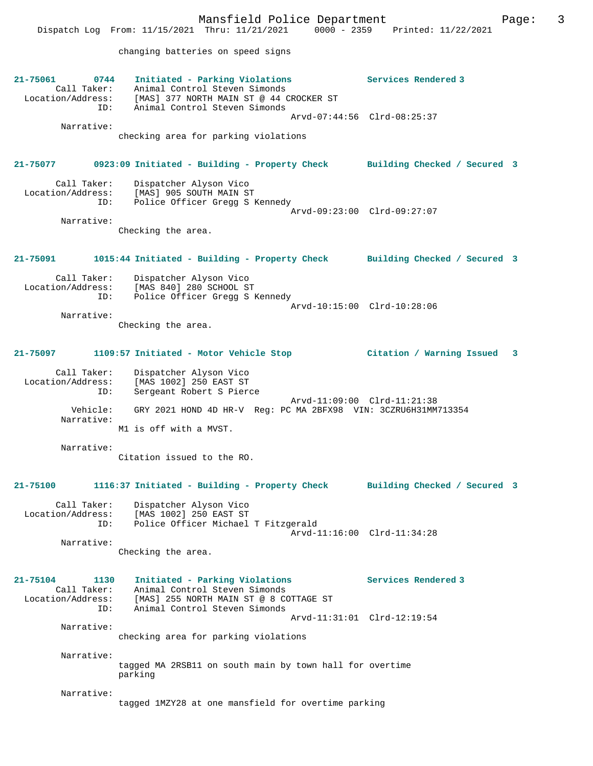changing batteries on speed signs

**21-75061 0744 Initiated - Parking Violations** Services Rendered 3
Call Taker: Animal Control Steven Simonds
Location/Address: [MAS] 377 NORTH MAIN ST @ 44 CROCKER ST
ID: Animal Control Steven Simonds
Arvd-07:44:56 Clrd-08:25:37
Narrative:
checking area for parking violations

**21-75077 0923:09 Initiated - Building - Property Check** Building Checked / Secured 3
Call Taker: Dispatcher Alyson Vico
Location/Address: [MAS] 905 SOUTH MAIN ST
ID: Police Officer Gregg S Kennedy
Arvd-09:23:00 Clrd-09:27:07
Narrative:
Checking the area.

**21-75091 1015:44 Initiated - Building - Property Check** Building Checked / Secured 3
Call Taker: Dispatcher Alyson Vico
Location/Address: [MAS 840] 280 SCHOOL ST
ID: Police Officer Gregg S Kennedy
Arvd-10:15:00 Clrd-10:28:06
Narrative:
Checking the area.

**21-75097 1109:57 Initiated - Motor Vehicle Stop** Citation / Warning Issued 3
Call Taker: Dispatcher Alyson Vico
Location/Address: [MAS 1002] 250 EAST ST
ID: Sergeant Robert S Pierce
Arvd-11:09:00 Clrd-11:21:38
Vehicle: GRY 2021 HOND 4D HR-V Reg: PC MA 2BFX98 VIN: 3CZRU6H31MM713354
Narrative:
M1 is off with a MVST.

Narrative:
Citation issued to the RO.

**21-75100 1116:37 Initiated - Building - Property Check** Building Checked / Secured 3
Call Taker: Dispatcher Alyson Vico
Location/Address: [MAS 1002] 250 EAST ST
ID: Police Officer Michael T Fitzgerald
Arvd-11:16:00 Clrd-11:34:28
Narrative:
Checking the area.

**21-75104 1130 Initiated - Parking Violations** Services Rendered 3
Call Taker: Animal Control Steven Simonds
Location/Address: [MAS] 255 NORTH MAIN ST @ 8 COTTAGE ST
ID: Animal Control Steven Simonds
Arvd-11:31:01 Clrd-12:19:54
Narrative:
checking area for parking violations

Narrative:
tagged MA 2RSB11 on south main by town hall for overtime parking

Narrative:
tagged 1MZY28 at one mansfield for overtime parking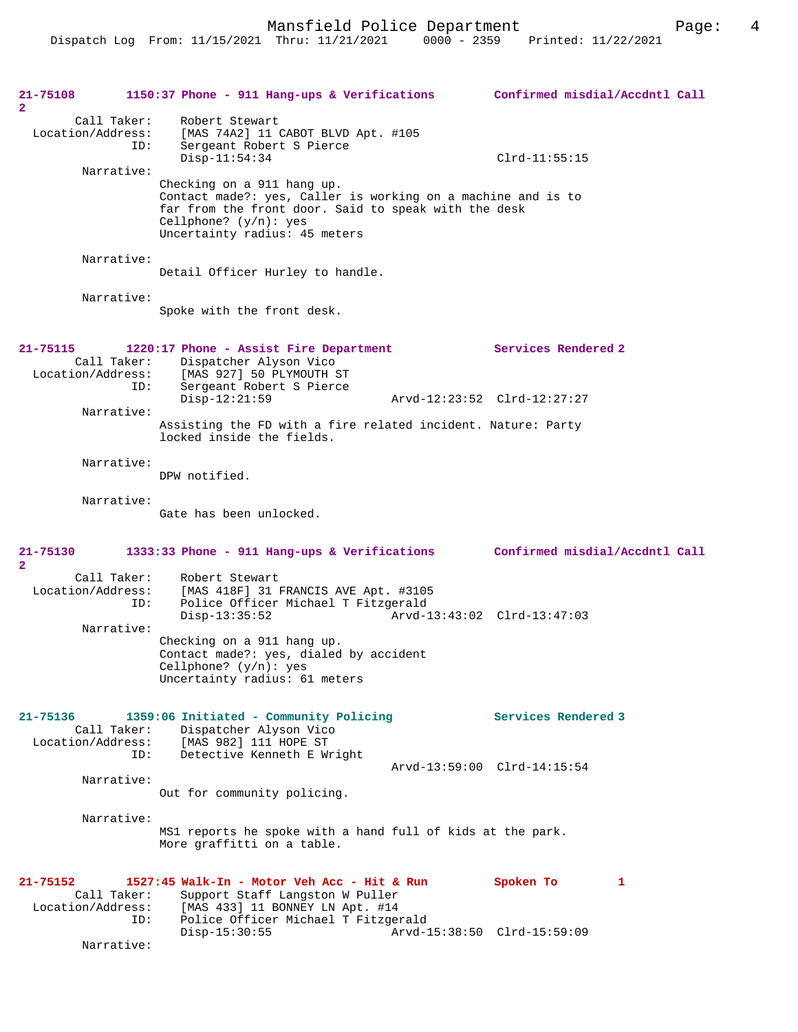**21-75108 1150:37 Phone - 911 Hang-ups & Verifications Confirmed misdial/Accdntl Call 2**

Call Taker: Robert Stewart
Location/Address: [MAS 74A2] 11 CABOT BLVD Apt. #105
ID: Sergeant Robert S Pierce
Disp-11:54:34 Clrd-11:55:15

Narrative:
Checking on a 911 hang up.
Contact made?: yes, Caller is working on a machine and is to far from the front door. Said to speak with the desk
Cellphone? (y/n): yes
Uncertainty radius: 45 meters

Narrative:
Detail Officer Hurley to handle.

Narrative:
Spoke with the front desk.

**21-75115 1220:17 Phone - Assist Fire Department Services Rendered 2**

Call Taker: Dispatcher Alyson Vico
Location/Address: [MAS 927] 50 PLYMOUTH ST
ID: Sergeant Robert S Pierce
Disp-12:21:59 Arvd-12:23:52 Clrd-12:27:27

Narrative:
Assisting the FD with a fire related incident. Nature: Party locked inside the fields.

Narrative:
DPW notified.

Narrative:
Gate has been unlocked.

**21-75130 1333:33 Phone - 911 Hang-ups & Verifications Confirmed misdial/Accdntl Call 2**

Call Taker: Robert Stewart
Location/Address: [MAS 418F] 31 FRANCIS AVE Apt. #3105
ID: Police Officer Michael T Fitzgerald
Disp-13:35:52 Arvd-13:43:02 Clrd-13:47:03

Narrative:
Checking on a 911 hang up.
Contact made?: yes, dialed by accident
Cellphone? (y/n): yes
Uncertainty radius: 61 meters

**21-75136 1359:06 Initiated - Community Policing Services Rendered 3**

Call Taker: Dispatcher Alyson Vico
Location/Address: [MAS 982] 111 HOPE ST
ID: Detective Kenneth E Wright
Arvd-13:59:00 Clrd-14:15:54

Narrative:
Out for community policing.

Narrative:
MS1 reports he spoke with a hand full of kids at the park. More graffitti on a table.

**21-75152 1527:45 Walk-In - Motor Veh Acc - Hit & Run Spoken To 1**

Call Taker: Support Staff Langston W Puller
Location/Address: [MAS 433] 11 BONNEY LN Apt. #14
ID: Police Officer Michael T Fitzgerald
Disp-15:30:55 Arvd-15:38:50 Clrd-15:59:09

Narrative: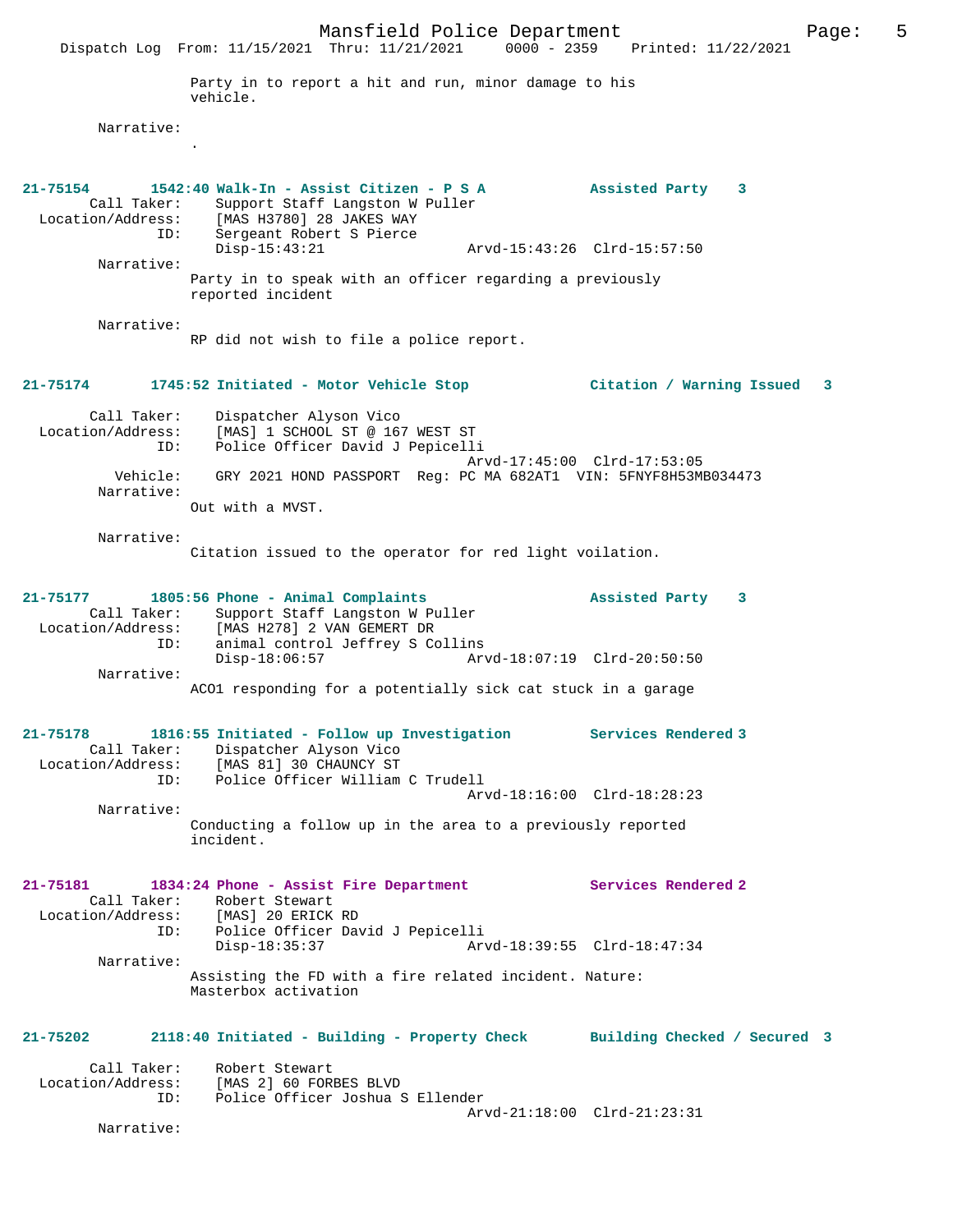Party in to report a hit and run, minor damage to his vehicle.

Narrative:
.

**21-75154 1542:40 Walk-In - Assist Citizen - P S A** — Assisted Party 3

Call Taker: Support Staff Langston W Puller
Location/Address: [MAS H3780] 28 JAKES WAY
ID: Sergeant Robert S Pierce
Disp-15:43:21 Arvd-15:43:26 Clrd-15:57:50

Narrative:
Party in to speak with an officer regarding a previously reported incident

Narrative:
RP did not wish to file a police report.

**21-75174 1745:52 Initiated - Motor Vehicle Stop** — Citation / Warning Issued 3

Call Taker: Dispatcher Alyson Vico
Location/Address: [MAS] 1 SCHOOL ST @ 167 WEST ST
ID: Police Officer David J Pepicelli
Arvd-17:45:00 Clrd-17:53:05
Vehicle: GRY 2021 HOND PASSPORT Reg: PC MA 682AT1 VIN: 5FNYF8H53MB034473

Narrative:
Out with a MVST.

Narrative:
Citation issued to the operator for red light voilation.

**21-75177 1805:56 Phone - Animal Complaints** — Assisted Party 3

Call Taker: Support Staff Langston W Puller
Location/Address: [MAS H278] 2 VAN GEMERT DR
ID: animal control Jeffrey S Collins
Disp-18:06:57 Arvd-18:07:19 Clrd-20:50:50

Narrative:
ACO1 responding for a potentially sick cat stuck in a garage

**21-75178 1816:55 Initiated - Follow up Investigation** — Services Rendered 3

Call Taker: Dispatcher Alyson Vico
Location/Address: [MAS 81] 30 CHAUNCY ST
ID: Police Officer William C Trudell
Arvd-18:16:00 Clrd-18:28:23

Narrative:
Conducting a follow up in the area to a previously reported incident.

**21-75181 1834:24 Phone - Assist Fire Department** — Services Rendered 2

Call Taker: Robert Stewart
Location/Address: [MAS] 20 ERICK RD
ID: Police Officer David J Pepicelli
Disp-18:35:37 Arvd-18:39:55 Clrd-18:47:34

Narrative:
Assisting the FD with a fire related incident. Nature: Masterbox activation

**21-75202 2118:40 Initiated - Building - Property Check** — Building Checked / Secured 3

Call Taker: Robert Stewart
Location/Address: [MAS 2] 60 FORBES BLVD
ID: Police Officer Joshua S Ellender
Arvd-21:18:00 Clrd-21:23:31

Narrative: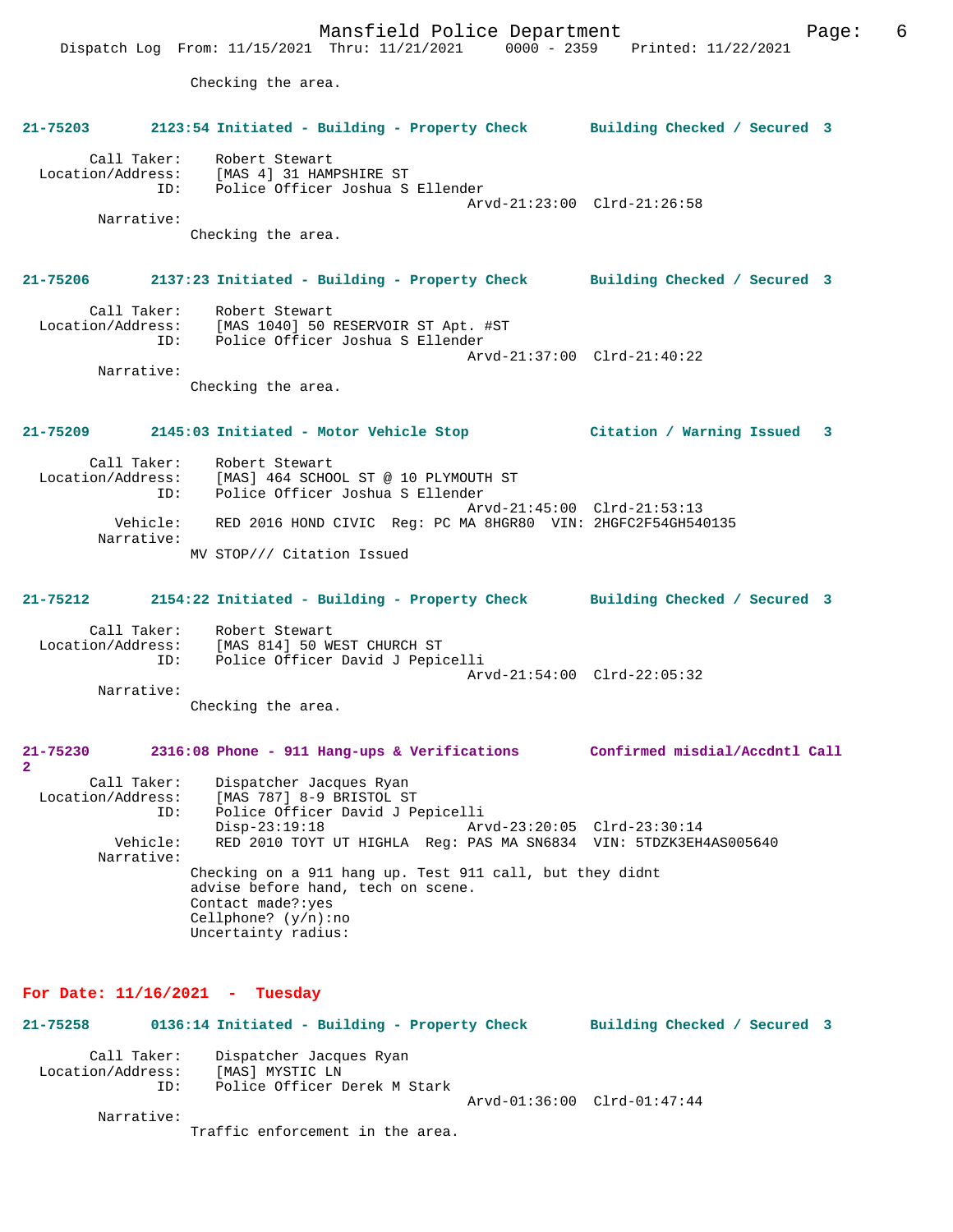Checking the area.

**21-75203 2123:54 Initiated - Building - Property Check Building Checked / Secured 3**

Call Taker: Robert Stewart
Location/Address: [MAS 4] 31 HAMPSHIRE ST
ID: Police Officer Joshua S Ellender
Arvd-21:23:00 Clrd-21:26:58
Narrative:
Checking the area.

**21-75206 2137:23 Initiated - Building - Property Check Building Checked / Secured 3**

Call Taker: Robert Stewart
Location/Address: [MAS 1040] 50 RESERVOIR ST Apt. #ST
ID: Police Officer Joshua S Ellender
Arvd-21:37:00 Clrd-21:40:22
Narrative:
Checking the area.

**21-75209 2145:03 Initiated - Motor Vehicle Stop Citation / Warning Issued 3**

Call Taker: Robert Stewart
Location/Address: [MAS] 464 SCHOOL ST @ 10 PLYMOUTH ST
ID: Police Officer Joshua S Ellender
Arvd-21:45:00 Clrd-21:53:13
Vehicle: RED 2016 HOND CIVIC Reg: PC MA 8HGR80 VIN: 2HGFC2F54GH540135
Narrative:
MV STOP/// Citation Issued

**21-75212 2154:22 Initiated - Building - Property Check Building Checked / Secured 3**

Call Taker: Robert Stewart
Location/Address: [MAS 814] 50 WEST CHURCH ST
ID: Police Officer David J Pepicelli
Arvd-21:54:00 Clrd-22:05:32
Narrative:
Checking the area.

**21-75230 2316:08 Phone - 911 Hang-ups & Verifications Confirmed misdial/Accdntl Call 2**

Call Taker: Dispatcher Jacques Ryan
Location/Address: [MAS 787] 8-9 BRISTOL ST
ID: Police Officer David J Pepicelli
Disp-23:19:18 Arvd-23:20:05 Clrd-23:30:14
Vehicle: RED 2010 TOYT UT HIGHLA Reg: PAS MA SN6834 VIN: 5TDZK3EH4AS005640
Narrative:
Checking on a 911 hang up. Test 911 call, but they didnt advise before hand, tech on scene.
Contact made?:yes
Cellphone? (y/n):no
Uncertainty radius:

## For Date: 11/16/2021 - Tuesday

**21-75258 0136:14 Initiated - Building - Property Check Building Checked / Secured 3**

Call Taker: Dispatcher Jacques Ryan
Location/Address: [MAS] MYSTIC LN
ID: Police Officer Derek M Stark
Arvd-01:36:00 Clrd-01:47:44
Narrative:
Traffic enforcement in the area.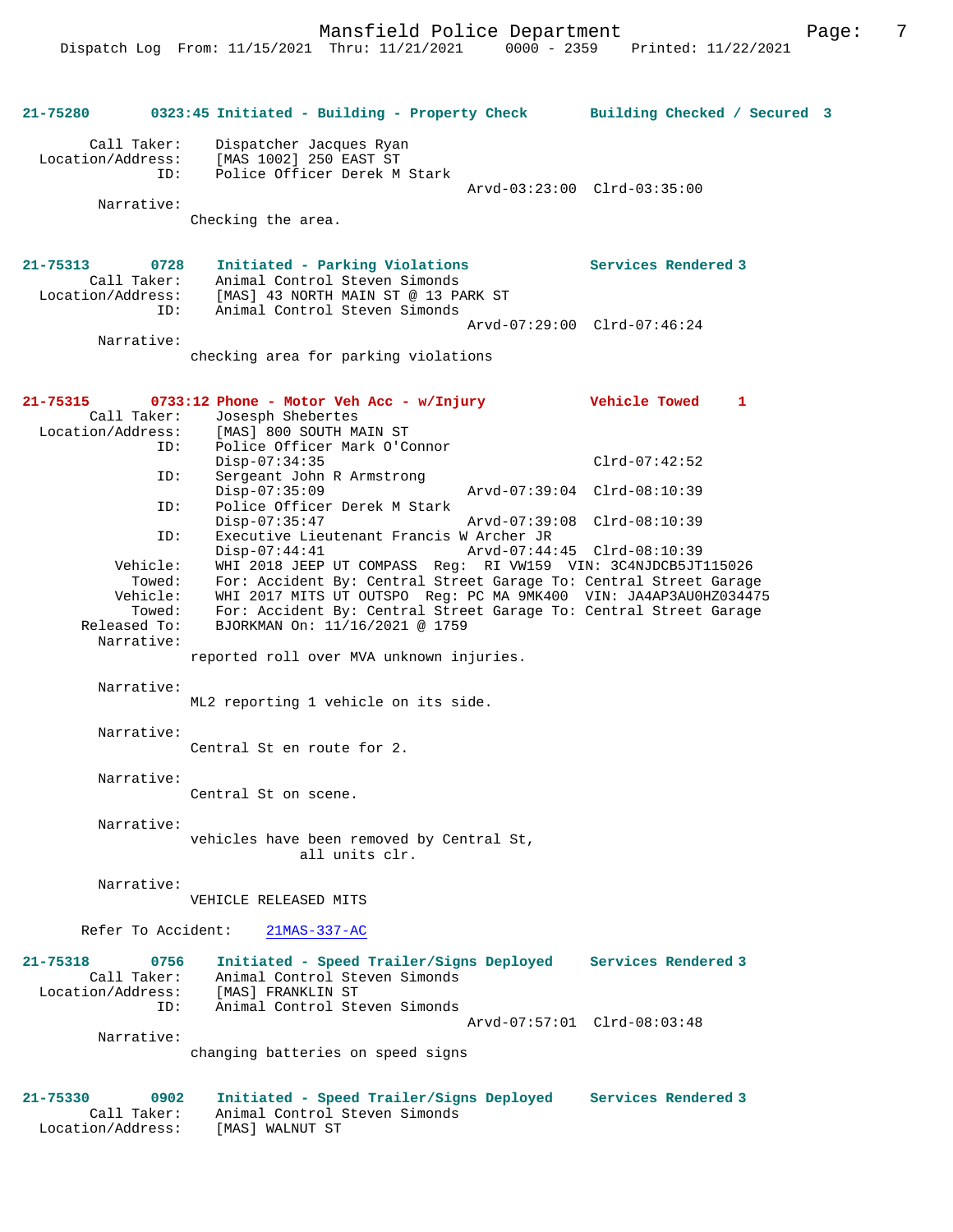**21-75280 0323:45 Initiated - Building - Property Check Building Checked / Secured 3**

```
        Call Taker:    Dispatcher Jacques Ryan
  Location/Address:    [MAS 1002] 250 EAST ST
                ID:    Police Officer Derek M Stark
                                                 Arvd-03:23:00  Clrd-03:35:00
         Narrative: 
                     Checking the area.
```

**21-75313 0728 Initiated - Parking Violations Services Rendered 3**

```
        Call Taker:    Animal Control Steven Simonds
  Location/Address:    [MAS] 43 NORTH MAIN ST @ 13 PARK ST
                ID:    Animal Control Steven Simonds
                                                 Arvd-07:29:00  Clrd-07:46:24
         Narrative: 
                     checking area for parking violations
```

**21-75315 0733:12 Phone - Motor Veh Acc - w/Injury Vehicle Towed 1**

```
        Call Taker:    Josesph Shebertes
  Location/Address:    [MAS] 800 SOUTH MAIN ST
                ID:    Police Officer Mark O'Connor
                       Disp-07:34:35                            Clrd-07:42:52
                ID:    Sergeant John R Armstrong
                       Disp-07:35:09             Arvd-07:39:04  Clrd-08:10:39
                ID:    Police Officer Derek M Stark
                       Disp-07:35:47             Arvd-07:39:08  Clrd-08:10:39
                ID:    Executive Lieutenant Francis W Archer JR
                       Disp-07:44:41             Arvd-07:44:45  Clrd-08:10:39
           Vehicle:    WHI 2018 JEEP UT COMPASS  Reg:  RI VW159  VIN: 3C4NJDCB5JT115026
             Towed:    For: Accident By: Central Street Garage To: Central Street Garage
           Vehicle:    WHI 2017 MITS UT OUTSPO  Reg: PC MA 9MK400  VIN: JA4AP3AU0HZ034475
             Towed:    For: Accident By: Central Street Garage To: Central Street Garage
       Released To:    BJORKMAN On: 11/16/2021 @ 1759
         Narrative: 
                     reported roll over MVA unknown injuries.

         Narrative: 
                     ML2 reporting 1 vehicle on its side.

         Narrative: 
                     Central St en route for 2.

         Narrative: 
                     Central St on scene.

         Narrative: 
                     vehicles have been removed by Central St,
                                  all units clr.

         Narrative: 
                     VEHICLE RELEASED MITS

      Refer To Accident:    21MAS-337-AC
```

**21-75318 0756 Initiated - Speed Trailer/Signs Deployed Services Rendered 3**

```
        Call Taker:    Animal Control Steven Simonds
  Location/Address:    [MAS] FRANKLIN ST
                ID:    Animal Control Steven Simonds
                                                 Arvd-07:57:01  Clrd-08:03:48
         Narrative: 
                     changing batteries on speed signs
```

**21-75330 0902 Initiated - Speed Trailer/Signs Deployed Services Rendered 3**

```
        Call Taker:    Animal Control Steven Simonds
  Location/Address:    [MAS] WALNUT ST
```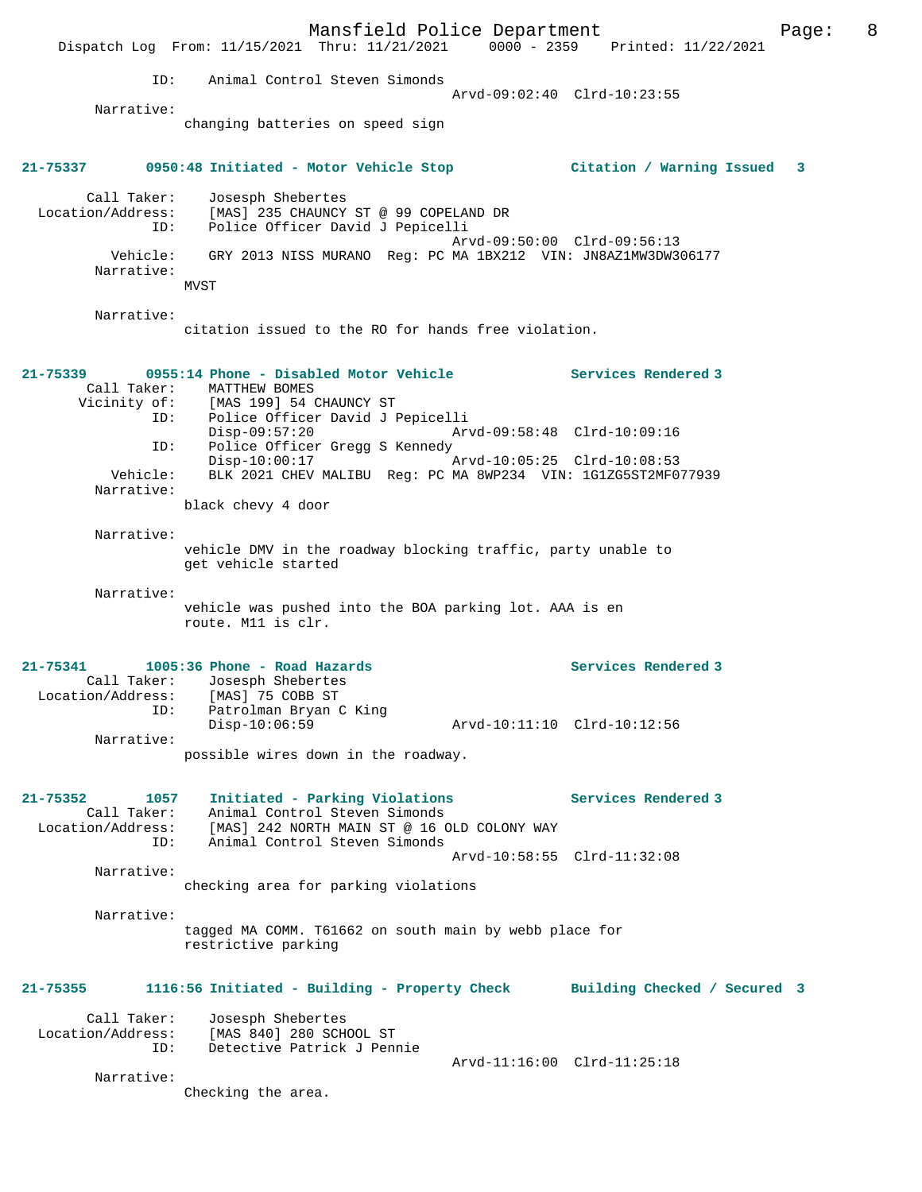ID: Animal Control Steven Simonds
Arvd-09:02:40 Clrd-10:23:55

Narrative:
changing batteries on speed sign

**21-75337 0950:48 Initiated - Motor Vehicle Stop Citation / Warning Issued 3**

Call Taker: Josesph Shebertes
Location/Address: [MAS] 235 CHAUNCY ST @ 99 COPELAND DR
ID: Police Officer David J Pepicelli
Arvd-09:50:00 Clrd-09:56:13
Vehicle: GRY 2013 NISS MURANO Reg: PC MA 1BX212 VIN: JN8AZ1MW3DW306177
Narrative:
MVST

Narrative:
citation issued to the RO for hands free violation.

**21-75339 0955:14 Phone - Disabled Motor Vehicle Services Rendered 3**

Call Taker: MATTHEW BOMES
Vicinity of: [MAS 199] 54 CHAUNCY ST
ID: Police Officer David J Pepicelli
Disp-09:57:20 Arvd-09:58:48 Clrd-10:09:16
ID: Police Officer Gregg S Kennedy
Disp-10:00:17 Arvd-10:05:25 Clrd-10:08:53
Vehicle: BLK 2021 CHEV MALIBU Reg: PC MA 8WP234 VIN: 1G1ZG5ST2MF077939
Narrative:
black chevy 4 door

Narrative:
vehicle DMV in the roadway blocking traffic, party unable to get vehicle started

Narrative:
vehicle was pushed into the BOA parking lot. AAA is en route. M11 is clr.

**21-75341 1005:36 Phone - Road Hazards Services Rendered 3**

Call Taker: Josesph Shebertes
Location/Address: [MAS] 75 COBB ST
ID: Patrolman Bryan C King
Disp-10:06:59 Arvd-10:11:10 Clrd-10:12:56
Narrative:
possible wires down in the roadway.

**21-75352 1057 Initiated - Parking Violations Services Rendered 3**

Call Taker: Animal Control Steven Simonds
Location/Address: [MAS] 242 NORTH MAIN ST @ 16 OLD COLONY WAY
ID: Animal Control Steven Simonds
Arvd-10:58:55 Clrd-11:32:08
Narrative:
checking area for parking violations

Narrative:
tagged MA COMM. T61662 on south main by webb place for restrictive parking

**21-75355 1116:56 Initiated - Building - Property Check Building Checked / Secured 3**

Call Taker: Josesph Shebertes
Location/Address: [MAS 840] 280 SCHOOL ST
ID: Detective Patrick J Pennie
Arvd-11:16:00 Clrd-11:25:18
Narrative:
Checking the area.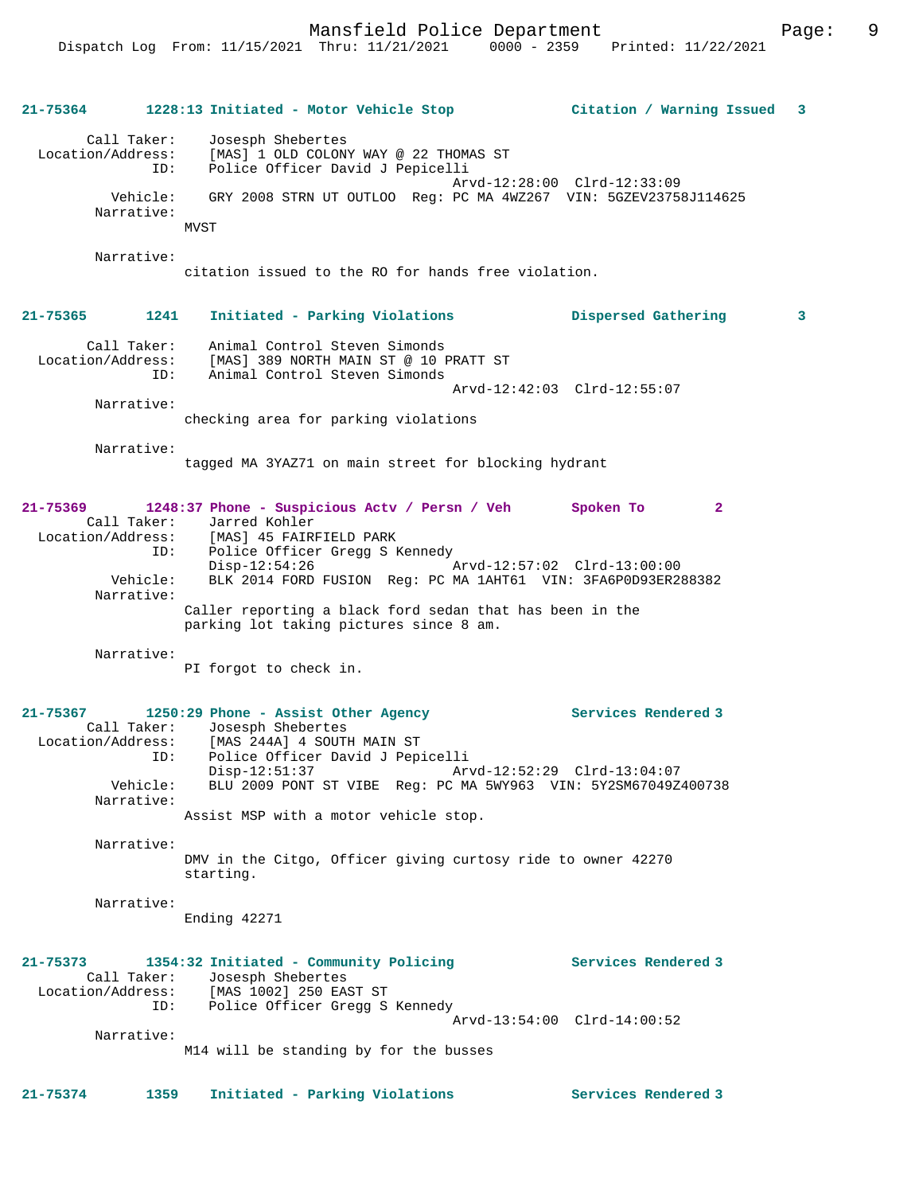**21-75364 1228:13 Initiated - Motor Vehicle Stop — Citation / Warning Issued 3**

Call Taker: Josesph Shebertes
Location/Address: [MAS] 1 OLD COLONY WAY @ 22 THOMAS ST
ID: Police Officer David J Pepicelli
Arvd-12:28:00 Clrd-12:33:09
Vehicle: GRY 2008 STRN UT OUTLOO Reg: PC MA 4WZ267 VIN: 5GZEV23758J114625
Narrative:
MVST

Narrative:
citation issued to the RO for hands free violation.

**21-75365 1241 Initiated - Parking Violations — Dispersed Gathering 3**

Call Taker: Animal Control Steven Simonds
Location/Address: [MAS] 389 NORTH MAIN ST @ 10 PRATT ST
ID: Animal Control Steven Simonds
Arvd-12:42:03 Clrd-12:55:07
Narrative:
checking area for parking violations

Narrative:
tagged MA 3YAZ71 on main street for blocking hydrant

**21-75369 1248:37 Phone - Suspicious Actv / Persn / Veh — Spoken To 2**

Call Taker: Jarred Kohler
Location/Address: [MAS] 45 FAIRFIELD PARK
ID: Police Officer Gregg S Kennedy
Disp-12:54:26 Arvd-12:57:02 Clrd-13:00:00
Vehicle: BLK 2014 FORD FUSION Reg: PC MA 1AHT61 VIN: 3FA6P0D93ER288382
Narrative:
Caller reporting a black ford sedan that has been in the parking lot taking pictures since 8 am.

Narrative:
PI forgot to check in.

**21-75367 1250:29 Phone - Assist Other Agency — Services Rendered 3**

Call Taker: Josesph Shebertes
Location/Address: [MAS 244A] 4 SOUTH MAIN ST
ID: Police Officer David J Pepicelli
Disp-12:51:37 Arvd-12:52:29 Clrd-13:04:07
Vehicle: BLU 2009 PONT ST VIBE Reg: PC MA 5WY963 VIN: 5Y2SM67049Z400738
Narrative:
Assist MSP with a motor vehicle stop.

Narrative:
DMV in the Citgo, Officer giving curtosy ride to owner 42270 starting.

Narrative:
Ending 42271

**21-75373 1354:32 Initiated - Community Policing — Services Rendered 3**

Call Taker: Josesph Shebertes
Location/Address: [MAS 1002] 250 EAST ST
ID: Police Officer Gregg S Kennedy
Arvd-13:54:00 Clrd-14:00:52
Narrative:
M14 will be standing by for the busses

**21-75374 1359 Initiated - Parking Violations — Services Rendered 3**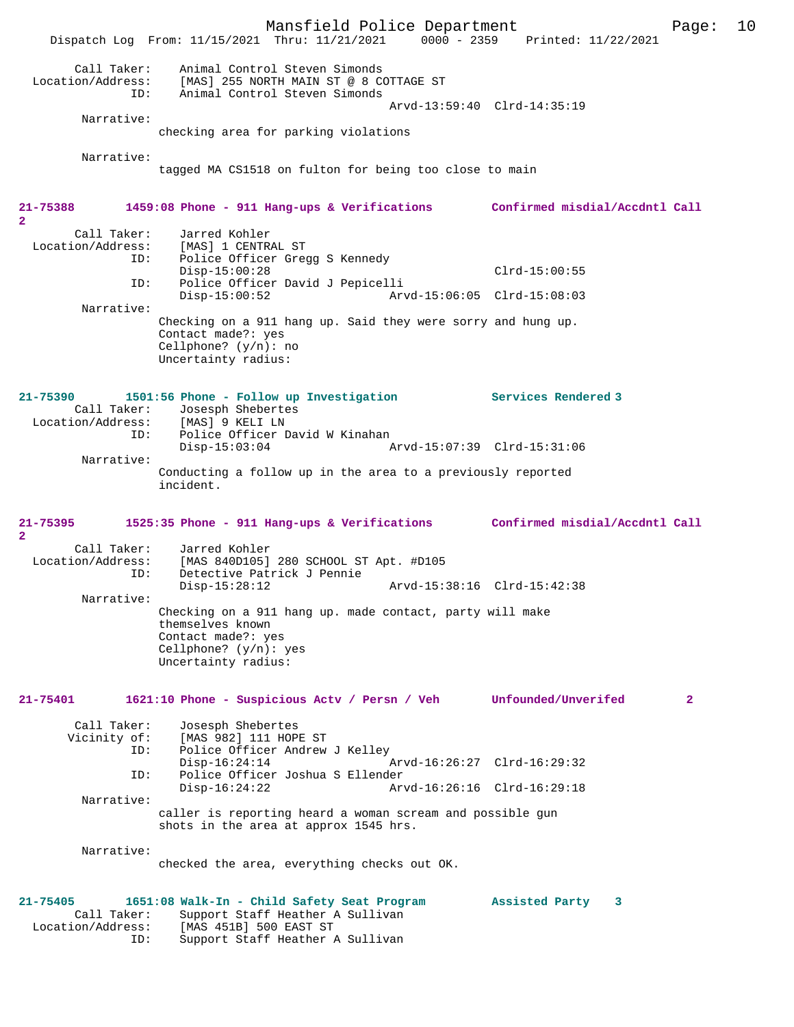```
        Call Taker:    Animal Control Steven Simonds
  Location/Address:    [MAS] 255 NORTH MAIN ST @ 8 COTTAGE ST
                ID:    Animal Control Steven Simonds
                                                  Arvd-13:59:40  Clrd-14:35:19
         Narrative:
                   checking area for parking violations

         Narrative:
                   tagged MA CS1518 on fulton for being too close to main


21-75388        1459:08 Phone - 911 Hang-ups & Verifications        Confirmed misdial/Accdntl Call
2
        Call Taker:    Jarred Kohler
  Location/Address:    [MAS] 1 CENTRAL ST
                ID:    Police Officer Gregg S Kennedy
                       Disp-15:00:28                              Clrd-15:00:55
                ID:    Police Officer David J Pepicelli
                       Disp-15:00:52              Arvd-15:06:05  Clrd-15:08:03
         Narrative:
                   Checking on a 911 hang up. Said they were sorry and hung up.
                   Contact made?: yes
                   Cellphone? (y/n): no
                   Uncertainty radius:


21-75390        1501:56 Phone - Follow up Investigation             Services Rendered 3
        Call Taker:    Josesph Shebertes
  Location/Address:    [MAS] 9 KELI LN
                ID:    Police Officer David W Kinahan
                       Disp-15:03:04              Arvd-15:07:39  Clrd-15:31:06
         Narrative:
                   Conducting a follow up in the area to a previously reported
                   incident.


21-75395        1525:35 Phone - 911 Hang-ups & Verifications        Confirmed misdial/Accdntl Call
2
        Call Taker:    Jarred Kohler
  Location/Address:    [MAS 840D105] 280 SCHOOL ST Apt. #D105
                ID:    Detective Patrick J Pennie
                       Disp-15:28:12              Arvd-15:38:16  Clrd-15:42:38
         Narrative:
                   Checking on a 911 hang up. made contact, party will make
                   themselves known
                   Contact made?: yes
                   Cellphone? (y/n): yes
                   Uncertainty radius:


21-75401        1621:10 Phone - Suspicious Actv / Persn / Veh       Unfounded/Unverifed         2

        Call Taker:    Josesph Shebertes
       Vicinity of:    [MAS 982] 111 HOPE ST
                ID:    Police Officer Andrew J Kelley
                       Disp-16:24:14              Arvd-16:26:27  Clrd-16:29:32
                ID:    Police Officer Joshua S Ellender
                       Disp-16:24:22              Arvd-16:26:16  Clrd-16:29:18
         Narrative:
                   caller is reporting heard a woman scream and possible gun
                   shots in the area at approx 1545 hrs.

         Narrative:
                   checked the area, everything checks out OK.


21-75405        1651:08 Walk-In - Child Safety Seat Program         Assisted Party    3
        Call Taker:    Support Staff Heather A Sullivan
  Location/Address:    [MAS 451B] 500 EAST ST
                ID:    Support Staff Heather A Sullivan
```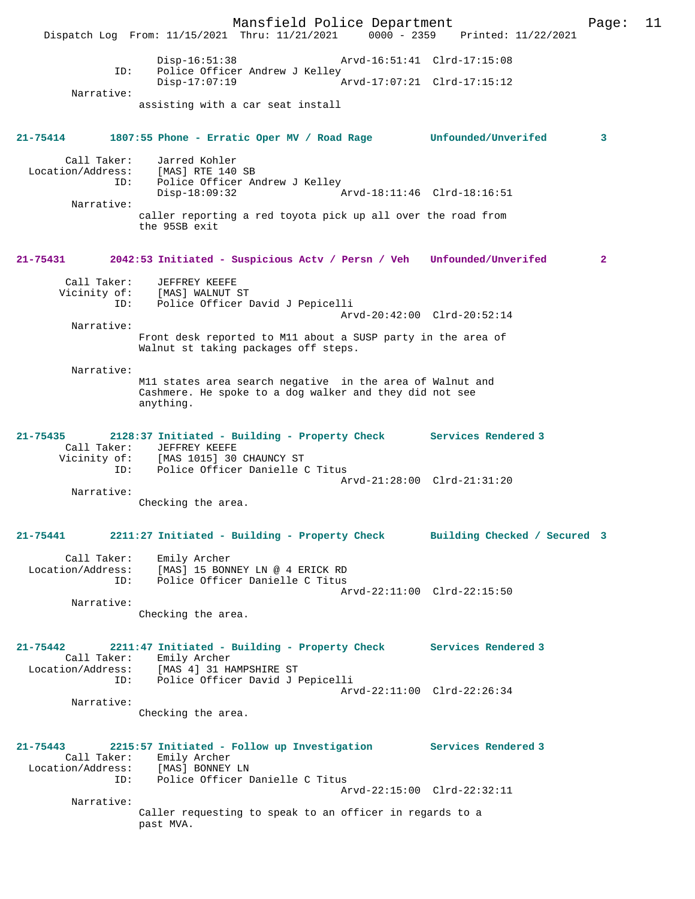Disp-16:51:38                    Arvd-16:51:41  Clrd-17:15:08
ID:     Police Officer Andrew J Kelley
        Disp-17:07:19                    Arvd-17:07:21  Clrd-17:15:12

Narrative:
assisting with a car seat install

**21-75414    1807:55 Phone - Erratic Oper MV / Road Rage    Unfounded/Unverifed    3**

Call Taker:    Jarred Kohler
Location/Address:    [MAS] RTE 140 SB
ID:    Police Officer Andrew J Kelley
       Disp-18:09:32                    Arvd-18:11:46  Clrd-18:16:51

Narrative:
caller reporting a red toyota pick up all over the road from the 95SB exit

**21-75431    2042:53 Initiated - Suspicious Actv / Persn / Veh    Unfounded/Unverifed    2**

Call Taker:    JEFFREY KEEFE
Vicinity of:    [MAS] WALNUT ST
ID:    Police Officer David J Pepicelli
                                        Arvd-20:42:00  Clrd-20:52:14

Narrative:
Front desk reported to M11 about a SUSP party in the area of Walnut st taking packages off steps.

Narrative:
M11 states area search negative  in the area of Walnut and Cashmere. He spoke to a dog walker and they did not see anything.

**21-75435    2128:37 Initiated - Building - Property Check    Services Rendered 3**

Call Taker:    JEFFREY KEEFE
Vicinity of:    [MAS 1015] 30 CHAUNCY ST
ID:    Police Officer Danielle C Titus
                                        Arvd-21:28:00  Clrd-21:31:20

Narrative:
Checking the area.

**21-75441    2211:27 Initiated - Building - Property Check    Building Checked / Secured  3**

Call Taker:    Emily Archer
Location/Address:    [MAS] 15 BONNEY LN @ 4 ERICK RD
ID:    Police Officer Danielle C Titus
                                        Arvd-22:11:00  Clrd-22:15:50

Narrative:
Checking the area.

**21-75442    2211:47 Initiated - Building - Property Check    Services Rendered 3**

Call Taker:    Emily Archer
Location/Address:    [MAS 4] 31 HAMPSHIRE ST
ID:    Police Officer David J Pepicelli
                                        Arvd-22:11:00  Clrd-22:26:34

Narrative:
Checking the area.

**21-75443    2215:57 Initiated - Follow up Investigation    Services Rendered 3**

Call Taker:    Emily Archer
Location/Address:    [MAS] BONNEY LN
ID:    Police Officer Danielle C Titus
                                        Arvd-22:15:00  Clrd-22:32:11

Narrative:
Caller requesting to speak to an officer in regards to a past MVA.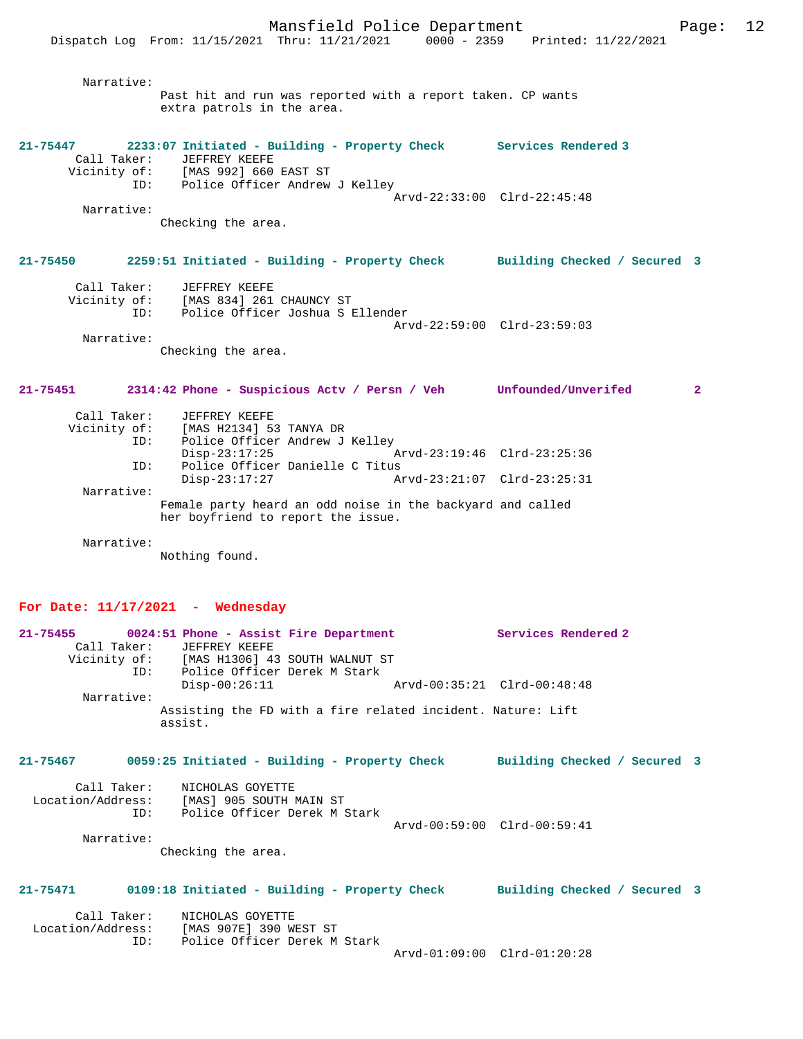Narrative:
Past hit and run was reported with a report taken. CP wants extra patrols in the area.

**21-75447** 2233:07 Initiated - Building - Property Check — Services Rendered 3

Call Taker: JEFFREY KEEFE
Vicinity of: [MAS 992] 660 EAST ST
ID: Police Officer Andrew J Kelley
Arvd-22:33:00 Clrd-22:45:48

Narrative:
Checking the area.

**21-75450** 2259:51 Initiated - Building - Property Check — Building Checked / Secured 3

Call Taker: JEFFREY KEEFE
Vicinity of: [MAS 834] 261 CHAUNCY ST
ID: Police Officer Joshua S Ellender
Arvd-22:59:00 Clrd-23:59:03

Narrative:
Checking the area.

**21-75451** 2314:42 Phone - Suspicious Actv / Persn / Veh — Unfounded/Unverifed 2

Call Taker: JEFFREY KEEFE
Vicinity of: [MAS H2134] 53 TANYA DR
ID: Police Officer Andrew J Kelley
Disp-23:17:25 Arvd-23:19:46 Clrd-23:25:36
ID: Police Officer Danielle C Titus
Disp-23:17:27 Arvd-23:21:07 Clrd-23:25:31

Narrative:
Female party heard an odd noise in the backyard and called her boyfriend to report the issue.

Narrative:
Nothing found.

## For Date: 11/17/2021 - Wednesday

**21-75455** 0024:51 Phone - Assist Fire Department — Services Rendered 2

Call Taker: JEFFREY KEEFE
Vicinity of: [MAS H1306] 43 SOUTH WALNUT ST
ID: Police Officer Derek M Stark
Disp-00:26:11 Arvd-00:35:21 Clrd-00:48:48

Narrative:
Assisting the FD with a fire related incident. Nature: Lift assist.

**21-75467** 0059:25 Initiated - Building - Property Check — Building Checked / Secured 3

Call Taker: NICHOLAS GOYETTE
Location/Address: [MAS] 905 SOUTH MAIN ST
ID: Police Officer Derek M Stark
Arvd-00:59:00 Clrd-00:59:41

Narrative:
Checking the area.

**21-75471** 0109:18 Initiated - Building - Property Check — Building Checked / Secured 3

Call Taker: NICHOLAS GOYETTE
Location/Address: [MAS 907E] 390 WEST ST
ID: Police Officer Derek M Stark
Arvd-01:09:00 Clrd-01:20:28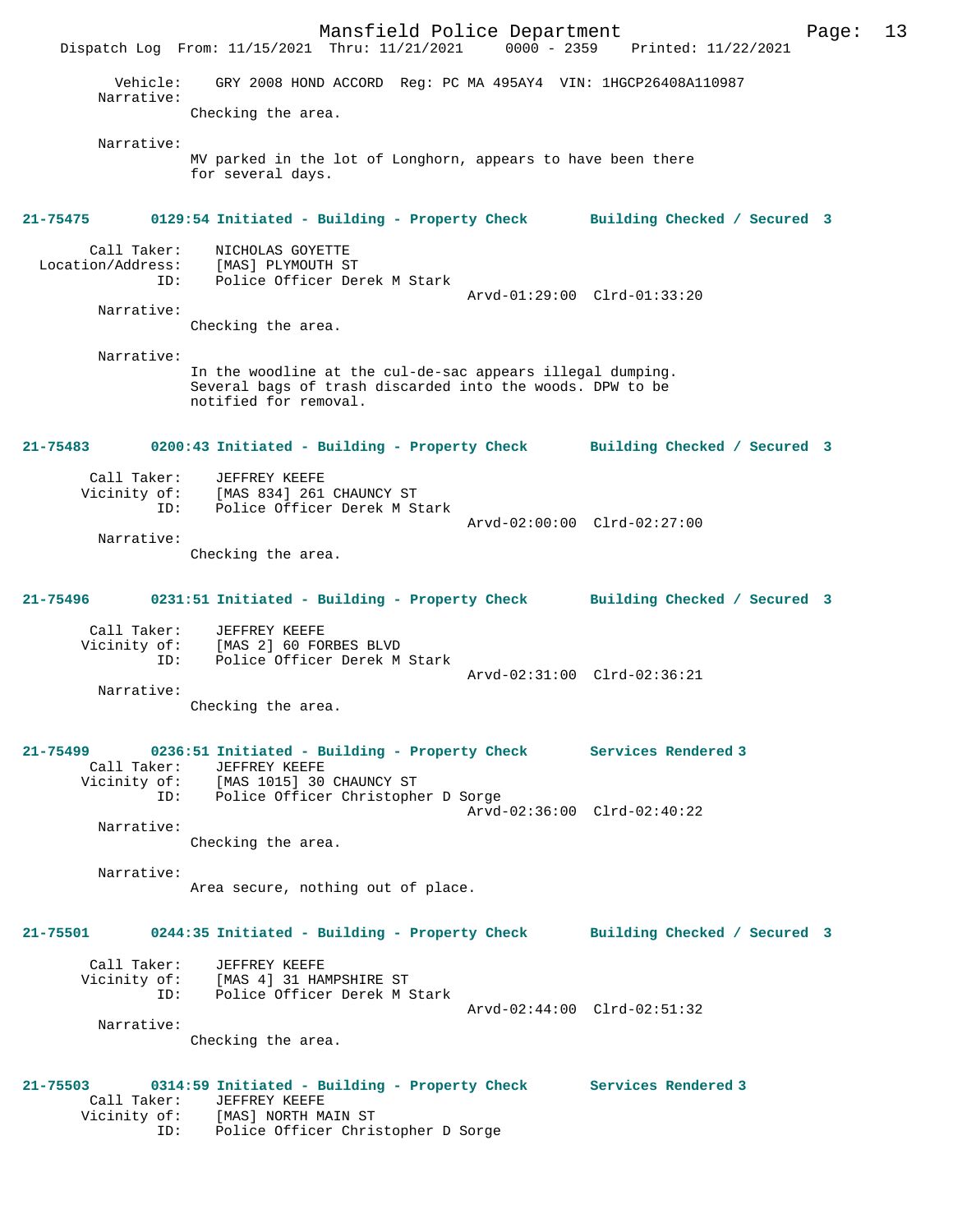Vehicle: GRY 2008 HOND ACCORD Reg: PC MA 495AY4 VIN: 1HGCP26408A110987

Narrative:
Checking the area.

Narrative:
MV parked in the lot of Longhorn, appears to have been there for several days.

**21-75475 0129:54 Initiated - Building - Property Check Building Checked / Secured 3**

Call Taker: NICHOLAS GOYETTE
Location/Address: [MAS] PLYMOUTH ST
ID: Police Officer Derek M Stark
Arvd-01:29:00 Clrd-01:33:20

Narrative:
Checking the area.

Narrative:
In the woodline at the cul-de-sac appears illegal dumping. Several bags of trash discarded into the woods. DPW to be notified for removal.

**21-75483 0200:43 Initiated - Building - Property Check Building Checked / Secured 3**

Call Taker: JEFFREY KEEFE
Vicinity of: [MAS 834] 261 CHAUNCY ST
ID: Police Officer Derek M Stark
Arvd-02:00:00 Clrd-02:27:00

Narrative:
Checking the area.

**21-75496 0231:51 Initiated - Building - Property Check Building Checked / Secured 3**

Call Taker: JEFFREY KEEFE
Vicinity of: [MAS 2] 60 FORBES BLVD
ID: Police Officer Derek M Stark
Arvd-02:31:00 Clrd-02:36:21

Narrative:
Checking the area.

**21-75499 0236:51 Initiated - Building - Property Check Services Rendered 3**

Call Taker: JEFFREY KEEFE
Vicinity of: [MAS 1015] 30 CHAUNCY ST
ID: Police Officer Christopher D Sorge
Arvd-02:36:00 Clrd-02:40:22

Narrative:
Checking the area.

Narrative:
Area secure, nothing out of place.

**21-75501 0244:35 Initiated - Building - Property Check Building Checked / Secured 3**

Call Taker: JEFFREY KEEFE
Vicinity of: [MAS 4] 31 HAMPSHIRE ST
ID: Police Officer Derek M Stark
Arvd-02:44:00 Clrd-02:51:32

Narrative:
Checking the area.

**21-75503 0314:59 Initiated - Building - Property Check Services Rendered 3**

Call Taker: JEFFREY KEEFE
Vicinity of: [MAS] NORTH MAIN ST
ID: Police Officer Christopher D Sorge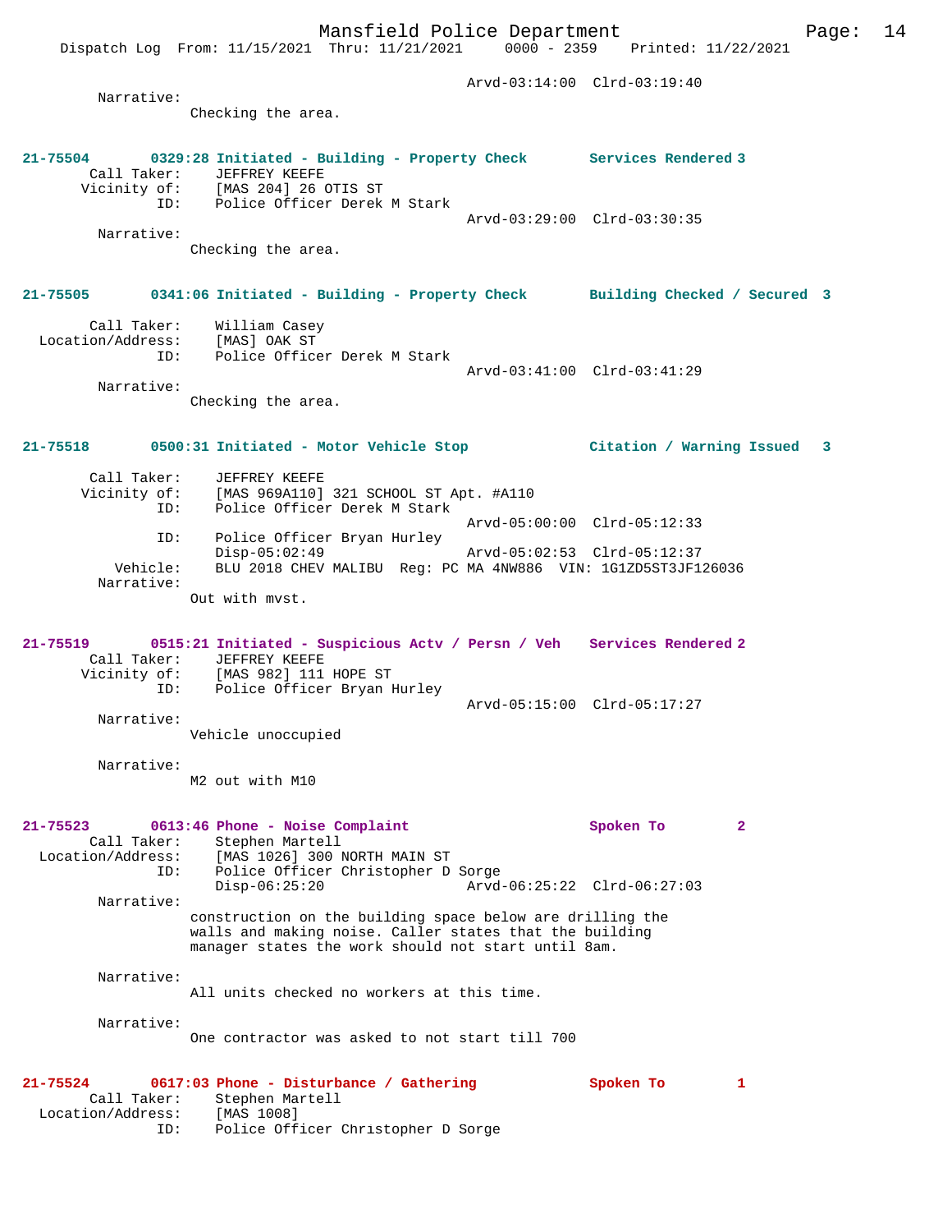Arvd-03:14:00 Clrd-03:19:40

Narrative:
Checking the area.

**21-75504 0329:28 Initiated - Building - Property Check Services Rendered 3**

Call Taker: JEFFREY KEEFE
Vicinity of: [MAS 204] 26 OTIS ST
ID: Police Officer Derek M Stark
Arvd-03:29:00 Clrd-03:30:35

Narrative:
Checking the area.

**21-75505 0341:06 Initiated - Building - Property Check Building Checked / Secured 3**

Call Taker: William Casey
Location/Address: [MAS] OAK ST
ID: Police Officer Derek M Stark
Arvd-03:41:00 Clrd-03:41:29

Narrative:
Checking the area.

**21-75518 0500:31 Initiated - Motor Vehicle Stop Citation / Warning Issued 3**

Call Taker: JEFFREY KEEFE
Vicinity of: [MAS 969A110] 321 SCHOOL ST Apt. #A110
ID: Police Officer Derek M Stark
Arvd-05:00:00 Clrd-05:12:33
ID: Police Officer Bryan Hurley
Disp-05:02:49 Arvd-05:02:53 Clrd-05:12:37
Vehicle: BLU 2018 CHEV MALIBU Reg: PC MA 4NW886 VIN: 1G1ZD5ST3JF126036

Narrative:
Out with mvst.

**21-75519 0515:21 Initiated - Suspicious Actv / Persn / Veh Services Rendered 2**

Call Taker: JEFFREY KEEFE
Vicinity of: [MAS 982] 111 HOPE ST
ID: Police Officer Bryan Hurley
Arvd-05:15:00 Clrd-05:17:27

Narrative:
Vehicle unoccupied

Narrative:
M2 out with M10

**21-75523 0613:46 Phone - Noise Complaint Spoken To 2**

Call Taker: Stephen Martell
Location/Address: [MAS 1026] 300 NORTH MAIN ST
ID: Police Officer Christopher D Sorge
Disp-06:25:20 Arvd-06:25:22 Clrd-06:27:03

Narrative:
construction on the building space below are drilling the walls and making noise. Caller states that the building manager states the work should not start until 8am.

Narrative:
All units checked no workers at this time.

Narrative:
One contractor was asked to not start till 700

**21-75524 0617:03 Phone - Disturbance / Gathering Spoken To 1**

Call Taker: Stephen Martell
Location/Address: [MAS 1008]
ID: Police Officer Christopher D Sorge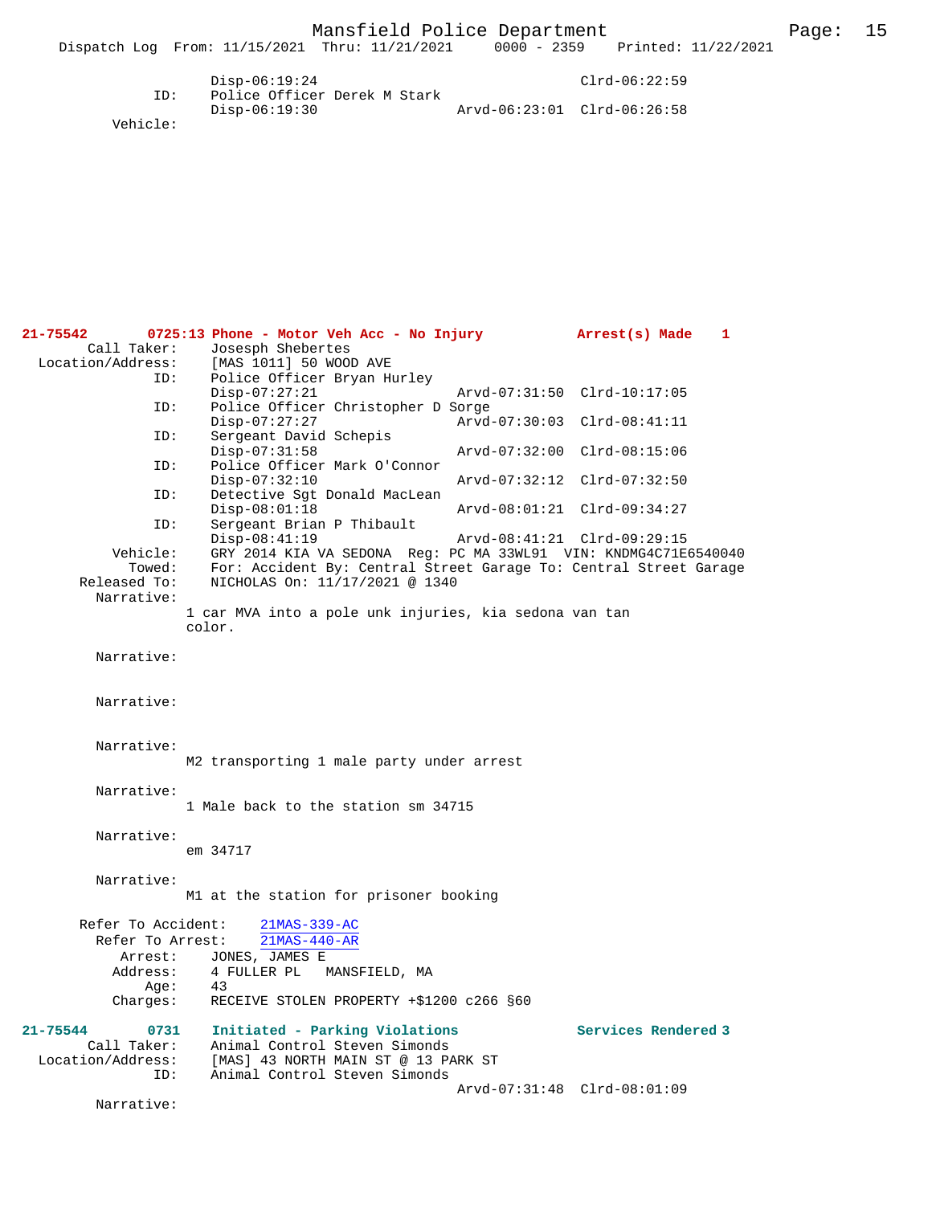```
                Disp-06:19:24                              Clrd-06:22:59
           ID:  Police Officer Derek M Stark
                Disp-06:19:30               Arvd-06:23:01  Clrd-06:26:58
      Vehicle:
```

**21-75542 0725:13 Phone - Motor Veh Acc - No Injury Arrest(s) Made 1**

```
       Call Taker:  Josesph Shebertes
 Location/Address:  [MAS 1011] 50 WOOD AVE
               ID:  Police Officer Bryan Hurley
                    Disp-07:27:21               Arvd-07:31:50  Clrd-10:17:05
               ID:  Police Officer Christopher D Sorge
                    Disp-07:27:27               Arvd-07:30:03  Clrd-08:41:11
               ID:  Sergeant David Schepis
                    Disp-07:31:58               Arvd-07:32:00  Clrd-08:15:06
               ID:  Police Officer Mark O'Connor
                    Disp-07:32:10               Arvd-07:32:12  Clrd-07:32:50
               ID:  Detective Sgt Donald MacLean
                    Disp-08:01:18               Arvd-08:01:21  Clrd-09:34:27
               ID:  Sergeant Brian P Thibault
                    Disp-08:41:19               Arvd-08:41:21  Clrd-09:29:15
          Vehicle:  GRY 2014 KIA VA SEDONA  Reg: PC MA 33WL91  VIN: KNDMG4C71E6540040
            Towed:  For: Accident By: Central Street Garage To: Central Street Garage
      Released To:  NICHOLAS On: 11/17/2021 @ 1340
        Narrative:
                  1 car MVA into a pole unk injuries, kia sedona van tan
                  color.

        Narrative:

        Narrative:

        Narrative:
                  M2 transporting 1 male party under arrest

        Narrative:
                  1 Male back to the station sm 34715

        Narrative:
                  em 34717

        Narrative:
                  M1 at the station for prisoner booking

      Refer To Accident:   21MAS-339-AC
        Refer To Arrest:   21MAS-440-AR
           Arrest:  JONES, JAMES E
          Address:  4 FULLER PL   MANSFIELD, MA
              Age:  43
          Charges:  RECEIVE STOLEN PROPERTY +$1200 c266 §60
```

**21-75544 0731 Initiated - Parking Violations Services Rendered 3**

```
       Call Taker:  Animal Control Steven Simonds
 Location/Address:  [MAS] 43 NORTH MAIN ST @ 13 PARK ST
               ID:  Animal Control Steven Simonds
                                                Arvd-07:31:48  Clrd-08:01:09
        Narrative:
```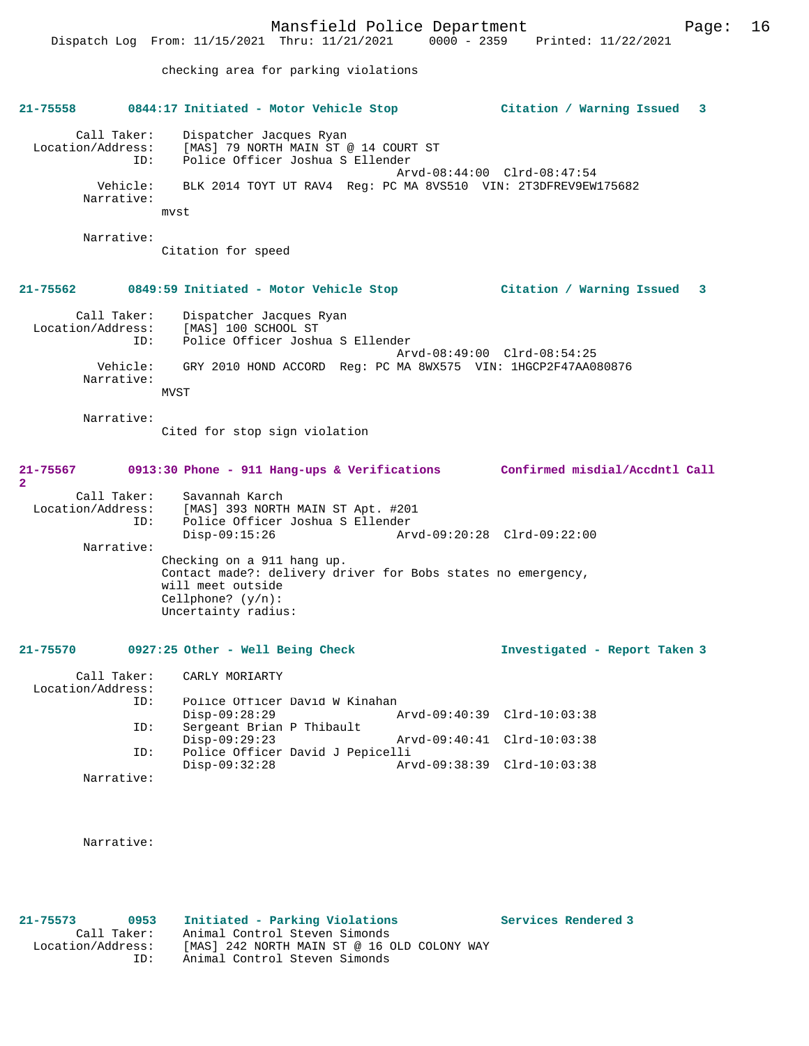checking area for parking violations

**21-75558 0844:17 Initiated - Motor Vehicle Stop — Citation / Warning Issued 3**

Call Taker: Dispatcher Jacques Ryan
Location/Address: [MAS] 79 NORTH MAIN ST @ 14 COURT ST
ID: Police Officer Joshua S Ellender
Arvd-08:44:00 Clrd-08:47:54
Vehicle: BLK 2014 TOYT UT RAV4 Reg: PC MA 8VS510 VIN: 2T3DFREV9EW175682
Narrative:
mvst

Narrative:
Citation for speed

**21-75562 0849:59 Initiated - Motor Vehicle Stop — Citation / Warning Issued 3**

Call Taker: Dispatcher Jacques Ryan
Location/Address: [MAS] 100 SCHOOL ST
ID: Police Officer Joshua S Ellender
Arvd-08:49:00 Clrd-08:54:25
Vehicle: GRY 2010 HOND ACCORD Reg: PC MA 8WX575 VIN: 1HGCP2F47AA080876
Narrative:
MVST

Narrative:
Cited for stop sign violation

**21-75567 0913:30 Phone - 911 Hang-ups & Verifications — Confirmed misdial/Accdntl Call 2**

Call Taker: Savannah Karch
Location/Address: [MAS] 393 NORTH MAIN ST Apt. #201
ID: Police Officer Joshua S Ellender
Disp-09:15:26 Arvd-09:20:28 Clrd-09:22:00
Narrative:
Checking on a 911 hang up.
Contact made?: delivery driver for Bobs states no emergency, will meet outside
Cellphone? (y/n):
Uncertainty radius:

**21-75570 0927:25 Other - Well Being Check — Investigated - Report Taken 3**

Call Taker: CARLY MORIARTY
Location/Address:
ID: Police Officer David W Kinahan
Disp-09:28:29 Arvd-09:40:39 Clrd-10:03:38
ID: Sergeant Brian P Thibault
Disp-09:29:23 Arvd-09:40:41 Clrd-10:03:38
ID: Police Officer David J Pepicelli
Disp-09:32:28 Arvd-09:38:39 Clrd-10:03:38
Narrative:

Narrative:

**21-75573 0953 Initiated - Parking Violations — Services Rendered 3**

Call Taker: Animal Control Steven Simonds
Location/Address: [MAS] 242 NORTH MAIN ST @ 16 OLD COLONY WAY
ID: Animal Control Steven Simonds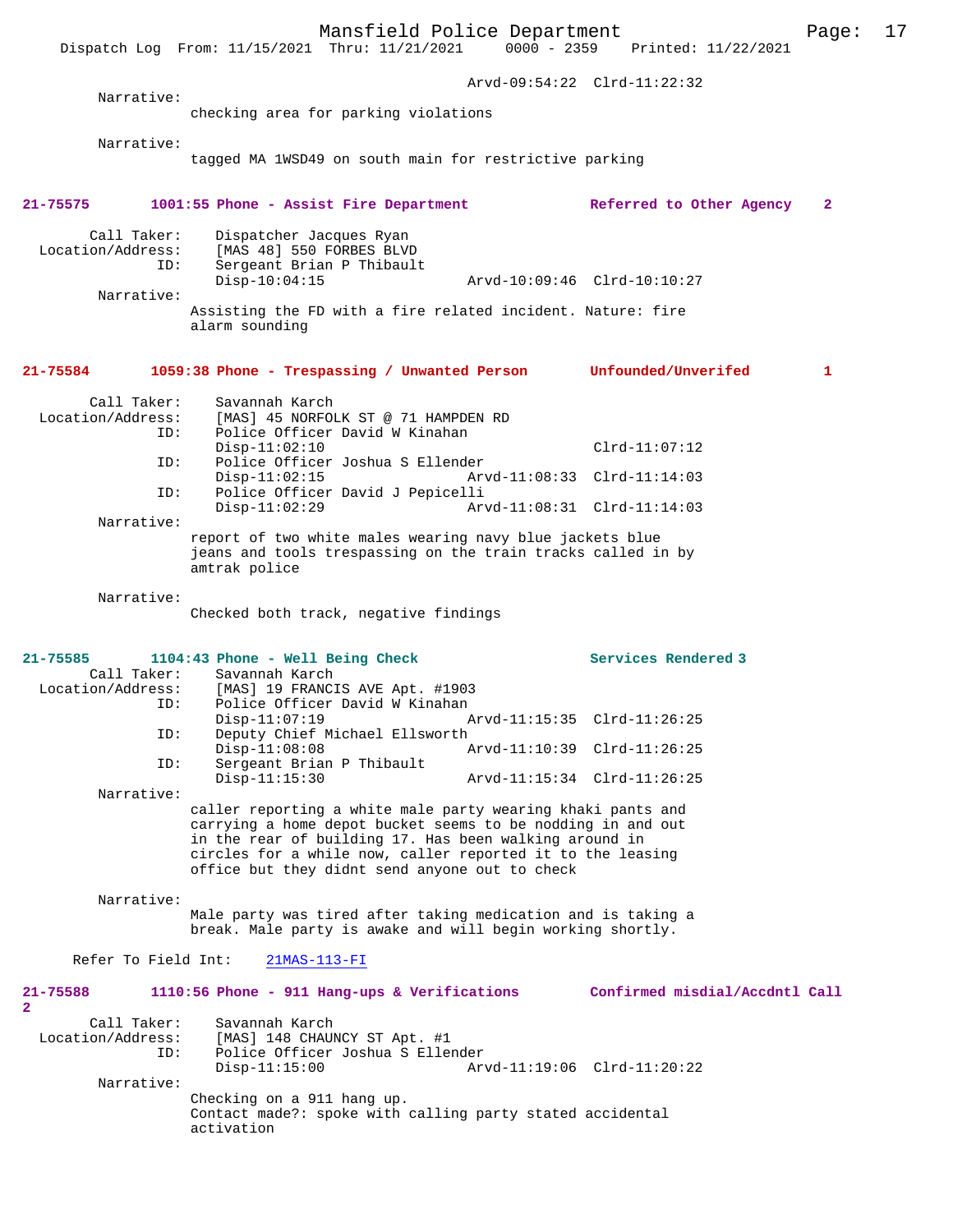Arvd-09:54:22 Clrd-11:22:32

Narrative:
checking area for parking violations

Narrative:
tagged MA 1WSD49 on south main for restrictive parking

**21-75575 1001:55 Phone - Assist Fire Department Referred to Other Agency 2**

Call Taker: Dispatcher Jacques Ryan
Location/Address: [MAS 48] 550 FORBES BLVD
ID: Sergeant Brian P Thibault
Disp-10:04:15 Arvd-10:09:46 Clrd-10:10:27

Narrative:
Assisting the FD with a fire related incident. Nature: fire alarm sounding

**21-75584 1059:38 Phone - Trespassing / Unwanted Person Unfounded/Unverifed 1**

Call Taker: Savannah Karch
Location/Address: [MAS] 45 NORFOLK ST @ 71 HAMPDEN RD
ID: Police Officer David W Kinahan
Disp-11:02:10 Clrd-11:07:12
ID: Police Officer Joshua S Ellender
Disp-11:02:15 Arvd-11:08:33 Clrd-11:14:03
ID: Police Officer David J Pepicelli
Disp-11:02:29 Arvd-11:08:31 Clrd-11:14:03

Narrative:
report of two white males wearing navy blue jackets blue jeans and tools trespassing on the train tracks called in by amtrak police

Narrative:
Checked both track, negative findings

**21-75585 1104:43 Phone - Well Being Check Services Rendered 3**

Call Taker: Savannah Karch
Location/Address: [MAS] 19 FRANCIS AVE Apt. #1903
ID: Police Officer David W Kinahan
Disp-11:07:19 Arvd-11:15:35 Clrd-11:26:25
ID: Deputy Chief Michael Ellsworth
Disp-11:08:08 Arvd-11:10:39 Clrd-11:26:25
ID: Sergeant Brian P Thibault
Disp-11:15:30 Arvd-11:15:34 Clrd-11:26:25

Narrative:
caller reporting a white male party wearing khaki pants and carrying a home depot bucket seems to be nodding in and out in the rear of building 17. Has been walking around in circles for a while now, caller reported it to the leasing office but they didnt send anyone out to check

Narrative:
Male party was tired after taking medication and is taking a break. Male party is awake and will begin working shortly.

Refer To Field Int: 21MAS-113-FI

**21-75588 1110:56 Phone - 911 Hang-ups & Verifications Confirmed misdial/Accdntl Call 2**

Call Taker: Savannah Karch
Location/Address: [MAS] 148 CHAUNCY ST Apt. #1
ID: Police Officer Joshua S Ellender
Disp-11:15:00 Arvd-11:19:06 Clrd-11:20:22

Narrative:
Checking on a 911 hang up.
Contact made?: spoke with calling party stated accidental activation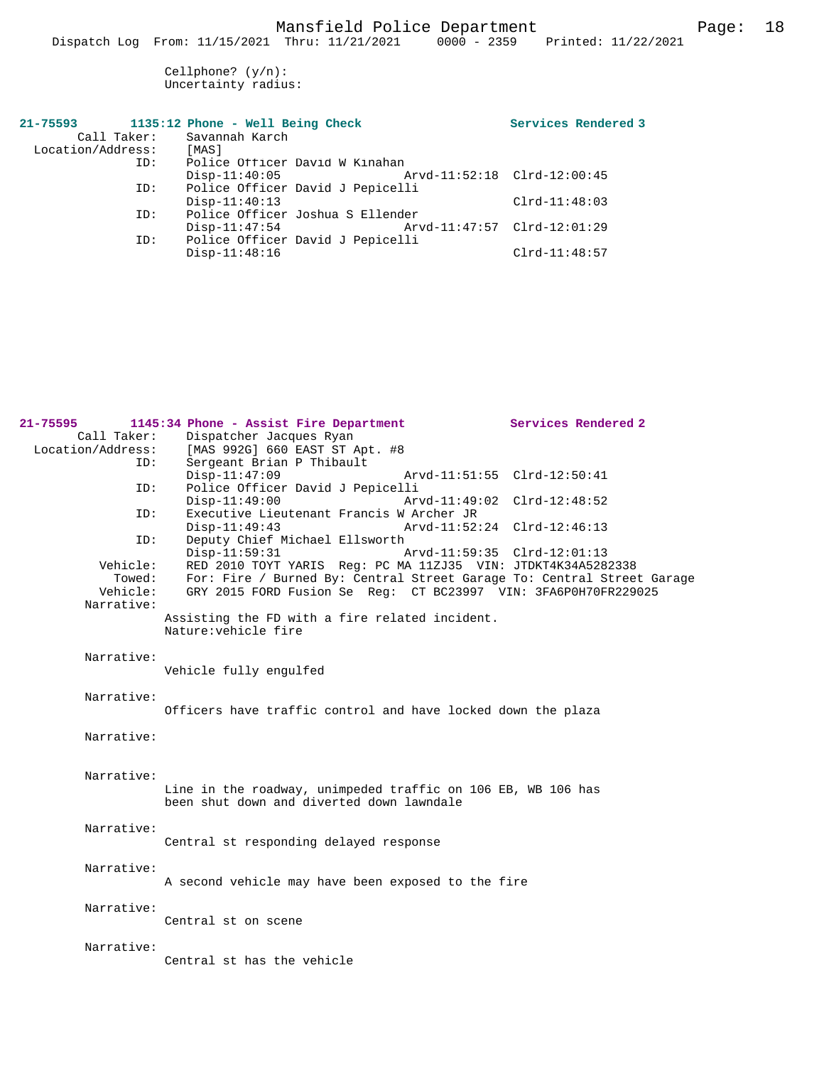Cellphone? (y/n):
Uncertainty radius:

**21-75593** **1135:12 Phone - Well Being Check** **Services Rendered 3**

```
        Call Taker:    Savannah Karch
  Location/Address:    [MAS]
                ID:    Police Officer David W Kinahan
                       Disp-11:40:05                 Arvd-11:52:18  Clrd-12:00:45
                ID:    Police Officer David J Pepicelli
                       Disp-11:40:13                                Clrd-11:48:03
                ID:    Police Officer Joshua S Ellender
                       Disp-11:47:54                 Arvd-11:47:57  Clrd-12:01:29
                ID:    Police Officer David J Pepicelli
                       Disp-11:48:16                                Clrd-11:48:57
```

**21-75595** **1145:34 Phone - Assist Fire Department** **Services Rendered 2**

```
        Call Taker:    Dispatcher Jacques Ryan
  Location/Address:    [MAS 992G] 660 EAST ST Apt. #8
                ID:    Sergeant Brian P Thibault
                       Disp-11:47:09                 Arvd-11:51:55  Clrd-12:50:41
                ID:    Police Officer David J Pepicelli
                       Disp-11:49:00                 Arvd-11:49:02  Clrd-12:48:52
                ID:    Executive Lieutenant Francis W Archer JR
                       Disp-11:49:43                 Arvd-11:52:24  Clrd-12:46:13
                ID:    Deputy Chief Michael Ellsworth
                       Disp-11:59:31                 Arvd-11:59:35  Clrd-12:01:13
           Vehicle:    RED 2010 TOYT YARIS  Reg: PC MA 11ZJ35  VIN: JTDKT4K34A5282338
             Towed:    For: Fire / Burned By: Central Street Garage To: Central Street Garage
           Vehicle:    GRY 2015 FORD Fusion Se  Reg:  CT BC23997  VIN: 3FA6P0H70FR229025
         Narrative:
                       Assisting the FD with a fire related incident.
                       Nature:vehicle fire

         Narrative:
                       Vehicle fully engulfed

         Narrative:
                       Officers have traffic control and have locked down the plaza

         Narrative:


         Narrative:
                       Line in the roadway, unimpeded traffic on 106 EB, WB 106 has
                       been shut down and diverted down lawndale

         Narrative:
                       Central st responding delayed response

         Narrative:
                       A second vehicle may have been exposed to the fire

         Narrative:
                       Central st on scene

         Narrative:
                       Central st has the vehicle
```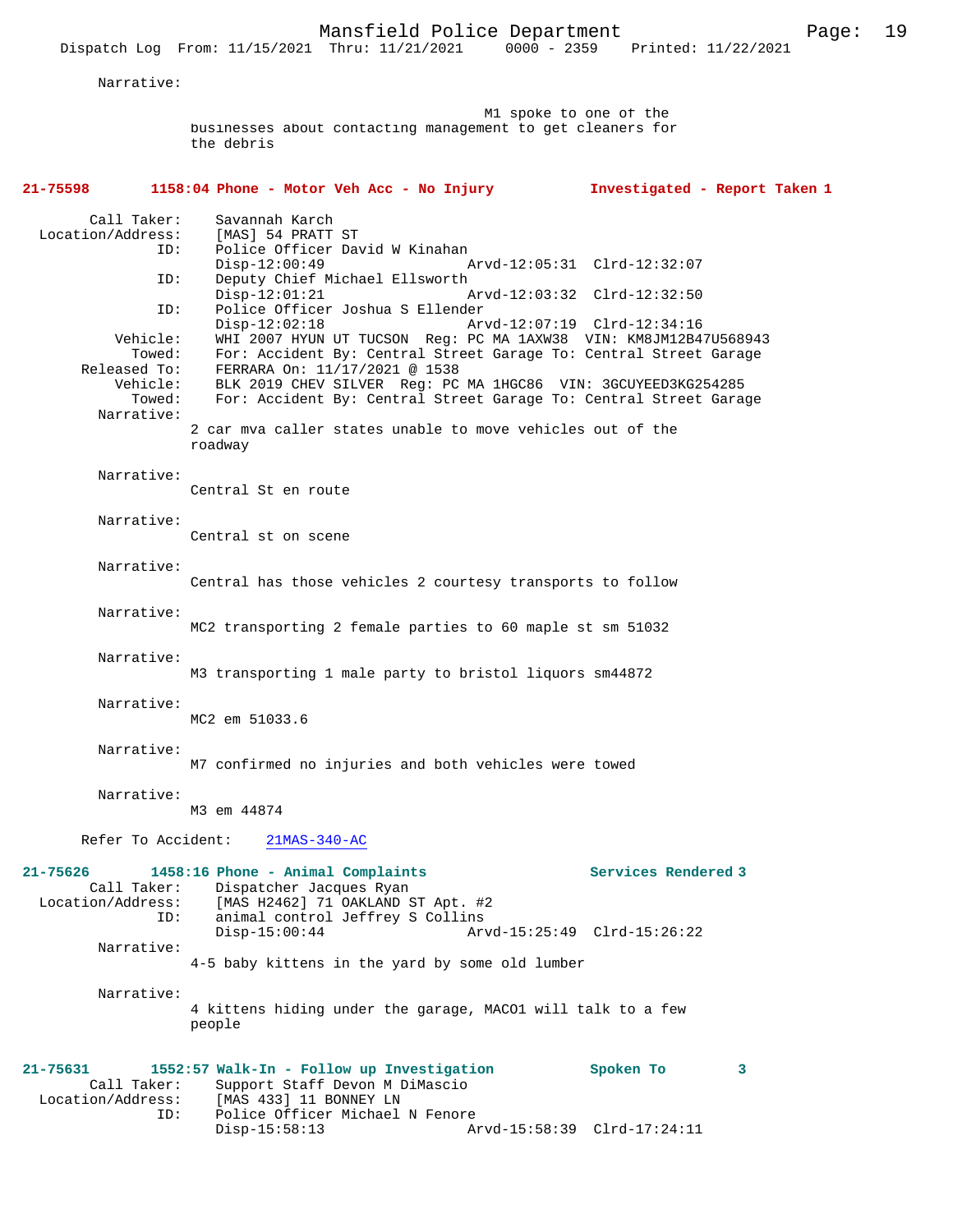Narrative:

M1 spoke to one of the businesses about contacting management to get cleaners for the debris

**21-75598 1158:04 Phone - Motor Veh Acc - No Injury Investigated - Report Taken 1**

Call Taker: Savannah Karch
Location/Address: [MAS] 54 PRATT ST
ID: Police Officer David W Kinahan
Disp-12:00:49 Arvd-12:05:31 Clrd-12:32:07
ID: Deputy Chief Michael Ellsworth
Disp-12:01:21 Arvd-12:03:32 Clrd-12:32:50
ID: Police Officer Joshua S Ellender
Disp-12:02:18 Arvd-12:07:19 Clrd-12:34:16
Vehicle: WHI 2007 HYUN UT TUCSON Reg: PC MA 1AXW38 VIN: KM8JM12B47U568943
Towed: For: Accident By: Central Street Garage To: Central Street Garage
Released To: FERRARA On: 11/17/2021 @ 1538
Vehicle: BLK 2019 CHEV SILVER Reg: PC MA 1HGC86 VIN: 3GCUYEED3KG254285
Towed: For: Accident By: Central Street Garage To: Central Street Garage
Narrative:
2 car mva caller states unable to move vehicles out of the roadway

Narrative:
Central St en route

Narrative:
Central st on scene

Narrative:
Central has those vehicles 2 courtesy transports to follow

Narrative:
MC2 transporting 2 female parties to 60 maple st sm 51032

Narrative:
M3 transporting 1 male party to bristol liquors sm44872

Narrative:
MC2 em 51033.6

Narrative:
M7 confirmed no injuries and both vehicles were towed

Narrative:
M3 em 44874

Refer To Accident: 21MAS-340-AC

**21-75626 1458:16 Phone - Animal Complaints Services Rendered 3**

Call Taker: Dispatcher Jacques Ryan
Location/Address: [MAS H2462] 71 OAKLAND ST Apt. #2
ID: animal control Jeffrey S Collins
Disp-15:00:44 Arvd-15:25:49 Clrd-15:26:22
Narrative:
4-5 baby kittens in the yard by some old lumber

Narrative:
4 kittens hiding under the garage, MACO1 will talk to a few people

**21-75631 1552:57 Walk-In - Follow up Investigation Spoken To 3**

Call Taker: Support Staff Devon M DiMascio
Location/Address: [MAS 433] 11 BONNEY LN
ID: Police Officer Michael N Fenore
Disp-15:58:13 Arvd-15:58:39 Clrd-17:24:11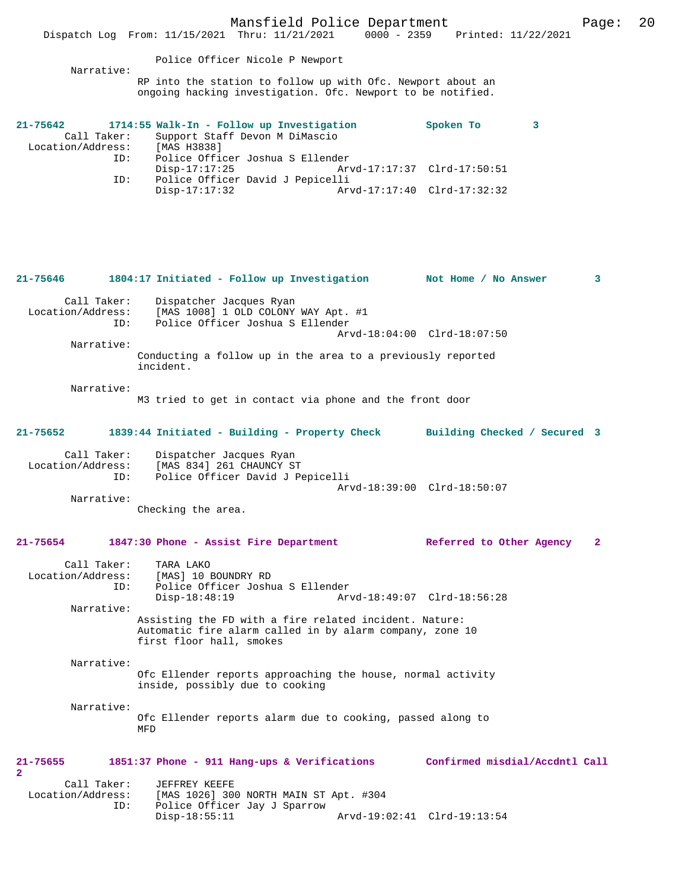Police Officer Nicole P Newport

Narrative:
RP into the station to follow up with Ofc. Newport about an ongoing hacking investigation. Ofc. Newport to be notified.

**21-75642 1714:55 Walk-In - Follow up Investigation — Spoken To — 3**

```
        Call Taker:    Support Staff Devon M DiMascio
  Location/Address:    [MAS H3838]
                ID:    Police Officer Joshua S Ellender
                       Disp-17:17:25                 Arvd-17:17:37  Clrd-17:50:51
                ID:    Police Officer David J Pepicelli
                       Disp-17:17:32                 Arvd-17:17:40  Clrd-17:32:32
```

**21-75646 1804:17 Initiated - Follow up Investigation — Not Home / No Answer — 3**

```
        Call Taker:    Dispatcher Jacques Ryan
  Location/Address:    [MAS 1008] 1 OLD COLONY WAY Apt. #1
                ID:    Police Officer Joshua S Ellender
                                                     Arvd-18:04:00  Clrd-18:07:50
```

Narrative:
Conducting a follow up in the area to a previously reported incident.

Narrative:
M3 tried to get in contact via phone and the front door

**21-75652 1839:44 Initiated - Building - Property Check — Building Checked / Secured — 3**

```
        Call Taker:    Dispatcher Jacques Ryan
  Location/Address:    [MAS 834] 261 CHAUNCY ST
                ID:    Police Officer David J Pepicelli
                                                     Arvd-18:39:00  Clrd-18:50:07
```

Narrative:
Checking the area.

**21-75654 1847:30 Phone - Assist Fire Department — Referred to Other Agency — 2**

```
        Call Taker:    TARA LAKO
  Location/Address:    [MAS] 10 BOUNDRY RD
                ID:    Police Officer Joshua S Ellender
                       Disp-18:48:19                 Arvd-18:49:07  Clrd-18:56:28
```

Narrative:
Assisting the FD with a fire related incident. Nature: Automatic fire alarm called in by alarm company, zone 10 first floor hall, smokes

Narrative:
Ofc Ellender reports approaching the house, normal activity inside, possibly due to cooking

Narrative:
Ofc Ellender reports alarm due to cooking, passed along to MFD

**21-75655 1851:37 Phone - 911 Hang-ups & Verifications — Confirmed misdial/Accdntl Call — 2**

```
        Call Taker:    JEFFREY KEEFE
  Location/Address:    [MAS 1026] 300 NORTH MAIN ST Apt. #304
                ID:    Police Officer Jay J Sparrow
                       Disp-18:55:11                 Arvd-19:02:41  Clrd-19:13:54
```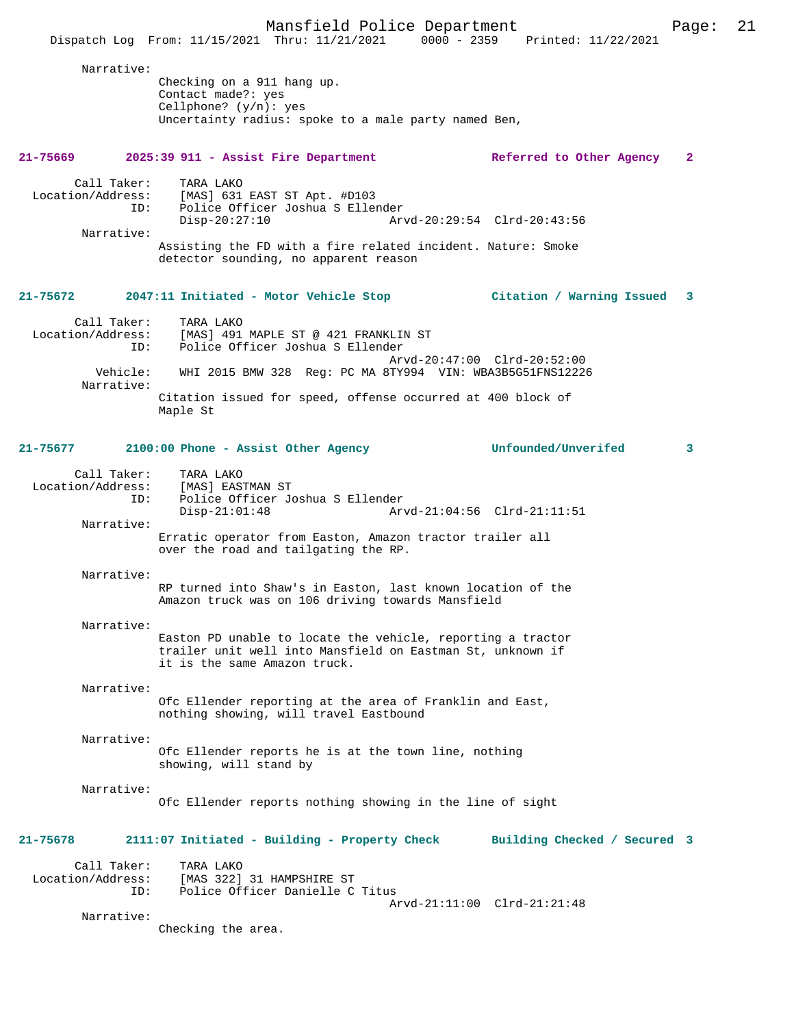Narrative:

Checking on a 911 hang up.
Contact made?: yes
Cellphone? (y/n): yes
Uncertainty radius: spoke to a male party named Ben,

**21-75669 2025:39 911 - Assist Fire Department — Referred to Other Agency 2**

Call Taker: TARA LAKO
Location/Address: [MAS] 631 EAST ST Apt. #D103
ID: Police Officer Joshua S Ellender
Disp-20:27:10 Arvd-20:29:54 Clrd-20:43:56

Narrative:

Assisting the FD with a fire related incident. Nature: Smoke detector sounding, no apparent reason

**21-75672 2047:11 Initiated - Motor Vehicle Stop — Citation / Warning Issued 3**

Call Taker: TARA LAKO
Location/Address: [MAS] 491 MAPLE ST @ 421 FRANKLIN ST
ID: Police Officer Joshua S Ellender
Arvd-20:47:00 Clrd-20:52:00
Vehicle: WHI 2015 BMW 328 Reg: PC MA 8TY994 VIN: WBA3B5G51FNS12226

Narrative:

Citation issued for speed, offense occurred at 400 block of Maple St

**21-75677 2100:00 Phone - Assist Other Agency — Unfounded/Unverifed 3**

Call Taker: TARA LAKO
Location/Address: [MAS] EASTMAN ST
ID: Police Officer Joshua S Ellender
Disp-21:01:48 Arvd-21:04:56 Clrd-21:11:51

Narrative:

Erratic operator from Easton, Amazon tractor trailer all over the road and tailgating the RP.

Narrative:

RP turned into Shaw's in Easton, last known location of the Amazon truck was on 106 driving towards Mansfield

Narrative:

Easton PD unable to locate the vehicle, reporting a tractor trailer unit well into Mansfield on Eastman St, unknown if it is the same Amazon truck.

Narrative:

Ofc Ellender reporting at the area of Franklin and East, nothing showing, will travel Eastbound

Narrative:

Ofc Ellender reports he is at the town line, nothing showing, will stand by

Narrative:

Ofc Ellender reports nothing showing in the line of sight

**21-75678 2111:07 Initiated - Building - Property Check — Building Checked / Secured 3**

Call Taker: TARA LAKO
Location/Address: [MAS 322] 31 HAMPSHIRE ST
ID: Police Officer Danielle C Titus
Arvd-21:11:00 Clrd-21:21:48

Narrative:

Checking the area.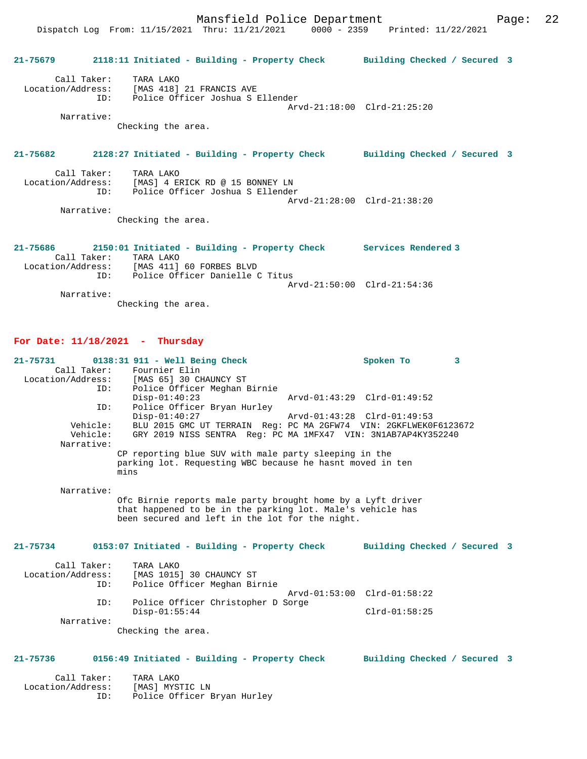**21-75679 2118:11 Initiated - Building - Property Check Building Checked / Secured 3**

Call Taker: TARA LAKO
Location/Address: [MAS 418] 21 FRANCIS AVE
ID: Police Officer Joshua S Ellender
Arvd-21:18:00 Clrd-21:25:20
Narrative:
Checking the area.

**21-75682 2128:27 Initiated - Building - Property Check Building Checked / Secured 3**

Call Taker: TARA LAKO
Location/Address: [MAS] 4 ERICK RD @ 15 BONNEY LN
ID: Police Officer Joshua S Ellender
Arvd-21:28:00 Clrd-21:38:20
Narrative:
Checking the area.

**21-75686 2150:01 Initiated - Building - Property Check Services Rendered 3**

Call Taker: TARA LAKO
Location/Address: [MAS 411] 60 FORBES BLVD
ID: Police Officer Danielle C Titus
Arvd-21:50:00 Clrd-21:54:36
Narrative:
Checking the area.

## For Date: 11/18/2021 - Thursday

**21-75731 0138:31 911 - Well Being Check Spoken To 3**

Call Taker: Fournier Elin
Location/Address: [MAS 65] 30 CHAUNCY ST
ID: Police Officer Meghan Birnie
Disp-01:40:23 Arvd-01:43:29 Clrd-01:49:52
ID: Police Officer Bryan Hurley
Disp-01:40:27 Arvd-01:43:28 Clrd-01:49:53
Vehicle: BLU 2015 GMC UT TERRAIN Reg: PC MA 2GFW74 VIN: 2GKFLWEK0F6123672
Vehicle: GRY 2019 NISS SENTRA Reg: PC MA 1MFX47 VIN: 3N1AB7AP4KY352240
Narrative:
CP reporting blue SUV with male party sleeping in the parking lot. Requesting WBC because he hasnt moved in ten mins

Narrative:
Ofc Birnie reports male party brought home by a Lyft driver that happened to be in the parking lot. Male's vehicle has been secured and left in the lot for the night.

**21-75734 0153:07 Initiated - Building - Property Check Building Checked / Secured 3**

Call Taker: TARA LAKO
Location/Address: [MAS 1015] 30 CHAUNCY ST
ID: Police Officer Meghan Birnie
Arvd-01:53:00 Clrd-01:58:22
ID: Police Officer Christopher D Sorge
Disp-01:55:44 Clrd-01:58:25
Narrative:
Checking the area.

**21-75736 0156:49 Initiated - Building - Property Check Building Checked / Secured 3**

Call Taker: TARA LAKO
Location/Address: [MAS] MYSTIC LN
ID: Police Officer Bryan Hurley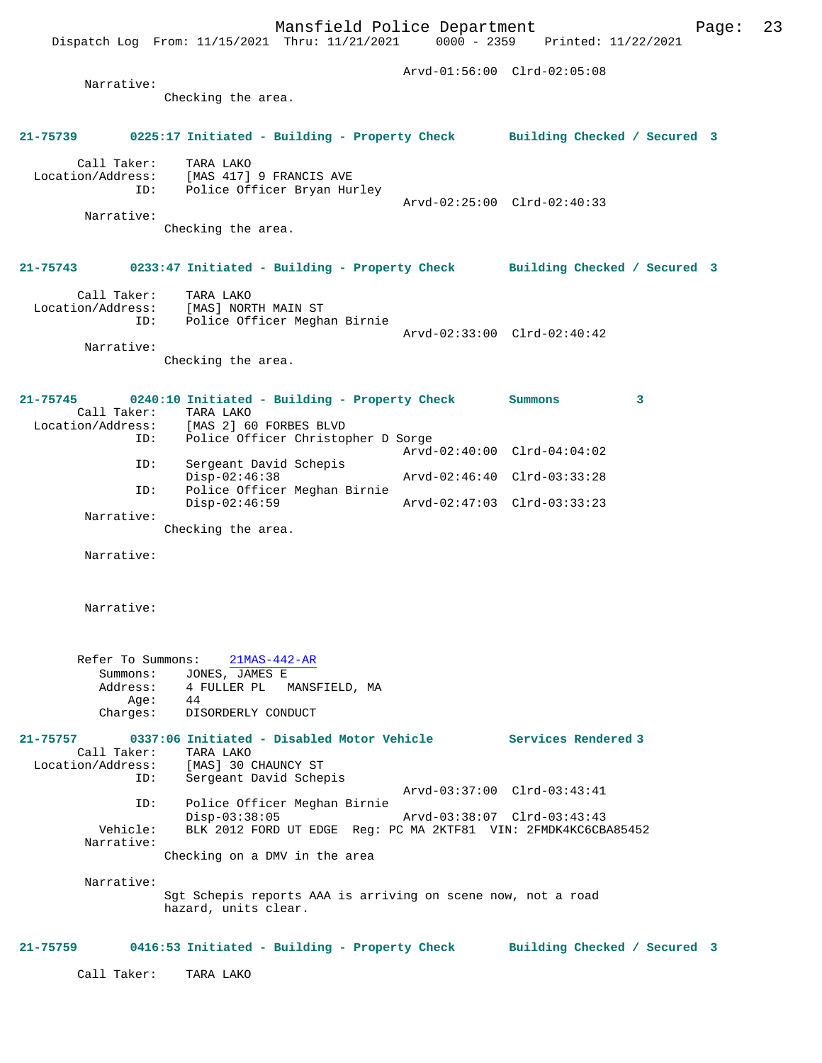Arvd-01:56:00 Clrd-02:05:08

Narrative:
Checking the area.

**21-75739 0225:17 Initiated - Building - Property Check Building Checked / Secured 3**

Call Taker: TARA LAKO
Location/Address: [MAS 417] 9 FRANCIS AVE
ID: Police Officer Bryan Hurley
Arvd-02:25:00 Clrd-02:40:33

Narrative:
Checking the area.

**21-75743 0233:47 Initiated - Building - Property Check Building Checked / Secured 3**

Call Taker: TARA LAKO
Location/Address: [MAS] NORTH MAIN ST
ID: Police Officer Meghan Birnie
Arvd-02:33:00 Clrd-02:40:42

Narrative:
Checking the area.

**21-75745 0240:10 Initiated - Building - Property Check Summons 3**

Call Taker: TARA LAKO
Location/Address: [MAS 2] 60 FORBES BLVD
ID: Police Officer Christopher D Sorge
Arvd-02:40:00 Clrd-04:04:02
ID: Sergeant David Schepis
Disp-02:46:38 Arvd-02:46:40 Clrd-03:33:28
ID: Police Officer Meghan Birnie
Disp-02:46:59 Arvd-02:47:03 Clrd-03:33:23

Narrative:
Checking the area.

Narrative:

Narrative:

Refer To Summons: 21MAS-442-AR
Summons: JONES, JAMES E
Address: 4 FULLER PL MANSFIELD, MA
Age: 44
Charges: DISORDERLY CONDUCT

**21-75757 0337:06 Initiated - Disabled Motor Vehicle Services Rendered 3**

Call Taker: TARA LAKO
Location/Address: [MAS] 30 CHAUNCY ST
ID: Sergeant David Schepis
Arvd-03:37:00 Clrd-03:43:41
ID: Police Officer Meghan Birnie
Disp-03:38:05 Arvd-03:38:07 Clrd-03:43:43
Vehicle: BLK 2012 FORD UT EDGE Reg: PC MA 2KTF81 VIN: 2FMDK4KC6CBA85452

Narrative:
Checking on a DMV in the area

Narrative:
Sgt Schepis reports AAA is arriving on scene now, not a road hazard, units clear.

**21-75759 0416:53 Initiated - Building - Property Check Building Checked / Secured 3**

Call Taker: TARA LAKO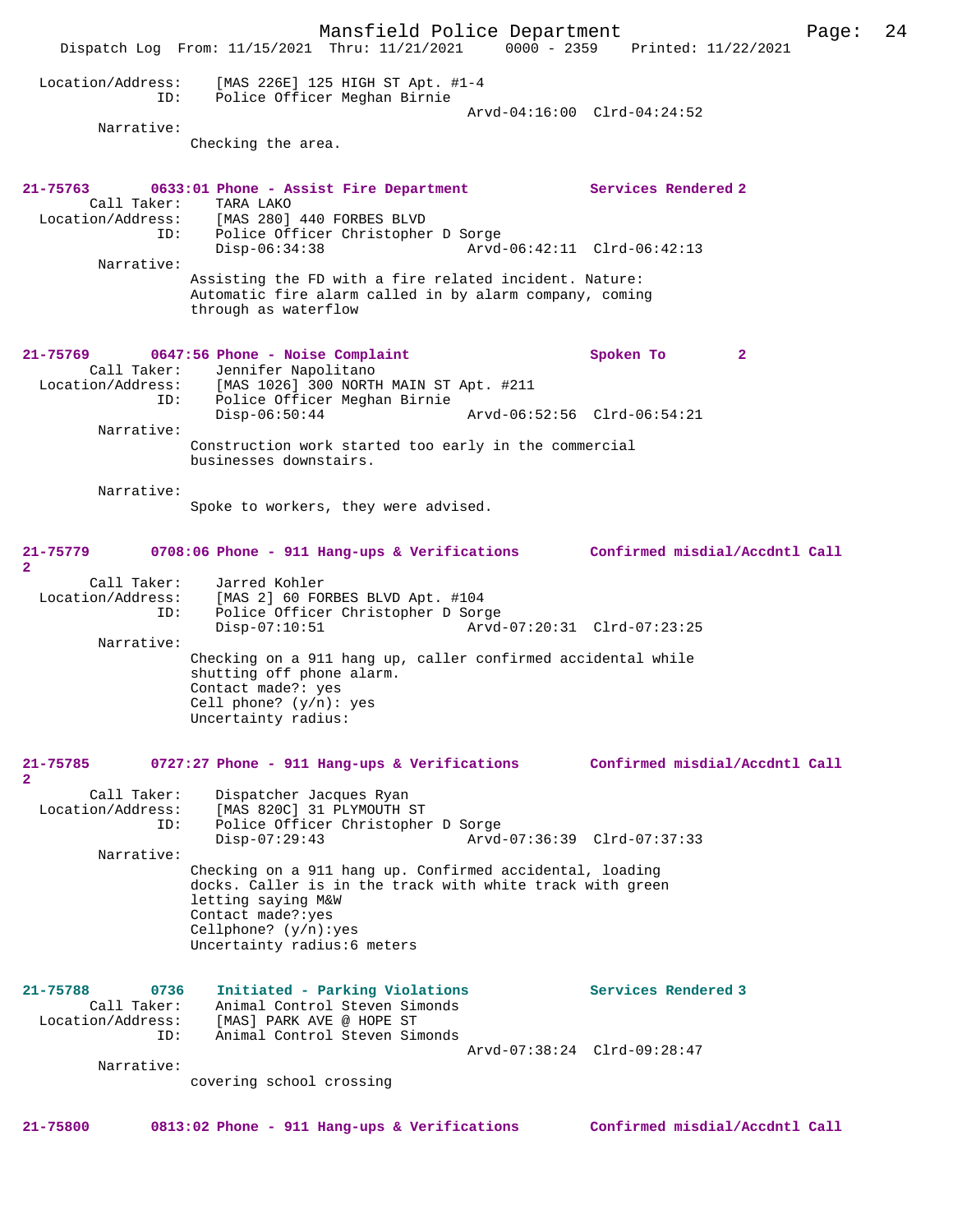Location/Address: [MAS 226E] 125 HIGH ST Apt. #1-4
ID: Police Officer Meghan Birnie
Arvd-04:16:00 Clrd-04:24:52

Narrative:
Checking the area.

**21-75763 0633:01 Phone - Assist Fire Department — Services Rendered 2**

Call Taker: TARA LAKO
Location/Address: [MAS 280] 440 FORBES BLVD
ID: Police Officer Christopher D Sorge
Disp-06:34:38 Arvd-06:42:11 Clrd-06:42:13

Narrative:
Assisting the FD with a fire related incident. Nature: Automatic fire alarm called in by alarm company, coming through as waterflow

**21-75769 0647:56 Phone - Noise Complaint — Spoken To 2**

Call Taker: Jennifer Napolitano
Location/Address: [MAS 1026] 300 NORTH MAIN ST Apt. #211
ID: Police Officer Meghan Birnie
Disp-06:50:44 Arvd-06:52:56 Clrd-06:54:21

Narrative:
Construction work started too early in the commercial businesses downstairs.

Narrative:
Spoke to workers, they were advised.

**21-75779 0708:06 Phone - 911 Hang-ups & Verifications — Confirmed misdial/Accdntl Call 2**

Call Taker: Jarred Kohler
Location/Address: [MAS 2] 60 FORBES BLVD Apt. #104
ID: Police Officer Christopher D Sorge
Disp-07:10:51 Arvd-07:20:31 Clrd-07:23:25

Narrative:
Checking on a 911 hang up, caller confirmed accidental while shutting off phone alarm.
Contact made?: yes
Cell phone? (y/n): yes
Uncertainty radius:

**21-75785 0727:27 Phone - 911 Hang-ups & Verifications — Confirmed misdial/Accdntl Call 2**

Call Taker: Dispatcher Jacques Ryan
Location/Address: [MAS 820C] 31 PLYMOUTH ST
ID: Police Officer Christopher D Sorge
Disp-07:29:43 Arvd-07:36:39 Clrd-07:37:33

Narrative:
Checking on a 911 hang up. Confirmed accidental, loading docks. Caller is in the track with white track with green letting saying M&W
Contact made?:yes
Cellphone? (y/n):yes
Uncertainty radius:6 meters

**21-75788 0736 Initiated - Parking Violations — Services Rendered 3**

Call Taker: Animal Control Steven Simonds
Location/Address: [MAS] PARK AVE @ HOPE ST
ID: Animal Control Steven Simonds
Arvd-07:38:24 Clrd-09:28:47

Narrative:
covering school crossing

**21-75800 0813:02 Phone - 911 Hang-ups & Verifications — Confirmed misdial/Accdntl Call**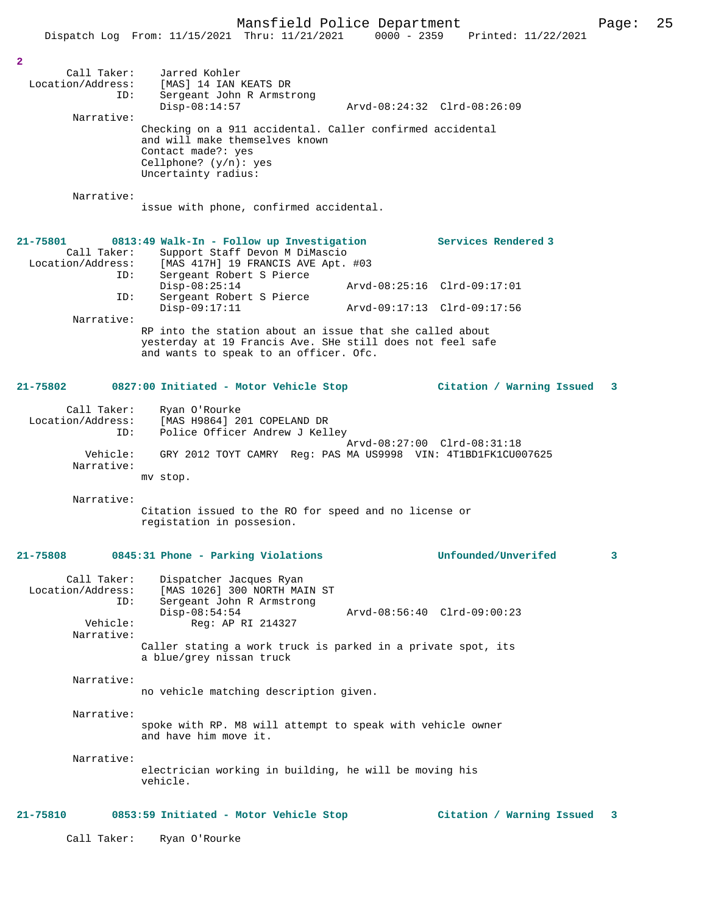2

Call Taker: Jarred Kohler
Location/Address: [MAS] 14 IAN KEATS DR
ID: Sergeant John R Armstrong
Disp-08:14:57 Arvd-08:24:32 Clrd-08:26:09
Narrative:
Checking on a 911 accidental. Caller confirmed accidental and will make themselves known
Contact made?: yes
Cellphone? (y/n): yes
Uncertainty radius:

Narrative:
issue with phone, confirmed accidental.

**21-75801 0813:49 Walk-In - Follow up Investigation Services Rendered 3**

Call Taker: Support Staff Devon M DiMascio
Location/Address: [MAS 417H] 19 FRANCIS AVE Apt. #03
ID: Sergeant Robert S Pierce
Disp-08:25:14 Arvd-08:25:16 Clrd-09:17:01
ID: Sergeant Robert S Pierce
Disp-09:17:11 Arvd-09:17:13 Clrd-09:17:56
Narrative:
RP into the station about an issue that she called about yesterday at 19 Francis Ave. SHe still does not feel safe and wants to speak to an officer. Ofc.

**21-75802 0827:00 Initiated - Motor Vehicle Stop Citation / Warning Issued 3**

Call Taker: Ryan O'Rourke
Location/Address: [MAS H9864] 201 COPELAND DR
ID: Police Officer Andrew J Kelley
Arvd-08:27:00 Clrd-08:31:18
Vehicle: GRY 2012 TOYT CAMRY Reg: PAS MA US9998 VIN: 4T1BD1FK1CU007625
Narrative:
mv stop.

Narrative:
Citation issued to the RO for speed and no license or registation in possesion.

**21-75808 0845:31 Phone - Parking Violations Unfounded/Unverifed 3**

Call Taker: Dispatcher Jacques Ryan
Location/Address: [MAS 1026] 300 NORTH MAIN ST
ID: Sergeant John R Armstrong
Disp-08:54:54 Arvd-08:56:40 Clrd-09:00:23
Vehicle: Reg: AP RI 214327
Narrative:
Caller stating a work truck is parked in a private spot, its a blue/grey nissan truck

Narrative:
no vehicle matching description given.

Narrative:
spoke with RP. M8 will attempt to speak with vehicle owner and have him move it.

Narrative:
electrician working in building, he will be moving his vehicle.

**21-75810 0853:59 Initiated - Motor Vehicle Stop Citation / Warning Issued 3**

Call Taker: Ryan O'Rourke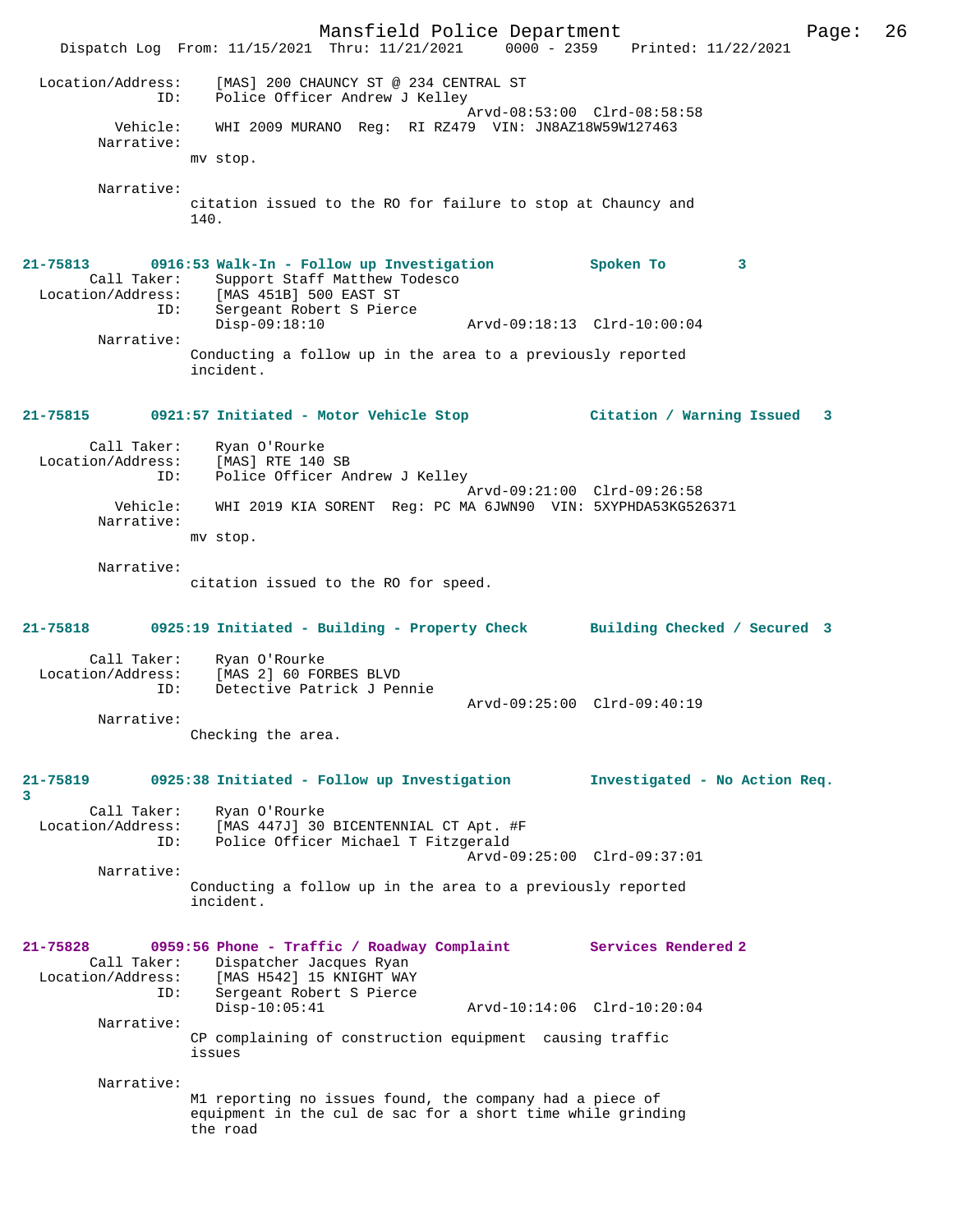Location/Address: [MAS] 200 CHAUNCY ST @ 234 CENTRAL ST
ID: Police Officer Andrew J Kelley
Arvd-08:53:00 Clrd-08:58:58
Vehicle: WHI 2009 MURANO Reg: RI RZ479 VIN: JN8AZ18W59W127463
Narrative:
mv stop.

Narrative:
citation issued to the RO for failure to stop at Chauncy and 140.

**21-75813 0916:53 Walk-In - Follow up Investigation Spoken To 3**
Call Taker: Support Staff Matthew Todesco
Location/Address: [MAS 451B] 500 EAST ST
ID: Sergeant Robert S Pierce
Disp-09:18:10 Arvd-09:18:13 Clrd-10:00:04
Narrative:
Conducting a follow up in the area to a previously reported incident.

**21-75815 0921:57 Initiated - Motor Vehicle Stop Citation / Warning Issued 3**
Call Taker: Ryan O'Rourke
Location/Address: [MAS] RTE 140 SB
ID: Police Officer Andrew J Kelley
Arvd-09:21:00 Clrd-09:26:58
Vehicle: WHI 2019 KIA SORENT Reg: PC MA 6JWN90 VIN: 5XYPHDA53KG526371
Narrative:
mv stop.

Narrative:
citation issued to the RO for speed.

**21-75818 0925:19 Initiated - Building - Property Check Building Checked / Secured 3**
Call Taker: Ryan O'Rourke
Location/Address: [MAS 2] 60 FORBES BLVD
ID: Detective Patrick J Pennie
Arvd-09:25:00 Clrd-09:40:19
Narrative:
Checking the area.

**21-75819 0925:38 Initiated - Follow up Investigation Investigated - No Action Req. 3**
Call Taker: Ryan O'Rourke
Location/Address: [MAS 447J] 30 BICENTENNIAL CT Apt. #F
ID: Police Officer Michael T Fitzgerald
Arvd-09:25:00 Clrd-09:37:01
Narrative:
Conducting a follow up in the area to a previously reported incident.

**21-75828 0959:56 Phone - Traffic / Roadway Complaint Services Rendered 2**
Call Taker: Dispatcher Jacques Ryan
Location/Address: [MAS H542] 15 KNIGHT WAY
ID: Sergeant Robert S Pierce
Disp-10:05:41 Arvd-10:14:06 Clrd-10:20:04
Narrative:
CP complaining of construction equipment causing traffic issues

Narrative:
M1 reporting no issues found, the company had a piece of equipment in the cul de sac for a short time while grinding the road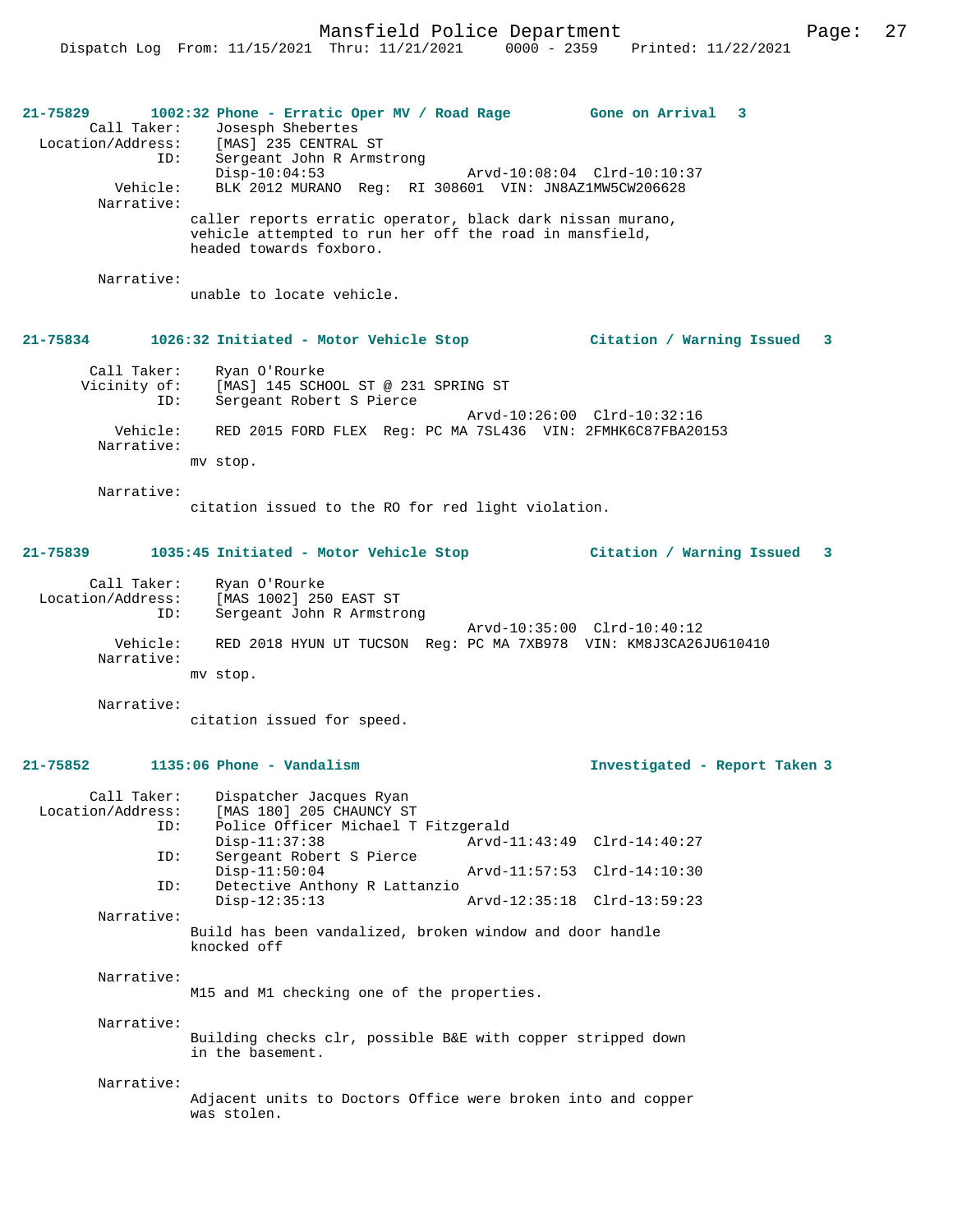**21-75829** 1002:32 Phone - Erratic Oper MV / Road Rage — Gone on Arrival 3

Call Taker: Josesph Shebertes
Location/Address: [MAS] 235 CENTRAL ST
ID: Sergeant John R Armstrong
Disp-10:04:53 Arvd-10:08:04 Clrd-10:10:37
Vehicle: BLK 2012 MURANO Reg: RI 308601 VIN: JN8AZ1MW5CW206628
Narrative:
caller reports erratic operator, black dark nissan murano, vehicle attempted to run her off the road in mansfield, headed towards foxboro.

Narrative:
unable to locate vehicle.

**21-75834** 1026:32 Initiated - Motor Vehicle Stop — Citation / Warning Issued 3

Call Taker: Ryan O'Rourke
Vicinity of: [MAS] 145 SCHOOL ST @ 231 SPRING ST
ID: Sergeant Robert S Pierce
Arvd-10:26:00 Clrd-10:32:16
Vehicle: RED 2015 FORD FLEX Reg: PC MA 7SL436 VIN: 2FMHK6C87FBA20153
Narrative:
mv stop.

Narrative:
citation issued to the RO for red light violation.

**21-75839** 1035:45 Initiated - Motor Vehicle Stop — Citation / Warning Issued 3

Call Taker: Ryan O'Rourke
Location/Address: [MAS 1002] 250 EAST ST
ID: Sergeant John R Armstrong
Arvd-10:35:00 Clrd-10:40:12
Vehicle: RED 2018 HYUN UT TUCSON Reg: PC MA 7XB978 VIN: KM8J3CA26JU610410
Narrative:
mv stop.

Narrative:
citation issued for speed.

**21-75852** 1135:06 Phone - Vandalism — Investigated - Report Taken 3

Call Taker: Dispatcher Jacques Ryan
Location/Address: [MAS 180] 205 CHAUNCY ST
ID: Police Officer Michael T Fitzgerald
Disp-11:37:38 Arvd-11:43:49 Clrd-14:40:27
ID: Sergeant Robert S Pierce
Disp-11:50:04 Arvd-11:57:53 Clrd-14:10:30
ID: Detective Anthony R Lattanzio
Disp-12:35:13 Arvd-12:35:18 Clrd-13:59:23
Narrative:
Build has been vandalized, broken window and door handle knocked off

Narrative:
M15 and M1 checking one of the properties.

Narrative:
Building checks clr, possible B&E with copper stripped down in the basement.

Narrative:
Adjacent units to Doctors Office were broken into and copper was stolen.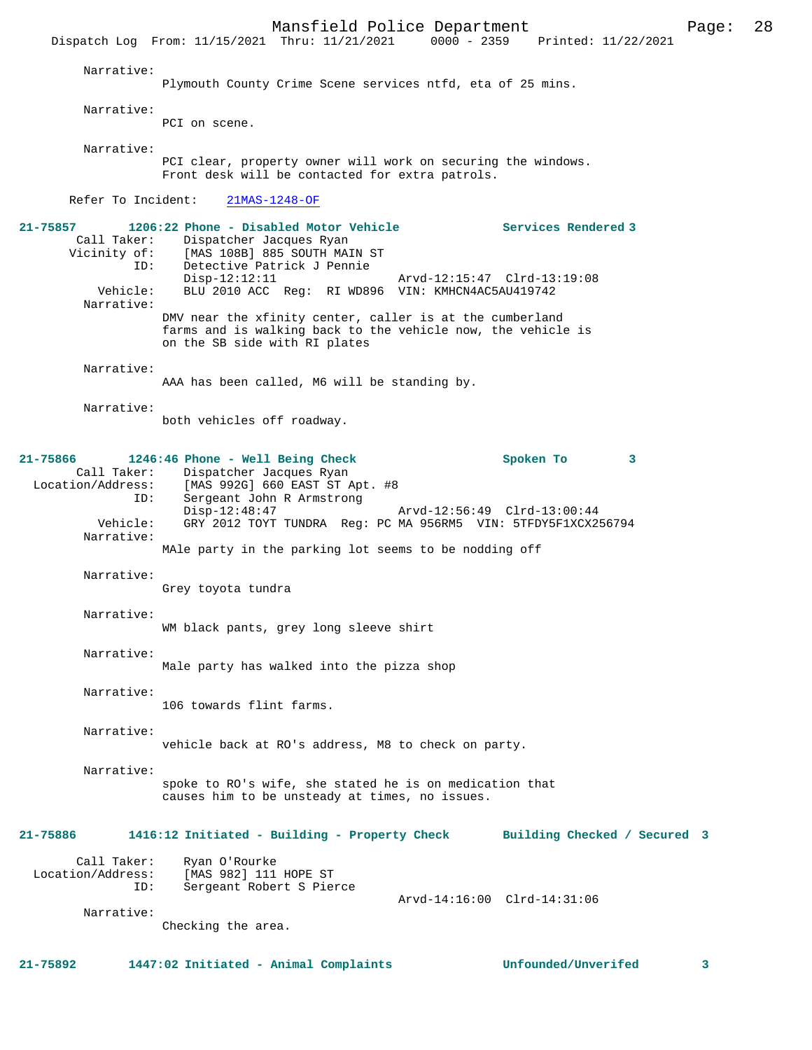Narrative:
Plymouth County Crime Scene services ntfd, eta of 25 mins.

Narrative:
PCI on scene.

Narrative:
PCI clear, property owner will work on securing the windows. Front desk will be contacted for extra patrols.

Refer To Incident: 21MAS-1248-OF

**21-75857 1206:22 Phone - Disabled Motor Vehicle — Services Rendered 3**

Call Taker: Dispatcher Jacques Ryan
Vicinity of: [MAS 108B] 885 SOUTH MAIN ST
ID: Detective Patrick J Pennie
Disp-12:12:11 Arvd-12:15:47 Clrd-13:19:08
Vehicle: BLU 2010 ACC Reg: RI WD896 VIN: KMHCN4AC5AU419742

Narrative:
DMV near the xfinity center, caller is at the cumberland farms and is walking back to the vehicle now, the vehicle is on the SB side with RI plates

Narrative:
AAA has been called, M6 will be standing by.

Narrative:
both vehicles off roadway.

**21-75866 1246:46 Phone - Well Being Check — Spoken To 3**

Call Taker: Dispatcher Jacques Ryan
Location/Address: [MAS 992G] 660 EAST ST Apt. #8
ID: Sergeant John R Armstrong
Disp-12:48:47 Arvd-12:56:49 Clrd-13:00:44
Vehicle: GRY 2012 TOYT TUNDRA Reg: PC MA 956RM5 VIN: 5TFDY5F1XCX256794

Narrative:
MAle party in the parking lot seems to be nodding off

Narrative:
Grey toyota tundra

Narrative:
WM black pants, grey long sleeve shirt

Narrative:
Male party has walked into the pizza shop

Narrative:
106 towards flint farms.

Narrative:
vehicle back at RO's address, M8 to check on party.

Narrative:
spoke to RO's wife, she stated he is on medication that causes him to be unsteady at times, no issues.

**21-75886 1416:12 Initiated - Building - Property Check — Building Checked / Secured 3**

Call Taker: Ryan O'Rourke
Location/Address: [MAS 982] 111 HOPE ST
ID: Sergeant Robert S Pierce
Arvd-14:16:00 Clrd-14:31:06

Narrative:
Checking the area.

**21-75892 1447:02 Initiated - Animal Complaints — Unfounded/Unverifed 3**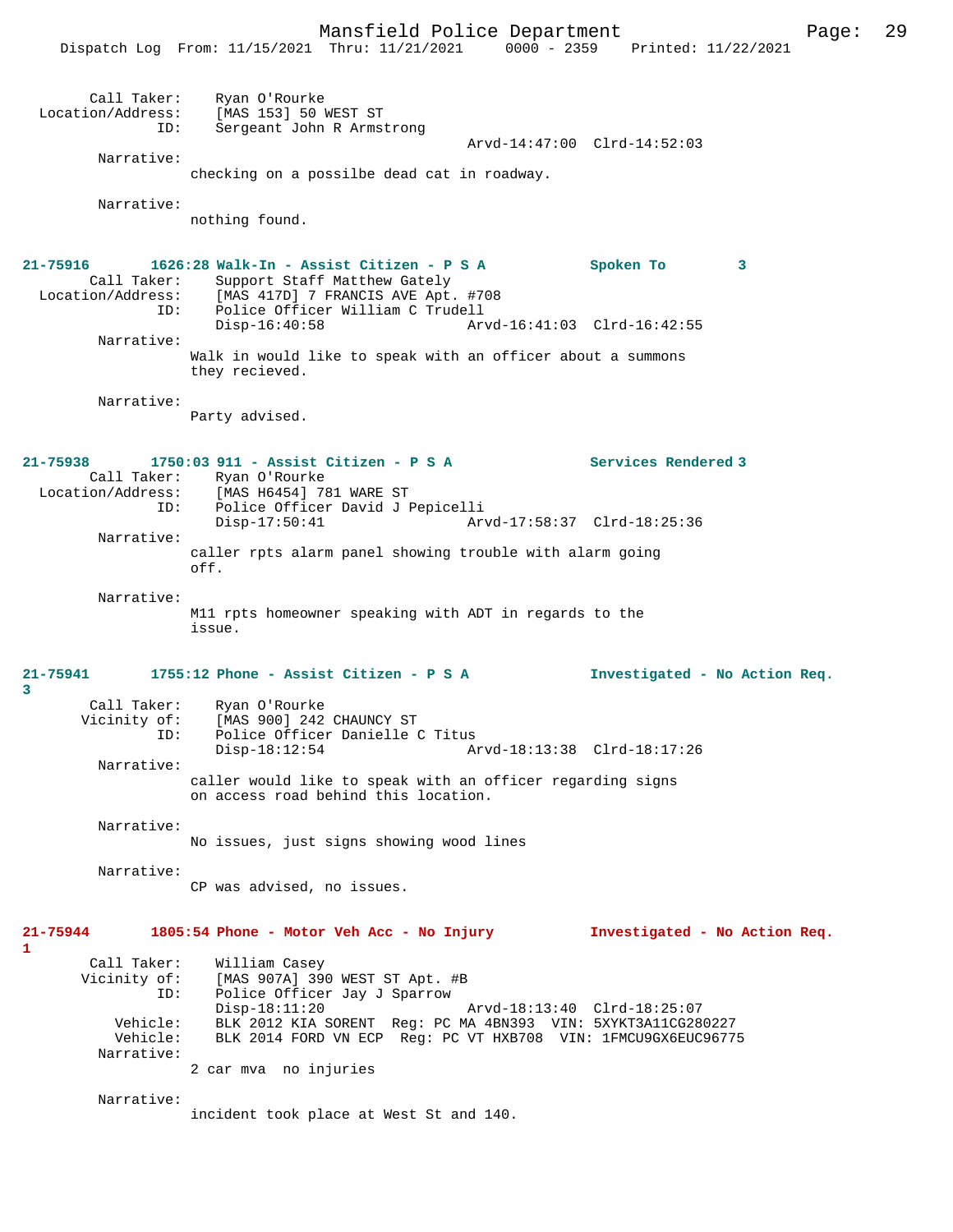Call Taker: Ryan O'Rourke
Location/Address: [MAS 153] 50 WEST ST
ID: Sergeant John R Armstrong
Arvd-14:47:00 Clrd-14:52:03

Narrative:
checking on a possilbe dead cat in roadway.

Narrative:
nothing found.

**21-75916 1626:28 Walk-In - Assist Citizen - P S A Spoken To 3**

Call Taker: Support Staff Matthew Gately
Location/Address: [MAS 417D] 7 FRANCIS AVE Apt. #708
ID: Police Officer William C Trudell
Disp-16:40:58 Arvd-16:41:03 Clrd-16:42:55

Narrative:
Walk in would like to speak with an officer about a summons they recieved.

Narrative:
Party advised.

**21-75938 1750:03 911 - Assist Citizen - P S A Services Rendered 3**

Call Taker: Ryan O'Rourke
Location/Address: [MAS H6454] 781 WARE ST
ID: Police Officer David J Pepicelli
Disp-17:50:41 Arvd-17:58:37 Clrd-18:25:36

Narrative:
caller rpts alarm panel showing trouble with alarm going off.

Narrative:
M11 rpts homeowner speaking with ADT in regards to the issue.

**21-75941 1755:12 Phone - Assist Citizen - P S A Investigated - No Action Req. 3**

Call Taker: Ryan O'Rourke
Vicinity of: [MAS 900] 242 CHAUNCY ST
ID: Police Officer Danielle C Titus
Disp-18:12:54 Arvd-18:13:38 Clrd-18:17:26

Narrative:
caller would like to speak with an officer regarding signs on access road behind this location.

Narrative:
No issues, just signs showing wood lines

Narrative:
CP was advised, no issues.

**21-75944 1805:54 Phone - Motor Veh Acc - No Injury Investigated - No Action Req. 1**

Call Taker: William Casey
Vicinity of: [MAS 907A] 390 WEST ST Apt. #B
ID: Police Officer Jay J Sparrow
Disp-18:11:20 Arvd-18:13:40 Clrd-18:25:07
Vehicle: BLK 2012 KIA SORENT Reg: PC MA 4BN393 VIN: 5XYKT3A11CG280227
Vehicle: BLK 2014 FORD VN ECP Reg: PC VT HXB708 VIN: 1FMCU9GX6EUC96775

Narrative:
2 car mva no injuries

Narrative:
incident took place at West St and 140.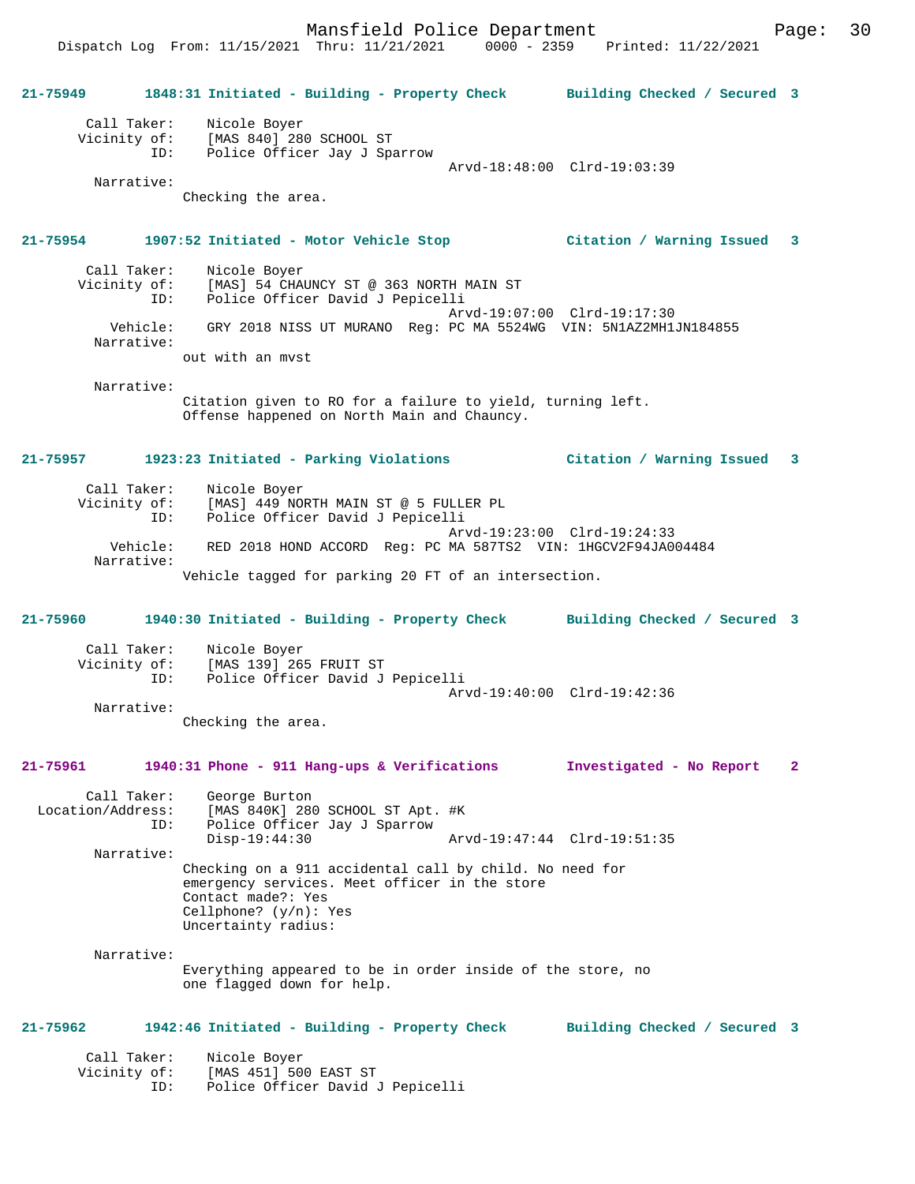**21-75949** 1848:31 Initiated - Building - Property Check — Building Checked / Secured 3

Call Taker: Nicole Boyer
Vicinity of: [MAS 840] 280 SCHOOL ST
ID: Police Officer Jay J Sparrow
Arvd-18:48:00 Clrd-19:03:39
Narrative:
Checking the area.

**21-75954** 1907:52 Initiated - Motor Vehicle Stop — Citation / Warning Issued 3

Call Taker: Nicole Boyer
Vicinity of: [MAS] 54 CHAUNCY ST @ 363 NORTH MAIN ST
ID: Police Officer David J Pepicelli
Arvd-19:07:00 Clrd-19:17:30
Vehicle: GRY 2018 NISS UT MURANO Reg: PC MA 5524WG VIN: 5N1AZ2MH1JN184855
Narrative:
out with an mvst

Narrative:
Citation given to RO for a failure to yield, turning left.
Offense happened on North Main and Chauncy.

**21-75957** 1923:23 Initiated - Parking Violations — Citation / Warning Issued 3

Call Taker: Nicole Boyer
Vicinity of: [MAS] 449 NORTH MAIN ST @ 5 FULLER PL
ID: Police Officer David J Pepicelli
Arvd-19:23:00 Clrd-19:24:33
Vehicle: RED 2018 HOND ACCORD Reg: PC MA 587TS2 VIN: 1HGCV2F94JA004484
Narrative:
Vehicle tagged for parking 20 FT of an intersection.

**21-75960** 1940:30 Initiated - Building - Property Check — Building Checked / Secured 3

Call Taker: Nicole Boyer
Vicinity of: [MAS 139] 265 FRUIT ST
ID: Police Officer David J Pepicelli
Arvd-19:40:00 Clrd-19:42:36
Narrative:
Checking the area.

**21-75961** 1940:31 Phone - 911 Hang-ups & Verifications — Investigated - No Report 2

Call Taker: George Burton
Location/Address: [MAS 840K] 280 SCHOOL ST Apt. #K
ID: Police Officer Jay J Sparrow
Disp-19:44:30 Arvd-19:47:44 Clrd-19:51:35
Narrative:
Checking on a 911 accidental call by child. No need for emergency services. Meet officer in the store
Contact made?: Yes
Cellphone? (y/n): Yes
Uncertainty radius:

Narrative:
Everything appeared to be in order inside of the store, no one flagged down for help.

**21-75962** 1942:46 Initiated - Building - Property Check — Building Checked / Secured 3

Call Taker: Nicole Boyer
Vicinity of: [MAS 451] 500 EAST ST
ID: Police Officer David J Pepicelli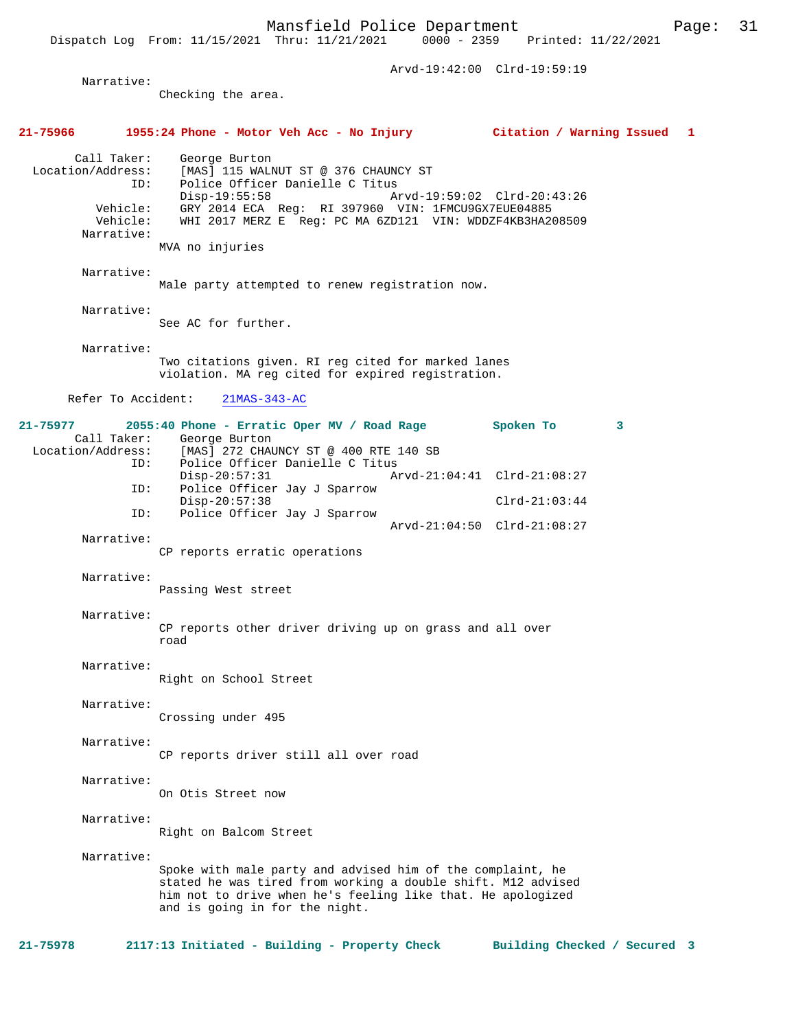Arvd-19:42:00  Clrd-19:59:19

Narrative:
Checking the area.

**21-75966    1955:24 Phone - Motor Veh Acc - No Injury    Citation / Warning Issued  1**

Call Taker: George Burton
Location/Address: [MAS] 115 WALNUT ST @ 376 CHAUNCY ST
ID: Police Officer Danielle C Titus
Disp-19:55:58    Arvd-19:59:02  Clrd-20:43:26
Vehicle: GRY 2014 ECA  Reg: RI 397960  VIN: 1FMCU9GX7EUE04885
Vehicle: WHI 2017 MERZ E  Reg: PC MA 6ZD121  VIN: WDDZF4KB3HA208509

Narrative:
MVA no injuries

Narrative:
Male party attempted to renew registration now.

Narrative:
See AC for further.

Narrative:
Two citations given. RI reg cited for marked lanes violation. MA reg cited for expired registration.

Refer To Accident: 21MAS-343-AC

**21-75977    2055:40 Phone - Erratic Oper MV / Road Rage    Spoken To  3**

Call Taker: George Burton
Location/Address: [MAS] 272 CHAUNCY ST @ 400 RTE 140 SB
ID: Police Officer Danielle C Titus
Disp-20:57:31    Arvd-21:04:41  Clrd-21:08:27
ID: Police Officer Jay J Sparrow
Disp-20:57:38    Clrd-21:03:44
ID: Police Officer Jay J Sparrow
Arvd-21:04:50  Clrd-21:08:27

Narrative:
CP reports erratic operations

Narrative:
Passing West street

Narrative:
CP reports other driver driving up on grass and all over road

Narrative:
Right on School Street

Narrative:
Crossing under 495

Narrative:
CP reports driver still all over road

Narrative:
On Otis Street now

Narrative:
Right on Balcom Street

Narrative:
Spoke with male party and advised him of the complaint, he stated he was tired from working a double shift. M12 advised him not to drive when he's feeling like that. He apologized and is going in for the night.

**21-75978    2117:13 Initiated - Building - Property Check    Building Checked / Secured  3**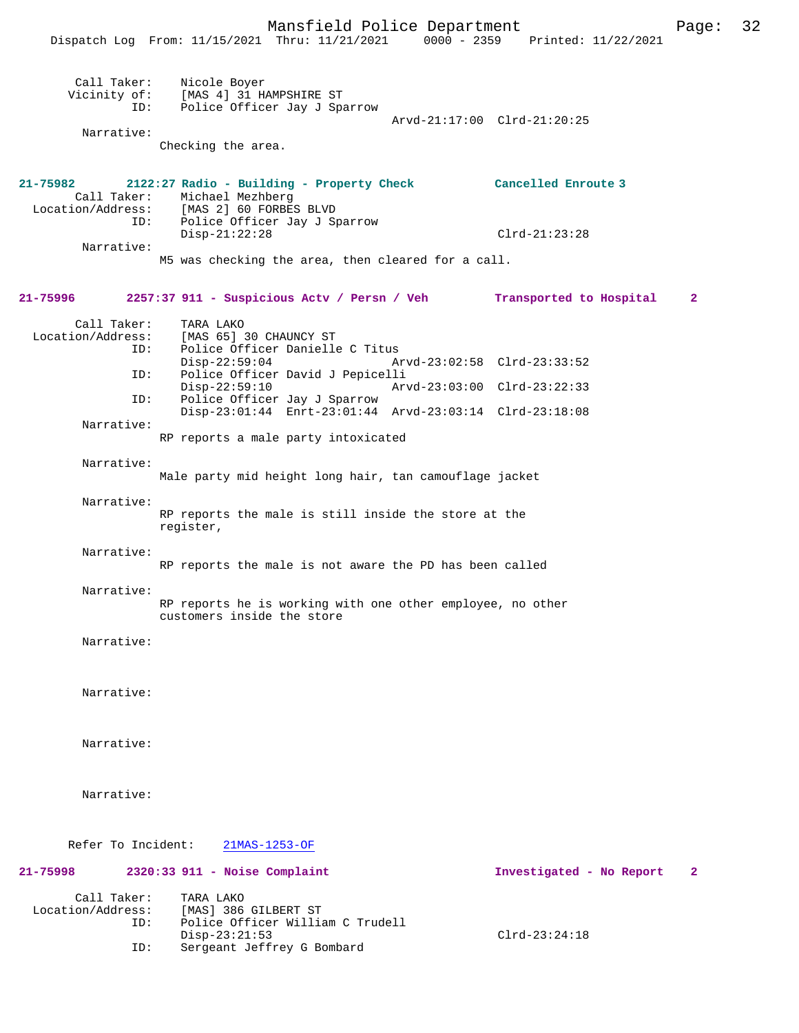Call Taker: Nicole Boyer
Vicinity of: [MAS 4] 31 HAMPSHIRE ST
ID: Police Officer Jay J Sparrow
Arvd-21:17:00 Clrd-21:20:25

Narrative:
Checking the area.

**21-75982 2122:27 Radio - Building - Property Check Cancelled Enroute 3**

Call Taker: Michael Mezhberg
Location/Address: [MAS 2] 60 FORBES BLVD
ID: Police Officer Jay J Sparrow
Disp-21:22:28 Clrd-21:23:28

Narrative:
M5 was checking the area, then cleared for a call.

**21-75996 2257:37 911 - Suspicious Actv / Persn / Veh Transported to Hospital 2**

Call Taker: TARA LAKO
Location/Address: [MAS 65] 30 CHAUNCY ST
ID: Police Officer Danielle C Titus
Disp-22:59:04 Arvd-23:02:58 Clrd-23:33:52
ID: Police Officer David J Pepicelli
Disp-22:59:10 Arvd-23:03:00 Clrd-23:22:33
ID: Police Officer Jay J Sparrow
Disp-23:01:44 Enrt-23:01:44 Arvd-23:03:14 Clrd-23:18:08

Narrative:
RP reports a male party intoxicated

Narrative:
Male party mid height long hair, tan camouflage jacket

Narrative:
RP reports the male is still inside the store at the register,

Narrative:
RP reports the male is not aware the PD has been called

Narrative:
RP reports he is working with one other employee, no other customers inside the store

Narrative:

Narrative:

Narrative:

Narrative:

Refer To Incident: 21MAS-1253-OF

**21-75998 2320:33 911 - Noise Complaint Investigated - No Report 2**

Call Taker: TARA LAKO
Location/Address: [MAS] 386 GILBERT ST
ID: Police Officer William C Trudell
Disp-23:21:53 Clrd-23:24:18
ID: Sergeant Jeffrey G Bombard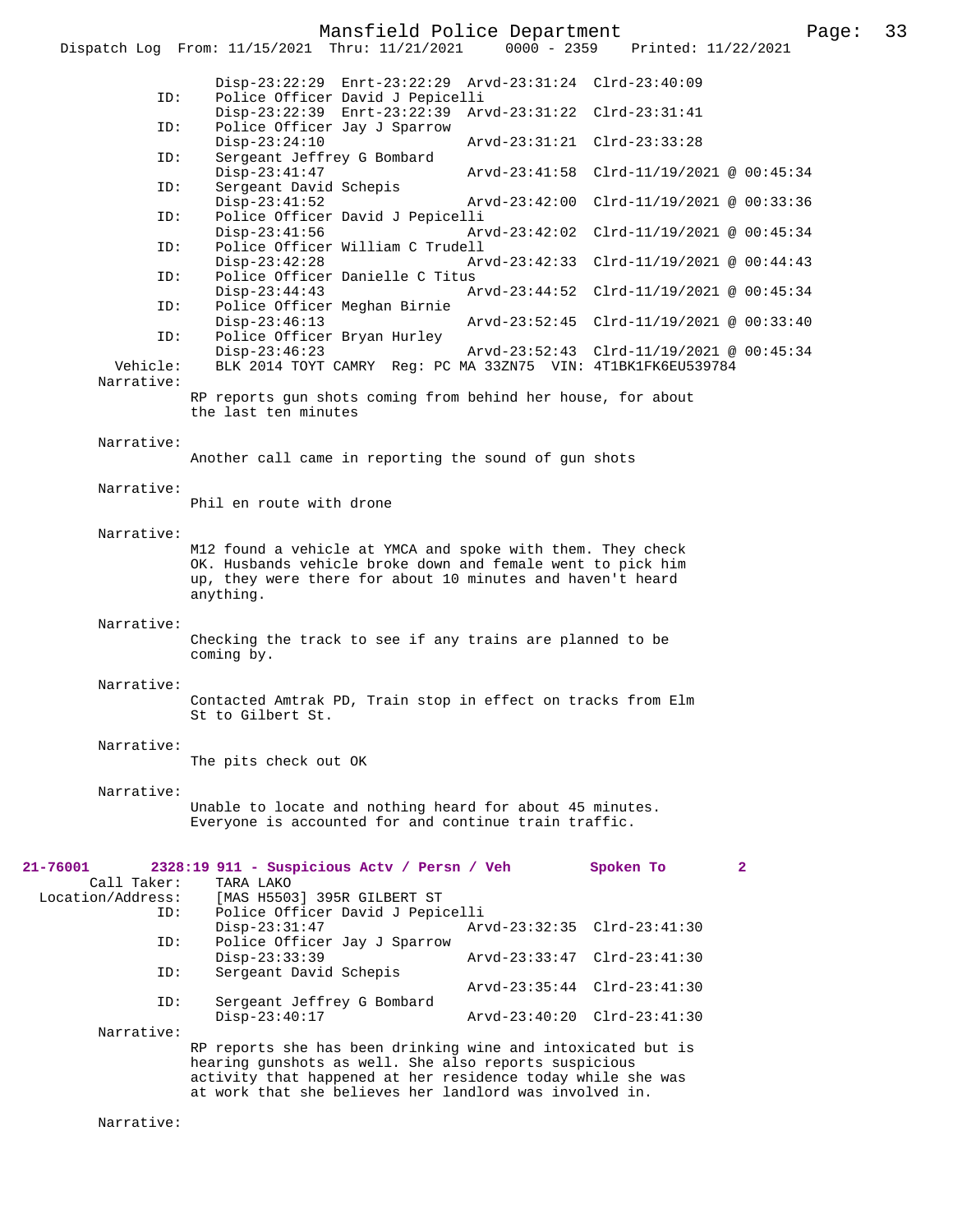Disp-23:22:29 Enrt-23:22:29 Arvd-23:31:24 Clrd-23:40:09

ID: Police Officer David J Pepicelli
Disp-23:22:39 Enrt-23:22:39 Arvd-23:31:22 Clrd-23:31:41

ID: Police Officer Jay J Sparrow
Disp-23:24:10 Arvd-23:31:21 Clrd-23:33:28

ID: Sergeant Jeffrey G Bombard
Disp-23:41:47 Arvd-23:41:58 Clrd-11/19/2021 @ 00:45:34

ID: Sergeant David Schepis
Disp-23:41:52 Arvd-23:42:00 Clrd-11/19/2021 @ 00:33:36

ID: Police Officer David J Pepicelli
Disp-23:41:56 Arvd-23:42:02 Clrd-11/19/2021 @ 00:45:34

ID: Police Officer William C Trudell
Disp-23:42:28 Arvd-23:42:33 Clrd-11/19/2021 @ 00:44:43

ID: Police Officer Danielle C Titus
Disp-23:44:43 Arvd-23:44:52 Clrd-11/19/2021 @ 00:45:34

ID: Police Officer Meghan Birnie
Disp-23:46:13 Arvd-23:52:45 Clrd-11/19/2021 @ 00:33:40

ID: Police Officer Bryan Hurley
Disp-23:46:23 Arvd-23:52:43 Clrd-11/19/2021 @ 00:45:34

Vehicle: BLK 2014 TOYT CAMRY Reg: PC MA 33ZN75 VIN: 4T1BK1FK6EU539784

Narrative:
RP reports gun shots coming from behind her house, for about the last ten minutes

Narrative:
Another call came in reporting the sound of gun shots

Narrative:
Phil en route with drone

Narrative:
M12 found a vehicle at YMCA and spoke with them. They check OK. Husbands vehicle broke down and female went to pick him up, they were there for about 10 minutes and haven't heard anything.

Narrative:
Checking the track to see if any trains are planned to be coming by.

Narrative:
Contacted Amtrak PD, Train stop in effect on tracks from Elm St to Gilbert St.

Narrative:
The pits check out OK

Narrative:
Unable to locate and nothing heard for about 45 minutes. Everyone is accounted for and continue train traffic.

**21-76001 2328:19 911 - Suspicious Actv / Persn / Veh Spoken To 2**

Call Taker: TARA LAKO
Location/Address: [MAS H5503] 395R GILBERT ST

ID: Police Officer David J Pepicelli
Disp-23:31:47 Arvd-23:32:35 Clrd-23:41:30

ID: Police Officer Jay J Sparrow
Disp-23:33:39 Arvd-23:33:47 Clrd-23:41:30

ID: Sergeant David Schepis
Arvd-23:35:44 Clrd-23:41:30

ID: Sergeant Jeffrey G Bombard
Disp-23:40:17 Arvd-23:40:20 Clrd-23:41:30

Narrative:
RP reports she has been drinking wine and intoxicated but is hearing gunshots as well. She also reports suspicious activity that happened at her residence today while she was at work that she believes her landlord was involved in.

Narrative: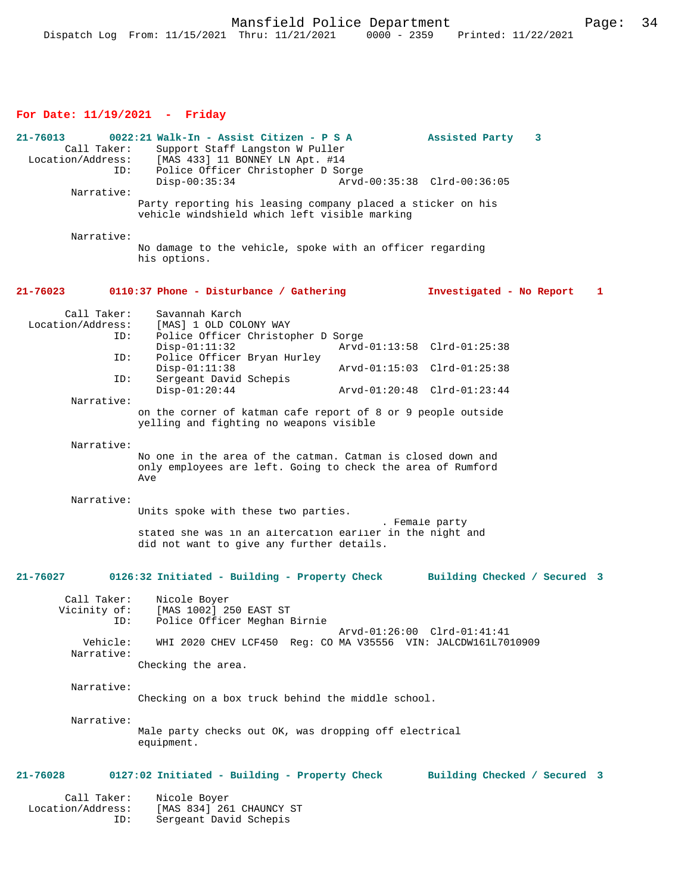**For Date: 11/19/2021 - Friday**

```
21-76013       0022:21 Walk-In - Assist Citizen - P S A           Assisted Party    3
        Call Taker:    Support Staff Langston W Puller
   Location/Address:    [MAS 433] 11 BONNEY LN Apt. #14
                ID:    Police Officer Christopher D Sorge
                       Disp-00:35:34                 Arvd-00:35:38  Clrd-00:36:05
         Narrative:
                    Party reporting his leasing company placed a sticker on his
                    vehicle windshield which left visible marking

         Narrative:
                    No damage to the vehicle, spoke with an officer regarding
                    his options.


21-76023       0110:37 Phone - Disturbance / Gathering            Investigated - No Report    1

        Call Taker:    Savannah Karch
   Location/Address:    [MAS] 1 OLD COLONY WAY
                ID:    Police Officer Christopher D Sorge
                       Disp-01:11:32                 Arvd-01:13:58  Clrd-01:25:38
                ID:    Police Officer Bryan Hurley
                       Disp-01:11:38                 Arvd-01:15:03  Clrd-01:25:38
                ID:    Sergeant David Schepis
                       Disp-01:20:44                 Arvd-01:20:48  Clrd-01:23:44
         Narrative:
                    on the corner of katman cafe report of 8 or 9 people outside
                    yelling and fighting no weapons visible

         Narrative:
                    No one in the area of the catman. Catman is closed down and
                    only employees are left. Going to check the area of Rumford
                    Ave

         Narrative:
                    Units spoke with these two parties.
                                                          . Female party
                    stated she was in an altercation earlier in the night and
                    did not want to give any further details.


21-76027       0126:32 Initiated - Building - Property Check       Building Checked / Secured  3

        Call Taker:    Nicole Boyer
        Vicinity of:    [MAS 1002] 250 EAST ST
                ID:    Police Officer Meghan Birnie
                                                     Arvd-01:26:00  Clrd-01:41:41
           Vehicle:    WHI 2020 CHEV LCF450  Reg: CO MA V35556  VIN: JALCDW161L7010909
         Narrative:
                    Checking the area.

         Narrative:
                    Checking on a box truck behind the middle school.

         Narrative:
                    Male party checks out OK, was dropping off electrical
                    equipment.


21-76028       0127:02 Initiated - Building - Property Check       Building Checked / Secured  3

        Call Taker:    Nicole Boyer
   Location/Address:    [MAS 834] 261 CHAUNCY ST
                ID:    Sergeant David Schepis
```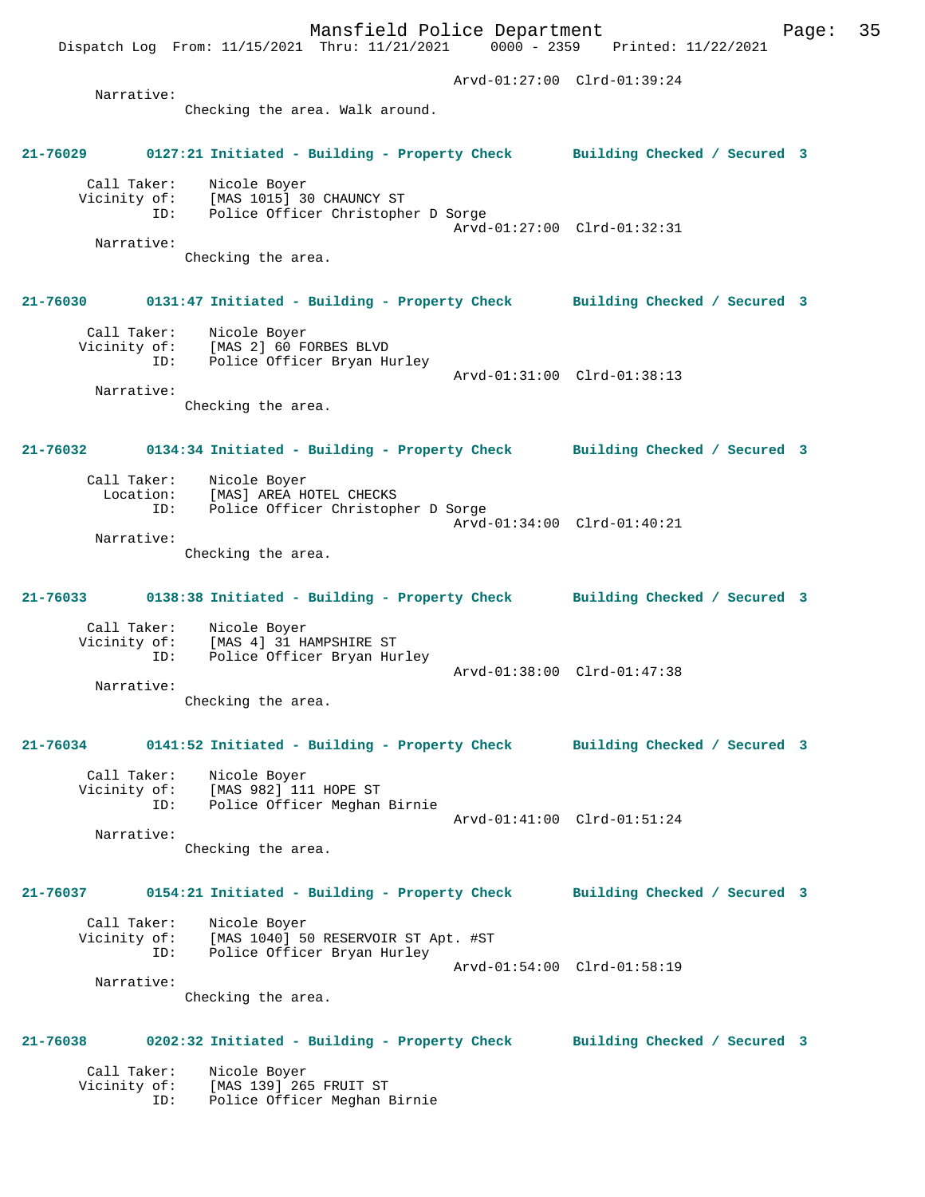Arvd-01:27:00 Clrd-01:39:24

Narrative:
Checking the area. Walk around.

**21-76029 0127:21 Initiated - Building - Property Check Building Checked / Secured 3**

Call Taker: Nicole Boyer
Vicinity of: [MAS 1015] 30 CHAUNCY ST
ID: Police Officer Christopher D Sorge
Arvd-01:27:00 Clrd-01:32:31

Narrative:
Checking the area.

**21-76030 0131:47 Initiated - Building - Property Check Building Checked / Secured 3**

Call Taker: Nicole Boyer
Vicinity of: [MAS 2] 60 FORBES BLVD
ID: Police Officer Bryan Hurley
Arvd-01:31:00 Clrd-01:38:13

Narrative:
Checking the area.

**21-76032 0134:34 Initiated - Building - Property Check Building Checked / Secured 3**

Call Taker: Nicole Boyer
Location: [MAS] AREA HOTEL CHECKS
ID: Police Officer Christopher D Sorge
Arvd-01:34:00 Clrd-01:40:21

Narrative:
Checking the area.

**21-76033 0138:38 Initiated - Building - Property Check Building Checked / Secured 3**

Call Taker: Nicole Boyer
Vicinity of: [MAS 4] 31 HAMPSHIRE ST
ID: Police Officer Bryan Hurley
Arvd-01:38:00 Clrd-01:47:38

Narrative:
Checking the area.

**21-76034 0141:52 Initiated - Building - Property Check Building Checked / Secured 3**

Call Taker: Nicole Boyer
Vicinity of: [MAS 982] 111 HOPE ST
ID: Police Officer Meghan Birnie
Arvd-01:41:00 Clrd-01:51:24

Narrative:
Checking the area.

**21-76037 0154:21 Initiated - Building - Property Check Building Checked / Secured 3**

Call Taker: Nicole Boyer
Vicinity of: [MAS 1040] 50 RESERVOIR ST Apt. #ST
ID: Police Officer Bryan Hurley
Arvd-01:54:00 Clrd-01:58:19

Narrative:
Checking the area.

**21-76038 0202:32 Initiated - Building - Property Check Building Checked / Secured 3**

Call Taker: Nicole Boyer
Vicinity of: [MAS 139] 265 FRUIT ST
ID: Police Officer Meghan Birnie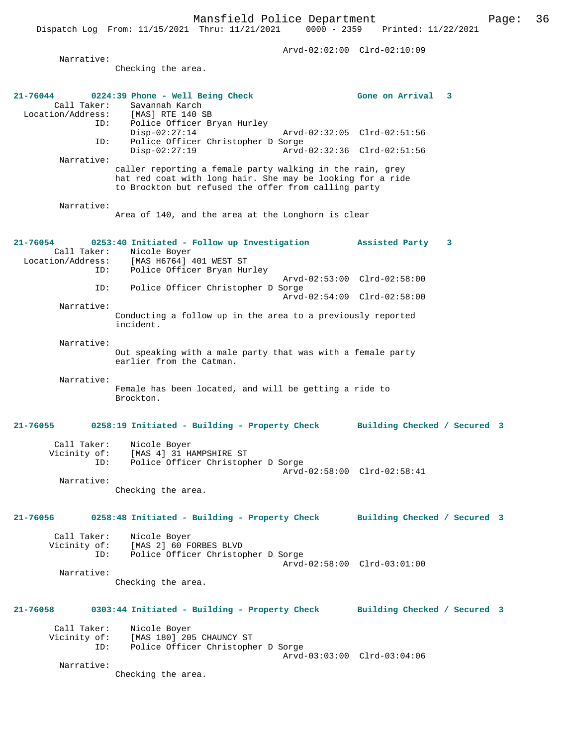Arvd-02:02:00 Clrd-02:10:09

Narrative:
Checking the area.

**21-76044 0224:39 Phone - Well Being Check Gone on Arrival 3**

Call Taker: Savannah Karch
Location/Address: [MAS] RTE 140 SB
ID: Police Officer Bryan Hurley
Disp-02:27:14 Arvd-02:32:05 Clrd-02:51:56
ID: Police Officer Christopher D Sorge
Disp-02:27:19 Arvd-02:32:36 Clrd-02:51:56

Narrative:
caller reporting a female party walking in the rain, grey hat red coat with long hair. She may be looking for a ride to Brockton but refused the offer from calling party

Narrative:
Area of 140, and the area at the Longhorn is clear

**21-76054 0253:40 Initiated - Follow up Investigation Assisted Party 3**

Call Taker: Nicole Boyer
Location/Address: [MAS H6764] 401 WEST ST
ID: Police Officer Bryan Hurley
Arvd-02:53:00 Clrd-02:58:00
ID: Police Officer Christopher D Sorge
Arvd-02:54:09 Clrd-02:58:00

Narrative:
Conducting a follow up in the area to a previously reported incident.

Narrative:
Out speaking with a male party that was with a female party earlier from the Catman.

Narrative:
Female has been located, and will be getting a ride to Brockton.

**21-76055 0258:19 Initiated - Building - Property Check Building Checked / Secured 3**

Call Taker: Nicole Boyer
Vicinity of: [MAS 4] 31 HAMPSHIRE ST
ID: Police Officer Christopher D Sorge
Arvd-02:58:00 Clrd-02:58:41

Narrative:
Checking the area.

**21-76056 0258:48 Initiated - Building - Property Check Building Checked / Secured 3**

Call Taker: Nicole Boyer
Vicinity of: [MAS 2] 60 FORBES BLVD
ID: Police Officer Christopher D Sorge
Arvd-02:58:00 Clrd-03:01:00

Narrative:
Checking the area.

**21-76058 0303:44 Initiated - Building - Property Check Building Checked / Secured 3**

Call Taker: Nicole Boyer
Vicinity of: [MAS 180] 205 CHAUNCY ST
ID: Police Officer Christopher D Sorge
Arvd-03:03:00 Clrd-03:04:06

Narrative:
Checking the area.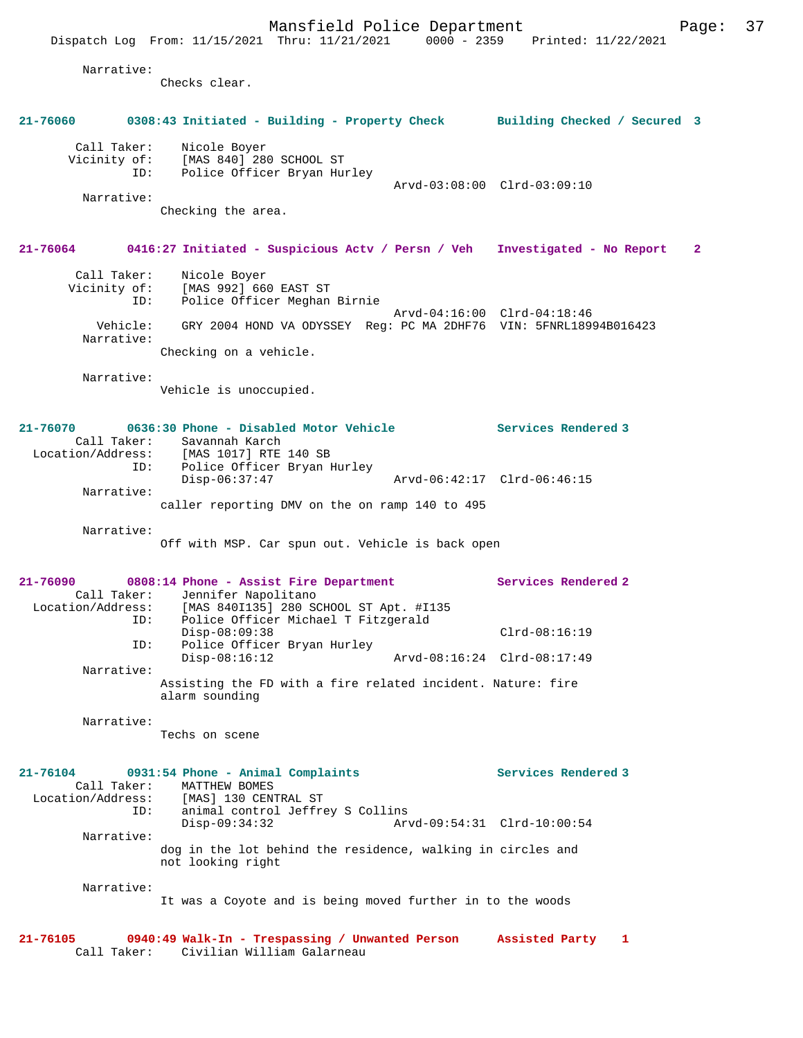Narrative:
Checks clear.

**21-76060 0308:43 Initiated - Building - Property Check Building Checked / Secured 3**

Call Taker: Nicole Boyer
Vicinity of: [MAS 840] 280 SCHOOL ST
ID: Police Officer Bryan Hurley
Arvd-03:08:00 Clrd-03:09:10
Narrative:
Checking the area.

**21-76064 0416:27 Initiated - Suspicious Actv / Persn / Veh Investigated - No Report 2**

Call Taker: Nicole Boyer
Vicinity of: [MAS 992] 660 EAST ST
ID: Police Officer Meghan Birnie
Arvd-04:16:00 Clrd-04:18:46
Vehicle: GRY 2004 HOND VA ODYSSEY Reg: PC MA 2DHF76 VIN: 5FNRL18994B016423
Narrative:
Checking on a vehicle.

Narrative:
Vehicle is unoccupied.

**21-76070 0636:30 Phone - Disabled Motor Vehicle Services Rendered 3**
Call Taker: Savannah Karch
Location/Address: [MAS 1017] RTE 140 SB
ID: Police Officer Bryan Hurley
Disp-06:37:47 Arvd-06:42:17 Clrd-06:46:15
Narrative:
caller reporting DMV on the on ramp 140 to 495

Narrative:
Off with MSP. Car spun out. Vehicle is back open

**21-76090 0808:14 Phone - Assist Fire Department Services Rendered 2**
Call Taker: Jennifer Napolitano
Location/Address: [MAS 840I135] 280 SCHOOL ST Apt. #I135
ID: Police Officer Michael T Fitzgerald
Disp-08:09:38 Clrd-08:16:19
ID: Police Officer Bryan Hurley
Disp-08:16:12 Arvd-08:16:24 Clrd-08:17:49
Narrative:
Assisting the FD with a fire related incident. Nature: fire alarm sounding

Narrative:
Techs on scene

**21-76104 0931:54 Phone - Animal Complaints Services Rendered 3**
Call Taker: MATTHEW BOMES
Location/Address: [MAS] 130 CENTRAL ST
ID: animal control Jeffrey S Collins
Disp-09:34:32 Arvd-09:54:31 Clrd-10:00:54
Narrative:
dog in the lot behind the residence, walking in circles and not looking right

Narrative:
It was a Coyote and is being moved further in to the woods

**21-76105 0940:49 Walk-In - Trespassing / Unwanted Person Assisted Party 1**
Call Taker: Civilian William Galarneau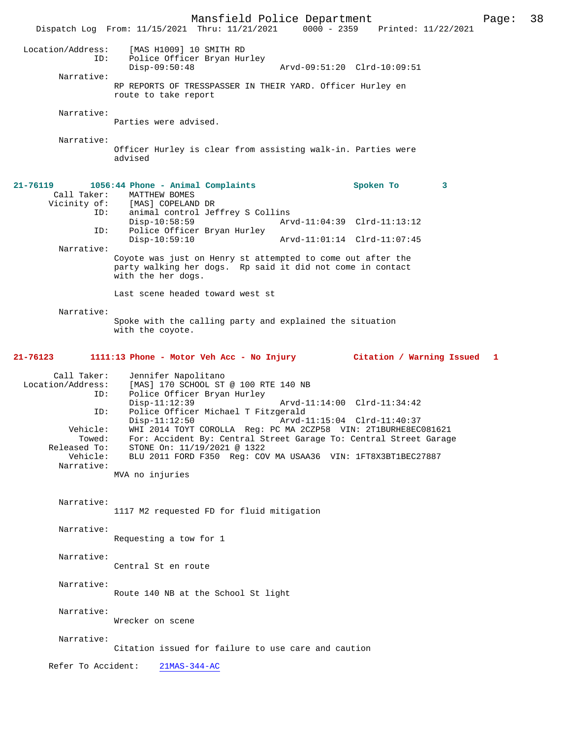```
Location/Address:    [MAS H1009] 10 SMITH RD
              ID:    Police Officer Bryan Hurley
                     Disp-09:50:48                 Arvd-09:51:20  Clrd-10:09:51
       Narrative:
                   RP REPORTS OF TRESSPASSER IN THEIR YARD. Officer Hurley en
                   route to take report

       Narrative:
                   Parties were advised.

       Narrative:
                   Officer Hurley is clear from assisting walk-in. Parties were
                   advised
```

**21-76119        1056:44 Phone - Animal Complaints                    Spoken To        3**

```
      Call Taker:    MATTHEW BOMES
     Vicinity of:    [MAS] COPELAND DR
              ID:    animal control Jeffrey S Collins
                     Disp-10:58:59                 Arvd-11:04:39  Clrd-11:13:12
              ID:    Police Officer Bryan Hurley
                     Disp-10:59:10                 Arvd-11:01:14  Clrd-11:07:45
       Narrative:
                   Coyote was just on Henry st attempted to come out after the
                   party walking her dogs.  Rp said it did not come in contact
                   with the her dogs.

                   Last scene headed toward west st

       Narrative:
                   Spoke with the calling party and explained the situation
                   with the coyote.
```

**21-76123        1111:13 Phone - Motor Veh Acc - No Injury          Citation / Warning Issued   1**

```
      Call Taker:    Jennifer Napolitano
Location/Address:    [MAS] 170 SCHOOL ST @ 100 RTE 140 NB
              ID:    Police Officer Bryan Hurley
                     Disp-11:12:39                 Arvd-11:14:00  Clrd-11:34:42
              ID:    Police Officer Michael T Fitzgerald
                     Disp-11:12:50                 Arvd-11:15:04  Clrd-11:40:37
         Vehicle:    WHI 2014 TOYT COROLLA  Reg: PC MA 2CZP58  VIN: 2T1BURHE8EC081621
           Towed:    For: Accident By: Central Street Garage To: Central Street Garage
     Released To:    STONE On: 11/19/2021 @ 1322
         Vehicle:    BLU 2011 FORD F350  Reg: COV MA USAA36  VIN: 1FT8X3BT1BEC27887
       Narrative:
                   MVA no injuries


       Narrative:
                   1117 M2 requested FD for fluid mitigation

       Narrative:
                   Requesting a tow for 1

       Narrative:
                   Central St en route

       Narrative:
                   Route 140 NB at the School St light

       Narrative:
                   Wrecker on scene

       Narrative:
                   Citation issued for failure to use care and caution

    Refer To Accident:    21MAS-344-AC
```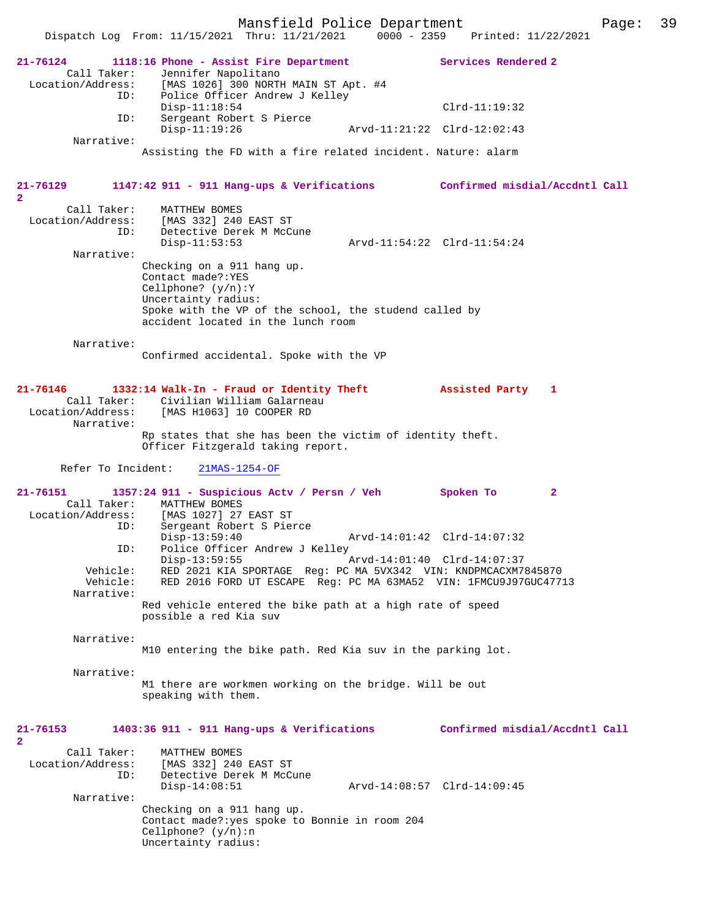**21-76124** 1118:16 Phone - Assist Fire Department Services Rendered 2

Call Taker: Jennifer Napolitano
Location/Address: [MAS 1026] 300 NORTH MAIN ST Apt. #4
ID: Police Officer Andrew J Kelley
Disp-11:18:54 Clrd-11:19:32
ID: Sergeant Robert S Pierce
Disp-11:19:26 Arvd-11:21:22 Clrd-12:02:43
Narrative:
Assisting the FD with a fire related incident. Nature: alarm

**21-76129** 1147:42 911 - 911 Hang-ups & Verifications Confirmed misdial/Accdntl Call 2

Call Taker: MATTHEW BOMES
Location/Address: [MAS 332] 240 EAST ST
ID: Detective Derek M McCune
Disp-11:53:53 Arvd-11:54:22 Clrd-11:54:24
Narrative:
Checking on a 911 hang up.
Contact made?:YES
Cellphone? (y/n):Y
Uncertainty radius:
Spoke with the VP of the school, the studend called by accident located in the lunch room

Narrative:
Confirmed accidental. Spoke with the VP

**21-76146** 1332:14 Walk-In - Fraud or Identity Theft Assisted Party 1

Call Taker: Civilian William Galarneau
Location/Address: [MAS H1063] 10 COOPER RD
Narrative:
Rp states that she has been the victim of identity theft.
Officer Fitzgerald taking report.

Refer To Incident: 21MAS-1254-OF

**21-76151** 1357:24 911 - Suspicious Actv / Persn / Veh Spoken To 2

Call Taker: MATTHEW BOMES
Location/Address: [MAS 1027] 27 EAST ST
ID: Sergeant Robert S Pierce
Disp-13:59:40 Arvd-14:01:42 Clrd-14:07:32
ID: Police Officer Andrew J Kelley
Disp-13:59:55 Arvd-14:01:40 Clrd-14:07:37
Vehicle: RED 2021 KIA SPORTAGE Reg: PC MA 5VX342 VIN: KNDPMCACXM7845870
Vehicle: RED 2016 FORD UT ESCAPE Reg: PC MA 63MA52 VIN: 1FMCU9J97GUC47713
Narrative:
Red vehicle entered the bike path at a high rate of speed possible a red Kia suv

Narrative:
M10 entering the bike path. Red Kia suv in the parking lot.

Narrative:
M1 there are workmen working on the bridge. Will be out speaking with them.

**21-76153** 1403:36 911 - 911 Hang-ups & Verifications Confirmed misdial/Accdntl Call 2

Call Taker: MATTHEW BOMES
Location/Address: [MAS 332] 240 EAST ST
ID: Detective Derek M McCune
Disp-14:08:51 Arvd-14:08:57 Clrd-14:09:45
Narrative:
Checking on a 911 hang up.
Contact made?:yes spoke to Bonnie in room 204
Cellphone? (y/n):n
Uncertainty radius: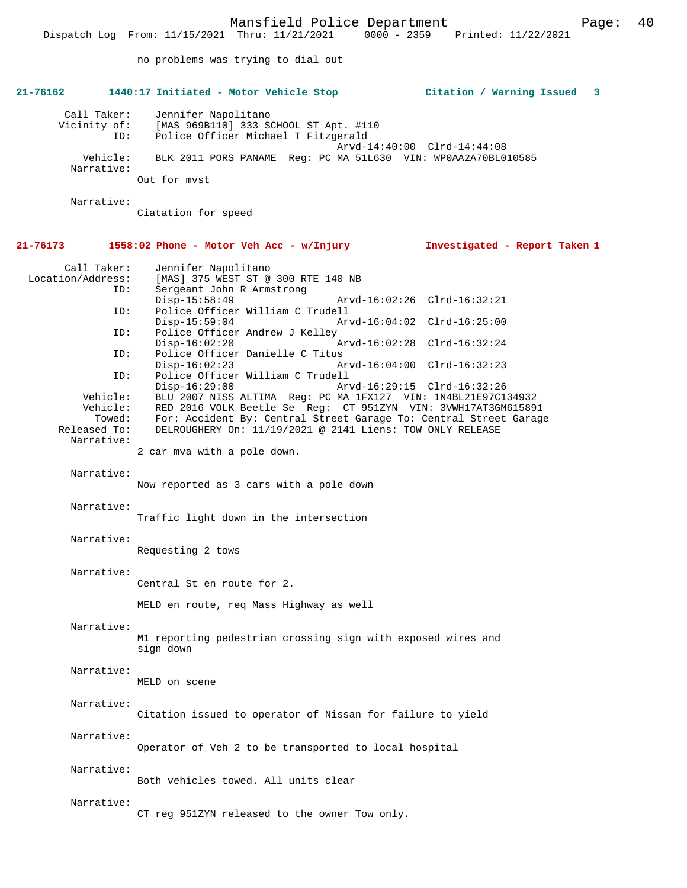no problems was trying to dial out

**21-76162 1440:17 Initiated - Motor Vehicle Stop Citation / Warning Issued 3**

Call Taker: Jennifer Napolitano
Vicinity of: [MAS 969B110] 333 SCHOOL ST Apt. #110
ID: Police Officer Michael T Fitzgerald
Arvd-14:40:00 Clrd-14:44:08
Vehicle: BLK 2011 PORS PANAME Reg: PC MA 51L630 VIN: WP0AA2A70BL010585
Narrative:
Out for mvst

Narrative:
Ciatation for speed

**21-76173 1558:02 Phone - Motor Veh Acc - w/Injury Investigated - Report Taken 1**

Call Taker: Jennifer Napolitano
Location/Address: [MAS] 375 WEST ST @ 300 RTE 140 NB
ID: Sergeant John R Armstrong
Disp-15:58:49 Arvd-16:02:26 Clrd-16:32:21
ID: Police Officer William C Trudell
Disp-15:59:04 Arvd-16:04:02 Clrd-16:25:00
ID: Police Officer Andrew J Kelley
Disp-16:02:20 Arvd-16:02:28 Clrd-16:32:24
ID: Police Officer Danielle C Titus
Disp-16:02:23 Arvd-16:04:00 Clrd-16:32:23
ID: Police Officer William C Trudell
Disp-16:29:00 Arvd-16:29:15 Clrd-16:32:26
Vehicle: BLU 2007 NISS ALTIMA Reg: PC MA 1FX127 VIN: 1N4BL21E97C134932
Vehicle: RED 2016 VOLK Beetle Se Reg: CT 951ZYN VIN: 3VWH17AT3GM615891
Towed: For: Accident By: Central Street Garage To: Central Street Garage
Released To: DELROUGHERY On: 11/19/2021 @ 2141 Liens: TOW ONLY RELEASE
Narrative:
2 car mva with a pole down.

Narrative:
Now reported as 3 cars with a pole down

Narrative:
Traffic light down in the intersection

Narrative:
Requesting 2 tows

Narrative:
Central St en route for 2.

MELD en route, req Mass Highway as well

Narrative:
M1 reporting pedestrian crossing sign with exposed wires and sign down

Narrative:
MELD on scene

Narrative:
Citation issued to operator of Nissan for failure to yield

Narrative:
Operator of Veh 2 to be transported to local hospital

Narrative:
Both vehicles towed. All units clear

Narrative:
CT reg 951ZYN released to the owner Tow only.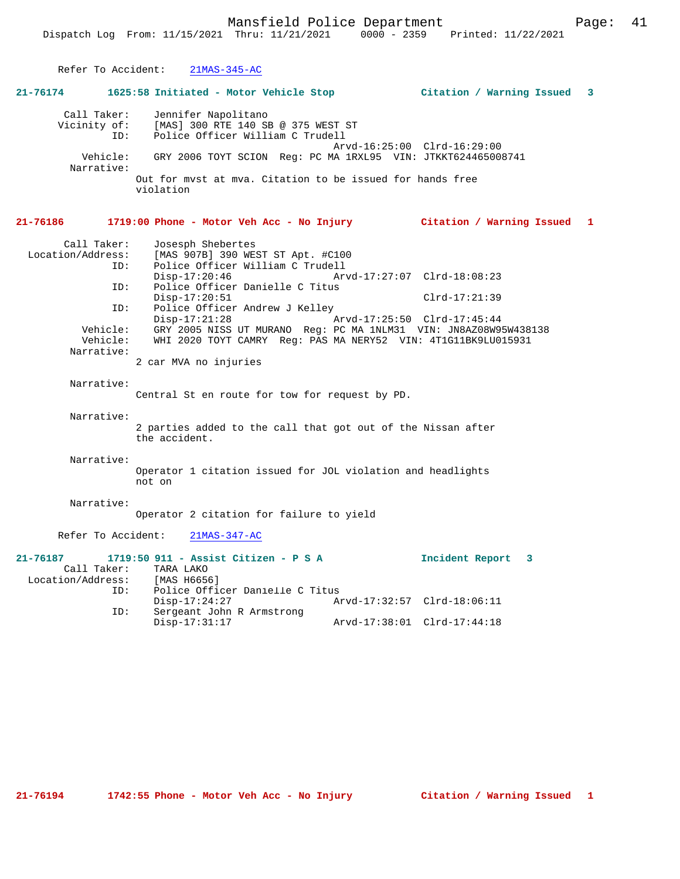Refer To Accident: 21MAS-345-AC

**21-76174 1625:58 Initiated - Motor Vehicle Stop — Citation / Warning Issued 3**

Call Taker: Jennifer Napolitano
Vicinity of: [MAS] 300 RTE 140 SB @ 375 WEST ST
ID: Police Officer William C Trudell
Arvd-16:25:00 Clrd-16:29:00
Vehicle: GRY 2006 TOYT SCION Reg: PC MA 1RXL95 VIN: JTKKT624465008741
Narrative:
Out for mvst at mva. Citation to be issued for hands free violation

**21-76186 1719:00 Phone - Motor Veh Acc - No Injury — Citation / Warning Issued 1**

Call Taker: Josesph Shebertes
Location/Address: [MAS 907B] 390 WEST ST Apt. #C100
ID: Police Officer William C Trudell
Disp-17:20:46 Arvd-17:27:07 Clrd-18:08:23
ID: Police Officer Danielle C Titus
Disp-17:20:51 Clrd-17:21:39
ID: Police Officer Andrew J Kelley
Disp-17:21:28 Arvd-17:25:50 Clrd-17:45:44
Vehicle: GRY 2005 NISS UT MURANO Reg: PC MA 1NLM31 VIN: JN8AZ08W95W438138
Vehicle: WHI 2020 TOYT CAMRY Reg: PAS MA NERY52 VIN: 4T1G11BK9LU015931
Narrative:
2 car MVA no injuries

Narrative:
Central St en route for tow for request by PD.

Narrative:
2 parties added to the call that got out of the Nissan after the accident.

Narrative:
Operator 1 citation issued for JOL violation and headlights not on

Narrative:
Operator 2 citation for failure to yield

Refer To Accident: 21MAS-347-AC

**21-76187 1719:50 911 - Assist Citizen - P S A — Incident Report 3**

Call Taker: TARA LAKO
Location/Address: [MAS H6656]
ID: Police Officer Danielle C Titus
Disp-17:24:27 Arvd-17:32:57 Clrd-18:06:11
ID: Sergeant John R Armstrong
Disp-17:31:17 Arvd-17:38:01 Clrd-17:44:18

**21-76194 1742:55 Phone - Motor Veh Acc - No Injury — Citation / Warning Issued 1**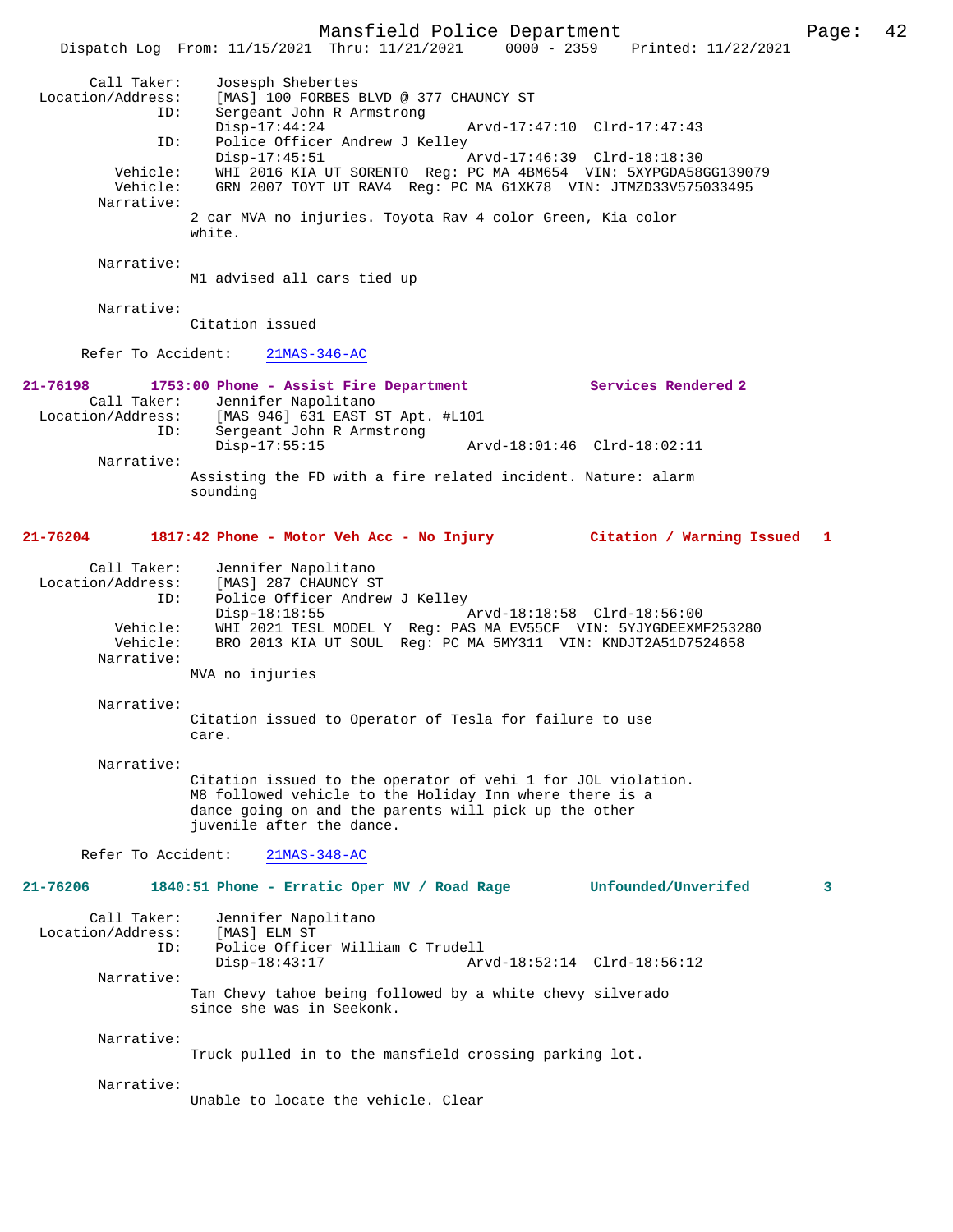Call Taker: Josesph Shebertes
Location/Address: [MAS] 100 FORBES BLVD @ 377 CHAUNCY ST
ID: Sergeant John R Armstrong
Disp-17:44:24 Arvd-17:47:10 Clrd-17:47:43
ID: Police Officer Andrew J Kelley
Disp-17:45:51 Arvd-17:46:39 Clrd-18:18:30
Vehicle: WHI 2016 KIA UT SORENTO Reg: PC MA 4BM654 VIN: 5XYPGDA58GG139079
Vehicle: GRN 2007 TOYT UT RAV4 Reg: PC MA 61XK78 VIN: JTMZD33V575033495
Narrative:
2 car MVA no injuries. Toyota Rav 4 color Green, Kia color white.

Narrative:
M1 advised all cars tied up

Narrative:
Citation issued

Refer To Accident: 21MAS-346-AC

**21-76198 1753:00 Phone - Assist Fire Department Services Rendered 2**

Call Taker: Jennifer Napolitano
Location/Address: [MAS 946] 631 EAST ST Apt. #L101
ID: Sergeant John R Armstrong
Disp-17:55:15 Arvd-18:01:46 Clrd-18:02:11
Narrative:
Assisting the FD with a fire related incident. Nature: alarm sounding

**21-76204 1817:42 Phone - Motor Veh Acc - No Injury Citation / Warning Issued 1**

Call Taker: Jennifer Napolitano
Location/Address: [MAS] 287 CHAUNCY ST
ID: Police Officer Andrew J Kelley
Disp-18:18:55 Arvd-18:18:58 Clrd-18:56:00
Vehicle: WHI 2021 TESL MODEL Y Reg: PAS MA EV55CF VIN: 5YJYGDEEXMF253280
Vehicle: BRO 2013 KIA UT SOUL Reg: PC MA 5MY311 VIN: KNDJT2A51D7524658
Narrative:
MVA no injuries

Narrative:
Citation issued to Operator of Tesla for failure to use care.

Narrative:
Citation issued to the operator of vehi 1 for JOL violation. M8 followed vehicle to the Holiday Inn where there is a dance going on and the parents will pick up the other juvenile after the dance.

Refer To Accident: 21MAS-348-AC

**21-76206 1840:51 Phone - Erratic Oper MV / Road Rage Unfounded/Unverifed 3**

Call Taker: Jennifer Napolitano
Location/Address: [MAS] ELM ST
ID: Police Officer William C Trudell
Disp-18:43:17 Arvd-18:52:14 Clrd-18:56:12
Narrative:
Tan Chevy tahoe being followed by a white chevy silverado since she was in Seekonk.

Narrative:
Truck pulled in to the mansfield crossing parking lot.

Narrative:
Unable to locate the vehicle. Clear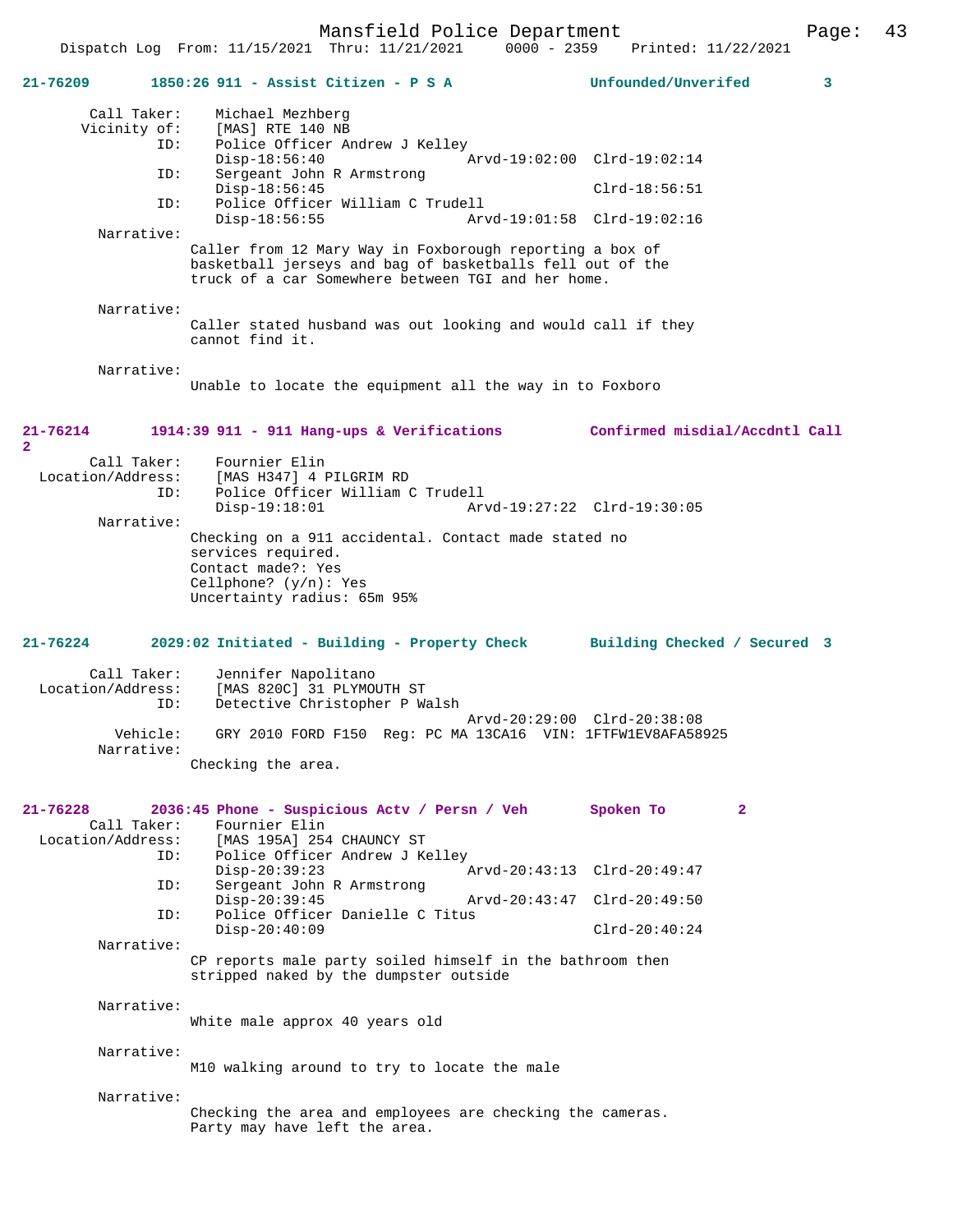**21-76209 1850:26 911 - Assist Citizen - P S A — Unfounded/Unverifed 3**

Call Taker: Michael Mezhberg
Vicinity of: [MAS] RTE 140 NB
ID: Police Officer Andrew J Kelley
Disp-18:56:40 Arvd-19:02:00 Clrd-19:02:14
ID: Sergeant John R Armstrong
Disp-18:56:45 Clrd-18:56:51
ID: Police Officer William C Trudell
Disp-18:56:55 Arvd-19:01:58 Clrd-19:02:16

Narrative:
Caller from 12 Mary Way in Foxborough reporting a box of basketball jerseys and bag of basketballs fell out of the truck of a car Somewhere between TGI and her home.

Narrative:
Caller stated husband was out looking and would call if they cannot find it.

Narrative:
Unable to locate the equipment all the way in to Foxboro

**21-76214 1914:39 911 - 911 Hang-ups & Verifications — Confirmed misdial/Accdntl Call 2**

Call Taker: Fournier Elin
Location/Address: [MAS H347] 4 PILGRIM RD
ID: Police Officer William C Trudell
Disp-19:18:01 Arvd-19:27:22 Clrd-19:30:05

Narrative:
Checking on a 911 accidental. Contact made stated no services required.
Contact made?: Yes
Cellphone? (y/n): Yes
Uncertainty radius: 65m 95%

**21-76224 2029:02 Initiated - Building - Property Check — Building Checked / Secured 3**

Call Taker: Jennifer Napolitano
Location/Address: [MAS 820C] 31 PLYMOUTH ST
ID: Detective Christopher P Walsh
Arvd-20:29:00 Clrd-20:38:08
Vehicle: GRY 2010 FORD F150 Reg: PC MA 13CA16 VIN: 1FTFW1EV8AFA58925

Narrative:
Checking the area.

**21-76228 2036:45 Phone - Suspicious Actv / Persn / Veh — Spoken To 2**

Call Taker: Fournier Elin
Location/Address: [MAS 195A] 254 CHAUNCY ST
ID: Police Officer Andrew J Kelley
Disp-20:39:23 Arvd-20:43:13 Clrd-20:49:47
ID: Sergeant John R Armstrong
Disp-20:39:45 Arvd-20:43:47 Clrd-20:49:50
ID: Police Officer Danielle C Titus
Disp-20:40:09 Clrd-20:40:24

Narrative:
CP reports male party soiled himself in the bathroom then stripped naked by the dumpster outside

Narrative:
White male approx 40 years old

Narrative:
M10 walking around to try to locate the male

Narrative:
Checking the area and employees are checking the cameras.
Party may have left the area.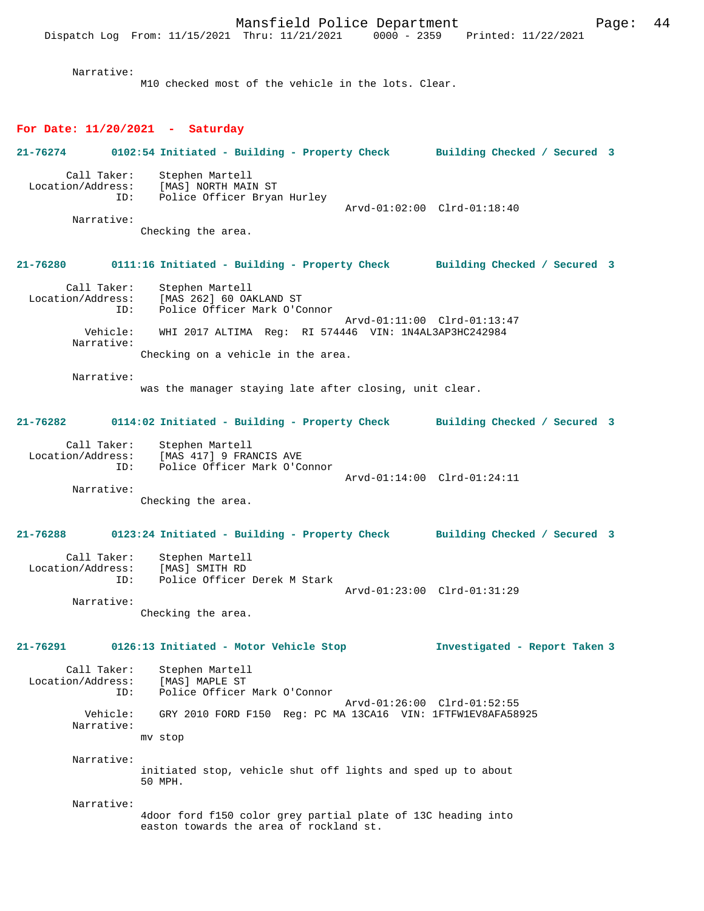Narrative:
M10 checked most of the vehicle in the lots. Clear.

## For Date: 11/20/2021 - Saturday

**21-76274 0102:54 Initiated - Building - Property Check Building Checked / Secured 3**

Call Taker: Stephen Martell
Location/Address: [MAS] NORTH MAIN ST
ID: Police Officer Bryan Hurley
Arvd-01:02:00 Clrd-01:18:40
Narrative:
Checking the area.

**21-76280 0111:16 Initiated - Building - Property Check Building Checked / Secured 3**

Call Taker: Stephen Martell
Location/Address: [MAS 262] 60 OAKLAND ST
ID: Police Officer Mark O'Connor
Arvd-01:11:00 Clrd-01:13:47
Vehicle: WHI 2017 ALTIMA Reg: RI 574446 VIN: 1N4AL3AP3HC242984
Narrative:
Checking on a vehicle in the area.

Narrative:
was the manager staying late after closing, unit clear.

**21-76282 0114:02 Initiated - Building - Property Check Building Checked / Secured 3**

Call Taker: Stephen Martell
Location/Address: [MAS 417] 9 FRANCIS AVE
ID: Police Officer Mark O'Connor
Arvd-01:14:00 Clrd-01:24:11
Narrative:
Checking the area.

**21-76288 0123:24 Initiated - Building - Property Check Building Checked / Secured 3**

Call Taker: Stephen Martell
Location/Address: [MAS] SMITH RD
ID: Police Officer Derek M Stark
Arvd-01:23:00 Clrd-01:31:29
Narrative:
Checking the area.

**21-76291 0126:13 Initiated - Motor Vehicle Stop Investigated - Report Taken 3**

Call Taker: Stephen Martell
Location/Address: [MAS] MAPLE ST
ID: Police Officer Mark O'Connor
Arvd-01:26:00 Clrd-01:52:55
Vehicle: GRY 2010 FORD F150 Reg: PC MA 13CA16 VIN: 1FTFW1EV8AFA58925
Narrative:
mv stop

Narrative:
initiated stop, vehicle shut off lights and sped up to about 50 MPH.

Narrative:
4door ford f150 color grey partial plate of 13C heading into easton towards the area of rockland st.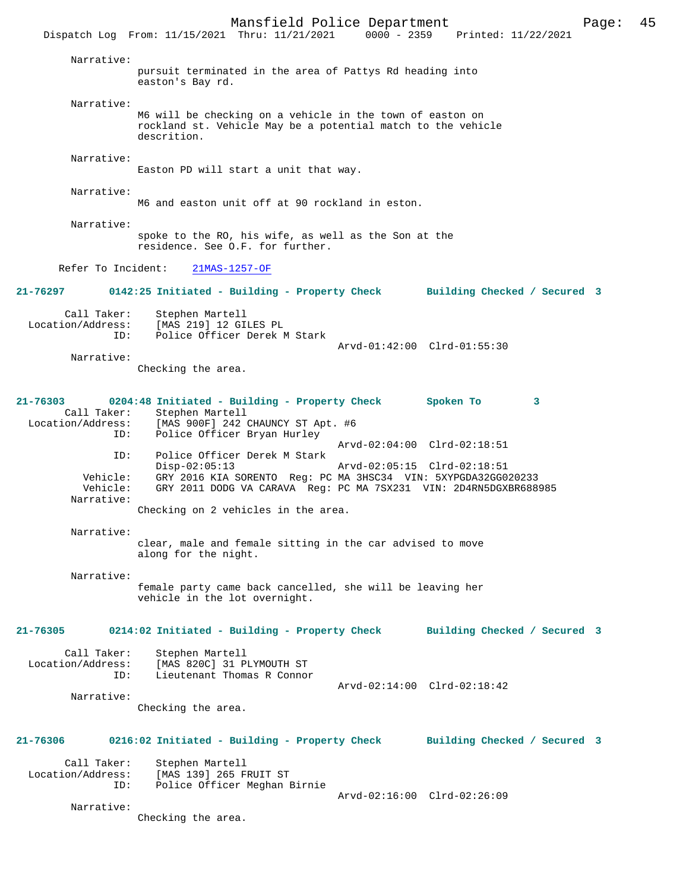Narrative:
pursuit terminated in the area of Pattys Rd heading into easton's Bay rd.

Narrative:
M6 will be checking on a vehicle in the town of easton on rockland st. Vehicle May be a potential match to the vehicle descrition.

Narrative:
Easton PD will start a unit that way.

Narrative:
M6 and easton unit off at 90 rockland in eston.

Narrative:
spoke to the RO, his wife, as well as the Son at the residence. See O.F. for further.

Refer To Incident: 21MAS-1257-OF

**21-76297 0142:25 Initiated - Building - Property Check Building Checked / Secured 3**

Call Taker: Stephen Martell
Location/Address: [MAS 219] 12 GILES PL
ID: Police Officer Derek M Stark
Arvd-01:42:00 Clrd-01:55:30
Narrative:
Checking the area.

**21-76303 0204:48 Initiated - Building - Property Check Spoken To 3**

Call Taker: Stephen Martell
Location/Address: [MAS 900F] 242 CHAUNCY ST Apt. #6
ID: Police Officer Bryan Hurley
Arvd-02:04:00 Clrd-02:18:51
ID: Police Officer Derek M Stark
Disp-02:05:13 Arvd-02:05:15 Clrd-02:18:51
Vehicle: GRY 2016 KIA SORENTO Reg: PC MA 3HSC34 VIN: 5XYPGDA32GG020233
Vehicle: GRY 2011 DODG VA CARAVA Reg: PC MA 7SX231 VIN: 2D4RN5DGXBR688985
Narrative:
Checking on 2 vehicles in the area.

Narrative:
clear, male and female sitting in the car advised to move along for the night.

Narrative:
female party came back cancelled, she will be leaving her vehicle in the lot overnight.

**21-76305 0214:02 Initiated - Building - Property Check Building Checked / Secured 3**

Call Taker: Stephen Martell
Location/Address: [MAS 820C] 31 PLYMOUTH ST
ID: Lieutenant Thomas R Connor
Arvd-02:14:00 Clrd-02:18:42
Narrative:
Checking the area.

**21-76306 0216:02 Initiated - Building - Property Check Building Checked / Secured 3**

Call Taker: Stephen Martell
Location/Address: [MAS 139] 265 FRUIT ST
ID: Police Officer Meghan Birnie
Arvd-02:16:00 Clrd-02:26:09
Narrative:
Checking the area.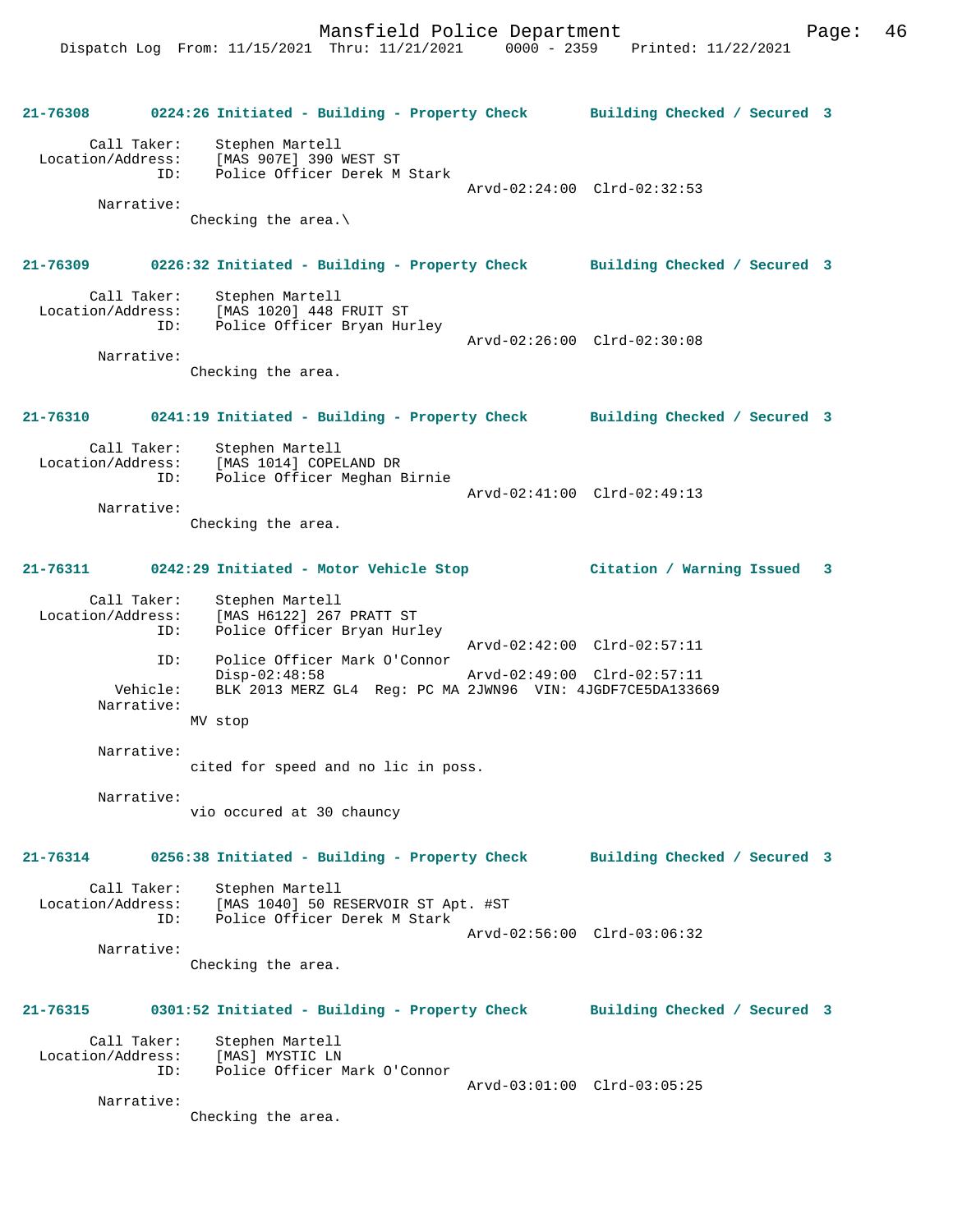**21-76308 0224:26 Initiated - Building - Property Check Building Checked / Secured 3**

Call Taker: Stephen Martell
Location/Address: [MAS 907E] 390 WEST ST
ID: Police Officer Derek M Stark
Arvd-02:24:00 Clrd-02:32:53
Narrative:
Checking the area.\

**21-76309 0226:32 Initiated - Building - Property Check Building Checked / Secured 3**

Call Taker: Stephen Martell
Location/Address: [MAS 1020] 448 FRUIT ST
ID: Police Officer Bryan Hurley
Arvd-02:26:00 Clrd-02:30:08
Narrative:
Checking the area.

**21-76310 0241:19 Initiated - Building - Property Check Building Checked / Secured 3**

Call Taker: Stephen Martell
Location/Address: [MAS 1014] COPELAND DR
ID: Police Officer Meghan Birnie
Arvd-02:41:00 Clrd-02:49:13
Narrative:
Checking the area.

**21-76311 0242:29 Initiated - Motor Vehicle Stop Citation / Warning Issued 3**

Call Taker: Stephen Martell
Location/Address: [MAS H6122] 267 PRATT ST
ID: Police Officer Bryan Hurley
Arvd-02:42:00 Clrd-02:57:11
ID: Police Officer Mark O'Connor
Disp-02:48:58 Arvd-02:49:00 Clrd-02:57:11
Vehicle: BLK 2013 MERZ GL4 Reg: PC MA 2JWN96 VIN: 4JGDF7CE5DA133669
Narrative:
MV stop

Narrative:
cited for speed and no lic in poss.

Narrative:
vio occured at 30 chauncy

**21-76314 0256:38 Initiated - Building - Property Check Building Checked / Secured 3**

Call Taker: Stephen Martell
Location/Address: [MAS 1040] 50 RESERVOIR ST Apt. #ST
ID: Police Officer Derek M Stark
Arvd-02:56:00 Clrd-03:06:32
Narrative:
Checking the area.

**21-76315 0301:52 Initiated - Building - Property Check Building Checked / Secured 3**

Call Taker: Stephen Martell
Location/Address: [MAS] MYSTIC LN
ID: Police Officer Mark O'Connor
Arvd-03:01:00 Clrd-03:05:25
Narrative:
Checking the area.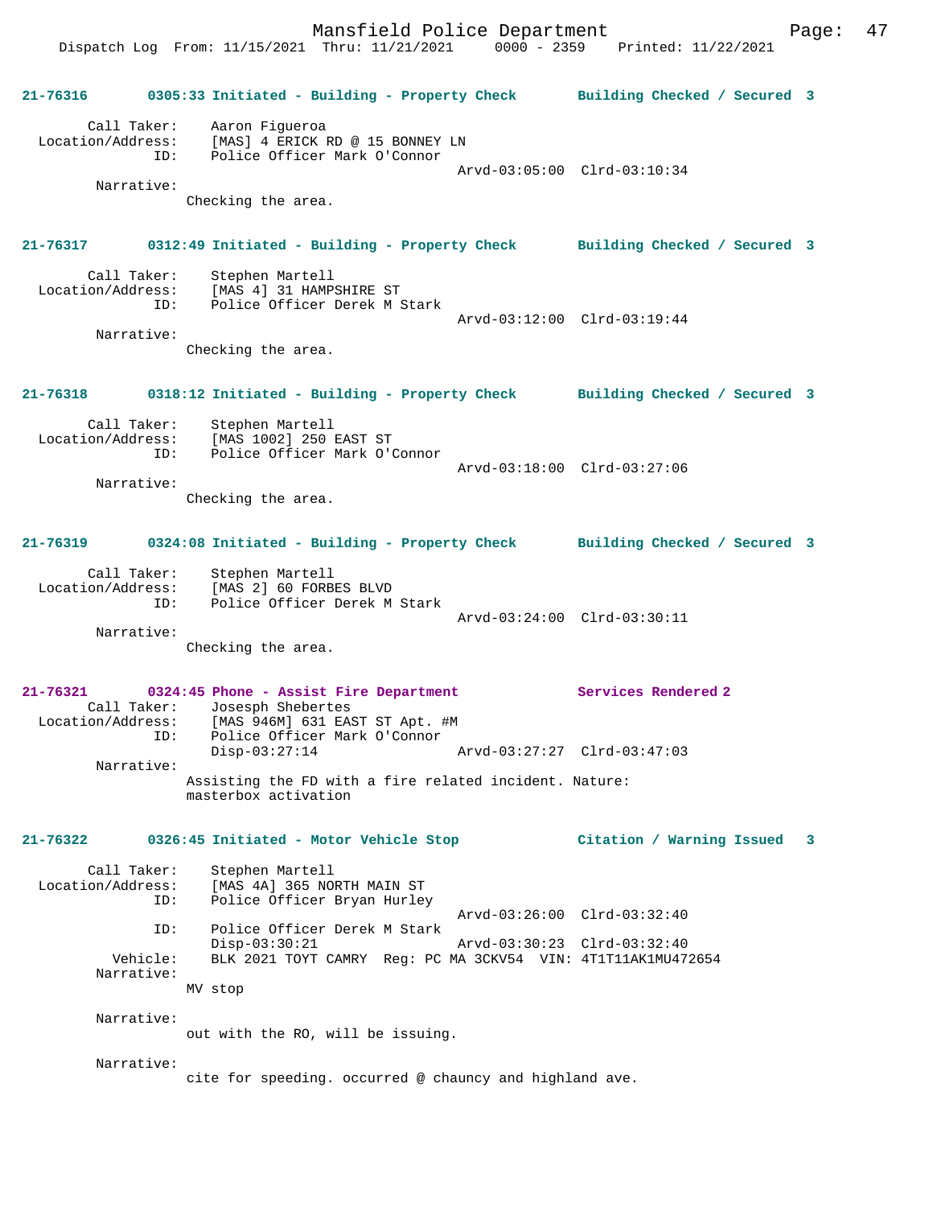21-76316 0305:33 Initiated - Building - Property Check Building Checked / Secured 3

Call Taker: Aaron Figueroa
Location/Address: [MAS] 4 ERICK RD @ 15 BONNEY LN
ID: Police Officer Mark O'Connor
Arvd-03:05:00 Clrd-03:10:34
Narrative:
Checking the area.

21-76317 0312:49 Initiated - Building - Property Check Building Checked / Secured 3

Call Taker: Stephen Martell
Location/Address: [MAS 4] 31 HAMPSHIRE ST
ID: Police Officer Derek M Stark
Arvd-03:12:00 Clrd-03:19:44
Narrative:
Checking the area.

21-76318 0318:12 Initiated - Building - Property Check Building Checked / Secured 3

Call Taker: Stephen Martell
Location/Address: [MAS 1002] 250 EAST ST
ID: Police Officer Mark O'Connor
Arvd-03:18:00 Clrd-03:27:06
Narrative:
Checking the area.

21-76319 0324:08 Initiated - Building - Property Check Building Checked / Secured 3

Call Taker: Stephen Martell
Location/Address: [MAS 2] 60 FORBES BLVD
ID: Police Officer Derek M Stark
Arvd-03:24:00 Clrd-03:30:11
Narrative:
Checking the area.

21-76321 0324:45 Phone - Assist Fire Department Services Rendered 2
Call Taker: Josesph Shebertes
Location/Address: [MAS 946M] 631 EAST ST Apt. #M
ID: Police Officer Mark O'Connor
Disp-03:27:14 Arvd-03:27:27 Clrd-03:47:03
Narrative:
Assisting the FD with a fire related incident. Nature: masterbox activation

21-76322 0326:45 Initiated - Motor Vehicle Stop Citation / Warning Issued 3

Call Taker: Stephen Martell
Location/Address: [MAS 4A] 365 NORTH MAIN ST
ID: Police Officer Bryan Hurley
Arvd-03:26:00 Clrd-03:32:40
ID: Police Officer Derek M Stark
Disp-03:30:21 Arvd-03:30:23 Clrd-03:32:40
Vehicle: BLK 2021 TOYT CAMRY Reg: PC MA 3CKV54 VIN: 4T1T11AK1MU472654
Narrative:
MV stop

Narrative:
out with the RO, will be issuing.

Narrative:
cite for speeding. occurred @ chauncy and highland ave.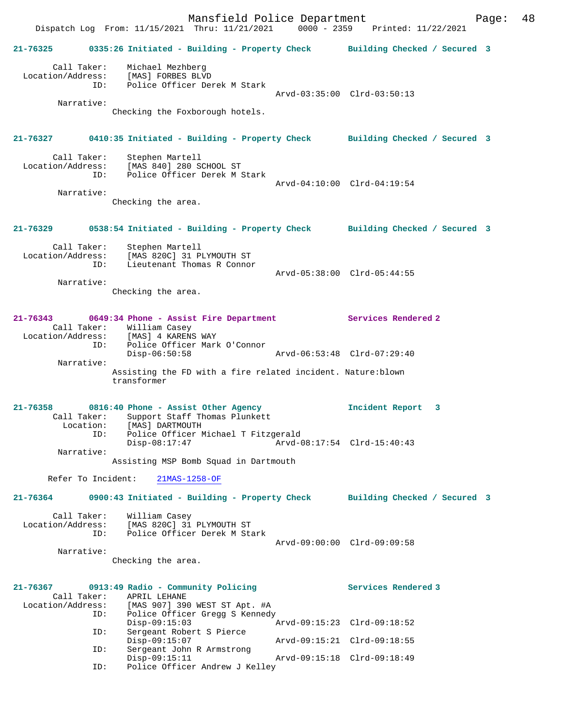**21-76325 0335:26 Initiated - Building - Property Check — Building Checked / Secured 3**

Call Taker: Michael Mezhberg
Location/Address: [MAS] FORBES BLVD
ID: Police Officer Derek M Stark
Arvd-03:35:00 Clrd-03:50:13

Narrative:
Checking the Foxborough hotels.

**21-76327 0410:35 Initiated - Building - Property Check — Building Checked / Secured 3**

Call Taker: Stephen Martell
Location/Address: [MAS 840] 280 SCHOOL ST
ID: Police Officer Derek M Stark
Arvd-04:10:00 Clrd-04:19:54

Narrative:
Checking the area.

**21-76329 0538:54 Initiated - Building - Property Check — Building Checked / Secured 3**

Call Taker: Stephen Martell
Location/Address: [MAS 820C] 31 PLYMOUTH ST
ID: Lieutenant Thomas R Connor
Arvd-05:38:00 Clrd-05:44:55

Narrative:
Checking the area.

**21-76343 0649:34 Phone - Assist Fire Department — Services Rendered 2**

Call Taker: William Casey
Location/Address: [MAS] 4 KARENS WAY
ID: Police Officer Mark O'Connor
Disp-06:50:58 Arvd-06:53:48 Clrd-07:29:40

Narrative:
Assisting the FD with a fire related incident. Nature:blown transformer

**21-76358 0816:40 Phone - Assist Other Agency — Incident Report 3**

Call Taker: Support Staff Thomas Plunkett
Location: [MAS] DARTMOUTH
ID: Police Officer Michael T Fitzgerald
Disp-08:17:47 Arvd-08:17:54 Clrd-15:40:43

Narrative:
Assisting MSP Bomb Squad in Dartmouth

Refer To Incident: 21MAS-1258-OF

**21-76364 0900:43 Initiated - Building - Property Check — Building Checked / Secured 3**

Call Taker: William Casey
Location/Address: [MAS 820C] 31 PLYMOUTH ST
ID: Police Officer Derek M Stark
Arvd-09:00:00 Clrd-09:09:58

Narrative:
Checking the area.

**21-76367 0913:49 Radio - Community Policing — Services Rendered 3**

Call Taker: APRIL LEHANE
Location/Address: [MAS 907] 390 WEST ST Apt. #A
ID: Police Officer Gregg S Kennedy
Disp-09:15:03 Arvd-09:15:23 Clrd-09:18:52
ID: Sergeant Robert S Pierce
Disp-09:15:07 Arvd-09:15:21 Clrd-09:18:55
ID: Sergeant John R Armstrong
Disp-09:15:11 Arvd-09:15:18 Clrd-09:18:49
ID: Police Officer Andrew J Kelley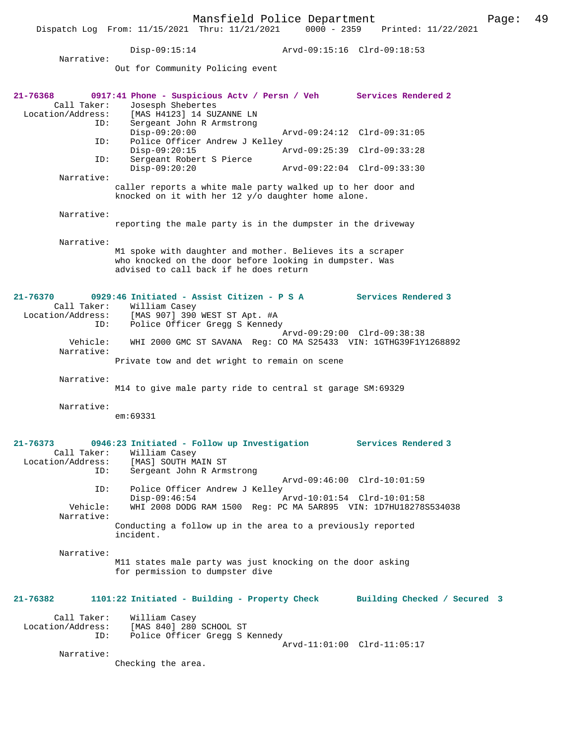Disp-09:15:14 Arvd-09:15:16 Clrd-09:18:53

Narrative:
Out for Community Policing event

**21-76368 0917:41 Phone - Suspicious Actv / Persn / Veh Services Rendered 2**

Call Taker: Josesph Shebertes
Location/Address: [MAS H4123] 14 SUZANNE LN
ID: Sergeant John R Armstrong
Disp-09:20:00 Arvd-09:24:12 Clrd-09:31:05
ID: Police Officer Andrew J Kelley
Disp-09:20:15 Arvd-09:25:39 Clrd-09:33:28
ID: Sergeant Robert S Pierce
Disp-09:20:20 Arvd-09:22:04 Clrd-09:33:30

Narrative:
caller reports a white male party walked up to her door and knocked on it with her 12 y/o daughter home alone.

Narrative:
reporting the male party is in the dumpster in the driveway

Narrative:
M1 spoke with daughter and mother. Believes its a scraper who knocked on the door before looking in dumpster. Was advised to call back if he does return

**21-76370 0929:46 Initiated - Assist Citizen - P S A Services Rendered 3**

Call Taker: William Casey
Location/Address: [MAS 907] 390 WEST ST Apt. #A
ID: Police Officer Gregg S Kennedy
Arvd-09:29:00 Clrd-09:38:38
Vehicle: WHI 2000 GMC ST SAVANA Reg: CO MA S25433 VIN: 1GTHG39F1Y1268892

Narrative:
Private tow and det wright to remain on scene

Narrative:
M14 to give male party ride to central st garage SM:69329

Narrative:
em:69331

**21-76373 0946:23 Initiated - Follow up Investigation Services Rendered 3**

Call Taker: William Casey
Location/Address: [MAS] SOUTH MAIN ST
ID: Sergeant John R Armstrong
Arvd-09:46:00 Clrd-10:01:59
ID: Police Officer Andrew J Kelley
Disp-09:46:54 Arvd-10:01:54 Clrd-10:01:58
Vehicle: WHI 2008 DODG RAM 1500 Reg: PC MA 5AR895 VIN: 1D7HU18278S534038

Narrative:
Conducting a follow up in the area to a previously reported incident.

Narrative:
M11 states male party was just knocking on the door asking for permission to dumpster dive

**21-76382 1101:22 Initiated - Building - Property Check Building Checked / Secured 3**

Call Taker: William Casey
Location/Address: [MAS 840] 280 SCHOOL ST
ID: Police Officer Gregg S Kennedy
Arvd-11:01:00 Clrd-11:05:17

Narrative:
Checking the area.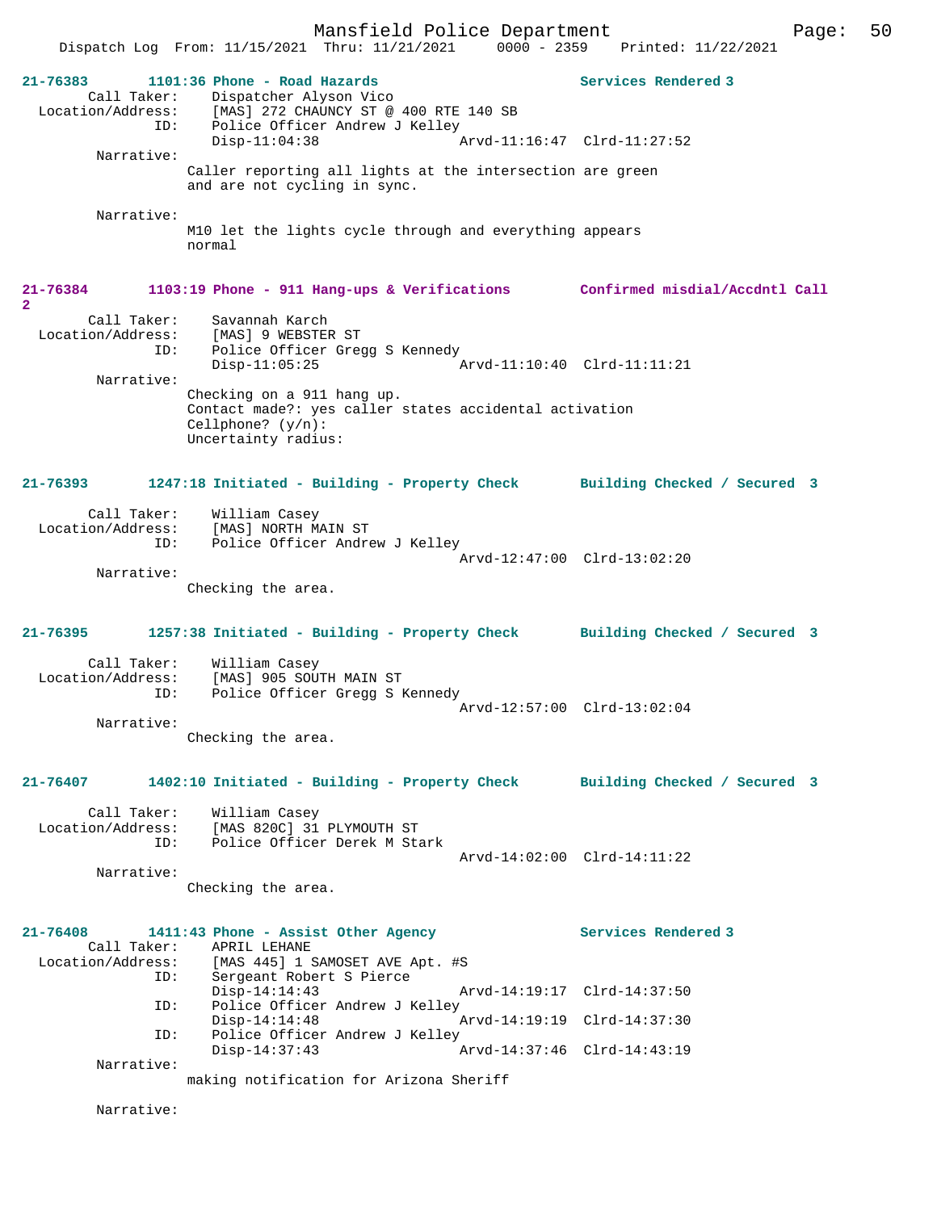**21-76383** 1101:36 Phone - Road Hazards — Services Rendered 3

Call Taker: Dispatcher Alyson Vico
Location/Address: [MAS] 272 CHAUNCY ST @ 400 RTE 140 SB
ID: Police Officer Andrew J Kelley
Disp-11:04:38 Arvd-11:16:47 Clrd-11:27:52

Narrative:
Caller reporting all lights at the intersection are green and are not cycling in sync.

Narrative:
M10 let the lights cycle through and everything appears normal

**21-76384** 1103:19 Phone - 911 Hang-ups & Verifications — Confirmed misdial/Accdntl Call 2

Call Taker: Savannah Karch
Location/Address: [MAS] 9 WEBSTER ST
ID: Police Officer Gregg S Kennedy
Disp-11:05:25 Arvd-11:10:40 Clrd-11:11:21

Narrative:
Checking on a 911 hang up.
Contact made?: yes caller states accidental activation
Cellphone? (y/n):
Uncertainty radius:

**21-76393** 1247:18 Initiated - Building - Property Check — Building Checked / Secured 3

Call Taker: William Casey
Location/Address: [MAS] NORTH MAIN ST
ID: Police Officer Andrew J Kelley
Arvd-12:47:00 Clrd-13:02:20

Narrative:
Checking the area.

**21-76395** 1257:38 Initiated - Building - Property Check — Building Checked / Secured 3

Call Taker: William Casey
Location/Address: [MAS] 905 SOUTH MAIN ST
ID: Police Officer Gregg S Kennedy
Arvd-12:57:00 Clrd-13:02:04

Narrative:
Checking the area.

**21-76407** 1402:10 Initiated - Building - Property Check — Building Checked / Secured 3

Call Taker: William Casey
Location/Address: [MAS 820C] 31 PLYMOUTH ST
ID: Police Officer Derek M Stark
Arvd-14:02:00 Clrd-14:11:22

Narrative:
Checking the area.

**21-76408** 1411:43 Phone - Assist Other Agency — Services Rendered 3

Call Taker: APRIL LEHANE
Location/Address: [MAS 445] 1 SAMOSET AVE Apt. #S
ID: Sergeant Robert S Pierce
Disp-14:14:43 Arvd-14:19:17 Clrd-14:37:50
ID: Police Officer Andrew J Kelley
Disp-14:14:48 Arvd-14:19:19 Clrd-14:37:30
ID: Police Officer Andrew J Kelley
Disp-14:37:43 Arvd-14:37:46 Clrd-14:43:19

Narrative:
making notification for Arizona Sheriff

Narrative: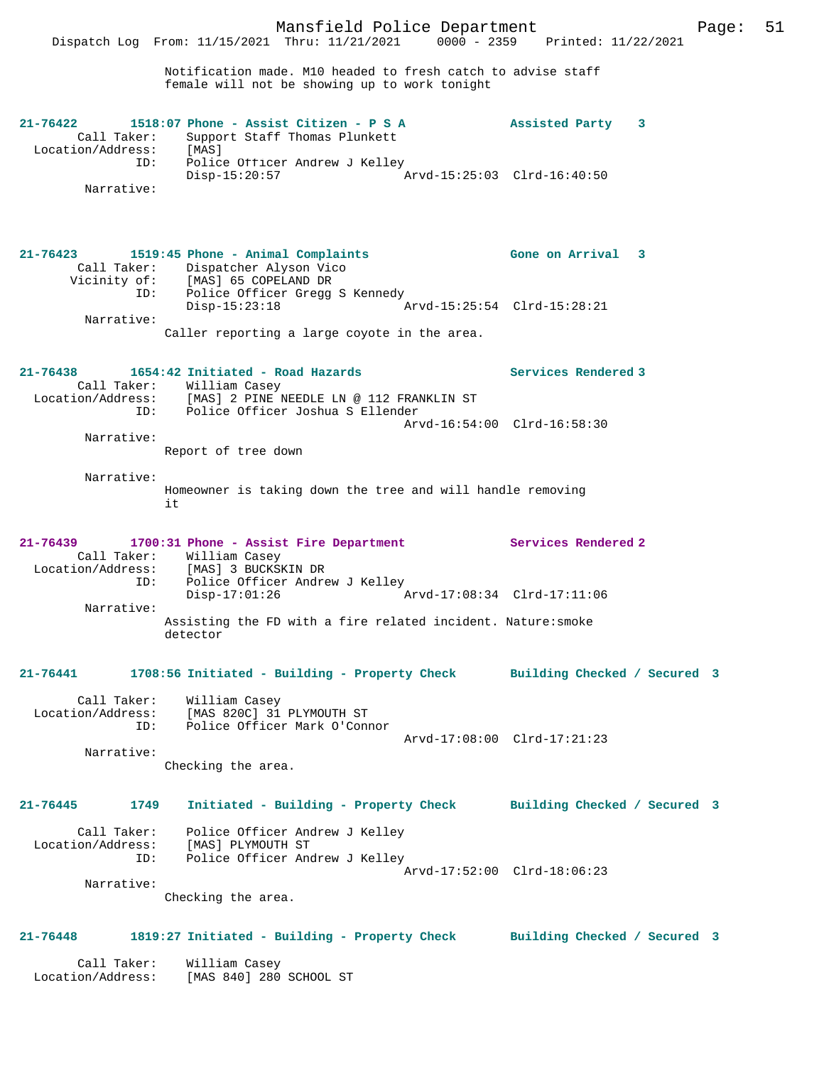Notification made. M10 headed to fresh catch to advise staff female will not be showing up to work tonight

**21-76422** 1518:07 Phone - Assist Citizen - P S A — Assisted Party 3
Call Taker: Support Staff Thomas Plunkett
Location/Address: [MAS]
ID: Police Officer Andrew J Kelley
Disp-15:20:57 Arvd-15:25:03 Clrd-16:40:50
Narrative:

**21-76423** 1519:45 Phone - Animal Complaints — Gone on Arrival 3
Call Taker: Dispatcher Alyson Vico
Vicinity of: [MAS] 65 COPELAND DR
ID: Police Officer Gregg S Kennedy
Disp-15:23:18 Arvd-15:25:54 Clrd-15:28:21
Narrative:
Caller reporting a large coyote in the area.

**21-76438** 1654:42 Initiated - Road Hazards — Services Rendered 3
Call Taker: William Casey
Location/Address: [MAS] 2 PINE NEEDLE LN @ 112 FRANKLIN ST
ID: Police Officer Joshua S Ellender
Arvd-16:54:00 Clrd-16:58:30
Narrative:
Report of tree down

Narrative:
Homeowner is taking down the tree and will handle removing it

**21-76439** 1700:31 Phone - Assist Fire Department — Services Rendered 2
Call Taker: William Casey
Location/Address: [MAS] 3 BUCKSKIN DR
ID: Police Officer Andrew J Kelley
Disp-17:01:26 Arvd-17:08:34 Clrd-17:11:06
Narrative:
Assisting the FD with a fire related incident. Nature:smoke detector

**21-76441** 1708:56 Initiated - Building - Property Check — Building Checked / Secured 3
Call Taker: William Casey
Location/Address: [MAS 820C] 31 PLYMOUTH ST
ID: Police Officer Mark O'Connor
Arvd-17:08:00 Clrd-17:21:23
Narrative:
Checking the area.

**21-76445** 1749 Initiated - Building - Property Check — Building Checked / Secured 3
Call Taker: Police Officer Andrew J Kelley
Location/Address: [MAS] PLYMOUTH ST
ID: Police Officer Andrew J Kelley
Arvd-17:52:00 Clrd-18:06:23
Narrative:
Checking the area.

**21-76448** 1819:27 Initiated - Building - Property Check — Building Checked / Secured 3
Call Taker: William Casey
Location/Address: [MAS 840] 280 SCHOOL ST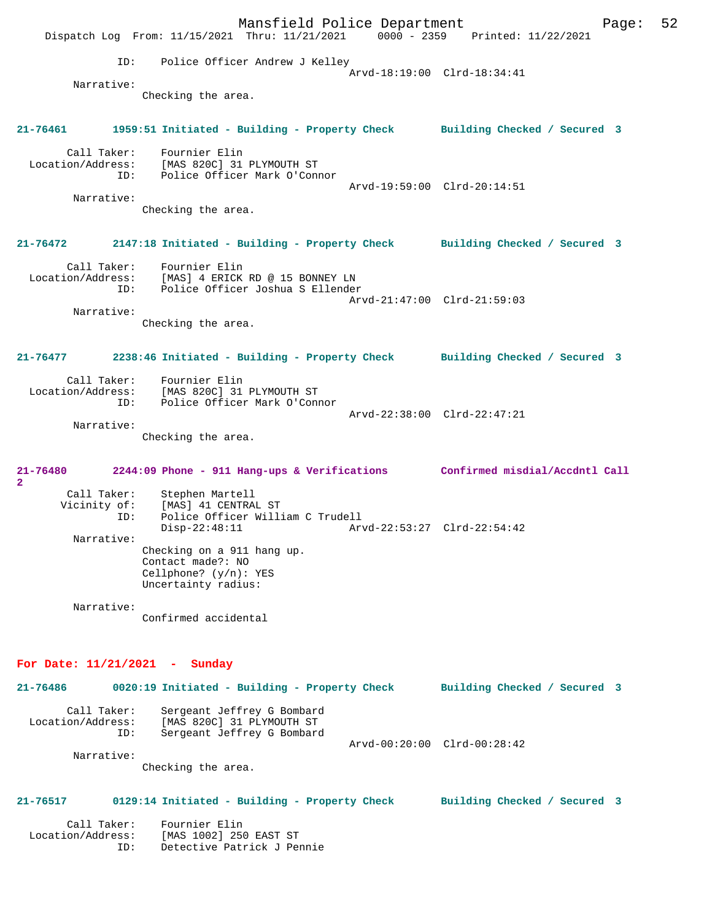ID: Police Officer Andrew J Kelley
Arvd-18:19:00 Clrd-18:34:41

Narrative:
Checking the area.

**21-76461 1959:51 Initiated - Building - Property Check Building Checked / Secured 3**

Call Taker: Fournier Elin
Location/Address: [MAS 820C] 31 PLYMOUTH ST
ID: Police Officer Mark O'Connor
Arvd-19:59:00 Clrd-20:14:51

Narrative:
Checking the area.

**21-76472 2147:18 Initiated - Building - Property Check Building Checked / Secured 3**

Call Taker: Fournier Elin
Location/Address: [MAS] 4 ERICK RD @ 15 BONNEY LN
ID: Police Officer Joshua S Ellender
Arvd-21:47:00 Clrd-21:59:03

Narrative:
Checking the area.

**21-76477 2238:46 Initiated - Building - Property Check Building Checked / Secured 3**

Call Taker: Fournier Elin
Location/Address: [MAS 820C] 31 PLYMOUTH ST
ID: Police Officer Mark O'Connor
Arvd-22:38:00 Clrd-22:47:21

Narrative:
Checking the area.

**21-76480 2244:09 Phone - 911 Hang-ups & Verifications Confirmed misdial/Accdntl Call 2**

Call Taker: Stephen Martell
Vicinity of: [MAS] 41 CENTRAL ST
ID: Police Officer William C Trudell
Disp-22:48:11 Arvd-22:53:27 Clrd-22:54:42

Narrative:
Checking on a 911 hang up.
Contact made?: NO
Cellphone? (y/n): YES
Uncertainty radius:

Narrative:
Confirmed accidental

## For Date: 11/21/2021 - Sunday

**21-76486 0020:19 Initiated - Building - Property Check Building Checked / Secured 3**

Call Taker: Sergeant Jeffrey G Bombard
Location/Address: [MAS 820C] 31 PLYMOUTH ST
ID: Sergeant Jeffrey G Bombard
Arvd-00:20:00 Clrd-00:28:42

Narrative:
Checking the area.

**21-76517 0129:14 Initiated - Building - Property Check Building Checked / Secured 3**

Call Taker: Fournier Elin
Location/Address: [MAS 1002] 250 EAST ST
ID: Detective Patrick J Pennie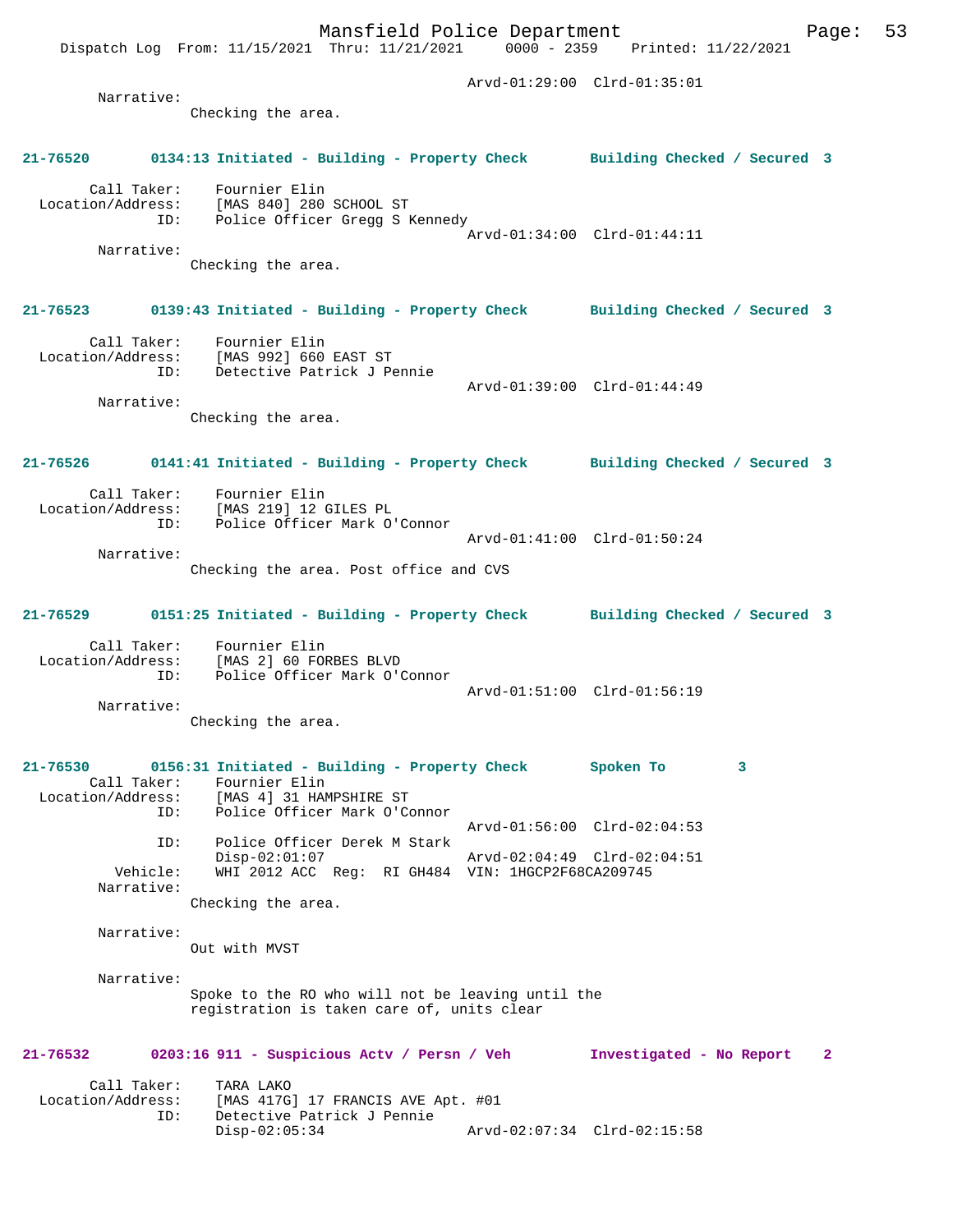Arvd-01:29:00 Clrd-01:35:01

Narrative:
Checking the area.

**21-76520 0134:13 Initiated - Building - Property Check Building Checked / Secured 3**

Call Taker: Fournier Elin
Location/Address: [MAS 840] 280 SCHOOL ST
ID: Police Officer Gregg S Kennedy
Arvd-01:34:00 Clrd-01:44:11

Narrative:
Checking the area.

**21-76523 0139:43 Initiated - Building - Property Check Building Checked / Secured 3**

Call Taker: Fournier Elin
Location/Address: [MAS 992] 660 EAST ST
ID: Detective Patrick J Pennie
Arvd-01:39:00 Clrd-01:44:49

Narrative:
Checking the area.

**21-76526 0141:41 Initiated - Building - Property Check Building Checked / Secured 3**

Call Taker: Fournier Elin
Location/Address: [MAS 219] 12 GILES PL
ID: Police Officer Mark O'Connor
Arvd-01:41:00 Clrd-01:50:24

Narrative:
Checking the area. Post office and CVS

**21-76529 0151:25 Initiated - Building - Property Check Building Checked / Secured 3**

Call Taker: Fournier Elin
Location/Address: [MAS 2] 60 FORBES BLVD
ID: Police Officer Mark O'Connor
Arvd-01:51:00 Clrd-01:56:19

Narrative:
Checking the area.

**21-76530 0156:31 Initiated - Building - Property Check Spoken To 3**

Call Taker: Fournier Elin
Location/Address: [MAS 4] 31 HAMPSHIRE ST
ID: Police Officer Mark O'Connor
Arvd-01:56:00 Clrd-02:04:53
ID: Police Officer Derek M Stark
Disp-02:01:07 Arvd-02:04:49 Clrd-02:04:51
Vehicle: WHI 2012 ACC Reg: RI GH484 VIN: 1HGCP2F68CA209745

Narrative:
Checking the area.

Narrative:
Out with MVST

Narrative:
Spoke to the RO who will not be leaving until the registration is taken care of, units clear

**21-76532 0203:16 911 - Suspicious Actv / Persn / Veh Investigated - No Report 2**

Call Taker: TARA LAKO
Location/Address: [MAS 417G] 17 FRANCIS AVE Apt. #01
ID: Detective Patrick J Pennie
Disp-02:05:34 Arvd-02:07:34 Clrd-02:15:58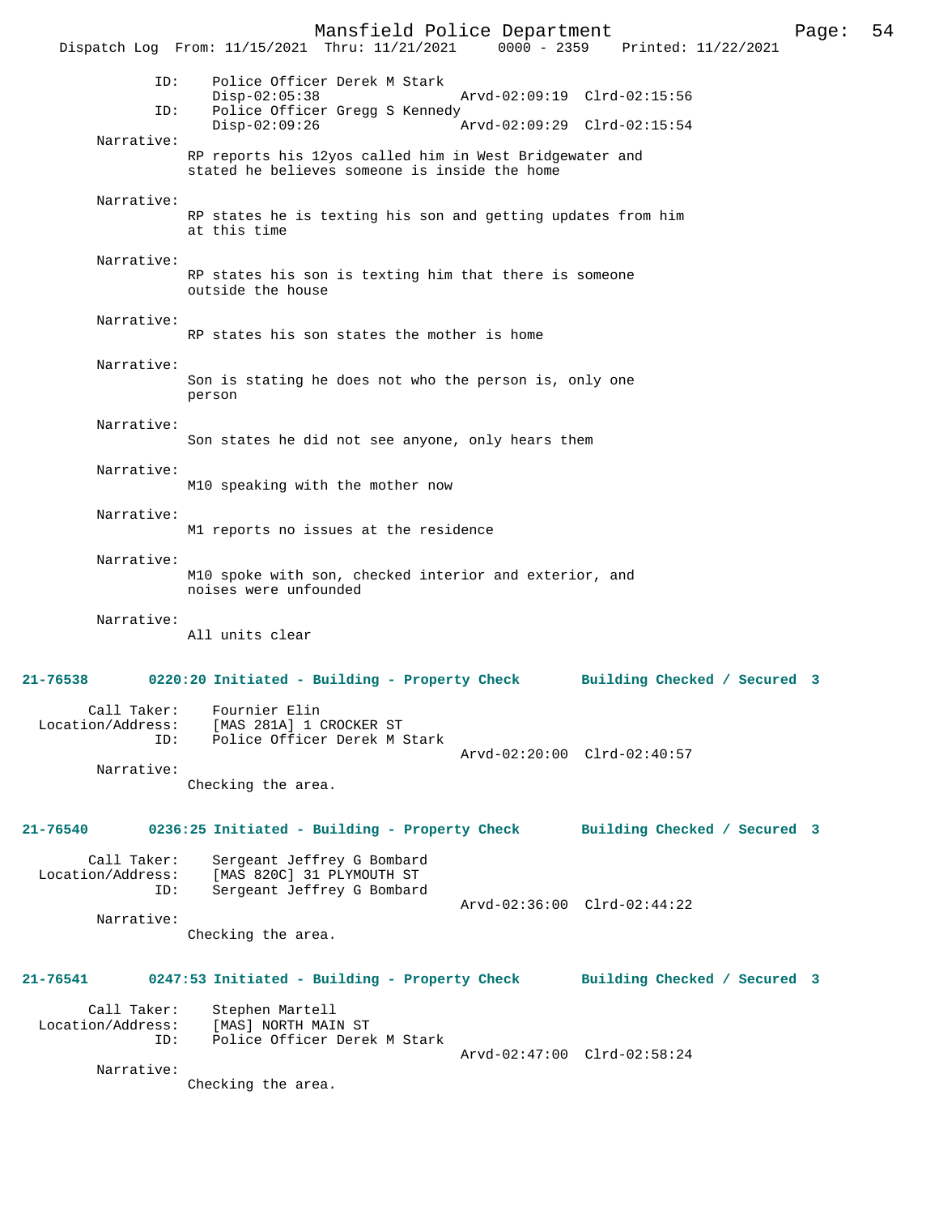ID: Police Officer Derek M Stark
Disp-02:05:38 Arvd-02:09:19 Clrd-02:15:56
ID: Police Officer Gregg S Kennedy
Disp-02:09:26 Arvd-02:09:29 Clrd-02:15:54

Narrative:
RP reports his 12yos called him in West Bridgewater and stated he believes someone is inside the home

Narrative:
RP states he is texting his son and getting updates from him at this time

Narrative:
RP states his son is texting him that there is someone outside the house

Narrative:
RP states his son states the mother is home

Narrative:
Son is stating he does not who the person is, only one person

Narrative:
Son states he did not see anyone, only hears them

Narrative:
M10 speaking with the mother now

Narrative:
M1 reports no issues at the residence

Narrative:
M10 spoke with son, checked interior and exterior, and noises were unfounded

Narrative:
All units clear

**21-76538 0220:20 Initiated - Building - Property Check Building Checked / Secured 3**

Call Taker: Fournier Elin
Location/Address: [MAS 281A] 1 CROCKER ST
ID: Police Officer Derek M Stark
Arvd-02:20:00 Clrd-02:40:57

Narrative:
Checking the area.

**21-76540 0236:25 Initiated - Building - Property Check Building Checked / Secured 3**

Call Taker: Sergeant Jeffrey G Bombard
Location/Address: [MAS 820C] 31 PLYMOUTH ST
ID: Sergeant Jeffrey G Bombard
Arvd-02:36:00 Clrd-02:44:22

Narrative:
Checking the area.

**21-76541 0247:53 Initiated - Building - Property Check Building Checked / Secured 3**

Call Taker: Stephen Martell
Location/Address: [MAS] NORTH MAIN ST
ID: Police Officer Derek M Stark
Arvd-02:47:00 Clrd-02:58:24

Narrative:
Checking the area.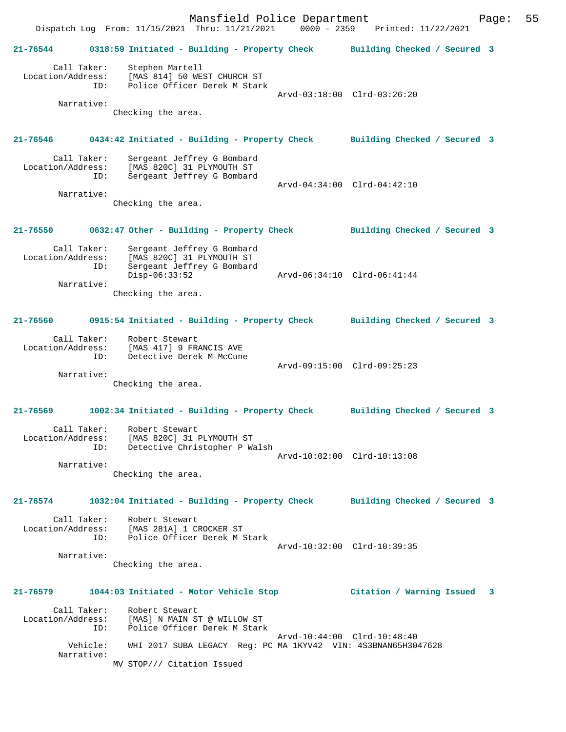**21-76544 0318:59 Initiated - Building - Property Check — Building Checked / Secured 3**

Call Taker: Stephen Martell
Location/Address: [MAS 814] 50 WEST CHURCH ST
ID: Police Officer Derek M Stark
Arvd-03:18:00 Clrd-03:26:20
Narrative:
Checking the area.

**21-76546 0434:42 Initiated - Building - Property Check — Building Checked / Secured 3**

Call Taker: Sergeant Jeffrey G Bombard
Location/Address: [MAS 820C] 31 PLYMOUTH ST
ID: Sergeant Jeffrey G Bombard
Arvd-04:34:00 Clrd-04:42:10
Narrative:
Checking the area.

**21-76550 0632:47 Other - Building - Property Check — Building Checked / Secured 3**

Call Taker: Sergeant Jeffrey G Bombard
Location/Address: [MAS 820C] 31 PLYMOUTH ST
ID: Sergeant Jeffrey G Bombard
Disp-06:33:52 Arvd-06:34:10 Clrd-06:41:44
Narrative:
Checking the area.

**21-76560 0915:54 Initiated - Building - Property Check — Building Checked / Secured 3**

Call Taker: Robert Stewart
Location/Address: [MAS 417] 9 FRANCIS AVE
ID: Detective Derek M McCune
Arvd-09:15:00 Clrd-09:25:23
Narrative:
Checking the area.

**21-76569 1002:34 Initiated - Building - Property Check — Building Checked / Secured 3**

Call Taker: Robert Stewart
Location/Address: [MAS 820C] 31 PLYMOUTH ST
ID: Detective Christopher P Walsh
Arvd-10:02:00 Clrd-10:13:08
Narrative:
Checking the area.

**21-76574 1032:04 Initiated - Building - Property Check — Building Checked / Secured 3**

Call Taker: Robert Stewart
Location/Address: [MAS 281A] 1 CROCKER ST
ID: Police Officer Derek M Stark
Arvd-10:32:00 Clrd-10:39:35
Narrative:
Checking the area.

**21-76579 1044:03 Initiated - Motor Vehicle Stop — Citation / Warning Issued 3**

Call Taker: Robert Stewart
Location/Address: [MAS] N MAIN ST @ WILLOW ST
ID: Police Officer Derek M Stark
Arvd-10:44:00 Clrd-10:48:40
Vehicle: WHI 2017 SUBA LEGACY Reg: PC MA 1KYV42 VIN: 4S3BNAN65H3047628
Narrative:
MV STOP/// Citation Issued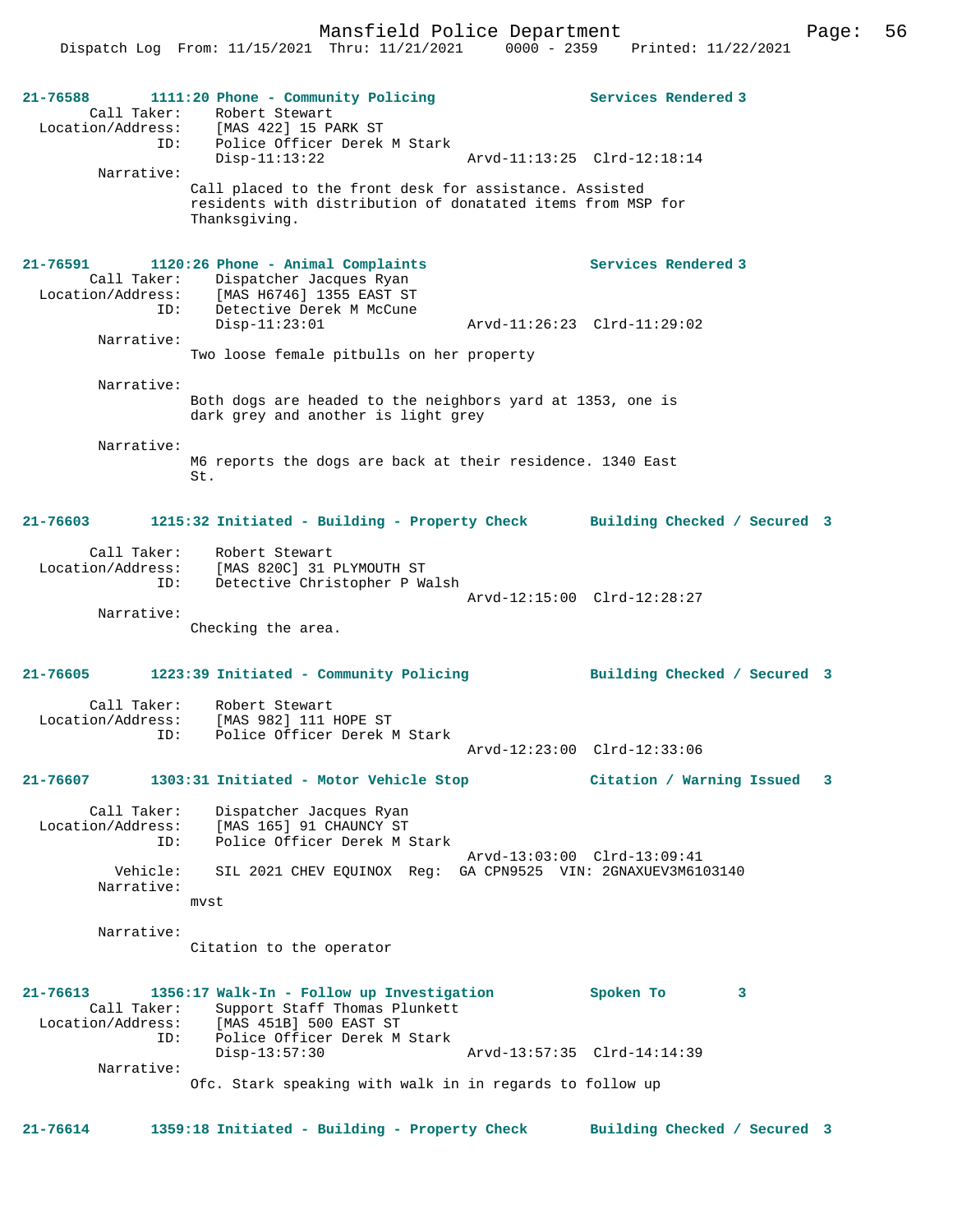**21-76588 1111:20 Phone - Community Policing Services Rendered 3**

Call Taker: Robert Stewart
Location/Address: [MAS 422] 15 PARK ST
ID: Police Officer Derek M Stark
Disp-11:13:22 Arvd-11:13:25 Clrd-12:18:14

Narrative:
Call placed to the front desk for assistance. Assisted residents with distribution of donatated items from MSP for Thanksgiving.

**21-76591 1120:26 Phone - Animal Complaints Services Rendered 3**

Call Taker: Dispatcher Jacques Ryan
Location/Address: [MAS H6746] 1355 EAST ST
ID: Detective Derek M McCune
Disp-11:23:01 Arvd-11:26:23 Clrd-11:29:02

Narrative:
Two loose female pitbulls on her property

Narrative:
Both dogs are headed to the neighbors yard at 1353, one is dark grey and another is light grey

Narrative:
M6 reports the dogs are back at their residence. 1340 East St.

**21-76603 1215:32 Initiated - Building - Property Check Building Checked / Secured 3**

Call Taker: Robert Stewart
Location/Address: [MAS 820C] 31 PLYMOUTH ST
ID: Detective Christopher P Walsh
Arvd-12:15:00 Clrd-12:28:27

Narrative:
Checking the area.

**21-76605 1223:39 Initiated - Community Policing Building Checked / Secured 3**

Call Taker: Robert Stewart
Location/Address: [MAS 982] 111 HOPE ST
ID: Police Officer Derek M Stark
Arvd-12:23:00 Clrd-12:33:06

**21-76607 1303:31 Initiated - Motor Vehicle Stop Citation / Warning Issued 3**

Call Taker: Dispatcher Jacques Ryan
Location/Address: [MAS 165] 91 CHAUNCY ST
ID: Police Officer Derek M Stark
Arvd-13:03:00 Clrd-13:09:41
Vehicle: SIL 2021 CHEV EQUINOX Reg: GA CPN9525 VIN: 2GNAXUEV3M6103140

Narrative:
mvst

Narrative:
Citation to the operator

**21-76613 1356:17 Walk-In - Follow up Investigation Spoken To 3**

Call Taker: Support Staff Thomas Plunkett
Location/Address: [MAS 451B] 500 EAST ST
ID: Police Officer Derek M Stark
Disp-13:57:30 Arvd-13:57:35 Clrd-14:14:39

Narrative:
Ofc. Stark speaking with walk in in regards to follow up

**21-76614 1359:18 Initiated - Building - Property Check Building Checked / Secured 3**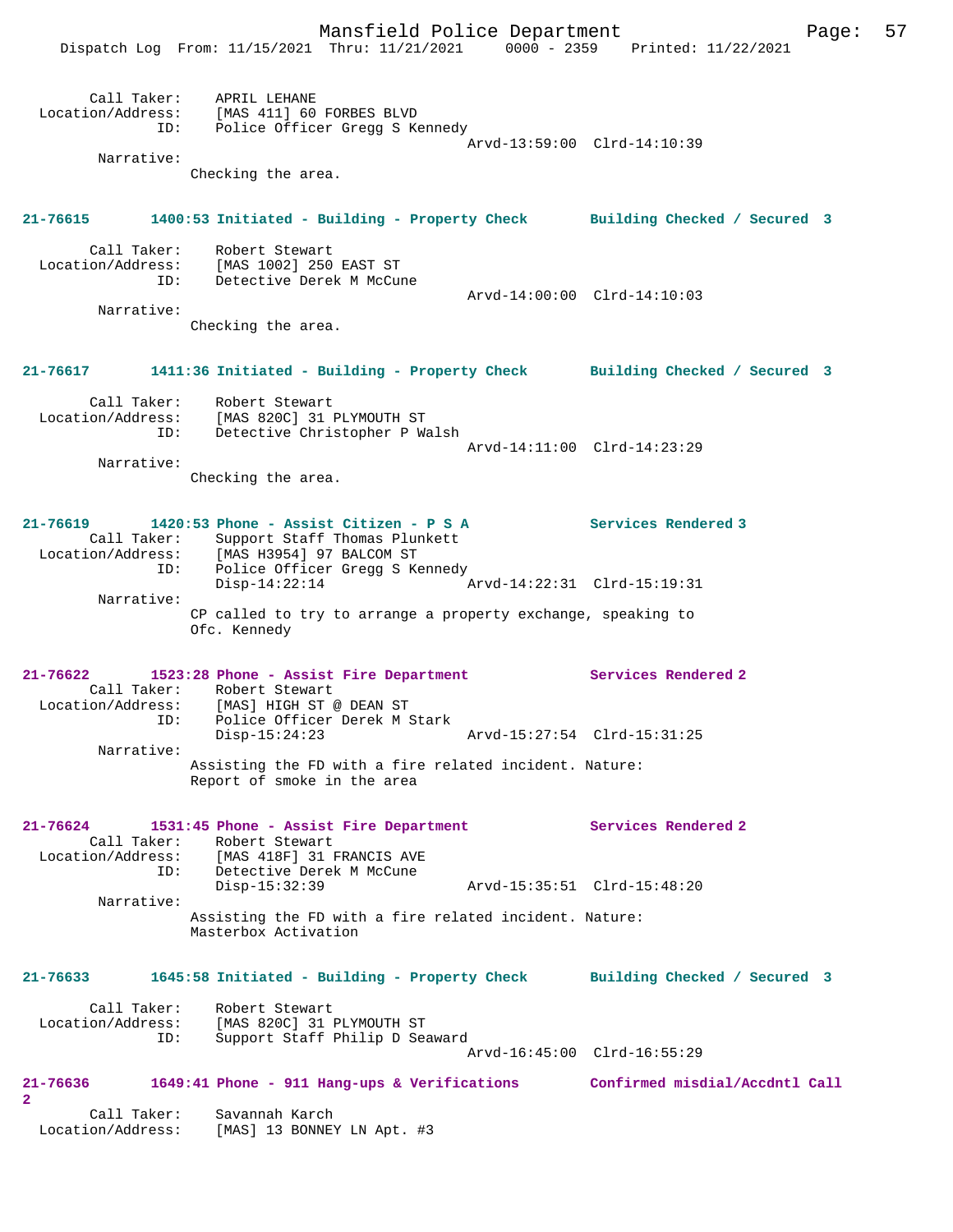Call Taker: APRIL LEHANE
Location/Address: [MAS 411] 60 FORBES BLVD
ID: Police Officer Gregg S Kennedy
Arvd-13:59:00 Clrd-14:10:39
Narrative:
Checking the area.

**21-76615 1400:53 Initiated - Building - Property Check Building Checked / Secured 3**

Call Taker: Robert Stewart
Location/Address: [MAS 1002] 250 EAST ST
ID: Detective Derek M McCune
Arvd-14:00:00 Clrd-14:10:03
Narrative:
Checking the area.

**21-76617 1411:36 Initiated - Building - Property Check Building Checked / Secured 3**

Call Taker: Robert Stewart
Location/Address: [MAS 820C] 31 PLYMOUTH ST
ID: Detective Christopher P Walsh
Arvd-14:11:00 Clrd-14:23:29
Narrative:
Checking the area.

**21-76619 1420:53 Phone - Assist Citizen - P S A Services Rendered 3**
Call Taker: Support Staff Thomas Plunkett
Location/Address: [MAS H3954] 97 BALCOM ST
ID: Police Officer Gregg S Kennedy
Disp-14:22:14 Arvd-14:22:31 Clrd-15:19:31
Narrative:
CP called to try to arrange a property exchange, speaking to Ofc. Kennedy

**21-76622 1523:28 Phone - Assist Fire Department Services Rendered 2**
Call Taker: Robert Stewart
Location/Address: [MAS] HIGH ST @ DEAN ST
ID: Police Officer Derek M Stark
Disp-15:24:23 Arvd-15:27:54 Clrd-15:31:25
Narrative:
Assisting the FD with a fire related incident. Nature: Report of smoke in the area

**21-76624 1531:45 Phone - Assist Fire Department Services Rendered 2**
Call Taker: Robert Stewart
Location/Address: [MAS 418F] 31 FRANCIS AVE
ID: Detective Derek M McCune
Disp-15:32:39 Arvd-15:35:51 Clrd-15:48:20
Narrative:
Assisting the FD with a fire related incident. Nature: Masterbox Activation

**21-76633 1645:58 Initiated - Building - Property Check Building Checked / Secured 3**

Call Taker: Robert Stewart
Location/Address: [MAS 820C] 31 PLYMOUTH ST
ID: Support Staff Philip D Seaward
Arvd-16:45:00 Clrd-16:55:29

**21-76636 1649:41 Phone - 911 Hang-ups & Verifications Confirmed misdial/Accdntl Call 2**
Call Taker: Savannah Karch
Location/Address: [MAS] 13 BONNEY LN Apt. #3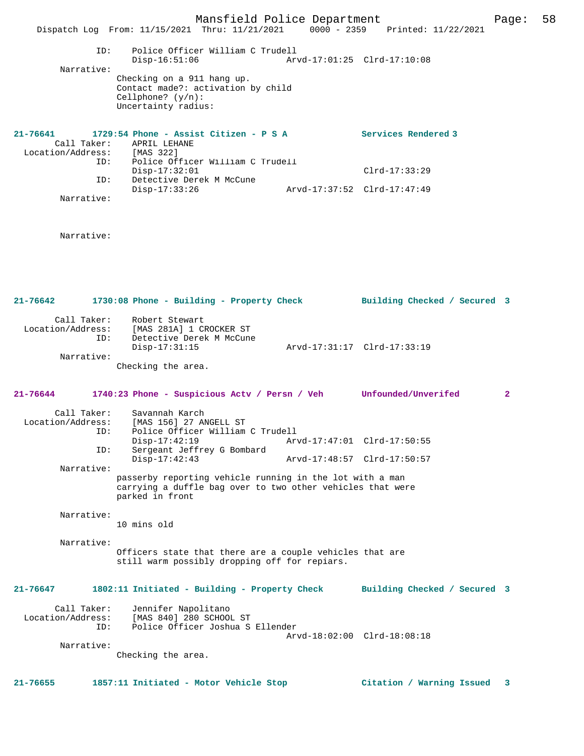```
                ID:    Police Officer William C Trudell
                       Disp-16:51:06                Arvd-17:01:25  Clrd-17:10:08
         Narrative:
                      Checking on a 911 hang up.
                      Contact made?: activation by child
                      Cellphone? (y/n):
                      Uncertainty radius:


21-76641       1729:54 Phone - Assist Citizen - P S A            Services Rendered 3
        Call Taker:    APRIL LEHANE
  Location/Address:    [MAS 322]
                ID:    Police Officer William C Trudell
                       Disp-17:32:01                               Clrd-17:33:29
                ID:    Detective Derek M McCune
                       Disp-17:33:26                Arvd-17:37:52  Clrd-17:47:49
         Narrative:



         Narrative:


21-76642       1730:08 Phone - Building - Property Check         Building Checked / Secured  3

        Call Taker:    Robert Stewart
  Location/Address:    [MAS 281A] 1 CROCKER ST
                ID:    Detective Derek M McCune
                       Disp-17:31:15                Arvd-17:31:17  Clrd-17:33:19
         Narrative:
                      Checking the area.


21-76644       1740:23 Phone - Suspicious Actv / Persn / Veh     Unfounded/Unverifed         2

        Call Taker:    Savannah Karch
  Location/Address:    [MAS 156] 27 ANGELL ST
                ID:    Police Officer William C Trudell
                       Disp-17:42:19                Arvd-17:47:01  Clrd-17:50:55
                ID:    Sergeant Jeffrey G Bombard
                       Disp-17:42:43                Arvd-17:48:57  Clrd-17:50:57
         Narrative:
                      passerby reporting vehicle running in the lot with a man
                      carrying a duffle bag over to two other vehicles that were
                      parked in front

         Narrative:
                      10 mins old

         Narrative:
                      Officers state that there are a couple vehicles that are
                      still warm possibly dropping off for repiars.


21-76647       1802:11 Initiated - Building - Property Check     Building Checked / Secured  3

        Call Taker:    Jennifer Napolitano
  Location/Address:    [MAS 840] 280 SCHOOL ST
                ID:    Police Officer Joshua S Ellender
                                                    Arvd-18:02:00  Clrd-18:08:18
         Narrative:
                      Checking the area.


21-76655       1857:11 Initiated - Motor Vehicle Stop            Citation / Warning Issued   3
```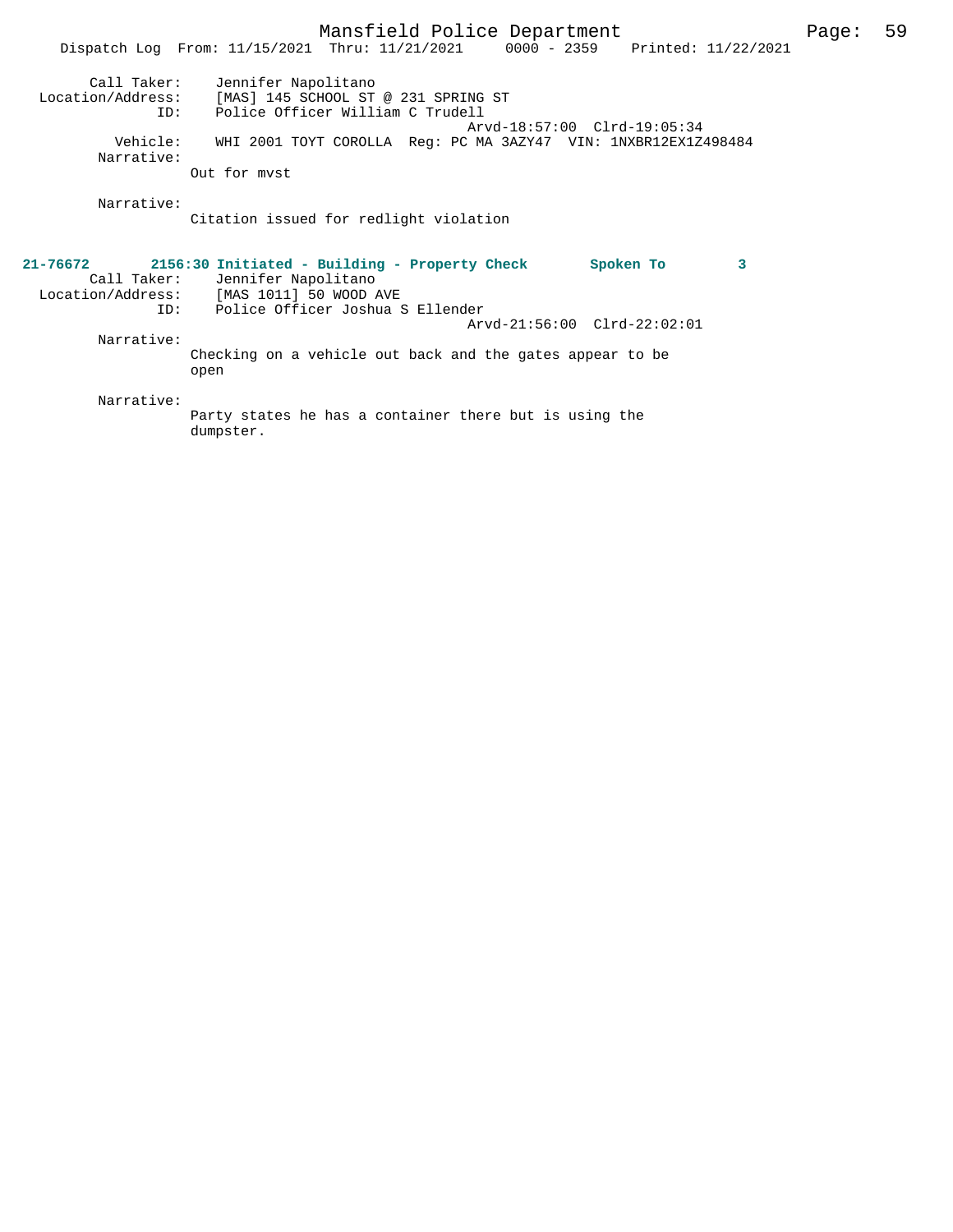```
 Call Taker:    Jennifer Napolitano
 Location/Address:    [MAS] 145 SCHOOL ST @ 231 SPRING ST
 ID:    Police Officer William C Trudell
                                     Arvd-18:57:00  Clrd-19:05:34
 Vehicle:    WHI 2001 TOYT COROLLA  Reg: PC MA 3AZY47  VIN: 1NXBR12EX1Z498484
 Narrative:
    Out for mvst

 Narrative:
    Citation issued for redlight violation
```

**21-76672  2156:30 Initiated - Building - Property Check  Spoken To  3**

```
 Call Taker:    Jennifer Napolitano
 Location/Address:    [MAS 1011] 50 WOOD AVE
 ID:    Police Officer Joshua S Ellender
                                     Arvd-21:56:00  Clrd-22:02:01
 Narrative:
    Checking on a vehicle out back and the gates appear to be
    open

 Narrative:
    Party states he has a container there but is using the
    dumpster.
```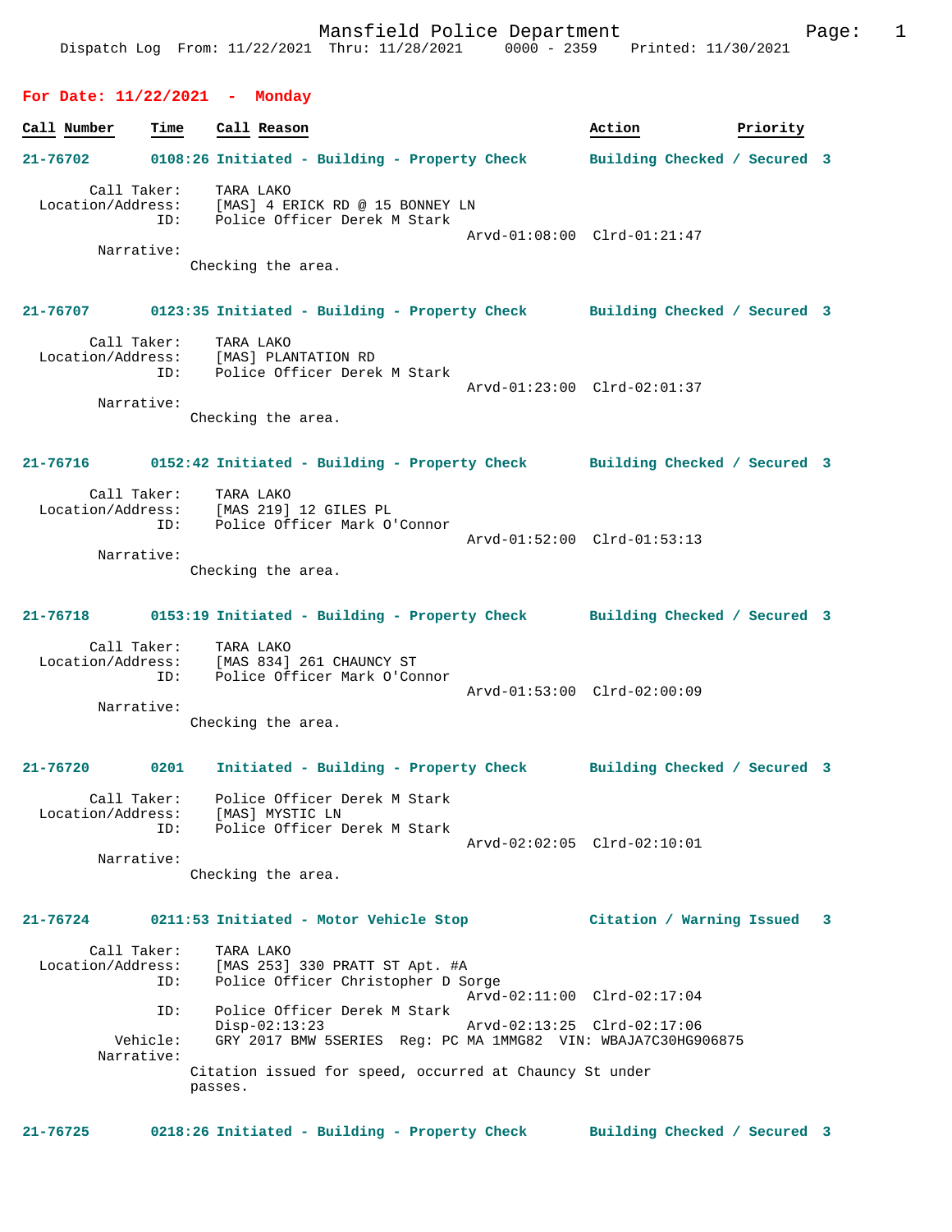# Mansfield Police Department

Dispatch Log From: 11/22/2021 Thru: 11/28/2021 0000 - 2359 Printed: 11/30/2021

## For Date: 11/22/2021 - Monday

| Call Number | Time | Call Reason | Action | Priority |
|---|---|---|---|---|
| 21-76702 | 0108:26 | Initiated - Building - Property Check | Building Checked / Secured | 3 |

Call Taker: TARA LAKO
Location/Address: [MAS] 4 ERICK RD @ 15 BONNEY LN
ID: Police Officer Derek M Stark
Arvd-01:08:00 Clrd-01:21:47
Narrative:
Checking the area.

| Call Number | Time | Call Reason | Action | Priority |
|---|---|---|---|---|
| 21-76707 | 0123:35 | Initiated - Building - Property Check | Building Checked / Secured | 3 |

Call Taker: TARA LAKO
Location/Address: [MAS] PLANTATION RD
ID: Police Officer Derek M Stark
Arvd-01:23:00 Clrd-02:01:37
Narrative:
Checking the area.

| Call Number | Time | Call Reason | Action | Priority |
|---|---|---|---|---|
| 21-76716 | 0152:42 | Initiated - Building - Property Check | Building Checked / Secured | 3 |

Call Taker: TARA LAKO
Location/Address: [MAS 219] 12 GILES PL
ID: Police Officer Mark O'Connor
Arvd-01:52:00 Clrd-01:53:13
Narrative:
Checking the area.

| Call Number | Time | Call Reason | Action | Priority |
|---|---|---|---|---|
| 21-76718 | 0153:19 | Initiated - Building - Property Check | Building Checked / Secured | 3 |

Call Taker: TARA LAKO
Location/Address: [MAS 834] 261 CHAUNCY ST
ID: Police Officer Mark O'Connor
Arvd-01:53:00 Clrd-02:00:09
Narrative:
Checking the area.

| Call Number | Time | Call Reason | Action | Priority |
|---|---|---|---|---|
| 21-76720 | 0201 | Initiated - Building - Property Check | Building Checked / Secured | 3 |

Call Taker: Police Officer Derek M Stark
Location/Address: [MAS] MYSTIC LN
ID: Police Officer Derek M Stark
Arvd-02:02:05 Clrd-02:10:01
Narrative:
Checking the area.

| Call Number | Time | Call Reason | Action | Priority |
|---|---|---|---|---|
| 21-76724 | 0211:53 | Initiated - Motor Vehicle Stop | Citation / Warning Issued | 3 |

Call Taker: TARA LAKO
Location/Address: [MAS 253] 330 PRATT ST Apt. #A
ID: Police Officer Christopher D Sorge
Arvd-02:11:00 Clrd-02:17:04
ID: Police Officer Derek M Stark
Disp-02:13:23 Arvd-02:13:25 Clrd-02:17:06
Vehicle: GRY 2017 BMW 5SERIES Reg: PC MA 1MMG82 VIN: WBAJA7C30HG906875
Narrative:
Citation issued for speed, occurred at Chauncy St under passes.

| Call Number | Time | Call Reason | Action | Priority |
|---|---|---|---|---|
| 21-76725 | 0218:26 | Initiated - Building - Property Check | Building Checked / Secured | 3 |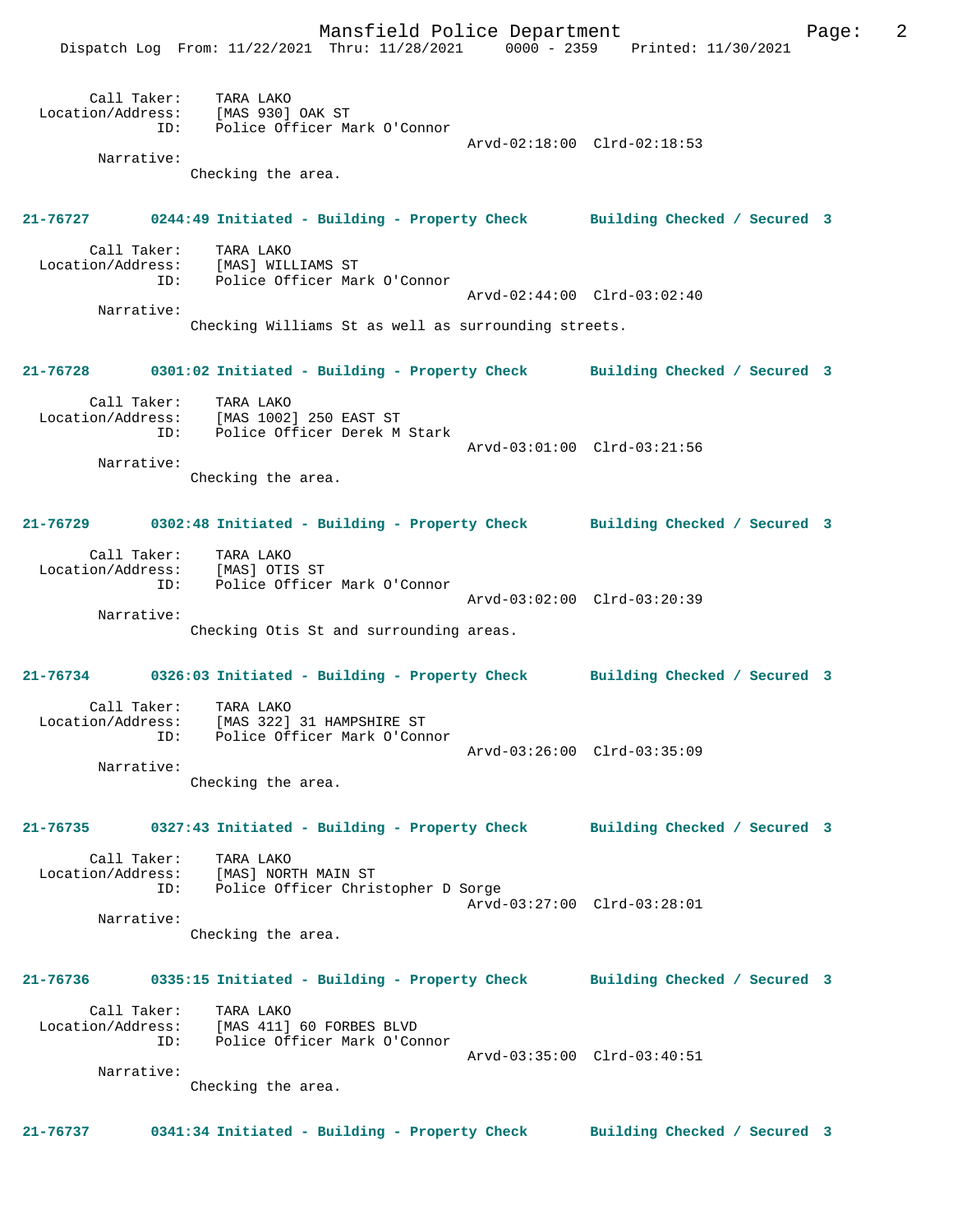Call Taker: TARA LAKO
Location/Address: [MAS 930] OAK ST
ID: Police Officer Mark O'Connor
Arvd-02:18:00 Clrd-02:18:53
Narrative:
Checking the area.

**21-76727 0244:49 Initiated - Building - Property Check Building Checked / Secured 3**

Call Taker: TARA LAKO
Location/Address: [MAS] WILLIAMS ST
ID: Police Officer Mark O'Connor
Arvd-02:44:00 Clrd-03:02:40
Narrative:
Checking Williams St as well as surrounding streets.

**21-76728 0301:02 Initiated - Building - Property Check Building Checked / Secured 3**

Call Taker: TARA LAKO
Location/Address: [MAS 1002] 250 EAST ST
ID: Police Officer Derek M Stark
Arvd-03:01:00 Clrd-03:21:56
Narrative:
Checking the area.

**21-76729 0302:48 Initiated - Building - Property Check Building Checked / Secured 3**

Call Taker: TARA LAKO
Location/Address: [MAS] OTIS ST
ID: Police Officer Mark O'Connor
Arvd-03:02:00 Clrd-03:20:39
Narrative:
Checking Otis St and surrounding areas.

**21-76734 0326:03 Initiated - Building - Property Check Building Checked / Secured 3**

Call Taker: TARA LAKO
Location/Address: [MAS 322] 31 HAMPSHIRE ST
ID: Police Officer Mark O'Connor
Arvd-03:26:00 Clrd-03:35:09
Narrative:
Checking the area.

**21-76735 0327:43 Initiated - Building - Property Check Building Checked / Secured 3**

Call Taker: TARA LAKO
Location/Address: [MAS] NORTH MAIN ST
ID: Police Officer Christopher D Sorge
Arvd-03:27:00 Clrd-03:28:01
Narrative:
Checking the area.

**21-76736 0335:15 Initiated - Building - Property Check Building Checked / Secured 3**

Call Taker: TARA LAKO
Location/Address: [MAS 411] 60 FORBES BLVD
ID: Police Officer Mark O'Connor
Arvd-03:35:00 Clrd-03:40:51
Narrative:
Checking the area.

**21-76737 0341:34 Initiated - Building - Property Check Building Checked / Secured 3**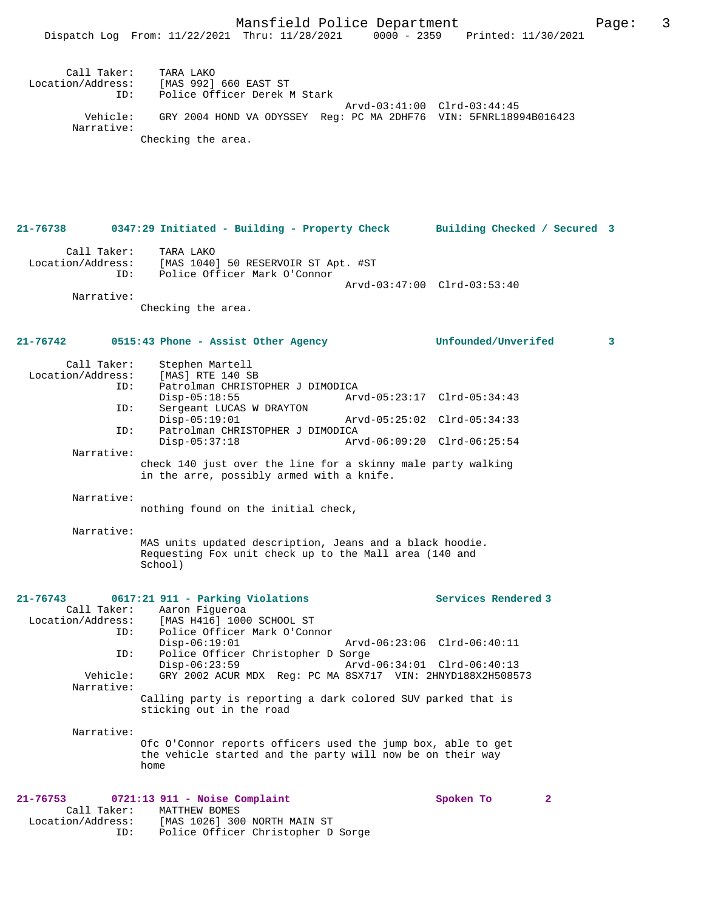```
        Call Taker:    TARA LAKO
  Location/Address:    [MAS 992] 660 EAST ST
                ID:    Police Officer Derek M Stark
                                              Arvd-03:41:00  Clrd-03:44:45
           Vehicle:    GRY 2004 HOND VA ODYSSEY  Reg: PC MA 2DHF76  VIN: 5FNRL18994B016423
         Narrative:
                     Checking the area.
```

**21-76738    0347:29 Initiated - Building - Property Check    Building Checked / Secured 3**

```
        Call Taker:    TARA LAKO
  Location/Address:    [MAS 1040] 50 RESERVOIR ST Apt. #ST
                ID:    Police Officer Mark O'Connor
                                              Arvd-03:47:00  Clrd-03:53:40
         Narrative:
                     Checking the area.
```

**21-76742    0515:43 Phone - Assist Other Agency    Unfounded/Unverifed    3**

```
        Call Taker:    Stephen Martell
  Location/Address:    [MAS] RTE 140 SB
                ID:    Patrolman CHRISTOPHER J DIMODICA
                       Disp-05:18:55          Arvd-05:23:17  Clrd-05:34:43
                ID:    Sergeant LUCAS W DRAYTON
                       Disp-05:19:01          Arvd-05:25:02  Clrd-05:34:33
                ID:    Patrolman CHRISTOPHER J DIMODICA
                       Disp-05:37:18          Arvd-06:09:20  Clrd-06:25:54
         Narrative:
                     check 140 just over the line for a skinny male party walking
                     in the arre, possibly armed with a knife.

         Narrative:
                     nothing found on the initial check,

         Narrative:
                     MAS units updated description, Jeans and a black hoodie.
                     Requesting Fox unit check up to the Mall area (140 and
                     School)
```

**21-76743    0617:21 911 - Parking Violations    Services Rendered 3**

```
        Call Taker:    Aaron Figueroa
  Location/Address:    [MAS H416] 1000 SCHOOL ST
                ID:    Police Officer Mark O'Connor
                       Disp-06:19:01          Arvd-06:23:06  Clrd-06:40:11
                ID:    Police Officer Christopher D Sorge
                       Disp-06:23:59          Arvd-06:34:01  Clrd-06:40:13
           Vehicle:    GRY 2002 ACUR MDX  Reg: PC MA 8SX717  VIN: 2HNYD188X2H508573
         Narrative:
                     Calling party is reporting a dark colored SUV parked that is
                     sticking out in the road

         Narrative:
                     Ofc O'Connor reports officers used the jump box, able to get
                     the vehicle started and the party will now be on their way
                     home
```

**21-76753    0721:13 911 - Noise Complaint    Spoken To    2**

```
        Call Taker:    MATTHEW BOMES
  Location/Address:    [MAS 1026] 300 NORTH MAIN ST
                ID:    Police Officer Christopher D Sorge
```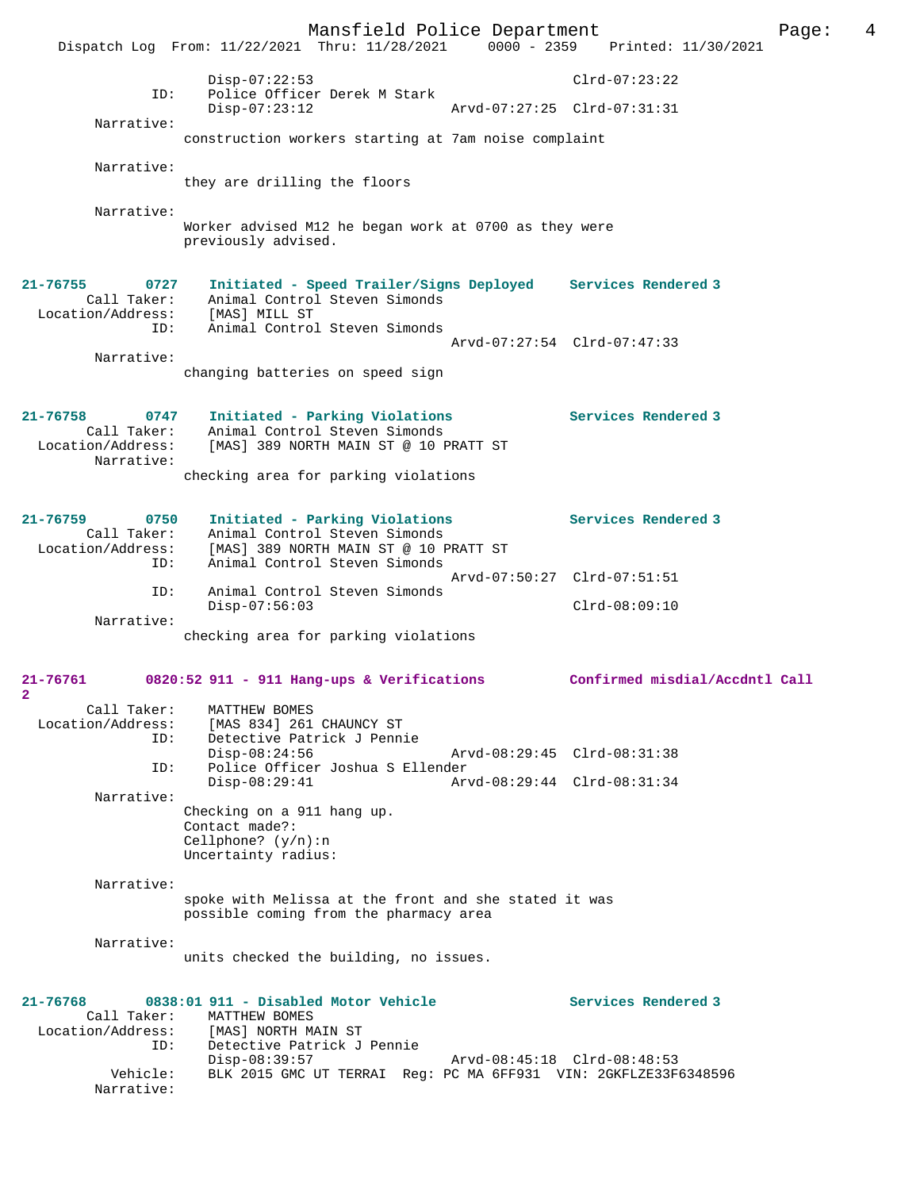```
                Disp-07:22:53                                Clrd-07:23:22
            ID:     Police Officer Derek M Stark
                Disp-07:23:12                 Arvd-07:27:25  Clrd-07:31:31
        Narrative:
                construction workers starting at 7am noise complaint

        Narrative:
                they are drilling the floors

        Narrative:
                Worker advised M12 he began work at 0700 as they were
                previously advised.
```

```
21-76755        0727    Initiated - Speed Trailer/Signs Deployed    Services Rendered 3
        Call Taker:     Animal Control Steven Simonds
  Location/Address:     [MAS] MILL ST
                ID:     Animal Control Steven Simonds
                                              Arvd-07:27:54  Clrd-07:47:33
        Narrative:
                changing batteries on speed sign
```

```
21-76758        0747    Initiated - Parking Violations              Services Rendered 3
        Call Taker:     Animal Control Steven Simonds
  Location/Address:     [MAS] 389 NORTH MAIN ST @ 10 PRATT ST
        Narrative:
                checking area for parking violations
```

```
21-76759        0750    Initiated - Parking Violations              Services Rendered 3
        Call Taker:     Animal Control Steven Simonds
  Location/Address:     [MAS] 389 NORTH MAIN ST @ 10 PRATT ST
                ID:     Animal Control Steven Simonds
                                              Arvd-07:50:27  Clrd-07:51:51
                ID:     Animal Control Steven Simonds
                Disp-07:56:03                                Clrd-08:09:10
        Narrative:
                checking area for parking violations
```

```
21-76761        0820:52 911 - 911 Hang-ups & Verifications         Confirmed misdial/Accdntl Call
2
        Call Taker:     MATTHEW BOMES
  Location/Address:     [MAS 834] 261 CHAUNCY ST
                ID:     Detective Patrick J Pennie
                Disp-08:24:56                 Arvd-08:29:45  Clrd-08:31:38
                ID:     Police Officer Joshua S Ellender
                Disp-08:29:41                 Arvd-08:29:44  Clrd-08:31:34
        Narrative:
                Checking on a 911 hang up.
                Contact made?:
                Cellphone? (y/n):n
                Uncertainty radius:

        Narrative:
                spoke with Melissa at the front and she stated it was
                possible coming from the pharmacy area

        Narrative:
                units checked the building, no issues.
```

```
21-76768        0838:01 911 - Disabled Motor Vehicle               Services Rendered 3
        Call Taker:     MATTHEW BOMES
  Location/Address:     [MAS] NORTH MAIN ST
                ID:     Detective Patrick J Pennie
                Disp-08:39:57                 Arvd-08:45:18  Clrd-08:48:53
           Vehicle:     BLK 2015 GMC UT TERRAI  Reg: PC MA 6FF931  VIN: 2GKFLZE33F6348596
        Narrative:
```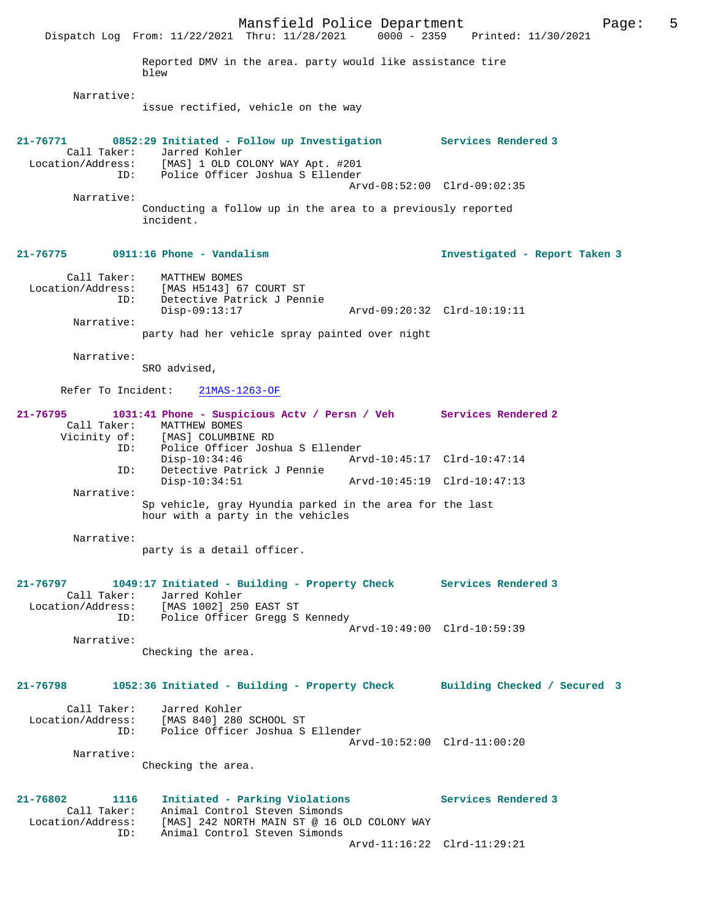Reported DMV in the area. party would like assistance tire blew

Narrative:
issue rectified, vehicle on the way

**21-76771 0852:29 Initiated - Follow up Investigation — Services Rendered 3**

Call Taker: Jarred Kohler
Location/Address: [MAS] 1 OLD COLONY WAY Apt. #201
ID: Police Officer Joshua S Ellender
Arvd-08:52:00 Clrd-09:02:35

Narrative:
Conducting a follow up in the area to a previously reported incident.

**21-76775 0911:16 Phone - Vandalism — Investigated - Report Taken 3**

Call Taker: MATTHEW BOMES
Location/Address: [MAS H5143] 67 COURT ST
ID: Detective Patrick J Pennie
Disp-09:13:17 Arvd-09:20:32 Clrd-10:19:11

Narrative:
party had her vehicle spray painted over night

Narrative:
SRO advised,

Refer To Incident: 21MAS-1263-OF

**21-76795 1031:41 Phone - Suspicious Actv / Persn / Veh — Services Rendered 2**

Call Taker: MATTHEW BOMES
Vicinity of: [MAS] COLUMBINE RD
ID: Police Officer Joshua S Ellender
Disp-10:34:46 Arvd-10:45:17 Clrd-10:47:14
ID: Detective Patrick J Pennie
Disp-10:34:51 Arvd-10:45:19 Clrd-10:47:13

Narrative:
Sp vehicle, gray Hyundia parked in the area for the last hour with a party in the vehicles

Narrative:
party is a detail officer.

**21-76797 1049:17 Initiated - Building - Property Check — Services Rendered 3**

Call Taker: Jarred Kohler
Location/Address: [MAS 1002] 250 EAST ST
ID: Police Officer Gregg S Kennedy
Arvd-10:49:00 Clrd-10:59:39

Narrative:
Checking the area.

**21-76798 1052:36 Initiated - Building - Property Check — Building Checked / Secured 3**

Call Taker: Jarred Kohler
Location/Address: [MAS 840] 280 SCHOOL ST
ID: Police Officer Joshua S Ellender
Arvd-10:52:00 Clrd-11:00:20

Narrative:
Checking the area.

**21-76802 1116 Initiated - Parking Violations — Services Rendered 3**

Call Taker: Animal Control Steven Simonds
Location/Address: [MAS] 242 NORTH MAIN ST @ 16 OLD COLONY WAY
ID: Animal Control Steven Simonds
Arvd-11:16:22 Clrd-11:29:21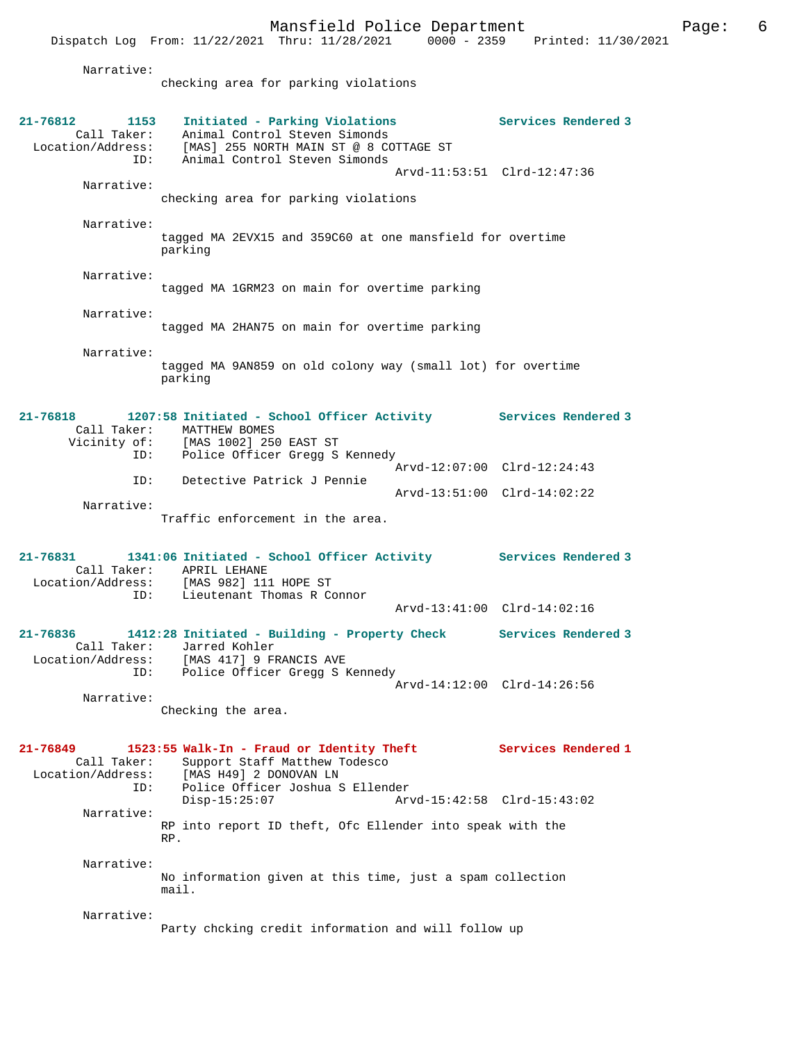Narrative:
checking area for parking violations

**21-76812 1153 Initiated - Parking Violations Services Rendered 3**
Call Taker: Animal Control Steven Simonds
Location/Address: [MAS] 255 NORTH MAIN ST @ 8 COTTAGE ST
ID: Animal Control Steven Simonds
Arvd-11:53:51 Clrd-12:47:36

Narrative:
checking area for parking violations

Narrative:
tagged MA 2EVX15 and 359C60 at one mansfield for overtime parking

Narrative:
tagged MA 1GRM23 on main for overtime parking

Narrative:
tagged MA 2HAN75 on main for overtime parking

Narrative:
tagged MA 9AN859 on old colony way (small lot) for overtime parking

**21-76818 1207:58 Initiated - School Officer Activity Services Rendered 3**
Call Taker: MATTHEW BOMES
Vicinity of: [MAS 1002] 250 EAST ST
ID: Police Officer Gregg S Kennedy
Arvd-12:07:00 Clrd-12:24:43
ID: Detective Patrick J Pennie
Arvd-13:51:00 Clrd-14:02:22

Narrative:
Traffic enforcement in the area.

**21-76831 1341:06 Initiated - School Officer Activity Services Rendered 3**
Call Taker: APRIL LEHANE
Location/Address: [MAS 982] 111 HOPE ST
ID: Lieutenant Thomas R Connor
Arvd-13:41:00 Clrd-14:02:16

**21-76836 1412:28 Initiated - Building - Property Check Services Rendered 3**
Call Taker: Jarred Kohler
Location/Address: [MAS 417] 9 FRANCIS AVE
ID: Police Officer Gregg S Kennedy
Arvd-14:12:00 Clrd-14:26:56

Narrative:
Checking the area.

**21-76849 1523:55 Walk-In - Fraud or Identity Theft Services Rendered 1**
Call Taker: Support Staff Matthew Todesco
Location/Address: [MAS H49] 2 DONOVAN LN
ID: Police Officer Joshua S Ellender
Disp-15:25:07 Arvd-15:42:58 Clrd-15:43:02

Narrative:
RP into report ID theft, Ofc Ellender into speak with the RP.

Narrative:
No information given at this time, just a spam collection mail.

Narrative:
Party chcking credit information and will follow up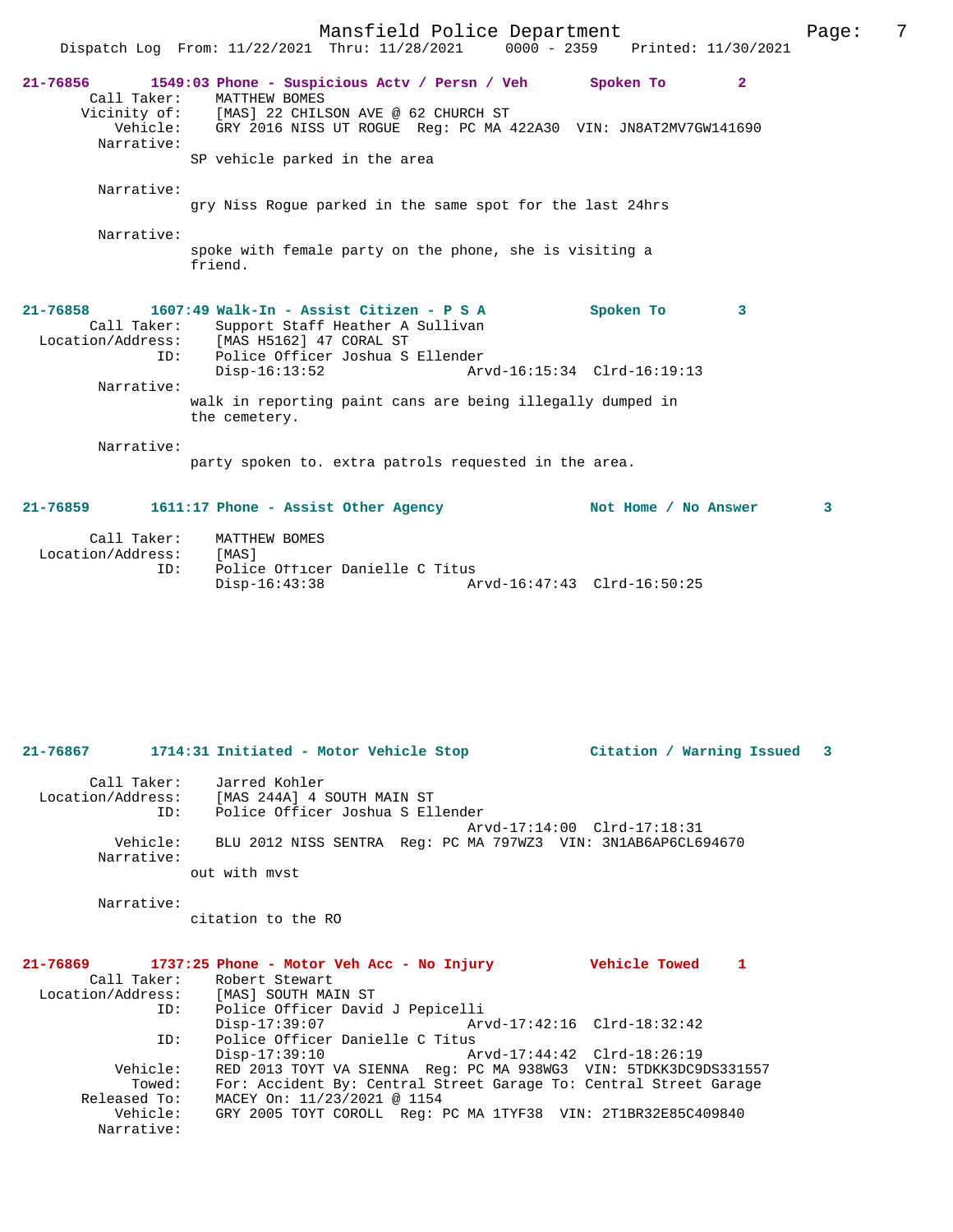21-76856 1549:03 Phone - Suspicious Actv / Persn / Veh Spoken To 2

Call Taker: MATTHEW BOMES
Vicinity of: [MAS] 22 CHILSON AVE @ 62 CHURCH ST
Vehicle: GRY 2016 NISS UT ROGUE Reg: PC MA 422A30 VIN: JN8AT2MV7GW141690
Narrative:
SP vehicle parked in the area

Narrative:
gry Niss Rogue parked in the same spot for the last 24hrs

Narrative:
spoke with female party on the phone, she is visiting a friend.

21-76858 1607:49 Walk-In - Assist Citizen - P S A Spoken To 3

Call Taker: Support Staff Heather A Sullivan
Location/Address: [MAS H5162] 47 CORAL ST
ID: Police Officer Joshua S Ellender
Disp-16:13:52 Arvd-16:15:34 Clrd-16:19:13
Narrative:
walk in reporting paint cans are being illegally dumped in the cemetery.

Narrative:
party spoken to. extra patrols requested in the area.

21-76859 1611:17 Phone - Assist Other Agency Not Home / No Answer 3

Call Taker: MATTHEW BOMES
Location/Address: [MAS]
ID: Police Officer Danielle C Titus
Disp-16:43:38 Arvd-16:47:43 Clrd-16:50:25

21-76867 1714:31 Initiated - Motor Vehicle Stop Citation / Warning Issued 3

Call Taker: Jarred Kohler
Location/Address: [MAS 244A] 4 SOUTH MAIN ST
ID: Police Officer Joshua S Ellender
Arvd-17:14:00 Clrd-17:18:31
Vehicle: BLU 2012 NISS SENTRA Reg: PC MA 797WZ3 VIN: 3N1AB6AP6CL694670
Narrative:
out with mvst

Narrative:
citation to the RO

21-76869 1737:25 Phone - Motor Veh Acc - No Injury Vehicle Towed 1

Call Taker: Robert Stewart
Location/Address: [MAS] SOUTH MAIN ST
ID: Police Officer David J Pepicelli
Disp-17:39:07 Arvd-17:42:16 Clrd-18:32:42
ID: Police Officer Danielle C Titus
Disp-17:39:10 Arvd-17:44:42 Clrd-18:26:19
Vehicle: RED 2013 TOYT VA SIENNA Reg: PC MA 938WG3 VIN: 5TDKK3DC9DS331557
Towed: For: Accident By: Central Street Garage To: Central Street Garage
Released To: MACEY On: 11/23/2021 @ 1154
Vehicle: GRY 2005 TOYT COROLL Reg: PC MA 1TYF38 VIN: 2T1BR32E85C409840
Narrative: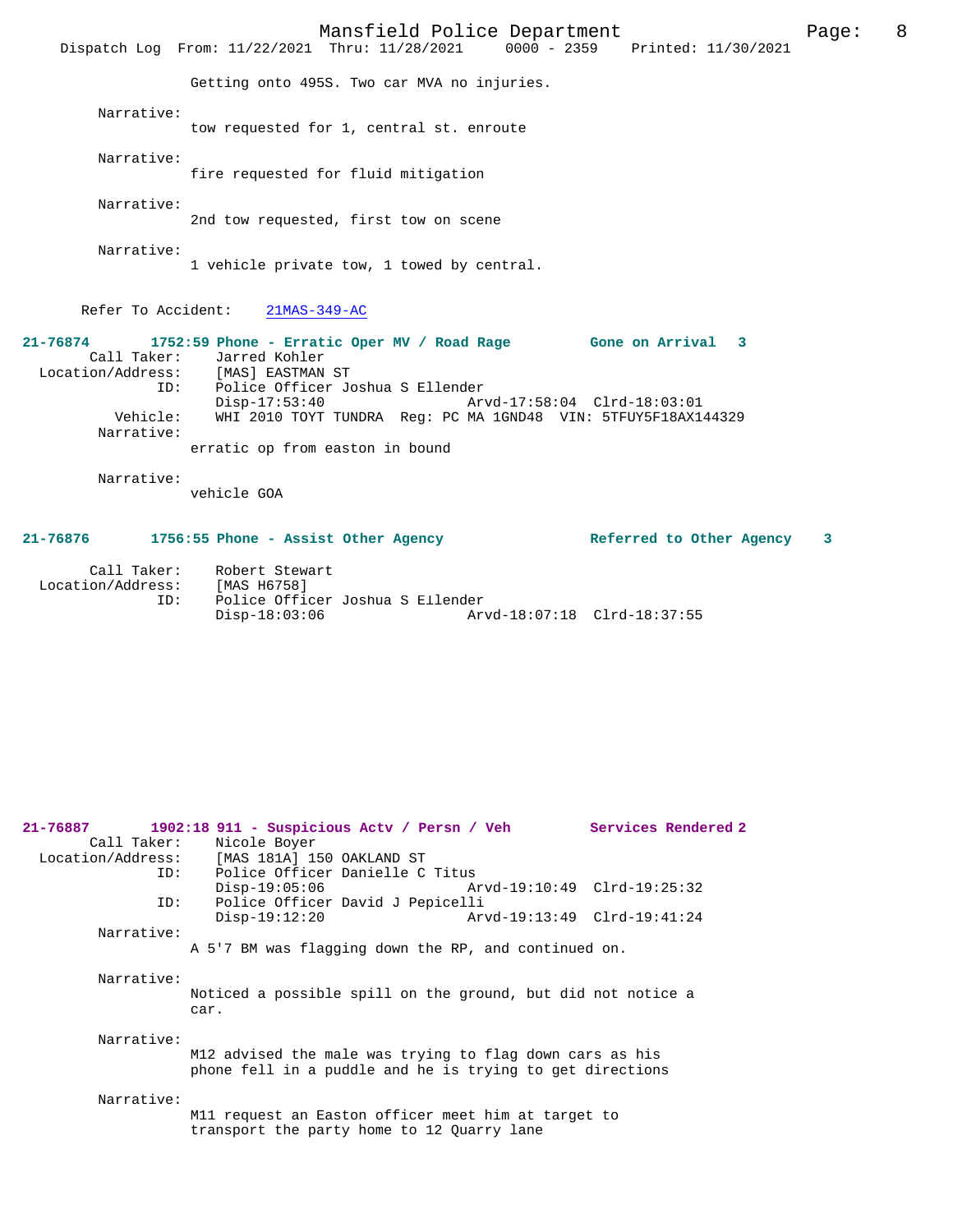Getting onto 495S. Two car MVA no injuries.

Narrative:
tow requested for 1, central st. enroute

Narrative:
fire requested for fluid mitigation

Narrative:
2nd tow requested, first tow on scene

Narrative:
1 vehicle private tow, 1 towed by central.

Refer To Accident: 21MAS-349-AC

**21-76874 1752:59 Phone - Erratic Oper MV / Road Rage Gone on Arrival 3**

Call Taker: Jarred Kohler
Location/Address: [MAS] EASTMAN ST
ID: Police Officer Joshua S Ellender
Disp-17:53:40 Arvd-17:58:04 Clrd-18:03:01
Vehicle: WHI 2010 TOYT TUNDRA Reg: PC MA 1GND48 VIN: 5TFUY5F18AX144329
Narrative:
erratic op from easton in bound

Narrative:
vehicle GOA

**21-76876 1756:55 Phone - Assist Other Agency Referred to Other Agency 3**

Call Taker: Robert Stewart
Location/Address: [MAS H6758]
ID: Police Officer Joshua S Ellender
Disp-18:03:06 Arvd-18:07:18 Clrd-18:37:55

**21-76887 1902:18 911 - Suspicious Actv / Persn / Veh Services Rendered 2**

Call Taker: Nicole Boyer
Location/Address: [MAS 181A] 150 OAKLAND ST
ID: Police Officer Danielle C Titus
Disp-19:05:06 Arvd-19:10:49 Clrd-19:25:32
ID: Police Officer David J Pepicelli
Disp-19:12:20 Arvd-19:13:49 Clrd-19:41:24
Narrative:
A 5'7 BM was flagging down the RP, and continued on.

Narrative:
Noticed a possible spill on the ground, but did not notice a car.

Narrative:
M12 advised the male was trying to flag down cars as his phone fell in a puddle and he is trying to get directions

Narrative:
M11 request an Easton officer meet him at target to transport the party home to 12 Quarry lane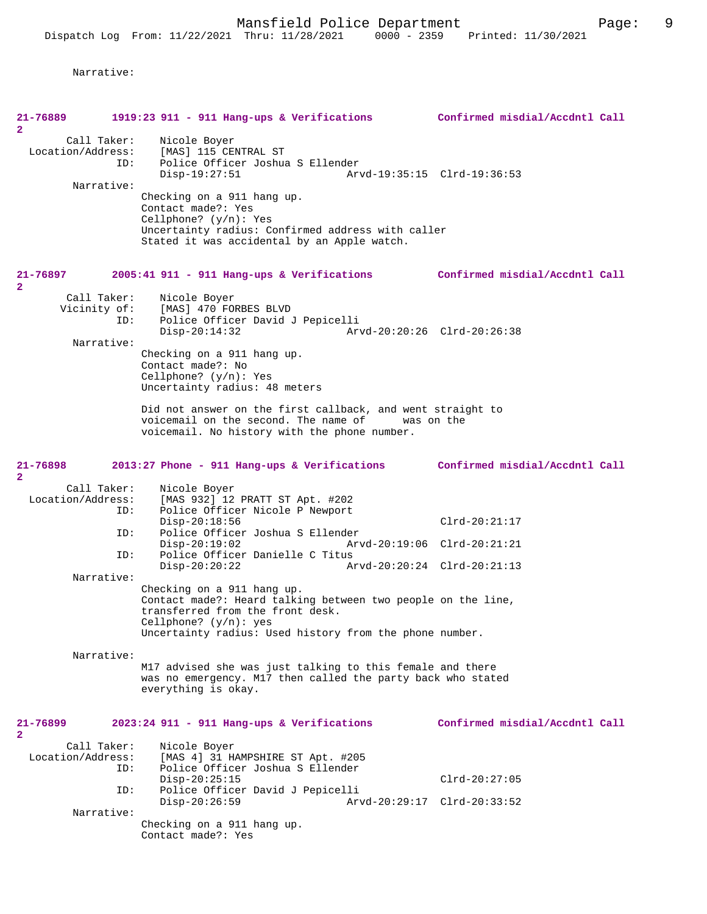Narrative:

**21-76889** 1919:23 911 - 911 Hang-ups & Verifications — Confirmed misdial/Accdntl Call
2

Call Taker: Nicole Boyer
Location/Address: [MAS] 115 CENTRAL ST
ID: Police Officer Joshua S Ellender
Disp-19:27:51 Arvd-19:35:15 Clrd-19:36:53

Narrative:
Checking on a 911 hang up.
Contact made?: Yes
Cellphone? (y/n): Yes
Uncertainty radius: Confirmed address with caller
Stated it was accidental by an Apple watch.

**21-76897** 2005:41 911 - 911 Hang-ups & Verifications — Confirmed misdial/Accdntl Call
2

Call Taker: Nicole Boyer
Vicinity of: [MAS] 470 FORBES BLVD
ID: Police Officer David J Pepicelli
Disp-20:14:32 Arvd-20:20:26 Clrd-20:26:38

Narrative:
Checking on a 911 hang up.
Contact made?: No
Cellphone? (y/n): Yes
Uncertainty radius: 48 meters

Did not answer on the first callback, and went straight to voicemail on the second. The name of was on the voicemail. No history with the phone number.

**21-76898** 2013:27 Phone - 911 Hang-ups & Verifications — Confirmed misdial/Accdntl Call
2

Call Taker: Nicole Boyer
Location/Address: [MAS 932] 12 PRATT ST Apt. #202
ID: Police Officer Nicole P Newport
Disp-20:18:56 Clrd-20:21:17
ID: Police Officer Joshua S Ellender
Disp-20:19:02 Arvd-20:19:06 Clrd-20:21:21
ID: Police Officer Danielle C Titus
Disp-20:20:22 Arvd-20:20:24 Clrd-20:21:13

Narrative:
Checking on a 911 hang up.
Contact made?: Heard talking between two people on the line, transferred from the front desk.
Cellphone? (y/n): yes
Uncertainty radius: Used history from the phone number.

Narrative:
M17 advised she was just talking to this female and there was no emergency. M17 then called the party back who stated everything is okay.

**21-76899** 2023:24 911 - 911 Hang-ups & Verifications — Confirmed misdial/Accdntl Call
2

Call Taker: Nicole Boyer
Location/Address: [MAS 4] 31 HAMPSHIRE ST Apt. #205
ID: Police Officer Joshua S Ellender
Disp-20:25:15 Clrd-20:27:05
ID: Police Officer David J Pepicelli
Disp-20:26:59 Arvd-20:29:17 Clrd-20:33:52

Narrative:
Checking on a 911 hang up.
Contact made?: Yes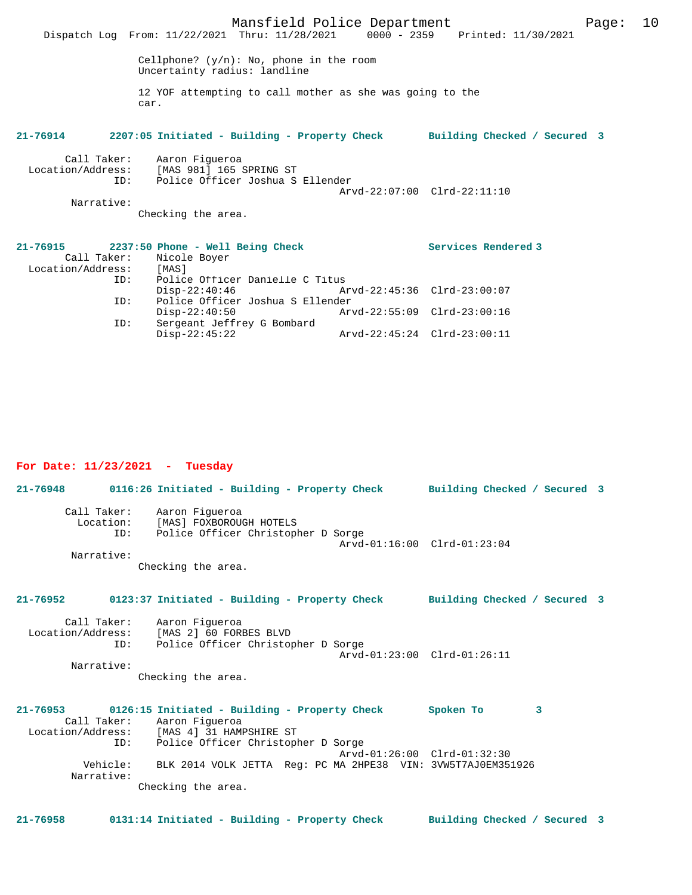Cellphone? (y/n): No, phone in the room
Uncertainty radius: landline

12 YOF attempting to call mother as she was going to the car.

**21-76914 2207:05 Initiated - Building - Property Check Building Checked / Secured 3**

Call Taker: Aaron Figueroa
Location/Address: [MAS 981] 165 SPRING ST
ID: Police Officer Joshua S Ellender
Arvd-22:07:00 Clrd-22:11:10
Narrative:
Checking the area.

**21-76915 2237:50 Phone - Well Being Check Services Rendered 3**

Call Taker: Nicole Boyer
Location/Address: [MAS]
ID: Police Officer Danielle C Titus
Disp-22:40:46 Arvd-22:45:36 Clrd-23:00:07
ID: Police Officer Joshua S Ellender
Disp-22:40:50 Arvd-22:55:09 Clrd-23:00:16
ID: Sergeant Jeffrey G Bombard
Disp-22:45:22 Arvd-22:45:24 Clrd-23:00:11

## For Date: 11/23/2021 - Tuesday

**21-76948 0116:26 Initiated - Building - Property Check Building Checked / Secured 3**

Call Taker: Aaron Figueroa
Location: [MAS] FOXBOROUGH HOTELS
ID: Police Officer Christopher D Sorge
Arvd-01:16:00 Clrd-01:23:04
Narrative:
Checking the area.

**21-76952 0123:37 Initiated - Building - Property Check Building Checked / Secured 3**

Call Taker: Aaron Figueroa
Location/Address: [MAS 2] 60 FORBES BLVD
ID: Police Officer Christopher D Sorge
Arvd-01:23:00 Clrd-01:26:11
Narrative:
Checking the area.

**21-76953 0126:15 Initiated - Building - Property Check Spoken To 3**

Call Taker: Aaron Figueroa
Location/Address: [MAS 4] 31 HAMPSHIRE ST
ID: Police Officer Christopher D Sorge
Arvd-01:26:00 Clrd-01:32:30
Vehicle: BLK 2014 VOLK JETTA Reg: PC MA 2HPE38 VIN: 3VW5T7AJ0EM351926
Narrative:
Checking the area.

**21-76958 0131:14 Initiated - Building - Property Check Building Checked / Secured 3**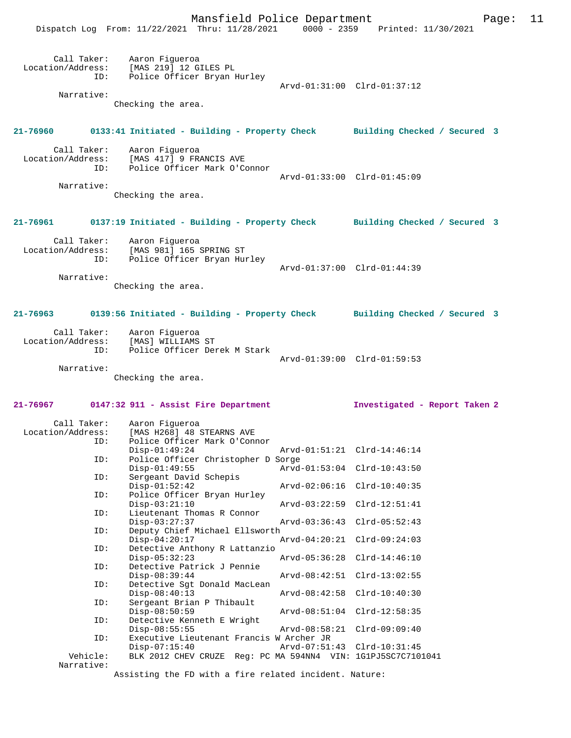Call Taker: Aaron Figueroa
Location/Address: [MAS 219] 12 GILES PL
ID: Police Officer Bryan Hurley
Arvd-01:31:00 Clrd-01:37:12
Narrative:
Checking the area.

**21-76960 0133:41 Initiated - Building - Property Check Building Checked / Secured 3**

Call Taker: Aaron Figueroa
Location/Address: [MAS 417] 9 FRANCIS AVE
ID: Police Officer Mark O'Connor
Arvd-01:33:00 Clrd-01:45:09
Narrative:
Checking the area.

**21-76961 0137:19 Initiated - Building - Property Check Building Checked / Secured 3**

Call Taker: Aaron Figueroa
Location/Address: [MAS 981] 165 SPRING ST
ID: Police Officer Bryan Hurley
Arvd-01:37:00 Clrd-01:44:39
Narrative:
Checking the area.

**21-76963 0139:56 Initiated - Building - Property Check Building Checked / Secured 3**

Call Taker: Aaron Figueroa
Location/Address: [MAS] WILLIAMS ST
ID: Police Officer Derek M Stark
Arvd-01:39:00 Clrd-01:59:53
Narrative:
Checking the area.

**21-76967 0147:32 911 - Assist Fire Department Investigated - Report Taken 2**

Call Taker: Aaron Figueroa
Location/Address: [MAS H268] 48 STEARNS AVE
ID: Police Officer Mark O'Connor
Disp-01:49:24 Arvd-01:51:21 Clrd-14:46:14
ID: Police Officer Christopher D Sorge
Disp-01:49:55 Arvd-01:53:04 Clrd-10:43:50
ID: Sergeant David Schepis
Disp-01:52:42 Arvd-02:06:16 Clrd-10:40:35
ID: Police Officer Bryan Hurley
Disp-03:21:10 Arvd-03:22:59 Clrd-12:51:41
ID: Lieutenant Thomas R Connor
Disp-03:27:37 Arvd-03:36:43 Clrd-05:52:43
ID: Deputy Chief Michael Ellsworth
Disp-04:20:17 Arvd-04:20:21 Clrd-09:24:03
ID: Detective Anthony R Lattanzio
Disp-05:32:23 Arvd-05:36:28 Clrd-14:46:10
ID: Detective Patrick J Pennie
Disp-08:39:44 Arvd-08:42:51 Clrd-13:02:55
ID: Detective Sgt Donald MacLean
Disp-08:40:13 Arvd-08:42:58 Clrd-10:40:30
ID: Sergeant Brian P Thibault
Disp-08:50:59 Arvd-08:51:04 Clrd-12:58:35
ID: Detective Kenneth E Wright
Disp-08:55:55 Arvd-08:58:21 Clrd-09:09:40
ID: Executive Lieutenant Francis W Archer JR
Disp-07:15:40 Arvd-07:51:43 Clrd-10:31:45
Vehicle: BLK 2012 CHEV CRUZE Reg: PC MA 594NN4 VIN: 1G1PJ5SC7C7101041
Narrative:
Assisting the FD with a fire related incident. Nature: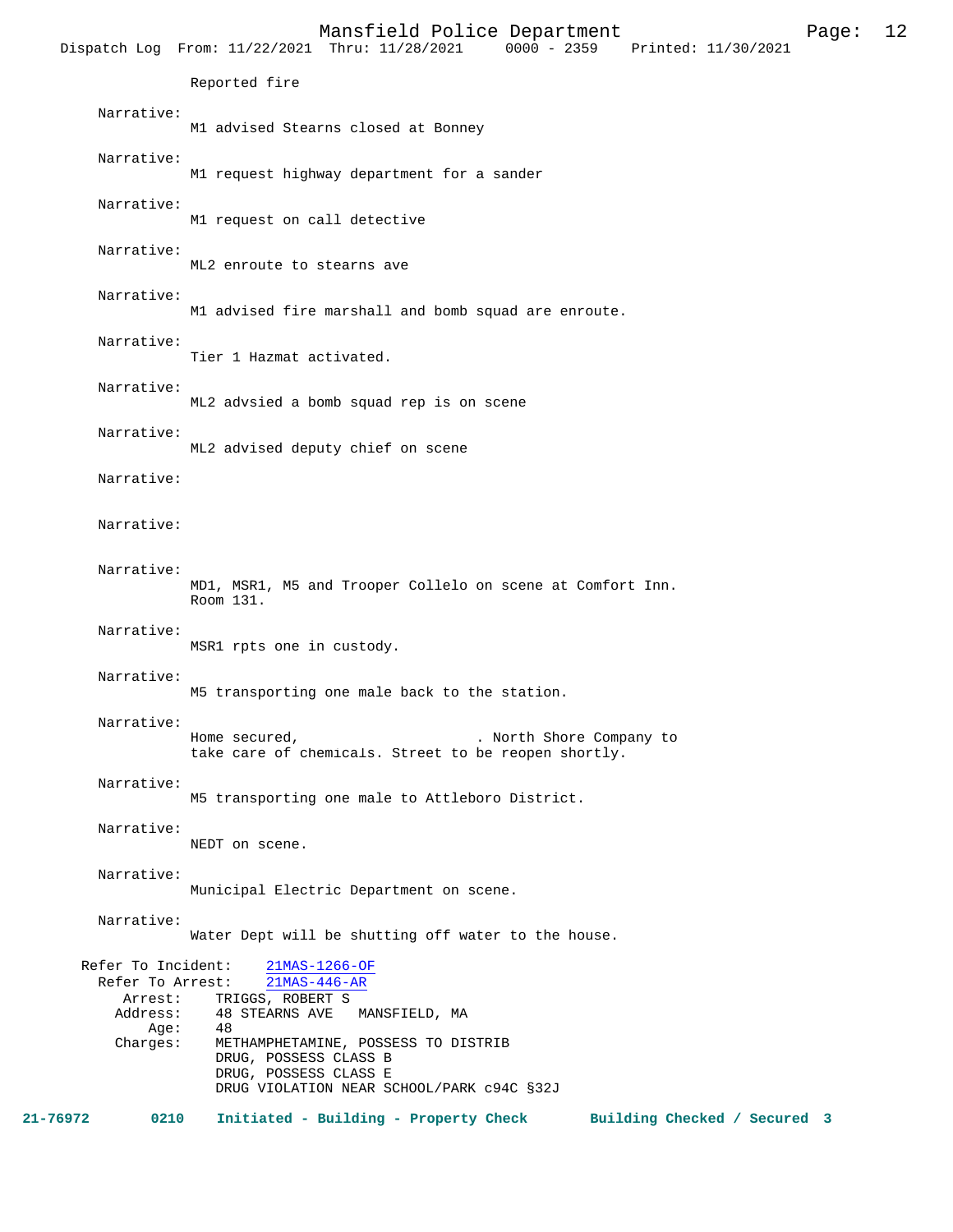Reported fire

Narrative:
M1 advised Stearns closed at Bonney

Narrative:
M1 request highway department for a sander

Narrative:
M1 request on call detective

Narrative:
ML2 enroute to stearns ave

Narrative:
M1 advised fire marshall and bomb squad are enroute.

Narrative:
Tier 1 Hazmat activated.

Narrative:
ML2 advsied a bomb squad rep is on scene

Narrative:
ML2 advised deputy chief on scene

Narrative:

Narrative:

Narrative:
MD1, MSR1, M5 and Trooper Collelo on scene at Comfort Inn. Room 131.

Narrative:
MSR1 rpts one in custody.

Narrative:
M5 transporting one male back to the station.

Narrative:
Home secured, . North Shore Company to take care of chemicals. Street to be reopen shortly.

Narrative:
M5 transporting one male to Attleboro District.

Narrative:
NEDT on scene.

Narrative:
Municipal Electric Department on scene.

Narrative:
Water Dept will be shutting off water to the house.

Refer To Incident: 21MAS-1266-OF
Refer To Arrest: 21MAS-446-AR
Arrest: TRIGGS, ROBERT S
Address: 48 STEARNS AVE MANSFIELD, MA
Age: 48
Charges: METHAMPHETAMINE, POSSESS TO DISTRIB
DRUG, POSSESS CLASS B
DRUG, POSSESS CLASS E
DRUG VIOLATION NEAR SCHOOL/PARK c94C §32J

**21-76972 0210 Initiated - Building - Property Check Building Checked / Secured 3**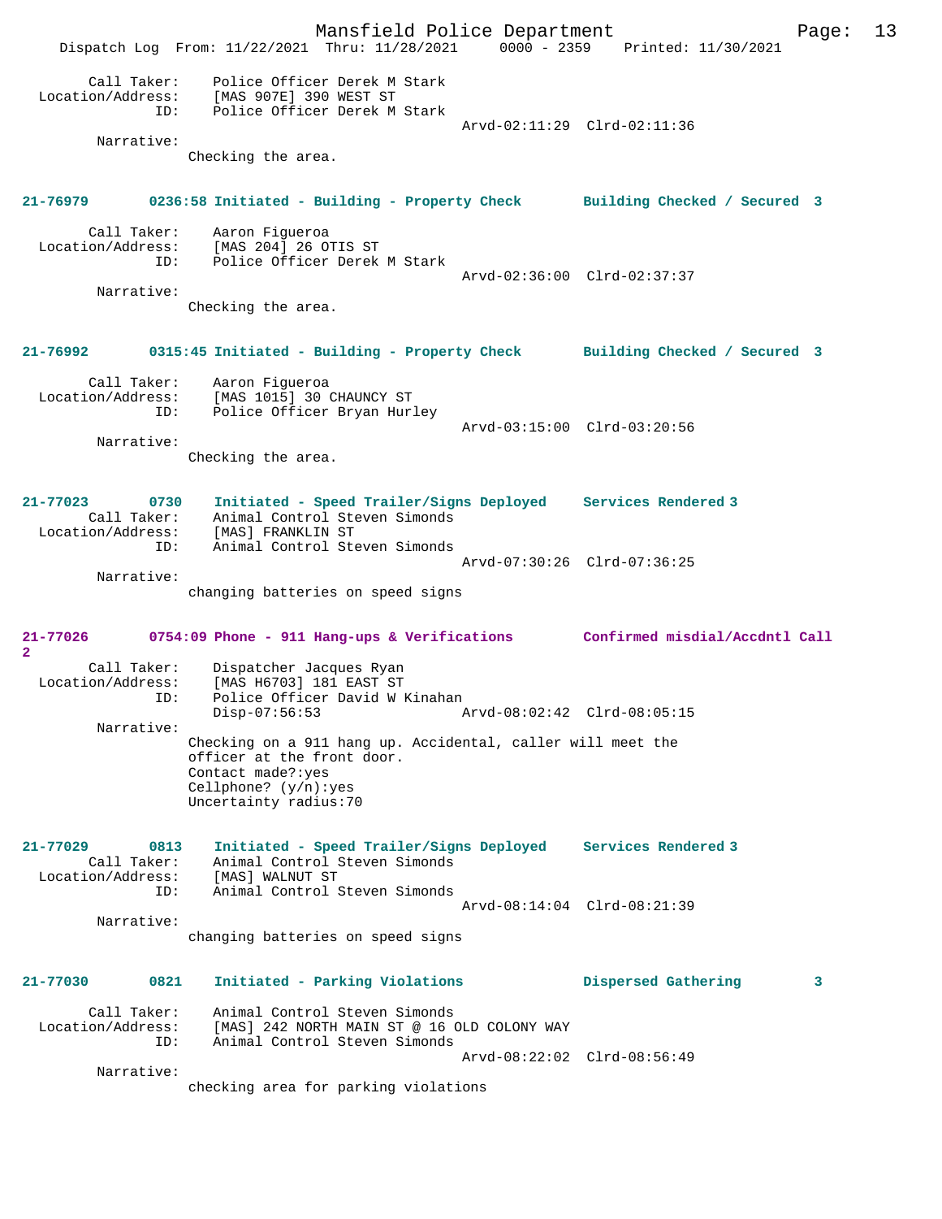Call Taker: Police Officer Derek M Stark
Location/Address: [MAS 907E] 390 WEST ST
ID: Police Officer Derek M Stark
Arvd-02:11:29 Clrd-02:11:36

Narrative:
Checking the area.

**21-76979 0236:58 Initiated - Building - Property Check Building Checked / Secured 3**

Call Taker: Aaron Figueroa
Location/Address: [MAS 204] 26 OTIS ST
ID: Police Officer Derek M Stark
Arvd-02:36:00 Clrd-02:37:37

Narrative:
Checking the area.

**21-76992 0315:45 Initiated - Building - Property Check Building Checked / Secured 3**

Call Taker: Aaron Figueroa
Location/Address: [MAS 1015] 30 CHAUNCY ST
ID: Police Officer Bryan Hurley
Arvd-03:15:00 Clrd-03:20:56

Narrative:
Checking the area.

**21-77023 0730 Initiated - Speed Trailer/Signs Deployed Services Rendered 3**

Call Taker: Animal Control Steven Simonds
Location/Address: [MAS] FRANKLIN ST
ID: Animal Control Steven Simonds
Arvd-07:30:26 Clrd-07:36:25

Narrative:
changing batteries on speed signs

**21-77026 0754:09 Phone - 911 Hang-ups & Verifications Confirmed misdial/Accdntl Call 2**

Call Taker: Dispatcher Jacques Ryan
Location/Address: [MAS H6703] 181 EAST ST
ID: Police Officer David W Kinahan
Disp-07:56:53 Arvd-08:02:42 Clrd-08:05:15

Narrative:
Checking on a 911 hang up. Accidental, caller will meet the officer at the front door.
Contact made?:yes
Cellphone? (y/n):yes
Uncertainty radius:70

**21-77029 0813 Initiated - Speed Trailer/Signs Deployed Services Rendered 3**

Call Taker: Animal Control Steven Simonds
Location/Address: [MAS] WALNUT ST
ID: Animal Control Steven Simonds
Arvd-08:14:04 Clrd-08:21:39

Narrative:
changing batteries on speed signs

**21-77030 0821 Initiated - Parking Violations Dispersed Gathering 3**

Call Taker: Animal Control Steven Simonds
Location/Address: [MAS] 242 NORTH MAIN ST @ 16 OLD COLONY WAY
ID: Animal Control Steven Simonds
Arvd-08:22:02 Clrd-08:56:49

Narrative:
checking area for parking violations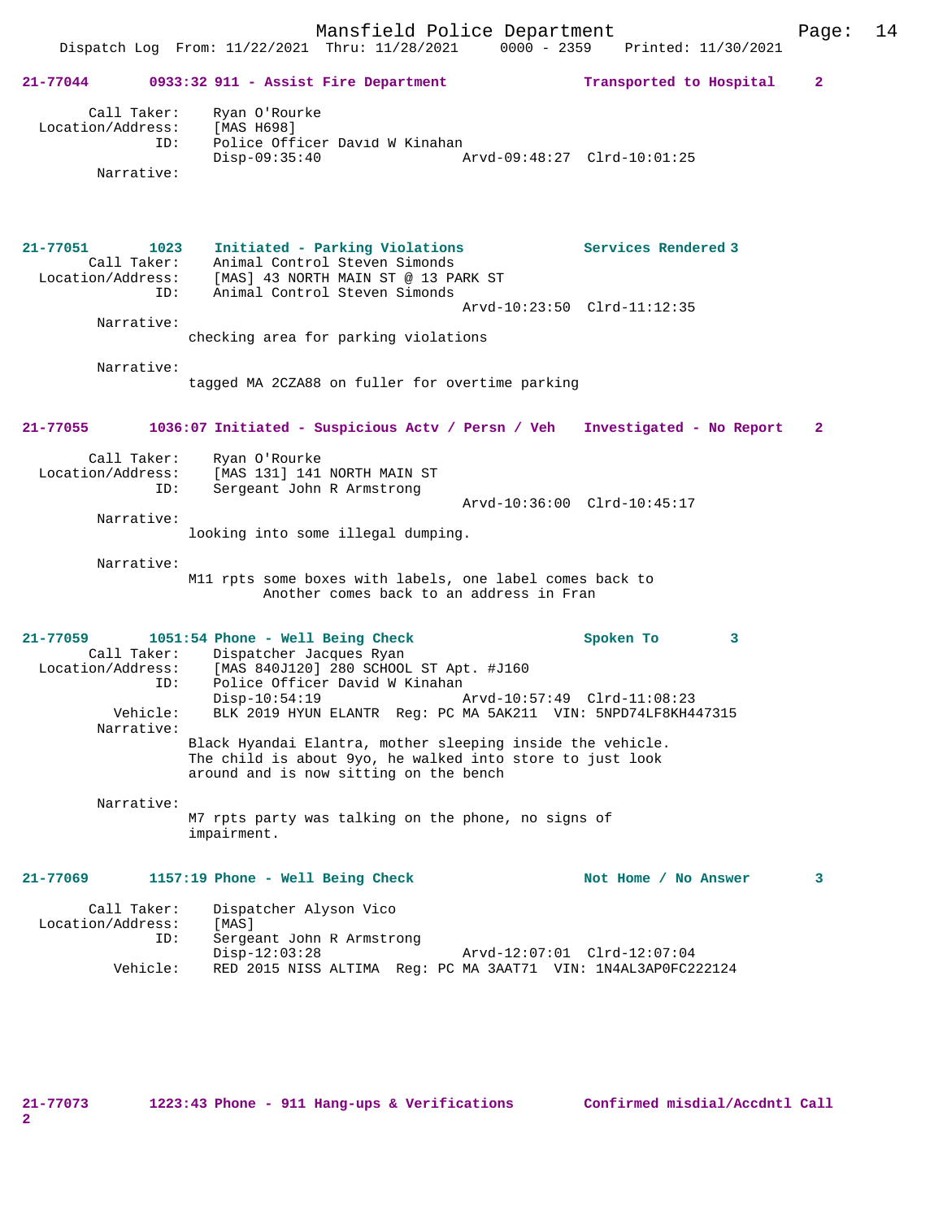**21-77044 0933:32 911 - Assist Fire Department — Transported to Hospital 2**

```
        Call Taker:    Ryan O'Rourke
  Location/Address:    [MAS H698]
                ID:    Police Officer David W Kinahan
                       Disp-09:35:40                 Arvd-09:48:27  Clrd-10:01:25
         Narrative:
```

**21-77051 1023 Initiated - Parking Violations — Services Rendered 3**

```
        Call Taker:    Animal Control Steven Simonds
  Location/Address:    [MAS] 43 NORTH MAIN ST @ 13 PARK ST
                ID:    Animal Control Steven Simonds
                                                     Arvd-10:23:50  Clrd-11:12:35
         Narrative:
                      checking area for parking violations

         Narrative:
                      tagged MA 2CZA88 on fuller for overtime parking
```

**21-77055 1036:07 Initiated - Suspicious Actv / Persn / Veh — Investigated - No Report 2**

```
        Call Taker:    Ryan O'Rourke
  Location/Address:    [MAS 131] 141 NORTH MAIN ST
                ID:    Sergeant John R Armstrong
                                                     Arvd-10:36:00  Clrd-10:45:17
         Narrative:
                      looking into some illegal dumping.

         Narrative:
                      M11 rpts some boxes with labels, one label comes back to
                              Another comes back to an address in Fran
```

**21-77059 1051:54 Phone - Well Being Check — Spoken To 3**

```
        Call Taker:    Dispatcher Jacques Ryan
  Location/Address:    [MAS 840J120] 280 SCHOOL ST Apt. #J160
                ID:    Police Officer David W Kinahan
                       Disp-10:54:19                 Arvd-10:57:49  Clrd-11:08:23
           Vehicle:    BLK 2019 HYUN ELANTR  Reg: PC MA 5AK211  VIN: 5NPD74LF8KH447315
         Narrative:
                      Black Hyandai Elantra, mother sleeping inside the vehicle.
                      The child is about 9yo, he walked into store to just look
                      around and is now sitting on the bench

         Narrative:
                      M7 rpts party was talking on the phone, no signs of
                      impairment.
```

**21-77069 1157:19 Phone - Well Being Check — Not Home / No Answer 3**

```
        Call Taker:    Dispatcher Alyson Vico
  Location/Address:    [MAS]
                ID:    Sergeant John R Armstrong
                       Disp-12:03:28                 Arvd-12:07:01  Clrd-12:07:04
           Vehicle:    RED 2015 NISS ALTIMA  Reg: PC MA 3AAT71  VIN: 1N4AL3AP0FC222124
```

**21-77073 1223:43 Phone - 911 Hang-ups & Verifications — Confirmed misdial/Accdntl Call 2**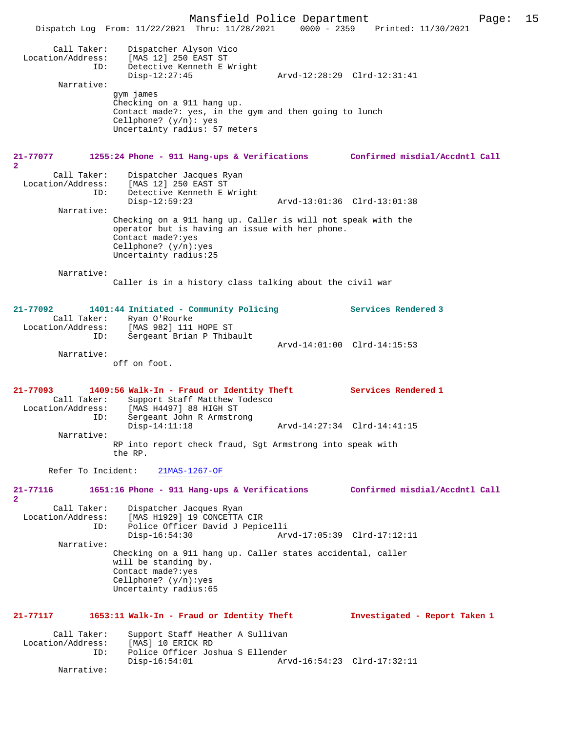Call Taker: Dispatcher Alyson Vico
Location/Address: [MAS 12] 250 EAST ST
ID: Detective Kenneth E Wright
Disp-12:27:45 Arvd-12:28:29 Clrd-12:31:41
Narrative:
gym james
Checking on a 911 hang up.
Contact made?: yes, in the gym and then going to lunch
Cellphone? (y/n): yes
Uncertainty radius: 57 meters

**21-77077 1255:24 Phone - 911 Hang-ups & Verifications Confirmed misdial/Accdntl Call 2**

Call Taker: Dispatcher Jacques Ryan
Location/Address: [MAS 12] 250 EAST ST
ID: Detective Kenneth E Wright
Disp-12:59:23 Arvd-13:01:36 Clrd-13:01:38
Narrative:
Checking on a 911 hang up. Caller is will not speak with the operator but is having an issue with her phone.
Contact made?:yes
Cellphone? (y/n):yes
Uncertainty radius:25

Narrative:
Caller is in a history class talking about the civil war

**21-77092 1401:44 Initiated - Community Policing Services Rendered 3**

Call Taker: Ryan O'Rourke
Location/Address: [MAS 982] 111 HOPE ST
ID: Sergeant Brian P Thibault
Arvd-14:01:00 Clrd-14:15:53
Narrative:
off on foot.

**21-77093 1409:56 Walk-In - Fraud or Identity Theft Services Rendered 1**

Call Taker: Support Staff Matthew Todesco
Location/Address: [MAS H4497] 88 HIGH ST
ID: Sergeant John R Armstrong
Disp-14:11:18 Arvd-14:27:34 Clrd-14:41:15
Narrative:
RP into report check fraud, Sgt Armstrong into speak with the RP.

Refer To Incident: 21MAS-1267-OF

**21-77116 1651:16 Phone - 911 Hang-ups & Verifications Confirmed misdial/Accdntl Call 2**

Call Taker: Dispatcher Jacques Ryan
Location/Address: [MAS H1929] 19 CONCETTA CIR
ID: Police Officer David J Pepicelli
Disp-16:54:30 Arvd-17:05:39 Clrd-17:12:11
Narrative:
Checking on a 911 hang up. Caller states accidental, caller will be standing by.
Contact made?:yes
Cellphone? (y/n):yes
Uncertainty radius:65

**21-77117 1653:11 Walk-In - Fraud or Identity Theft Investigated - Report Taken 1**

Call Taker: Support Staff Heather A Sullivan
Location/Address: [MAS] 10 ERICK RD
ID: Police Officer Joshua S Ellender
Disp-16:54:01 Arvd-16:54:23 Clrd-17:32:11
Narrative: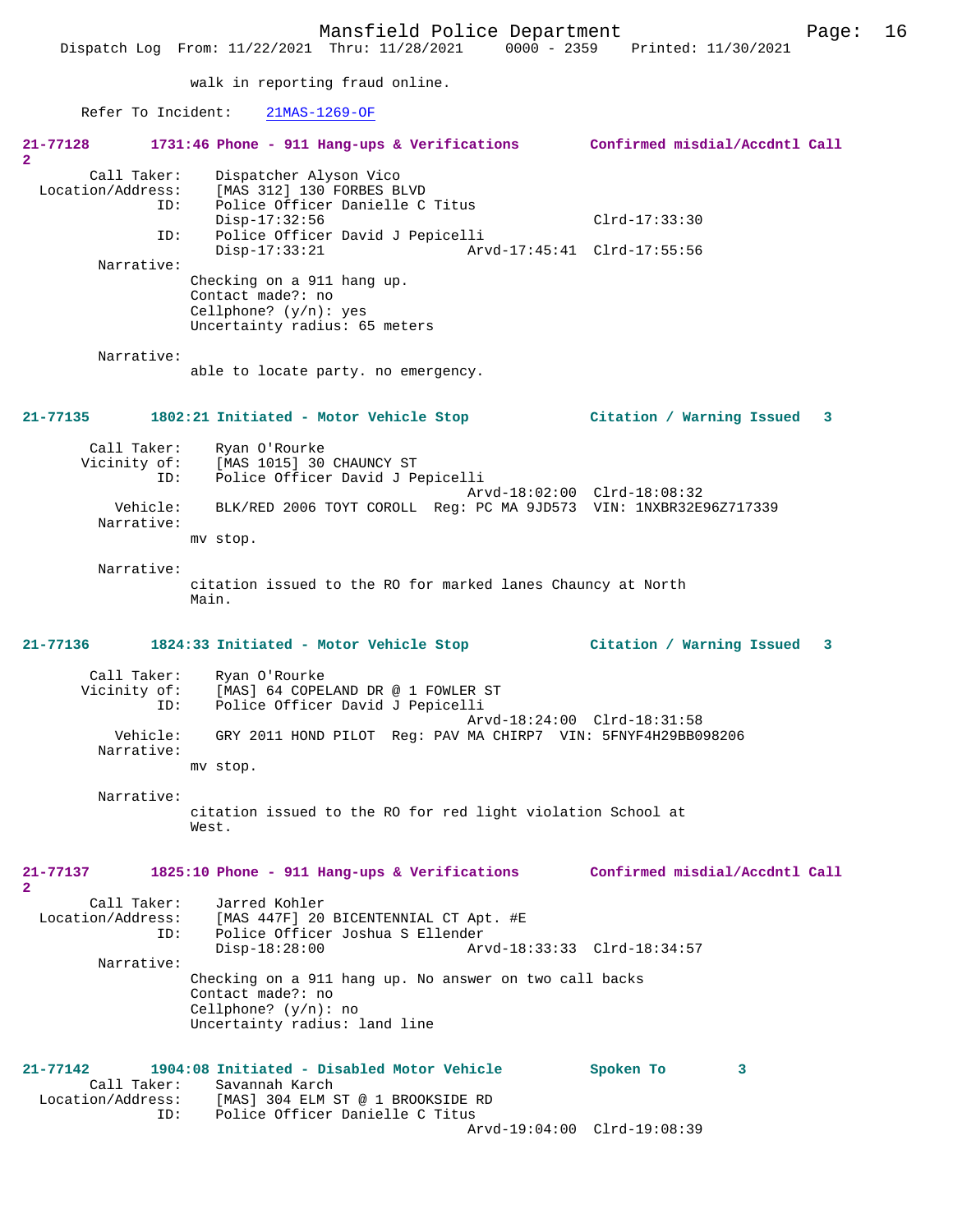walk in reporting fraud online.

Refer To Incident: 21MAS-1269-OF

**21-77128 1731:46 Phone - 911 Hang-ups & Verifications Confirmed misdial/Accdntl Call 2**

```
        Call Taker:    Dispatcher Alyson Vico
  Location/Address:    [MAS 312] 130 FORBES BLVD
                ID:    Police Officer Danielle C Titus
                       Disp-17:32:56                          Clrd-17:33:30
                ID:    Police Officer David J Pepicelli
                       Disp-17:33:21               Arvd-17:45:41  Clrd-17:55:56
         Narrative:
                     Checking on a 911 hang up.
                     Contact made?: no
                     Cellphone? (y/n): yes
                     Uncertainty radius: 65 meters

         Narrative:
                     able to locate party. no emergency.
```

**21-77135 1802:21 Initiated - Motor Vehicle Stop Citation / Warning Issued 3**

```
        Call Taker:    Ryan O'Rourke
       Vicinity of:    [MAS 1015] 30 CHAUNCY ST
                ID:    Police Officer David J Pepicelli
                                                   Arvd-18:02:00  Clrd-18:08:32
           Vehicle:    BLK/RED 2006 TOYT COROLL  Reg: PC MA 9JD573  VIN: 1NXBR32E96Z717339
         Narrative:
                     mv stop.

         Narrative:
                     citation issued to the RO for marked lanes Chauncy at North
                     Main.
```

**21-77136 1824:33 Initiated - Motor Vehicle Stop Citation / Warning Issued 3**

```
        Call Taker:    Ryan O'Rourke
       Vicinity of:    [MAS] 64 COPELAND DR @ 1 FOWLER ST
                ID:    Police Officer David J Pepicelli
                                                   Arvd-18:24:00  Clrd-18:31:58
           Vehicle:    GRY 2011 HOND PILOT  Reg: PAV MA CHIRP7  VIN: 5FNYF4H29BB098206
         Narrative:
                     mv stop.

         Narrative:
                     citation issued to the RO for red light violation School at
                     West.
```

**21-77137 1825:10 Phone - 911 Hang-ups & Verifications Confirmed misdial/Accdntl Call 2**

```
        Call Taker:    Jarred Kohler
  Location/Address:    [MAS 447F] 20 BICENTENNIAL CT Apt. #E
                ID:    Police Officer Joshua S Ellender
                       Disp-18:28:00               Arvd-18:33:33  Clrd-18:34:57
         Narrative:
                     Checking on a 911 hang up. No answer on two call backs
                     Contact made?: no
                     Cellphone? (y/n): no
                     Uncertainty radius: land line
```

**21-77142 1904:08 Initiated - Disabled Motor Vehicle Spoken To 3**

```
        Call Taker:    Savannah Karch
  Location/Address:    [MAS] 304 ELM ST @ 1 BROOKSIDE RD
                ID:    Police Officer Danielle C Titus
                                                   Arvd-19:04:00  Clrd-19:08:39
```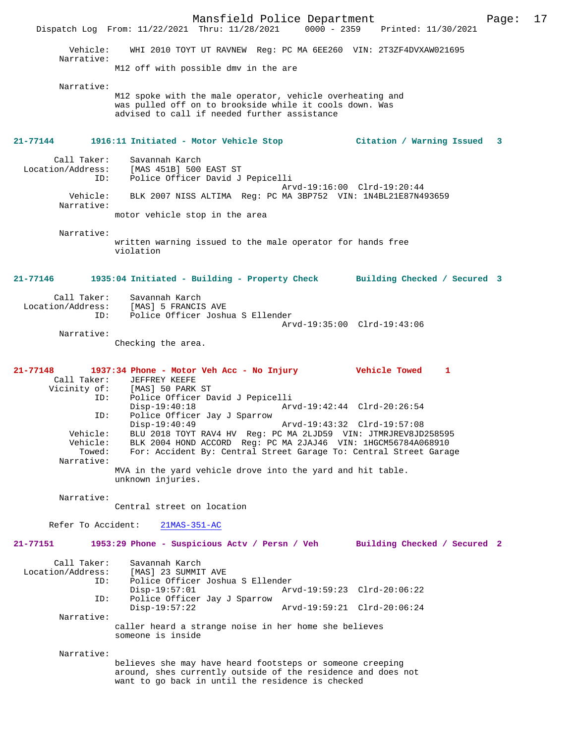Vehicle: WHI 2010 TOYT UT RAVNEW Reg: PC MA 6EE260 VIN: 2T3ZF4DVXAW021695

Narrative:

M12 off with possible dmv in the are

Narrative:

M12 spoke with the male operator, vehicle overheating and was pulled off on to brookside while it cools down. Was advised to call if needed further assistance

**21-77144 1916:11 Initiated - Motor Vehicle Stop — Citation / Warning Issued 3**

Call Taker: Savannah Karch
Location/Address: [MAS 451B] 500 EAST ST
ID: Police Officer David J Pepicelli
Arvd-19:16:00 Clrd-19:20:44
Vehicle: BLK 2007 NISS ALTIMA Reg: PC MA 3BP752 VIN: 1N4BL21E87N493659

Narrative:

motor vehicle stop in the area

Narrative:

written warning issued to the male operator for hands free violation

**21-77146 1935:04 Initiated - Building - Property Check — Building Checked / Secured 3**

Call Taker: Savannah Karch
Location/Address: [MAS] 5 FRANCIS AVE
ID: Police Officer Joshua S Ellender
Arvd-19:35:00 Clrd-19:43:06

Narrative:

Checking the area.

**21-77148 1937:34 Phone - Motor Veh Acc - No Injury — Vehicle Towed 1**

Call Taker: JEFFREY KEEFE
Vicinity of: [MAS] 50 PARK ST
ID: Police Officer David J Pepicelli
Disp-19:40:18 Arvd-19:42:44 Clrd-20:26:54
ID: Police Officer Jay J Sparrow
Disp-19:40:49 Arvd-19:43:32 Clrd-19:57:08
Vehicle: BLU 2018 TOYT RAV4 HV Reg: PC MA 2LJD59 VIN: JTMRJREV8JD258595
Vehicle: BLK 2004 HOND ACCORD Reg: PC MA 2JAJ46 VIN: 1HGCM56784A068910
Towed: For: Accident By: Central Street Garage To: Central Street Garage

Narrative:

MVA in the yard vehicle drove into the yard and hit table. unknown injuries.

Narrative:

Central street on location

Refer To Accident: 21MAS-351-AC

**21-77151 1953:29 Phone - Suspicious Actv / Persn / Veh — Building Checked / Secured 2**

Call Taker: Savannah Karch
Location/Address: [MAS] 23 SUMMIT AVE
ID: Police Officer Joshua S Ellender
Disp-19:57:01 Arvd-19:59:23 Clrd-20:06:22
ID: Police Officer Jay J Sparrow
Disp-19:57:22 Arvd-19:59:21 Clrd-20:06:24

Narrative:

caller heard a strange noise in her home she believes someone is inside

Narrative:

believes she may have heard footsteps or someone creeping around, shes currently outside of the residence and does not want to go back in until the residence is checked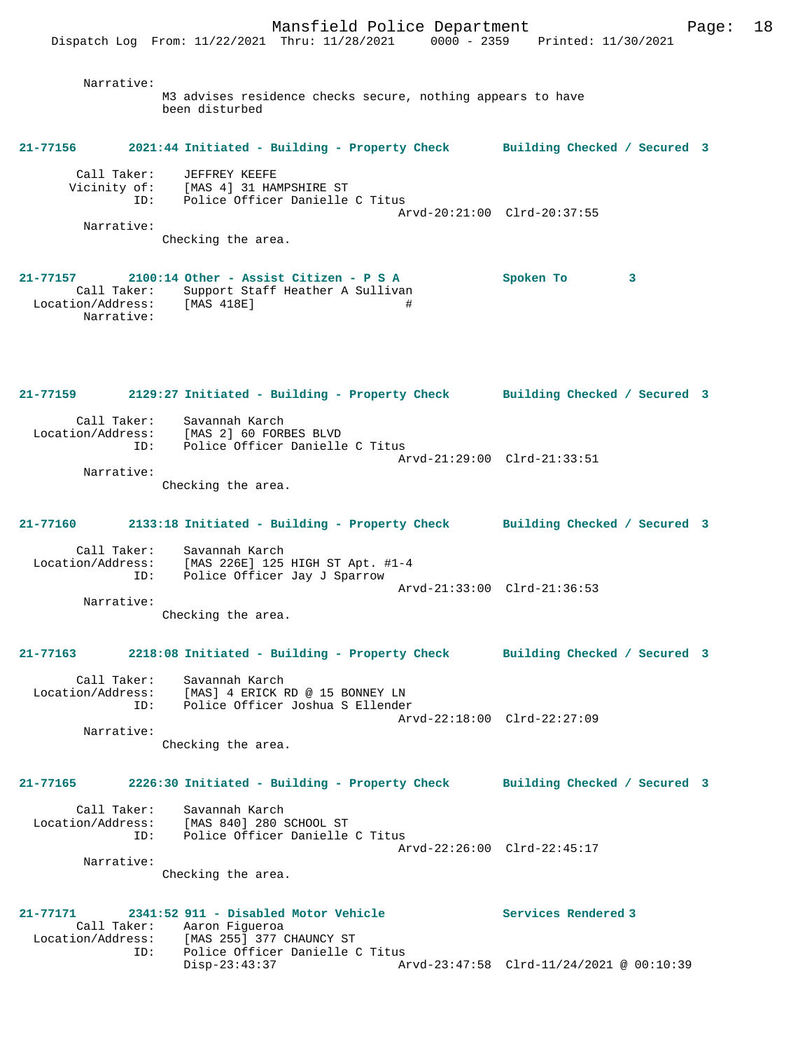Narrative:
M3 advises residence checks secure, nothing appears to have been disturbed

**21-77156 2021:44 Initiated - Building - Property Check Building Checked / Secured 3**

Call Taker: JEFFREY KEEFE
Vicinity of: [MAS 4] 31 HAMPSHIRE ST
ID: Police Officer Danielle C Titus
Arvd-20:21:00 Clrd-20:37:55
Narrative:
Checking the area.

**21-77157 2100:14 Other - Assist Citizen - P S A Spoken To 3**
Call Taker: Support Staff Heather A Sullivan
Location/Address: [MAS 418E] #
Narrative:

**21-77159 2129:27 Initiated - Building - Property Check Building Checked / Secured 3**

Call Taker: Savannah Karch
Location/Address: [MAS 2] 60 FORBES BLVD
ID: Police Officer Danielle C Titus
Arvd-21:29:00 Clrd-21:33:51
Narrative:
Checking the area.

**21-77160 2133:18 Initiated - Building - Property Check Building Checked / Secured 3**

Call Taker: Savannah Karch
Location/Address: [MAS 226E] 125 HIGH ST Apt. #1-4
ID: Police Officer Jay J Sparrow
Arvd-21:33:00 Clrd-21:36:53
Narrative:
Checking the area.

**21-77163 2218:08 Initiated - Building - Property Check Building Checked / Secured 3**

Call Taker: Savannah Karch
Location/Address: [MAS] 4 ERICK RD @ 15 BONNEY LN
ID: Police Officer Joshua S Ellender
Arvd-22:18:00 Clrd-22:27:09
Narrative:
Checking the area.

**21-77165 2226:30 Initiated - Building - Property Check Building Checked / Secured 3**

Call Taker: Savannah Karch
Location/Address: [MAS 840] 280 SCHOOL ST
ID: Police Officer Danielle C Titus
Arvd-22:26:00 Clrd-22:45:17
Narrative:
Checking the area.

**21-77171 2341:52 911 - Disabled Motor Vehicle Services Rendered 3**
Call Taker: Aaron Figueroa
Location/Address: [MAS 255] 377 CHAUNCY ST
ID: Police Officer Danielle C Titus
Disp-23:43:37 Arvd-23:47:58 Clrd-11/24/2021 @ 00:10:39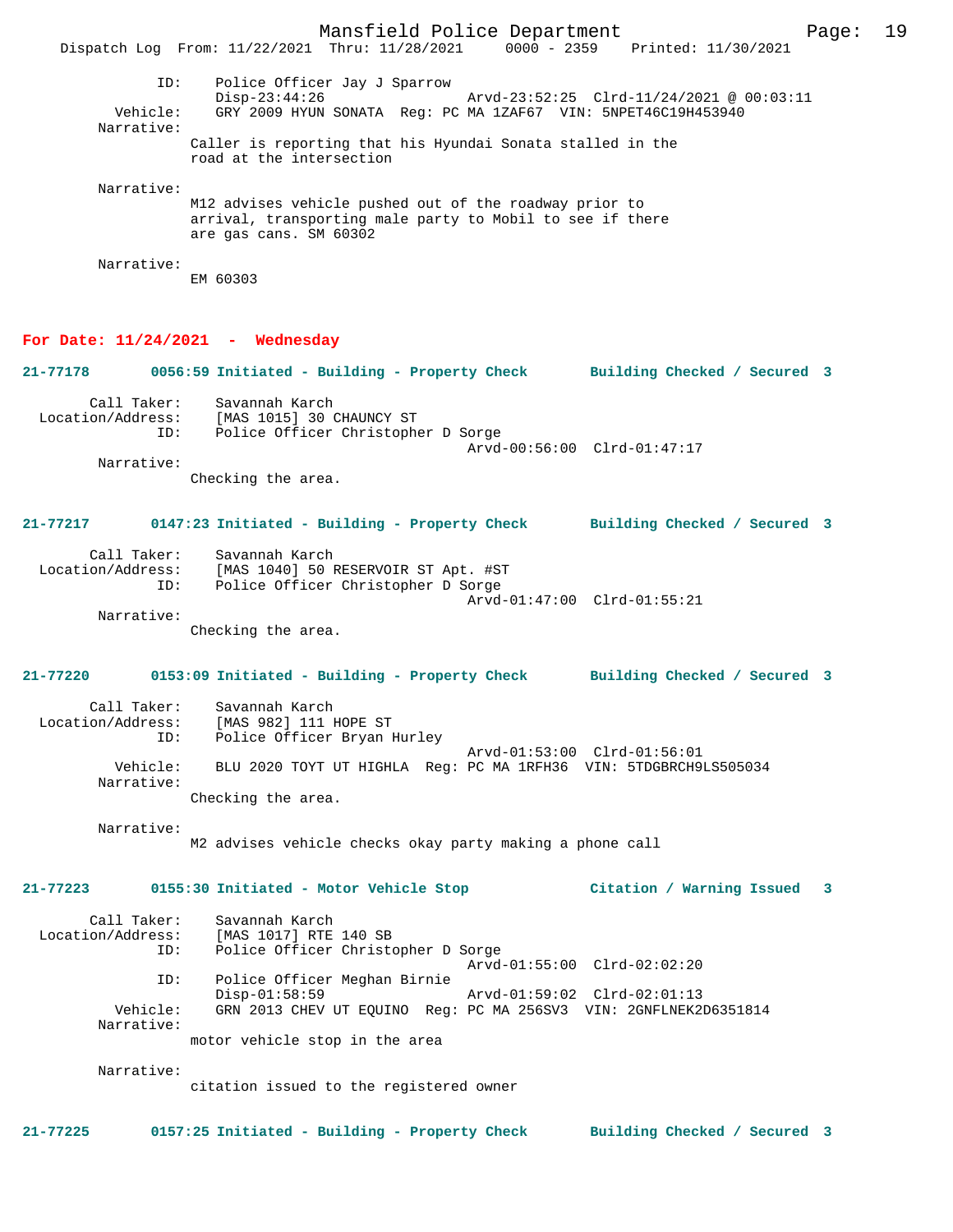```
        ID:     Police Officer Jay J Sparrow
                Disp-23:44:26              Arvd-23:52:25  Clrd-11/24/2021 @ 00:03:11
   Vehicle:     GRY 2009 HYUN SONATA  Reg: PC MA 1ZAF67  VIN: 5NPET46C19H453940
 Narrative:
              Caller is reporting that his Hyundai Sonata stalled in the
              road at the intersection

 Narrative:
              M12 advises vehicle pushed out of the roadway prior to
              arrival, transporting male party to Mobil to see if there
              are gas cans. SM 60302

 Narrative:
              EM 60303
```

**For Date: 11/24/2021 - Wednesday**

```
21-77178       0056:59 Initiated - Building - Property Check       Building Checked / Secured  3

        Call Taker:     Savannah Karch
  Location/Address:     [MAS 1015] 30 CHAUNCY ST
                ID:     Police Officer Christopher D Sorge
                                                   Arvd-00:56:00  Clrd-01:47:17
         Narrative:
                  Checking the area.


21-77217       0147:23 Initiated - Building - Property Check       Building Checked / Secured  3

        Call Taker:     Savannah Karch
  Location/Address:     [MAS 1040] 50 RESERVOIR ST Apt. #ST
                ID:     Police Officer Christopher D Sorge
                                                   Arvd-01:47:00  Clrd-01:55:21
         Narrative:
                  Checking the area.


21-77220       0153:09 Initiated - Building - Property Check       Building Checked / Secured  3

        Call Taker:     Savannah Karch
  Location/Address:     [MAS 982] 111 HOPE ST
                ID:     Police Officer Bryan Hurley
                                                   Arvd-01:53:00  Clrd-01:56:01
           Vehicle:     BLU 2020 TOYT UT HIGHLA  Reg: PC MA 1RFH36  VIN: 5TDGBRCH9LS505034
         Narrative:
                  Checking the area.

         Narrative:
                  M2 advises vehicle checks okay party making a phone call


21-77223       0155:30 Initiated - Motor Vehicle Stop              Citation / Warning Issued   3

        Call Taker:     Savannah Karch
  Location/Address:     [MAS 1017] RTE 140 SB
                ID:     Police Officer Christopher D Sorge
                                                   Arvd-01:55:00  Clrd-02:02:20
                ID:     Police Officer Meghan Birnie
                        Disp-01:58:59              Arvd-01:59:02  Clrd-02:01:13
           Vehicle:     GRN 2013 CHEV UT EQUINO  Reg: PC MA 256SV3  VIN: 2GNFLNEK2D6351814
         Narrative:
                  motor vehicle stop in the area

         Narrative:
                  citation issued to the registered owner


21-77225       0157:25 Initiated - Building - Property Check       Building Checked / Secured  3
```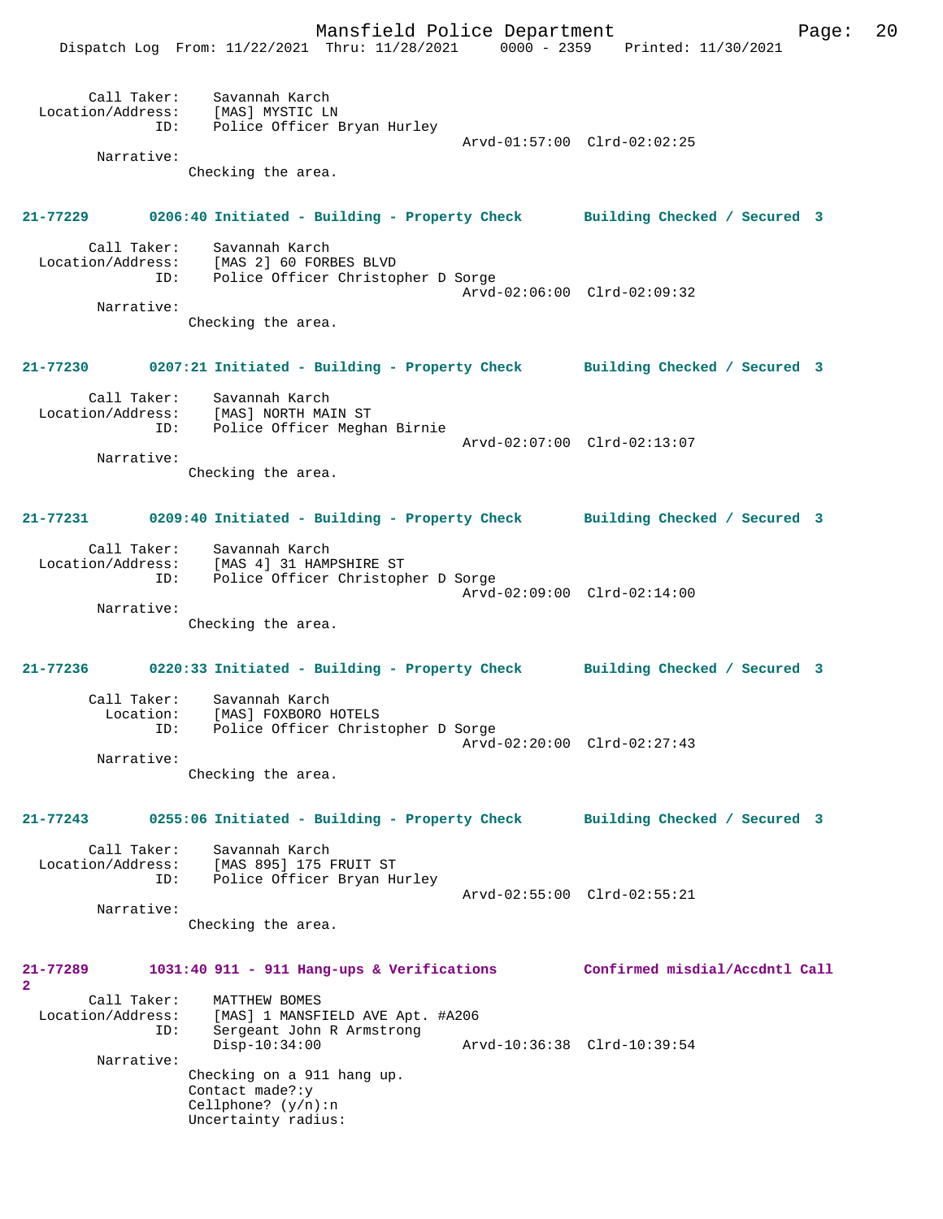Call Taker: Savannah Karch
Location/Address: [MAS] MYSTIC LN
ID: Police Officer Bryan Hurley
Arvd-01:57:00 Clrd-02:02:25

Narrative:
Checking the area.

**21-77229 0206:40 Initiated - Building - Property Check Building Checked / Secured 3**

Call Taker: Savannah Karch
Location/Address: [MAS 2] 60 FORBES BLVD
ID: Police Officer Christopher D Sorge
Arvd-02:06:00 Clrd-02:09:32

Narrative:
Checking the area.

**21-77230 0207:21 Initiated - Building - Property Check Building Checked / Secured 3**

Call Taker: Savannah Karch
Location/Address: [MAS] NORTH MAIN ST
ID: Police Officer Meghan Birnie
Arvd-02:07:00 Clrd-02:13:07

Narrative:
Checking the area.

**21-77231 0209:40 Initiated - Building - Property Check Building Checked / Secured 3**

Call Taker: Savannah Karch
Location/Address: [MAS 4] 31 HAMPSHIRE ST
ID: Police Officer Christopher D Sorge
Arvd-02:09:00 Clrd-02:14:00

Narrative:
Checking the area.

**21-77236 0220:33 Initiated - Building - Property Check Building Checked / Secured 3**

Call Taker: Savannah Karch
Location: [MAS] FOXBORO HOTELS
ID: Police Officer Christopher D Sorge
Arvd-02:20:00 Clrd-02:27:43

Narrative:
Checking the area.

**21-77243 0255:06 Initiated - Building - Property Check Building Checked / Secured 3**

Call Taker: Savannah Karch
Location/Address: [MAS 895] 175 FRUIT ST
ID: Police Officer Bryan Hurley
Arvd-02:55:00 Clrd-02:55:21

Narrative:
Checking the area.

**21-77289 1031:40 911 - 911 Hang-ups & Verifications Confirmed misdial/Accdntl Call 2**

Call Taker: MATTHEW BOMES
Location/Address: [MAS] 1 MANSFIELD AVE Apt. #A206
ID: Sergeant John R Armstrong
Disp-10:34:00 Arvd-10:36:38 Clrd-10:39:54

Narrative:
Checking on a 911 hang up.
Contact made?:y
Cellphone? (y/n):n
Uncertainty radius: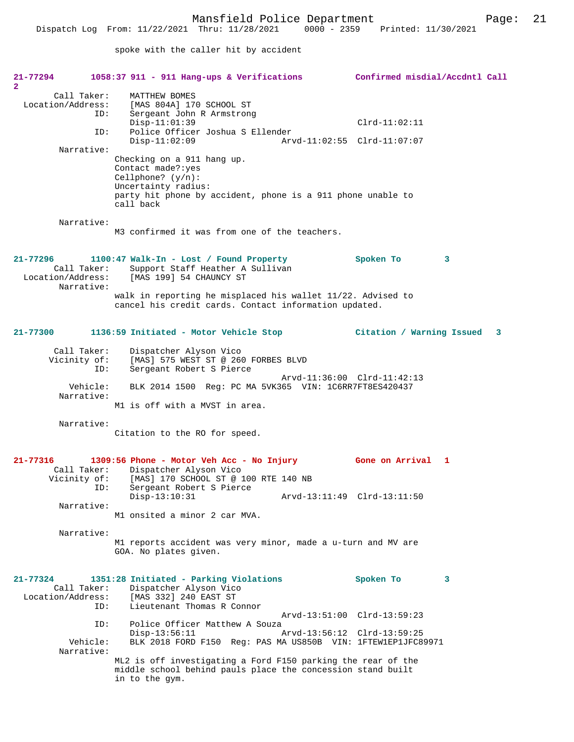spoke with the caller hit by accident

**21-77294 1058:37 911 - 911 Hang-ups & Verifications Confirmed misdial/Accdntl Call 2**

```
        Call Taker:    MATTHEW BOMES
  Location/Address:    [MAS 804A] 170 SCHOOL ST
                ID:    Sergeant John R Armstrong
                       Disp-11:01:39                              Clrd-11:02:11
                ID:    Police Officer Joshua S Ellender
                       Disp-11:02:09               Arvd-11:02:55  Clrd-11:07:07
         Narrative:
                     Checking on a 911 hang up.
                     Contact made?:yes
                     Cellphone? (y/n):
                     Uncertainty radius:
                     party hit phone by accident, phone is a 911 phone unable to
                     call back

         Narrative:
                     M3 confirmed it was from one of the teachers.
```

**21-77296 1100:47 Walk-In - Lost / Found Property Spoken To 3**

```
        Call Taker:    Support Staff Heather A Sullivan
  Location/Address:    [MAS 199] 54 CHAUNCY ST
         Narrative:
                     walk in reporting he misplaced his wallet 11/22. Advised to
                     cancel his credit cards. Contact information updated.
```

**21-77300 1136:59 Initiated - Motor Vehicle Stop Citation / Warning Issued 3**

```
        Call Taker:    Dispatcher Alyson Vico
       Vicinity of:    [MAS] 575 WEST ST @ 260 FORBES BLVD
                ID:    Sergeant Robert S Pierce
                                                   Arvd-11:36:00  Clrd-11:42:13
           Vehicle:    BLK 2014 1500  Reg: PC MA 5VK365  VIN: 1C6RR7FT8ES420437
         Narrative:
                     M1 is off with a MVST in area.

         Narrative:
                     Citation to the RO for speed.
```

**21-77316 1309:56 Phone - Motor Veh Acc - No Injury Gone on Arrival 1**

```
        Call Taker:    Dispatcher Alyson Vico
       Vicinity of:    [MAS] 170 SCHOOL ST @ 100 RTE 140 NB
                ID:    Sergeant Robert S Pierce
                       Disp-13:10:31               Arvd-13:11:49  Clrd-13:11:50
         Narrative:
                     M1 onsited a minor 2 car MVA.

         Narrative:
                     M1 reports accident was very minor, made a u-turn and MV are
                     GOA. No plates given.
```

**21-77324 1351:28 Initiated - Parking Violations Spoken To 3**

```
        Call Taker:    Dispatcher Alyson Vico
  Location/Address:    [MAS 332] 240 EAST ST
                ID:    Lieutenant Thomas R Connor
                                                   Arvd-13:51:00  Clrd-13:59:23
                ID:    Police Officer Matthew A Souza
                       Disp-13:56:11               Arvd-13:56:12  Clrd-13:59:25
           Vehicle:    BLK 2018 FORD F150  Reg: PAS MA US850B  VIN: 1FTEW1EP1JFC89971
         Narrative:
                     ML2 is off investigating a Ford F150 parking the rear of the
                     middle school behind pauls place the concession stand built
                     in to the gym.
```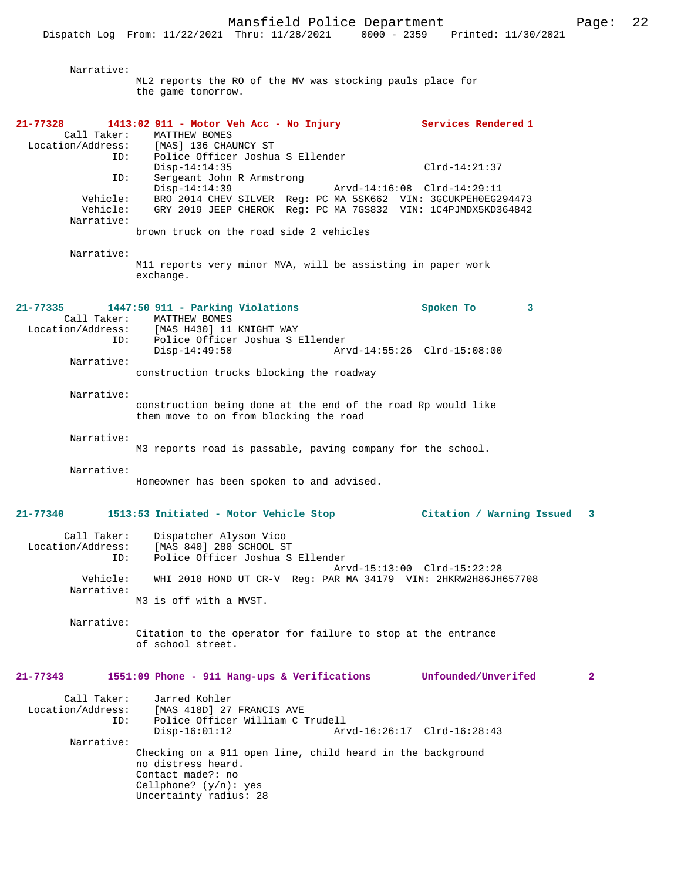Narrative:
ML2 reports the RO of the MV was stocking pauls place for the game tomorrow.

**21-77328 1413:02 911 - Motor Veh Acc - No Injury — Services Rendered 1**

Call Taker: MATTHEW BOMES
Location/Address: [MAS] 136 CHAUNCY ST
ID: Police Officer Joshua S Ellender
Disp-14:14:35 Clrd-14:21:37
ID: Sergeant John R Armstrong
Disp-14:14:39 Arvd-14:16:08 Clrd-14:29:11
Vehicle: BRO 2014 CHEV SILVER Reg: PC MA 5SK662 VIN: 3GCUKPEH0EG294473
Vehicle: GRY 2019 JEEP CHEROK Reg: PC MA 7GS832 VIN: 1C4PJMDX5KD364842
Narrative:
brown truck on the road side 2 vehicles

Narrative:
M11 reports very minor MVA, will be assisting in paper work exchange.

**21-77335 1447:50 911 - Parking Violations — Spoken To 3**

Call Taker: MATTHEW BOMES
Location/Address: [MAS H430] 11 KNIGHT WAY
ID: Police Officer Joshua S Ellender
Disp-14:49:50 Arvd-14:55:26 Clrd-15:08:00
Narrative:
construction trucks blocking the roadway

Narrative:
construction being done at the end of the road Rp would like them move to on from blocking the road

Narrative:
M3 reports road is passable, paving company for the school.

Narrative:
Homeowner has been spoken to and advised.

**21-77340 1513:53 Initiated - Motor Vehicle Stop — Citation / Warning Issued 3**

Call Taker: Dispatcher Alyson Vico
Location/Address: [MAS 840] 280 SCHOOL ST
ID: Police Officer Joshua S Ellender
Arvd-15:13:00 Clrd-15:22:28
Vehicle: WHI 2018 HOND UT CR-V Reg: PAR MA 34179 VIN: 2HKRW2H86JH657708
Narrative:
M3 is off with a MVST.

Narrative:
Citation to the operator for failure to stop at the entrance of school street.

**21-77343 1551:09 Phone - 911 Hang-ups & Verifications — Unfounded/Unverifed 2**

Call Taker: Jarred Kohler
Location/Address: [MAS 418D] 27 FRANCIS AVE
ID: Police Officer William C Trudell
Disp-16:01:12 Arvd-16:26:17 Clrd-16:28:43
Narrative:
Checking on a 911 open line, child heard in the background no distress heard.
Contact made?: no
Cellphone? (y/n): yes
Uncertainty radius: 28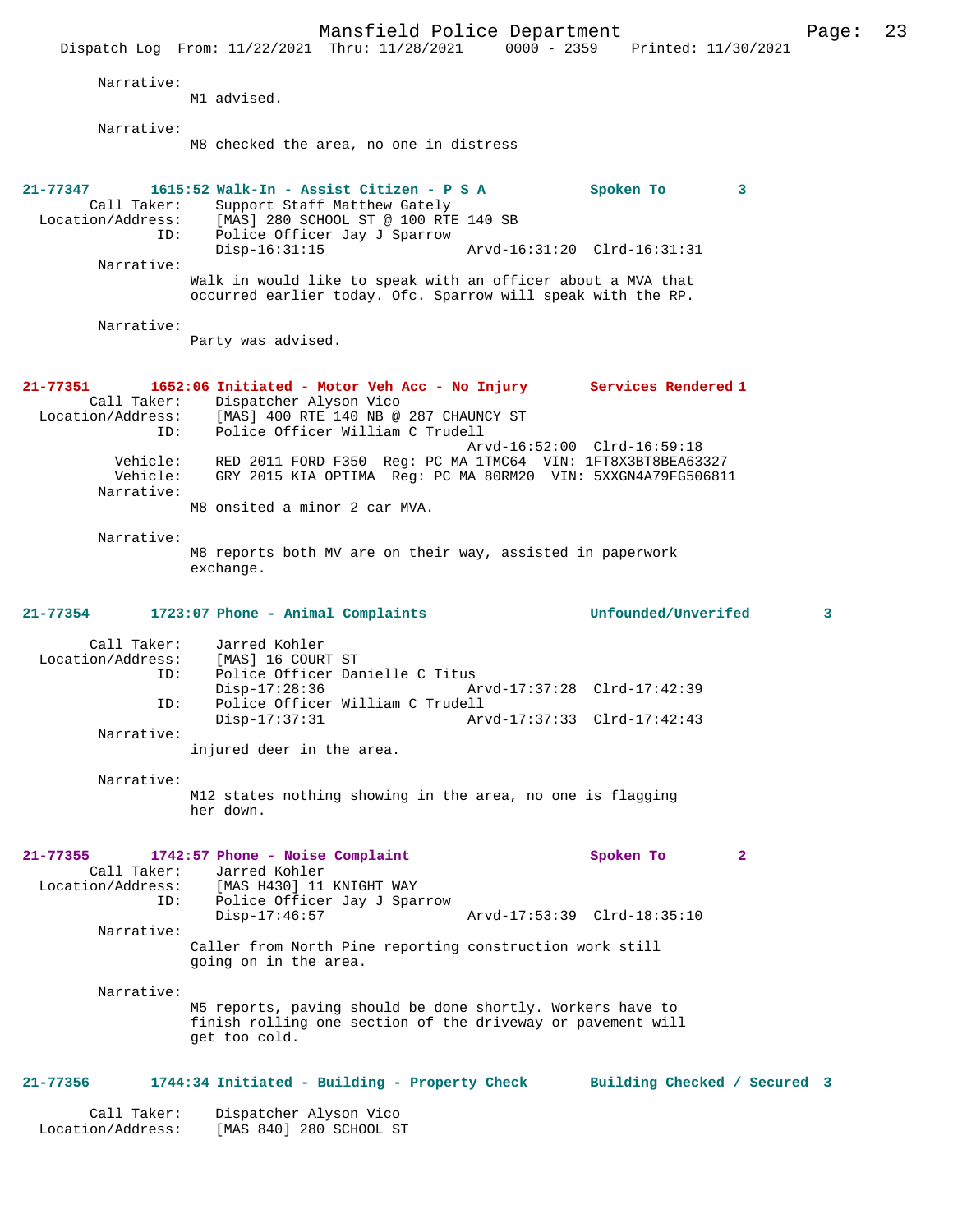Narrative:
M1 advised.

Narrative:
M8 checked the area, no one in distress

**21-77347 1615:52 Walk-In - Assist Citizen - P S A Spoken To 3**

Call Taker: Support Staff Matthew Gately
Location/Address: [MAS] 280 SCHOOL ST @ 100 RTE 140 SB
ID: Police Officer Jay J Sparrow
Disp-16:31:15 Arvd-16:31:20 Clrd-16:31:31

Narrative:
Walk in would like to speak with an officer about a MVA that occurred earlier today. Ofc. Sparrow will speak with the RP.

Narrative:
Party was advised.

**21-77351 1652:06 Initiated - Motor Veh Acc - No Injury Services Rendered 1**

Call Taker: Dispatcher Alyson Vico
Location/Address: [MAS] 400 RTE 140 NB @ 287 CHAUNCY ST
ID: Police Officer William C Trudell
Arvd-16:52:00 Clrd-16:59:18
Vehicle: RED 2011 FORD F350 Reg: PC MA 1TMC64 VIN: 1FT8X3BT8BEA63327
Vehicle: GRY 2015 KIA OPTIMA Reg: PC MA 80RM20 VIN: 5XXGN4A79FG506811

Narrative:
M8 onsited a minor 2 car MVA.

Narrative:
M8 reports both MV are on their way, assisted in paperwork exchange.

**21-77354 1723:07 Phone - Animal Complaints Unfounded/Unverifed 3**

Call Taker: Jarred Kohler
Location/Address: [MAS] 16 COURT ST
ID: Police Officer Danielle C Titus
Disp-17:28:36 Arvd-17:37:28 Clrd-17:42:39
ID: Police Officer William C Trudell
Disp-17:37:31 Arvd-17:37:33 Clrd-17:42:43

Narrative:
injured deer in the area.

Narrative:
M12 states nothing showing in the area, no one is flagging her down.

**21-77355 1742:57 Phone - Noise Complaint Spoken To 2**

Call Taker: Jarred Kohler
Location/Address: [MAS H430] 11 KNIGHT WAY
ID: Police Officer Jay J Sparrow
Disp-17:46:57 Arvd-17:53:39 Clrd-18:35:10

Narrative:
Caller from North Pine reporting construction work still going on in the area.

Narrative:
M5 reports, paving should be done shortly. Workers have to finish rolling one section of the driveway or pavement will get too cold.

**21-77356 1744:34 Initiated - Building - Property Check Building Checked / Secured 3**

Call Taker: Dispatcher Alyson Vico
Location/Address: [MAS 840] 280 SCHOOL ST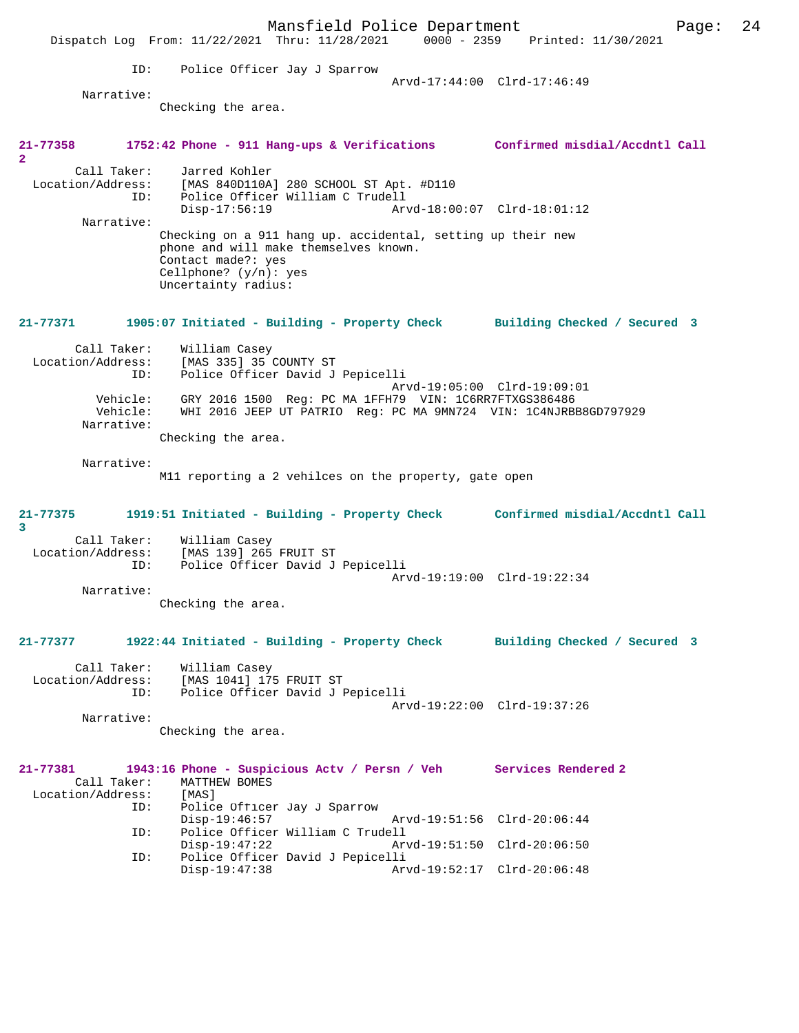ID: Police Officer Jay J Sparrow
Arvd-17:44:00 Clrd-17:46:49

Narrative:
Checking the area.

**21-77358 1752:42 Phone - 911 Hang-ups & Verifications Confirmed misdial/Accdntl Call 2**

Call Taker: Jarred Kohler
Location/Address: [MAS 840D110A] 280 SCHOOL ST Apt. #D110
ID: Police Officer William C Trudell
Disp-17:56:19 Arvd-18:00:07 Clrd-18:01:12

Narrative:
Checking on a 911 hang up. accidental, setting up their new phone and will make themselves known.
Contact made?: yes
Cellphone? (y/n): yes
Uncertainty radius:

**21-77371 1905:07 Initiated - Building - Property Check Building Checked / Secured 3**

Call Taker: William Casey
Location/Address: [MAS 335] 35 COUNTY ST
ID: Police Officer David J Pepicelli
Arvd-19:05:00 Clrd-19:09:01
Vehicle: GRY 2016 1500 Reg: PC MA 1FFH79 VIN: 1C6RR7FTXGS386486
Vehicle: WHI 2016 JEEP UT PATRIO Reg: PC MA 9MN724 VIN: 1C4NJRBB8GD797929

Narrative:
Checking the area.

Narrative:
M11 reporting a 2 vehilces on the property, gate open

**21-77375 1919:51 Initiated - Building - Property Check Confirmed misdial/Accdntl Call 3**

Call Taker: William Casey
Location/Address: [MAS 139] 265 FRUIT ST
ID: Police Officer David J Pepicelli
Arvd-19:19:00 Clrd-19:22:34

Narrative:
Checking the area.

**21-77377 1922:44 Initiated - Building - Property Check Building Checked / Secured 3**

Call Taker: William Casey
Location/Address: [MAS 1041] 175 FRUIT ST
ID: Police Officer David J Pepicelli
Arvd-19:22:00 Clrd-19:37:26

Narrative:
Checking the area.

**21-77381 1943:16 Phone - Suspicious Actv / Persn / Veh Services Rendered 2**

Call Taker: MATTHEW BOMES
Location/Address: [MAS]
ID: Police Officer Jay J Sparrow
Disp-19:46:57 Arvd-19:51:56 Clrd-20:06:44
ID: Police Officer William C Trudell
Disp-19:47:22 Arvd-19:51:50 Clrd-20:06:50
ID: Police Officer David J Pepicelli
Disp-19:47:38 Arvd-19:52:17 Clrd-20:06:48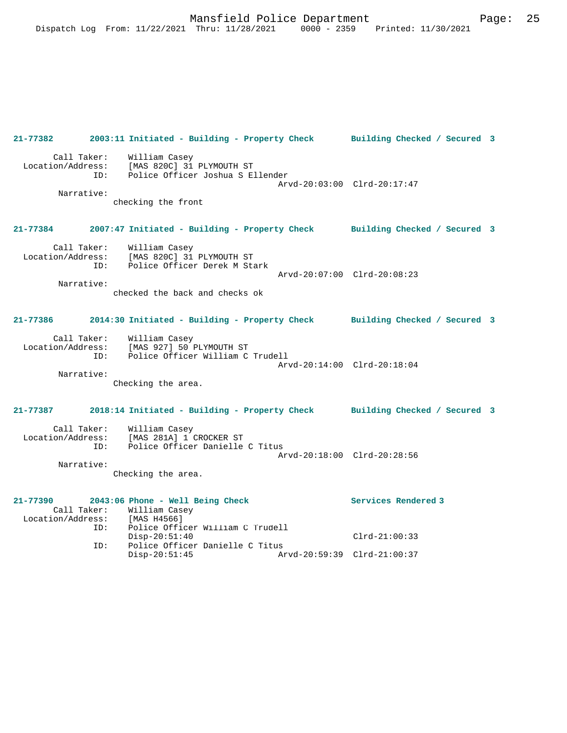**21-77382 2003:11 Initiated - Building - Property Check Building Checked / Secured 3**

Call Taker: William Casey
Location/Address: [MAS 820C] 31 PLYMOUTH ST
ID: Police Officer Joshua S Ellender
Arvd-20:03:00 Clrd-20:17:47
Narrative:
checking the front

**21-77384 2007:47 Initiated - Building - Property Check Building Checked / Secured 3**

Call Taker: William Casey
Location/Address: [MAS 820C] 31 PLYMOUTH ST
ID: Police Officer Derek M Stark
Arvd-20:07:00 Clrd-20:08:23
Narrative:
checked the back and checks ok

**21-77386 2014:30 Initiated - Building - Property Check Building Checked / Secured 3**

Call Taker: William Casey
Location/Address: [MAS 927] 50 PLYMOUTH ST
ID: Police Officer William C Trudell
Arvd-20:14:00 Clrd-20:18:04
Narrative:
Checking the area.

**21-77387 2018:14 Initiated - Building - Property Check Building Checked / Secured 3**

Call Taker: William Casey
Location/Address: [MAS 281A] 1 CROCKER ST
ID: Police Officer Danielle C Titus
Arvd-20:18:00 Clrd-20:28:56
Narrative:
Checking the area.

**21-77390 2043:06 Phone - Well Being Check Services Rendered 3**

Call Taker: William Casey
Location/Address: [MAS H4566]
ID: Police Officer William C Trudell
Disp-20:51:40 Clrd-21:00:33
ID: Police Officer Danielle C Titus
Disp-20:51:45 Arvd-20:59:39 Clrd-21:00:37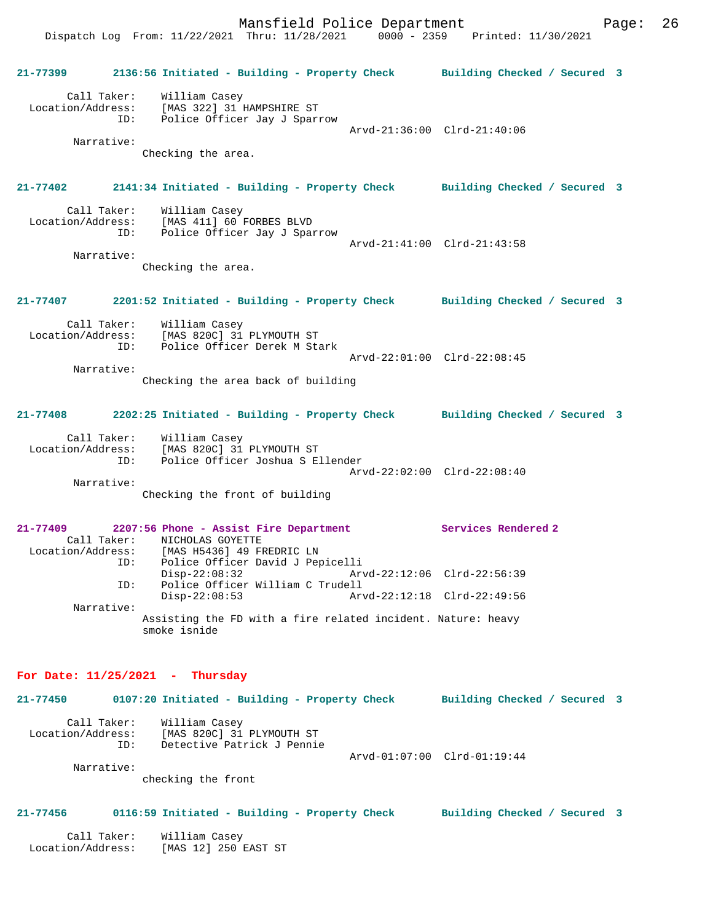**21-77399 2136:56 Initiated - Building - Property Check Building Checked / Secured 3**

Call Taker: William Casey
Location/Address: [MAS 322] 31 HAMPSHIRE ST
ID: Police Officer Jay J Sparrow
Arvd-21:36:00 Clrd-21:40:06
Narrative:
Checking the area.

**21-77402 2141:34 Initiated - Building - Property Check Building Checked / Secured 3**

Call Taker: William Casey
Location/Address: [MAS 411] 60 FORBES BLVD
ID: Police Officer Jay J Sparrow
Arvd-21:41:00 Clrd-21:43:58
Narrative:
Checking the area.

**21-77407 2201:52 Initiated - Building - Property Check Building Checked / Secured 3**

Call Taker: William Casey
Location/Address: [MAS 820C] 31 PLYMOUTH ST
ID: Police Officer Derek M Stark
Arvd-22:01:00 Clrd-22:08:45
Narrative:
Checking the area back of building

**21-77408 2202:25 Initiated - Building - Property Check Building Checked / Secured 3**

Call Taker: William Casey
Location/Address: [MAS 820C] 31 PLYMOUTH ST
ID: Police Officer Joshua S Ellender
Arvd-22:02:00 Clrd-22:08:40
Narrative:
Checking the front of building

**21-77409 2207:56 Phone - Assist Fire Department Services Rendered 2**

Call Taker: NICHOLAS GOYETTE
Location/Address: [MAS H5436] 49 FREDRIC LN
ID: Police Officer David J Pepicelli
Disp-22:08:32 Arvd-22:12:06 Clrd-22:56:39
ID: Police Officer William C Trudell
Disp-22:08:53 Arvd-22:12:18 Clrd-22:49:56
Narrative:
Assisting the FD with a fire related incident. Nature: heavy smoke isnide

## For Date: 11/25/2021 - Thursday

**21-77450 0107:20 Initiated - Building - Property Check Building Checked / Secured 3**

Call Taker: William Casey
Location/Address: [MAS 820C] 31 PLYMOUTH ST
ID: Detective Patrick J Pennie
Arvd-01:07:00 Clrd-01:19:44
Narrative:
checking the front

**21-77456 0116:59 Initiated - Building - Property Check Building Checked / Secured 3**

Call Taker: William Casey
Location/Address: [MAS 12] 250 EAST ST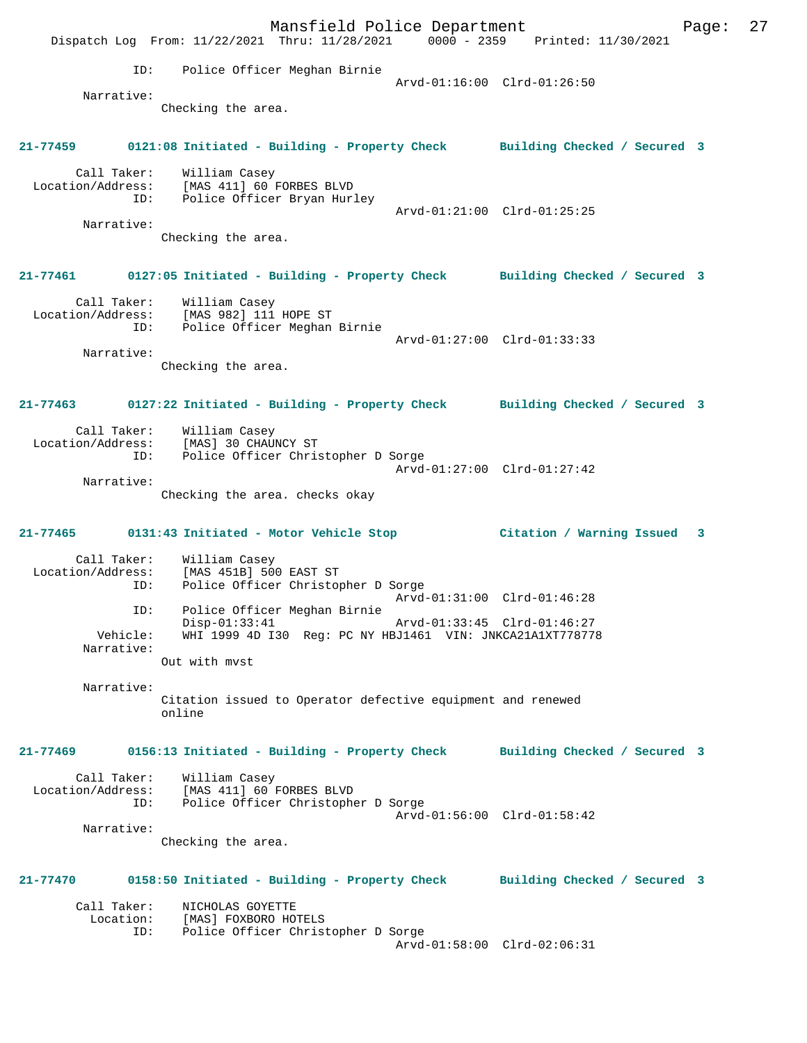ID: Police Officer Meghan Birnie
Arvd-01:16:00 Clrd-01:26:50

Narrative:
Checking the area.

**21-77459 0121:08 Initiated - Building - Property Check Building Checked / Secured 3**

Call Taker: William Casey
Location/Address: [MAS 411] 60 FORBES BLVD
ID: Police Officer Bryan Hurley
Arvd-01:21:00 Clrd-01:25:25

Narrative:
Checking the area.

**21-77461 0127:05 Initiated - Building - Property Check Building Checked / Secured 3**

Call Taker: William Casey
Location/Address: [MAS 982] 111 HOPE ST
ID: Police Officer Meghan Birnie
Arvd-01:27:00 Clrd-01:33:33

Narrative:
Checking the area.

**21-77463 0127:22 Initiated - Building - Property Check Building Checked / Secured 3**

Call Taker: William Casey
Location/Address: [MAS] 30 CHAUNCY ST
ID: Police Officer Christopher D Sorge
Arvd-01:27:00 Clrd-01:27:42

Narrative:
Checking the area. checks okay

**21-77465 0131:43 Initiated - Motor Vehicle Stop Citation / Warning Issued 3**

Call Taker: William Casey
Location/Address: [MAS 451B] 500 EAST ST
ID: Police Officer Christopher D Sorge
Arvd-01:31:00 Clrd-01:46:28
ID: Police Officer Meghan Birnie
Disp-01:33:41 Arvd-01:33:45 Clrd-01:46:27
Vehicle: WHI 1999 4D I30 Reg: PC NY HBJ1461 VIN: JNKCA21A1XT778778

Narrative:
Out with mvst

Narrative:
Citation issued to Operator defective equipment and renewed online

**21-77469 0156:13 Initiated - Building - Property Check Building Checked / Secured 3**

Call Taker: William Casey
Location/Address: [MAS 411] 60 FORBES BLVD
ID: Police Officer Christopher D Sorge
Arvd-01:56:00 Clrd-01:58:42

Narrative:
Checking the area.

**21-77470 0158:50 Initiated - Building - Property Check Building Checked / Secured 3**

Call Taker: NICHOLAS GOYETTE
Location: [MAS] FOXBORO HOTELS
ID: Police Officer Christopher D Sorge
Arvd-01:58:00 Clrd-02:06:31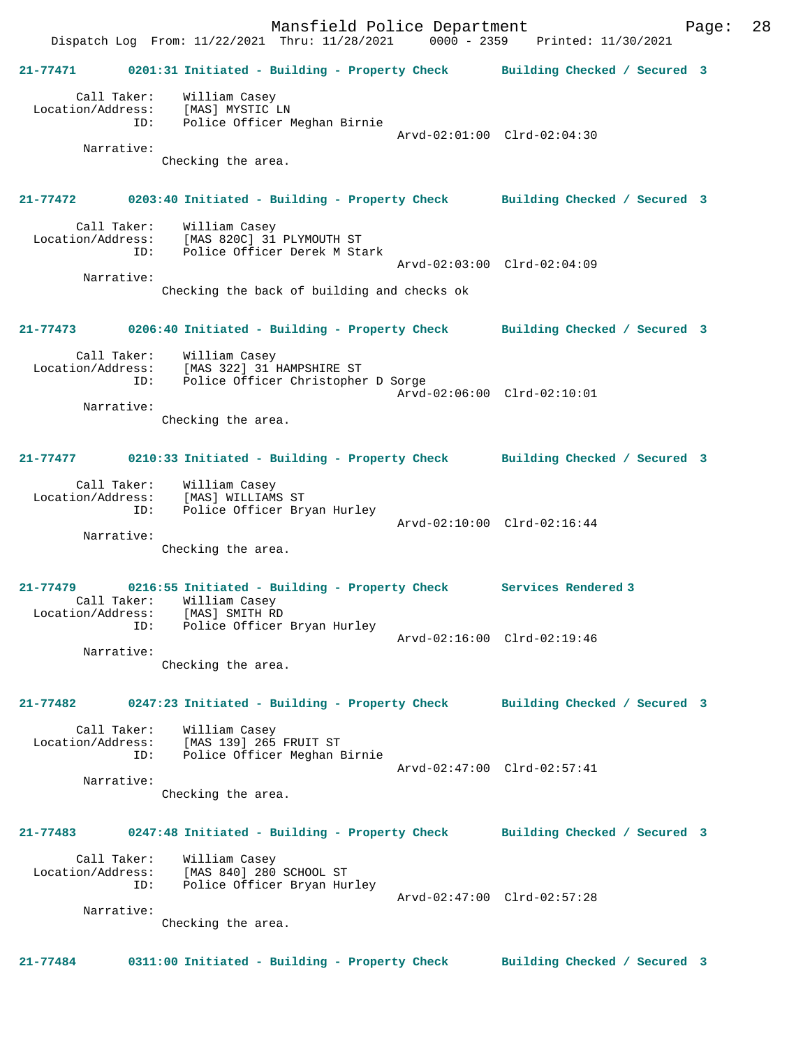Dispatch Log From: 11/22/2021 Thru: 11/28/2021 0000 - 2359 Printed: 11/30/2021

**21-77471 0201:31 Initiated - Building - Property Check Building Checked / Secured 3**

Call Taker: William Casey
Location/Address: [MAS] MYSTIC LN
ID: Police Officer Meghan Birnie
Arvd-02:01:00 Clrd-02:04:30
Narrative:
Checking the area.

**21-77472 0203:40 Initiated - Building - Property Check Building Checked / Secured 3**

Call Taker: William Casey
Location/Address: [MAS 820C] 31 PLYMOUTH ST
ID: Police Officer Derek M Stark
Arvd-02:03:00 Clrd-02:04:09
Narrative:
Checking the back of building and checks ok

**21-77473 0206:40 Initiated - Building - Property Check Building Checked / Secured 3**

Call Taker: William Casey
Location/Address: [MAS 322] 31 HAMPSHIRE ST
ID: Police Officer Christopher D Sorge
Arvd-02:06:00 Clrd-02:10:01
Narrative:
Checking the area.

**21-77477 0210:33 Initiated - Building - Property Check Building Checked / Secured 3**

Call Taker: William Casey
Location/Address: [MAS] WILLIAMS ST
ID: Police Officer Bryan Hurley
Arvd-02:10:00 Clrd-02:16:44
Narrative:
Checking the area.

**21-77479 0216:55 Initiated - Building - Property Check Services Rendered 3**

Call Taker: William Casey
Location/Address: [MAS] SMITH RD
ID: Police Officer Bryan Hurley
Arvd-02:16:00 Clrd-02:19:46
Narrative:
Checking the area.

**21-77482 0247:23 Initiated - Building - Property Check Building Checked / Secured 3**

Call Taker: William Casey
Location/Address: [MAS 139] 265 FRUIT ST
ID: Police Officer Meghan Birnie
Arvd-02:47:00 Clrd-02:57:41
Narrative:
Checking the area.

**21-77483 0247:48 Initiated - Building - Property Check Building Checked / Secured 3**

Call Taker: William Casey
Location/Address: [MAS 840] 280 SCHOOL ST
ID: Police Officer Bryan Hurley
Arvd-02:47:00 Clrd-02:57:28
Narrative:
Checking the area.

**21-77484 0311:00 Initiated - Building - Property Check Building Checked / Secured 3**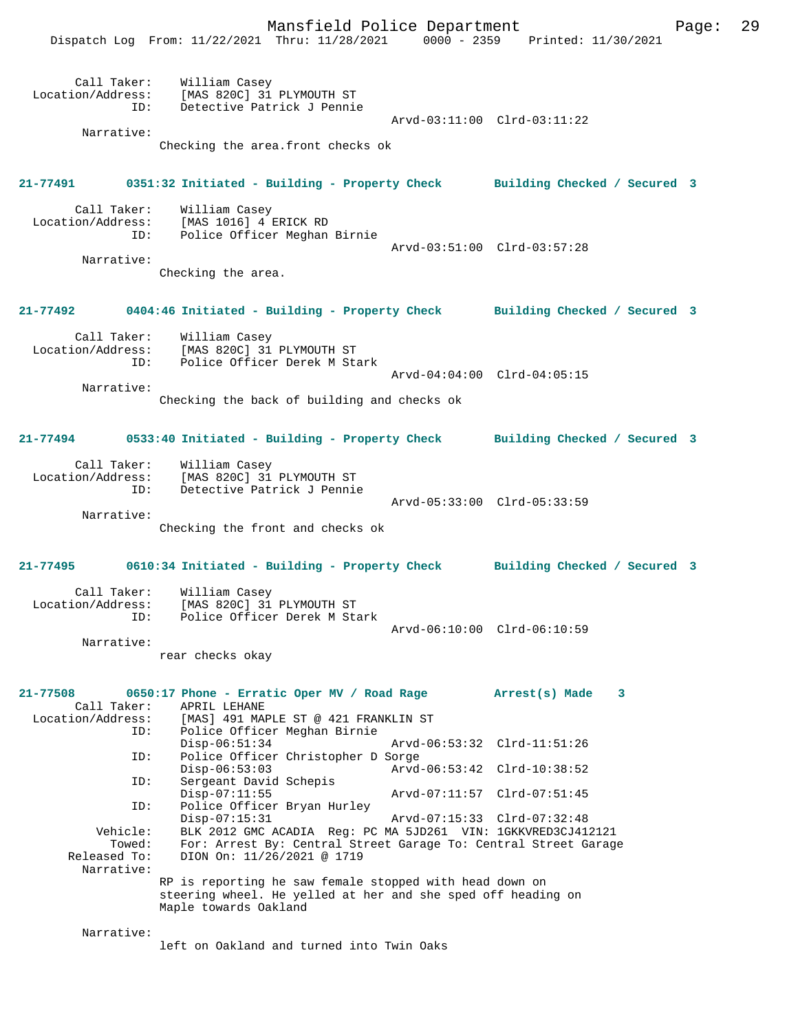```
        Call Taker:    William Casey
  Location/Address:    [MAS 820C] 31 PLYMOUTH ST
                ID:    Detective Patrick J Pennie
                                                  Arvd-03:11:00  Clrd-03:11:22
         Narrative:
                Checking the area.front checks ok
```

**21-77491        0351:32 Initiated - Building - Property Check        Building Checked / Secured  3**

```
        Call Taker:    William Casey
  Location/Address:    [MAS 1016] 4 ERICK RD
                ID:    Police Officer Meghan Birnie
                                                  Arvd-03:51:00  Clrd-03:57:28
         Narrative:
                Checking the area.
```

**21-77492        0404:46 Initiated - Building - Property Check        Building Checked / Secured  3**

```
        Call Taker:    William Casey
  Location/Address:    [MAS 820C] 31 PLYMOUTH ST
                ID:    Police Officer Derek M Stark
                                                  Arvd-04:04:00  Clrd-04:05:15
         Narrative:
                Checking the back of building and checks ok
```

**21-77494        0533:40 Initiated - Building - Property Check        Building Checked / Secured  3**

```
        Call Taker:    William Casey
  Location/Address:    [MAS 820C] 31 PLYMOUTH ST
                ID:    Detective Patrick J Pennie
                                                  Arvd-05:33:00  Clrd-05:33:59
         Narrative:
                Checking the front and checks ok
```

**21-77495        0610:34 Initiated - Building - Property Check        Building Checked / Secured  3**

```
        Call Taker:    William Casey
  Location/Address:    [MAS 820C] 31 PLYMOUTH ST
                ID:    Police Officer Derek M Stark
                                                  Arvd-06:10:00  Clrd-06:10:59
         Narrative:
                rear checks okay
```

**21-77508        0650:17 Phone - Erratic Oper MV / Road Rage          Arrest(s) Made    3**

```
        Call Taker:    APRIL LEHANE
  Location/Address:    [MAS] 491 MAPLE ST @ 421 FRANKLIN ST
                ID:    Police Officer Meghan Birnie
                       Disp-06:51:34              Arvd-06:53:32  Clrd-11:51:26
                ID:    Police Officer Christopher D Sorge
                       Disp-06:53:03              Arvd-06:53:42  Clrd-10:38:52
                ID:    Sergeant David Schepis
                       Disp-07:11:55              Arvd-07:11:57  Clrd-07:51:45
                ID:    Police Officer Bryan Hurley
                       Disp-07:15:31              Arvd-07:15:33  Clrd-07:32:48
           Vehicle:    BLK 2012 GMC ACADIA  Reg: PC MA 5JD261  VIN: 1GKKVRED3CJ412121
             Towed:    For: Arrest By: Central Street Garage To: Central Street Garage
      Released To:    DION On: 11/26/2021 @ 1719
         Narrative:
                RP is reporting he saw female stopped with head down on
                steering wheel. He yelled at her and she sped off heading on
                Maple towards Oakland

         Narrative:
                left on Oakland and turned into Twin Oaks
```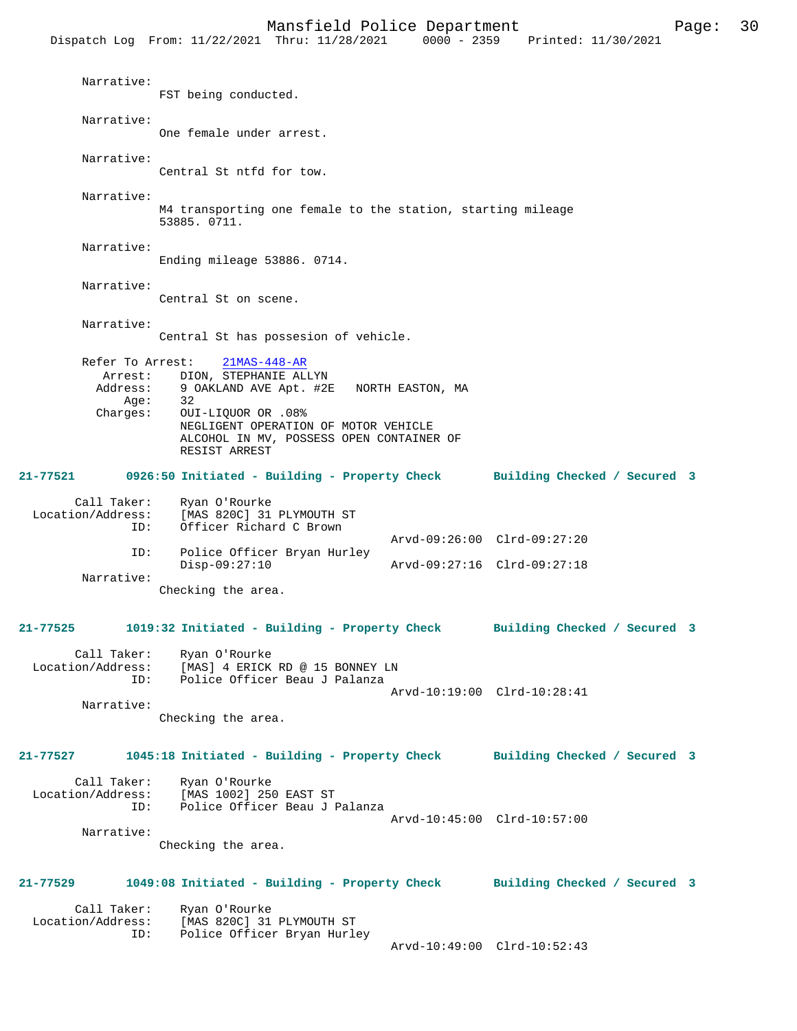Narrative:
FST being conducted.

Narrative:
One female under arrest.

Narrative:
Central St ntfd for tow.

Narrative:
M4 transporting one female to the station, starting mileage 53885. 0711.

Narrative:
Ending mileage 53886. 0714.

Narrative:
Central St on scene.

Narrative:
Central St has possesion of vehicle.

Refer To Arrest: 21MAS-448-AR
Arrest: DION, STEPHANIE ALLYN
Address: 9 OAKLAND AVE Apt. #2E NORTH EASTON, MA
Age: 32
Charges: OUI-LIQUOR OR .08%
NEGLIGENT OPERATION OF MOTOR VEHICLE
ALCOHOL IN MV, POSSESS OPEN CONTAINER OF
RESIST ARREST

**21-77521 0926:50 Initiated - Building - Property Check Building Checked / Secured 3**

Call Taker: Ryan O'Rourke
Location/Address: [MAS 820C] 31 PLYMOUTH ST
ID: Officer Richard C Brown
Arvd-09:26:00 Clrd-09:27:20
ID: Police Officer Bryan Hurley
Disp-09:27:10 Arvd-09:27:16 Clrd-09:27:18
Narrative:
Checking the area.

**21-77525 1019:32 Initiated - Building - Property Check Building Checked / Secured 3**

Call Taker: Ryan O'Rourke
Location/Address: [MAS] 4 ERICK RD @ 15 BONNEY LN
ID: Police Officer Beau J Palanza
Arvd-10:19:00 Clrd-10:28:41
Narrative:
Checking the area.

**21-77527 1045:18 Initiated - Building - Property Check Building Checked / Secured 3**

Call Taker: Ryan O'Rourke
Location/Address: [MAS 1002] 250 EAST ST
ID: Police Officer Beau J Palanza
Arvd-10:45:00 Clrd-10:57:00
Narrative:
Checking the area.

**21-77529 1049:08 Initiated - Building - Property Check Building Checked / Secured 3**

Call Taker: Ryan O'Rourke
Location/Address: [MAS 820C] 31 PLYMOUTH ST
ID: Police Officer Bryan Hurley
Arvd-10:49:00 Clrd-10:52:43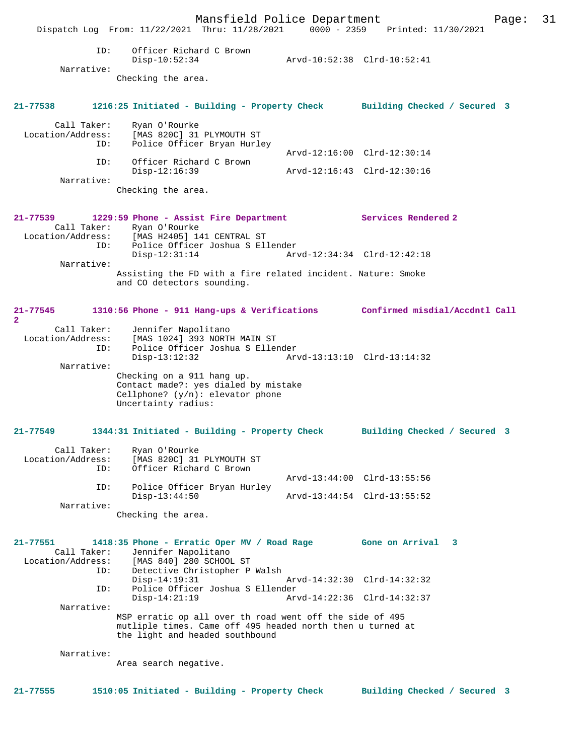```
            ID:    Officer Richard C Brown
                   Disp-10:52:34                Arvd-10:52:38  Clrd-10:52:41
       Narrative:
                 Checking the area.


21-77538       1216:25 Initiated - Building - Property Check       Building Checked / Secured  3

        Call Taker:    Ryan O'Rourke
  Location/Address:    [MAS 820C] 31 PLYMOUTH ST
                ID:    Police Officer Bryan Hurley
                                                Arvd-12:16:00  Clrd-12:30:14
                ID:    Officer Richard C Brown
                       Disp-12:16:39            Arvd-12:16:43  Clrd-12:30:16
         Narrative:
                 Checking the area.


21-77539       1229:59 Phone - Assist Fire Department             Services Rendered 2
        Call Taker:    Ryan O'Rourke
  Location/Address:    [MAS H2405] 141 CENTRAL ST
                ID:    Police Officer Joshua S Ellender
                       Disp-12:31:14            Arvd-12:34:34  Clrd-12:42:18
         Narrative:
                 Assisting the FD with a fire related incident. Nature: Smoke
                 and CO detectors sounding.


21-77545       1310:56 Phone - 911 Hang-ups & Verifications       Confirmed misdial/Accdntl Call
2
        Call Taker:    Jennifer Napolitano
  Location/Address:    [MAS 1024] 393 NORTH MAIN ST
                ID:    Police Officer Joshua S Ellender
                       Disp-13:12:32            Arvd-13:13:10  Clrd-13:14:32
         Narrative:
                 Checking on a 911 hang up.
                 Contact made?: yes dialed by mistake
                 Cellphone? (y/n): elevator phone
                 Uncertainty radius:


21-77549       1344:31 Initiated - Building - Property Check       Building Checked / Secured  3

        Call Taker:    Ryan O'Rourke
  Location/Address:    [MAS 820C] 31 PLYMOUTH ST
                ID:    Officer Richard C Brown
                                                Arvd-13:44:00  Clrd-13:55:56
                ID:    Police Officer Bryan Hurley
                       Disp-13:44:50            Arvd-13:44:54  Clrd-13:55:52
         Narrative:
                 Checking the area.


21-77551       1418:35 Phone - Erratic Oper MV / Road Rage        Gone on Arrival   3
        Call Taker:    Jennifer Napolitano
  Location/Address:    [MAS 840] 280 SCHOOL ST
                ID:    Detective Christopher P Walsh
                       Disp-14:19:31            Arvd-14:32:30  Clrd-14:32:32
                ID:    Police Officer Joshua S Ellender
                       Disp-14:21:19            Arvd-14:22:36  Clrd-14:32:37
         Narrative:
                 MSP erratic op all over th road went off the side of 495
                 mutliple times. Came off 495 headed north then u turned at
                 the light and headed southbound

         Narrative:
                 Area search negative.


21-77555       1510:05 Initiated - Building - Property Check       Building Checked / Secured  3
```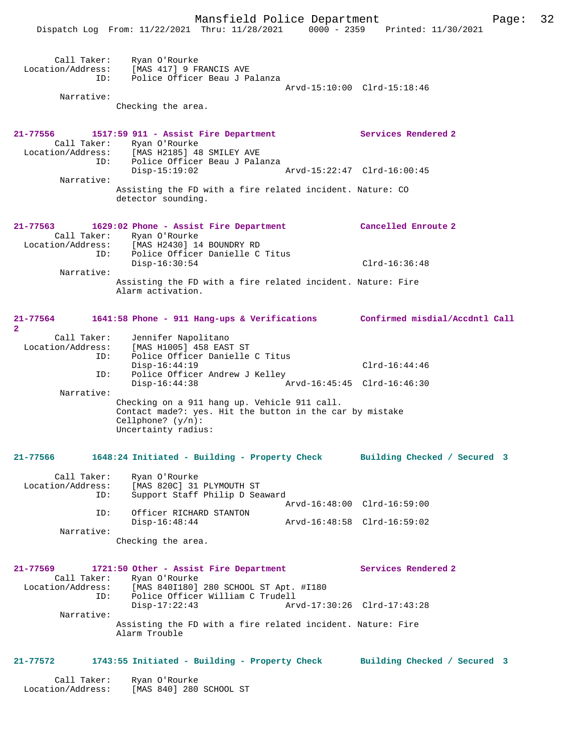Call Taker: Ryan O'Rourke
Location/Address: [MAS 417] 9 FRANCIS AVE
ID: Police Officer Beau J Palanza
Arvd-15:10:00 Clrd-15:18:46
Narrative:
Checking the area.

**21-77556 1517:59 911 - Assist Fire Department Services Rendered 2**
Call Taker: Ryan O'Rourke
Location/Address: [MAS H2185] 48 SMILEY AVE
ID: Police Officer Beau J Palanza
Disp-15:19:02 Arvd-15:22:47 Clrd-16:00:45
Narrative:
Assisting the FD with a fire related incident. Nature: CO detector sounding.

**21-77563 1629:02 Phone - Assist Fire Department Cancelled Enroute 2**
Call Taker: Ryan O'Rourke
Location/Address: [MAS H2430] 14 BOUNDRY RD
ID: Police Officer Danielle C Titus
Disp-16:30:54 Clrd-16:36:48
Narrative:
Assisting the FD with a fire related incident. Nature: Fire Alarm activation.

**21-77564 1641:58 Phone - 911 Hang-ups & Verifications Confirmed misdial/Accdntl Call 2**
Call Taker: Jennifer Napolitano
Location/Address: [MAS H1005] 458 EAST ST
ID: Police Officer Danielle C Titus
Disp-16:44:19 Clrd-16:44:46
ID: Police Officer Andrew J Kelley
Disp-16:44:38 Arvd-16:45:45 Clrd-16:46:30
Narrative:
Checking on a 911 hang up. Vehicle 911 call.
Contact made?: yes. Hit the button in the car by mistake
Cellphone? (y/n):
Uncertainty radius:

**21-77566 1648:24 Initiated - Building - Property Check Building Checked / Secured 3**
Call Taker: Ryan O'Rourke
Location/Address: [MAS 820C] 31 PLYMOUTH ST
ID: Support Staff Philip D Seaward
Arvd-16:48:00 Clrd-16:59:00
ID: Officer RICHARD STANTON
Disp-16:48:44 Arvd-16:48:58 Clrd-16:59:02
Narrative:
Checking the area.

**21-77569 1721:50 Other - Assist Fire Department Services Rendered 2**
Call Taker: Ryan O'Rourke
Location/Address: [MAS 840I180] 280 SCHOOL ST Apt. #I180
ID: Police Officer William C Trudell
Disp-17:22:43 Arvd-17:30:26 Clrd-17:43:28
Narrative:
Assisting the FD with a fire related incident. Nature: Fire Alarm Trouble

**21-77572 1743:55 Initiated - Building - Property Check Building Checked / Secured 3**
Call Taker: Ryan O'Rourke
Location/Address: [MAS 840] 280 SCHOOL ST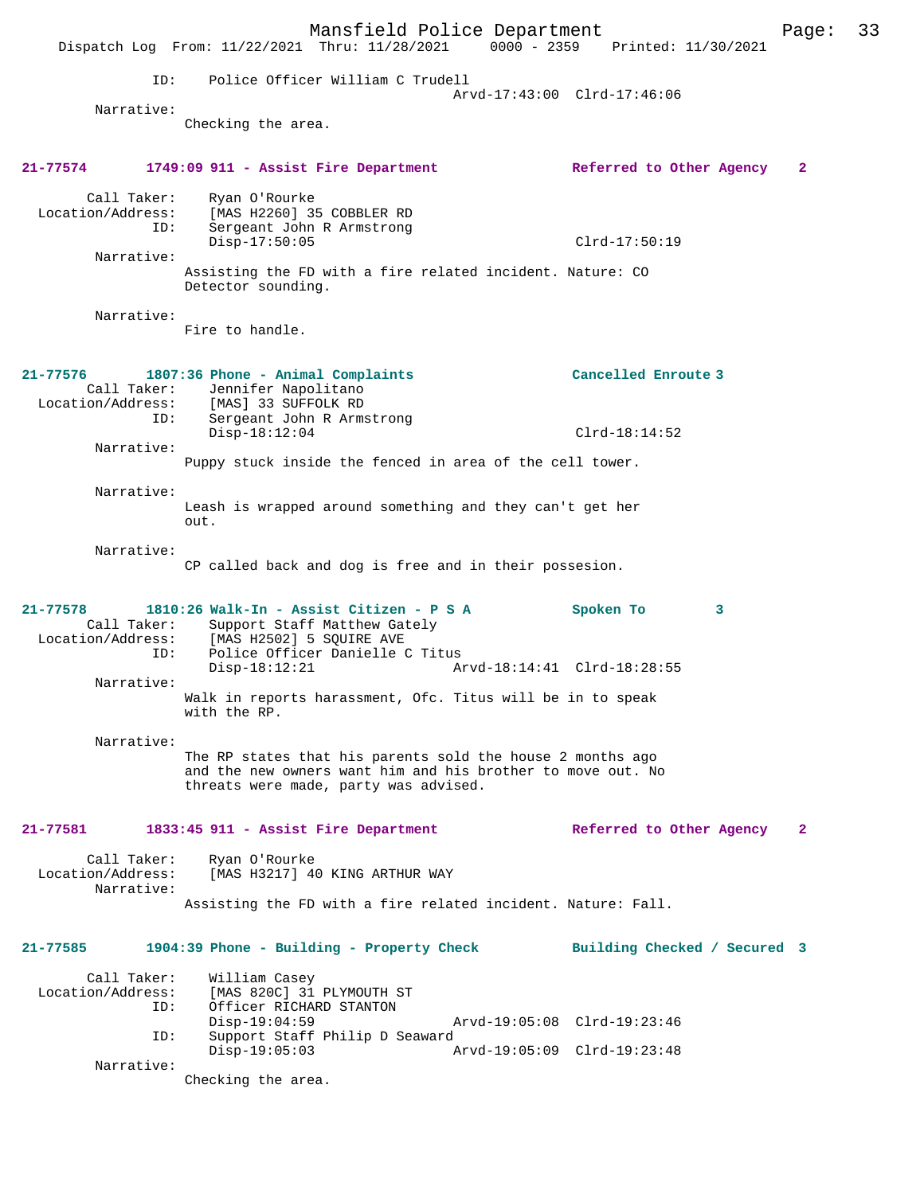ID: Police Officer William C Trudell
Arvd-17:43:00 Clrd-17:46:06

Narrative:
Checking the area.

**21-77574 1749:09 911 - Assist Fire Department Referred to Other Agency 2**

Call Taker: Ryan O'Rourke
Location/Address: [MAS H2260] 35 COBBLER RD
ID: Sergeant John R Armstrong
Disp-17:50:05 Clrd-17:50:19

Narrative:
Assisting the FD with a fire related incident. Nature: CO Detector sounding.

Narrative:
Fire to handle.

**21-77576 1807:36 Phone - Animal Complaints Cancelled Enroute 3**

Call Taker: Jennifer Napolitano
Location/Address: [MAS] 33 SUFFOLK RD
ID: Sergeant John R Armstrong
Disp-18:12:04 Clrd-18:14:52

Narrative:
Puppy stuck inside the fenced in area of the cell tower.

Narrative:
Leash is wrapped around something and they can't get her out.

Narrative:
CP called back and dog is free and in their possesion.

**21-77578 1810:26 Walk-In - Assist Citizen - P S A Spoken To 3**

Call Taker: Support Staff Matthew Gately
Location/Address: [MAS H2502] 5 SQUIRE AVE
ID: Police Officer Danielle C Titus
Disp-18:12:21 Arvd-18:14:41 Clrd-18:28:55

Narrative:
Walk in reports harassment, Ofc. Titus will be in to speak with the RP.

Narrative:
The RP states that his parents sold the house 2 months ago and the new owners want him and his brother to move out. No threats were made, party was advised.

**21-77581 1833:45 911 - Assist Fire Department Referred to Other Agency 2**

Call Taker: Ryan O'Rourke
Location/Address: [MAS H3217] 40 KING ARTHUR WAY

Narrative:
Assisting the FD with a fire related incident. Nature: Fall.

**21-77585 1904:39 Phone - Building - Property Check Building Checked / Secured 3**

Call Taker: William Casey
Location/Address: [MAS 820C] 31 PLYMOUTH ST
ID: Officer RICHARD STANTON
Disp-19:04:59 Arvd-19:05:08 Clrd-19:23:46
ID: Support Staff Philip D Seaward
Disp-19:05:03 Arvd-19:05:09 Clrd-19:23:48

Narrative:
Checking the area.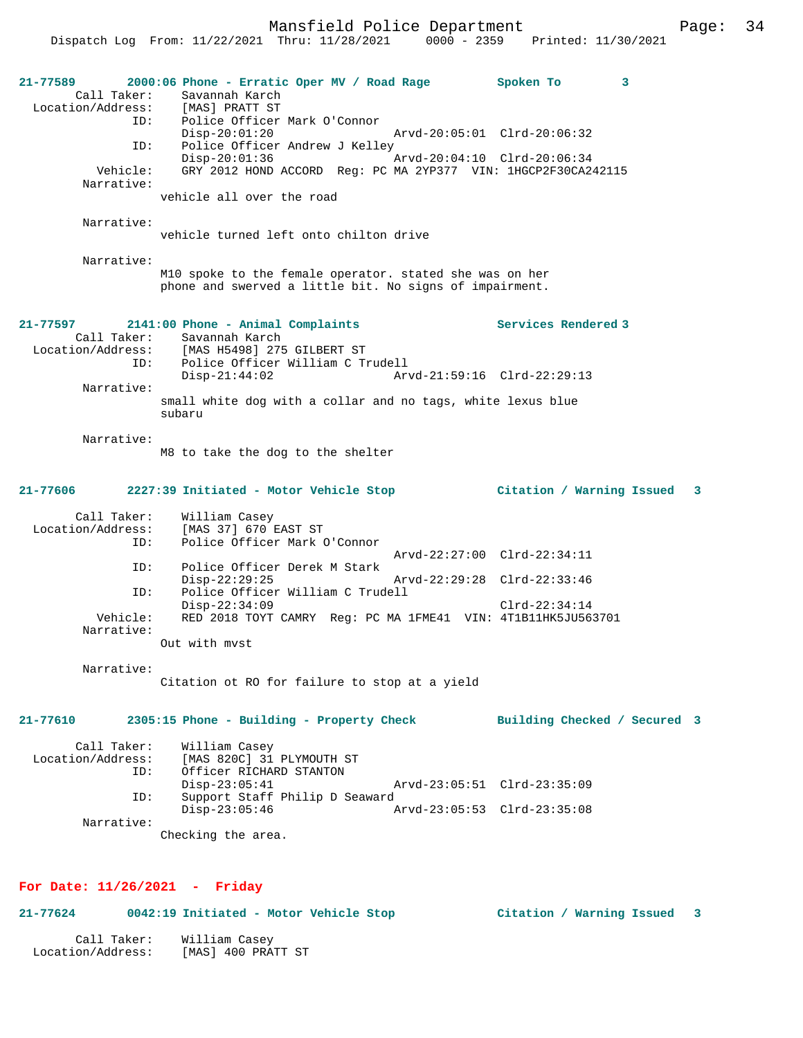**21-77589 2000:06 Phone - Erratic Oper MV / Road Rage — Spoken To 3**

```
        Call Taker:    Savannah Karch
  Location/Address:    [MAS] PRATT ST
                ID:    Police Officer Mark O'Connor
                       Disp-20:01:20                Arvd-20:05:01  Clrd-20:06:32
                ID:    Police Officer Andrew J Kelley
                       Disp-20:01:36                Arvd-20:04:10  Clrd-20:06:34
           Vehicle:    GRY 2012 HOND ACCORD  Reg: PC MA 2YP377  VIN: 1HGCP2F30CA242115
         Narrative:
                    vehicle all over the road

         Narrative:
                    vehicle turned left onto chilton drive

         Narrative:
                    M10 spoke to the female operator. stated she was on her
                    phone and swerved a little bit. No signs of impairment.
```

**21-77597 2141:00 Phone - Animal Complaints — Services Rendered 3**

```
        Call Taker:    Savannah Karch
  Location/Address:    [MAS H5498] 275 GILBERT ST
                ID:    Police Officer William C Trudell
                       Disp-21:44:02                Arvd-21:59:16  Clrd-22:29:13
         Narrative:
                    small white dog with a collar and no tags, white lexus blue
                    subaru

         Narrative:
                    M8 to take the dog to the shelter
```

**21-77606 2227:39 Initiated - Motor Vehicle Stop — Citation / Warning Issued 3**

```
        Call Taker:    William Casey
  Location/Address:    [MAS 37] 670 EAST ST
                ID:    Police Officer Mark O'Connor
                                                    Arvd-22:27:00  Clrd-22:34:11
                ID:    Police Officer Derek M Stark
                       Disp-22:29:25                Arvd-22:29:28  Clrd-22:33:46
                ID:    Police Officer William C Trudell
                       Disp-22:34:09                               Clrd-22:34:14
           Vehicle:    RED 2018 TOYT CAMRY  Reg: PC MA 1FME41  VIN: 4T1B11HK5JU563701
         Narrative:
                    Out with mvst

         Narrative:
                    Citation ot RO for failure to stop at a yield
```

**21-77610 2305:15 Phone - Building - Property Check — Building Checked / Secured 3**

```
        Call Taker:    William Casey
  Location/Address:    [MAS 820C] 31 PLYMOUTH ST
                ID:    Officer RICHARD STANTON
                       Disp-23:05:41                Arvd-23:05:51  Clrd-23:35:09
                ID:    Support Staff Philip D Seaward
                       Disp-23:05:46                Arvd-23:05:53  Clrd-23:35:08
         Narrative:
                    Checking the area.
```

## For Date: 11/26/2021 - Friday

**21-77624 0042:19 Initiated - Motor Vehicle Stop — Citation / Warning Issued 3**

```
        Call Taker:    William Casey
  Location/Address:    [MAS] 400 PRATT ST
```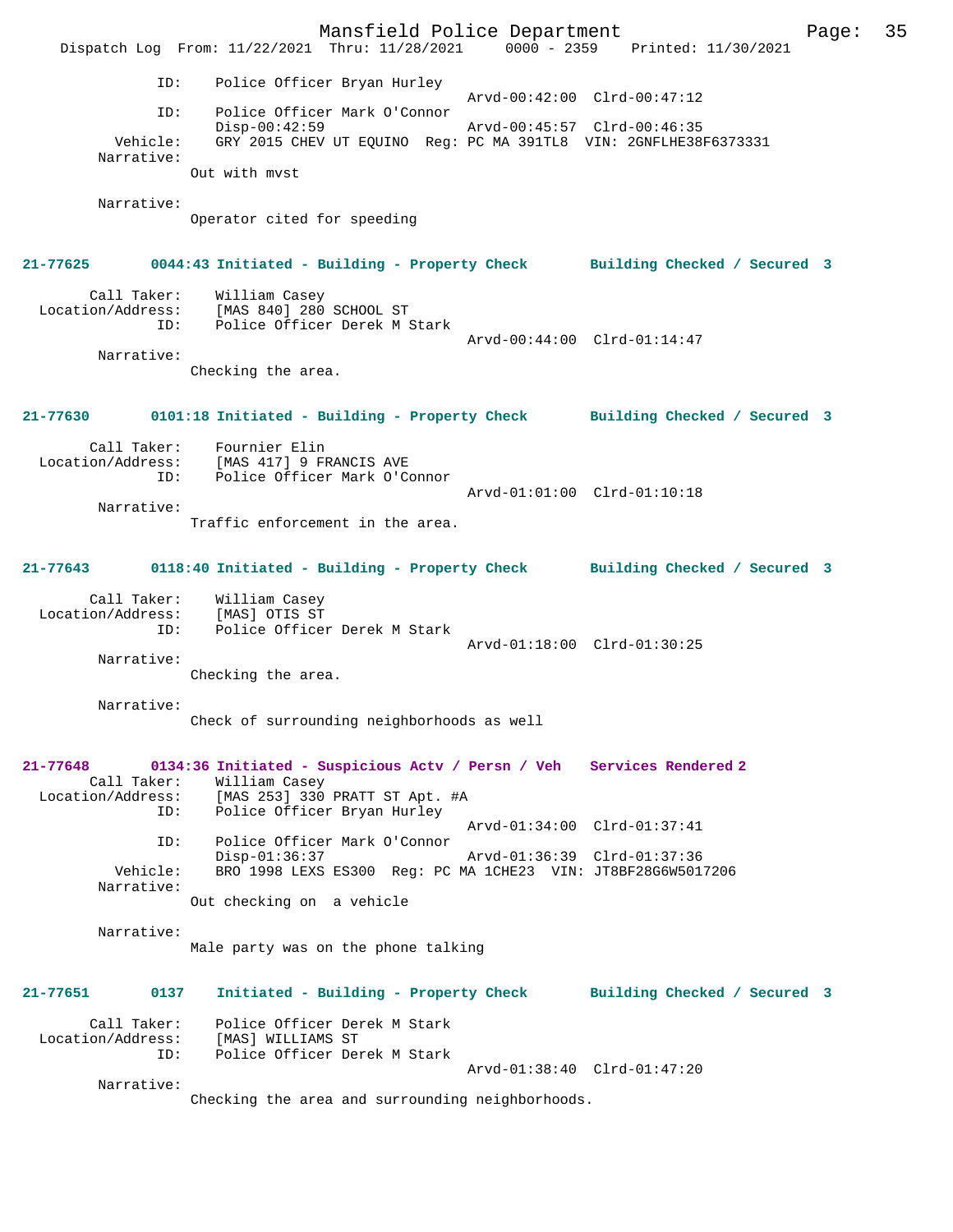ID: Police Officer Bryan Hurley
Arvd-00:42:00 Clrd-00:47:12
ID: Police Officer Mark O'Connor
Disp-00:42:59 Arvd-00:45:57 Clrd-00:46:35
Vehicle: GRY 2015 CHEV UT EQUINO Reg: PC MA 391TL8 VIN: 2GNFLHE38F6373331
Narrative:
Out with mvst

Narrative:
Operator cited for speeding

**21-77625 0044:43 Initiated - Building - Property Check Building Checked / Secured 3**

Call Taker: William Casey
Location/Address: [MAS 840] 280 SCHOOL ST
ID: Police Officer Derek M Stark
Arvd-00:44:00 Clrd-01:14:47
Narrative:
Checking the area.

**21-77630 0101:18 Initiated - Building - Property Check Building Checked / Secured 3**

Call Taker: Fournier Elin
Location/Address: [MAS 417] 9 FRANCIS AVE
ID: Police Officer Mark O'Connor
Arvd-01:01:00 Clrd-01:10:18
Narrative:
Traffic enforcement in the area.

**21-77643 0118:40 Initiated - Building - Property Check Building Checked / Secured 3**

Call Taker: William Casey
Location/Address: [MAS] OTIS ST
ID: Police Officer Derek M Stark
Arvd-01:18:00 Clrd-01:30:25
Narrative:
Checking the area.

Narrative:
Check of surrounding neighborhoods as well

**21-77648 0134:36 Initiated - Suspicious Actv / Persn / Veh Services Rendered 2**

Call Taker: William Casey
Location/Address: [MAS 253] 330 PRATT ST Apt. #A
ID: Police Officer Bryan Hurley
Arvd-01:34:00 Clrd-01:37:41
ID: Police Officer Mark O'Connor
Disp-01:36:37 Arvd-01:36:39 Clrd-01:37:36
Vehicle: BRO 1998 LEXS ES300 Reg: PC MA 1CHE23 VIN: JT8BF28G6W5017206
Narrative:
Out checking on a vehicle

Narrative:
Male party was on the phone talking

**21-77651 0137 Initiated - Building - Property Check Building Checked / Secured 3**

Call Taker: Police Officer Derek M Stark
Location/Address: [MAS] WILLIAMS ST
ID: Police Officer Derek M Stark
Arvd-01:38:40 Clrd-01:47:20
Narrative:
Checking the area and surrounding neighborhoods.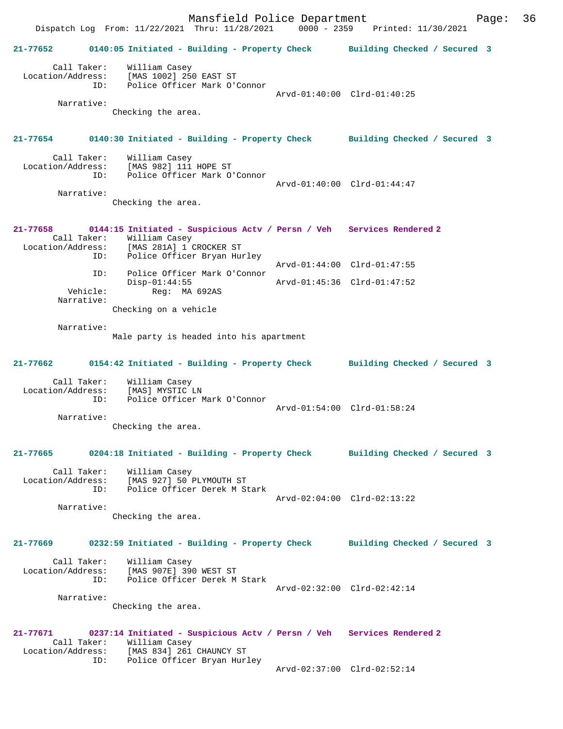**21-77652 0140:05 Initiated - Building - Property Check Building Checked / Secured 3**

```
        Call Taker:    William Casey
  Location/Address:    [MAS 1002] 250 EAST ST
                ID:    Police Officer Mark O'Connor
                                              Arvd-01:40:00  Clrd-01:40:25
         Narrative:
                Checking the area.
```

**21-77654 0140:30 Initiated - Building - Property Check Building Checked / Secured 3**

```
        Call Taker:    William Casey
  Location/Address:    [MAS 982] 111 HOPE ST
                ID:    Police Officer Mark O'Connor
                                              Arvd-01:40:00  Clrd-01:44:47
         Narrative:
                Checking the area.
```

**21-77658 0144:15 Initiated - Suspicious Actv / Persn / Veh Services Rendered 2**

```
        Call Taker:    William Casey
  Location/Address:    [MAS 281A] 1 CROCKER ST
                ID:    Police Officer Bryan Hurley
                                              Arvd-01:44:00  Clrd-01:47:55
                ID:    Police Officer Mark O'Connor
                       Disp-01:44:55          Arvd-01:45:36  Clrd-01:47:52
           Vehicle:        Reg:  MA 692AS
         Narrative:
                Checking on a vehicle

         Narrative:
                Male party is headed into his apartment
```

**21-77662 0154:42 Initiated - Building - Property Check Building Checked / Secured 3**

```
        Call Taker:    William Casey
  Location/Address:    [MAS] MYSTIC LN
                ID:    Police Officer Mark O'Connor
                                              Arvd-01:54:00  Clrd-01:58:24
         Narrative:
                Checking the area.
```

**21-77665 0204:18 Initiated - Building - Property Check Building Checked / Secured 3**

```
        Call Taker:    William Casey
  Location/Address:    [MAS 927] 50 PLYMOUTH ST
                ID:    Police Officer Derek M Stark
                                              Arvd-02:04:00  Clrd-02:13:22
         Narrative:
                Checking the area.
```

**21-77669 0232:59 Initiated - Building - Property Check Building Checked / Secured 3**

```
        Call Taker:    William Casey
  Location/Address:    [MAS 907E] 390 WEST ST
                ID:    Police Officer Derek M Stark
                                              Arvd-02:32:00  Clrd-02:42:14
         Narrative:
                Checking the area.
```

**21-77671 0237:14 Initiated - Suspicious Actv / Persn / Veh Services Rendered 2**

```
        Call Taker:    William Casey
  Location/Address:    [MAS 834] 261 CHAUNCY ST
                ID:    Police Officer Bryan Hurley
                                              Arvd-02:37:00  Clrd-02:52:14
```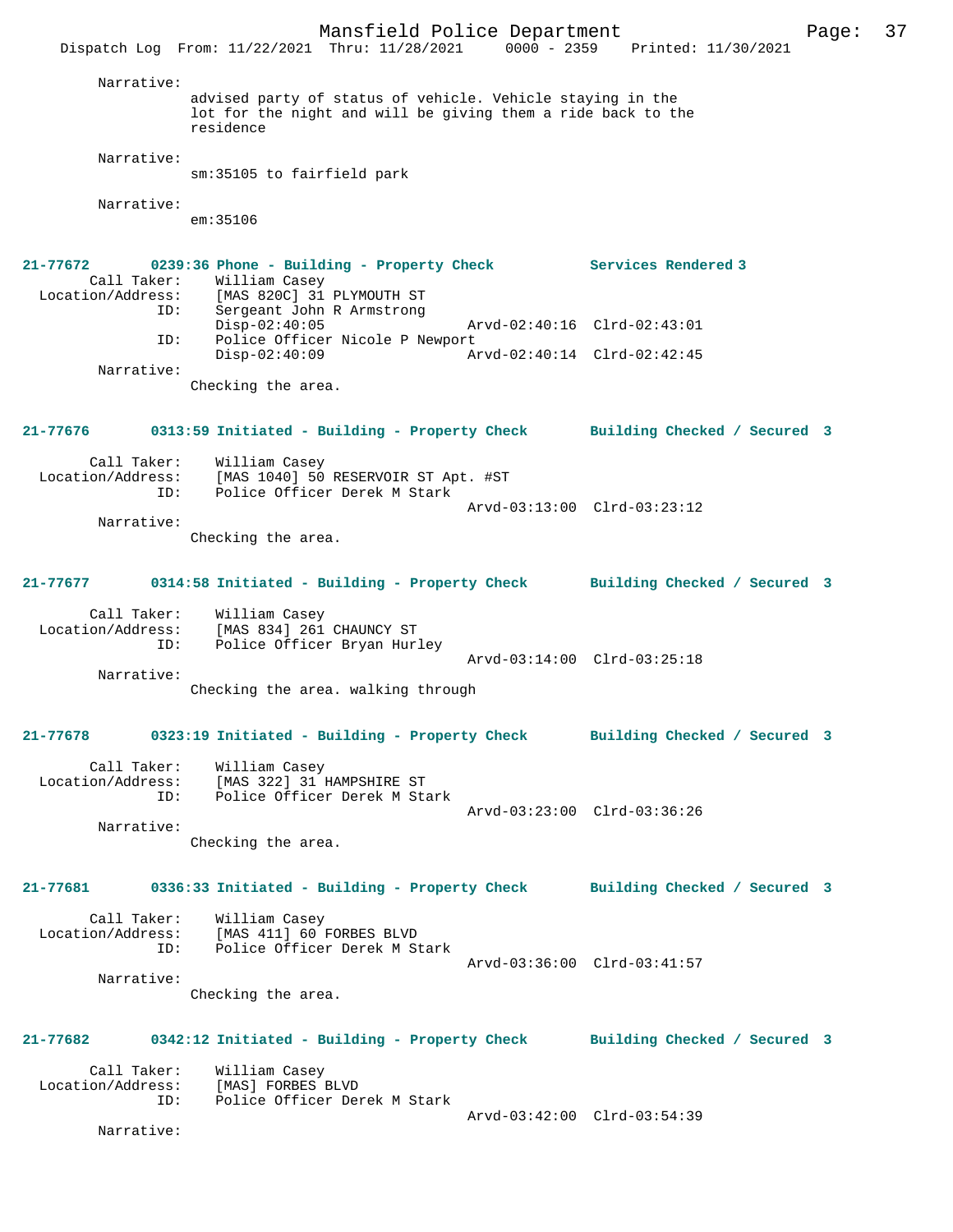Narrative:
advised party of status of vehicle. Vehicle staying in the lot for the night and will be giving them a ride back to the residence

Narrative:
sm:35105 to fairfield park

Narrative:
em:35106

**21-77672 0239:36 Phone - Building - Property Check Services Rendered 3**

Call Taker: William Casey
Location/Address: [MAS 820C] 31 PLYMOUTH ST
ID: Sergeant John R Armstrong
Disp-02:40:05 Arvd-02:40:16 Clrd-02:43:01
ID: Police Officer Nicole P Newport
Disp-02:40:09 Arvd-02:40:14 Clrd-02:42:45
Narrative:
Checking the area.

**21-77676 0313:59 Initiated - Building - Property Check Building Checked / Secured 3**

Call Taker: William Casey
Location/Address: [MAS 1040] 50 RESERVOIR ST Apt. #ST
ID: Police Officer Derek M Stark
Arvd-03:13:00 Clrd-03:23:12
Narrative:
Checking the area.

**21-77677 0314:58 Initiated - Building - Property Check Building Checked / Secured 3**

Call Taker: William Casey
Location/Address: [MAS 834] 261 CHAUNCY ST
ID: Police Officer Bryan Hurley
Arvd-03:14:00 Clrd-03:25:18
Narrative:
Checking the area. walking through

**21-77678 0323:19 Initiated - Building - Property Check Building Checked / Secured 3**

Call Taker: William Casey
Location/Address: [MAS 322] 31 HAMPSHIRE ST
ID: Police Officer Derek M Stark
Arvd-03:23:00 Clrd-03:36:26
Narrative:
Checking the area.

**21-77681 0336:33 Initiated - Building - Property Check Building Checked / Secured 3**

Call Taker: William Casey
Location/Address: [MAS 411] 60 FORBES BLVD
ID: Police Officer Derek M Stark
Arvd-03:36:00 Clrd-03:41:57
Narrative:
Checking the area.

**21-77682 0342:12 Initiated - Building - Property Check Building Checked / Secured 3**

Call Taker: William Casey
Location/Address: [MAS] FORBES BLVD
ID: Police Officer Derek M Stark
Arvd-03:42:00 Clrd-03:54:39
Narrative: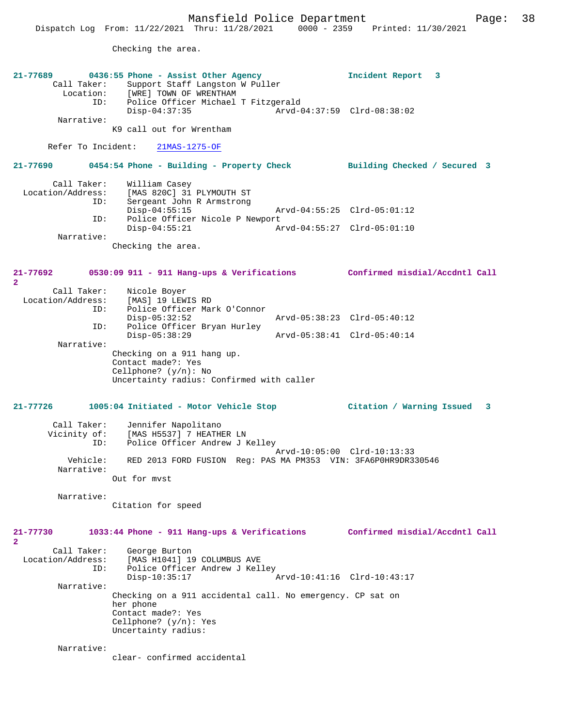Checking the area.

**21-77689 0436:55 Phone - Assist Other Agency** Incident Report 3

Call Taker: Support Staff Langston W Puller
Location: [WRE] TOWN OF WRENTHAM
ID: Police Officer Michael T Fitzgerald
Disp-04:37:35 Arvd-04:37:59 Clrd-08:38:02

Narrative:
K9 call out for Wrentham

Refer To Incident: 21MAS-1275-OF

**21-77690 0454:54 Phone - Building - Property Check** Building Checked / Secured 3

Call Taker: William Casey
Location/Address: [MAS 820C] 31 PLYMOUTH ST
ID: Sergeant John R Armstrong
Disp-04:55:15 Arvd-04:55:25 Clrd-05:01:12
ID: Police Officer Nicole P Newport
Disp-04:55:21 Arvd-04:55:27 Clrd-05:01:10

Narrative:
Checking the area.

**21-77692 0530:09 911 - 911 Hang-ups & Verifications** Confirmed misdial/Accdntl Call 2

Call Taker: Nicole Boyer
Location/Address: [MAS] 19 LEWIS RD
ID: Police Officer Mark O'Connor
Disp-05:32:52 Arvd-05:38:23 Clrd-05:40:12
ID: Police Officer Bryan Hurley
Disp-05:38:29 Arvd-05:38:41 Clrd-05:40:14

Narrative:
Checking on a 911 hang up.
Contact made?: Yes
Cellphone? (y/n): No
Uncertainty radius: Confirmed with caller

**21-77726 1005:04 Initiated - Motor Vehicle Stop** Citation / Warning Issued 3

Call Taker: Jennifer Napolitano
Vicinity of: [MAS H5537] 7 HEATHER LN
ID: Police Officer Andrew J Kelley
Arvd-10:05:00 Clrd-10:13:33
Vehicle: RED 2013 FORD FUSION Reg: PAS MA PM353 VIN: 3FA6P0HR9DR330546

Narrative:
Out for mvst

Narrative:
Citation for speed

**21-77730 1033:44 Phone - 911 Hang-ups & Verifications** Confirmed misdial/Accdntl Call 2

Call Taker: George Burton
Location/Address: [MAS H1041] 19 COLUMBUS AVE
ID: Police Officer Andrew J Kelley
Disp-10:35:17 Arvd-10:41:16 Clrd-10:43:17

Narrative:
Checking on a 911 accidental call. No emergency. CP sat on her phone
Contact made?: Yes
Cellphone? (y/n): Yes
Uncertainty radius:

Narrative:
clear- confirmed accidental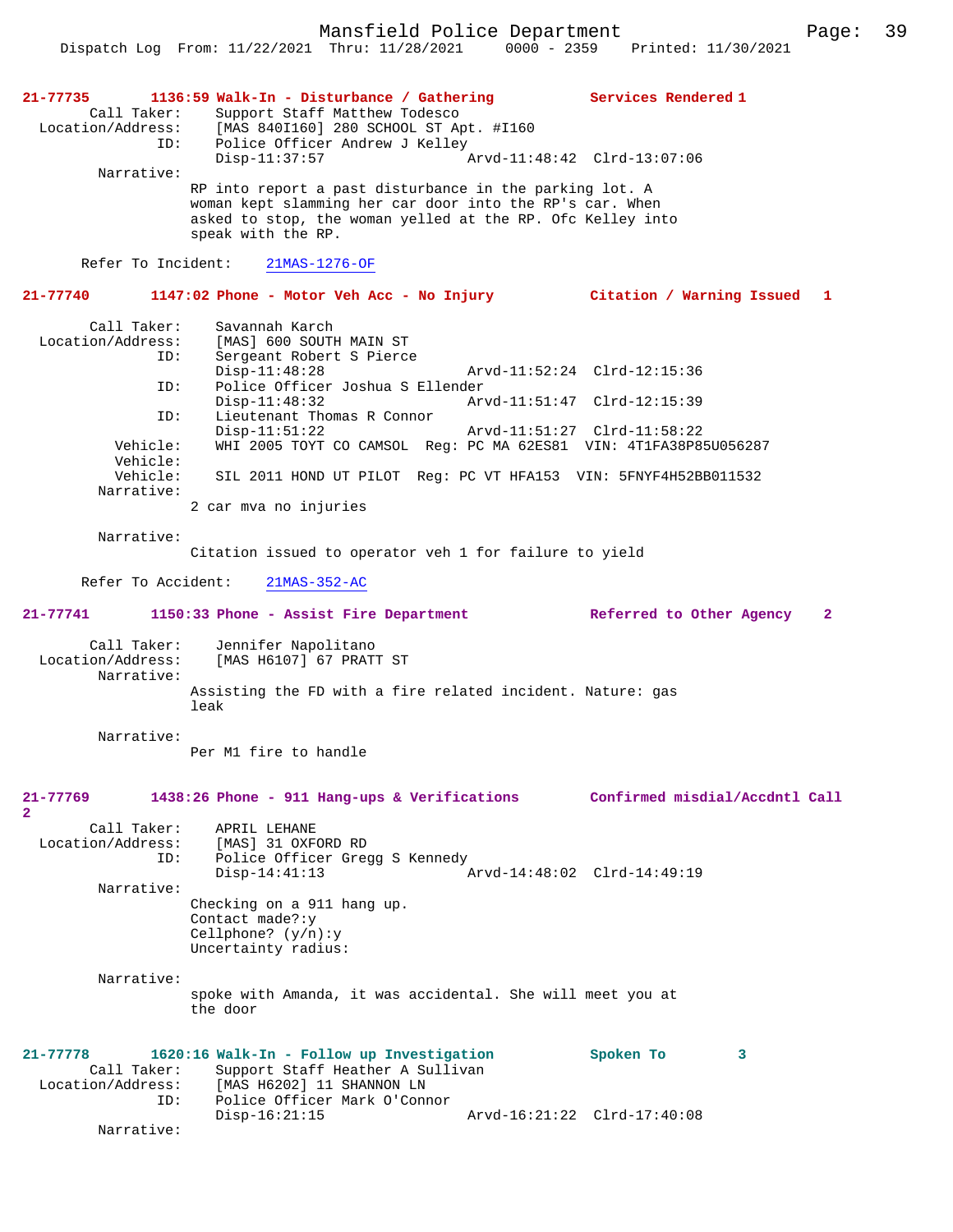**21-77735** **1136:59 Walk-In - Disturbance / Gathering** **Services Rendered 1**

Call Taker: Support Staff Matthew Todesco
Location/Address: [MAS 840I160] 280 SCHOOL ST Apt. #I160
ID: Police Officer Andrew J Kelley
Disp-11:37:57 Arvd-11:48:42 Clrd-13:07:06

Narrative:
RP into report a past disturbance in the parking lot. A woman kept slamming her car door into the RP's car. When asked to stop, the woman yelled at the RP. Ofc Kelley into speak with the RP.

Refer To Incident: 21MAS-1276-OF

**21-77740** **1147:02 Phone - Motor Veh Acc - No Injury** **Citation / Warning Issued 1**

Call Taker: Savannah Karch
Location/Address: [MAS] 600 SOUTH MAIN ST
ID: Sergeant Robert S Pierce
Disp-11:48:28 Arvd-11:52:24 Clrd-12:15:36
ID: Police Officer Joshua S Ellender
Disp-11:48:32 Arvd-11:51:47 Clrd-12:15:39
ID: Lieutenant Thomas R Connor
Disp-11:51:22 Arvd-11:51:27 Clrd-11:58:22
Vehicle: WHI 2005 TOYT CO CAMSOL Reg: PC MA 62ES81 VIN: 4T1FA38P85U056287
Vehicle:
Vehicle: SIL 2011 HOND UT PILOT Reg: PC VT HFA153 VIN: 5FNYF4H52BB011532

Narrative:
2 car mva no injuries

Narrative:
Citation issued to operator veh 1 for failure to yield

Refer To Accident: 21MAS-352-AC

**21-77741** **1150:33 Phone - Assist Fire Department** **Referred to Other Agency 2**

Call Taker: Jennifer Napolitano
Location/Address: [MAS H6107] 67 PRATT ST

Narrative:
Assisting the FD with a fire related incident. Nature: gas leak

Narrative:
Per M1 fire to handle

**21-77769** **1438:26 Phone - 911 Hang-ups & Verifications** **Confirmed misdial/Accdntl Call 2**

Call Taker: APRIL LEHANE
Location/Address: [MAS] 31 OXFORD RD
ID: Police Officer Gregg S Kennedy
Disp-14:41:13 Arvd-14:48:02 Clrd-14:49:19

Narrative:
Checking on a 911 hang up.
Contact made?:y
Cellphone? (y/n):y
Uncertainty radius:

Narrative:
spoke with Amanda, it was accidental. She will meet you at the door

**21-77778** **1620:16 Walk-In - Follow up Investigation** **Spoken To 3**

Call Taker: Support Staff Heather A Sullivan
Location/Address: [MAS H6202] 11 SHANNON LN
ID: Police Officer Mark O'Connor
Disp-16:21:15 Arvd-16:21:22 Clrd-17:40:08

Narrative: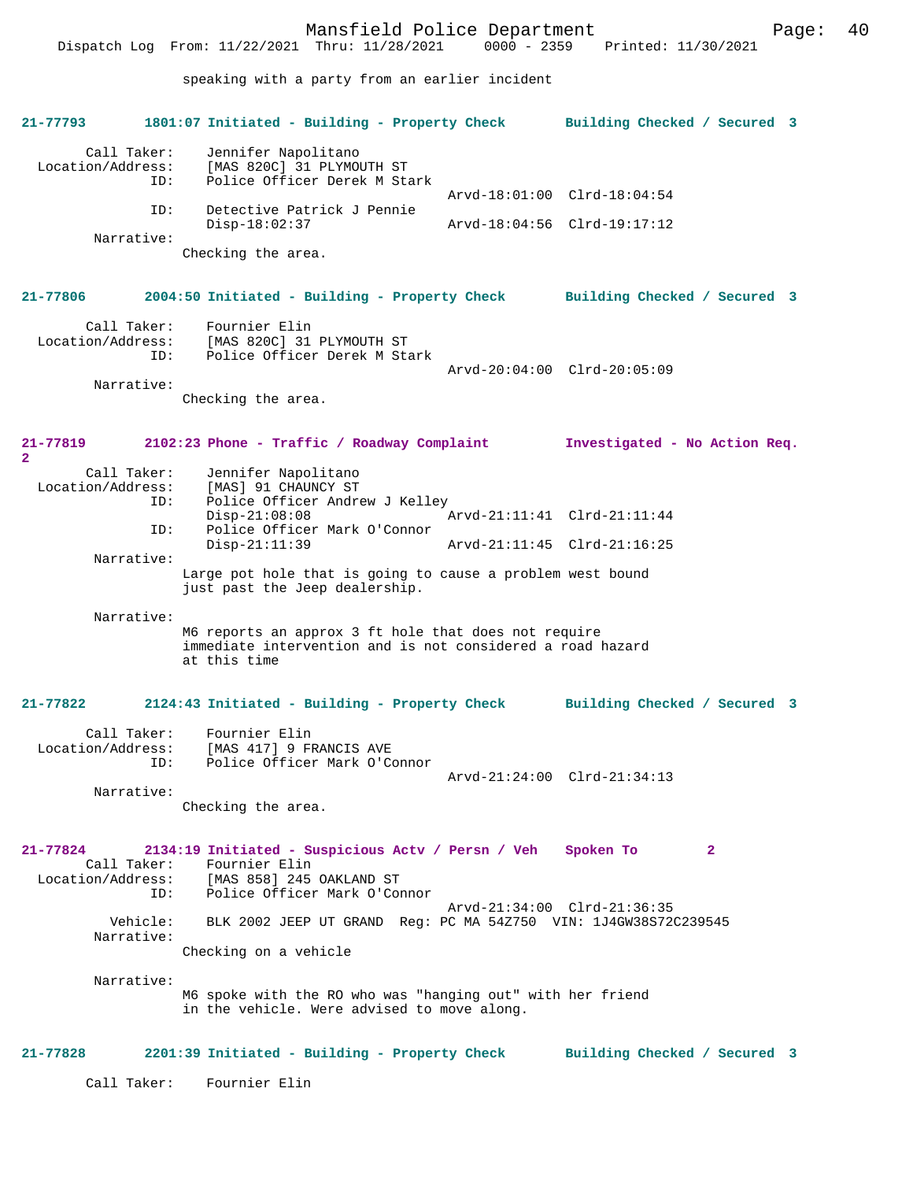speaking with a party from an earlier incident

**21-77793 1801:07 Initiated - Building - Property Check Building Checked / Secured 3**

Call Taker: Jennifer Napolitano
Location/Address: [MAS 820C] 31 PLYMOUTH ST
ID: Police Officer Derek M Stark
Arvd-18:01:00 Clrd-18:04:54
ID: Detective Patrick J Pennie
Disp-18:02:37 Arvd-18:04:56 Clrd-19:17:12
Narrative:
Checking the area.

**21-77806 2004:50 Initiated - Building - Property Check Building Checked / Secured 3**

Call Taker: Fournier Elin
Location/Address: [MAS 820C] 31 PLYMOUTH ST
ID: Police Officer Derek M Stark
Arvd-20:04:00 Clrd-20:05:09
Narrative:
Checking the area.

**21-77819 2102:23 Phone - Traffic / Roadway Complaint Investigated - No Action Req. 2**

Call Taker: Jennifer Napolitano
Location/Address: [MAS] 91 CHAUNCY ST
ID: Police Officer Andrew J Kelley
Disp-21:08:08 Arvd-21:11:41 Clrd-21:11:44
ID: Police Officer Mark O'Connor
Disp-21:11:39 Arvd-21:11:45 Clrd-21:16:25
Narrative:
Large pot hole that is going to cause a problem west bound just past the Jeep dealership.

Narrative:
M6 reports an approx 3 ft hole that does not require immediate intervention and is not considered a road hazard at this time

**21-77822 2124:43 Initiated - Building - Property Check Building Checked / Secured 3**

Call Taker: Fournier Elin
Location/Address: [MAS 417] 9 FRANCIS AVE
ID: Police Officer Mark O'Connor
Arvd-21:24:00 Clrd-21:34:13
Narrative:
Checking the area.

**21-77824 2134:19 Initiated - Suspicious Actv / Persn / Veh Spoken To 2**

Call Taker: Fournier Elin
Location/Address: [MAS 858] 245 OAKLAND ST
ID: Police Officer Mark O'Connor
Arvd-21:34:00 Clrd-21:36:35
Vehicle: BLK 2002 JEEP UT GRAND Reg: PC MA 54Z750 VIN: 1J4GW38S72C239545
Narrative:
Checking on a vehicle

Narrative:
M6 spoke with the RO who was "hanging out" with her friend in the vehicle. Were advised to move along.

**21-77828 2201:39 Initiated - Building - Property Check Building Checked / Secured 3**

Call Taker: Fournier Elin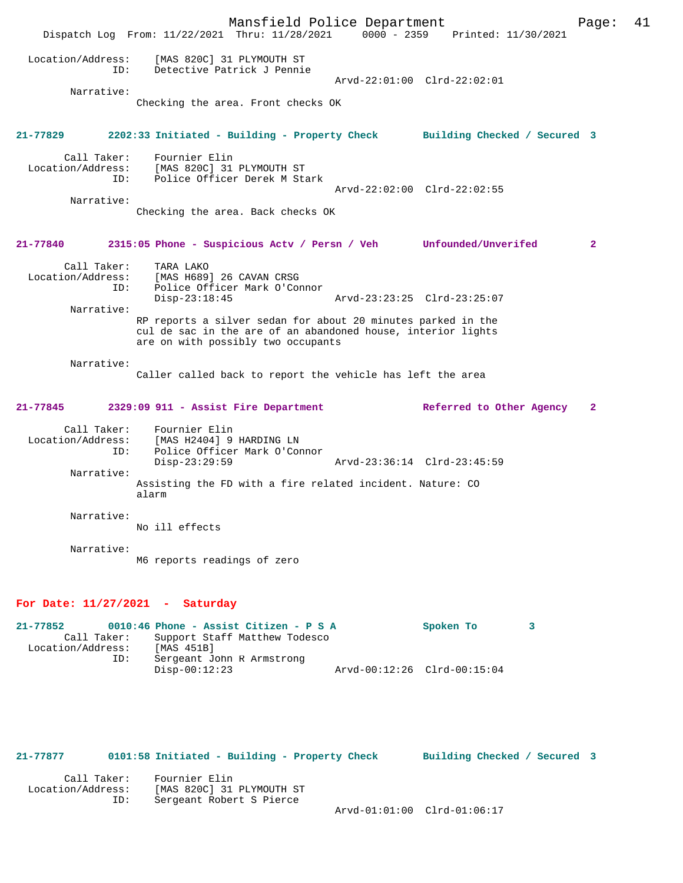Location/Address: [MAS 820C] 31 PLYMOUTH ST
ID: Detective Patrick J Pennie
Arvd-22:01:00 Clrd-22:02:01

Narrative:
Checking the area. Front checks OK

**21-77829 2202:33 Initiated - Building - Property Check Building Checked / Secured 3**

Call Taker: Fournier Elin
Location/Address: [MAS 820C] 31 PLYMOUTH ST
ID: Police Officer Derek M Stark
Arvd-22:02:00 Clrd-22:02:55

Narrative:
Checking the area. Back checks OK

**21-77840 2315:05 Phone - Suspicious Actv / Persn / Veh Unfounded/Unverifed 2**

Call Taker: TARA LAKO
Location/Address: [MAS H689] 26 CAVAN CRSG
ID: Police Officer Mark O'Connor
Disp-23:18:45 Arvd-23:23:25 Clrd-23:25:07

Narrative:
RP reports a silver sedan for about 20 minutes parked in the cul de sac in the are of an abandoned house, interior lights are on with possibly two occupants

Narrative:
Caller called back to report the vehicle has left the area

**21-77845 2329:09 911 - Assist Fire Department Referred to Other Agency 2**

Call Taker: Fournier Elin
Location/Address: [MAS H2404] 9 HARDING LN
ID: Police Officer Mark O'Connor
Disp-23:29:59 Arvd-23:36:14 Clrd-23:45:59

Narrative:
Assisting the FD with a fire related incident. Nature: CO alarm

Narrative:
No ill effects

Narrative:
M6 reports readings of zero

## For Date: 11/27/2021 - Saturday

**21-77852 0010:46 Phone - Assist Citizen - P S A Spoken To 3**

Call Taker: Support Staff Matthew Todesco
Location/Address: [MAS 451B]
ID: Sergeant John R Armstrong
Disp-00:12:23 Arvd-00:12:26 Clrd-00:15:04

**21-77877 0101:58 Initiated - Building - Property Check Building Checked / Secured 3**

Call Taker: Fournier Elin
Location/Address: [MAS 820C] 31 PLYMOUTH ST
ID: Sergeant Robert S Pierce
Arvd-01:01:00 Clrd-01:06:17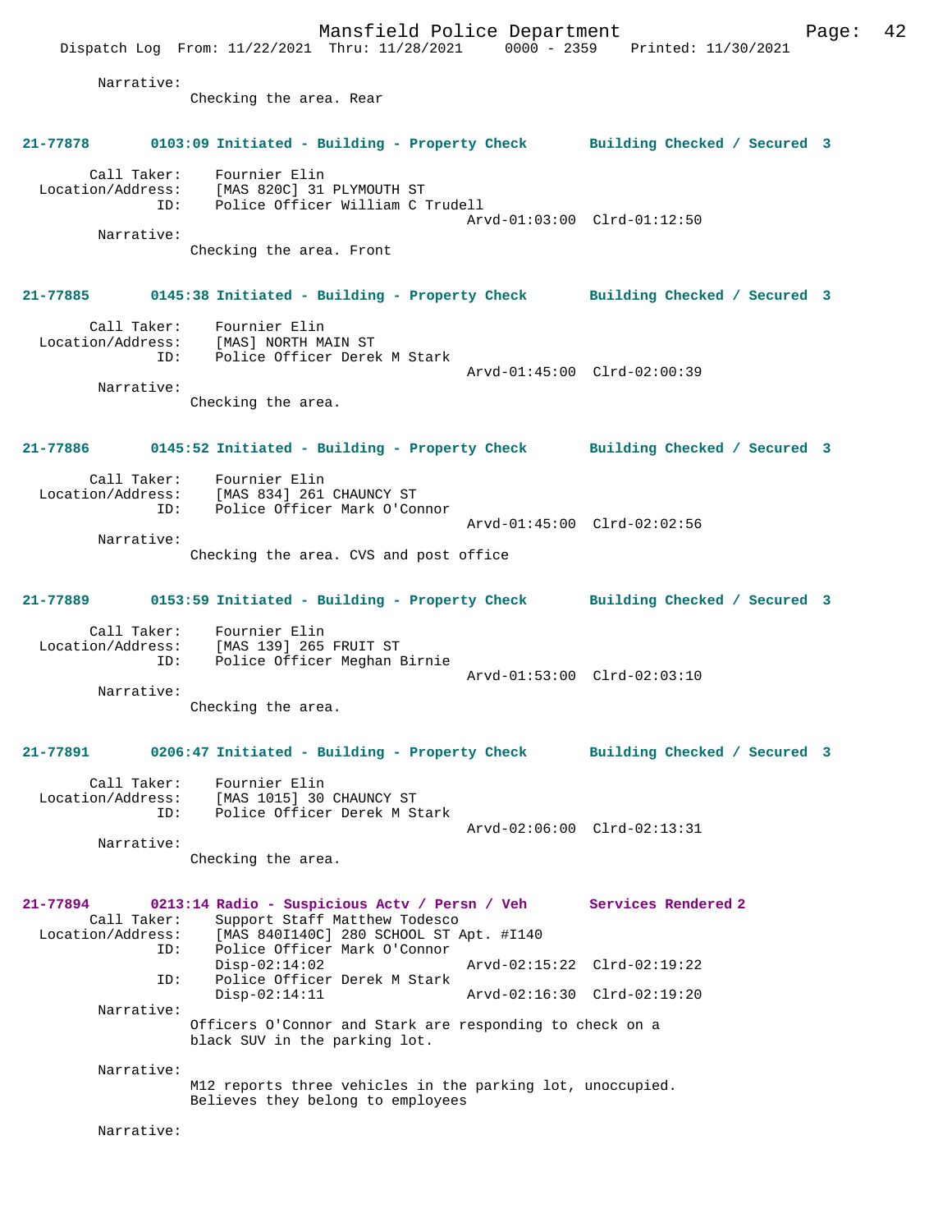Narrative:
Checking the area. Rear

**21-77878 0103:09 Initiated - Building - Property Check Building Checked / Secured 3**

Call Taker: Fournier Elin
Location/Address: [MAS 820C] 31 PLYMOUTH ST
ID: Police Officer William C Trudell
Arvd-01:03:00 Clrd-01:12:50
Narrative:
Checking the area. Front

**21-77885 0145:38 Initiated - Building - Property Check Building Checked / Secured 3**

Call Taker: Fournier Elin
Location/Address: [MAS] NORTH MAIN ST
ID: Police Officer Derek M Stark
Arvd-01:45:00 Clrd-02:00:39
Narrative:
Checking the area.

**21-77886 0145:52 Initiated - Building - Property Check Building Checked / Secured 3**

Call Taker: Fournier Elin
Location/Address: [MAS 834] 261 CHAUNCY ST
ID: Police Officer Mark O'Connor
Arvd-01:45:00 Clrd-02:02:56
Narrative:
Checking the area. CVS and post office

**21-77889 0153:59 Initiated - Building - Property Check Building Checked / Secured 3**

Call Taker: Fournier Elin
Location/Address: [MAS 139] 265 FRUIT ST
ID: Police Officer Meghan Birnie
Arvd-01:53:00 Clrd-02:03:10
Narrative:
Checking the area.

**21-77891 0206:47 Initiated - Building - Property Check Building Checked / Secured 3**

Call Taker: Fournier Elin
Location/Address: [MAS 1015] 30 CHAUNCY ST
ID: Police Officer Derek M Stark
Arvd-02:06:00 Clrd-02:13:31
Narrative:
Checking the area.

**21-77894 0213:14 Radio - Suspicious Actv / Persn / Veh Services Rendered 2**

Call Taker: Support Staff Matthew Todesco
Location/Address: [MAS 840I140C] 280 SCHOOL ST Apt. #I140
ID: Police Officer Mark O'Connor
Disp-02:14:02 Arvd-02:15:22 Clrd-02:19:22
ID: Police Officer Derek M Stark
Disp-02:14:11 Arvd-02:16:30 Clrd-02:19:20
Narrative:
Officers O'Connor and Stark are responding to check on a black SUV in the parking lot.

Narrative:
M12 reports three vehicles in the parking lot, unoccupied. Believes they belong to employees

Narrative: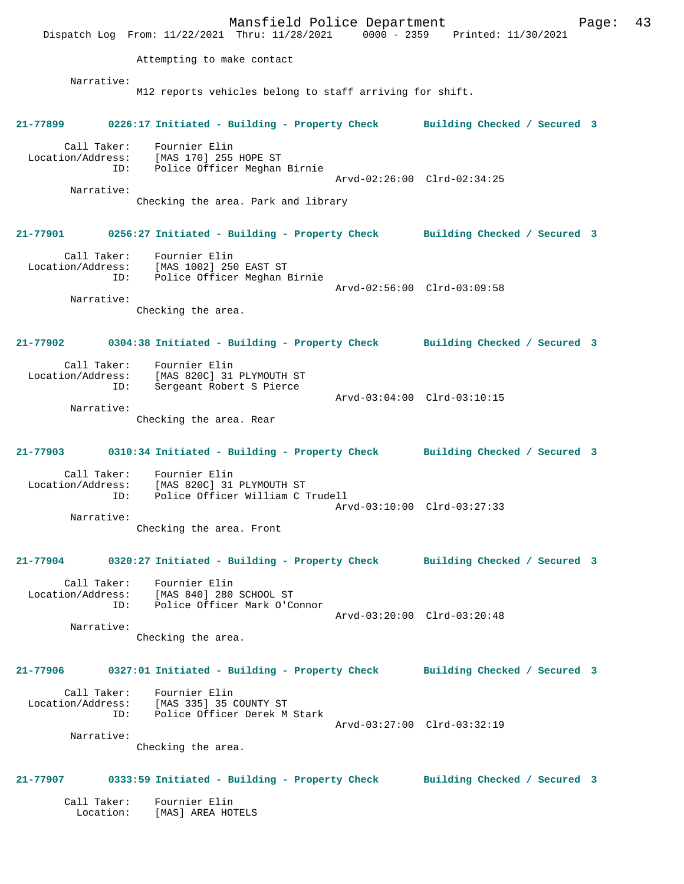Attempting to make contact

Narrative:
M12 reports vehicles belong to staff arriving for shift.

**21-77899 0226:17 Initiated - Building - Property Check Building Checked / Secured 3**

Call Taker: Fournier Elin
Location/Address: [MAS 170] 255 HOPE ST
ID: Police Officer Meghan Birnie
Arvd-02:26:00 Clrd-02:34:25
Narrative:
Checking the area. Park and library

**21-77901 0256:27 Initiated - Building - Property Check Building Checked / Secured 3**

Call Taker: Fournier Elin
Location/Address: [MAS 1002] 250 EAST ST
ID: Police Officer Meghan Birnie
Arvd-02:56:00 Clrd-03:09:58
Narrative:
Checking the area.

**21-77902 0304:38 Initiated - Building - Property Check Building Checked / Secured 3**

Call Taker: Fournier Elin
Location/Address: [MAS 820C] 31 PLYMOUTH ST
ID: Sergeant Robert S Pierce
Arvd-03:04:00 Clrd-03:10:15
Narrative:
Checking the area. Rear

**21-77903 0310:34 Initiated - Building - Property Check Building Checked / Secured 3**

Call Taker: Fournier Elin
Location/Address: [MAS 820C] 31 PLYMOUTH ST
ID: Police Officer William C Trudell
Arvd-03:10:00 Clrd-03:27:33
Narrative:
Checking the area. Front

**21-77904 0320:27 Initiated - Building - Property Check Building Checked / Secured 3**

Call Taker: Fournier Elin
Location/Address: [MAS 840] 280 SCHOOL ST
ID: Police Officer Mark O'Connor
Arvd-03:20:00 Clrd-03:20:48
Narrative:
Checking the area.

**21-77906 0327:01 Initiated - Building - Property Check Building Checked / Secured 3**

Call Taker: Fournier Elin
Location/Address: [MAS 335] 35 COUNTY ST
ID: Police Officer Derek M Stark
Arvd-03:27:00 Clrd-03:32:19
Narrative:
Checking the area.

**21-77907 0333:59 Initiated - Building - Property Check Building Checked / Secured 3**

Call Taker: Fournier Elin
Location: [MAS] AREA HOTELS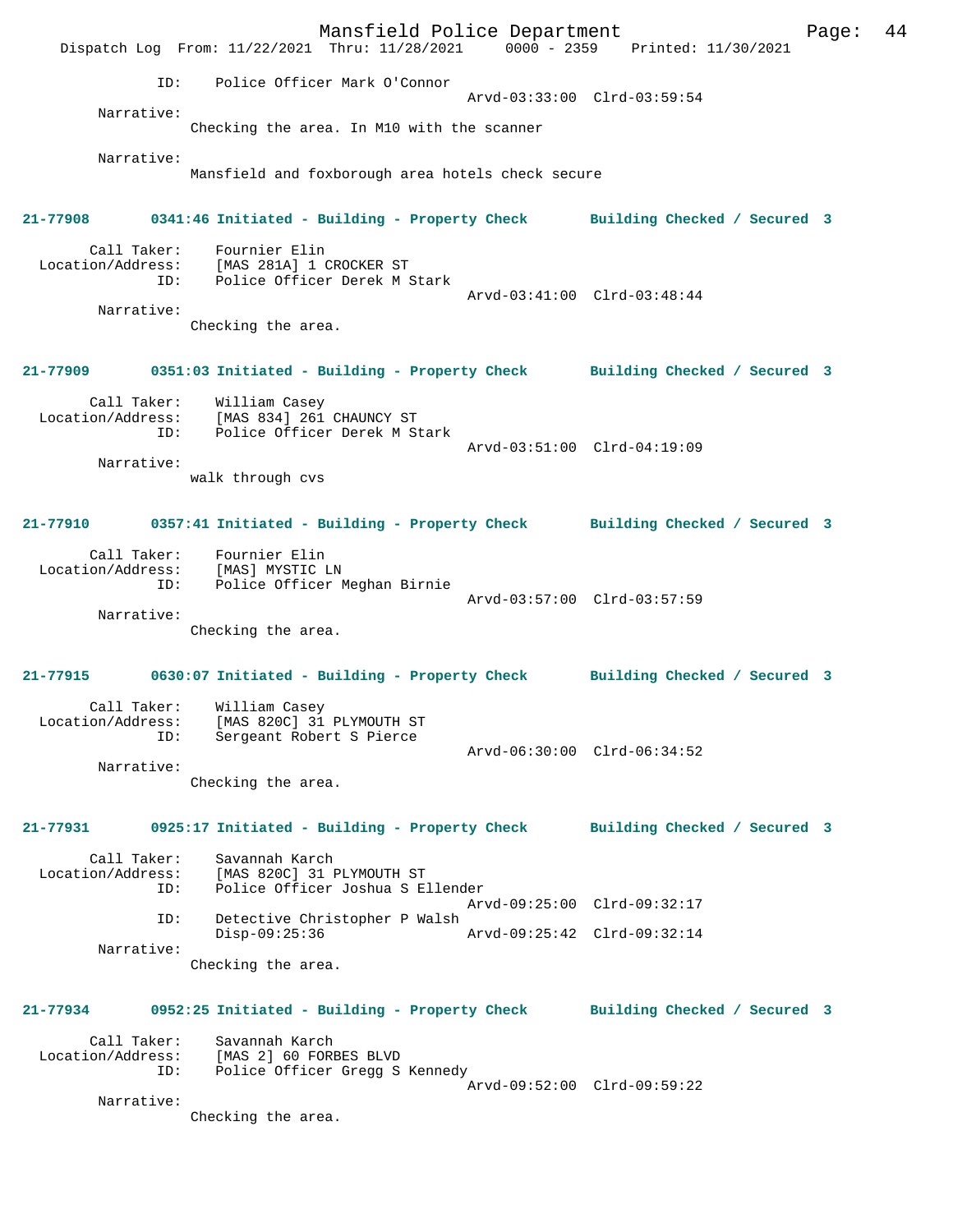```
            ID:    Police Officer Mark O'Connor
                                                  Arvd-03:33:00  Clrd-03:59:54
       Narrative:
                 Checking the area. In M10 with the scanner

       Narrative:
                 Mansfield and foxborough area hotels check secure
```

**21-77908 0341:46 Initiated - Building - Property Check Building Checked / Secured 3**

```
       Call Taker:    Fournier Elin
  Location/Address:   [MAS 281A] 1 CROCKER ST
               ID:    Police Officer Derek M Stark
                                                  Arvd-03:41:00  Clrd-03:48:44
       Narrative:
                 Checking the area.
```

**21-77909 0351:03 Initiated - Building - Property Check Building Checked / Secured 3**

```
       Call Taker:    William Casey
  Location/Address:   [MAS 834] 261 CHAUNCY ST
               ID:    Police Officer Derek M Stark
                                                  Arvd-03:51:00  Clrd-04:19:09
       Narrative:
                 walk through cvs
```

**21-77910 0357:41 Initiated - Building - Property Check Building Checked / Secured 3**

```
       Call Taker:    Fournier Elin
  Location/Address:   [MAS] MYSTIC LN
               ID:    Police Officer Meghan Birnie
                                                  Arvd-03:57:00  Clrd-03:57:59
       Narrative:
                 Checking the area.
```

**21-77915 0630:07 Initiated - Building - Property Check Building Checked / Secured 3**

```
       Call Taker:    William Casey
  Location/Address:   [MAS 820C] 31 PLYMOUTH ST
               ID:    Sergeant Robert S Pierce
                                                  Arvd-06:30:00  Clrd-06:34:52
       Narrative:
                 Checking the area.
```

**21-77931 0925:17 Initiated - Building - Property Check Building Checked / Secured 3**

```
       Call Taker:    Savannah Karch
  Location/Address:   [MAS 820C] 31 PLYMOUTH ST
               ID:    Police Officer Joshua S Ellender
                                                  Arvd-09:25:00  Clrd-09:32:17
               ID:    Detective Christopher P Walsh
                      Disp-09:25:36               Arvd-09:25:42  Clrd-09:32:14
       Narrative:
                 Checking the area.
```

**21-77934 0952:25 Initiated - Building - Property Check Building Checked / Secured 3**

```
       Call Taker:    Savannah Karch
  Location/Address:   [MAS 2] 60 FORBES BLVD
               ID:    Police Officer Gregg S Kennedy
                                                  Arvd-09:52:00  Clrd-09:59:22
       Narrative:
                 Checking the area.
```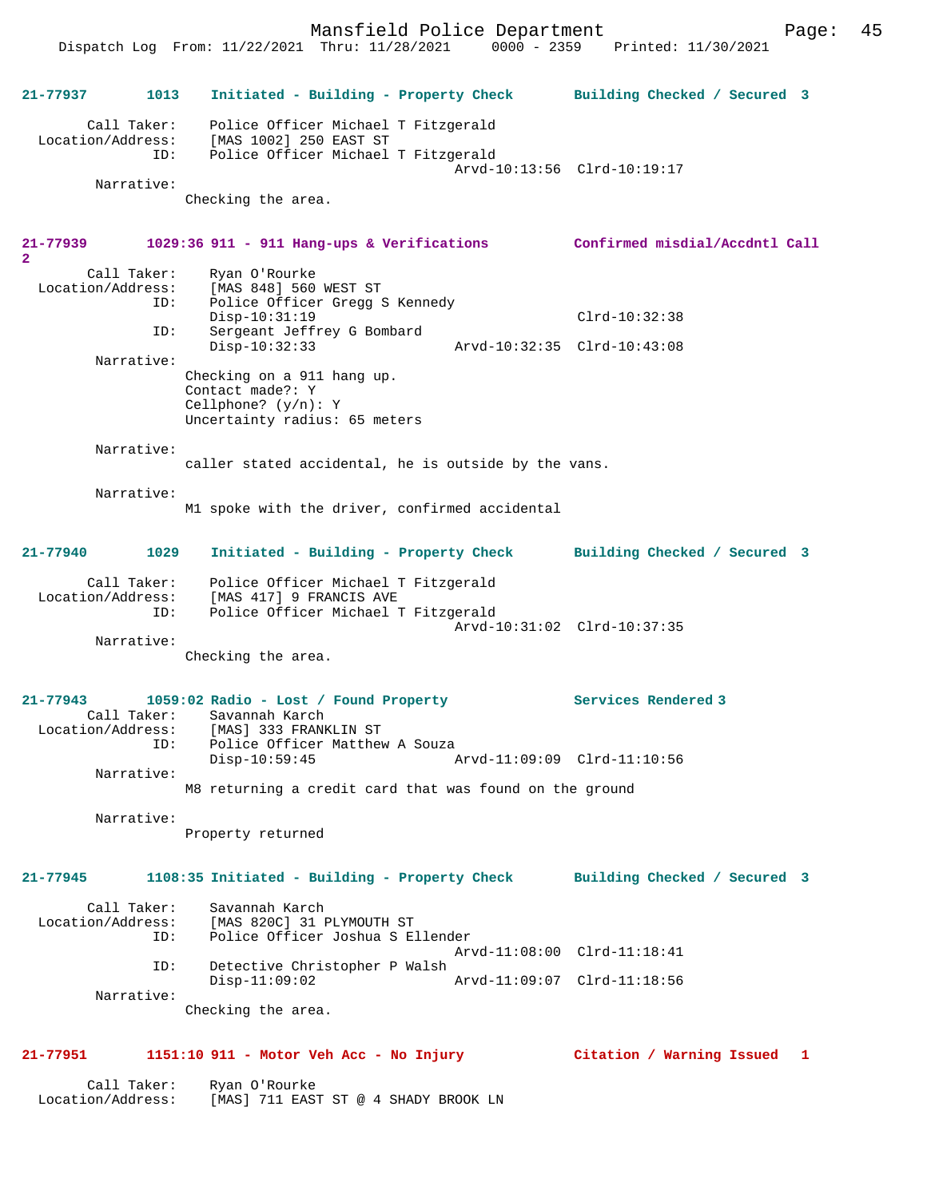**21-77937 1013 Initiated - Building - Property Check Building Checked / Secured 3**

```
        Call Taker:    Police Officer Michael T Fitzgerald
  Location/Address:    [MAS 1002] 250 EAST ST
               ID:    Police Officer Michael T Fitzgerald
                                             Arvd-10:13:56  Clrd-10:19:17
        Narrative:
                 Checking the area.
```

**21-77939 1029:36 911 - 911 Hang-ups & Verifications Confirmed misdial/Accdntl Call 2**

```
        Call Taker:    Ryan O'Rourke
  Location/Address:    [MAS 848] 560 WEST ST
               ID:    Police Officer Gregg S Kennedy
                      Disp-10:31:19                             Clrd-10:32:38
               ID:    Sergeant Jeffrey G Bombard
                      Disp-10:32:33              Arvd-10:32:35  Clrd-10:43:08
        Narrative:
                 Checking on a 911 hang up.
                 Contact made?: Y
                 Cellphone? (y/n): Y
                 Uncertainty radius: 65 meters

        Narrative:
                 caller stated accidental, he is outside by the vans.

        Narrative:
                 M1 spoke with the driver, confirmed accidental
```

**21-77940 1029 Initiated - Building - Property Check Building Checked / Secured 3**

```
        Call Taker:    Police Officer Michael T Fitzgerald
  Location/Address:    [MAS 417] 9 FRANCIS AVE
               ID:    Police Officer Michael T Fitzgerald
                                             Arvd-10:31:02  Clrd-10:37:35
        Narrative:
                 Checking the area.
```

**21-77943 1059:02 Radio - Lost / Found Property Services Rendered 3**

```
        Call Taker:    Savannah Karch
  Location/Address:    [MAS] 333 FRANKLIN ST
               ID:    Police Officer Matthew A Souza
                      Disp-10:59:45              Arvd-11:09:09  Clrd-11:10:56
        Narrative:
                 M8 returning a credit card that was found on the ground

        Narrative:
                 Property returned
```

**21-77945 1108:35 Initiated - Building - Property Check Building Checked / Secured 3**

```
        Call Taker:    Savannah Karch
  Location/Address:    [MAS 820C] 31 PLYMOUTH ST
               ID:    Police Officer Joshua S Ellender
                                             Arvd-11:08:00  Clrd-11:18:41
               ID:    Detective Christopher P Walsh
                      Disp-11:09:02              Arvd-11:09:07  Clrd-11:18:56
        Narrative:
                 Checking the area.
```

**21-77951 1151:10 911 - Motor Veh Acc - No Injury Citation / Warning Issued 1**

```
        Call Taker:    Ryan O'Rourke
  Location/Address:    [MAS] 711 EAST ST @ 4 SHADY BROOK LN
```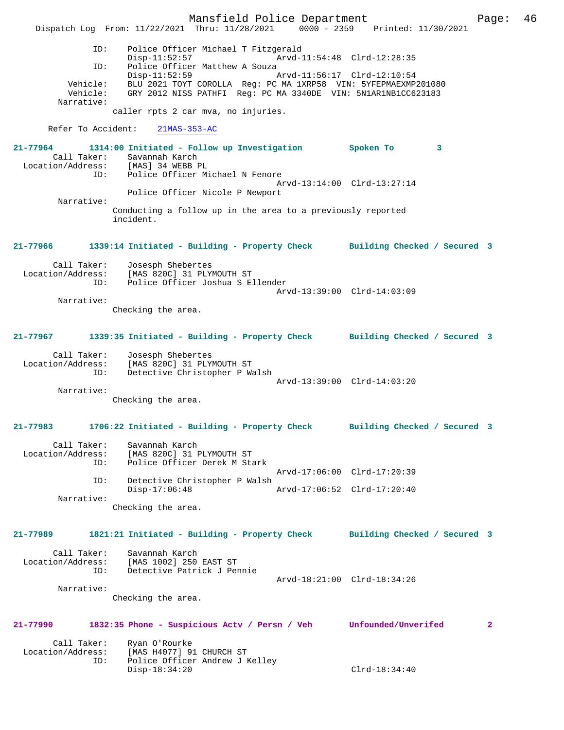```
            ID:     Police Officer Michael T Fitzgerald
                    Disp-11:52:57                Arvd-11:54:48  Clrd-12:28:35
            ID:     Police Officer Matthew A Souza
                    Disp-11:52:59                Arvd-11:56:17  Clrd-12:10:54
       Vehicle:     BLU 2021 TOYT COROLLA  Reg: PC MA 1XRP58  VIN: 5YFEPMAEXMP201080
       Vehicle:     GRY 2012 NISS PATHFI  Reg: PC MA 3340DE  VIN: 5N1AR1NB1CC623183
     Narrative:
                  caller rpts 2 car mva, no injuries.

     Refer To Accident:    21MAS-353-AC

21-77964       1314:00 Initiated - Follow up Investigation        Spoken To        3
        Call Taker:     Savannah Karch
  Location/Address:     [MAS] 34 WEBB PL
                ID:     Police Officer Michael N Fenore
                                                 Arvd-13:14:00  Clrd-13:27:14
                        Police Officer Nicole P Newport
         Narrative:
                  Conducting a follow up in the area to a previously reported
                  incident.

21-77966       1339:14 Initiated - Building - Property Check      Building Checked / Secured  3

        Call Taker:     Josesph Shebertes
  Location/Address:     [MAS 820C] 31 PLYMOUTH ST
                ID:     Police Officer Joshua S Ellender
                                                 Arvd-13:39:00  Clrd-14:03:09
         Narrative:
                  Checking the area.

21-77967       1339:35 Initiated - Building - Property Check      Building Checked / Secured  3

        Call Taker:     Josesph Shebertes
  Location/Address:     [MAS 820C] 31 PLYMOUTH ST
                ID:     Detective Christopher P Walsh
                                                 Arvd-13:39:00  Clrd-14:03:20
         Narrative:
                  Checking the area.

21-77983       1706:22 Initiated - Building - Property Check      Building Checked / Secured  3

        Call Taker:     Savannah Karch
  Location/Address:     [MAS 820C] 31 PLYMOUTH ST
                ID:     Police Officer Derek M Stark
                                                 Arvd-17:06:00  Clrd-17:20:39
                ID:     Detective Christopher P Walsh
                        Disp-17:06:48            Arvd-17:06:52  Clrd-17:20:40
         Narrative:
                  Checking the area.

21-77989       1821:21 Initiated - Building - Property Check      Building Checked / Secured  3

        Call Taker:     Savannah Karch
  Location/Address:     [MAS 1002] 250 EAST ST
                ID:     Detective Patrick J Pennie
                                                 Arvd-18:21:00  Clrd-18:34:26
         Narrative:
                  Checking the area.

21-77990       1832:35 Phone - Suspicious Actv / Persn / Veh      Unfounded/Unverifed        2

        Call Taker:     Ryan O'Rourke
  Location/Address:     [MAS H4077] 91 CHURCH ST
                ID:     Police Officer Andrew J Kelley
                        Disp-18:34:20                           Clrd-18:34:40
```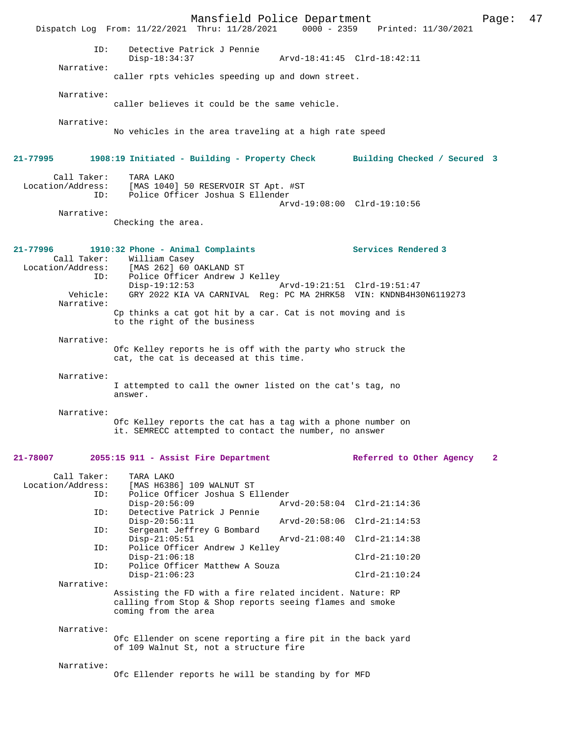ID: Detective Patrick J Pennie
Disp-18:34:37 Arvd-18:41:45 Clrd-18:42:11

Narrative:
caller rpts vehicles speeding up and down street.

Narrative:
caller believes it could be the same vehicle.

Narrative:
No vehicles in the area traveling at a high rate speed

**21-77995 1908:19 Initiated - Building - Property Check Building Checked / Secured 3**

Call Taker: TARA LAKO
Location/Address: [MAS 1040] 50 RESERVOIR ST Apt. #ST
ID: Police Officer Joshua S Ellender
Arvd-19:08:00 Clrd-19:10:56

Narrative:
Checking the area.

**21-77996 1910:32 Phone - Animal Complaints Services Rendered 3**

Call Taker: William Casey
Location/Address: [MAS 262] 60 OAKLAND ST
ID: Police Officer Andrew J Kelley
Disp-19:12:53 Arvd-19:21:51 Clrd-19:51:47
Vehicle: GRY 2022 KIA VA CARNIVAL Reg: PC MA 2HRK58 VIN: KNDNB4H30N6119273

Narrative:
Cp thinks a cat got hit by a car. Cat is not moving and is to the right of the business

Narrative:
Ofc Kelley reports he is off with the party who struck the cat, the cat is deceased at this time.

Narrative:
I attempted to call the owner listed on the cat's tag, no answer.

Narrative:
Ofc Kelley reports the cat has a tag with a phone number on it. SEMRECC attempted to contact the number, no answer

**21-78007 2055:15 911 - Assist Fire Department Referred to Other Agency 2**

Call Taker: TARA LAKO
Location/Address: [MAS H6386] 109 WALNUT ST
ID: Police Officer Joshua S Ellender
Disp-20:56:09 Arvd-20:58:04 Clrd-21:14:36
ID: Detective Patrick J Pennie
Disp-20:56:11 Arvd-20:58:06 Clrd-21:14:53
ID: Sergeant Jeffrey G Bombard
Disp-21:05:51 Arvd-21:08:40 Clrd-21:14:38
ID: Police Officer Andrew J Kelley
Disp-21:06:18 Clrd-21:10:20
ID: Police Officer Matthew A Souza
Disp-21:06:23 Clrd-21:10:24

Narrative:
Assisting the FD with a fire related incident. Nature: RP calling from Stop & Shop reports seeing flames and smoke coming from the area

Narrative:
Ofc Ellender on scene reporting a fire pit in the back yard of 109 Walnut St, not a structure fire

Narrative:
Ofc Ellender reports he will be standing by for MFD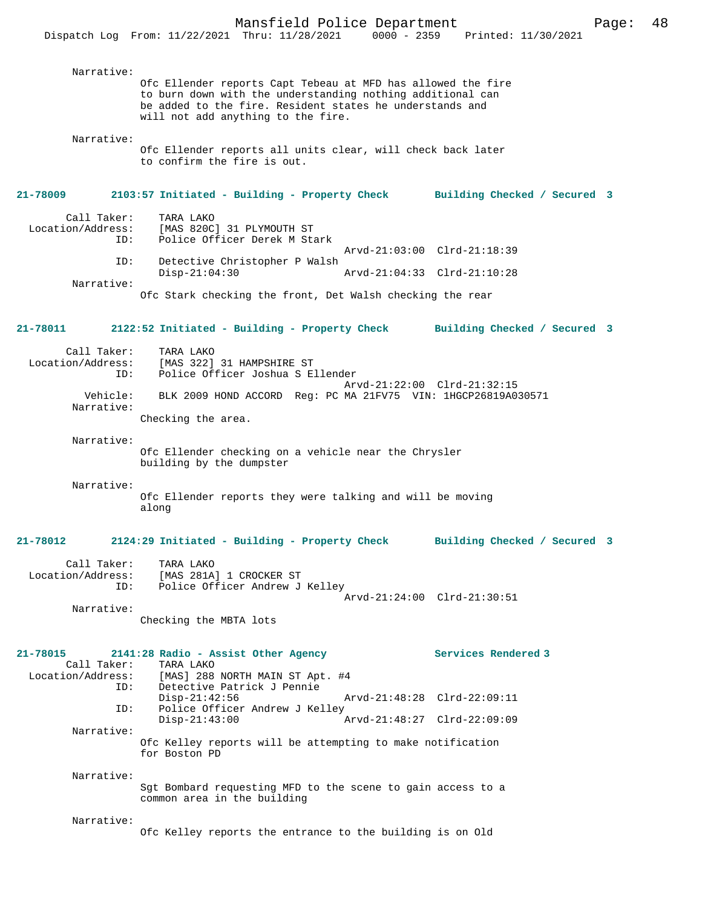Narrative:
Ofc Ellender reports Capt Tebeau at MFD has allowed the fire to burn down with the understanding nothing additional can be added to the fire. Resident states he understands and will not add anything to the fire.

Narrative:
Ofc Ellender reports all units clear, will check back later to confirm the fire is out.

**21-78009 2103:57 Initiated - Building - Property Check Building Checked / Secured 3**

Call Taker: TARA LAKO
Location/Address: [MAS 820C] 31 PLYMOUTH ST
ID: Police Officer Derek M Stark
Arvd-21:03:00 Clrd-21:18:39
ID: Detective Christopher P Walsh
Disp-21:04:30 Arvd-21:04:33 Clrd-21:10:28
Narrative:
Ofc Stark checking the front, Det Walsh checking the rear

**21-78011 2122:52 Initiated - Building - Property Check Building Checked / Secured 3**

Call Taker: TARA LAKO
Location/Address: [MAS 322] 31 HAMPSHIRE ST
ID: Police Officer Joshua S Ellender
Arvd-21:22:00 Clrd-21:32:15
Vehicle: BLK 2009 HOND ACCORD Reg: PC MA 21FV75 VIN: 1HGCP26819A030571
Narrative:
Checking the area.

Narrative:
Ofc Ellender checking on a vehicle near the Chrysler building by the dumpster

Narrative:
Ofc Ellender reports they were talking and will be moving along

**21-78012 2124:29 Initiated - Building - Property Check Building Checked / Secured 3**

Call Taker: TARA LAKO
Location/Address: [MAS 281A] 1 CROCKER ST
ID: Police Officer Andrew J Kelley
Arvd-21:24:00 Clrd-21:30:51
Narrative:
Checking the MBTA lots

**21-78015 2141:28 Radio - Assist Other Agency Services Rendered 3**

Call Taker: TARA LAKO
Location/Address: [MAS] 288 NORTH MAIN ST Apt. #4
ID: Detective Patrick J Pennie
Disp-21:42:56 Arvd-21:48:28 Clrd-22:09:11
ID: Police Officer Andrew J Kelley
Disp-21:43:00 Arvd-21:48:27 Clrd-22:09:09
Narrative:
Ofc Kelley reports will be attempting to make notification for Boston PD

Narrative:
Sgt Bombard requesting MFD to the scene to gain access to a common area in the building

Narrative:
Ofc Kelley reports the entrance to the building is on Old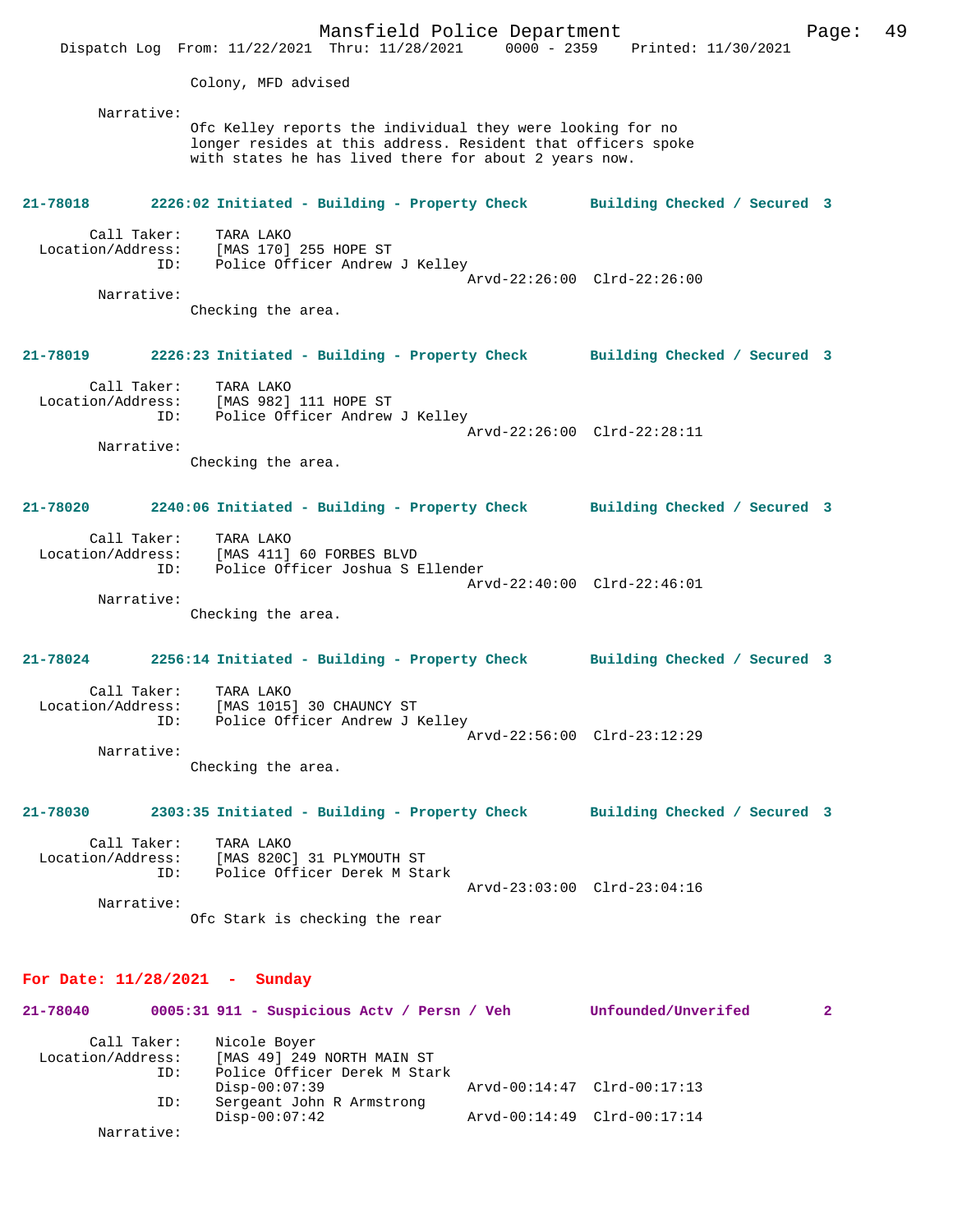Colony, MFD advised

Narrative:
Ofc Kelley reports the individual they were looking for no longer resides at this address. Resident that officers spoke with states he has lived there for about 2 years now.

**21-78018 2226:02 Initiated - Building - Property Check Building Checked / Secured 3**

Call Taker: TARA LAKO
Location/Address: [MAS 170] 255 HOPE ST
ID: Police Officer Andrew J Kelley
Arvd-22:26:00 Clrd-22:26:00
Narrative:
Checking the area.

**21-78019 2226:23 Initiated - Building - Property Check Building Checked / Secured 3**

Call Taker: TARA LAKO
Location/Address: [MAS 982] 111 HOPE ST
ID: Police Officer Andrew J Kelley
Arvd-22:26:00 Clrd-22:28:11
Narrative:
Checking the area.

**21-78020 2240:06 Initiated - Building - Property Check Building Checked / Secured 3**

Call Taker: TARA LAKO
Location/Address: [MAS 411] 60 FORBES BLVD
ID: Police Officer Joshua S Ellender
Arvd-22:40:00 Clrd-22:46:01
Narrative:
Checking the area.

**21-78024 2256:14 Initiated - Building - Property Check Building Checked / Secured 3**

Call Taker: TARA LAKO
Location/Address: [MAS 1015] 30 CHAUNCY ST
ID: Police Officer Andrew J Kelley
Arvd-22:56:00 Clrd-23:12:29
Narrative:
Checking the area.

**21-78030 2303:35 Initiated - Building - Property Check Building Checked / Secured 3**

Call Taker: TARA LAKO
Location/Address: [MAS 820C] 31 PLYMOUTH ST
ID: Police Officer Derek M Stark
Arvd-23:03:00 Clrd-23:04:16
Narrative:
Ofc Stark is checking the rear

**For Date: 11/28/2021 - Sunday**

**21-78040 0005:31 911 - Suspicious Actv / Persn / Veh Unfounded/Unverifed 2**

Call Taker: Nicole Boyer
Location/Address: [MAS 49] 249 NORTH MAIN ST
ID: Police Officer Derek M Stark
Disp-00:07:39 Arvd-00:14:47 Clrd-00:17:13
ID: Sergeant John R Armstrong
Disp-00:07:42 Arvd-00:14:49 Clrd-00:17:14
Narrative: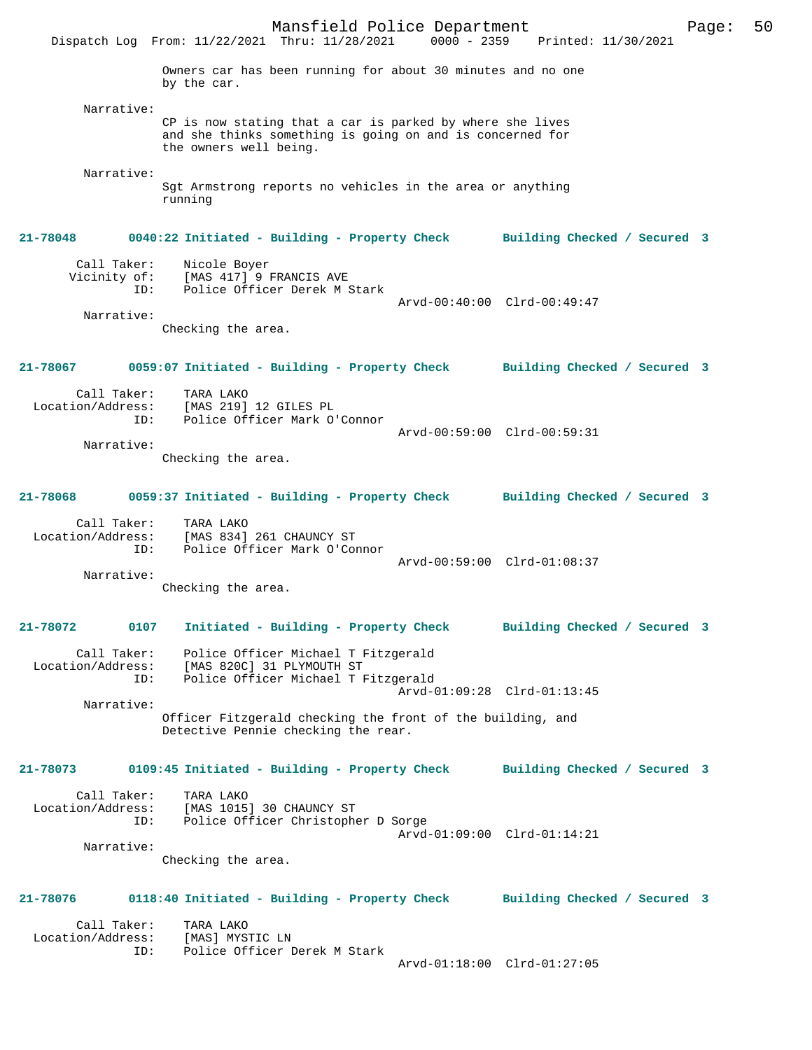Owners car has been running for about 30 minutes and no one by the car.

Narrative:
CP is now stating that a car is parked by where she lives and she thinks something is going on and is concerned for the owners well being.

Narrative:
Sgt Armstrong reports no vehicles in the area or anything running

**21-78048 0040:22 Initiated - Building - Property Check Building Checked / Secured 3**

Call Taker: Nicole Boyer
Vicinity of: [MAS 417] 9 FRANCIS AVE
ID: Police Officer Derek M Stark
Arvd-00:40:00 Clrd-00:49:47

Narrative:
Checking the area.

**21-78067 0059:07 Initiated - Building - Property Check Building Checked / Secured 3**

Call Taker: TARA LAKO
Location/Address: [MAS 219] 12 GILES PL
ID: Police Officer Mark O'Connor
Arvd-00:59:00 Clrd-00:59:31

Narrative:
Checking the area.

**21-78068 0059:37 Initiated - Building - Property Check Building Checked / Secured 3**

Call Taker: TARA LAKO
Location/Address: [MAS 834] 261 CHAUNCY ST
ID: Police Officer Mark O'Connor
Arvd-00:59:00 Clrd-01:08:37

Narrative:
Checking the area.

**21-78072 0107 Initiated - Building - Property Check Building Checked / Secured 3**

Call Taker: Police Officer Michael T Fitzgerald
Location/Address: [MAS 820C] 31 PLYMOUTH ST
ID: Police Officer Michael T Fitzgerald
Arvd-01:09:28 Clrd-01:13:45

Narrative:
Officer Fitzgerald checking the front of the building, and Detective Pennie checking the rear.

**21-78073 0109:45 Initiated - Building - Property Check Building Checked / Secured 3**

Call Taker: TARA LAKO
Location/Address: [MAS 1015] 30 CHAUNCY ST
ID: Police Officer Christopher D Sorge
Arvd-01:09:00 Clrd-01:14:21

Narrative:
Checking the area.

**21-78076 0118:40 Initiated - Building - Property Check Building Checked / Secured 3**

Call Taker: TARA LAKO
Location/Address: [MAS] MYSTIC LN
ID: Police Officer Derek M Stark
Arvd-01:18:00 Clrd-01:27:05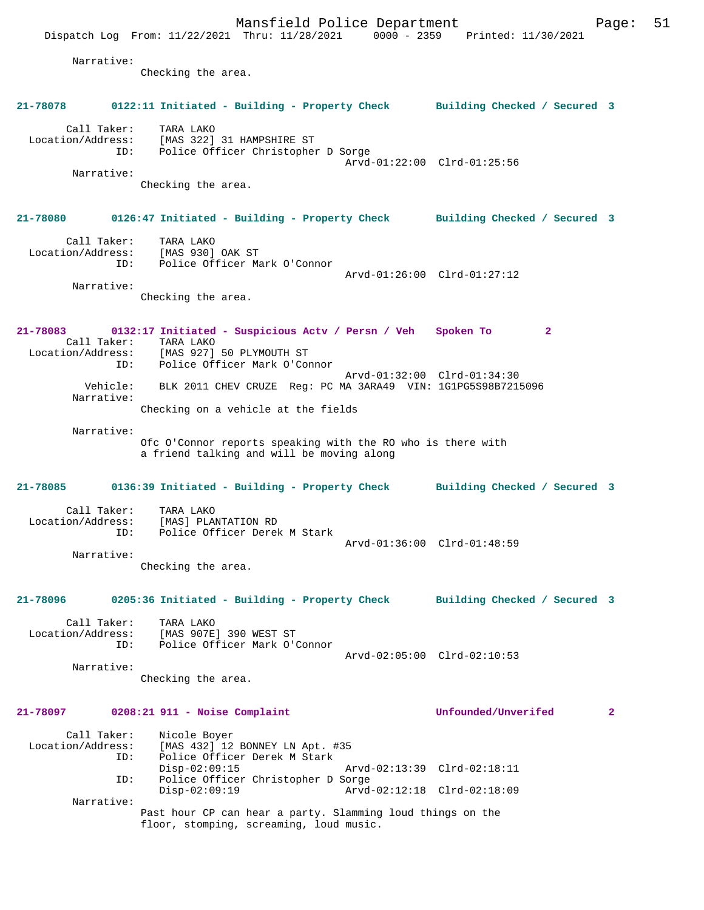Narrative:
Checking the area.

**21-78078 0122:11 Initiated - Building - Property Check Building Checked / Secured 3**

Call Taker: TARA LAKO
Location/Address: [MAS 322] 31 HAMPSHIRE ST
ID: Police Officer Christopher D Sorge
Arvd-01:22:00 Clrd-01:25:56
Narrative:
Checking the area.

**21-78080 0126:47 Initiated - Building - Property Check Building Checked / Secured 3**

Call Taker: TARA LAKO
Location/Address: [MAS 930] OAK ST
ID: Police Officer Mark O'Connor
Arvd-01:26:00 Clrd-01:27:12
Narrative:
Checking the area.

**21-78083 0132:17 Initiated - Suspicious Actv / Persn / Veh Spoken To 2**

Call Taker: TARA LAKO
Location/Address: [MAS 927] 50 PLYMOUTH ST
ID: Police Officer Mark O'Connor
Arvd-01:32:00 Clrd-01:34:30
Vehicle: BLK 2011 CHEV CRUZE Reg: PC MA 3ARA49 VIN: 1G1PG5S98B7215096
Narrative:
Checking on a vehicle at the fields

Narrative:
Ofc O'Connor reports speaking with the RO who is there with a friend talking and will be moving along

**21-78085 0136:39 Initiated - Building - Property Check Building Checked / Secured 3**

Call Taker: TARA LAKO
Location/Address: [MAS] PLANTATION RD
ID: Police Officer Derek M Stark
Arvd-01:36:00 Clrd-01:48:59
Narrative:
Checking the area.

**21-78096 0205:36 Initiated - Building - Property Check Building Checked / Secured 3**

Call Taker: TARA LAKO
Location/Address: [MAS 907E] 390 WEST ST
ID: Police Officer Mark O'Connor
Arvd-02:05:00 Clrd-02:10:53
Narrative:
Checking the area.

**21-78097 0208:21 911 - Noise Complaint Unfounded/Unverifed 2**

Call Taker: Nicole Boyer
Location/Address: [MAS 432] 12 BONNEY LN Apt. #35
ID: Police Officer Derek M Stark
Disp-02:09:15 Arvd-02:13:39 Clrd-02:18:11
ID: Police Officer Christopher D Sorge
Disp-02:09:19 Arvd-02:12:18 Clrd-02:18:09
Narrative:
Past hour CP can hear a party. Slamming loud things on the floor, stomping, screaming, loud music.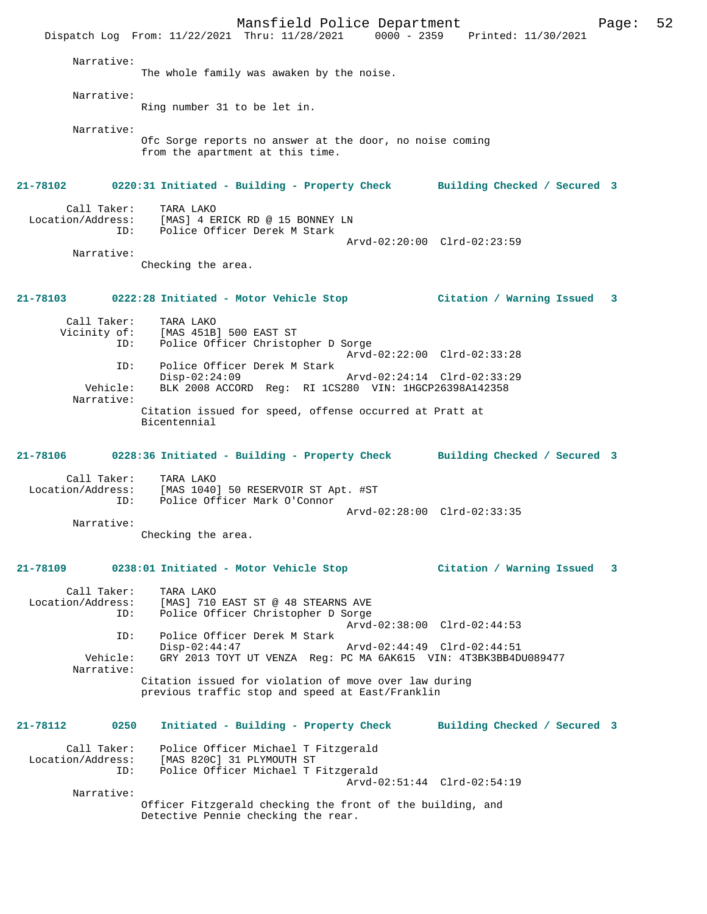Narrative:
The whole family was awaken by the noise.

Narrative:
Ring number 31 to be let in.

Narrative:
Ofc Sorge reports no answer at the door, no noise coming from the apartment at this time.

**21-78102 0220:31 Initiated - Building - Property Check — Building Checked / Secured 3**

Call Taker: TARA LAKO
Location/Address: [MAS] 4 ERICK RD @ 15 BONNEY LN
ID: Police Officer Derek M Stark
Arvd-02:20:00 Clrd-02:23:59
Narrative:
Checking the area.

**21-78103 0222:28 Initiated - Motor Vehicle Stop — Citation / Warning Issued 3**

Call Taker: TARA LAKO
Vicinity of: [MAS 451B] 500 EAST ST
ID: Police Officer Christopher D Sorge
Arvd-02:22:00 Clrd-02:33:28
ID: Police Officer Derek M Stark
Disp-02:24:09 Arvd-02:24:14 Clrd-02:33:29
Vehicle: BLK 2008 ACCORD Reg: RI 1CS280 VIN: 1HGCP26398A142358
Narrative:
Citation issued for speed, offense occurred at Pratt at Bicentennial

**21-78106 0228:36 Initiated - Building - Property Check — Building Checked / Secured 3**

Call Taker: TARA LAKO
Location/Address: [MAS 1040] 50 RESERVOIR ST Apt. #ST
ID: Police Officer Mark O'Connor
Arvd-02:28:00 Clrd-02:33:35
Narrative:
Checking the area.

**21-78109 0238:01 Initiated - Motor Vehicle Stop — Citation / Warning Issued 3**

Call Taker: TARA LAKO
Location/Address: [MAS] 710 EAST ST @ 48 STEARNS AVE
ID: Police Officer Christopher D Sorge
Arvd-02:38:00 Clrd-02:44:53
ID: Police Officer Derek M Stark
Disp-02:44:47 Arvd-02:44:49 Clrd-02:44:51
Vehicle: GRY 2013 TOYT UT VENZA Reg: PC MA 6AK615 VIN: 4T3BK3BB4DU089477
Narrative:
Citation issued for violation of move over law during previous traffic stop and speed at East/Franklin

**21-78112 0250 Initiated - Building - Property Check — Building Checked / Secured 3**

Call Taker: Police Officer Michael T Fitzgerald
Location/Address: [MAS 820C] 31 PLYMOUTH ST
ID: Police Officer Michael T Fitzgerald
Arvd-02:51:44 Clrd-02:54:19
Narrative:
Officer Fitzgerald checking the front of the building, and Detective Pennie checking the rear.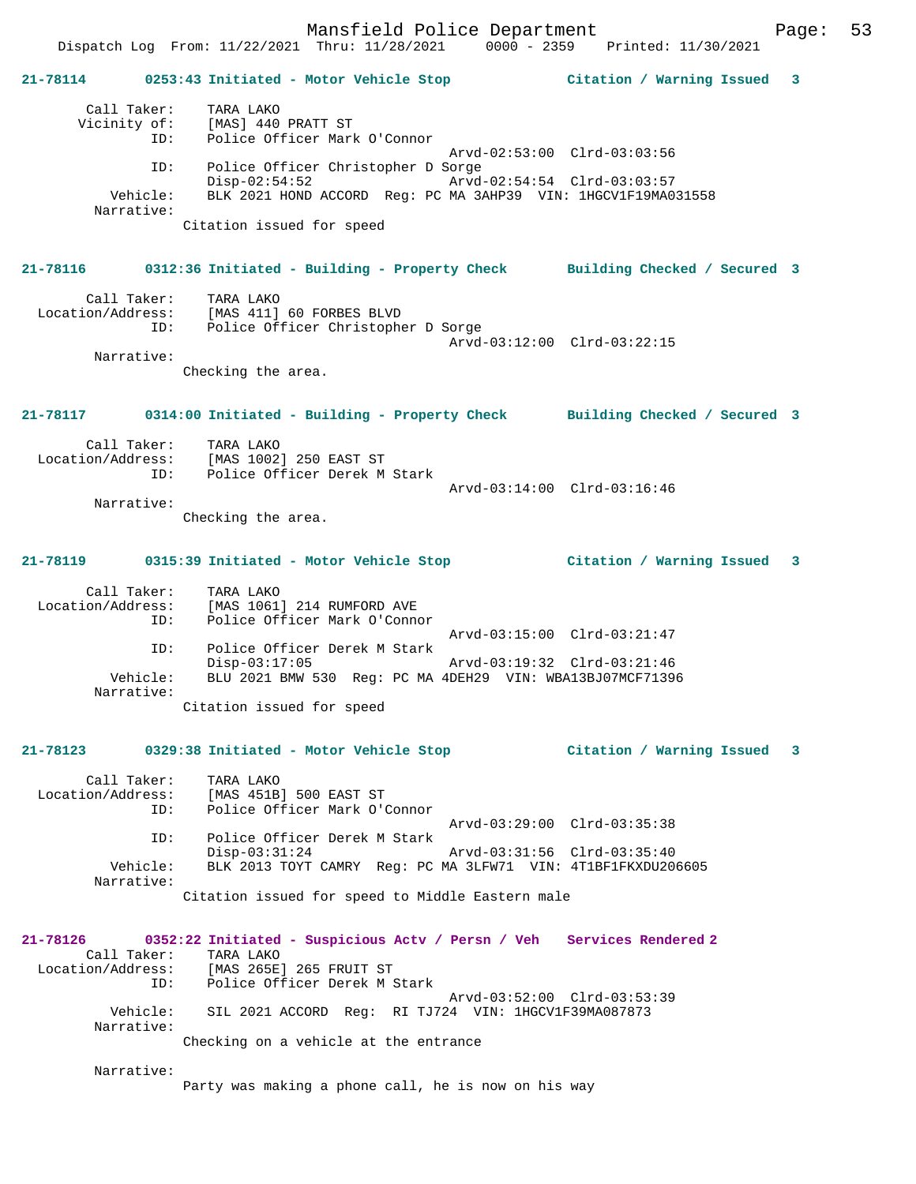**21-78114** 0253:43 Initiated - Motor Vehicle Stop — Citation / Warning Issued 3

```
        Call Taker:    TARA LAKO
      Vicinity of:    [MAS] 440 PRATT ST
               ID:    Police Officer Mark O'Connor
                                        Arvd-02:53:00  Clrd-03:03:56
               ID:    Police Officer Christopher D Sorge
                      Disp-02:54:52     Arvd-02:54:54  Clrd-03:03:57
          Vehicle:    BLK 2021 HOND ACCORD  Reg: PC MA 3AHP39  VIN: 1HGCV1F19MA031558
        Narrative:
                    Citation issued for speed
```

**21-78116** 0312:36 Initiated - Building - Property Check — Building Checked / Secured 3

```
        Call Taker:    TARA LAKO
 Location/Address:    [MAS 411] 60 FORBES BLVD
               ID:    Police Officer Christopher D Sorge
                                        Arvd-03:12:00  Clrd-03:22:15
        Narrative:
                    Checking the area.
```

**21-78117** 0314:00 Initiated - Building - Property Check — Building Checked / Secured 3

```
        Call Taker:    TARA LAKO
 Location/Address:    [MAS 1002] 250 EAST ST
               ID:    Police Officer Derek M Stark
                                        Arvd-03:14:00  Clrd-03:16:46
        Narrative:
                    Checking the area.
```

**21-78119** 0315:39 Initiated - Motor Vehicle Stop — Citation / Warning Issued 3

```
        Call Taker:    TARA LAKO
 Location/Address:    [MAS 1061] 214 RUMFORD AVE
               ID:    Police Officer Mark O'Connor
                                        Arvd-03:15:00  Clrd-03:21:47
               ID:    Police Officer Derek M Stark
                      Disp-03:17:05     Arvd-03:19:32  Clrd-03:21:46
          Vehicle:    BLU 2021 BMW 530  Reg: PC MA 4DEH29  VIN: WBA13BJ07MCF71396
        Narrative:
                    Citation issued for speed
```

**21-78123** 0329:38 Initiated - Motor Vehicle Stop — Citation / Warning Issued 3

```
        Call Taker:    TARA LAKO
 Location/Address:    [MAS 451B] 500 EAST ST
               ID:    Police Officer Mark O'Connor
                                        Arvd-03:29:00  Clrd-03:35:38
               ID:    Police Officer Derek M Stark
                      Disp-03:31:24     Arvd-03:31:56  Clrd-03:35:40
          Vehicle:    BLK 2013 TOYT CAMRY  Reg: PC MA 3LFW71  VIN: 4T1BF1FKXDU206605
        Narrative:
                    Citation issued for speed to Middle Eastern male
```

**21-78126** 0352:22 Initiated - Suspicious Actv / Persn / Veh — Services Rendered 2

```
        Call Taker:    TARA LAKO
 Location/Address:    [MAS 265E] 265 FRUIT ST
               ID:    Police Officer Derek M Stark
                                        Arvd-03:52:00  Clrd-03:53:39
          Vehicle:    SIL 2021 ACCORD  Reg:  RI TJ724  VIN: 1HGCV1F39MA087873
        Narrative:
                    Checking on a vehicle at the entrance

        Narrative:
                    Party was making a phone call, he is now on his way
```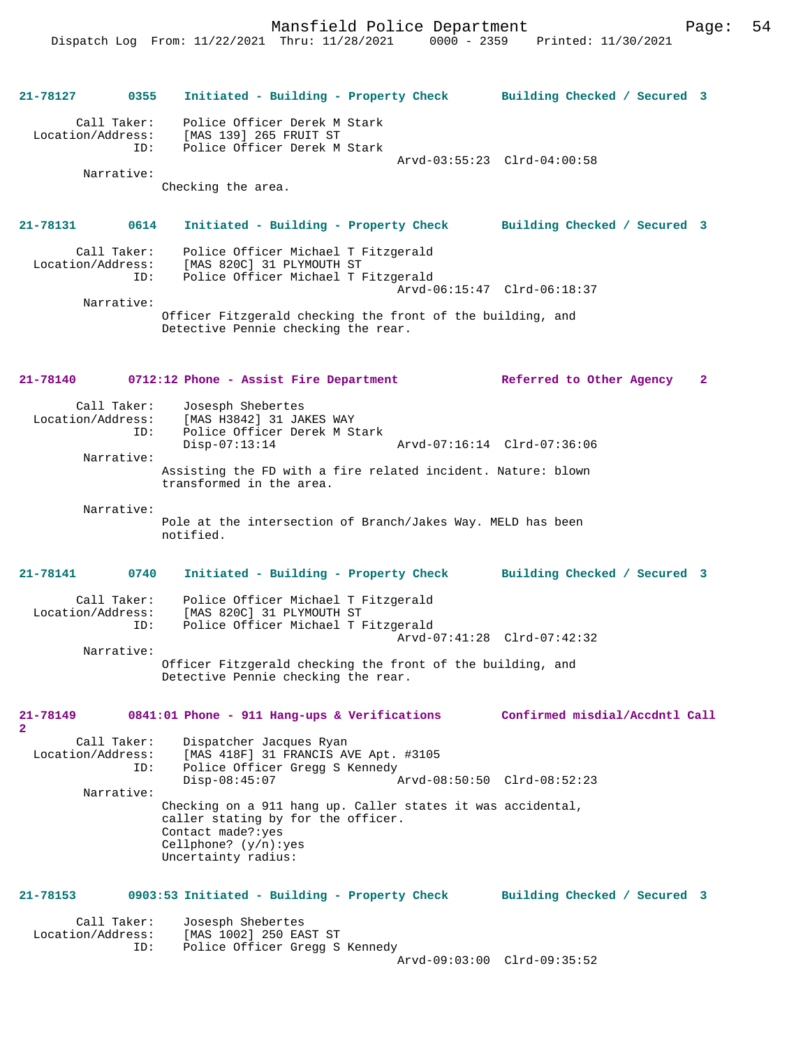**21-78127 0355 Initiated - Building - Property Check — Building Checked / Secured 3**

Call Taker: Police Officer Derek M Stark
Location/Address: [MAS 139] 265 FRUIT ST
ID: Police Officer Derek M Stark
Arvd-03:55:23 Clrd-04:00:58

Narrative:
Checking the area.

**21-78131 0614 Initiated - Building - Property Check — Building Checked / Secured 3**

Call Taker: Police Officer Michael T Fitzgerald
Location/Address: [MAS 820C] 31 PLYMOUTH ST
ID: Police Officer Michael T Fitzgerald
Arvd-06:15:47 Clrd-06:18:37

Narrative:
Officer Fitzgerald checking the front of the building, and Detective Pennie checking the rear.

**21-78140 0712:12 Phone - Assist Fire Department — Referred to Other Agency 2**

Call Taker: Josesph Shebertes
Location/Address: [MAS H3842] 31 JAKES WAY
ID: Police Officer Derek M Stark
Disp-07:13:14 Arvd-07:16:14 Clrd-07:36:06

Narrative:
Assisting the FD with a fire related incident. Nature: blown transformed in the area.

Narrative:
Pole at the intersection of Branch/Jakes Way. MELD has been notified.

**21-78141 0740 Initiated - Building - Property Check — Building Checked / Secured 3**

Call Taker: Police Officer Michael T Fitzgerald
Location/Address: [MAS 820C] 31 PLYMOUTH ST
ID: Police Officer Michael T Fitzgerald
Arvd-07:41:28 Clrd-07:42:32

Narrative:
Officer Fitzgerald checking the front of the building, and Detective Pennie checking the rear.

**21-78149 0841:01 Phone - 911 Hang-ups & Verifications — Confirmed misdial/Accdntl Call 2**

Call Taker: Dispatcher Jacques Ryan
Location/Address: [MAS 418F] 31 FRANCIS AVE Apt. #3105
ID: Police Officer Gregg S Kennedy
Disp-08:45:07 Arvd-08:50:50 Clrd-08:52:23

Narrative:
Checking on a 911 hang up. Caller states it was accidental, caller stating by for the officer.
Contact made?:yes
Cellphone? (y/n):yes
Uncertainty radius:

**21-78153 0903:53 Initiated - Building - Property Check — Building Checked / Secured 3**

Call Taker: Josesph Shebertes
Location/Address: [MAS 1002] 250 EAST ST
ID: Police Officer Gregg S Kennedy
Arvd-09:03:00 Clrd-09:35:52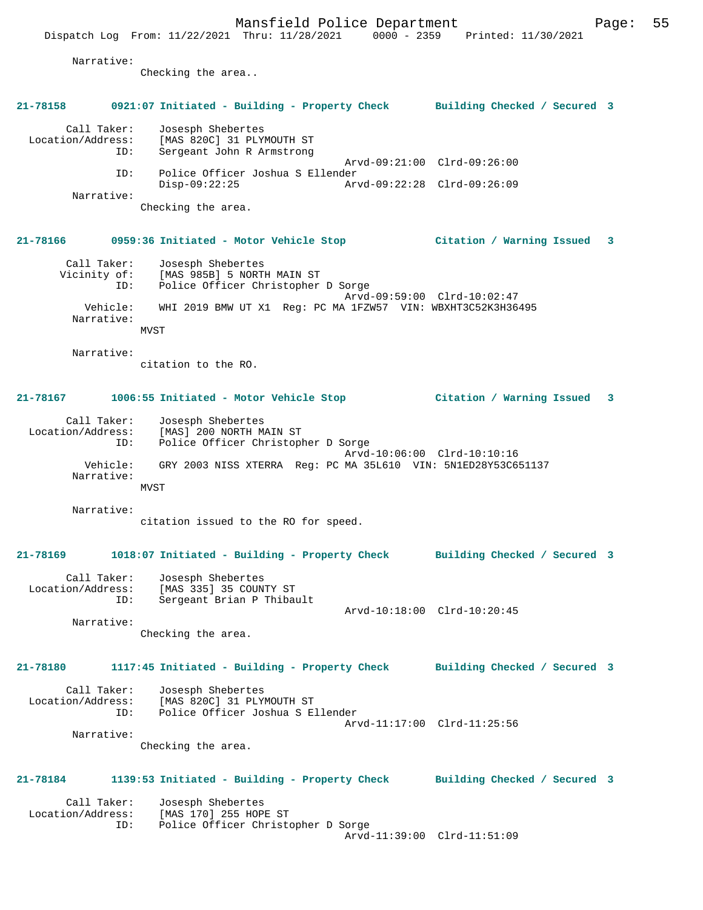Narrative:
Checking the area..

**21-78158 0921:07 Initiated - Building - Property Check Building Checked / Secured 3**

Call Taker: Josesph Shebertes
Location/Address: [MAS 820C] 31 PLYMOUTH ST
ID: Sergeant John R Armstrong
Arvd-09:21:00 Clrd-09:26:00
ID: Police Officer Joshua S Ellender
Disp-09:22:25 Arvd-09:22:28 Clrd-09:26:09
Narrative:
Checking the area.

**21-78166 0959:36 Initiated - Motor Vehicle Stop Citation / Warning Issued 3**

Call Taker: Josesph Shebertes
Vicinity of: [MAS 985B] 5 NORTH MAIN ST
ID: Police Officer Christopher D Sorge
Arvd-09:59:00 Clrd-10:02:47
Vehicle: WHI 2019 BMW UT X1 Reg: PC MA 1FZW57 VIN: WBXHT3C52K3H36495
Narrative:
MVST

Narrative:
citation to the RO.

**21-78167 1006:55 Initiated - Motor Vehicle Stop Citation / Warning Issued 3**

Call Taker: Josesph Shebertes
Location/Address: [MAS] 200 NORTH MAIN ST
ID: Police Officer Christopher D Sorge
Arvd-10:06:00 Clrd-10:10:16
Vehicle: GRY 2003 NISS XTERRA Reg: PC MA 35L610 VIN: 5N1ED28Y53C651137
Narrative:
MVST

Narrative:
citation issued to the RO for speed.

**21-78169 1018:07 Initiated - Building - Property Check Building Checked / Secured 3**

Call Taker: Josesph Shebertes
Location/Address: [MAS 335] 35 COUNTY ST
ID: Sergeant Brian P Thibault
Arvd-10:18:00 Clrd-10:20:45
Narrative:
Checking the area.

**21-78180 1117:45 Initiated - Building - Property Check Building Checked / Secured 3**

Call Taker: Josesph Shebertes
Location/Address: [MAS 820C] 31 PLYMOUTH ST
ID: Police Officer Joshua S Ellender
Arvd-11:17:00 Clrd-11:25:56
Narrative:
Checking the area.

**21-78184 1139:53 Initiated - Building - Property Check Building Checked / Secured 3**

Call Taker: Josesph Shebertes
Location/Address: [MAS 170] 255 HOPE ST
ID: Police Officer Christopher D Sorge
Arvd-11:39:00 Clrd-11:51:09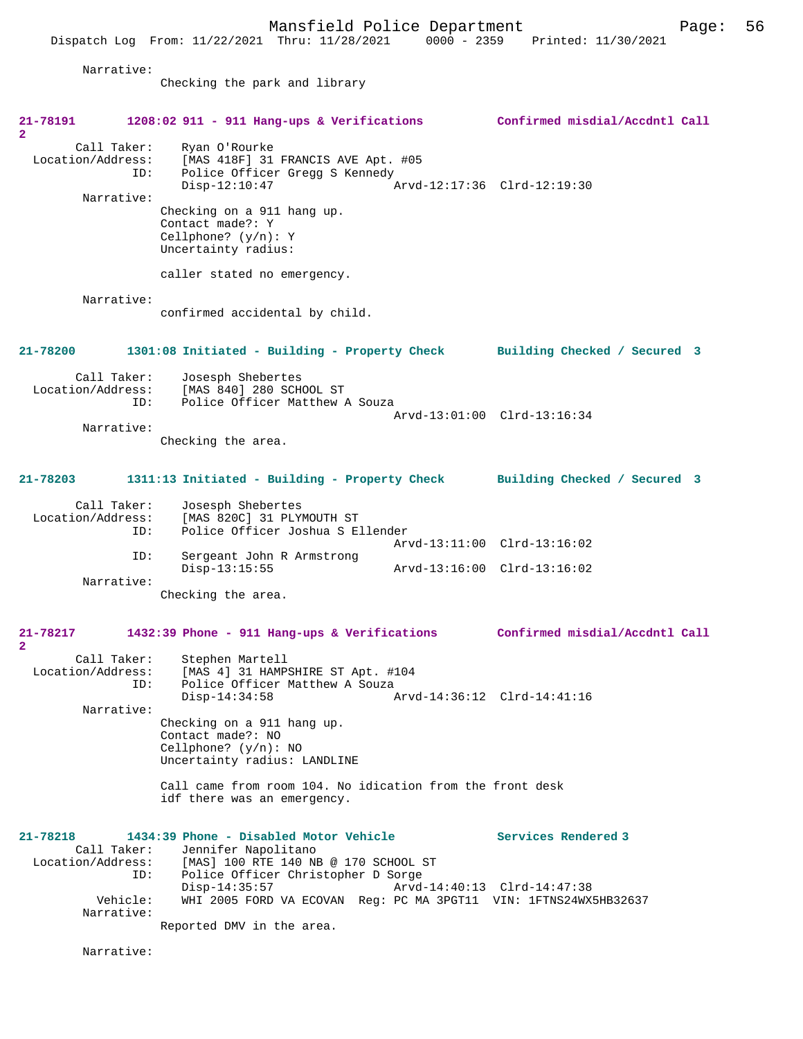Narrative:
Checking the park and library

**21-78191 1208:02 911 - 911 Hang-ups & Verifications Confirmed misdial/Accdntl Call 2**

Call Taker: Ryan O'Rourke
Location/Address: [MAS 418F] 31 FRANCIS AVE Apt. #05
ID: Police Officer Gregg S Kennedy
Disp-12:10:47 Arvd-12:17:36 Clrd-12:19:30
Narrative:
Checking on a 911 hang up.
Contact made?: Y
Cellphone? (y/n): Y
Uncertainty radius:

caller stated no emergency.

Narrative:
confirmed accidental by child.

**21-78200 1301:08 Initiated - Building - Property Check Building Checked / Secured 3**

Call Taker: Josesph Shebertes
Location/Address: [MAS 840] 280 SCHOOL ST
ID: Police Officer Matthew A Souza
Arvd-13:01:00 Clrd-13:16:34
Narrative:
Checking the area.

**21-78203 1311:13 Initiated - Building - Property Check Building Checked / Secured 3**

Call Taker: Josesph Shebertes
Location/Address: [MAS 820C] 31 PLYMOUTH ST
ID: Police Officer Joshua S Ellender
Arvd-13:11:00 Clrd-13:16:02
ID: Sergeant John R Armstrong
Disp-13:15:55 Arvd-13:16:00 Clrd-13:16:02
Narrative:
Checking the area.

**21-78217 1432:39 Phone - 911 Hang-ups & Verifications Confirmed misdial/Accdntl Call 2**

Call Taker: Stephen Martell
Location/Address: [MAS 4] 31 HAMPSHIRE ST Apt. #104
ID: Police Officer Matthew A Souza
Disp-14:34:58 Arvd-14:36:12 Clrd-14:41:16
Narrative:
Checking on a 911 hang up.
Contact made?: NO
Cellphone? (y/n): NO
Uncertainty radius: LANDLINE

Call came from room 104. No idication from the front desk idf there was an emergency.

**21-78218 1434:39 Phone - Disabled Motor Vehicle Services Rendered 3**

Call Taker: Jennifer Napolitano
Location/Address: [MAS] 100 RTE 140 NB @ 170 SCHOOL ST
ID: Police Officer Christopher D Sorge
Disp-14:35:57 Arvd-14:40:13 Clrd-14:47:38
Vehicle: WHI 2005 FORD VA ECOVAN Reg: PC MA 3PGT11 VIN: 1FTNS24WX5HB32637
Narrative:
Reported DMV in the area.

Narrative: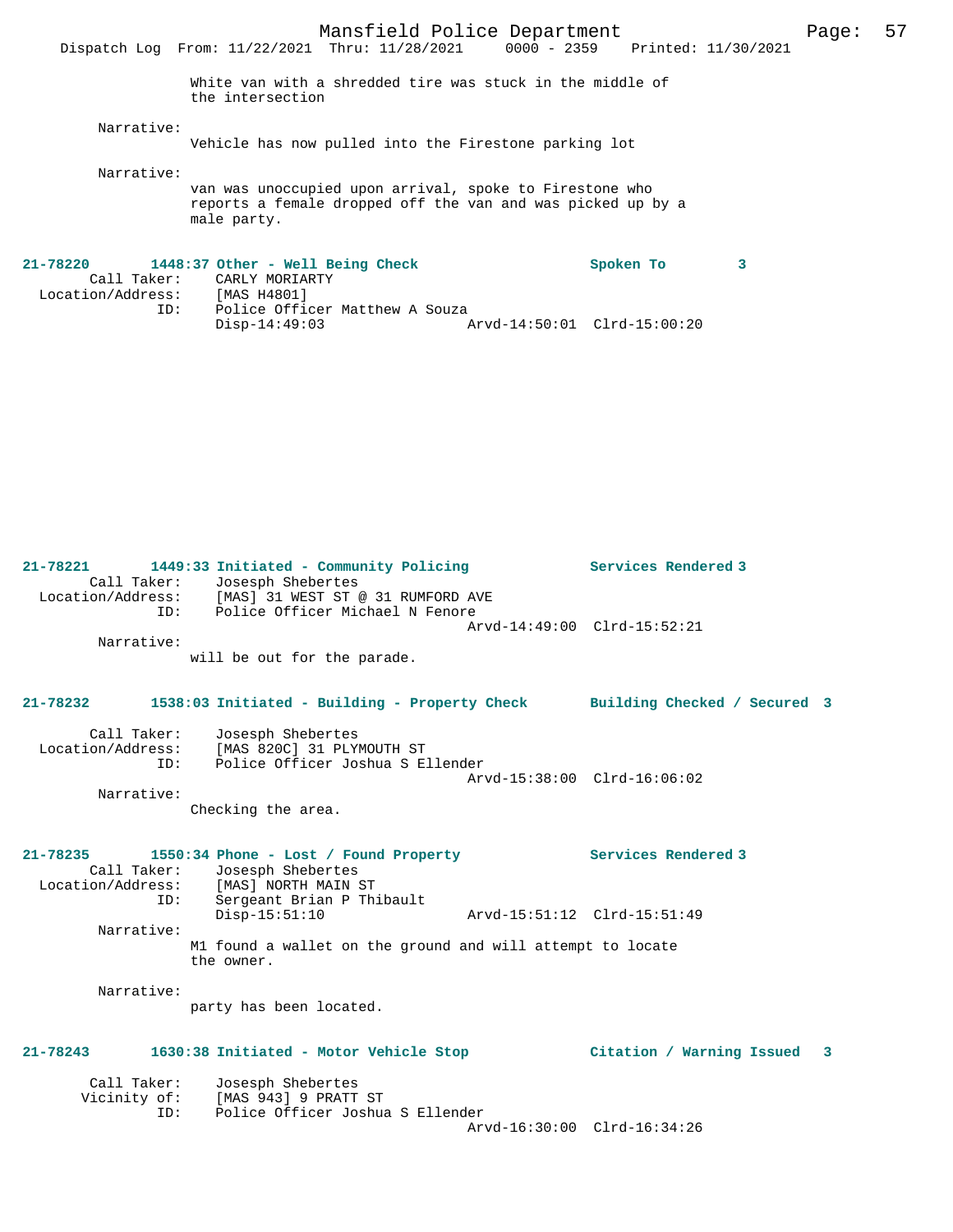White van with a shredded tire was stuck in the middle of the intersection

Narrative:
Vehicle has now pulled into the Firestone parking lot

Narrative:
van was unoccupied upon arrival, spoke to Firestone who reports a female dropped off the van and was picked up by a male party.

**21-78220 1448:37 Other - Well Being Check** Spoken To 3
Call Taker: CARLY MORIARTY
Location/Address: [MAS H4801]
ID: Police Officer Matthew A Souza
Disp-14:49:03 Arvd-14:50:01 Clrd-15:00:20

**21-78221 1449:33 Initiated - Community Policing** Services Rendered 3
Call Taker: Josesph Shebertes
Location/Address: [MAS] 31 WEST ST @ 31 RUMFORD AVE
ID: Police Officer Michael N Fenore
Arvd-14:49:00 Clrd-15:52:21

Narrative:
will be out for the parade.

**21-78232 1538:03 Initiated - Building - Property Check** Building Checked / Secured 3
Call Taker: Josesph Shebertes
Location/Address: [MAS 820C] 31 PLYMOUTH ST
ID: Police Officer Joshua S Ellender
Arvd-15:38:00 Clrd-16:06:02

Narrative:
Checking the area.

**21-78235 1550:34 Phone - Lost / Found Property** Services Rendered 3
Call Taker: Josesph Shebertes
Location/Address: [MAS] NORTH MAIN ST
ID: Sergeant Brian P Thibault
Disp-15:51:10 Arvd-15:51:12 Clrd-15:51:49

Narrative:
M1 found a wallet on the ground and will attempt to locate the owner.

Narrative:
party has been located.

**21-78243 1630:38 Initiated - Motor Vehicle Stop** Citation / Warning Issued 3
Call Taker: Josesph Shebertes
Vicinity of: [MAS 943] 9 PRATT ST
ID: Police Officer Joshua S Ellender
Arvd-16:30:00 Clrd-16:34:26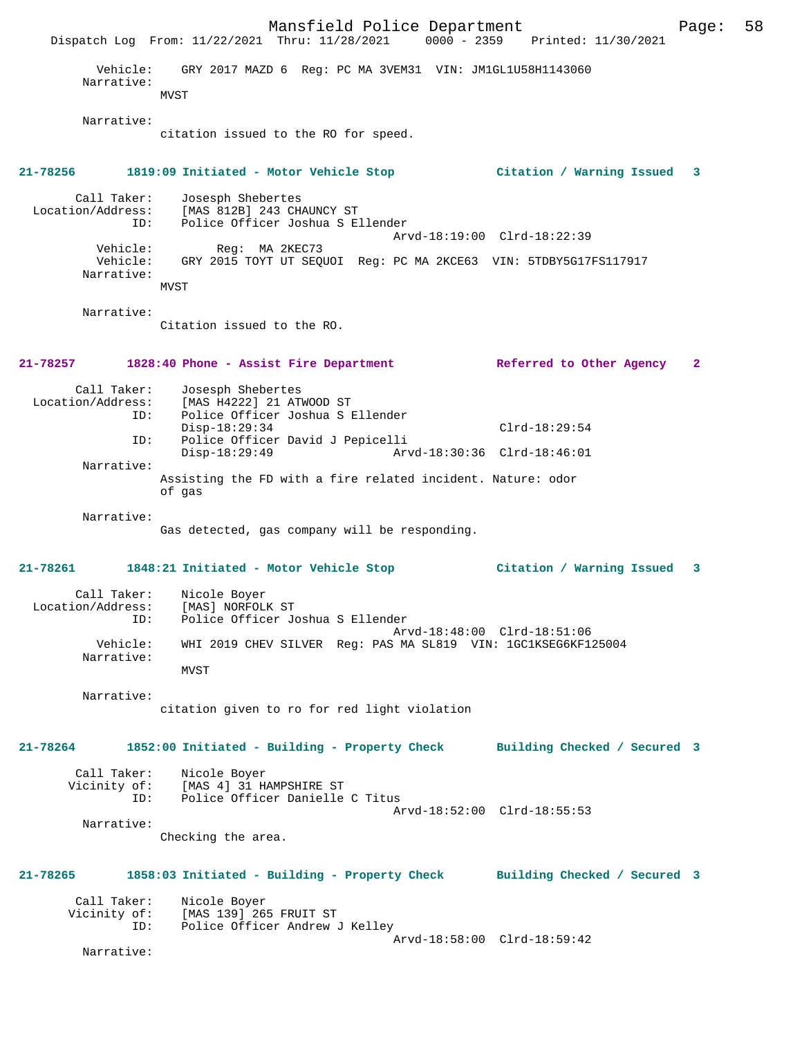Vehicle: GRY 2017 MAZD 6 Reg: PC MA 3VEM31 VIN: JM1GL1U58H1143060
Narrative:
MVST

Narrative:
citation issued to the RO for speed.

**21-78256 1819:09 Initiated - Motor Vehicle Stop Citation / Warning Issued 3**

Call Taker: Josesph Shebertes
Location/Address: [MAS 812B] 243 CHAUNCY ST
ID: Police Officer Joshua S Ellender
Arvd-18:19:00 Clrd-18:22:39
Vehicle: Reg: MA 2KEC73
Vehicle: GRY 2015 TOYT UT SEQUOI Reg: PC MA 2KCE63 VIN: 5TDBY5G17FS117917
Narrative:
MVST

Narrative:
Citation issued to the RO.

**21-78257 1828:40 Phone - Assist Fire Department Referred to Other Agency 2**

Call Taker: Josesph Shebertes
Location/Address: [MAS H4222] 21 ATWOOD ST
ID: Police Officer Joshua S Ellender
Disp-18:29:34 Clrd-18:29:54
ID: Police Officer David J Pepicelli
Disp-18:29:49 Arvd-18:30:36 Clrd-18:46:01
Narrative:
Assisting the FD with a fire related incident. Nature: odor of gas

Narrative:
Gas detected, gas company will be responding.

**21-78261 1848:21 Initiated - Motor Vehicle Stop Citation / Warning Issued 3**

Call Taker: Nicole Boyer
Location/Address: [MAS] NORFOLK ST
ID: Police Officer Joshua S Ellender
Arvd-18:48:00 Clrd-18:51:06
Vehicle: WHI 2019 CHEV SILVER Reg: PAS MA SL819 VIN: 1GC1KSEG6KF125004
Narrative:
MVST

Narrative:
citation given to ro for red light violation

**21-78264 1852:00 Initiated - Building - Property Check Building Checked / Secured 3**

Call Taker: Nicole Boyer
Vicinity of: [MAS 4] 31 HAMPSHIRE ST
ID: Police Officer Danielle C Titus
Arvd-18:52:00 Clrd-18:55:53
Narrative:
Checking the area.

**21-78265 1858:03 Initiated - Building - Property Check Building Checked / Secured 3**

Call Taker: Nicole Boyer
Vicinity of: [MAS 139] 265 FRUIT ST
ID: Police Officer Andrew J Kelley
Arvd-18:58:00 Clrd-18:59:42
Narrative: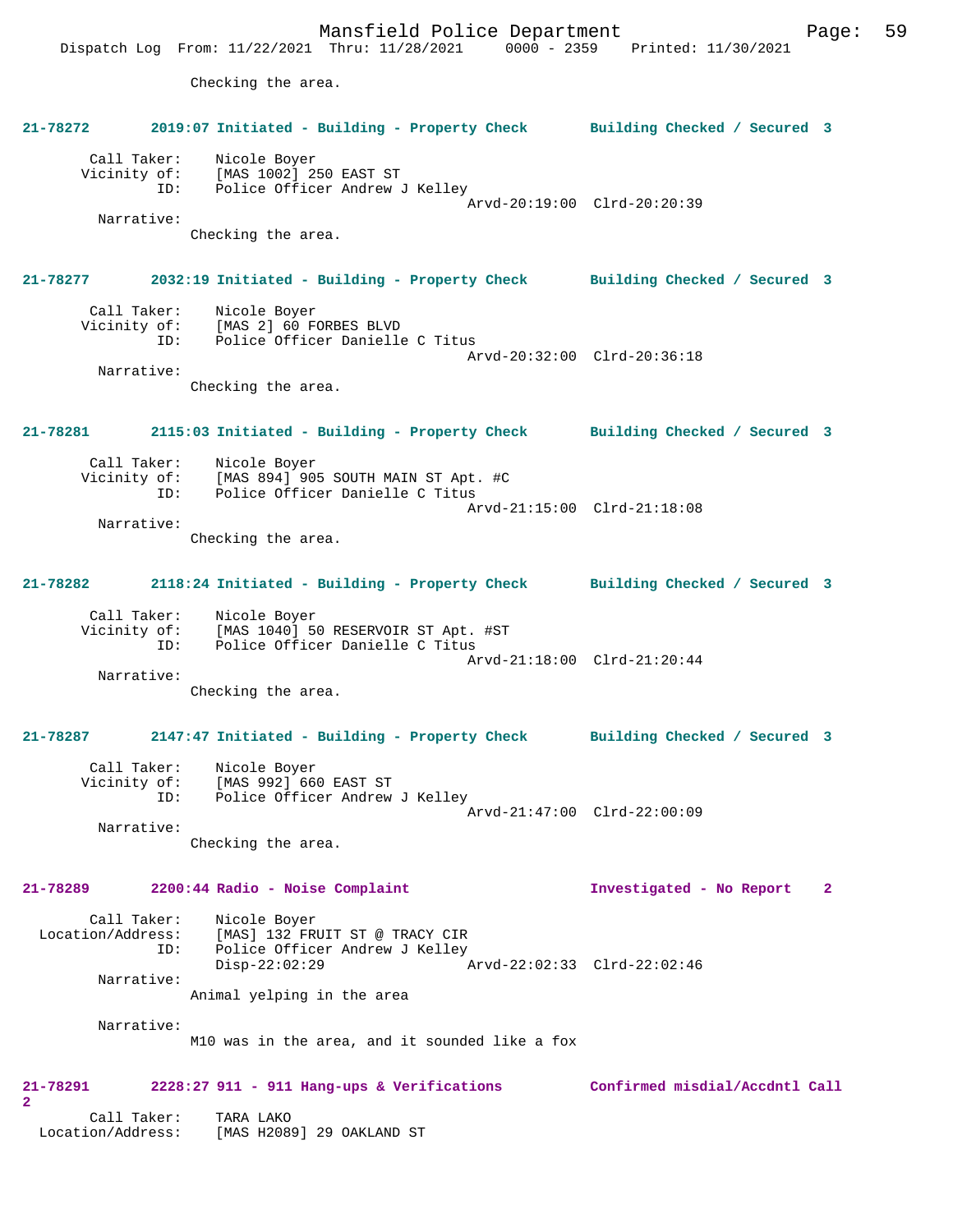Checking the area.

**21-78272 2019:07 Initiated - Building - Property Check Building Checked / Secured 3**

```
        Call Taker:    Nicole Boyer
       Vicinity of:    [MAS 1002] 250 EAST ST
                ID:    Police Officer Andrew J Kelley
                                                Arvd-20:19:00  Clrd-20:20:39
         Narrative:
                Checking the area.
```

**21-78277 2032:19 Initiated - Building - Property Check Building Checked / Secured 3**

```
        Call Taker:    Nicole Boyer
       Vicinity of:    [MAS 2] 60 FORBES BLVD
                ID:    Police Officer Danielle C Titus
                                                Arvd-20:32:00  Clrd-20:36:18
         Narrative:
                Checking the area.
```

**21-78281 2115:03 Initiated - Building - Property Check Building Checked / Secured 3**

```
        Call Taker:    Nicole Boyer
       Vicinity of:    [MAS 894] 905 SOUTH MAIN ST Apt. #C
                ID:    Police Officer Danielle C Titus
                                                Arvd-21:15:00  Clrd-21:18:08
         Narrative:
                Checking the area.
```

**21-78282 2118:24 Initiated - Building - Property Check Building Checked / Secured 3**

```
        Call Taker:    Nicole Boyer
       Vicinity of:    [MAS 1040] 50 RESERVOIR ST Apt. #ST
                ID:    Police Officer Danielle C Titus
                                                Arvd-21:18:00  Clrd-21:20:44
         Narrative:
                Checking the area.
```

**21-78287 2147:47 Initiated - Building - Property Check Building Checked / Secured 3**

```
        Call Taker:    Nicole Boyer
       Vicinity of:    [MAS 992] 660 EAST ST
                ID:    Police Officer Andrew J Kelley
                                                Arvd-21:47:00  Clrd-22:00:09
         Narrative:
                Checking the area.
```

**21-78289 2200:44 Radio - Noise Complaint Investigated - No Report 2**

```
        Call Taker:    Nicole Boyer
  Location/Address:    [MAS] 132 FRUIT ST @ TRACY CIR
                ID:    Police Officer Andrew J Kelley
                       Disp-22:02:29            Arvd-22:02:33  Clrd-22:02:46
         Narrative:
                Animal yelping in the area

         Narrative:
                M10 was in the area, and it sounded like a fox
```

**21-78291 2228:27 911 - 911 Hang-ups & Verifications Confirmed misdial/Accdntl Call 2**

```
        Call Taker:    TARA LAKO
  Location/Address:    [MAS H2089] 29 OAKLAND ST
```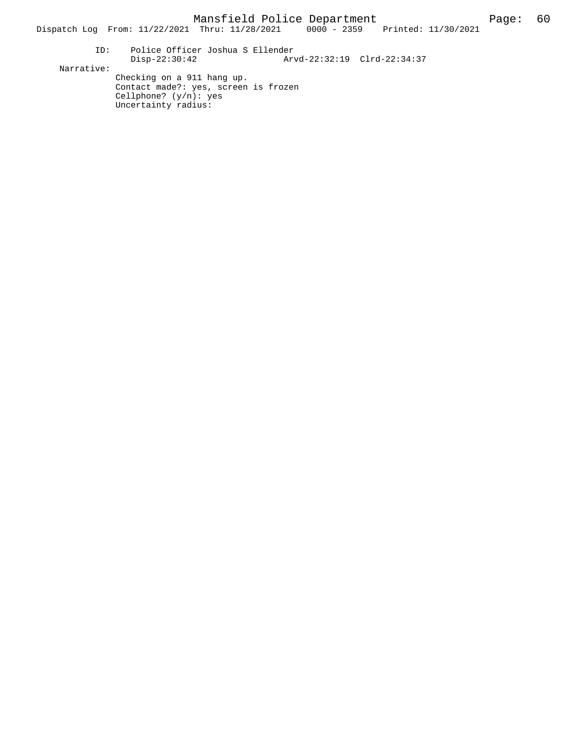```
         ID:     Police Officer Joshua S Ellender
                 Disp-22:30:42                 Arvd-22:32:19  Clrd-22:34:37
   Narrative:
                Checking on a 911 hang up.
                Contact made?: yes, screen is frozen
                Cellphone? (y/n): yes
                Uncertainty radius:
```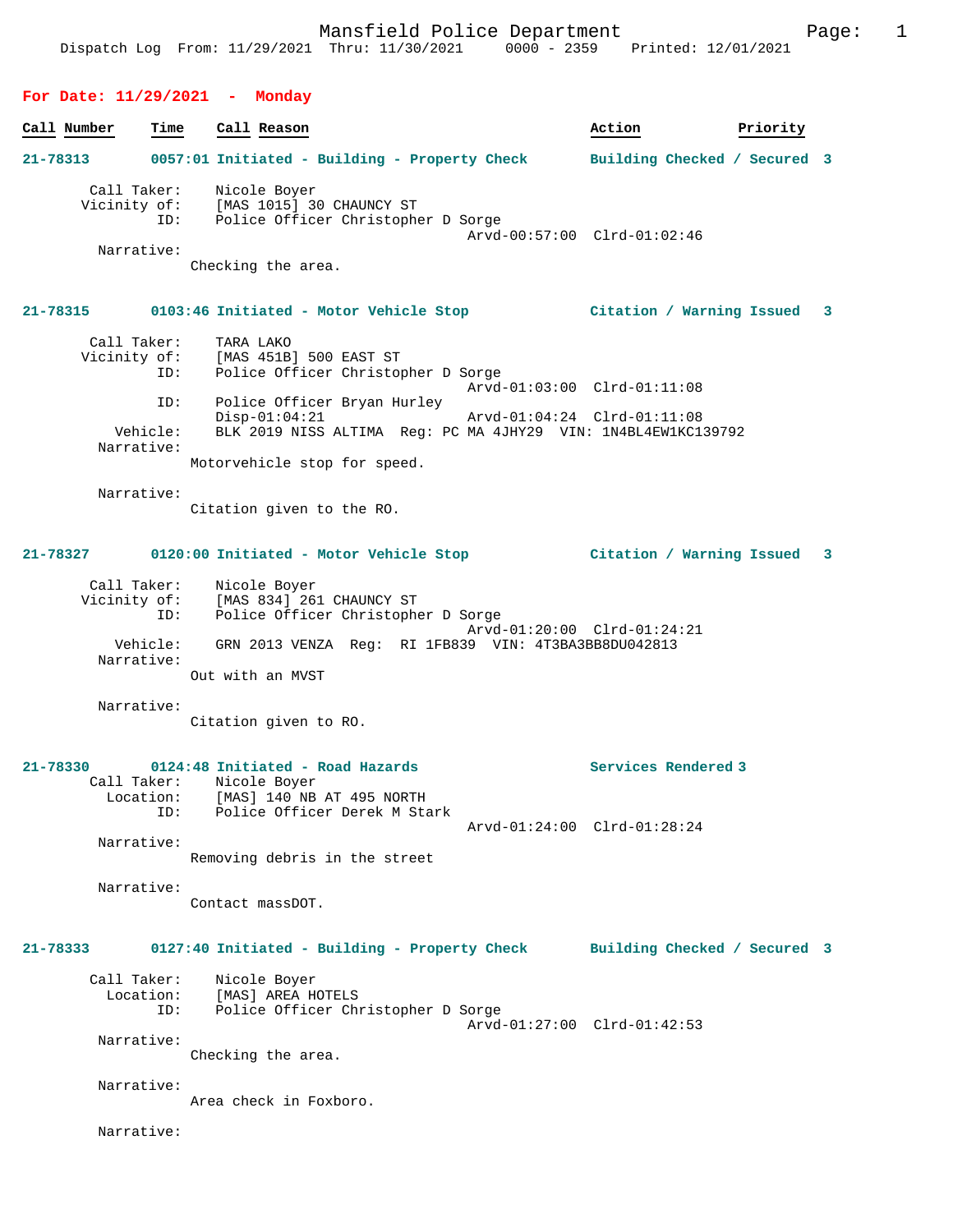**For Date: 11/29/2021 - Monday**

| Call Number | Time | Call Reason | Action | Priority |
|---|---|---|---|---|

**21-78313** 0057:01 Initiated - Building - Property Check — Building Checked / Secured 3

```
Call Taker:    Nicole Boyer
Vicinity of:   [MAS 1015] 30 CHAUNCY ST
ID:            Police Officer Christopher D Sorge
                                    Arvd-00:57:00  Clrd-01:02:46
Narrative:
               Checking the area.
```

**21-78315** 0103:46 Initiated - Motor Vehicle Stop — Citation / Warning Issued 3

```
Call Taker:    TARA LAKO
Vicinity of:   [MAS 451B] 500 EAST ST
ID:            Police Officer Christopher D Sorge
                                    Arvd-01:03:00  Clrd-01:11:08
ID:            Police Officer Bryan Hurley
               Disp-01:04:21        Arvd-01:04:24  Clrd-01:11:08
Vehicle:       BLK 2019 NISS ALTIMA  Reg: PC MA 4JHY29  VIN: 1N4BL4EW1KC139792
Narrative:
               Motorvehicle stop for speed.

Narrative:
               Citation given to the RO.
```

**21-78327** 0120:00 Initiated - Motor Vehicle Stop — Citation / Warning Issued 3

```
Call Taker:    Nicole Boyer
Vicinity of:   [MAS 834] 261 CHAUNCY ST
ID:            Police Officer Christopher D Sorge
                                    Arvd-01:20:00  Clrd-01:24:21
Vehicle:       GRN 2013 VENZA  Reg:  RI 1FB839  VIN: 4T3BA3BB8DU042813
Narrative:
               Out with an MVST

Narrative:
               Citation given to RO.
```

**21-78330** 0124:48 Initiated - Road Hazards — Services Rendered 3

```
Call Taker:    Nicole Boyer
Location:      [MAS] 140 NB AT 495 NORTH
ID:            Police Officer Derek M Stark
                                    Arvd-01:24:00  Clrd-01:28:24
Narrative:
               Removing debris in the street

Narrative:
               Contact massDOT.
```

**21-78333** 0127:40 Initiated - Building - Property Check — Building Checked / Secured 3

```
Call Taker:    Nicole Boyer
Location:      [MAS] AREA HOTELS
ID:            Police Officer Christopher D Sorge
                                    Arvd-01:27:00  Clrd-01:42:53
Narrative:
               Checking the area.

Narrative:
               Area check in Foxboro.

Narrative:
```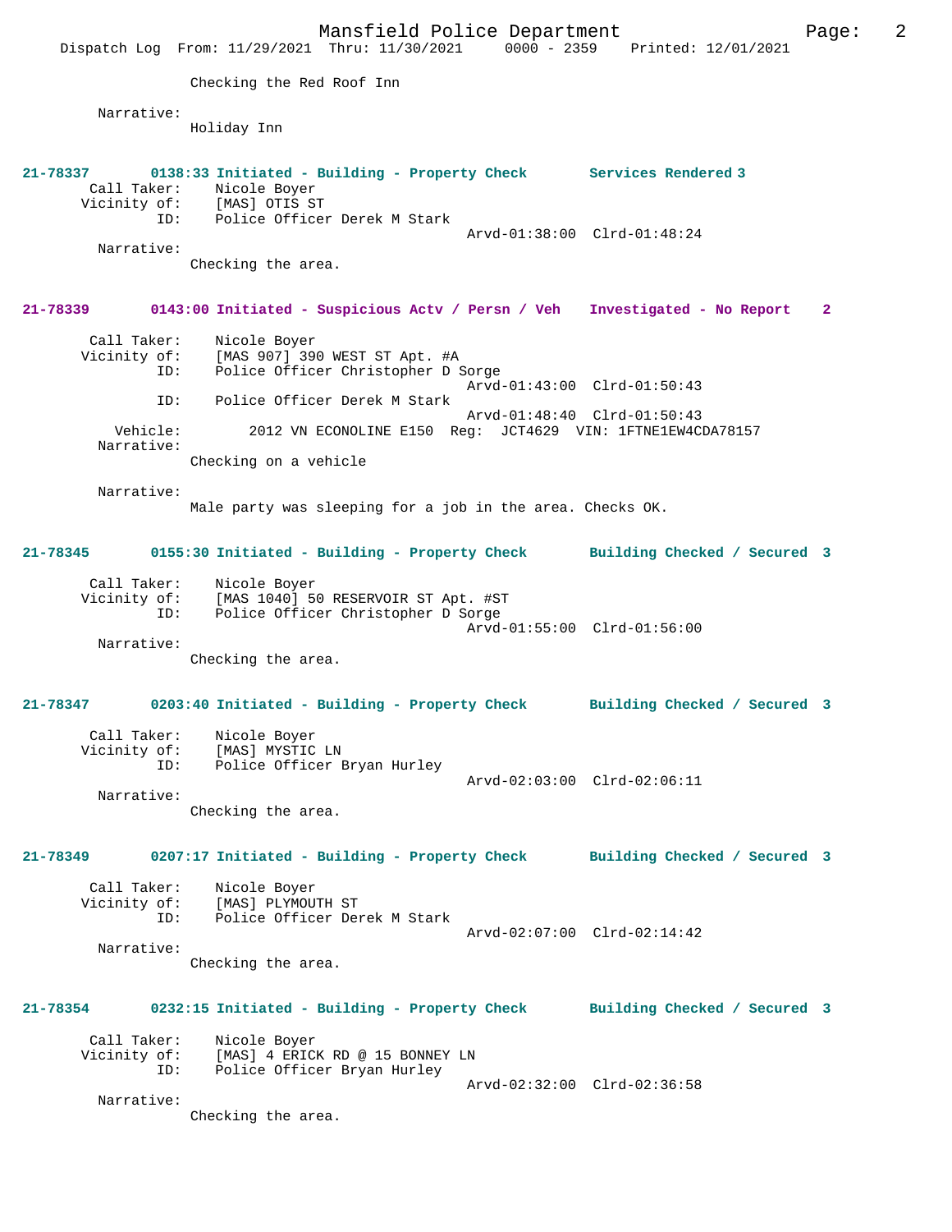Checking the Red Roof Inn

Narrative:
Holiday Inn

**21-78337 0138:33 Initiated - Building - Property Check Services Rendered 3**

Call Taker: Nicole Boyer
Vicinity of: [MAS] OTIS ST
ID: Police Officer Derek M Stark
Arvd-01:38:00 Clrd-01:48:24
Narrative:
Checking the area.

**21-78339 0143:00 Initiated - Suspicious Actv / Persn / Veh Investigated - No Report 2**

Call Taker: Nicole Boyer
Vicinity of: [MAS 907] 390 WEST ST Apt. #A
ID: Police Officer Christopher D Sorge
Arvd-01:43:00 Clrd-01:50:43
ID: Police Officer Derek M Stark
Arvd-01:48:40 Clrd-01:50:43
Vehicle: 2012 VN ECONOLINE E150 Reg: JCT4629 VIN: 1FTNE1EW4CDA78157
Narrative:
Checking on a vehicle

Narrative:
Male party was sleeping for a job in the area. Checks OK.

**21-78345 0155:30 Initiated - Building - Property Check Building Checked / Secured 3**

Call Taker: Nicole Boyer
Vicinity of: [MAS 1040] 50 RESERVOIR ST Apt. #ST
ID: Police Officer Christopher D Sorge
Arvd-01:55:00 Clrd-01:56:00
Narrative:
Checking the area.

**21-78347 0203:40 Initiated - Building - Property Check Building Checked / Secured 3**

Call Taker: Nicole Boyer
Vicinity of: [MAS] MYSTIC LN
ID: Police Officer Bryan Hurley
Arvd-02:03:00 Clrd-02:06:11
Narrative:
Checking the area.

**21-78349 0207:17 Initiated - Building - Property Check Building Checked / Secured 3**

Call Taker: Nicole Boyer
Vicinity of: [MAS] PLYMOUTH ST
ID: Police Officer Derek M Stark
Arvd-02:07:00 Clrd-02:14:42
Narrative:
Checking the area.

**21-78354 0232:15 Initiated - Building - Property Check Building Checked / Secured 3**

Call Taker: Nicole Boyer
Vicinity of: [MAS] 4 ERICK RD @ 15 BONNEY LN
ID: Police Officer Bryan Hurley
Arvd-02:32:00 Clrd-02:36:58
Narrative:
Checking the area.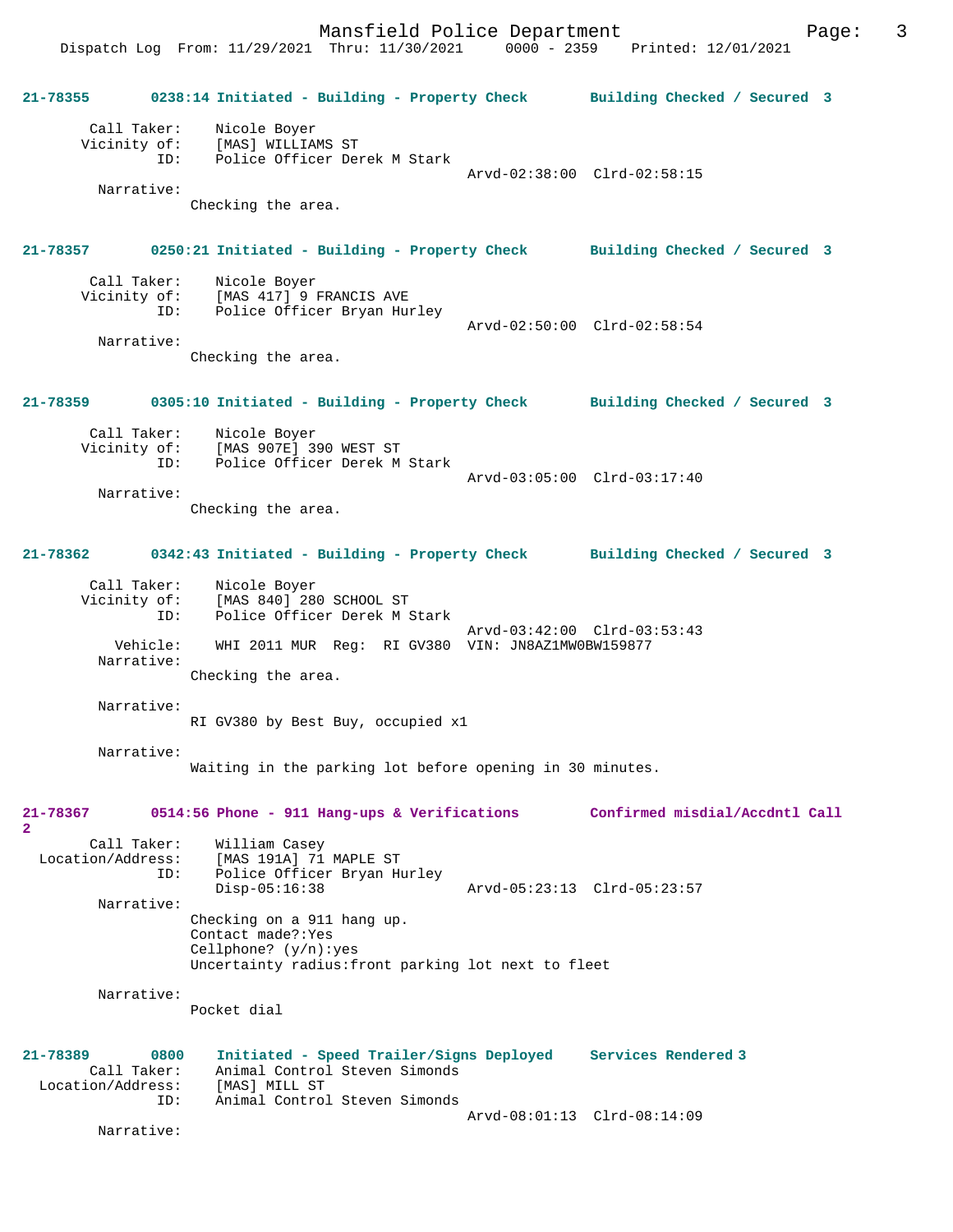**21-78355 0238:14 Initiated - Building - Property Check Building Checked / Secured 3**

Call Taker: Nicole Boyer
Vicinity of: [MAS] WILLIAMS ST
ID: Police Officer Derek M Stark
Arvd-02:38:00 Clrd-02:58:15

Narrative:
Checking the area.

**21-78357 0250:21 Initiated - Building - Property Check Building Checked / Secured 3**

Call Taker: Nicole Boyer
Vicinity of: [MAS 417] 9 FRANCIS AVE
ID: Police Officer Bryan Hurley
Arvd-02:50:00 Clrd-02:58:54

Narrative:
Checking the area.

**21-78359 0305:10 Initiated - Building - Property Check Building Checked / Secured 3**

Call Taker: Nicole Boyer
Vicinity of: [MAS 907E] 390 WEST ST
ID: Police Officer Derek M Stark
Arvd-03:05:00 Clrd-03:17:40

Narrative:
Checking the area.

**21-78362 0342:43 Initiated - Building - Property Check Building Checked / Secured 3**

Call Taker: Nicole Boyer
Vicinity of: [MAS 840] 280 SCHOOL ST
ID: Police Officer Derek M Stark
Arvd-03:42:00 Clrd-03:53:43
Vehicle: WHI 2011 MUR Reg: RI GV380 VIN: JN8AZ1MW0BW159877

Narrative:
Checking the area.

Narrative:
RI GV380 by Best Buy, occupied x1

Narrative:
Waiting in the parking lot before opening in 30 minutes.

**21-78367 0514:56 Phone - 911 Hang-ups & Verifications Confirmed misdial/Accdntl Call 2**

Call Taker: William Casey
Location/Address: [MAS 191A] 71 MAPLE ST
ID: Police Officer Bryan Hurley
Disp-05:16:38 Arvd-05:23:13 Clrd-05:23:57

Narrative:
Checking on a 911 hang up.
Contact made?:Yes
Cellphone? (y/n):yes
Uncertainty radius:front parking lot next to fleet

Narrative:
Pocket dial

**21-78389 0800 Initiated - Speed Trailer/Signs Deployed Services Rendered 3**

Call Taker: Animal Control Steven Simonds
Location/Address: [MAS] MILL ST
ID: Animal Control Steven Simonds
Arvd-08:01:13 Clrd-08:14:09

Narrative: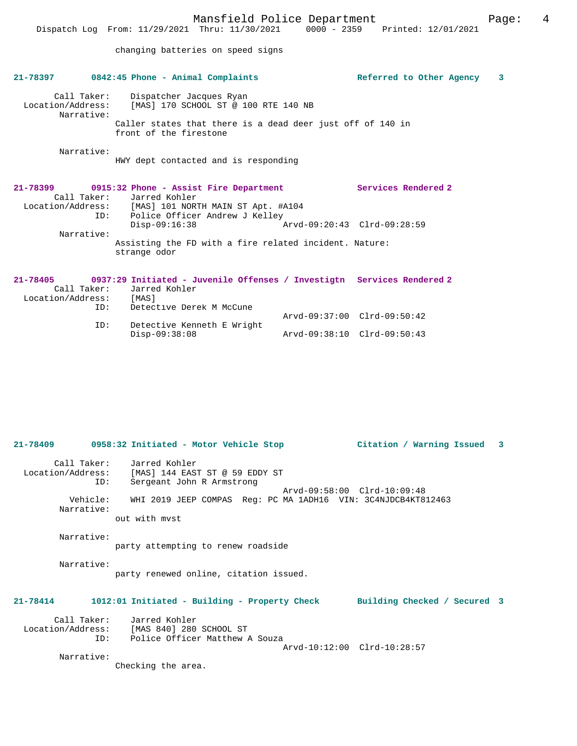changing batteries on speed signs

**21-78397 0842:45 Phone - Animal Complaints — Referred to Other Agency 3**

Call Taker: Dispatcher Jacques Ryan
Location/Address: [MAS] 170 SCHOOL ST @ 100 RTE 140 NB
Narrative:
Caller states that there is a dead deer just off of 140 in front of the firestone

Narrative:
HWY dept contacted and is responding

**21-78399 0915:32 Phone - Assist Fire Department — Services Rendered 2**

Call Taker: Jarred Kohler
Location/Address: [MAS] 101 NORTH MAIN ST Apt. #A104
ID: Police Officer Andrew J Kelley
Disp-09:16:38 Arvd-09:20:43 Clrd-09:28:59
Narrative:
Assisting the FD with a fire related incident. Nature: strange odor

**21-78405 0937:29 Initiated - Juvenile Offenses / Investigtn — Services Rendered 2**

Call Taker: Jarred Kohler
Location/Address: [MAS]
ID: Detective Derek M McCune
Arvd-09:37:00 Clrd-09:50:42
ID: Detective Kenneth E Wright
Disp-09:38:08 Arvd-09:38:10 Clrd-09:50:43

**21-78409 0958:32 Initiated - Motor Vehicle Stop — Citation / Warning Issued 3**

Call Taker: Jarred Kohler
Location/Address: [MAS] 144 EAST ST @ 59 EDDY ST
ID: Sergeant John R Armstrong
Arvd-09:58:00 Clrd-10:09:48
Vehicle: WHI 2019 JEEP COMPAS Reg: PC MA 1ADH16 VIN: 3C4NJDCB4KT812463
Narrative:
out with mvst

Narrative:
party attempting to renew roadside

Narrative:
party renewed online, citation issued.

**21-78414 1012:01 Initiated - Building - Property Check — Building Checked / Secured 3**

Call Taker: Jarred Kohler
Location/Address: [MAS 840] 280 SCHOOL ST
ID: Police Officer Matthew A Souza
Arvd-10:12:00 Clrd-10:28:57
Narrative:
Checking the area.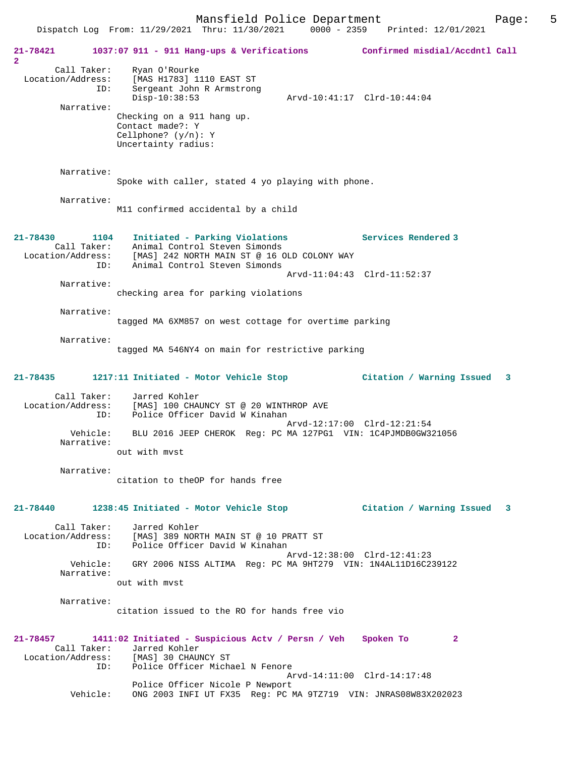**21-78421** 1037:07 911 - 911 Hang-ups & Verifications — Confirmed misdial/Accdntl Call 2

Call Taker: Ryan O'Rourke
Location/Address: [MAS H1783] 1110 EAST ST
ID: Sergeant John R Armstrong
Disp-10:38:53 Arvd-10:41:17 Clrd-10:44:04

Narrative:
Checking on a 911 hang up.
Contact made?: Y
Cellphone? (y/n): Y
Uncertainty radius:

Narrative:
Spoke with caller, stated 4 yo playing with phone.

Narrative:
M11 confirmed accidental by a child

**21-78430** 1104 Initiated - Parking Violations — Services Rendered 3

Call Taker: Animal Control Steven Simonds
Location/Address: [MAS] 242 NORTH MAIN ST @ 16 OLD COLONY WAY
ID: Animal Control Steven Simonds
Arvd-11:04:43 Clrd-11:52:37

Narrative:
checking area for parking violations

Narrative:
tagged MA 6XM857 on west cottage for overtime parking

Narrative:
tagged MA 546NY4 on main for restrictive parking

**21-78435** 1217:11 Initiated - Motor Vehicle Stop — Citation / Warning Issued 3

Call Taker: Jarred Kohler
Location/Address: [MAS] 100 CHAUNCY ST @ 20 WINTHROP AVE
ID: Police Officer David W Kinahan
Arvd-12:17:00 Clrd-12:21:54
Vehicle: BLU 2016 JEEP CHEROK Reg: PC MA 127PG1 VIN: 1C4PJMDB0GW321056

Narrative:
out with mvst

Narrative:
citation to theOP for hands free

**21-78440** 1238:45 Initiated - Motor Vehicle Stop — Citation / Warning Issued 3

Call Taker: Jarred Kohler
Location/Address: [MAS] 389 NORTH MAIN ST @ 10 PRATT ST
ID: Police Officer David W Kinahan
Arvd-12:38:00 Clrd-12:41:23
Vehicle: GRY 2006 NISS ALTIMA Reg: PC MA 9HT279 VIN: 1N4AL11D16C239122

Narrative:
out with mvst

Narrative:
citation issued to the RO for hands free vio

**21-78457** 1411:02 Initiated - Suspicious Actv / Persn / Veh — Spoken To 2

Call Taker: Jarred Kohler
Location/Address: [MAS] 30 CHAUNCY ST
ID: Police Officer Michael N Fenore
Arvd-14:11:00 Clrd-14:17:48
Police Officer Nicole P Newport
Vehicle: ONG 2003 INFI UT FX35 Reg: PC MA 9TZ719 VIN: JNRAS08W83X202023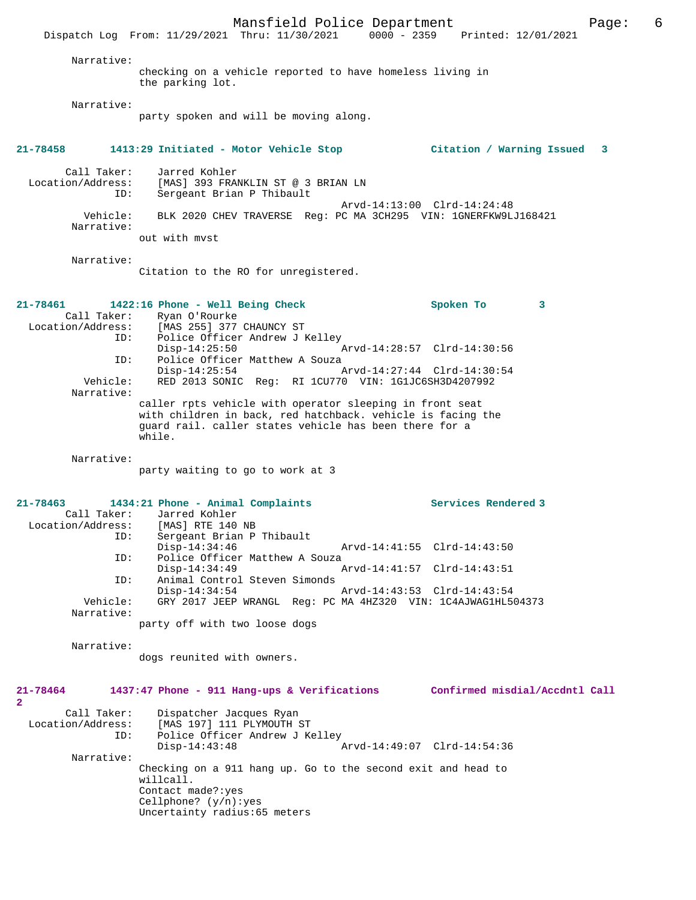Narrative:
checking on a vehicle reported to have homeless living in the parking lot.

Narrative:
party spoken and will be moving along.

**21-78458 1413:29 Initiated - Motor Vehicle Stop — Citation / Warning Issued 3**

Call Taker: Jarred Kohler
Location/Address: [MAS] 393 FRANKLIN ST @ 3 BRIAN LN
ID: Sergeant Brian P Thibault
Arvd-14:13:00 Clrd-14:24:48
Vehicle: BLK 2020 CHEV TRAVERSE Reg: PC MA 3CH295 VIN: 1GNERFKW9LJ168421
Narrative:
out with mvst

Narrative:
Citation to the RO for unregistered.

**21-78461 1422:16 Phone - Well Being Check — Spoken To 3**

Call Taker: Ryan O'Rourke
Location/Address: [MAS 255] 377 CHAUNCY ST
ID: Police Officer Andrew J Kelley
Disp-14:25:50 Arvd-14:28:57 Clrd-14:30:56
ID: Police Officer Matthew A Souza
Disp-14:25:54 Arvd-14:27:44 Clrd-14:30:54
Vehicle: RED 2013 SONIC Reg: RI 1CU770 VIN: 1G1JC6SH3D4207992
Narrative:
caller rpts vehicle with operator sleeping in front seat with children in back, red hatchback. vehicle is facing the guard rail. caller states vehicle has been there for a while.

Narrative:
party waiting to go to work at 3

**21-78463 1434:21 Phone - Animal Complaints — Services Rendered 3**

Call Taker: Jarred Kohler
Location/Address: [MAS] RTE 140 NB
ID: Sergeant Brian P Thibault
Disp-14:34:46 Arvd-14:41:55 Clrd-14:43:50
ID: Police Officer Matthew A Souza
Disp-14:34:49 Arvd-14:41:57 Clrd-14:43:51
ID: Animal Control Steven Simonds
Disp-14:34:54 Arvd-14:43:53 Clrd-14:43:54
Vehicle: GRY 2017 JEEP WRANGL Reg: PC MA 4HZ320 VIN: 1C4AJWAG1HL504373
Narrative:
party off with two loose dogs

Narrative:
dogs reunited with owners.

**21-78464 1437:47 Phone - 911 Hang-ups & Verifications — Confirmed misdial/Accdntl Call 2**

Call Taker: Dispatcher Jacques Ryan
Location/Address: [MAS 197] 111 PLYMOUTH ST
ID: Police Officer Andrew J Kelley
Disp-14:43:48 Arvd-14:49:07 Clrd-14:54:36
Narrative:
Checking on a 911 hang up. Go to the second exit and head to willcall.
Contact made?:yes
Cellphone? (y/n):yes
Uncertainty radius:65 meters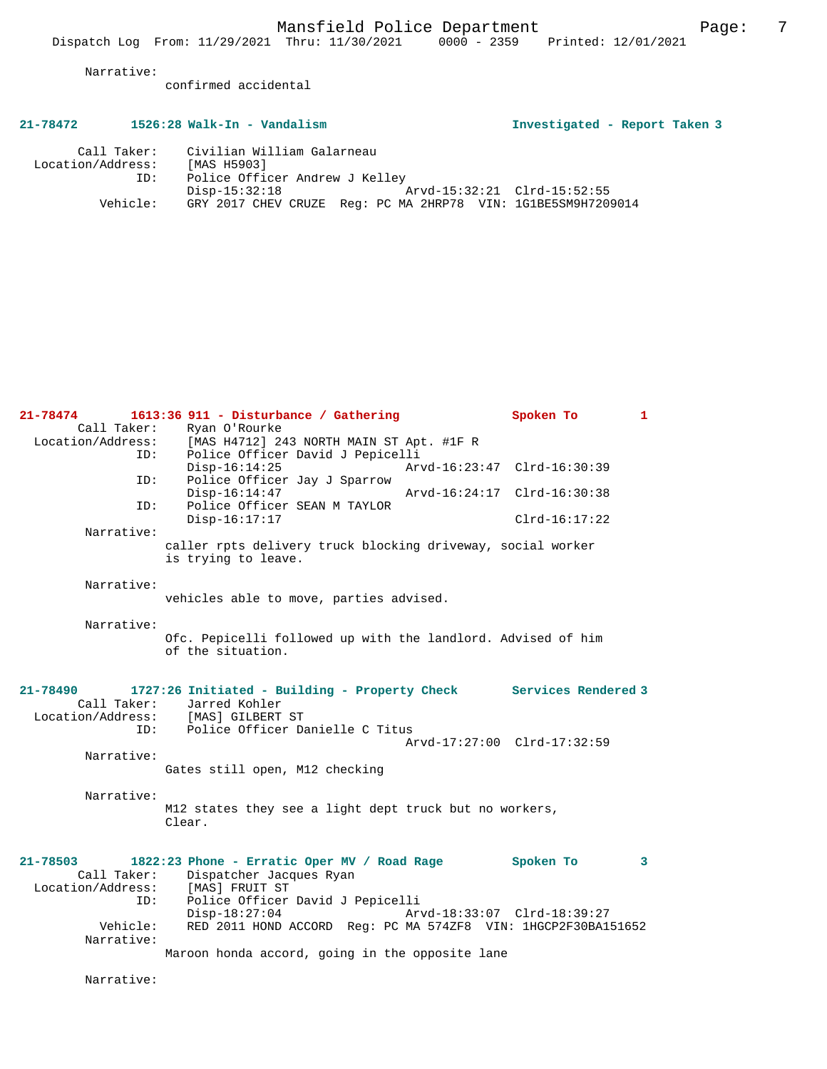Narrative:
confirmed accidental

**21-78472 1526:28 Walk-In - Vandalism — Investigated - Report Taken 3**

```
        Call Taker:    Civilian William Galarneau
  Location/Address:    [MAS H5903]
                ID:    Police Officer Andrew J Kelley
                       Disp-15:32:18              Arvd-15:32:21  Clrd-15:52:55
           Vehicle:    GRY 2017 CHEV CRUZE  Reg: PC MA 2HRP78  VIN: 1G1BE5SM9H7209014
```

**21-78474 1613:36 911 - Disturbance / Gathering — Spoken To 1**

```
        Call Taker:    Ryan O'Rourke
  Location/Address:    [MAS H4712] 243 NORTH MAIN ST Apt. #1F R
                ID:    Police Officer David J Pepicelli
                       Disp-16:14:25              Arvd-16:23:47  Clrd-16:30:39
                ID:    Police Officer Jay J Sparrow
                       Disp-16:14:47              Arvd-16:24:17  Clrd-16:30:38
                ID:    Police Officer SEAN M TAYLOR
                       Disp-16:17:17                             Clrd-16:17:22
```

Narrative:
caller rpts delivery truck blocking driveway, social worker is trying to leave.

Narrative:
vehicles able to move, parties advised.

Narrative:
Ofc. Pepicelli followed up with the landlord. Advised of him of the situation.

**21-78490 1727:26 Initiated - Building - Property Check — Services Rendered 3**

```
        Call Taker:    Jarred Kohler
  Location/Address:    [MAS] GILBERT ST
                ID:    Police Officer Danielle C Titus
                                                  Arvd-17:27:00  Clrd-17:32:59
```

Narrative:
Gates still open, M12 checking

Narrative:
M12 states they see a light dept truck but no workers, Clear.

**21-78503 1822:23 Phone - Erratic Oper MV / Road Rage — Spoken To 3**

```
        Call Taker:    Dispatcher Jacques Ryan
  Location/Address:    [MAS] FRUIT ST
                ID:    Police Officer David J Pepicelli
                       Disp-18:27:04              Arvd-18:33:07  Clrd-18:39:27
           Vehicle:    RED 2011 HOND ACCORD  Reg: PC MA 574ZF8  VIN: 1HGCP2F30BA151652
```

Narrative:
Maroon honda accord, going in the opposite lane

Narrative: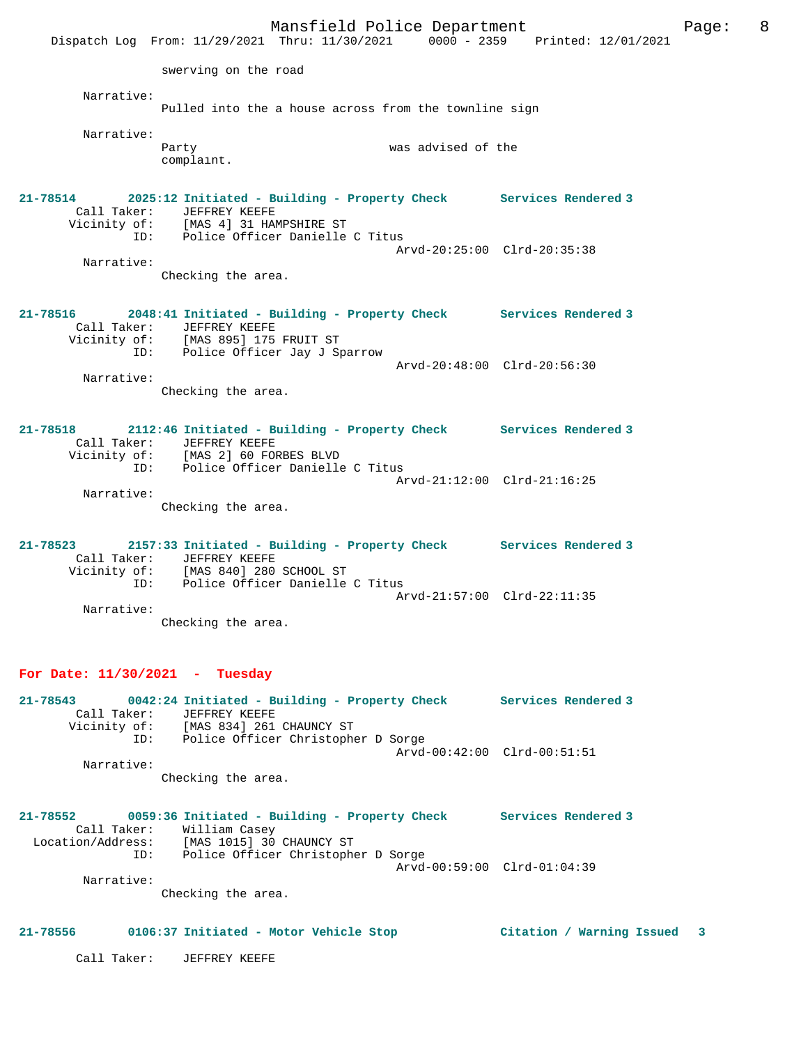swerving on the road

Narrative:
Pulled into the a house across from the townline sign

Narrative:
Party                              was advised of the complaint.

**21-78514 2025:12 Initiated - Building - Property Check Services Rendered 3**
Call Taker: JEFFREY KEEFE
Vicinity of: [MAS 4] 31 HAMPSHIRE ST
ID: Police Officer Danielle C Titus
Arvd-20:25:00 Clrd-20:35:38
Narrative:
Checking the area.

**21-78516 2048:41 Initiated - Building - Property Check Services Rendered 3**
Call Taker: JEFFREY KEEFE
Vicinity of: [MAS 895] 175 FRUIT ST
ID: Police Officer Jay J Sparrow
Arvd-20:48:00 Clrd-20:56:30
Narrative:
Checking the area.

**21-78518 2112:46 Initiated - Building - Property Check Services Rendered 3**
Call Taker: JEFFREY KEEFE
Vicinity of: [MAS 2] 60 FORBES BLVD
ID: Police Officer Danielle C Titus
Arvd-21:12:00 Clrd-21:16:25
Narrative:
Checking the area.

**21-78523 2157:33 Initiated - Building - Property Check Services Rendered 3**
Call Taker: JEFFREY KEEFE
Vicinity of: [MAS 840] 280 SCHOOL ST
ID: Police Officer Danielle C Titus
Arvd-21:57:00 Clrd-22:11:35
Narrative:
Checking the area.

## For Date: 11/30/2021 - Tuesday

**21-78543 0042:24 Initiated - Building - Property Check Services Rendered 3**
Call Taker: JEFFREY KEEFE
Vicinity of: [MAS 834] 261 CHAUNCY ST
ID: Police Officer Christopher D Sorge
Arvd-00:42:00 Clrd-00:51:51
Narrative:
Checking the area.

**21-78552 0059:36 Initiated - Building - Property Check Services Rendered 3**
Call Taker: William Casey
Location/Address: [MAS 1015] 30 CHAUNCY ST
ID: Police Officer Christopher D Sorge
Arvd-00:59:00 Clrd-01:04:39
Narrative:
Checking the area.

**21-78556 0106:37 Initiated - Motor Vehicle Stop Citation / Warning Issued 3**

Call Taker: JEFFREY KEEFE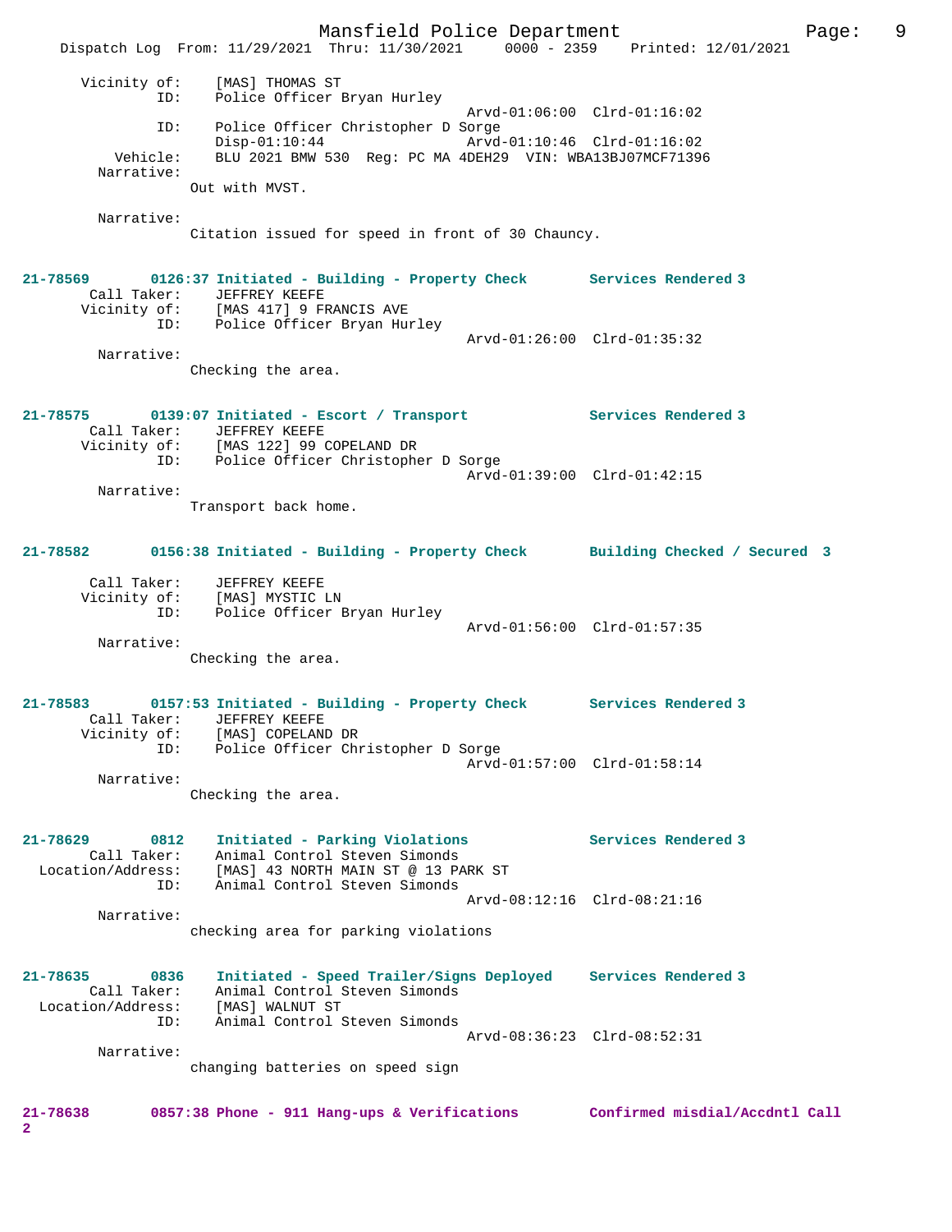Vicinity of: [MAS] THOMAS ST
ID: Police Officer Bryan Hurley
Arvd-01:06:00 Clrd-01:16:02
ID: Police Officer Christopher D Sorge
Disp-01:10:44 Arvd-01:10:46 Clrd-01:16:02
Vehicle: BLU 2021 BMW 530 Reg: PC MA 4DEH29 VIN: WBA13BJ07MCF71396
Narrative:
Out with MVST.

Narrative:
Citation issued for speed in front of 30 Chauncy.

**21-78569 0126:37 Initiated - Building - Property Check Services Rendered 3**
Call Taker: JEFFREY KEEFE
Vicinity of: [MAS 417] 9 FRANCIS AVE
ID: Police Officer Bryan Hurley
Arvd-01:26:00 Clrd-01:35:32
Narrative:
Checking the area.

**21-78575 0139:07 Initiated - Escort / Transport Services Rendered 3**
Call Taker: JEFFREY KEEFE
Vicinity of: [MAS 122] 99 COPELAND DR
ID: Police Officer Christopher D Sorge
Arvd-01:39:00 Clrd-01:42:15
Narrative:
Transport back home.

**21-78582 0156:38 Initiated - Building - Property Check Building Checked / Secured 3**
Call Taker: JEFFREY KEEFE
Vicinity of: [MAS] MYSTIC LN
ID: Police Officer Bryan Hurley
Arvd-01:56:00 Clrd-01:57:35
Narrative:
Checking the area.

**21-78583 0157:53 Initiated - Building - Property Check Services Rendered 3**
Call Taker: JEFFREY KEEFE
Vicinity of: [MAS] COPELAND DR
ID: Police Officer Christopher D Sorge
Arvd-01:57:00 Clrd-01:58:14
Narrative:
Checking the area.

**21-78629 0812 Initiated - Parking Violations Services Rendered 3**
Call Taker: Animal Control Steven Simonds
Location/Address: [MAS] 43 NORTH MAIN ST @ 13 PARK ST
ID: Animal Control Steven Simonds
Arvd-08:12:16 Clrd-08:21:16
Narrative:
checking area for parking violations

**21-78635 0836 Initiated - Speed Trailer/Signs Deployed Services Rendered 3**
Call Taker: Animal Control Steven Simonds
Location/Address: [MAS] WALNUT ST
ID: Animal Control Steven Simonds
Arvd-08:36:23 Clrd-08:52:31
Narrative:
changing batteries on speed sign

**21-78638 0857:38 Phone - 911 Hang-ups & Verifications Confirmed misdial/Accdntl Call 2**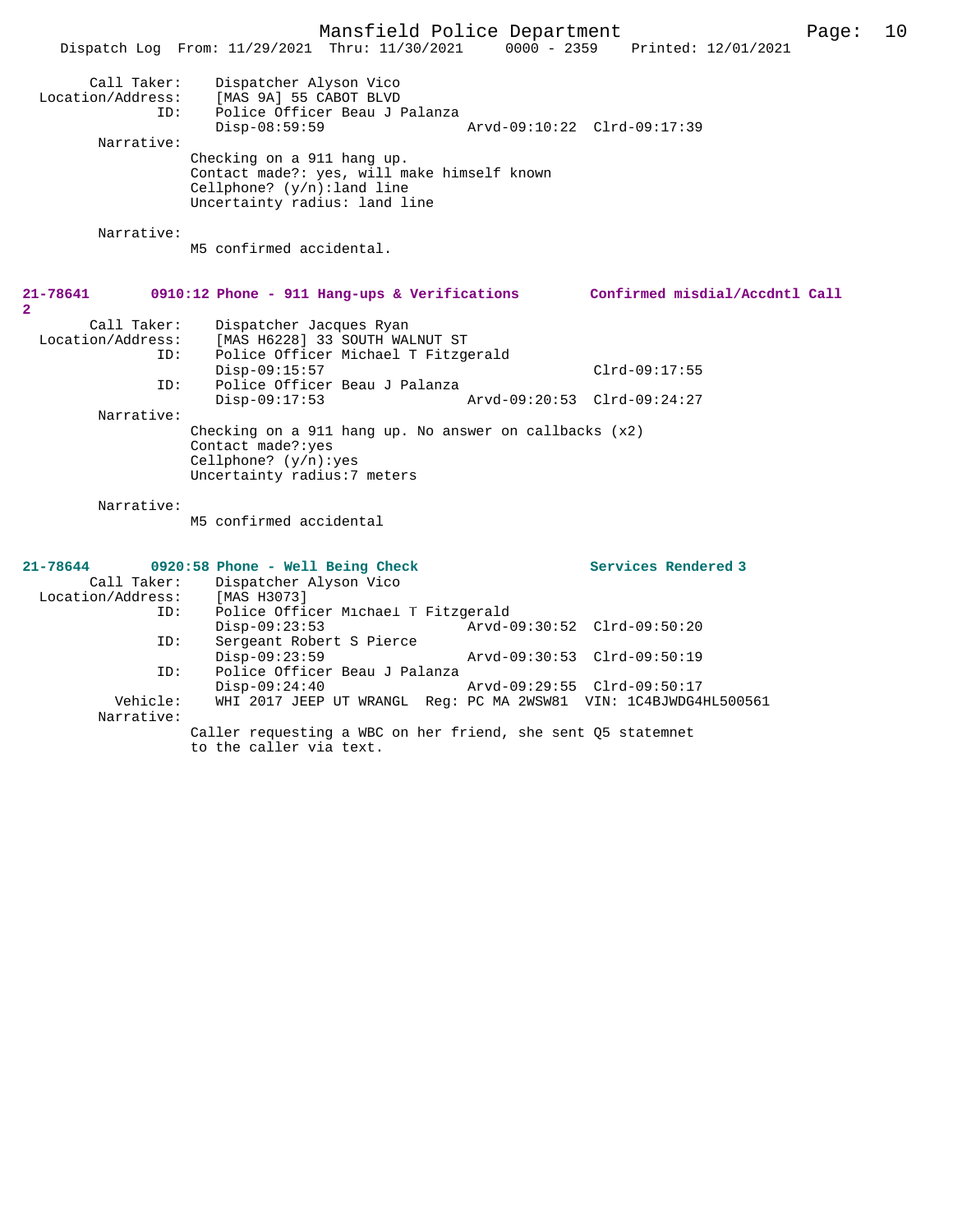```
        Call Taker:    Dispatcher Alyson Vico
  Location/Address:    [MAS 9A] 55 CABOT BLVD
                ID:    Police Officer Beau J Palanza
                       Disp-08:59:59                  Arvd-09:10:22  Clrd-09:17:39
         Narrative:
                      Checking on a 911 hang up.
                      Contact made?: yes, will make himself known
                      Cellphone? (y/n):land line
                      Uncertainty radius: land line

         Narrative:
                      M5 confirmed accidental.
```

**21-78641    0910:12 Phone - 911 Hang-ups & Verifications    Confirmed misdial/Accdntl Call 2**

```
        Call Taker:    Dispatcher Jacques Ryan
  Location/Address:    [MAS H6228] 33 SOUTH WALNUT ST
                ID:    Police Officer Michael T Fitzgerald
                       Disp-09:15:57                                 Clrd-09:17:55
                ID:    Police Officer Beau J Palanza
                       Disp-09:17:53                  Arvd-09:20:53  Clrd-09:24:27
         Narrative:
                      Checking on a 911 hang up. No answer on callbacks (x2)
                      Contact made?:yes
                      Cellphone? (y/n):yes
                      Uncertainty radius:7 meters

         Narrative:
                      M5 confirmed accidental
```

**21-78644    0920:58 Phone - Well Being Check    Services Rendered 3**

```
        Call Taker:    Dispatcher Alyson Vico
  Location/Address:    [MAS H3073]
                ID:    Police Officer Michael T Fitzgerald
                       Disp-09:23:53                  Arvd-09:30:52  Clrd-09:50:20
                ID:    Sergeant Robert S Pierce
                       Disp-09:23:59                  Arvd-09:30:53  Clrd-09:50:19
                ID:    Police Officer Beau J Palanza
                       Disp-09:24:40                  Arvd-09:29:55  Clrd-09:50:17
           Vehicle:    WHI 2017 JEEP UT WRANGL  Reg: PC MA 2WSW81  VIN: 1C4BJWDG4HL500561
         Narrative:
                      Caller requesting a WBC on her friend, she sent Q5 statemnet
                      to the caller via text.
```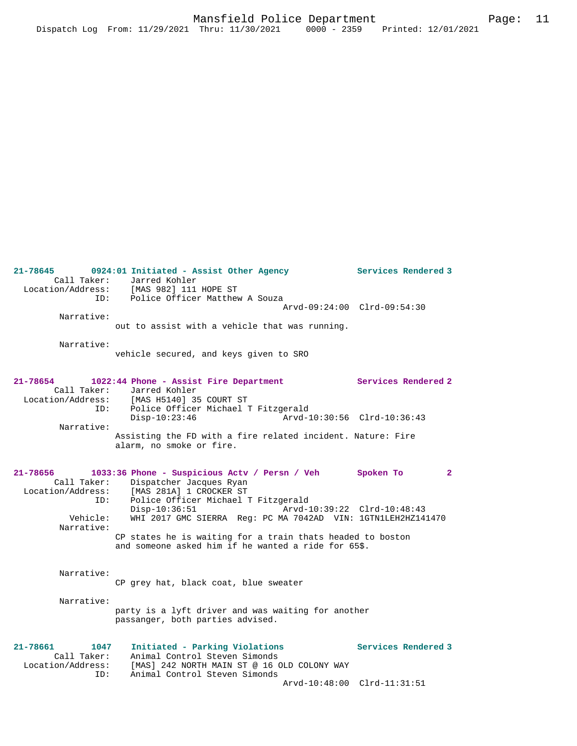**21-78645** **0924:01 Initiated - Assist Other Agency** **Services Rendered 3**

Call Taker: Jarred Kohler
Location/Address: [MAS 982] 111 HOPE ST
ID: Police Officer Matthew A Souza
Arvd-09:24:00 Clrd-09:54:30

Narrative:
out to assist with a vehicle that was running.

Narrative:
vehicle secured, and keys given to SRO

**21-78654** **1022:44 Phone - Assist Fire Department** **Services Rendered 2**

Call Taker: Jarred Kohler
Location/Address: [MAS H5140] 35 COURT ST
ID: Police Officer Michael T Fitzgerald
Disp-10:23:46 Arvd-10:30:56 Clrd-10:36:43

Narrative:
Assisting the FD with a fire related incident. Nature: Fire alarm, no smoke or fire.

**21-78656** **1033:36 Phone - Suspicious Actv / Persn / Veh** **Spoken To 2**

Call Taker: Dispatcher Jacques Ryan
Location/Address: [MAS 281A] 1 CROCKER ST
ID: Police Officer Michael T Fitzgerald
Disp-10:36:51 Arvd-10:39:22 Clrd-10:48:43
Vehicle: WHI 2017 GMC SIERRA Reg: PC MA 7042AD VIN: 1GTN1LEH2HZ141470

Narrative:
CP states he is waiting for a train thats headed to boston and someone asked him if he wanted a ride for 65$.

Narrative:
CP grey hat, black coat, blue sweater

Narrative:
party is a lyft driver and was waiting for another passanger, both parties advised.

**21-78661** **1047 Initiated - Parking Violations** **Services Rendered 3**

Call Taker: Animal Control Steven Simonds
Location/Address: [MAS] 242 NORTH MAIN ST @ 16 OLD COLONY WAY
ID: Animal Control Steven Simonds
Arvd-10:48:00 Clrd-11:31:51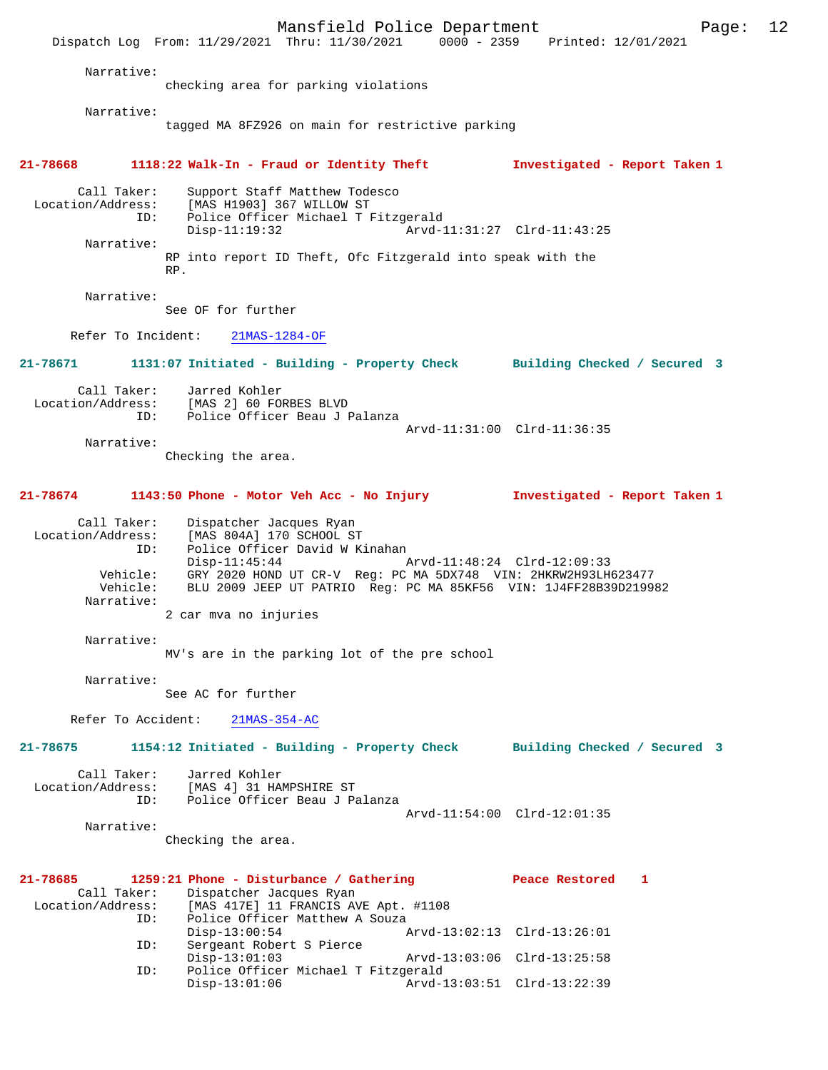Narrative:
checking area for parking violations

Narrative:
tagged MA 8FZ926 on main for restrictive parking

**21-78668 1118:22 Walk-In - Fraud or Identity Theft Investigated - Report Taken 1**

Call Taker: Support Staff Matthew Todesco
Location/Address: [MAS H1903] 367 WILLOW ST
ID: Police Officer Michael T Fitzgerald
Disp-11:19:32 Arvd-11:31:27 Clrd-11:43:25
Narrative:
RP into report ID Theft, Ofc Fitzgerald into speak with the RP.

Narrative:
See OF for further

Refer To Incident: 21MAS-1284-OF

**21-78671 1131:07 Initiated - Building - Property Check Building Checked / Secured 3**

Call Taker: Jarred Kohler
Location/Address: [MAS 2] 60 FORBES BLVD
ID: Police Officer Beau J Palanza
Arvd-11:31:00 Clrd-11:36:35
Narrative:
Checking the area.

**21-78674 1143:50 Phone - Motor Veh Acc - No Injury Investigated - Report Taken 1**

Call Taker: Dispatcher Jacques Ryan
Location/Address: [MAS 804A] 170 SCHOOL ST
ID: Police Officer David W Kinahan
Disp-11:45:44 Arvd-11:48:24 Clrd-12:09:33
Vehicle: GRY 2020 HOND UT CR-V Reg: PC MA 5DX748 VIN: 2HKRW2H93LH623477
Vehicle: BLU 2009 JEEP UT PATRIO Reg: PC MA 85KF56 VIN: 1J4FF28B39D219982
Narrative:
2 car mva no injuries

Narrative:
MV's are in the parking lot of the pre school

Narrative:
See AC for further

Refer To Accident: 21MAS-354-AC

**21-78675 1154:12 Initiated - Building - Property Check Building Checked / Secured 3**

Call Taker: Jarred Kohler
Location/Address: [MAS 4] 31 HAMPSHIRE ST
ID: Police Officer Beau J Palanza
Arvd-11:54:00 Clrd-12:01:35
Narrative:
Checking the area.

**21-78685 1259:21 Phone - Disturbance / Gathering Peace Restored 1**
Call Taker: Dispatcher Jacques Ryan
Location/Address: [MAS 417E] 11 FRANCIS AVE Apt. #1108
ID: Police Officer Matthew A Souza
Disp-13:00:54 Arvd-13:02:13 Clrd-13:26:01
ID: Sergeant Robert S Pierce
Disp-13:01:03 Arvd-13:03:06 Clrd-13:25:58
ID: Police Officer Michael T Fitzgerald
Disp-13:01:06 Arvd-13:03:51 Clrd-13:22:39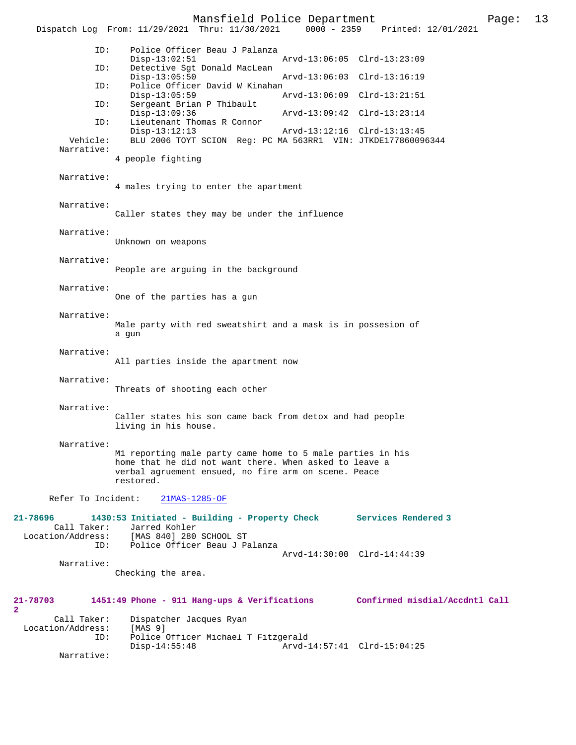ID: Police Officer Beau J Palanza
Disp-13:02:51 Arvd-13:06:05 Clrd-13:23:09

ID: Detective Sgt Donald MacLean
Disp-13:05:50 Arvd-13:06:03 Clrd-13:16:19

ID: Police Officer David W Kinahan
Disp-13:05:59 Arvd-13:06:09 Clrd-13:21:51

ID: Sergeant Brian P Thibault
Disp-13:09:36 Arvd-13:09:42 Clrd-13:23:14

ID: Lieutenant Thomas R Connor
Disp-13:12:13 Arvd-13:12:16 Clrd-13:13:45

Vehicle: BLU 2006 TOYT SCION Reg: PC MA 563RR1 VIN: JTKDE177860096344

Narrative:
4 people fighting

Narrative:
4 males trying to enter the apartment

Narrative:
Caller states they may be under the influence

Narrative:
Unknown on weapons

Narrative:
People are arguing in the background

Narrative:
One of the parties has a gun

Narrative:
Male party with red sweatshirt and a mask is in possesion of a gun

Narrative:
All parties inside the apartment now

Narrative:
Threats of shooting each other

Narrative:
Caller states his son came back from detox and had people living in his house.

Narrative:
M1 reporting male party came home to 5 male parties in his home that he did not want there. When asked to leave a verbal agruement ensued, no fire arm on scene. Peace restored.

Refer To Incident: 21MAS-1285-OF

**21-78696 1430:53 Initiated - Building - Property Check Services Rendered 3**

Call Taker: Jarred Kohler
Location/Address: [MAS 840] 280 SCHOOL ST
ID: Police Officer Beau J Palanza
Arvd-14:30:00 Clrd-14:44:39

Narrative:
Checking the area.

**21-78703 1451:49 Phone - 911 Hang-ups & Verifications Confirmed misdial/Accdntl Call 2**

Call Taker: Dispatcher Jacques Ryan
Location/Address: [MAS 9]
ID: Police Officer Michael T Fitzgerald
Disp-14:55:48 Arvd-14:57:41 Clrd-15:04:25

Narrative: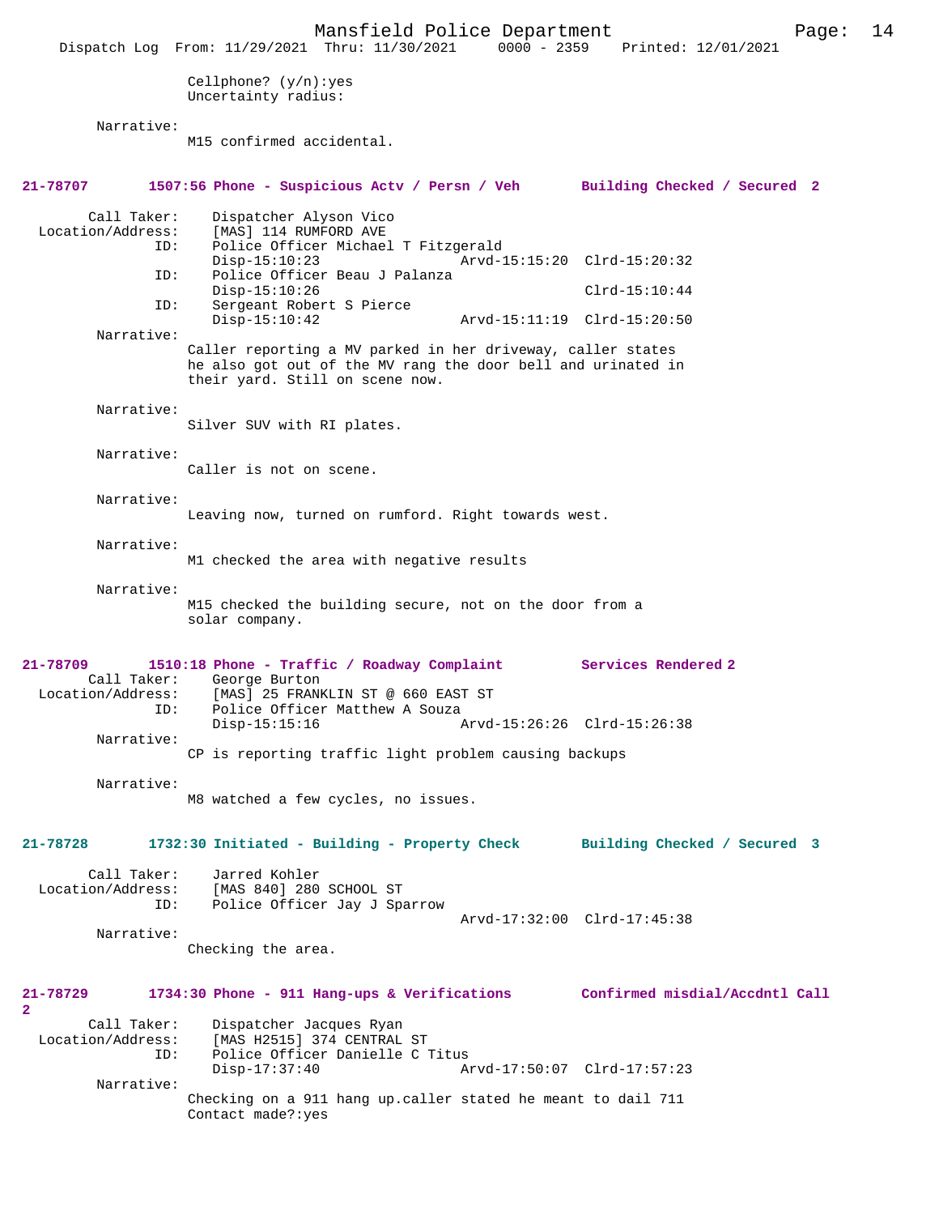Cellphone? (y/n):yes
Uncertainty radius:

Narrative:
M15 confirmed accidental.

**21-78707 1507:56 Phone - Suspicious Actv / Persn / Veh — Building Checked / Secured 2**

Call Taker: Dispatcher Alyson Vico
Location/Address: [MAS] 114 RUMFORD AVE
ID: Police Officer Michael T Fitzgerald
Disp-15:10:23 Arvd-15:15:20 Clrd-15:20:32
ID: Police Officer Beau J Palanza
Disp-15:10:26 Clrd-15:10:44
ID: Sergeant Robert S Pierce
Disp-15:10:42 Arvd-15:11:19 Clrd-15:20:50

Narrative:
Caller reporting a MV parked in her driveway, caller states he also got out of the MV rang the door bell and urinated in their yard. Still on scene now.

Narrative:
Silver SUV with RI plates.

Narrative:
Caller is not on scene.

Narrative:
Leaving now, turned on rumford. Right towards west.

Narrative:
M1 checked the area with negative results

Narrative:
M15 checked the building secure, not on the door from a solar company.

**21-78709 1510:18 Phone - Traffic / Roadway Complaint — Services Rendered 2**

Call Taker: George Burton
Location/Address: [MAS] 25 FRANKLIN ST @ 660 EAST ST
ID: Police Officer Matthew A Souza
Disp-15:15:16 Arvd-15:26:26 Clrd-15:26:38

Narrative:
CP is reporting traffic light problem causing backups

Narrative:
M8 watched a few cycles, no issues.

**21-78728 1732:30 Initiated - Building - Property Check — Building Checked / Secured 3**

Call Taker: Jarred Kohler
Location/Address: [MAS 840] 280 SCHOOL ST
ID: Police Officer Jay J Sparrow
Arvd-17:32:00 Clrd-17:45:38

Narrative:
Checking the area.

**21-78729 1734:30 Phone - 911 Hang-ups & Verifications — Confirmed misdial/Accdntl Call 2**

Call Taker: Dispatcher Jacques Ryan
Location/Address: [MAS H2515] 374 CENTRAL ST
ID: Police Officer Danielle C Titus
Disp-17:37:40 Arvd-17:50:07 Clrd-17:57:23

Narrative:
Checking on a 911 hang up.caller stated he meant to dail 711
Contact made?:yes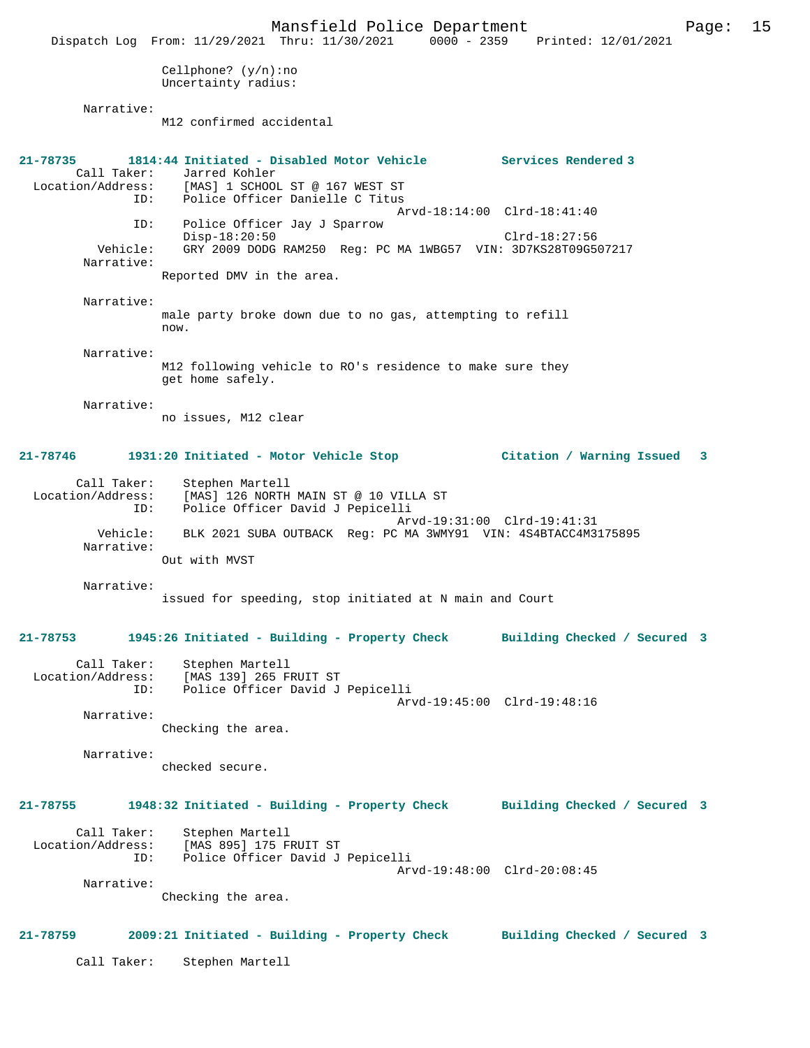Cellphone? (y/n):no
Uncertainty radius:

Narrative:
M12 confirmed accidental

**21-78735 1814:44 Initiated - Disabled Motor Vehicle Services Rendered 3**

Call Taker: Jarred Kohler
Location/Address: [MAS] 1 SCHOOL ST @ 167 WEST ST
ID: Police Officer Danielle C Titus
Arvd-18:14:00 Clrd-18:41:40
ID: Police Officer Jay J Sparrow
Disp-18:20:50 Clrd-18:27:56
Vehicle: GRY 2009 DODG RAM250 Reg: PC MA 1WBG57 VIN: 3D7KS28T09G507217
Narrative:
Reported DMV in the area.

Narrative:
male party broke down due to no gas, attempting to refill now.

Narrative:
M12 following vehicle to RO's residence to make sure they get home safely.

Narrative:
no issues, M12 clear

**21-78746 1931:20 Initiated - Motor Vehicle Stop Citation / Warning Issued 3**

Call Taker: Stephen Martell
Location/Address: [MAS] 126 NORTH MAIN ST @ 10 VILLA ST
ID: Police Officer David J Pepicelli
Arvd-19:31:00 Clrd-19:41:31
Vehicle: BLK 2021 SUBA OUTBACK Reg: PC MA 3WMY91 VIN: 4S4BTACC4M3175895
Narrative:
Out with MVST

Narrative:
issued for speeding, stop initiated at N main and Court

**21-78753 1945:26 Initiated - Building - Property Check Building Checked / Secured 3**

Call Taker: Stephen Martell
Location/Address: [MAS 139] 265 FRUIT ST
ID: Police Officer David J Pepicelli
Arvd-19:45:00 Clrd-19:48:16
Narrative:
Checking the area.

Narrative:
checked secure.

**21-78755 1948:32 Initiated - Building - Property Check Building Checked / Secured 3**

Call Taker: Stephen Martell
Location/Address: [MAS 895] 175 FRUIT ST
ID: Police Officer David J Pepicelli
Arvd-19:48:00 Clrd-20:08:45
Narrative:
Checking the area.

**21-78759 2009:21 Initiated - Building - Property Check Building Checked / Secured 3**

Call Taker: Stephen Martell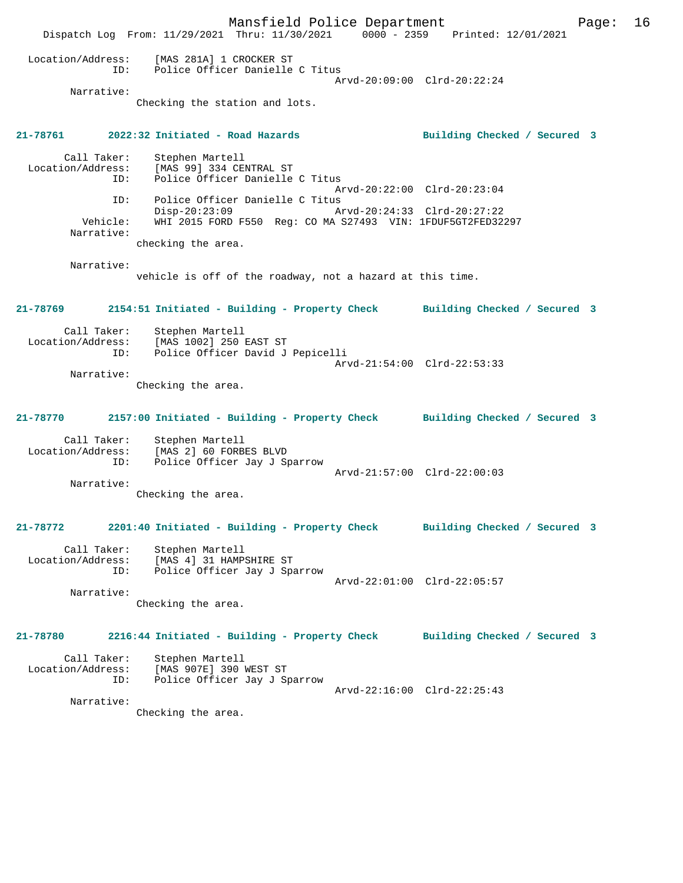Location/Address: [MAS 281A] 1 CROCKER ST
ID: Police Officer Danielle C Titus
Arvd-20:09:00 Clrd-20:22:24
Narrative:
Checking the station and lots.

**21-78761 2022:32 Initiated - Road Hazards Building Checked / Secured 3**

Call Taker: Stephen Martell
Location/Address: [MAS 99] 334 CENTRAL ST
ID: Police Officer Danielle C Titus
Arvd-20:22:00 Clrd-20:23:04
ID: Police Officer Danielle C Titus
Disp-20:23:09 Arvd-20:24:33 Clrd-20:27:22
Vehicle: WHI 2015 FORD F550 Reg: CO MA S27493 VIN: 1FDUF5GT2FED32297
Narrative:
checking the area.

Narrative:
vehicle is off of the roadway, not a hazard at this time.

**21-78769 2154:51 Initiated - Building - Property Check Building Checked / Secured 3**

Call Taker: Stephen Martell
Location/Address: [MAS 1002] 250 EAST ST
ID: Police Officer David J Pepicelli
Arvd-21:54:00 Clrd-22:53:33
Narrative:
Checking the area.

**21-78770 2157:00 Initiated - Building - Property Check Building Checked / Secured 3**

Call Taker: Stephen Martell
Location/Address: [MAS 2] 60 FORBES BLVD
ID: Police Officer Jay J Sparrow
Arvd-21:57:00 Clrd-22:00:03
Narrative:
Checking the area.

**21-78772 2201:40 Initiated - Building - Property Check Building Checked / Secured 3**

Call Taker: Stephen Martell
Location/Address: [MAS 4] 31 HAMPSHIRE ST
ID: Police Officer Jay J Sparrow
Arvd-22:01:00 Clrd-22:05:57
Narrative:
Checking the area.

**21-78780 2216:44 Initiated - Building - Property Check Building Checked / Secured 3**

Call Taker: Stephen Martell
Location/Address: [MAS 907E] 390 WEST ST
ID: Police Officer Jay J Sparrow
Arvd-22:16:00 Clrd-22:25:43
Narrative:
Checking the area.